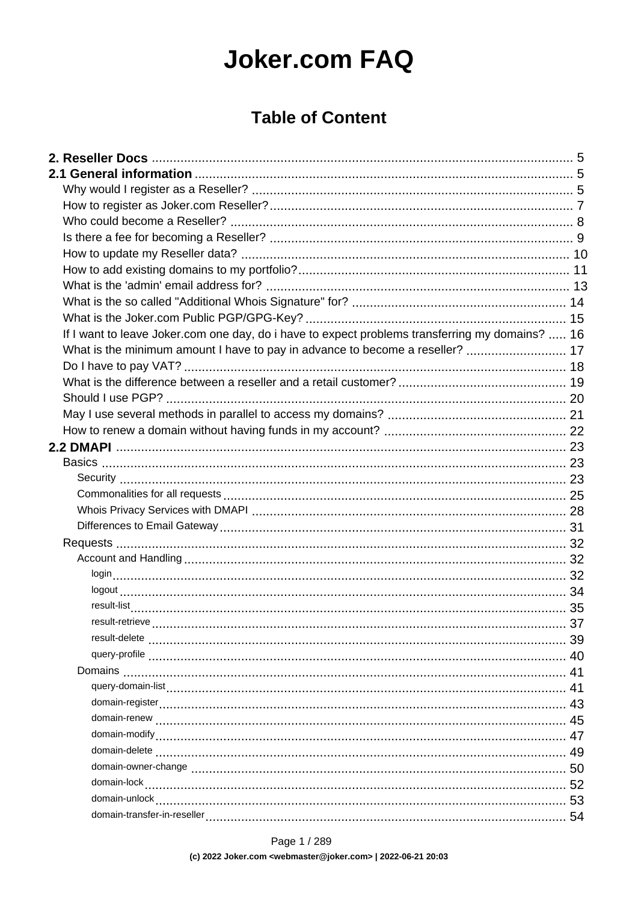# Joker.com FAQ

## Table of Content

**2. Reseller Docs** ..... 5

**2.1 General information** ..... 5

- Why would I register as a Reseller? ..... 5
- How to register as Joker.com Reseller? ..... 7
- Who could become a Reseller? ..... 8
- Is there a fee for becoming a Reseller? ..... 9
- How to update my Reseller data? ..... 10
- How to add existing domains to my portfolio? ..... 11
- What is the 'admin' email address for? ..... 13
- What is the so called "Additional Whois Signature" for? ..... 14
- What is the Joker.com Public PGP/GPG-Key? ..... 15
- If I want to leave Joker.com one day, do i have to expect problems transferring my domains? ..... 16
- What is the minimum amount I have to pay in advance to become a reseller? ..... 17
- Do I have to pay VAT? ..... 18
- What is the difference between a reseller and a retail customer? ..... 19
- Should I use PGP? ..... 20
- May I use several methods in parallel to access my domains? ..... 21
- How to renew a domain without having funds in my account? ..... 22

**2.2 DMAPI** ..... 23

- Basics ..... 23
  - Security ..... 23
  - Commonalities for all requests ..... 25
  - Whois Privacy Services with DMAPI ..... 28
  - Differences to Email Gateway ..... 31
- Requests ..... 32
  - Account and Handling ..... 32
    - login ..... 32
    - logout ..... 34
    - result-list ..... 35
    - result-retrieve ..... 37
    - result-delete ..... 39
    - query-profile ..... 40
  - Domains ..... 41
    - query-domain-list ..... 41
    - domain-register ..... 43
    - domain-renew ..... 45
    - domain-modify ..... 47
    - domain-delete ..... 49
    - domain-owner-change ..... 50
    - domain-lock ..... 52
    - domain-unlock ..... 53
    - domain-transfer-in-reseller ..... 54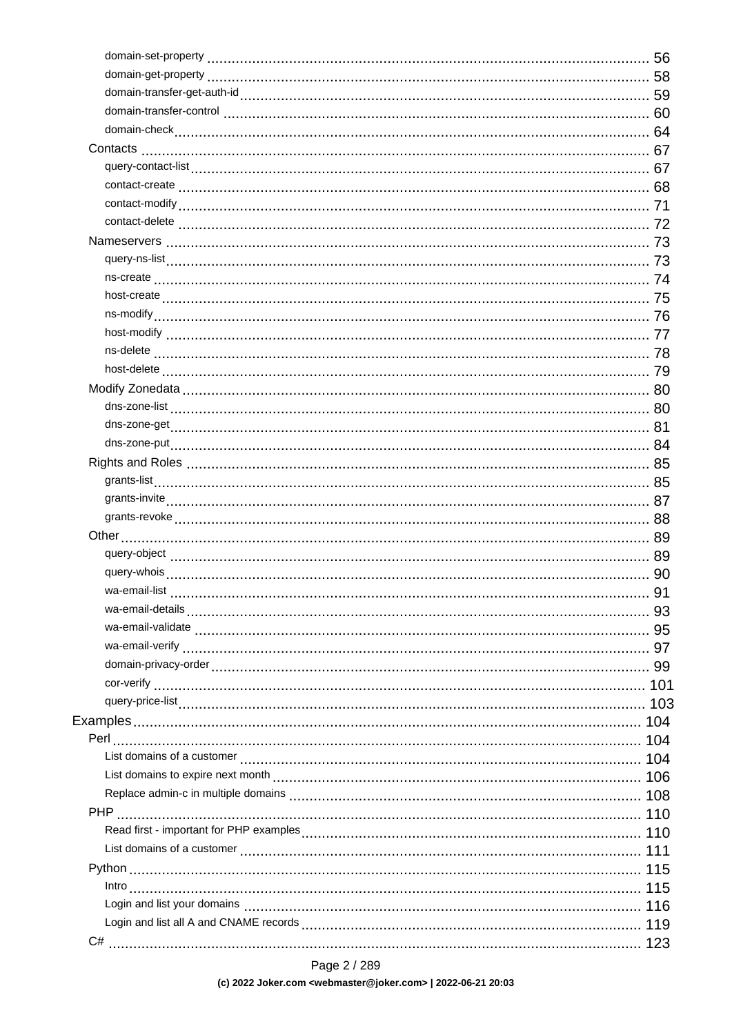- domain-set-property ... 56
- domain-get-property ... 58
- domain-transfer-get-auth-id ... 59
- domain-transfer-control ... 60
- domain-check ... 64

- Contacts ... 67
  - query-contact-list ... 67
  - contact-create ... 68
  - contact-modify ... 71
  - contact-delete ... 72
- Nameservers ... 73
  - query-ns-list ... 73
  - ns-create ... 74
  - host-create ... 75
  - ns-modify ... 76
  - host-modify ... 77
  - ns-delete ... 78
  - host-delete ... 79
- Modify Zonedata ... 80
  - dns-zone-list ... 80
  - dns-zone-get ... 81
  - dns-zone-put ... 84
- Rights and Roles ... 85
  - grants-list ... 85
  - grants-invite ... 87
  - grants-revoke ... 88
- Other ... 89
  - query-object ... 89
  - query-whois ... 90
  - wa-email-list ... 91
  - wa-email-details ... 93
  - wa-email-validate ... 95
  - wa-email-verify ... 97
  - domain-privacy-order ... 99
  - cor-verify ... 101
  - query-price-list ... 103

Examples ... 104

- Perl ... 104
  - List domains of a customer ... 104
  - List domains to expire next month ... 106
  - Replace admin-c in multiple domains ... 108
- PHP ... 110
  - Read first - important for PHP examples ... 110
  - List domains of a customer ... 111
- Python ... 115
  - Intro ... 115
  - Login and list your domains ... 116
  - Login and list all A and CNAME records ... 119
- C# ... 123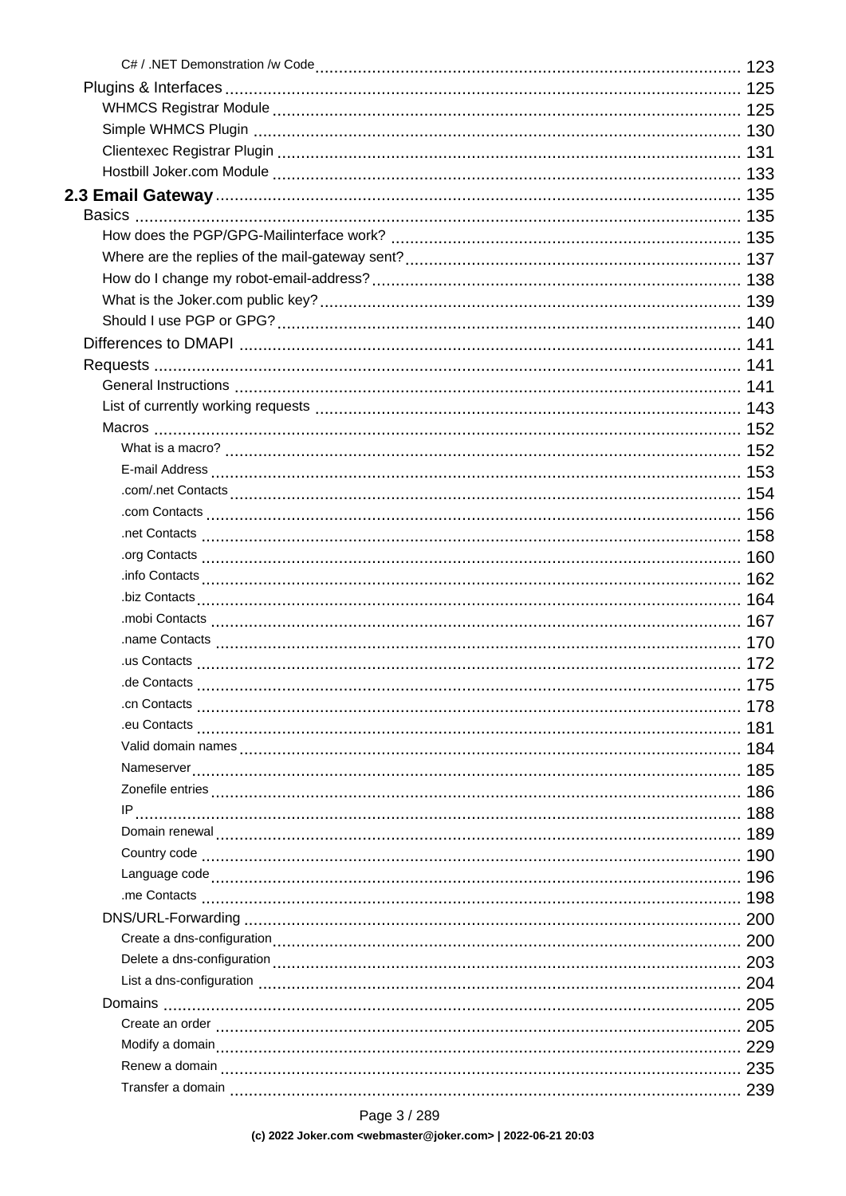- C# / .NET Demonstration /w Code ... 123
- Plugins & Interfaces ... 125
  - WHMCS Registrar Module ... 125
  - Simple WHMCS Plugin ... 130
  - Clientexec Registrar Plugin ... 131
  - Hostbill Joker.com Module ... 133

**2.3 Email Gateway ... 135**

- Basics ... 135
  - How does the PGP/GPG-Mailinterface work? ... 135
  - Where are the replies of the mail-gateway sent? ... 137
  - How do I change my robot-email-address? ... 138
  - What is the Joker.com public key? ... 139
  - Should I use PGP or GPG? ... 140
- Differences to DMAPI ... 141
- Requests ... 141
  - General Instructions ... 141
  - List of currently working requests ... 143
  - Macros ... 152
    - What is a macro? ... 152
    - E-mail Address ... 153
    - .com/.net Contacts ... 154
    - .com Contacts ... 156
    - .net Contacts ... 158
    - .org Contacts ... 160
    - .info Contacts ... 162
    - .biz Contacts ... 164
    - .mobi Contacts ... 167
    - .name Contacts ... 170
    - .us Contacts ... 172
    - .de Contacts ... 175
    - .cn Contacts ... 178
    - .eu Contacts ... 181
    - Valid domain names ... 184
    - Nameserver ... 185
    - Zonefile entries ... 186
    - IP ... 188
    - Domain renewal ... 189
    - Country code ... 190
    - Language code ... 196
    - .me Contacts ... 198
  - DNS/URL-Forwarding ... 200
    - Create a dns-configuration ... 200
    - Delete a dns-configuration ... 203
    - List a dns-configuration ... 204
  - Domains ... 205
    - Create an order ... 205
    - Modify a domain ... 229
    - Renew a domain ... 235
    - Transfer a domain ... 239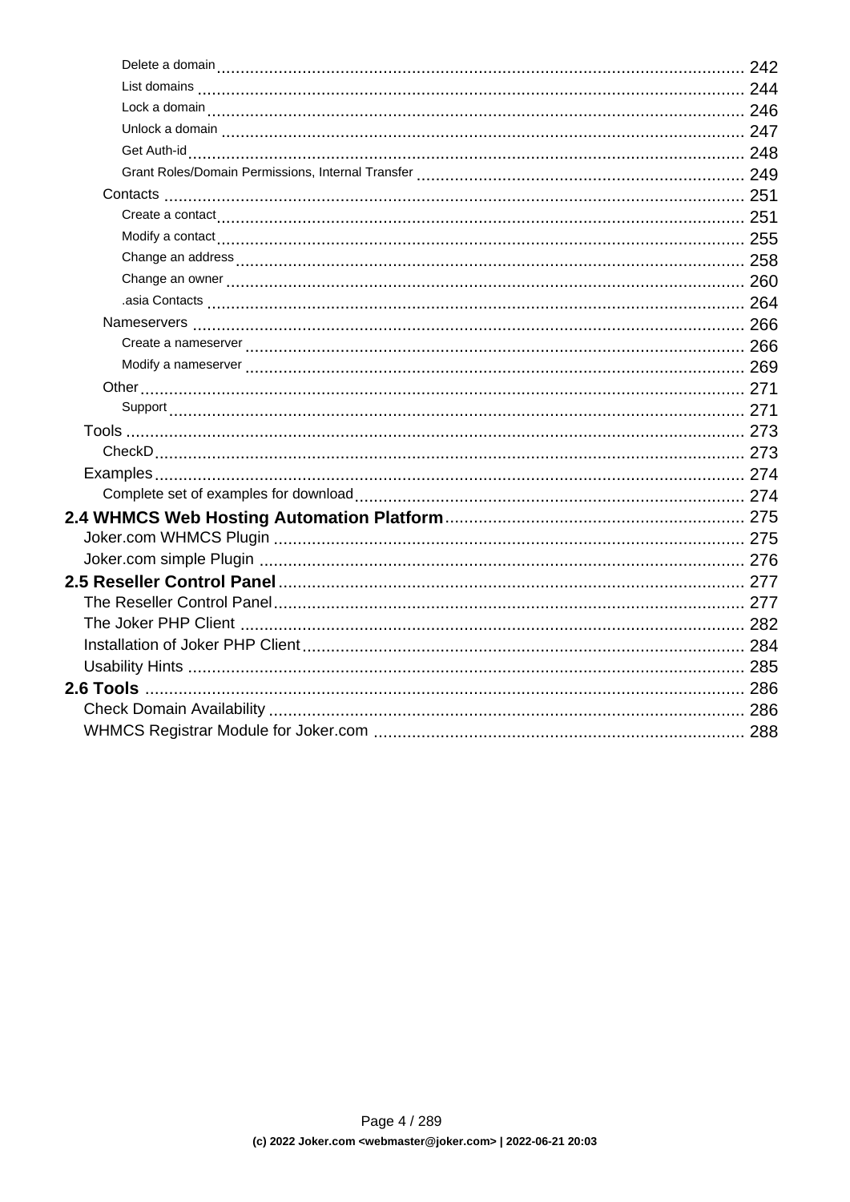- Delete a domain ... 242
- List domains ... 244
- Lock a domain ... 246
- Unlock a domain ... 247
- Get Auth-id ... 248
- Grant Roles/Domain Permissions, Internal Transfer ... 249

Contacts ... 251

- Create a contact ... 251
- Modify a contact ... 255
- Change an address ... 258
- Change an owner ... 260
- .asia Contacts ... 264

Nameservers ... 266

- Create a nameserver ... 266
- Modify a nameserver ... 269

Other ... 271

- Support ... 271

Tools ... 273

- CheckD ... 273

Examples ... 274

- Complete set of examples for download ... 274

**2.4 WHMCS Web Hosting Automation Platform ... 275**

- Joker.com WHMCS Plugin ... 275
- Joker.com simple Plugin ... 276

**2.5 Reseller Control Panel ... 277**

- The Reseller Control Panel ... 277
- The Joker PHP Client ... 282
- Installation of Joker PHP Client ... 284
- Usability Hints ... 285

**2.6 Tools ... 286**

- Check Domain Availability ... 286
- WHMCS Registrar Module for Joker.com ... 288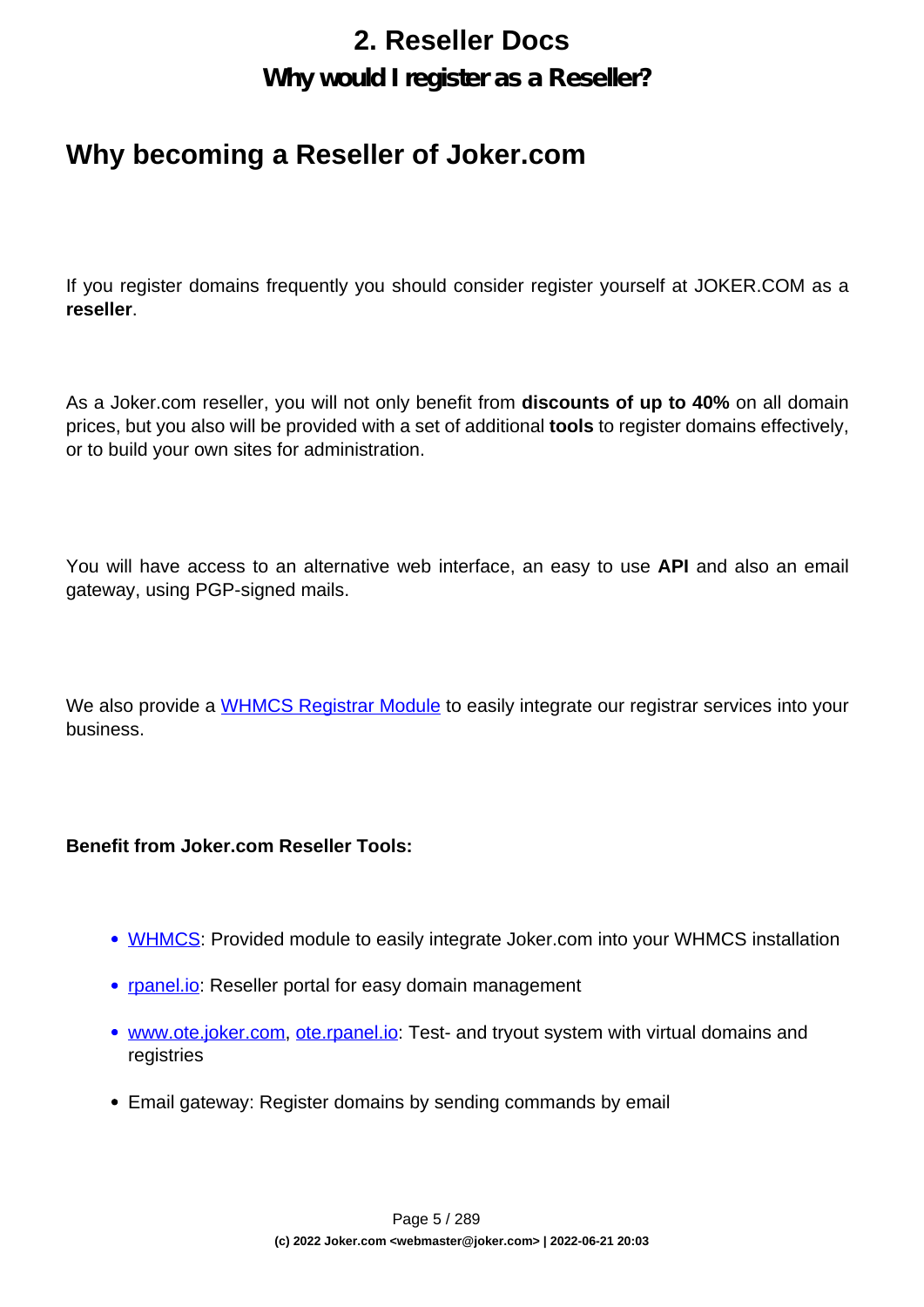# 2. Reseller Docs

## Why would I register as a Reseller?

## Why becoming a Reseller of Joker.com

If you register domains frequently you should consider register yourself at JOKER.COM as a **reseller**.

As a Joker.com reseller, you will not only benefit from **discounts of up to 40%** on all domain prices, but you also will be provided with a set of additional **tools** to register domains effectively, or to build your own sites for administration.

You will have access to an alternative web interface, an easy to use **API** and also an email gateway, using PGP-signed mails.

We also provide a WHMCS Registrar Module to easily integrate our registrar services into your business.

**Benefit from Joker.com Reseller Tools:**

- WHMCS: Provided module to easily integrate Joker.com into your WHMCS installation
- rpanel.io: Reseller portal for easy domain management
- www.ote.joker.com, ote.rpanel.io: Test- and tryout system with virtual domains and registries
- Email gateway: Register domains by sending commands by email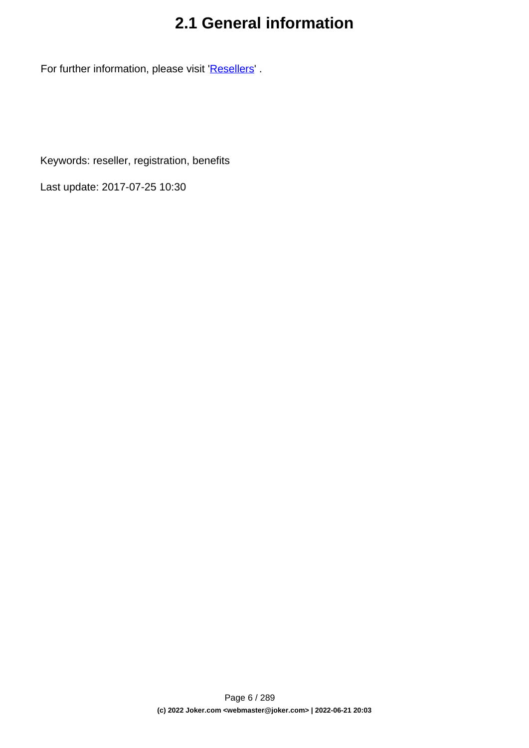# 2.1 General information

For further information, please visit 'Resellers' .

Keywords: reseller, registration, benefits

Last update: 2017-07-25 10:30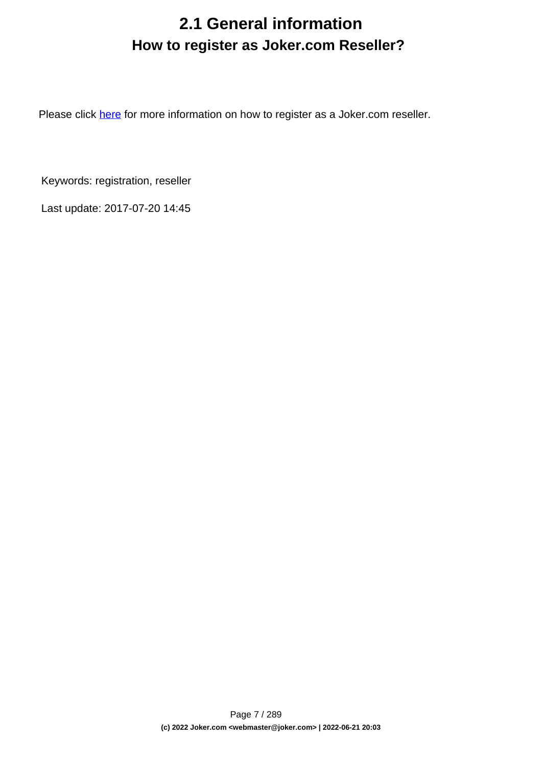# 2.1 General information

## How to register as Joker.com Reseller?

Please click here for more information on how to register as a Joker.com reseller.

Keywords: registration, reseller

Last update: 2017-07-20 14:45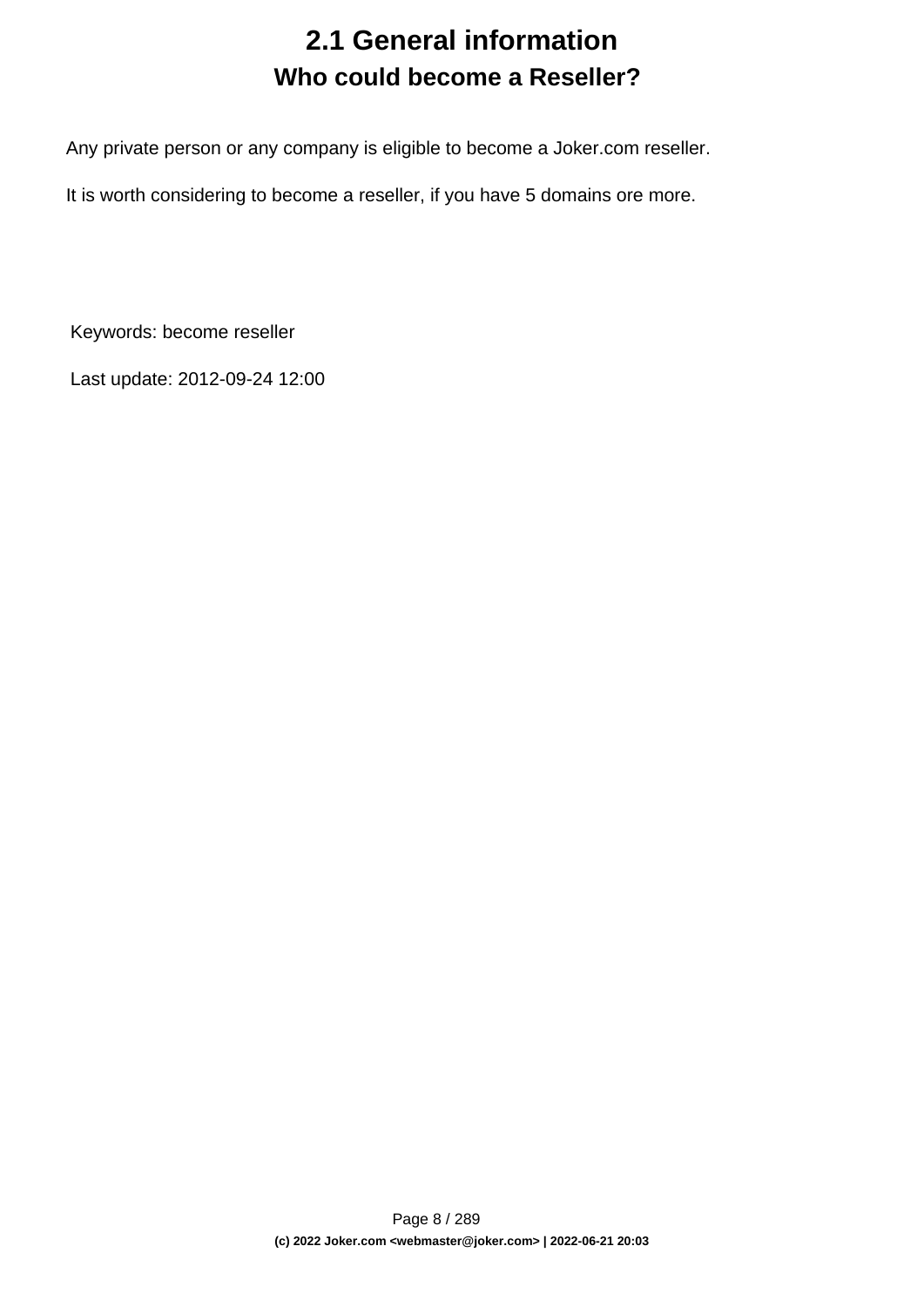# 2.1 General information

## Who could become a Reseller?

Any private person or any company is eligible to become a Joker.com reseller.

It is worth considering to become a reseller, if you have 5 domains ore more.

Keywords: become reseller

Last update: 2012-09-24 12:00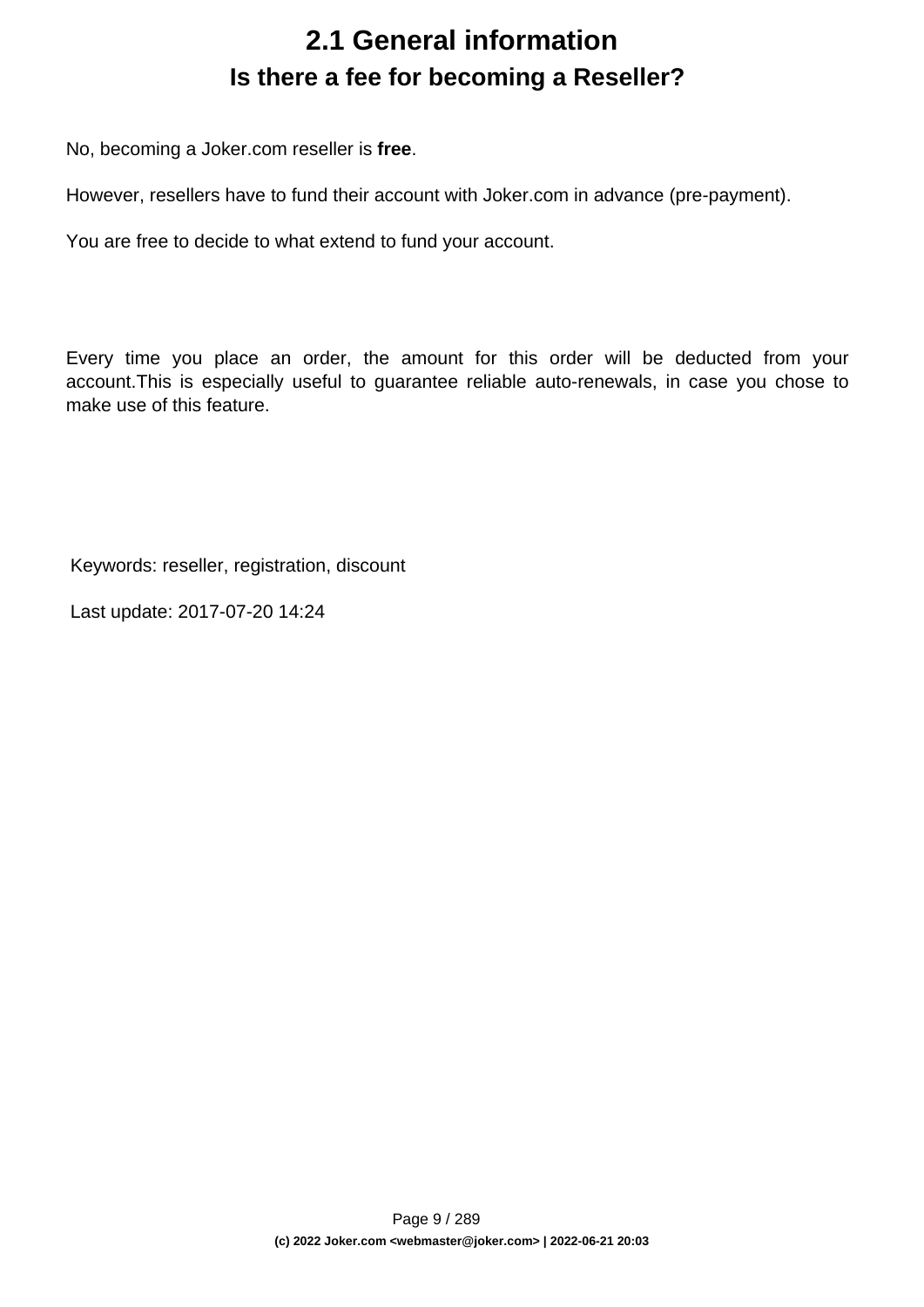# 2.1 General information

## Is there a fee for becoming a Reseller?

No, becoming a Joker.com reseller is **free**.

However, resellers have to fund their account with Joker.com in advance (pre-payment).

You are free to decide to what extend to fund your account.

Every time you place an order, the amount for this order will be deducted from your account.This is especially useful to guarantee reliable auto-renewals, in case you chose to make use of this feature.

Keywords: reseller, registration, discount

Last update: 2017-07-20 14:24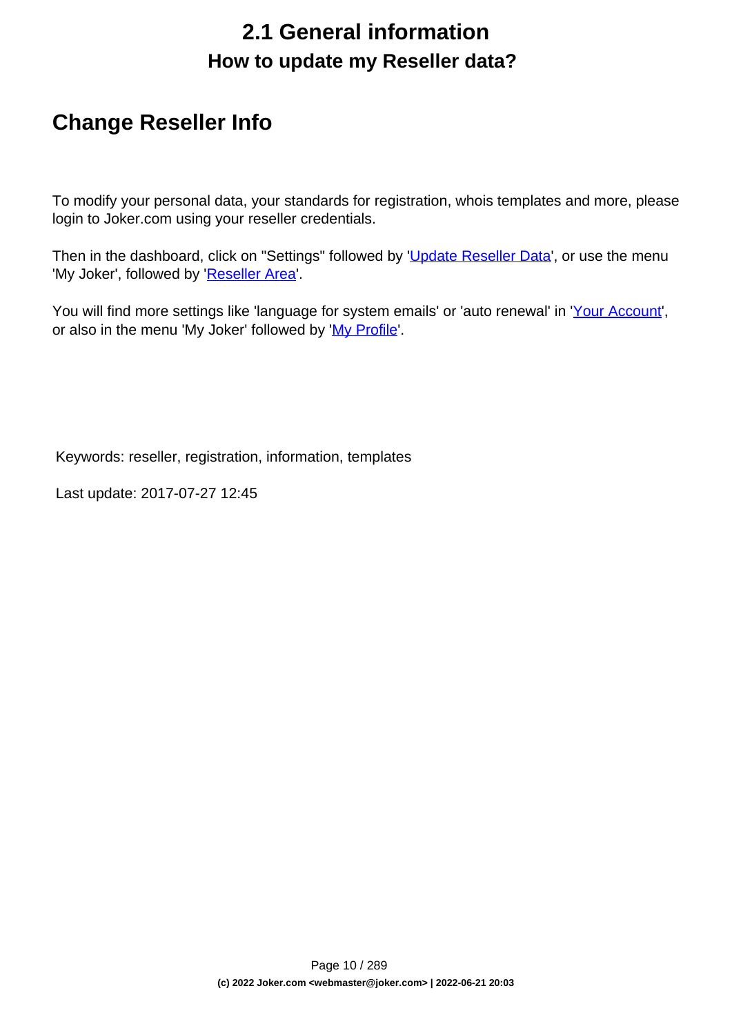# 2.1 General information

## How to update my Reseller data?

## Change Reseller Info

To modify your personal data, your standards for registration, whois templates and more, please login to Joker.com using your reseller credentials.

Then in the dashboard, click on "Settings" followed by 'Update Reseller Data', or use the menu 'My Joker', followed by 'Reseller Area'.

You will find more settings like 'language for system emails' or 'auto renewal' in 'Your Account', or also in the menu 'My Joker' followed by 'My Profile'.

Keywords: reseller, registration, information, templates

Last update: 2017-07-27 12:45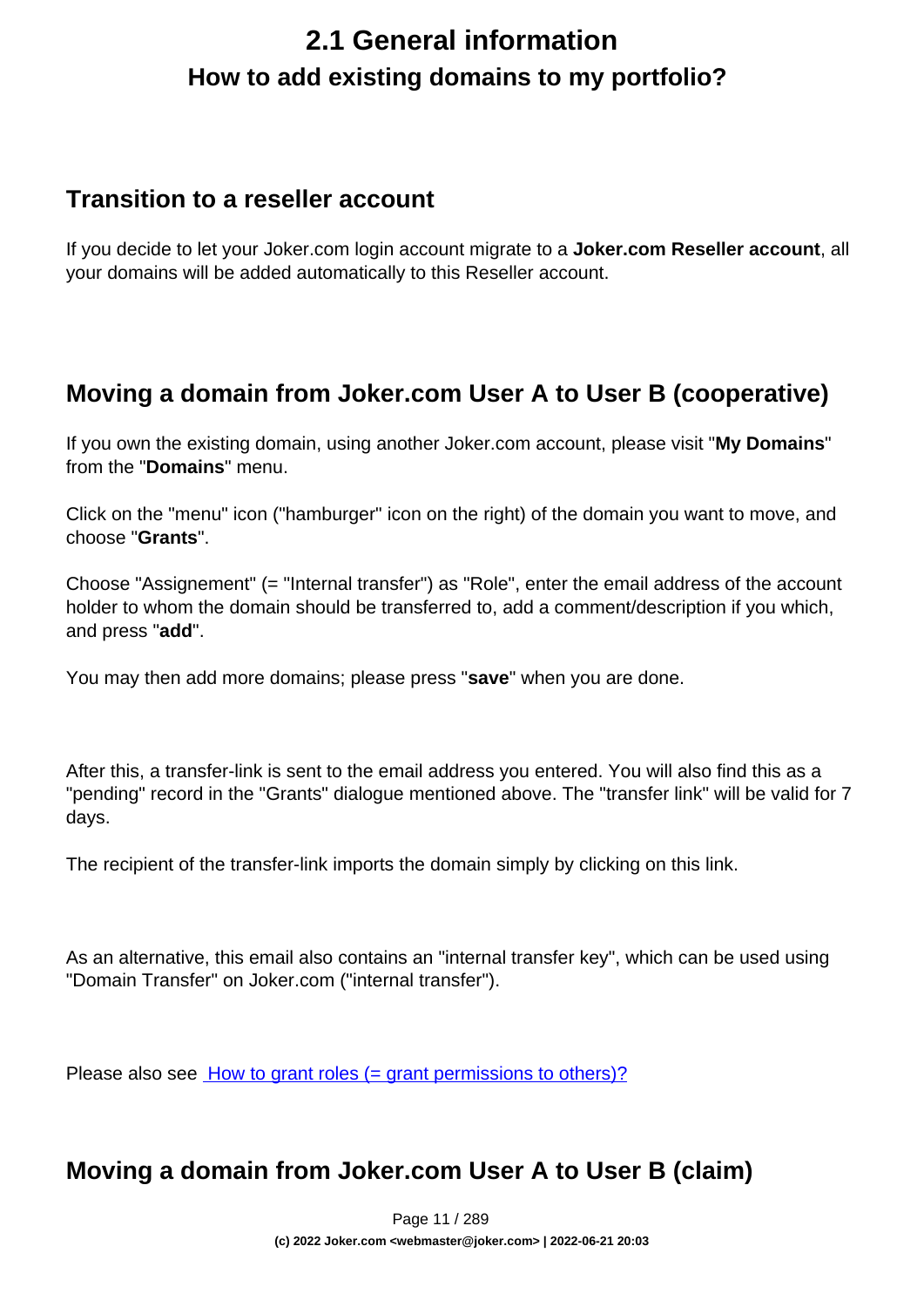# 2.1 General information

## How to add existing domains to my portfolio?

### Transition to a reseller account

If you decide to let your Joker.com login account migrate to a **Joker.com Reseller account**, all your domains will be added automatically to this Reseller account.

### Moving a domain from Joker.com User A to User B (cooperative)

If you own the existing domain, using another Joker.com account, please visit "**My Domains**" from the "**Domains**" menu.

Click on the "menu" icon ("hamburger" icon on the right) of the domain you want to move, and choose "**Grants**".

Choose "Assignement" (= "Internal transfer") as "Role", enter the email address of the account holder to whom the domain should be transferred to, add a comment/description if you which, and press "**add**".

You may then add more domains; please press "**save**" when you are done.

After this, a transfer-link is sent to the email address you entered. You will also find this as a "pending" record in the "Grants" dialogue mentioned above. The "transfer link" will be valid for 7 days.

The recipient of the transfer-link imports the domain simply by clicking on this link.

As an alternative, this email also contains an "internal transfer key", which can be used using "Domain Transfer" on Joker.com ("internal transfer").

Please also see [How to grant roles (= grant permissions to others)?]()

### Moving a domain from Joker.com User A to User B (claim)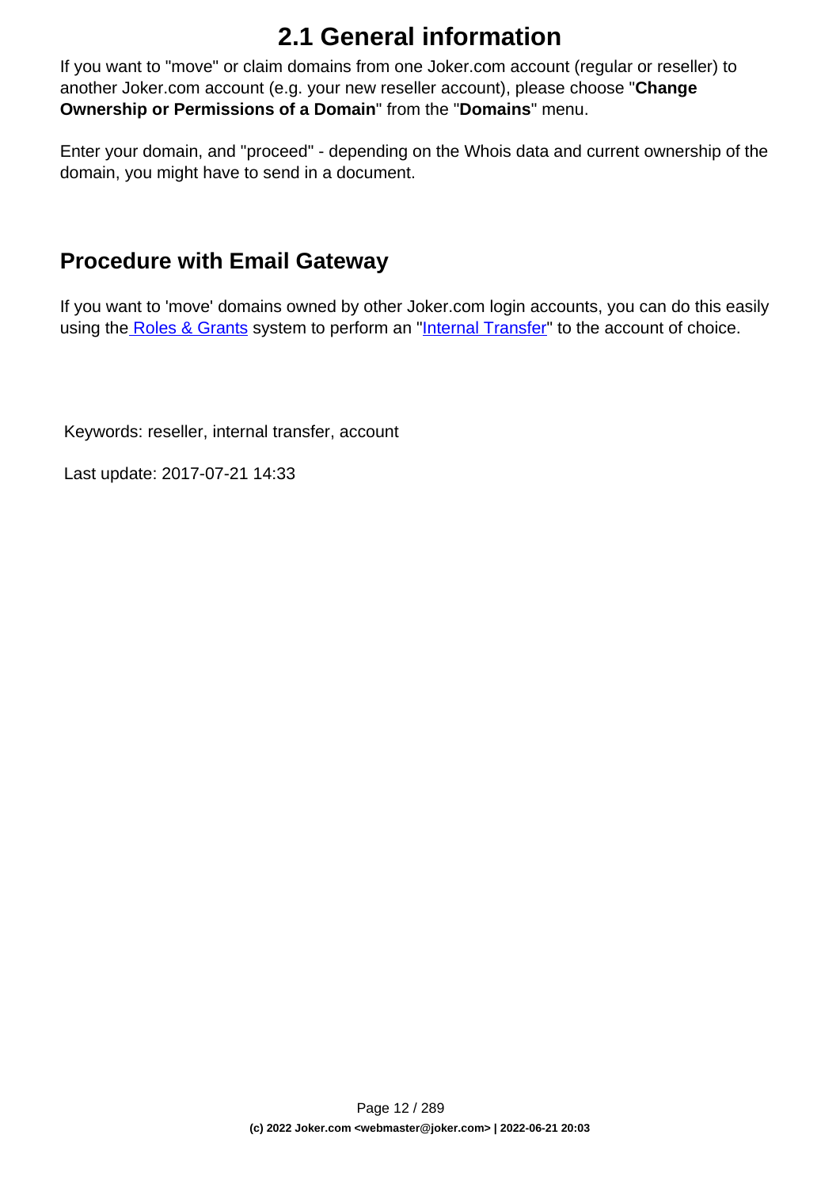# 2.1 General information

If you want to "move" or claim domains from one Joker.com account (regular or reseller) to another Joker.com account (e.g. your new reseller account), please choose "**Change Ownership or Permissions of a Domain**" from the "**Domains**" menu.

Enter your domain, and "proceed" - depending on the Whois data and current ownership of the domain, you might have to send in a document.

## Procedure with Email Gateway

If you want to 'move' domains owned by other Joker.com login accounts, you can do this easily using the Roles & Grants system to perform an "Internal Transfer" to the account of choice.

Keywords: reseller, internal transfer, account

Last update: 2017-07-21 14:33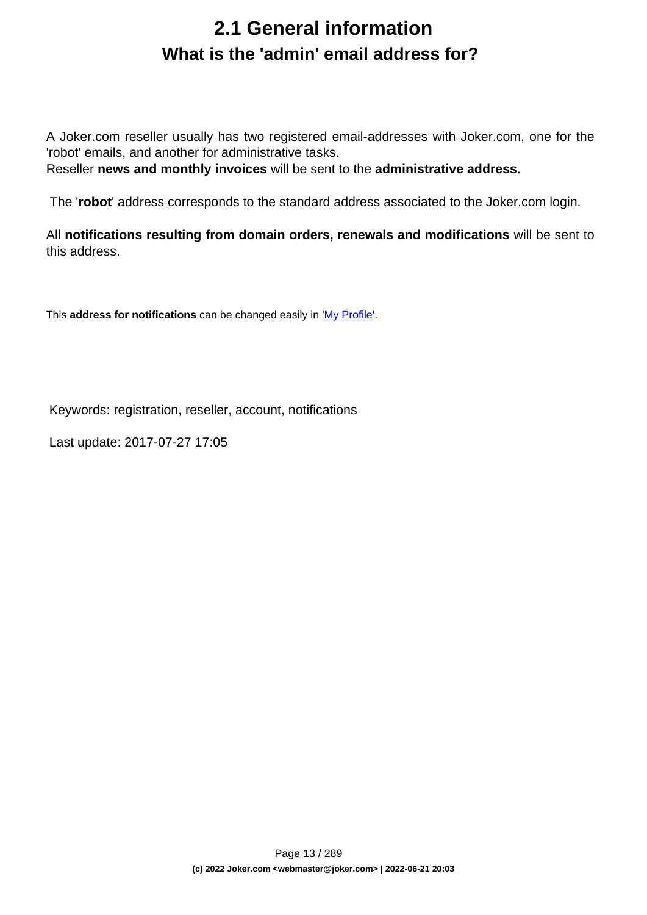# 2.1 General information

## What is the 'admin' email address for?

A Joker.com reseller usually has two registered email-addresses with Joker.com, one for the 'robot' emails, and another for administrative tasks.
Reseller **news and monthly invoices** will be sent to the **administrative address**.

The '**robot**' address corresponds to the standard address associated to the Joker.com login.

All **notifications resulting from domain orders, renewals and modifications** will be sent to this address.

This **address for notifications** can be changed easily in 'My Profile'.

Keywords: registration, reseller, account, notifications

Last update: 2017-07-27 17:05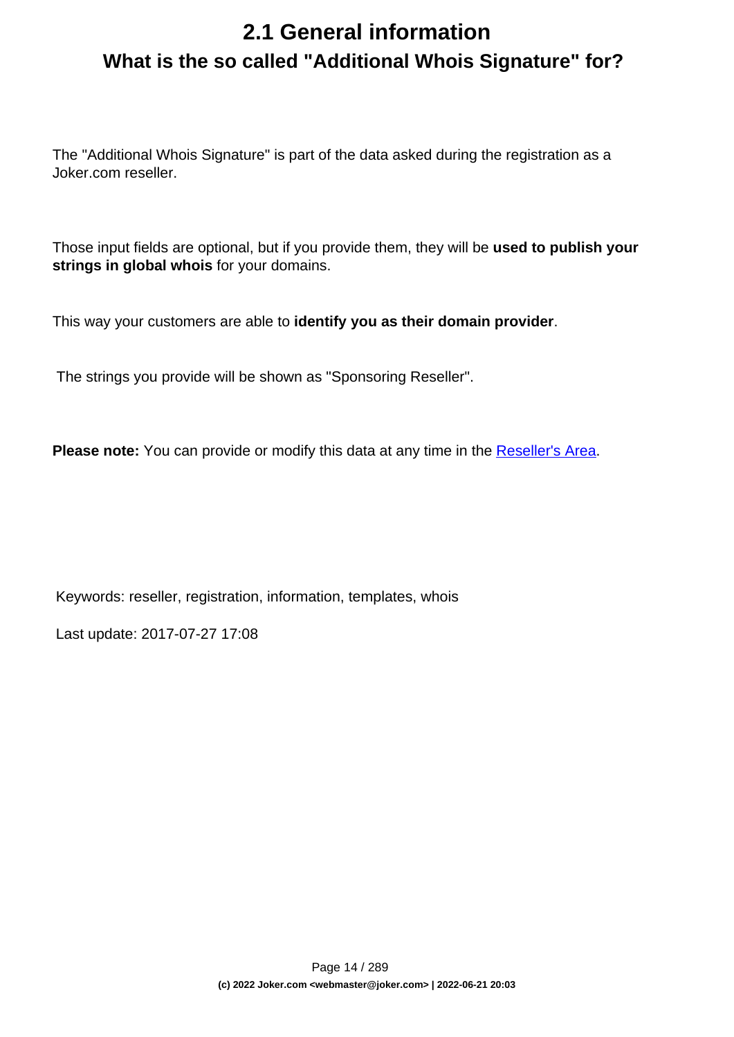# 2.1 General information

## What is the so called "Additional Whois Signature" for?

The "Additional Whois Signature" is part of the data asked during the registration as a Joker.com reseller.

Those input fields are optional, but if you provide them, they will be **used to publish your strings in global whois** for your domains.

This way your customers are able to **identify you as their domain provider**.

The strings you provide will be shown as "Sponsoring Reseller".

**Please note:** You can provide or modify this data at any time in the Reseller's Area.

Keywords: reseller, registration, information, templates, whois

Last update: 2017-07-27 17:08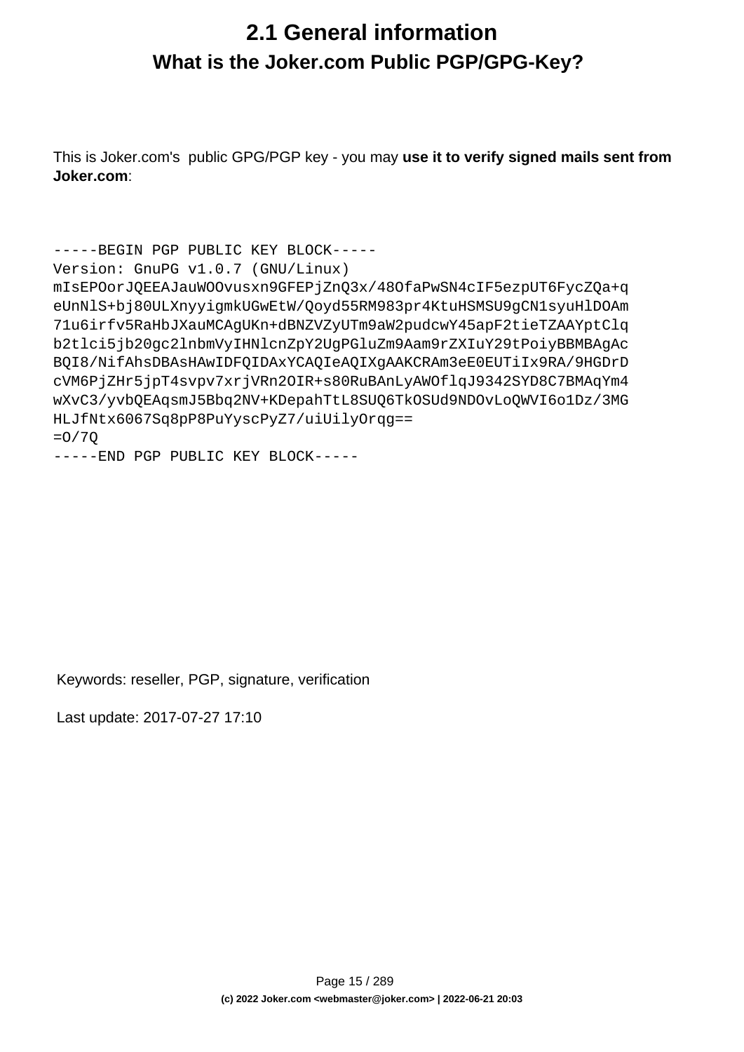# 2.1 General information

## What is the Joker.com Public PGP/GPG-Key?

This is Joker.com's public GPG/PGP key - you may **use it to verify signed mails sent from Joker.com**:

```
-----BEGIN PGP PUBLIC KEY BLOCK-----
Version: GnuPG v1.0.7 (GNU/Linux)
mIsEPOorJQEEAJauWOOvusxn9GFEPjZnQ3x/48OfaPwSN4cIF5ezpUT6FycZQa+q
eUnNlS+bj80ULXnyyigmkUGwEtW/Qoyd55RM983pr4KtuHSMSU9gCN1syuHlDOAm
71u6irfv5RaHbJXauMCAgUKn+dBNZVZyUTm9aW2pudcwY45apF2tieTZAAYptClq
b2tlci5jb20gc2lnbmVyIHNlcnZpY2UgPGluZm9Aam9rZXIuY29tPoiyBBMBAgAc
BQI8/NifAhsDBAsHAwIDFQIDAxYCAQIeAQIXgAAKCRAm3eE0EUTiIx9RA/9HGDrD
cVM6PjZHr5jpT4svpv7xrjVRn2OIR+s80RuBAnLyAWOflqJ9342SYD8C7BMAqYm4
wXvC3/yvbQEAqsmJ5Bbq2NV+KDepahTtL8SUQ6TkOSUd9NDOvLoQWVI6o1Dz/3MG
HLJfNtx6067Sq8pP8PuYyscPyZ7/uiUilyOrqg==
=O/7Q
-----END PGP PUBLIC KEY BLOCK-----
```

Keywords: reseller, PGP, signature, verification

Last update: 2017-07-27 17:10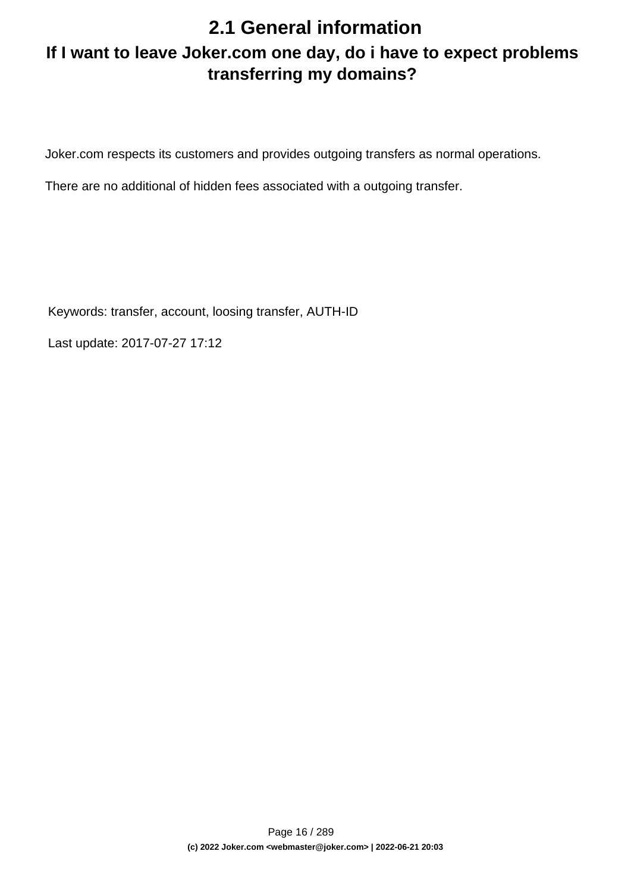# 2.1 General information

## If I want to leave Joker.com one day, do i have to expect problems transferring my domains?

Joker.com respects its customers and provides outgoing transfers as normal operations.

There are no additional of hidden fees associated with a outgoing transfer.

Keywords: transfer, account, loosing transfer, AUTH-ID

Last update: 2017-07-27 17:12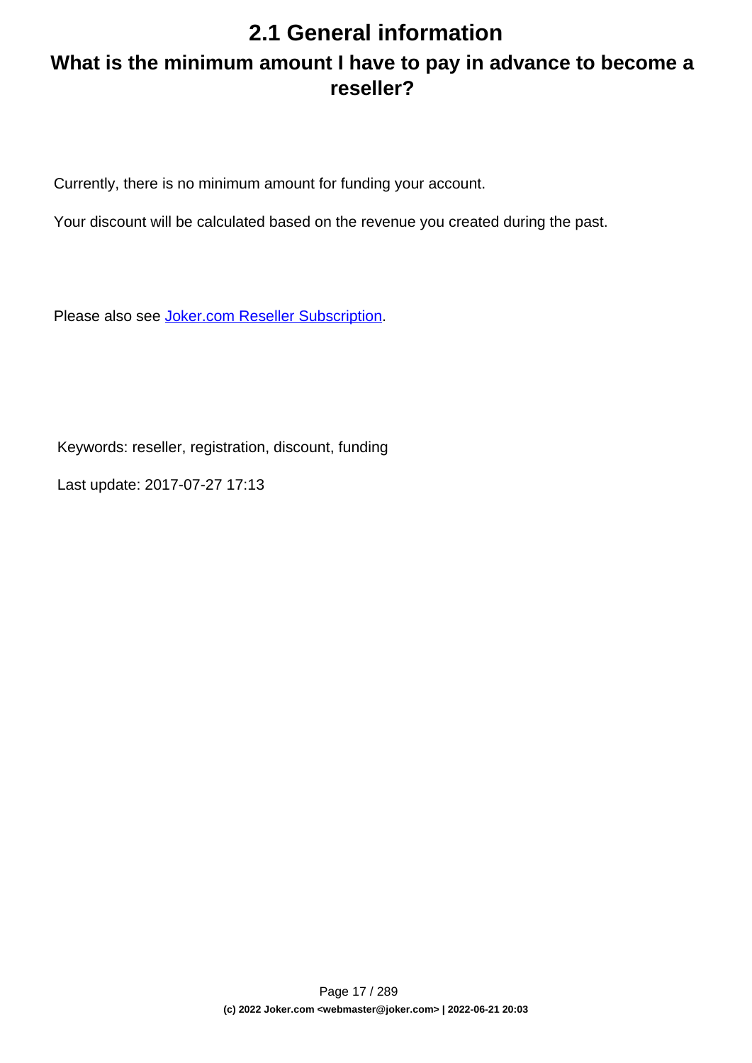# 2.1 General information

## What is the minimum amount I have to pay in advance to become a reseller?

Currently, there is no minimum amount for funding your account.

Your discount will be calculated based on the revenue you created during the past.

Please also see [Joker.com Reseller Subscription](Joker.com Reseller Subscription).

Keywords: reseller, registration, discount, funding

Last update: 2017-07-27 17:13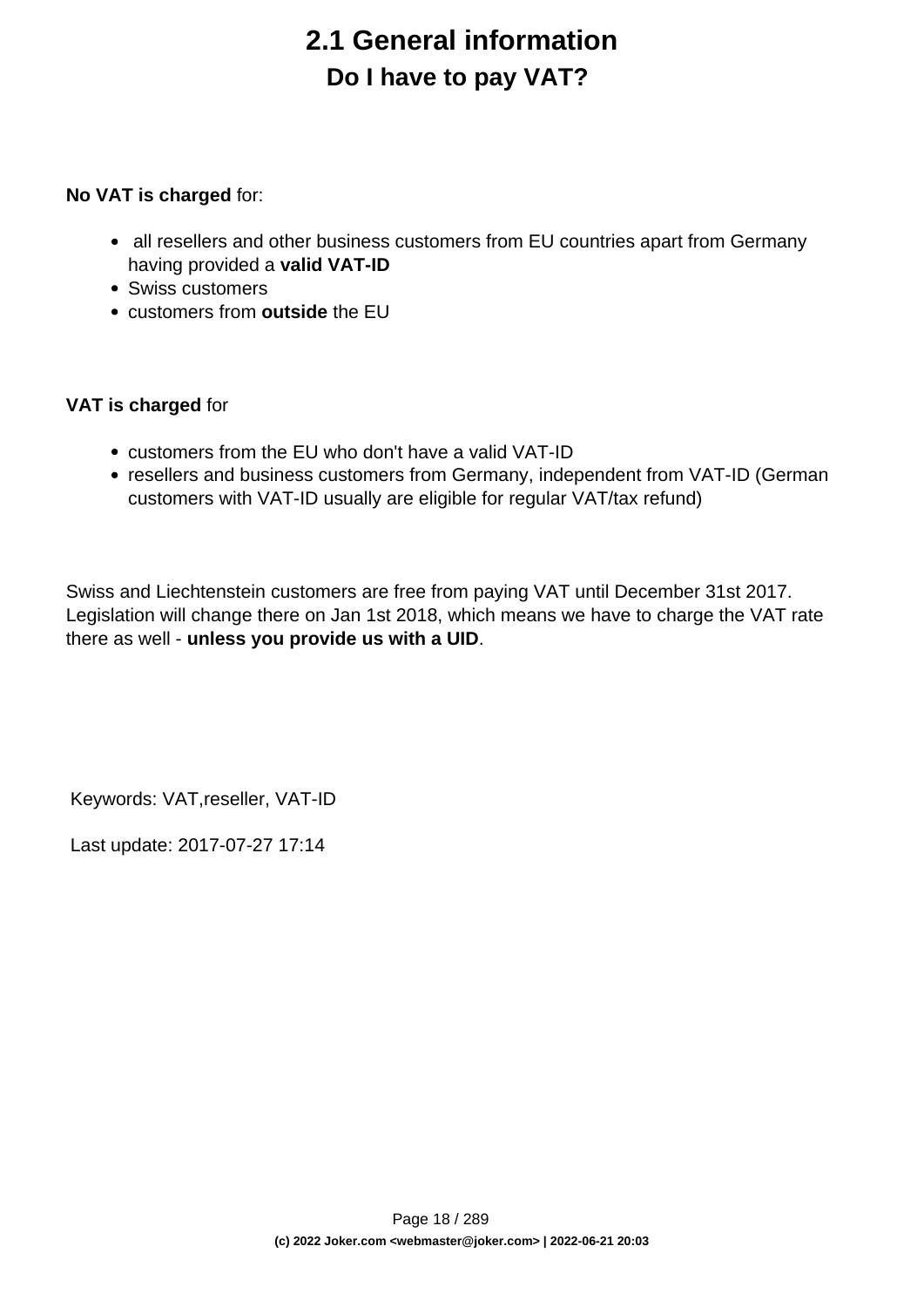# 2.1 General information

## Do I have to pay VAT?

**No VAT is charged** for:

- all resellers and other business customers from EU countries apart from Germany having provided a **valid VAT-ID**
- Swiss customers
- customers from **outside** the EU

**VAT is charged** for

- customers from the EU who don't have a valid VAT-ID
- resellers and business customers from Germany, independent from VAT-ID (German customers with VAT-ID usually are eligible for regular VAT/tax refund)

Swiss and Liechtenstein customers are free from paying VAT until December 31st 2017. Legislation will change there on Jan 1st 2018, which means we have to charge the VAT rate there as well - **unless you provide us with a UID**.

Keywords: VAT,reseller, VAT-ID

Last update: 2017-07-27 17:14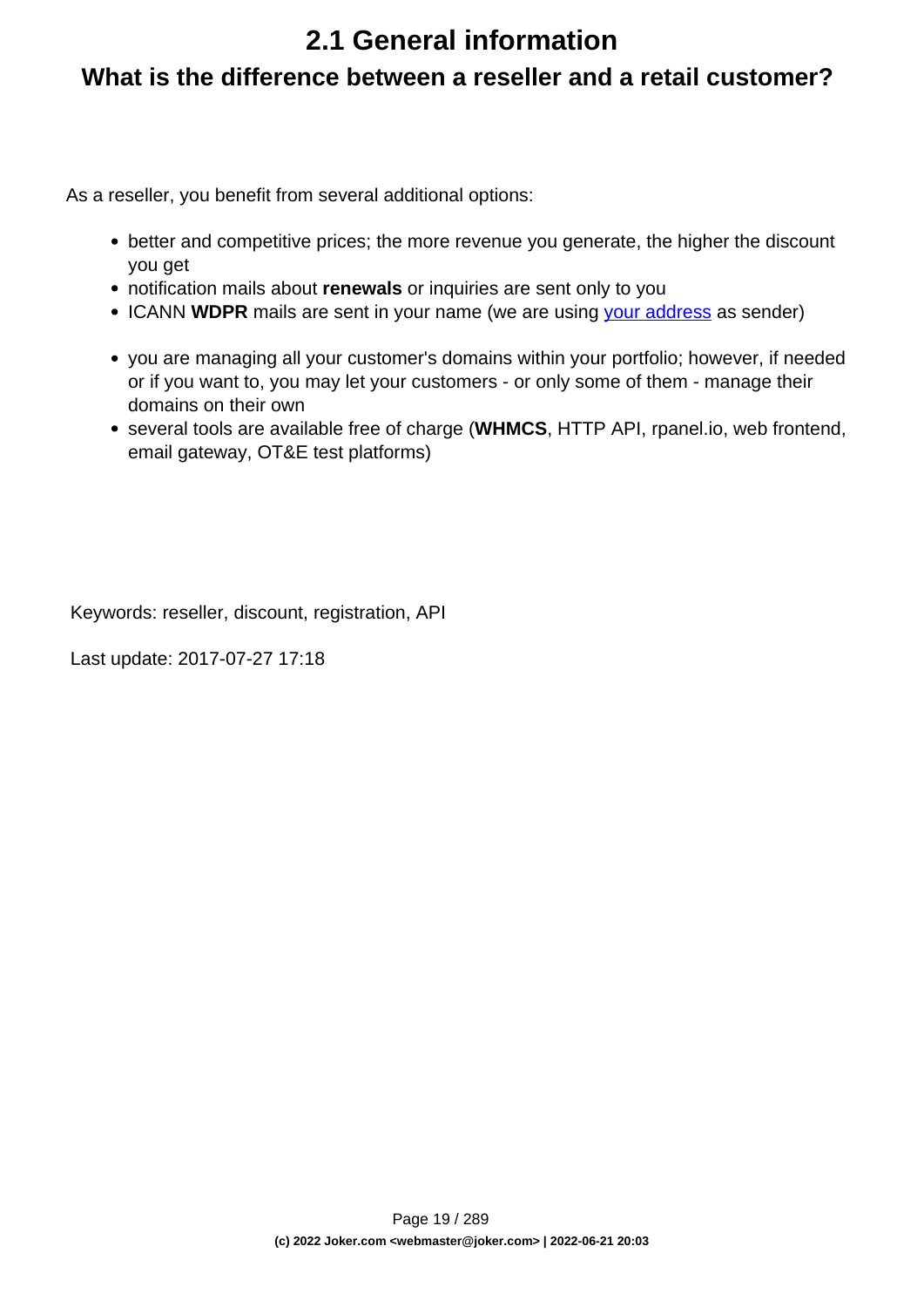# 2.1 General information

## What is the difference between a reseller and a retail customer?

As a reseller, you benefit from several additional options:

- better and competitive prices; the more revenue you generate, the higher the discount you get
- notification mails about **renewals** or inquiries are sent only to you
- ICANN **WDPR** mails are sent in your name (we are using your address as sender)

- you are managing all your customer's domains within your portfolio; however, if needed or if you want to, you may let your customers - or only some of them - manage their domains on their own
- several tools are available free of charge (**WHMCS**, HTTP API, rpanel.io, web frontend, email gateway, OT&E test platforms)

Keywords: reseller, discount, registration, API

Last update: 2017-07-27 17:18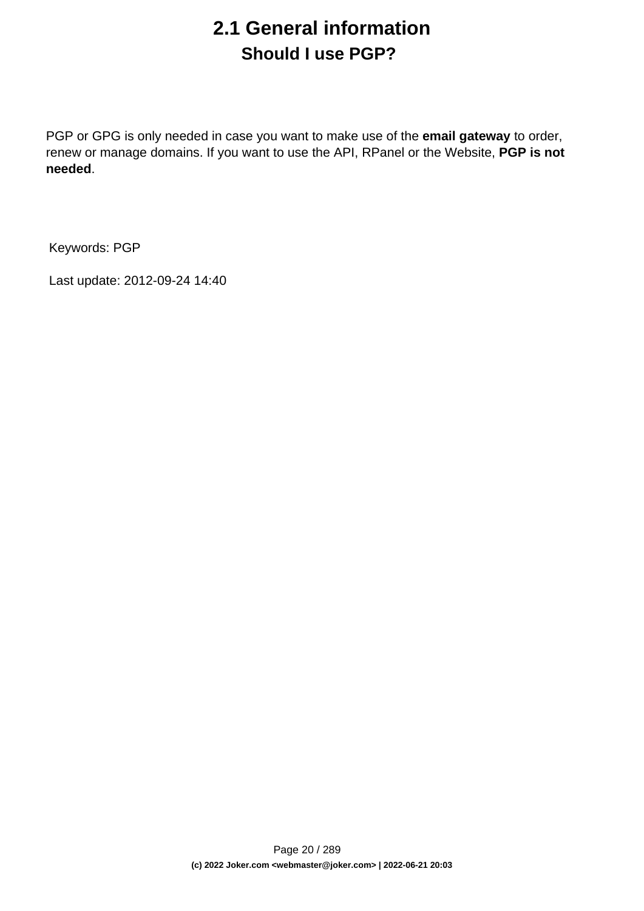# 2.1 General information

## Should I use PGP?

PGP or GPG is only needed in case you want to make use of the **email gateway** to order, renew or manage domains. If you want to use the API, RPanel or the Website, **PGP is not needed**.

Keywords: PGP

Last update: 2012-09-24 14:40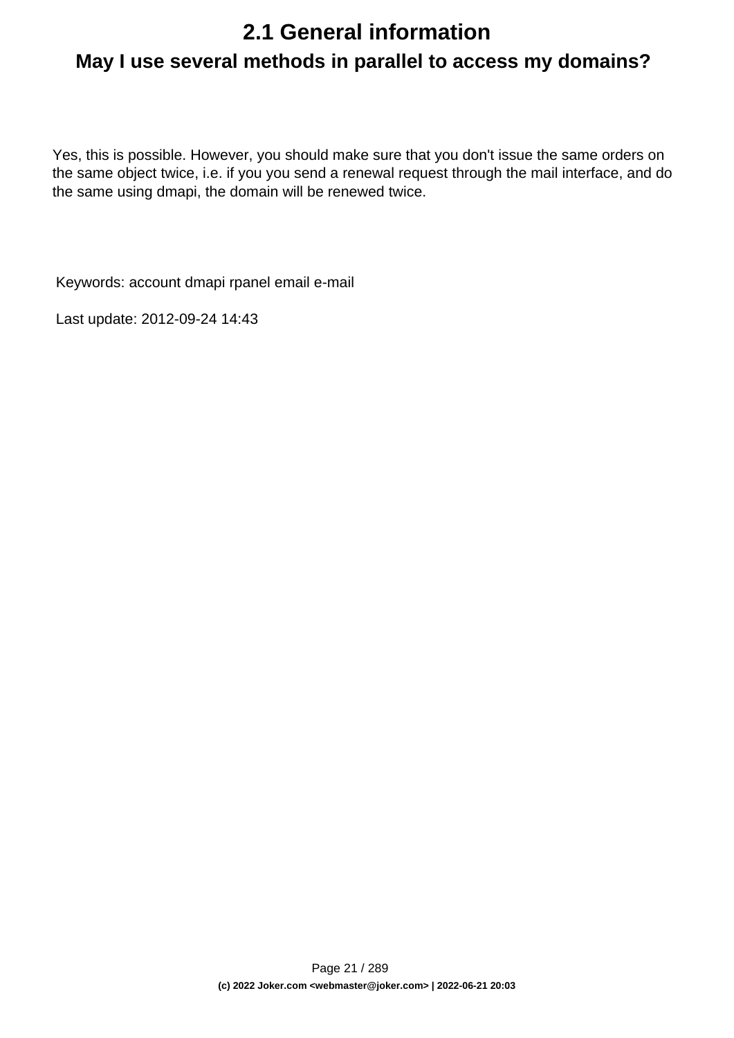# 2.1 General information

## May I use several methods in parallel to access my domains?

Yes, this is possible. However, you should make sure that you don't issue the same orders on the same object twice, i.e. if you you send a renewal request through the mail interface, and do the same using dmapi, the domain will be renewed twice.

Keywords: account dmapi rpanel email e-mail

Last update: 2012-09-24 14:43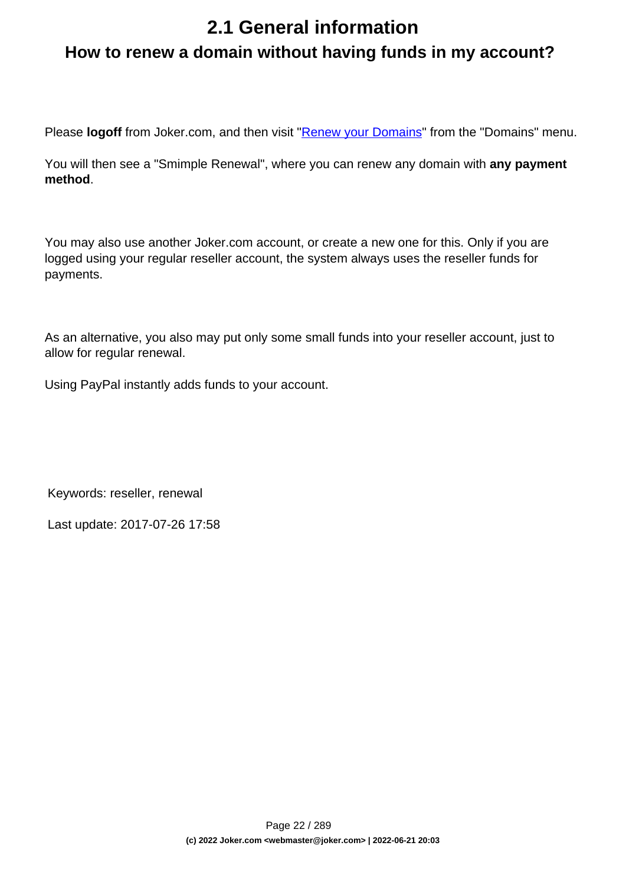# 2.1 General information

## How to renew a domain without having funds in my account?

Please **logoff** from Joker.com, and then visit "Renew your Domains" from the "Domains" menu.

You will then see a "Smimple Renewal", where you can renew any domain with **any payment method**.

You may also use another Joker.com account, or create a new one for this. Only if you are logged using your regular reseller account, the system always uses the reseller funds for payments.

As an alternative, you also may put only some small funds into your reseller account, just to allow for regular renewal.

Using PayPal instantly adds funds to your account.

Keywords: reseller, renewal

Last update: 2017-07-26 17:58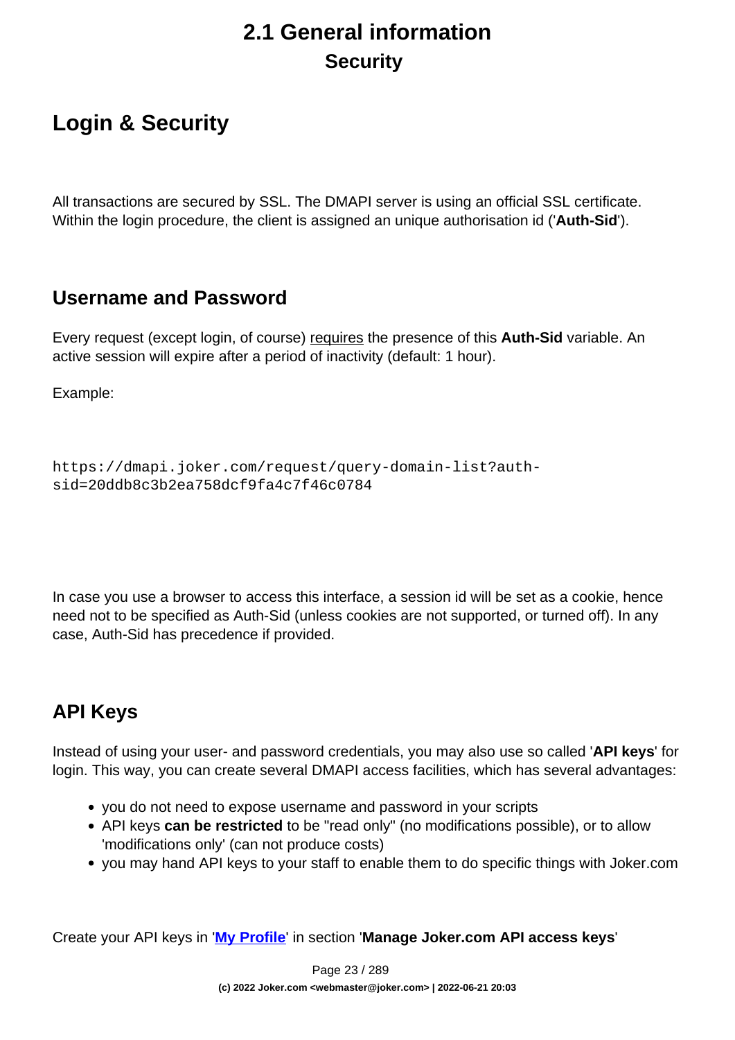# 2.1 General information

## Security

## Login & Security

All transactions are secured by SSL. The DMAPI server is using an official SSL certificate. Within the login procedure, the client is assigned an unique authorisation id ('**Auth-Sid**').

### Username and Password

Every request (except login, of course) requires the presence of this **Auth-Sid** variable. An active session will expire after a period of inactivity (default: 1 hour).

Example:

```
https://dmapi.joker.com/request/query-domain-list?auth-sid=20ddb8c3b2ea758dcf9fa4c7f46c0784
```

In case you use a browser to access this interface, a session id will be set as a cookie, hence need not to be specified as Auth-Sid (unless cookies are not supported, or turned off). In any case, Auth-Sid has precedence if provided.

### API Keys

Instead of using your user- and password credentials, you may also use so called '**API keys**' for login. This way, you can create several DMAPI access facilities, which has several advantages:

- you do not need to expose username and password in your scripts
- API keys **can be restricted** to be "read only" (no modifications possible), or to allow 'modifications only' (can not produce costs)
- you may hand API keys to your staff to enable them to do specific things with Joker.com

Create your API keys in '**My Profile**' in section '**Manage Joker.com API access keys**'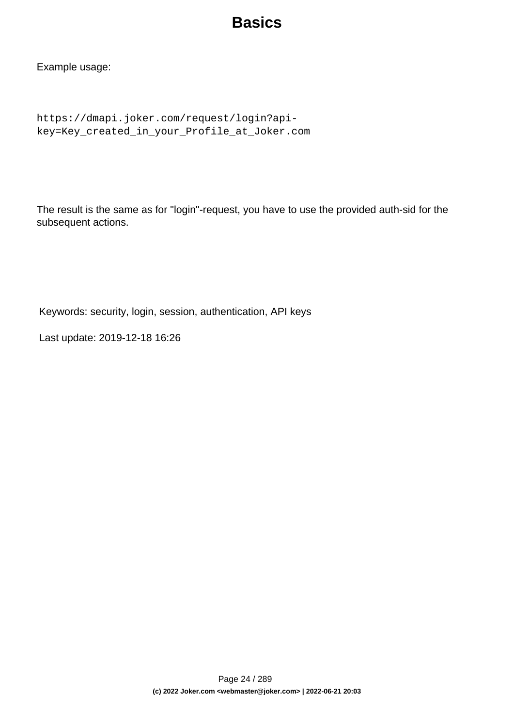# Basics

Example usage:

```
https://dmapi.joker.com/request/login?api-key=Key_created_in_your_Profile_at_Joker.com
```

The result is the same as for "login"-request, you have to use the provided auth-sid for the subsequent actions.

Keywords: security, login, session, authentication, API keys

Last update: 2019-12-18 16:26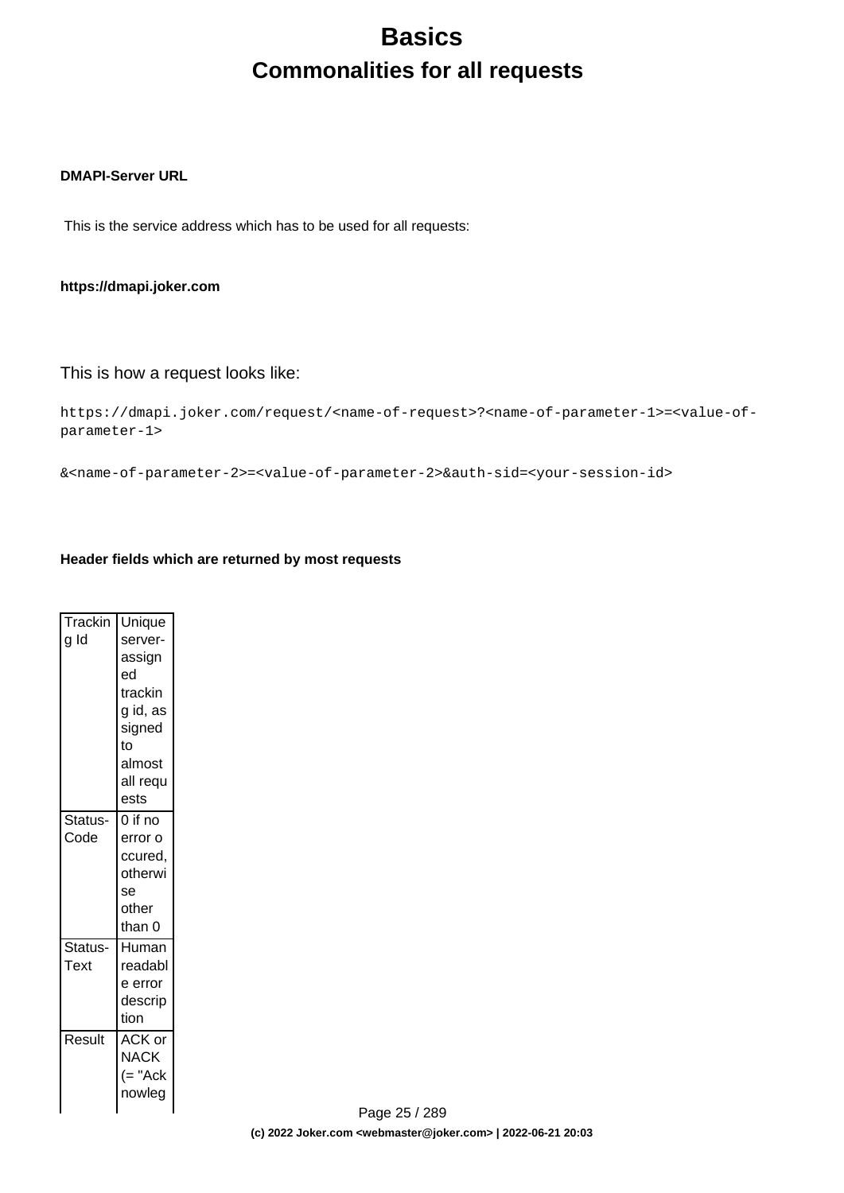# Basics

## Commonalities for all requests

**DMAPI-Server URL**

This is the service address which has to be used for all requests:

**https://dmapi.joker.com**

This is how a request looks like:

```
https://dmapi.joker.com/request/<name-of-request>?<name-of-parameter-1>=<value-of-parameter-1>

&<name-of-parameter-2>=<value-of-parameter-2>&auth-sid=<your-session-id>
```

**Header fields which are returned by most requests**

| | |
|---|---|
| Tracking Id | Unique server-assigned tracking id, assigned to almost all requests |
| Status-Code | 0 if no error occured, otherwise other than 0 |
| Status-Text | Human readable error description |
| Result | ACK or NACK (= "Acknowleg |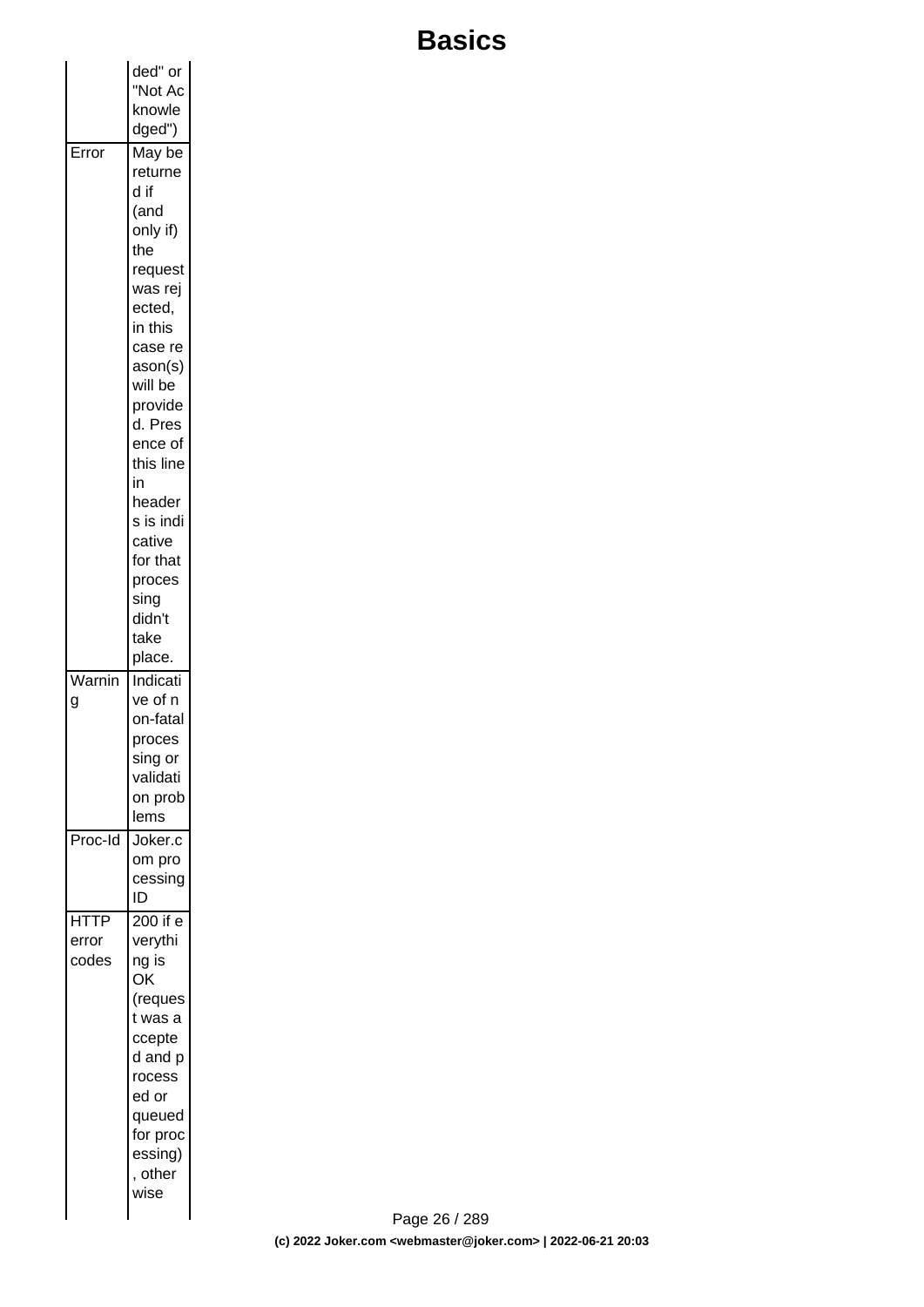| | |
|---|---|
| | ded" or "Not Acknowledged") |
| Error | May be returned if (and only if) the request was rejected, in this case reason(s) will be provided. Presence of this line in headers is indicative for that processing didn't take place. |
| Warning | Indicative of non-fatal processing or validation problems |
| Proc-Id | Joker.com processing ID |
| HTTP error codes | 200 if everything is OK (request was accepted and processed or queued for processing), otherwise |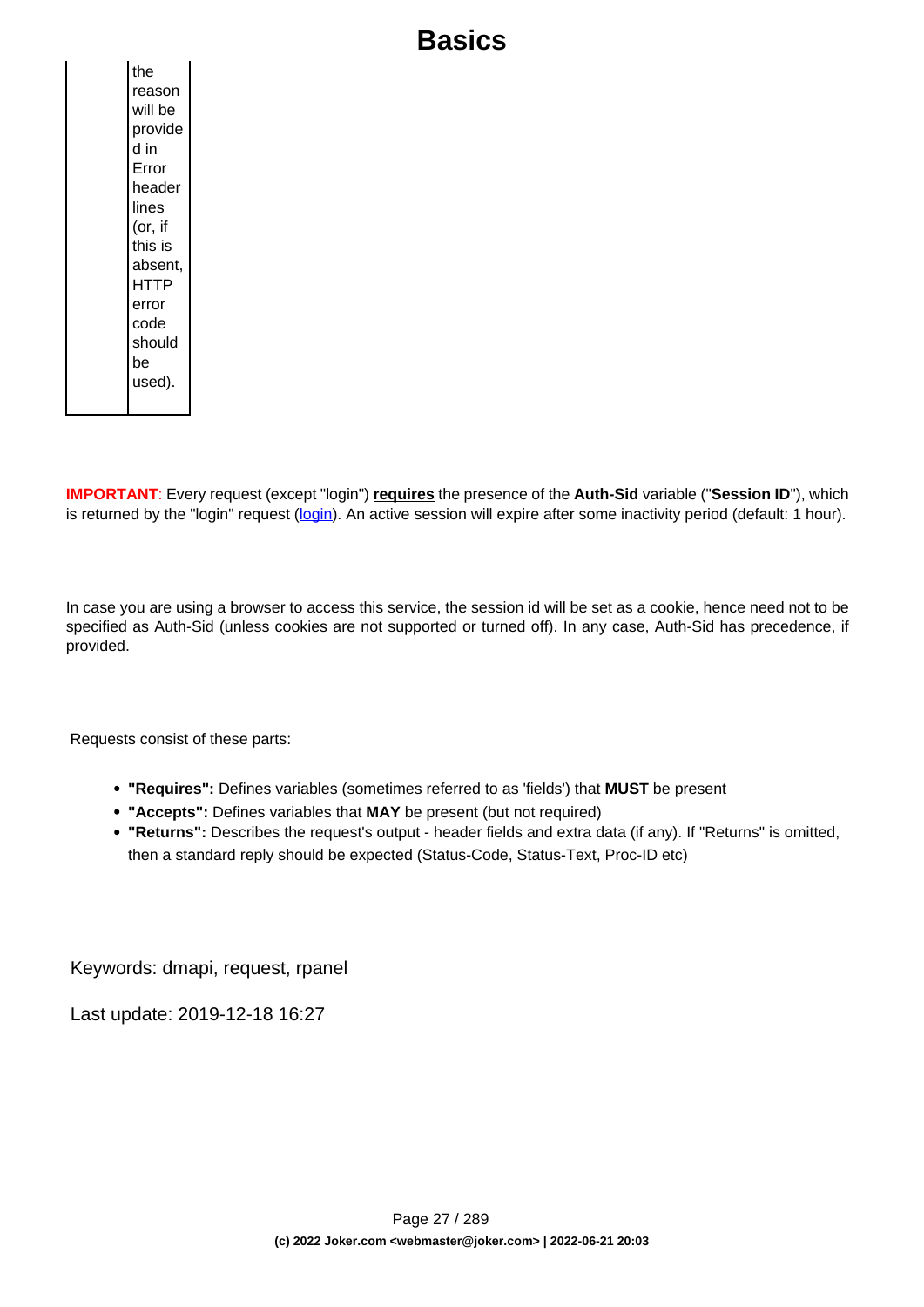# Basics

| | |
|---|---|
| | the reason will be provided in Error header lines (or, if this is absent, HTTP error code should be used). |

**IMPORTANT**: Every request (except "login") **requires** the presence of the **Auth-Sid** variable ("**Session ID**"), which is returned by the "login" request (login). An active session will expire after some inactivity period (default: 1 hour).

In case you are using a browser to access this service, the session id will be set as a cookie, hence need not to be specified as Auth-Sid (unless cookies are not supported or turned off). In any case, Auth-Sid has precedence, if provided.

Requests consist of these parts:

- **"Requires":** Defines variables (sometimes referred to as 'fields') that **MUST** be present
- **"Accepts":** Defines variables that **MAY** be present (but not required)
- **"Returns":** Describes the request's output - header fields and extra data (if any). If "Returns" is omitted, then a standard reply should be expected (Status-Code, Status-Text, Proc-ID etc)

Keywords: dmapi, request, rpanel

Last update: 2019-12-18 16:27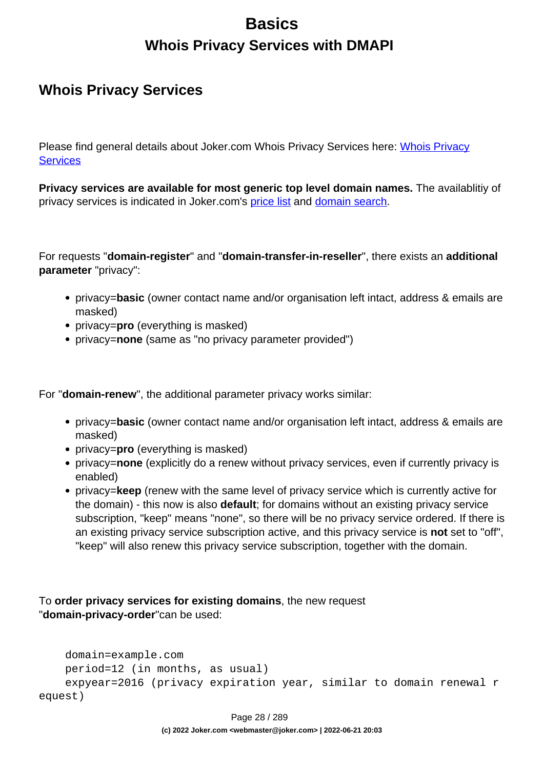# Basics

## Whois Privacy Services with DMAPI

### Whois Privacy Services

Please find general details about Joker.com Whois Privacy Services here: [Whois Privacy Services]

**Privacy services are available for most generic top level domain names.** The availablitiy of privacy services is indicated in Joker.com's [price list] and [domain search].

For requests "**domain-register**" and "**domain-transfer-in-reseller**", there exists an **additional parameter** "privacy":

- privacy=**basic** (owner contact name and/or organisation left intact, address & emails are masked)
- privacy=**pro** (everything is masked)
- privacy=**none** (same as "no privacy parameter provided")

For "**domain-renew**", the additional parameter privacy works similar:

- privacy=**basic** (owner contact name and/or organisation left intact, address & emails are masked)
- privacy=**pro** (everything is masked)
- privacy=**none** (explicitly do a renew without privacy services, even if currently privacy is enabled)
- privacy=**keep** (renew with the same level of privacy service which is currently active for the domain) - this now is also **default**; for domains without an existing privacy service subscription, "keep" means "none", so there will be no privacy service ordered. If there is an existing privacy service subscription active, and this privacy service is **not** set to "off", "keep" will also renew this privacy service subscription, together with the domain.

To **order privacy services for existing domains**, the new request "**domain-privacy-order**"can be used:

```
    domain=example.com
    period=12 (in months, as usual)
    expyear=2016 (privacy expiration year, similar to domain renewal request)
```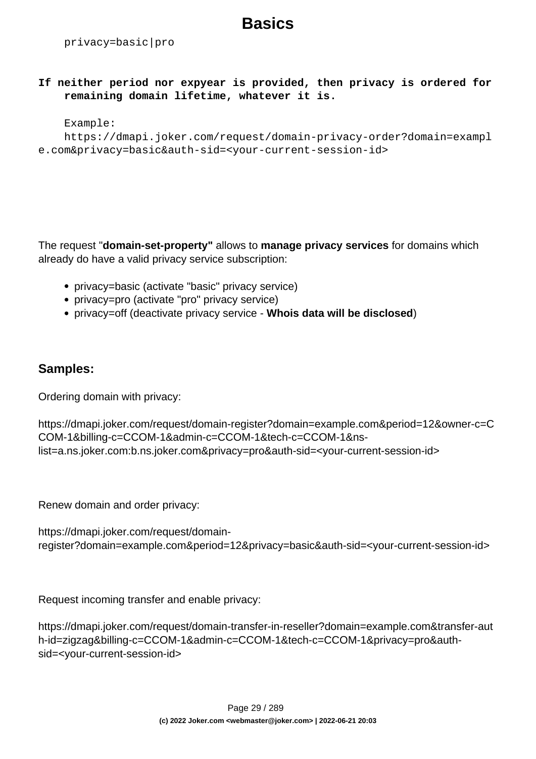```
    privacy=basic|pro
```

**If neither period nor expyear is provided, then privacy is ordered for remaining domain lifetime, whatever it is.**

```
    Example:
    https://dmapi.joker.com/request/domain-privacy-order?domain=example.com&privacy=basic&auth-sid=<your-current-session-id>
```

The request "**domain-set-property"** allows to **manage privacy services** for domains which already do have a valid privacy service subscription:

- privacy=basic (activate "basic" privacy service)
- privacy=pro (activate "pro" privacy service)
- privacy=off (deactivate privacy service - **Whois data will be disclosed**)

### Samples:

Ordering domain with privacy:

https://dmapi.joker.com/request/domain-register?domain=example.com&period=12&owner-c=CCOM-1&billing-c=CCOM-1&admin-c=CCOM-1&tech-c=CCOM-1&ns-list=a.ns.joker.com:b.ns.joker.com&privacy=pro&auth-sid=<your-current-session-id>

Renew domain and order privacy:

https://dmapi.joker.com/request/domain-register?domain=example.com&period=12&privacy=basic&auth-sid=<your-current-session-id>

Request incoming transfer and enable privacy:

https://dmapi.joker.com/request/domain-transfer-in-reseller?domain=example.com&transfer-auth-id=zigzag&billing-c=CCOM-1&admin-c=CCOM-1&tech-c=CCOM-1&privacy=pro&auth-sid=<your-current-session-id>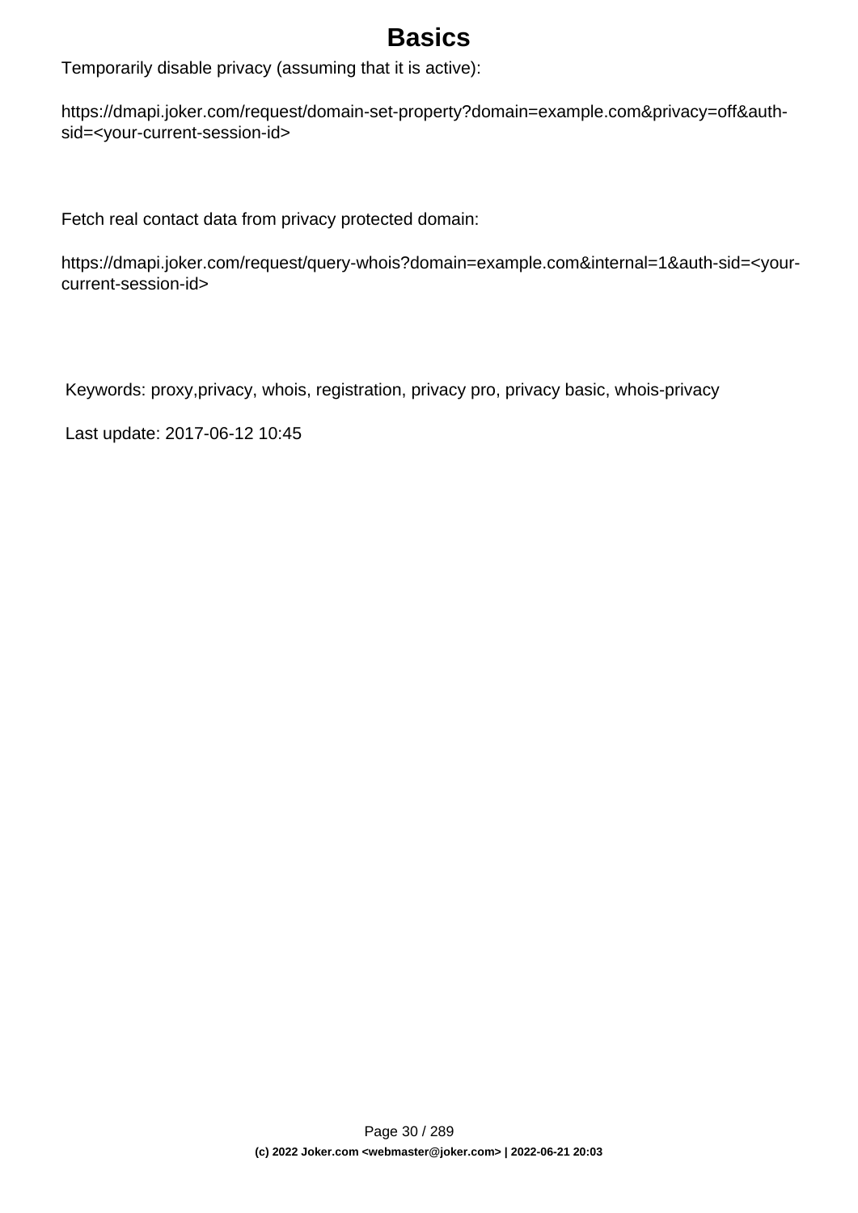Temporarily disable privacy (assuming that it is active):

https://dmapi.joker.com/request/domain-set-property?domain=example.com&privacy=off&auth-sid=<your-current-session-id>

Fetch real contact data from privacy protected domain:

https://dmapi.joker.com/request/query-whois?domain=example.com&internal=1&auth-sid=<your-current-session-id>

Keywords: proxy,privacy, whois, registration, privacy pro, privacy basic, whois-privacy

Last update: 2017-06-12 10:45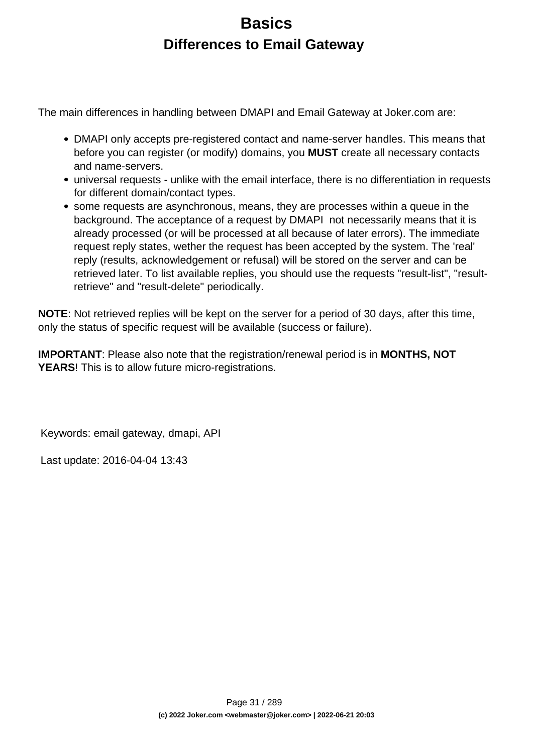# Basics

## Differences to Email Gateway

The main differences in handling between DMAPI and Email Gateway at Joker.com are:

- DMAPI only accepts pre-registered contact and name-server handles. This means that before you can register (or modify) domains, you **MUST** create all necessary contacts and name-servers.
- universal requests - unlike with the email interface, there is no differentiation in requests for different domain/contact types.
- some requests are asynchronous, means, they are processes within a queue in the background. The acceptance of a request by DMAPI not necessarily means that it is already processed (or will be processed at all because of later errors). The immediate request reply states, wether the request has been accepted by the system. The 'real' reply (results, acknowledgement or refusal) will be stored on the server and can be retrieved later. To list available replies, you should use the requests "result-list", "result-retrieve" and "result-delete" periodically.

**NOTE**: Not retrieved replies will be kept on the server for a period of 30 days, after this time, only the status of specific request will be available (success or failure).

**IMPORTANT**: Please also note that the registration/renewal period is in **MONTHS, NOT YEARS**! This is to allow future micro-registrations.

Keywords: email gateway, dmapi, API

Last update: 2016-04-04 13:43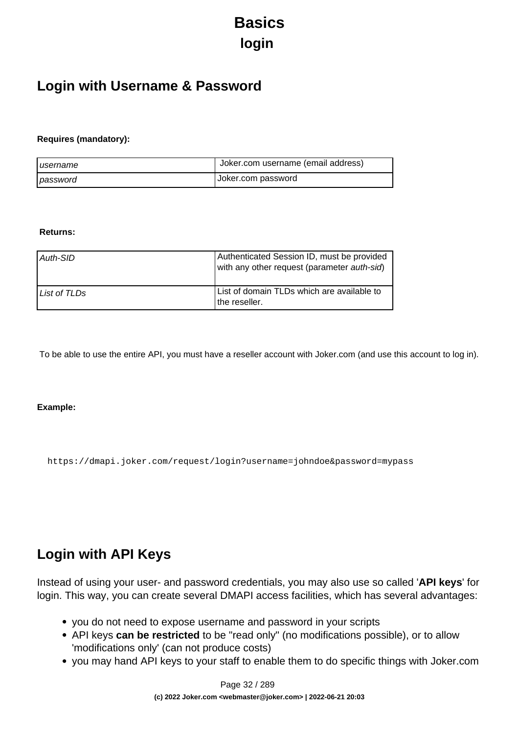# Basics

## login

## Login with Username & Password

**Requires (mandatory):**

| | |
|---|---|
| *username* | Joker.com username (email address) |
| *password* | Joker.com password |

**Returns:**

| | |
|---|---|
| *Auth-SID* | Authenticated Session ID, must be provided with any other request (parameter *auth-sid*) |
| *List of TLDs* | List of domain TLDs which are available to the reseller. |

To be able to use the entire API, you must have a reseller account with Joker.com (and use this account to log in).

**Example:**

```
https://dmapi.joker.com/request/login?username=johndoe&password=mypass
```

## Login with API Keys

Instead of using your user- and password credentials, you may also use so called '**API keys**' for login. This way, you can create several DMAPI access facilities, which has several advantages:

- you do not need to expose username and password in your scripts
- API keys **can be restricted** to be "read only" (no modifications possible), or to allow 'modifications only' (can not produce costs)
- you may hand API keys to your staff to enable them to do specific things with Joker.com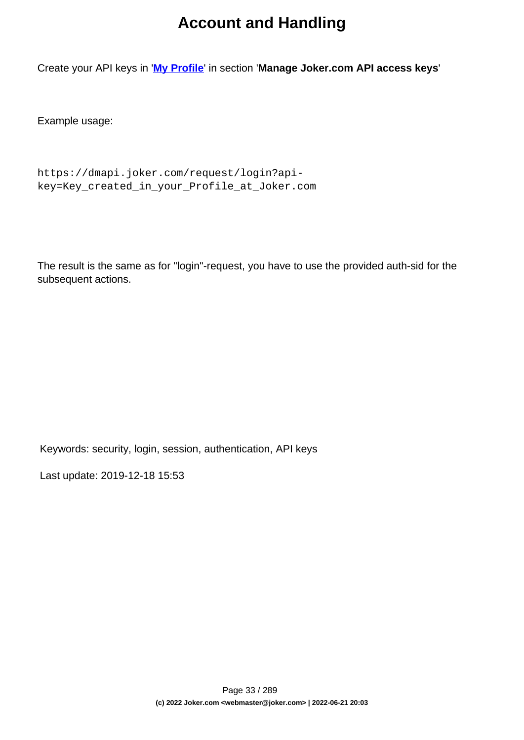# Account and Handling

Create your API keys in '**My Profile**' in section '**Manage Joker.com API access keys**'

Example usage:

```
https://dmapi.joker.com/request/login?api-key=Key_created_in_your_Profile_at_Joker.com
```

The result is the same as for "login"-request, you have to use the provided auth-sid for the subsequent actions.

Keywords: security, login, session, authentication, API keys

Last update: 2019-12-18 15:53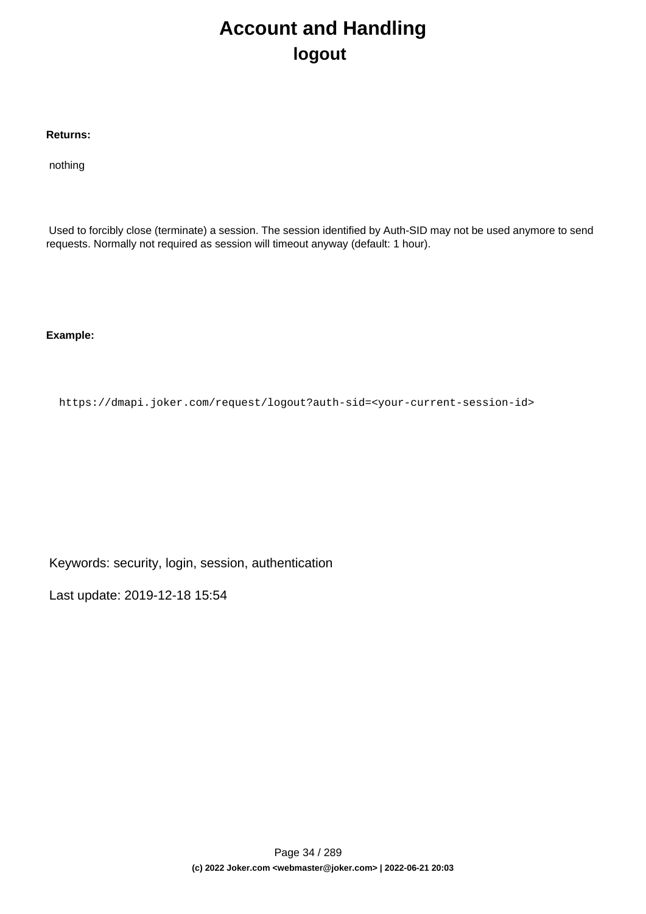# Account and Handling

## logout

**Returns:**

nothing

Used to forcibly close (terminate) a session. The session identified by Auth-SID may not be used anymore to send requests. Normally not required as session will timeout anyway (default: 1 hour).

**Example:**

```
https://dmapi.joker.com/request/logout?auth-sid=<your-current-session-id>
```

Keywords: security, login, session, authentication

Last update: 2019-12-18 15:54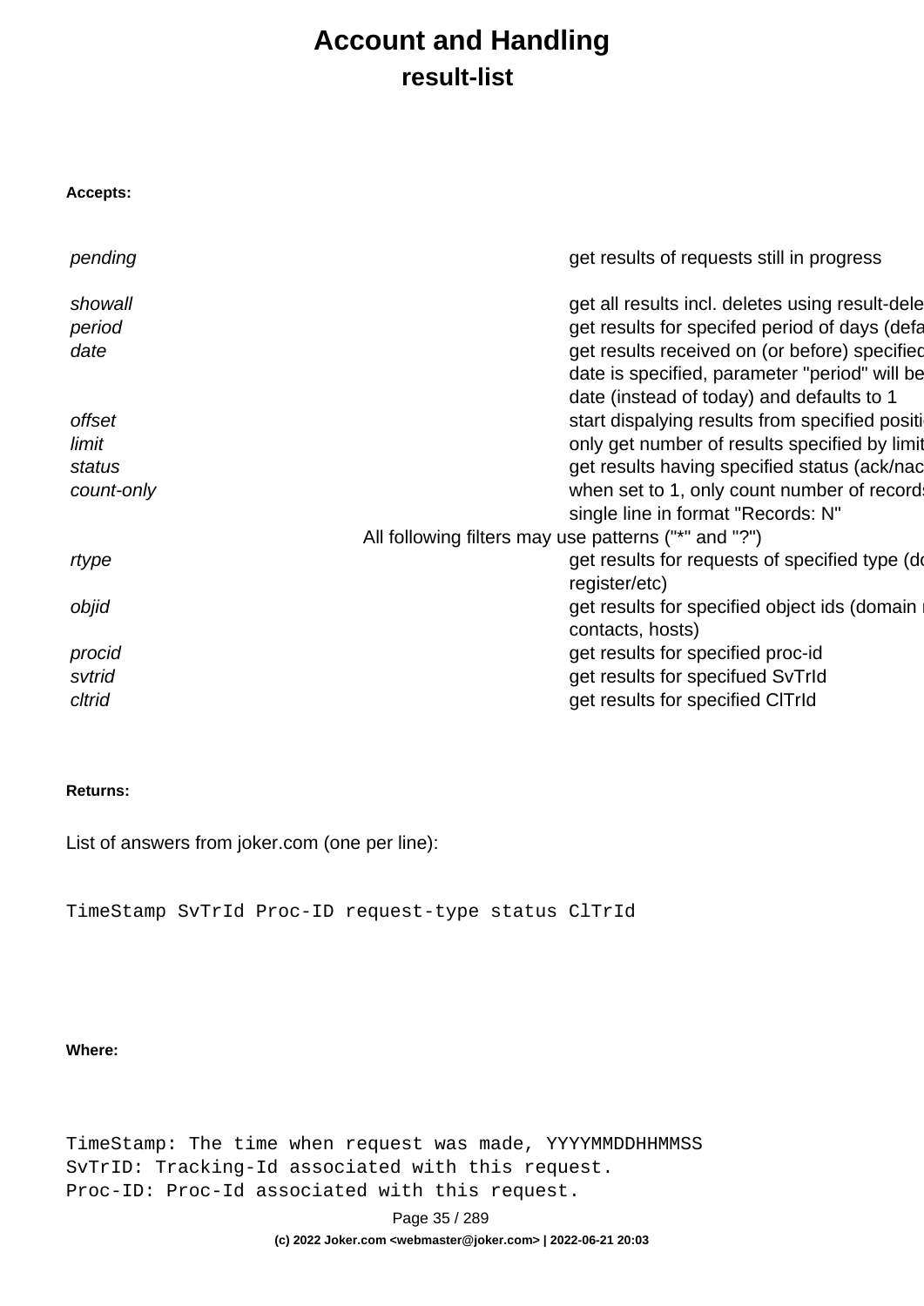# Account and Handling

## result-list

**Accepts:**

| | |
|---|---|
| *pending* | get results of requests still in progress |
| *showall* | get all results incl. deletes using result-dele |
| *period* | get results for specifed period of days (defa |
| *date* | get results received on (or before) specified date is specified, parameter "period" will be date (instead of today) and defaults to 1 |
| *offset* | start dispalying results from specified positi |
| *limit* | only get number of results specified by limit |
| *status* | get results having specified status (ack/nac |
| *count-only* | when set to 1, only count number of records single line in format "Records: N" |
| All following filters may use patterns ("*" and "?") | |
| *rtype* | get results for requests of specified type (do register/etc) |
| *objid* | get results for specified object ids (domain n contacts, hosts) |
| *procid* | get results for specified proc-id |
| *svtrid* | get results for specifued SvTrId |
| *cltrid* | get results for specified ClTrId |

**Returns:**

List of answers from joker.com (one per line):

```
TimeStamp SvTrId Proc-ID request-type status ClTrId
```

**Where:**

```
TimeStamp: The time when request was made, YYYYMMDDHHMMSS
SvTrID: Tracking-Id associated with this request.
Proc-ID: Proc-Id associated with this request.
```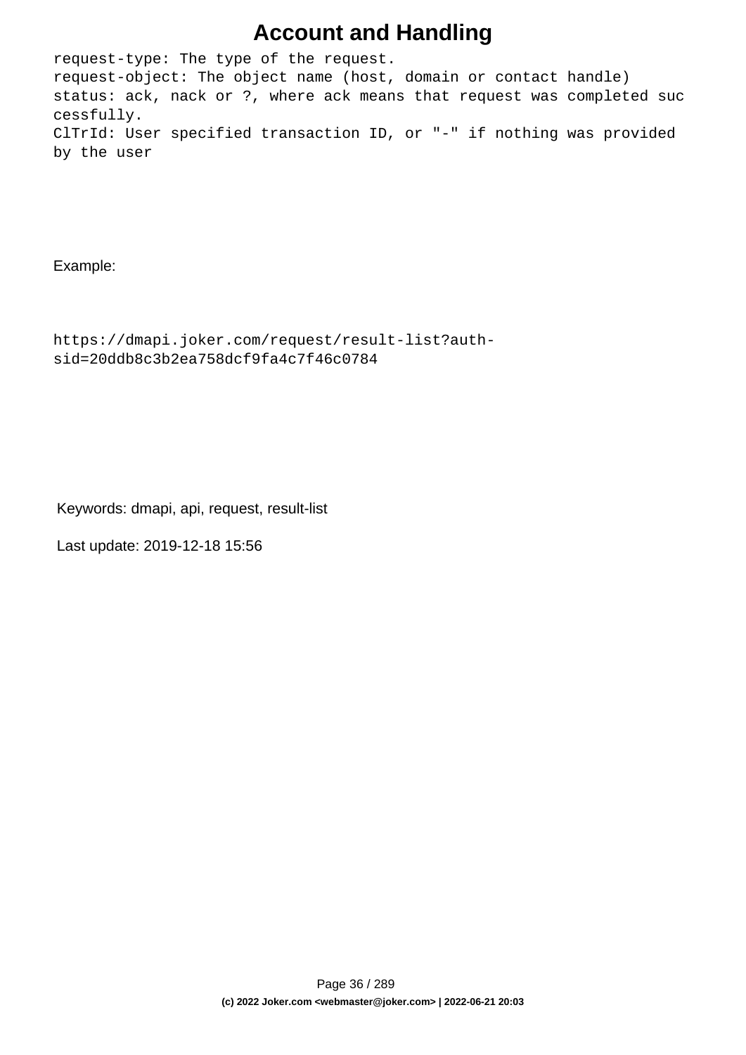```
request-type: The type of the request.
request-object: The object name (host, domain or contact handle)
status: ack, nack or ?, where ack means that request was completed suc
cessfully.
ClTrId: User specified transaction ID, or "-" if nothing was provided
by the user
```

Example:

```
https://dmapi.joker.com/request/result-list?auth-
sid=20ddb8c3b2ea758dcf9fa4c7f46c0784
```

Keywords: dmapi, api, request, result-list

Last update: 2019-12-18 15:56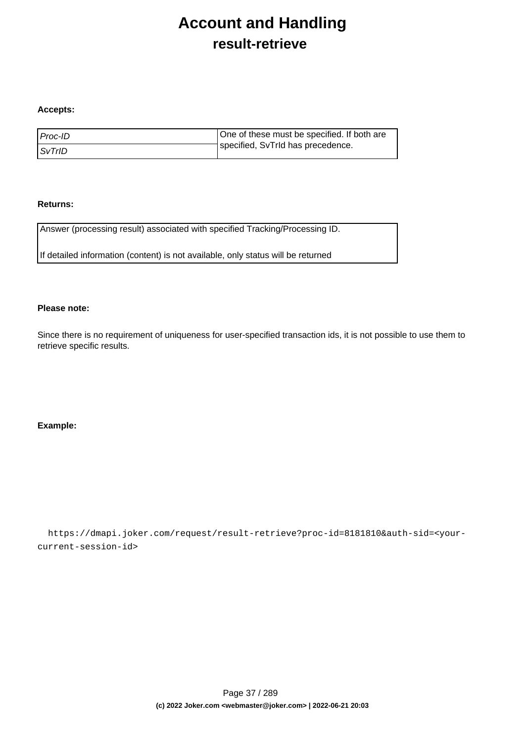# Account and Handling

## result-retrieve

**Accepts:**

| | |
|---|---|
| *Proc-ID* | One of these must be specified. If both are specified, SvTrId has precedence. |
| *SvTrID* | |

**Returns:**

| |
|---|
| Answer (processing result) associated with specified Tracking/Processing ID.<br><br>If detailed information (content) is not available, only status will be returned |

**Please note:**

Since there is no requirement of uniqueness for user-specified transaction ids, it is not possible to use them to retrieve specific results.

**Example:**

```
https://dmapi.joker.com/request/result-retrieve?proc-id=8181810&auth-sid=<your-current-session-id>
```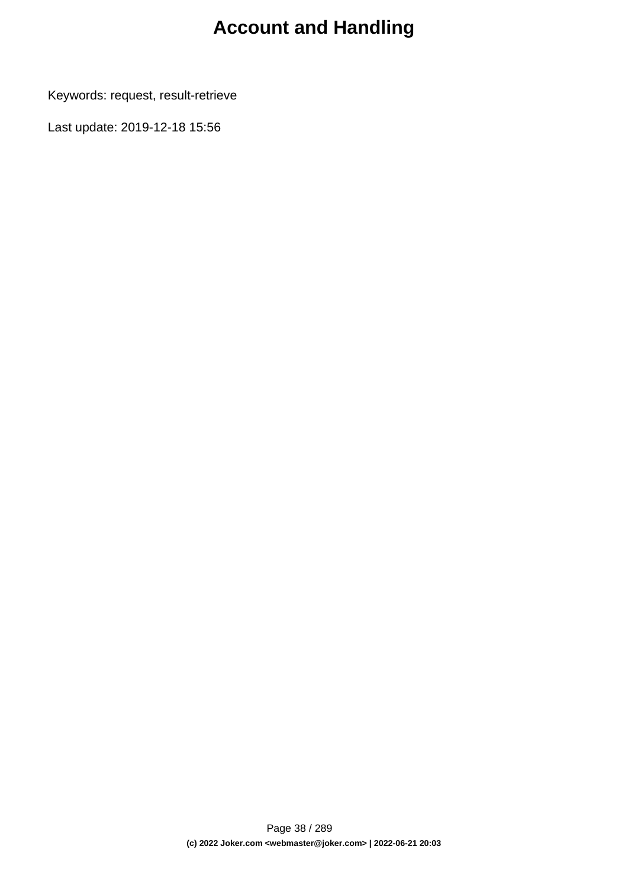# Account and Handling

Keywords: request, result-retrieve

Last update: 2019-12-18 15:56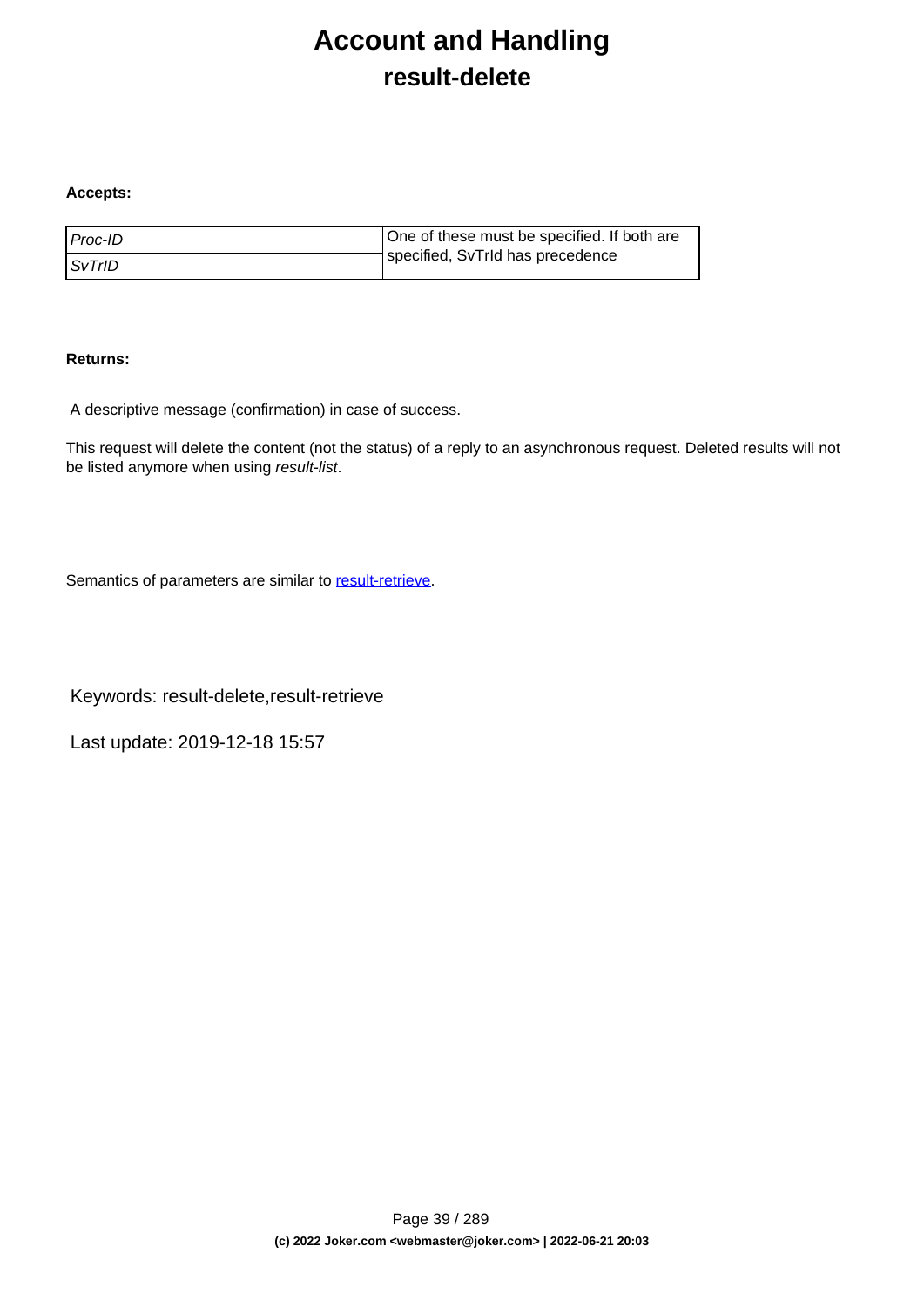# Account and Handling

## result-delete

**Accepts:**

| | |
|---|---|
| *Proc-ID* | One of these must be specified. If both are specified, SvTrId has precedence |
| *SvTrID* | |

**Returns:**

A descriptive message (confirmation) in case of success.

This request will delete the content (not the status) of a reply to an asynchronous request. Deleted results will not be listed anymore when using *result-list*.

Semantics of parameters are similar to result-retrieve.

Keywords: result-delete,result-retrieve

Last update: 2019-12-18 15:57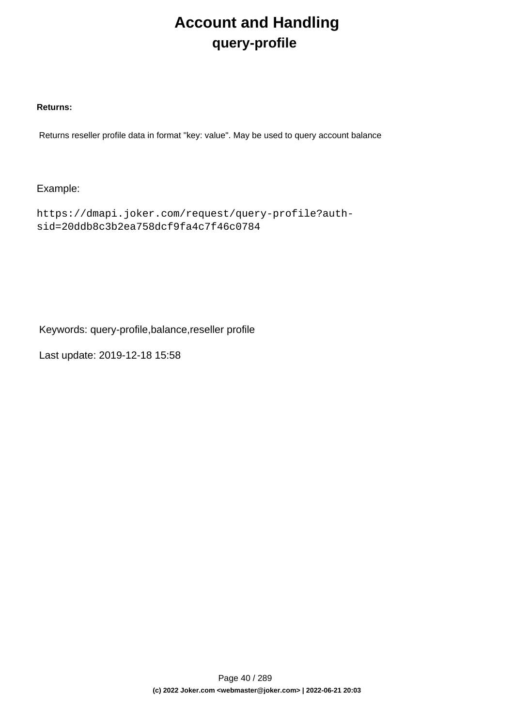# Account and Handling

## query-profile

**Returns:**

Returns reseller profile data in format "key: value". May be used to query account balance

Example:

```
https://dmapi.joker.com/request/query-profile?auth-sid=20ddb8c3b2ea758dcf9fa4c7f46c0784
```

Keywords: query-profile,balance,reseller profile

Last update: 2019-12-18 15:58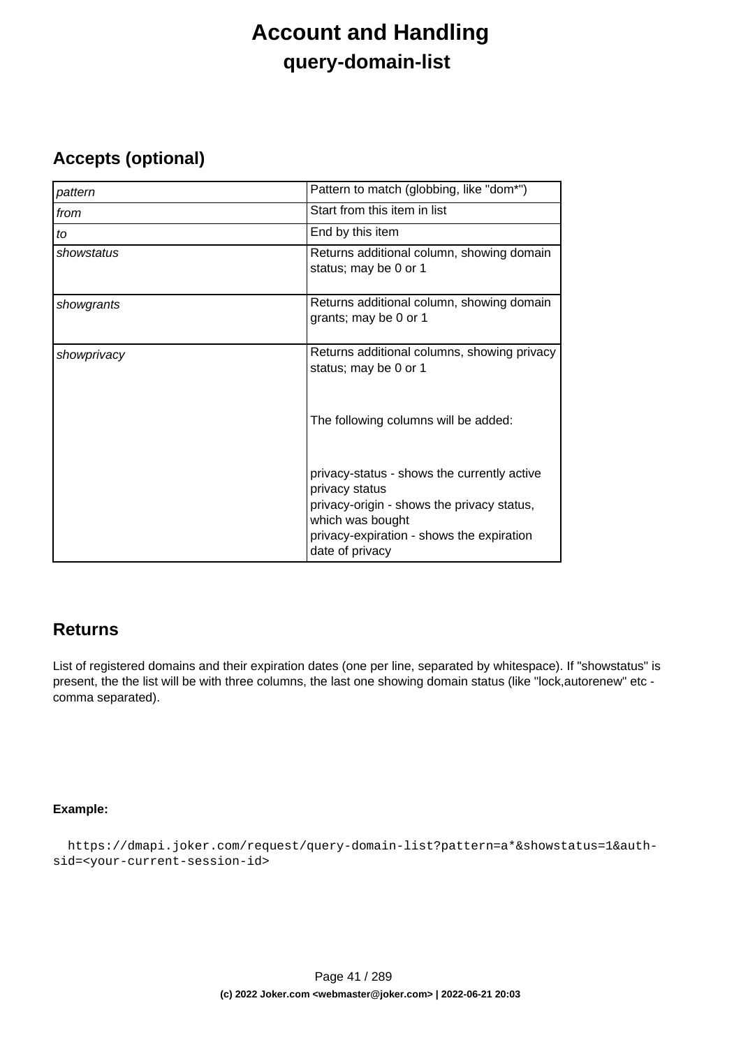# Account and Handling

## query-domain-list

### Accepts (optional)

| | |
|---|---|
| *pattern* | Pattern to match (globbing, like "dom*") |
| *from* | Start from this item in list |
| *to* | End by this item |
| *showstatus* | Returns additional column, showing domain status; may be 0 or 1 |
| *showgrants* | Returns additional column, showing domain grants; may be 0 or 1 |
| *showprivacy* | Returns additional columns, showing privacy status; may be 0 or 1<br><br>The following columns will be added:<br><br>privacy-status - shows the currently active privacy status<br>privacy-origin - shows the privacy status, which was bought<br>privacy-expiration - shows the expiration date of privacy |

### Returns

List of registered domains and their expiration dates (one per line, separated by whitespace). If "showstatus" is present, the the list will be with three columns, the last one showing domain status (like "lock,autorenew" etc - comma separated).

**Example:**

```
https://dmapi.joker.com/request/query-domain-list?pattern=a*&showstatus=1&auth-sid=<your-current-session-id>
```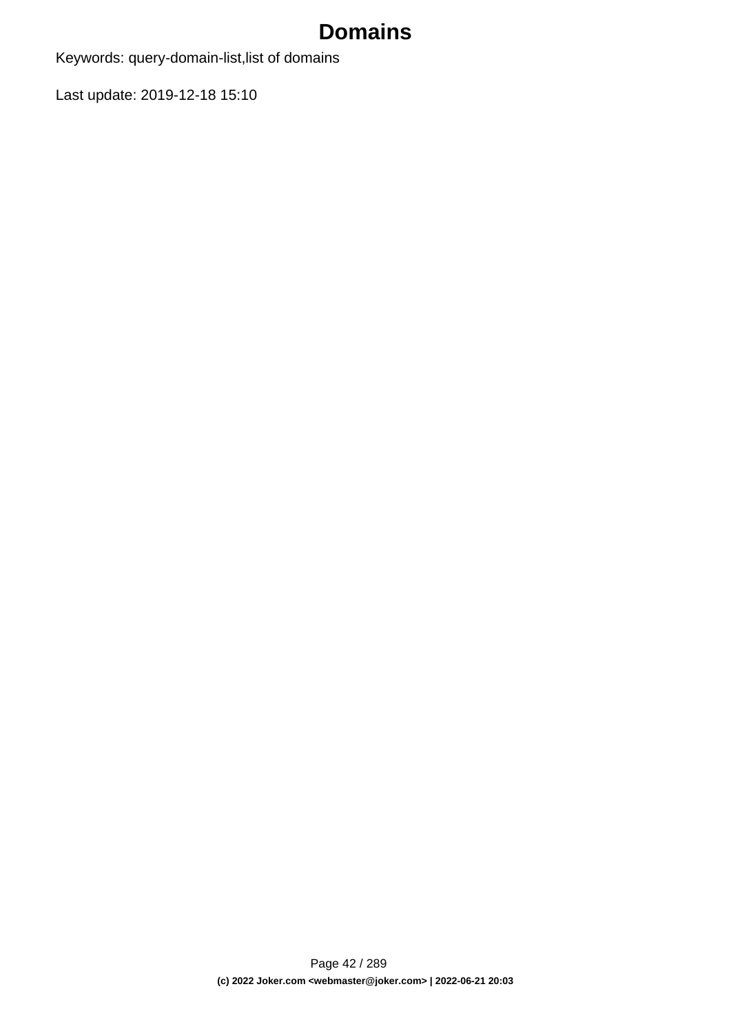# Domains

Keywords: query-domain-list,list of domains

Last update: 2019-12-18 15:10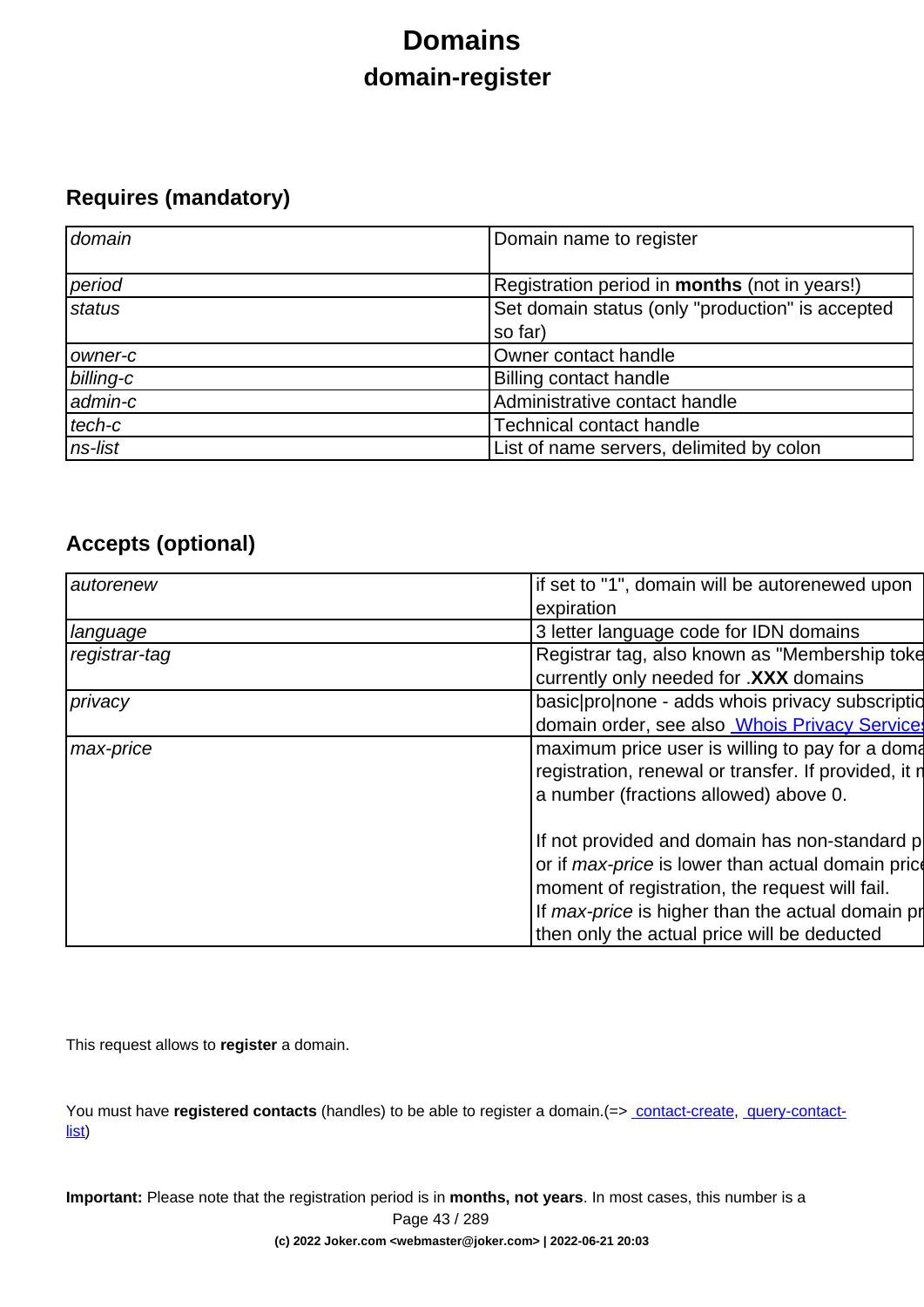# Domains

## domain-register

### Requires (mandatory)

| | |
|---|---|
| *domain* | Domain name to register |
| *period* | Registration period in **months** (not in years!) |
| *status* | Set domain status (only "production" is accepted so far) |
| *owner-c* | Owner contact handle |
| *billing-c* | Billing contact handle |
| *admin-c* | Administrative contact handle |
| *tech-c* | Technical contact handle |
| *ns-list* | List of name servers, delimited by colon |

### Accepts (optional)

| | |
|---|---|
| *autorenew* | if set to "1", domain will be autorenewed upon expiration |
| *language* | 3 letter language code for IDN domains |
| *registrar-tag* | Registrar tag, also known as "Membership toke currently only needed for .**XXX** domains |
| *privacy* | basic\|pro\|none - adds whois privacy subscriptio domain order, see also [Whois Privacy Services](#) |
| *max-price* | maximum price user is willing to pay for a doma registration, renewal or transfer. If provided, it n a number (fractions allowed) above 0.<br><br>If not provided and domain has non-standard p or if *max-price* is lower than actual domain price moment of registration, the request will fail.<br>If *max-price* is higher than the actual domain pr then only the actual price will be deducted |

This request allows to **register** a domain.

You must have **registered contacts** (handles) to be able to register a domain.(=> [contact-create](#), [query-contact-list](#))

**Important:** Please note that the registration period is in **months, not years**. In most cases, this number is a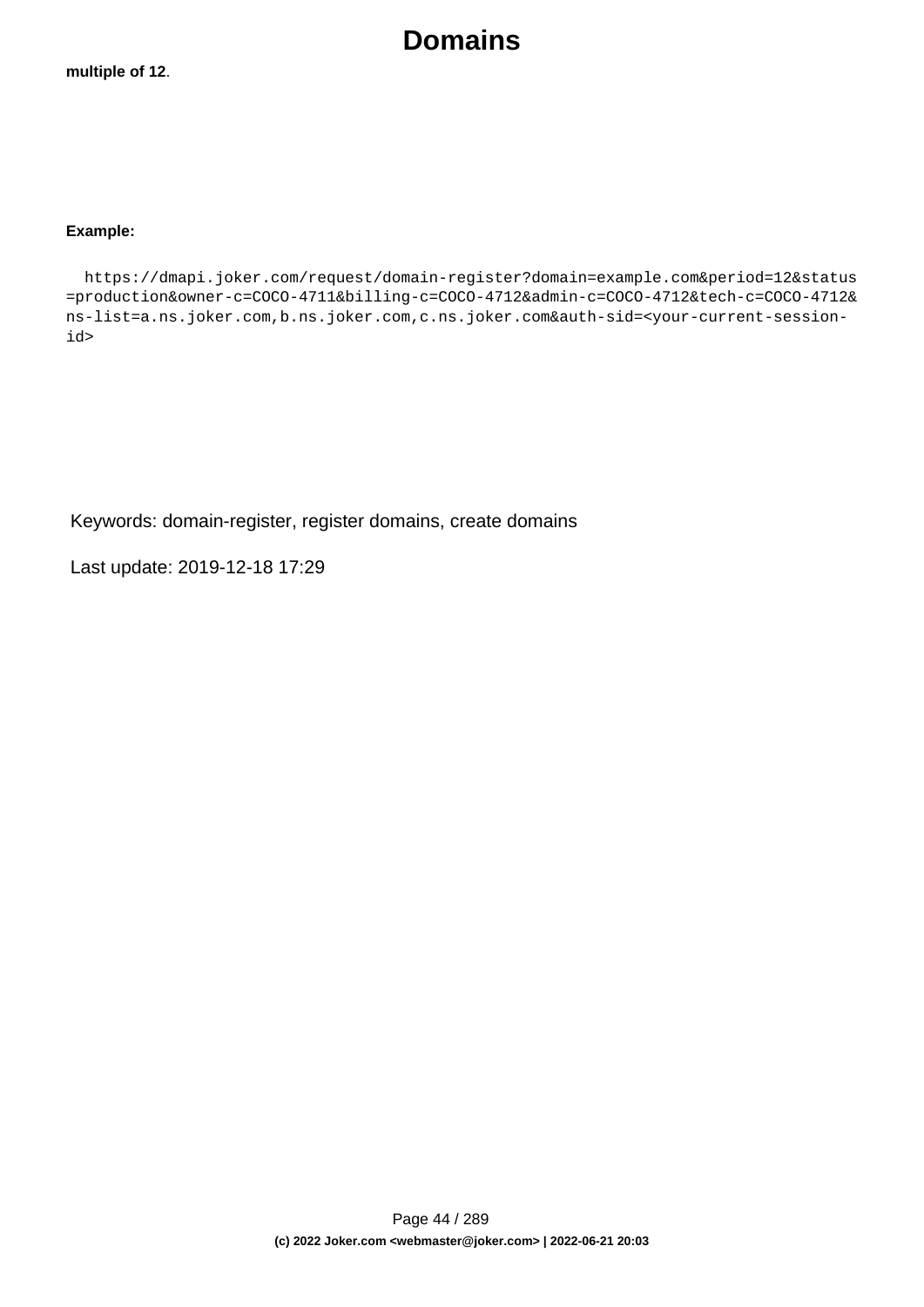**multiple of 12**.

**Example:**

```
  https://dmapi.joker.com/request/domain-register?domain=example.com&period=12&status
=production&owner-c=COCO-4711&billing-c=COCO-4712&admin-c=COCO-4712&tech-c=COCO-4712&
ns-list=a.ns.joker.com,b.ns.joker.com,c.ns.joker.com&auth-sid=<your-current-session-
id>
```

Keywords: domain-register, register domains, create domains

Last update: 2019-12-18 17:29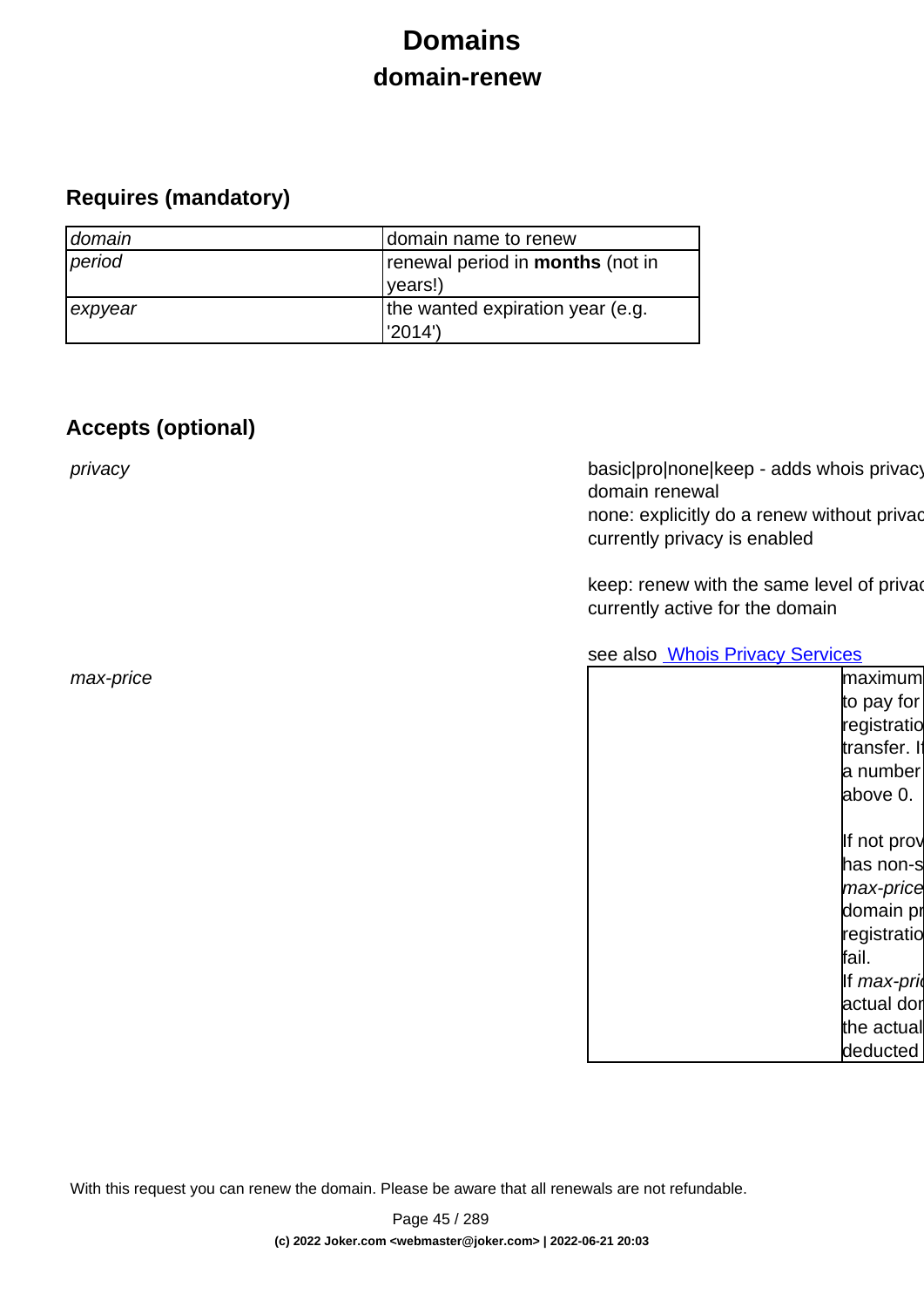# Domains

## domain-renew

### Requires (mandatory)

| | |
|---|---|
| *domain* | domain name to renew |
| *period* | renewal period in **months** (not in years!) |
| *expyear* | the wanted expiration year (e.g. '2014') |

### Accepts (optional)

| | |
|---|---|
| *privacy* | basic\|pro\|none\|keep - adds whois privacy domain renewal<br>none: explicitly do a renew without privac currently privacy is enabled<br><br>keep: renew with the same level of privac currently active for the domain<br><br>see also [Whois Privacy Services] |
| *max-price* | maximum to pay for registratio transfer. I a number above 0.<br><br>If not prov has non-s *max-price* domain pr registratio fail.<br>If *max-pri* actual dor the actual deducted |

With this request you can renew the domain. Please be aware that all renewals are not refundable.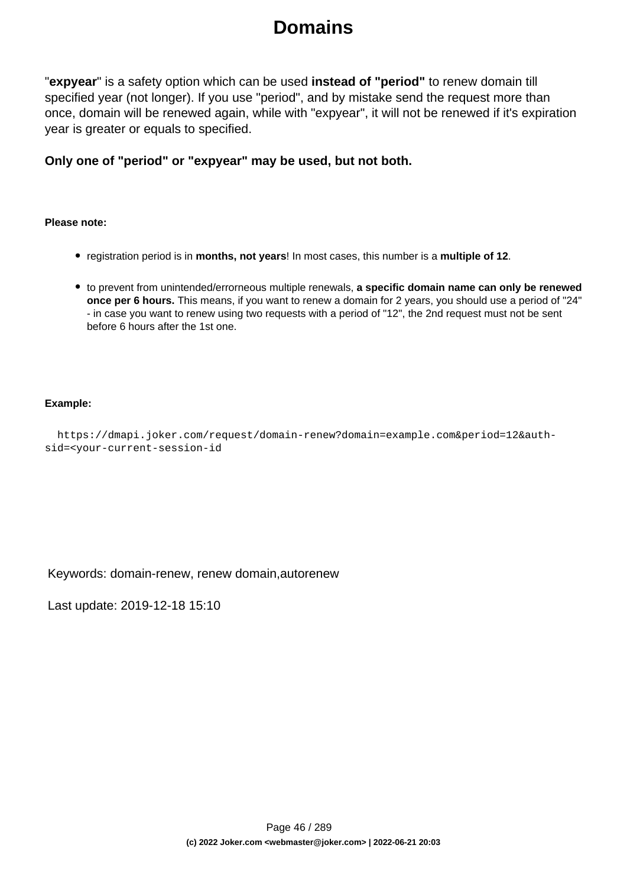"**expyear**" is a safety option which can be used **instead of "period"** to renew domain till specified year (not longer). If you use "period", and by mistake send the request more than once, domain will be renewed again, while with "expyear", it will not be renewed if it's expiration year is greater or equals to specified.

**Only one of "period" or "expyear" may be used, but not both.**

**Please note:**

- registration period is in **months, not years**! In most cases, this number is a **multiple of 12**.
- to prevent from unintended/errorneous multiple renewals, **a specific domain name can only be renewed once per 6 hours.** This means, if you want to renew a domain for 2 years, you should use a period of "24" - in case you want to renew using two requests with a period of "12", the 2nd request must not be sent before 6 hours after the 1st one.

**Example:**

```
https://dmapi.joker.com/request/domain-renew?domain=example.com&period=12&auth-sid=<your-current-session-id
```

Keywords: domain-renew, renew domain,autorenew

Last update: 2019-12-18 15:10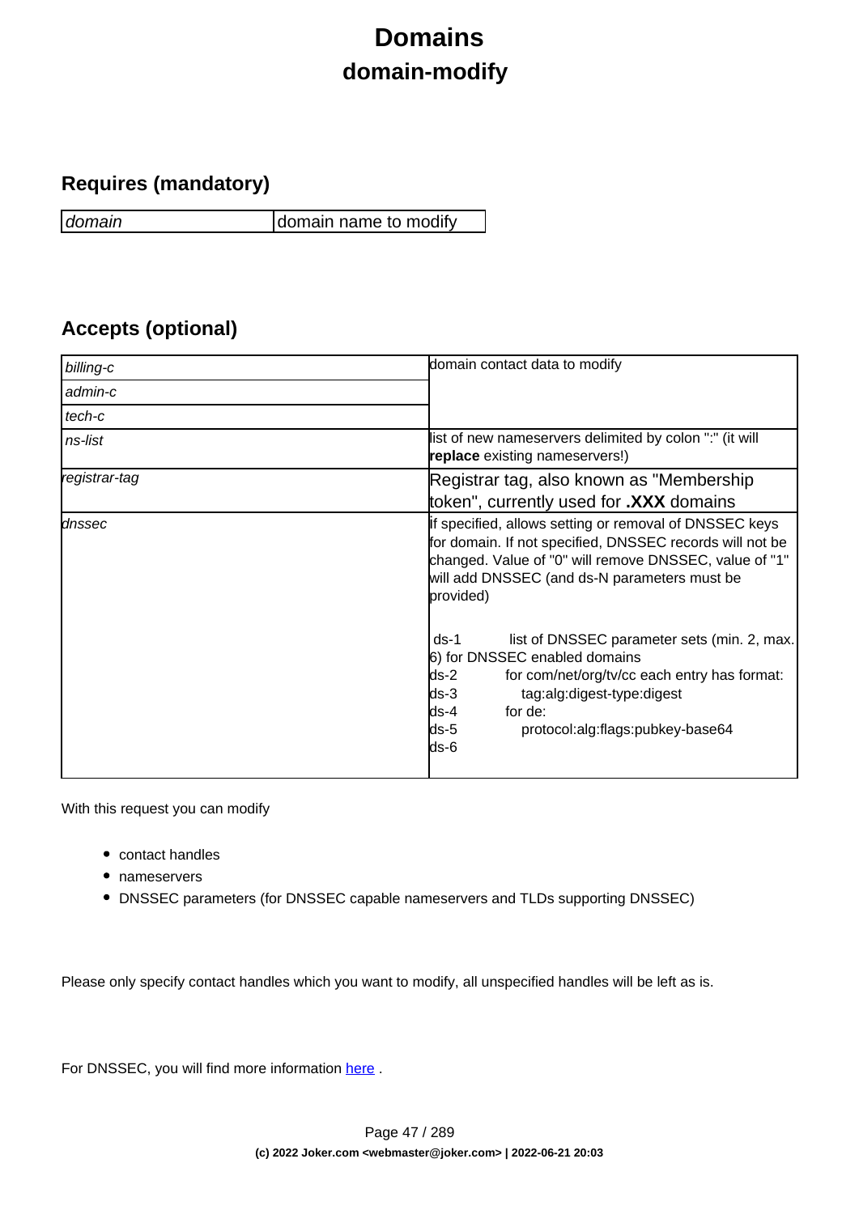# Domains

## domain-modify

### Requires (mandatory)

| | |
|---|---|
| *domain* | domain name to modify |

### Accepts (optional)

| | |
|---|---|
| *billing-c* | domain contact data to modify |
| *admin-c* | |
| *tech-c* | |
| *ns-list* | list of new nameservers delimited by colon ":" (it will **replace** existing nameservers!) |
| *registrar-tag* | Registrar tag, also known as "Membership token", currently used for **.XXX** domains |
| *dnssec* | If specified, allows setting or removal of DNSSEC keys for domain. If not specified, DNSSEC records will not be changed. Value of "0" will remove DNSSEC, value of "1" will add DNSSEC (and ds-N parameters must be provided)<br><br>ds-1 list of DNSSEC parameter sets (min. 2, max. 6) for DNSSEC enabled domains<br>ds-2 for com/net/org/tv/cc each entry has format:<br>ds-3 tag:alg:digest-type:digest<br>ds-4 for de:<br>ds-5 protocol:alg:flags:pubkey-base64<br>ds-6 |

With this request you can modify

- contact handles
- nameservers
- DNSSEC parameters (for DNSSEC capable nameservers and TLDs supporting DNSSEC)

Please only specify contact handles which you want to modify, all unspecified handles will be left as is.

For DNSSEC, you will find more information here .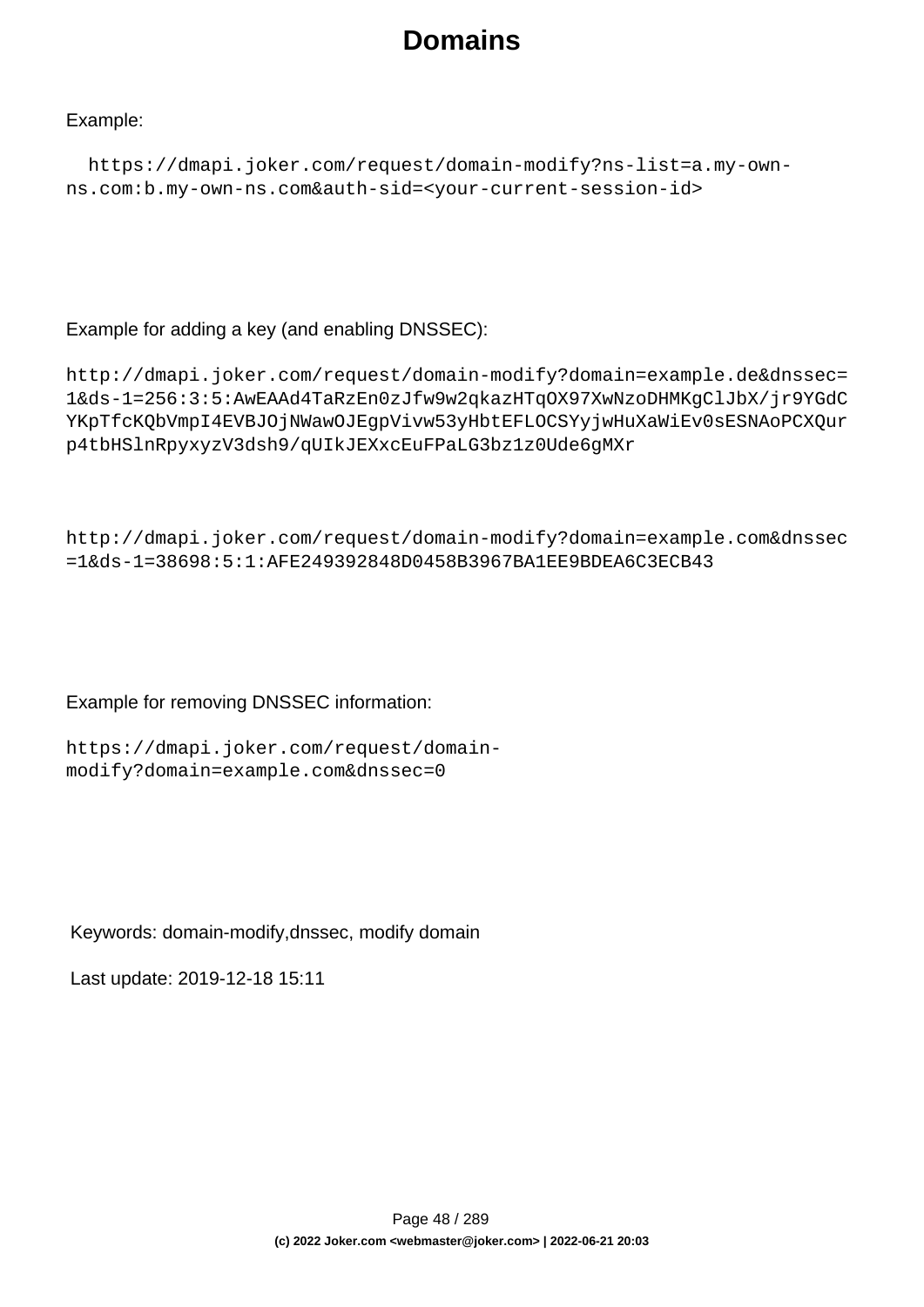Example:

```
https://dmapi.joker.com/request/domain-modify?ns-list=a.my-own-ns.com:b.my-own-ns.com&auth-sid=<your-current-session-id>
```

Example for adding a key (and enabling DNSSEC):

```
http://dmapi.joker.com/request/domain-modify?domain=example.de&dnssec=1&ds-1=256:3:5:AwEAAd4TaRzEn0zJfw9w2qkazHTqOX97XwNzoDHMKgClJbX/jr9YGdCYKpTfcKQbVmpI4EVBJOjNWawOJEgpVivw53yHbtEFLOCSYyjwHuXaWiEv0sESNAoPCXQurp4tbHSlnRpyxyzV3dsh9/qUIkJEXxcEuFPaLG3bz1z0Ude6gMXr
```

```
http://dmapi.joker.com/request/domain-modify?domain=example.com&dnssec=1&ds-1=38698:5:1:AFE249392848D0458B3967BA1EE9BDEA6C3ECB43
```

Example for removing DNSSEC information:

```
https://dmapi.joker.com/request/domain-modify?domain=example.com&dnssec=0
```

Keywords: domain-modify,dnssec, modify domain

Last update: 2019-12-18 15:11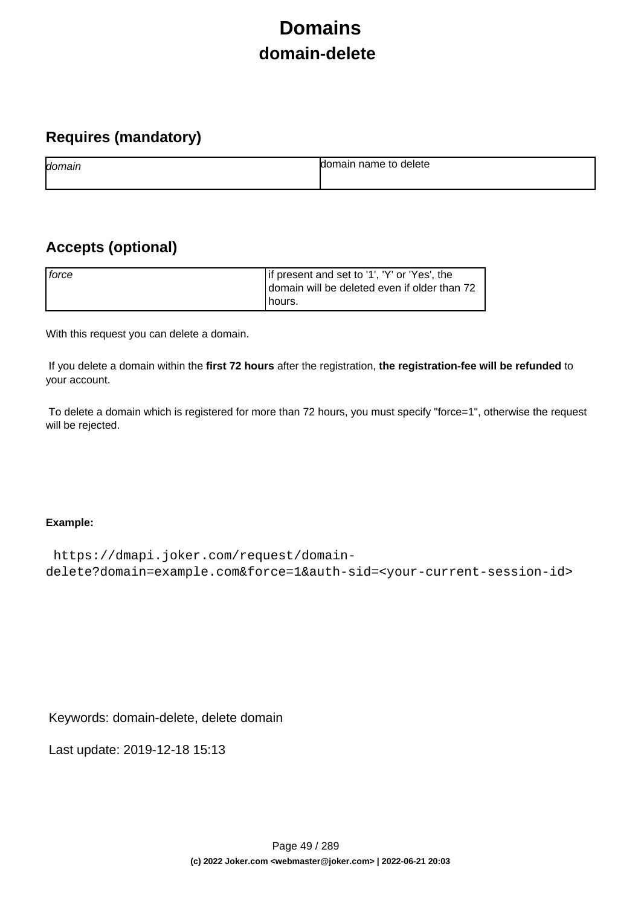# Domains

## domain-delete

### Requires (mandatory)

| | |
|---|---|
| *domain* | domain name to delete |

### Accepts (optional)

| | |
|---|---|
| *force* | if present and set to '1', 'Y' or 'Yes', the domain will be deleted even if older than 72 hours. |

With this request you can delete a domain.

If you delete a domain within the **first 72 hours** after the registration, **the registration-fee will be refunded** to your account.

To delete a domain which is registered for more than 72 hours, you must specify "force=1", otherwise the request will be rejected.

**Example:**

```
 https://dmapi.joker.com/request/domain-delete?domain=example.com&force=1&auth-sid=<your-current-session-id>
```

Keywords: domain-delete, delete domain

Last update: 2019-12-18 15:13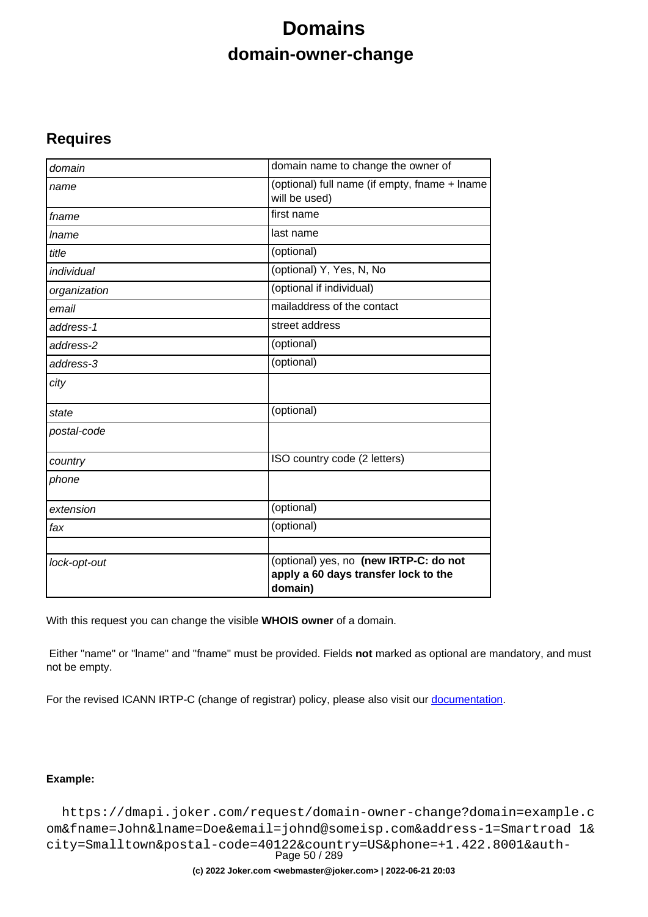# Domains

## domain-owner-change

### Requires

| | |
|---|---|
| *domain* | domain name to change the owner of |
| *name* | (optional) full name (if empty, fname + lname will be used) |
| *fname* | first name |
| *lname* | last name |
| *title* | (optional) |
| *individual* | (optional) Y, Yes, N, No |
| *organization* | (optional if individual) |
| *email* | mailaddress of the contact |
| *address-1* | street address |
| *address-2* | (optional) |
| *address-3* | (optional) |
| *city* | |
| *state* | (optional) |
| *postal-code* | |
| *country* | ISO country code (2 letters) |
| *phone* | |
| *extension* | (optional) |
| *fax* | (optional) |
| | |
| *lock-opt-out* | (optional) yes, no **(new IRTP-C: do not apply a 60 days transfer lock to the domain)** |

With this request you can change the visible **WHOIS owner** of a domain.

Either "name" or "lname" and "fname" must be provided. Fields **not** marked as optional are mandatory, and must not be empty.

For the revised ICANN IRTP-C (change of registrar) policy, please also visit our [documentation](documentation).

**Example:**

```
https://dmapi.joker.com/request/domain-owner-change?domain=example.com&fname=John&lname=Doe&email=johnd@someisp.com&address-1=Smartroad 1&city=Smalltown&postal-code=40122&country=US&phone=+1.422.8001&auth-
```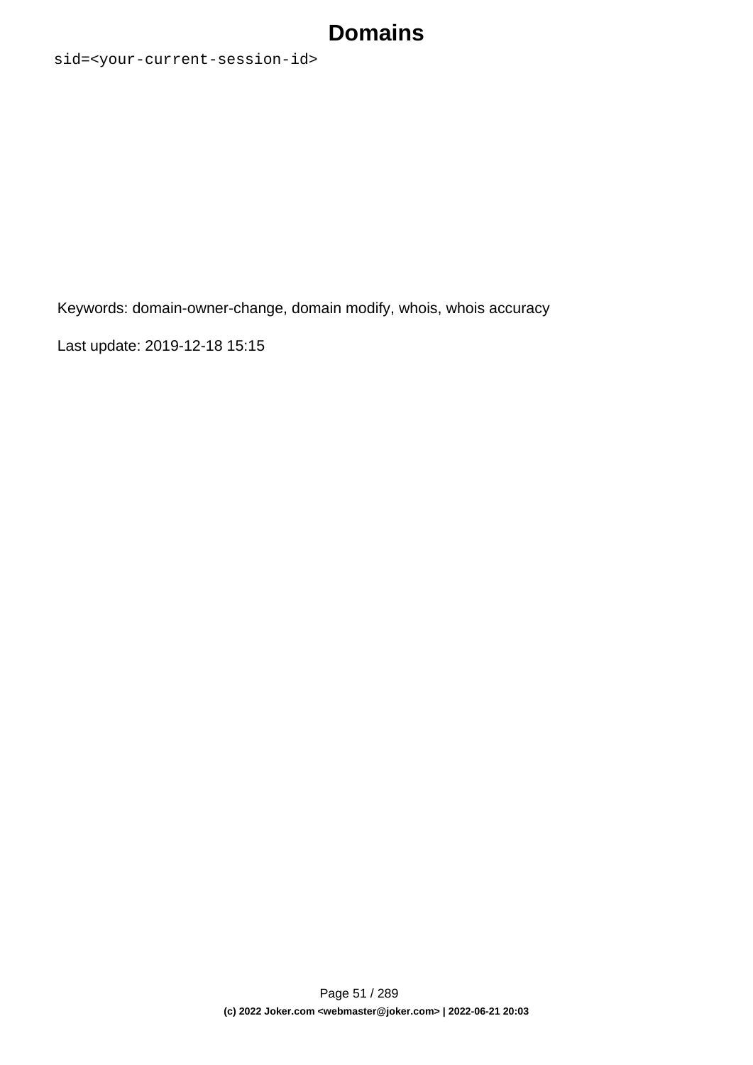```
sid=<your-current-session-id>
```

Keywords: domain-owner-change, domain modify, whois, whois accuracy

Last update: 2019-12-18 15:15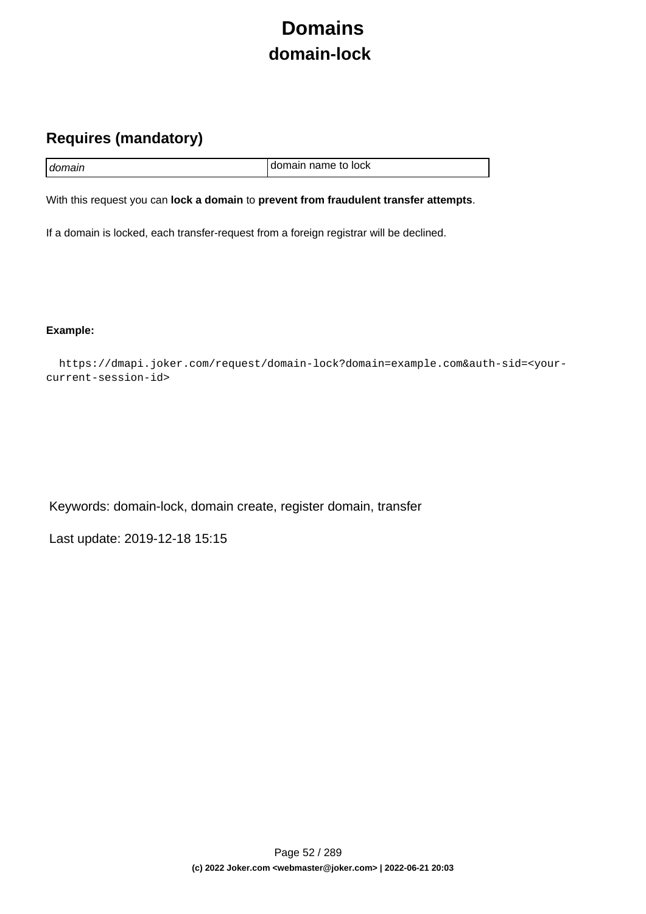# Domains

## domain-lock

### Requires (mandatory)

| *domain* | domain name to lock |
|---|---|

With this request you can **lock a domain** to **prevent from fraudulent transfer attempts**.

If a domain is locked, each transfer-request from a foreign registrar will be declined.

**Example:**

```
https://dmapi.joker.com/request/domain-lock?domain=example.com&auth-sid=<your-current-session-id>
```

Keywords: domain-lock, domain create, register domain, transfer

Last update: 2019-12-18 15:15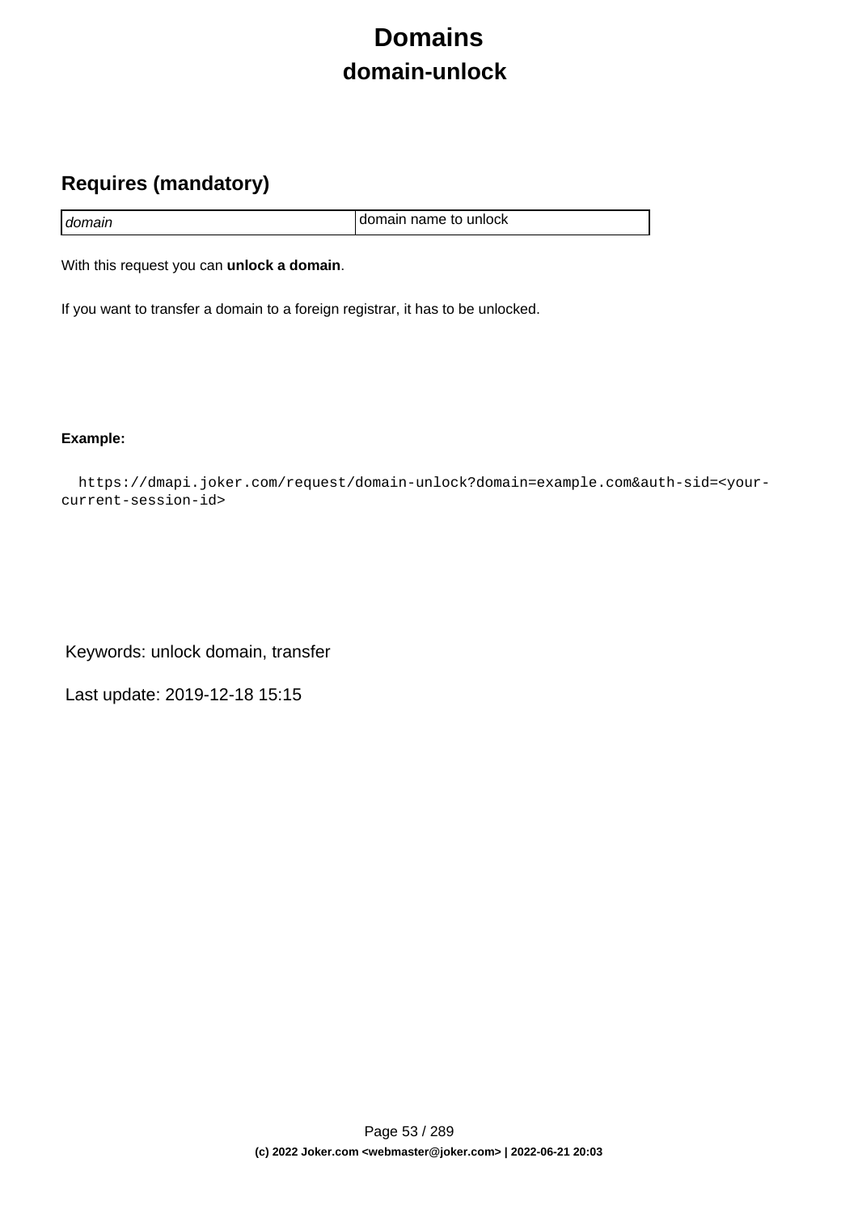# Domains

## domain-unlock

### Requires (mandatory)

| | |
|---|---|
| *domain* | domain name to unlock |

With this request you can **unlock a domain**.

If you want to transfer a domain to a foreign registrar, it has to be unlocked.

**Example:**

```
  https://dmapi.joker.com/request/domain-unlock?domain=example.com&auth-sid=<your-current-session-id>
```

Keywords: unlock domain, transfer

Last update: 2019-12-18 15:15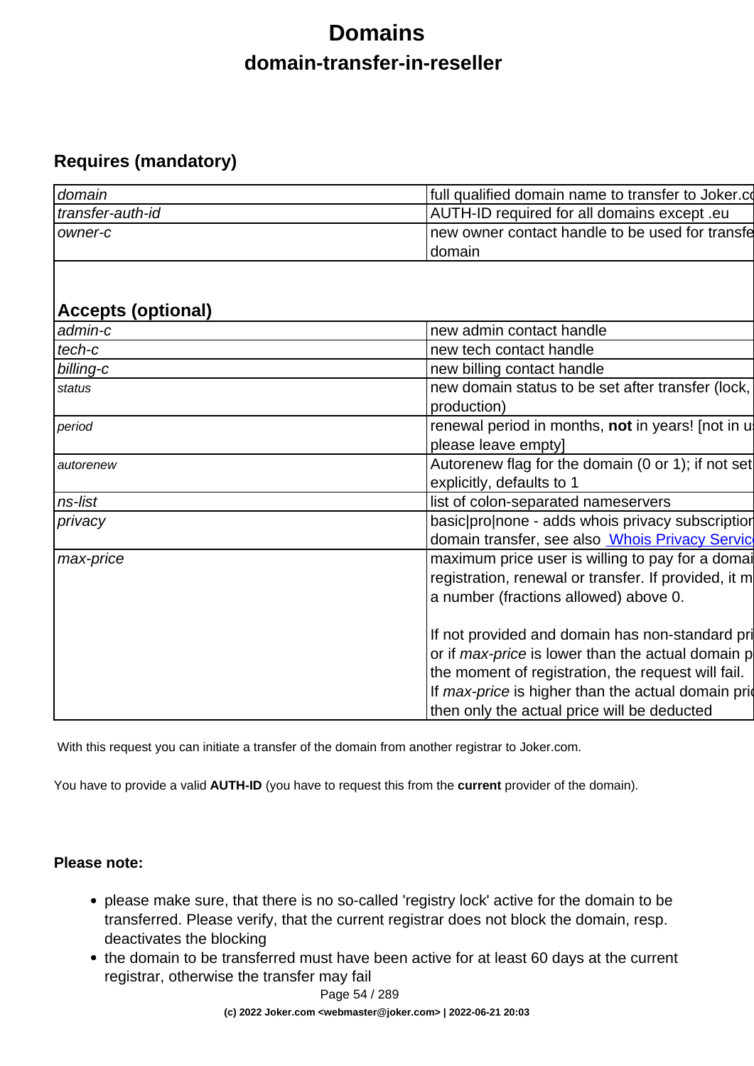# Domains

## domain-transfer-in-reseller

### Requires (mandatory)

| | |
|---|---|
| *domain* | full qualified domain name to transfer to Joker.co |
| *transfer-auth-id* | AUTH-ID required for all domains except .eu |
| *owner-c* | new owner contact handle to be used for transfe domain |

### Accepts (optional)

| | |
|---|---|
| *admin-c* | new admin contact handle |
| *tech-c* | new tech contact handle |
| *billing-c* | new billing contact handle |
| *status* | new domain status to be set after transfer (lock, production) |
| *period* | renewal period in months, **not** in years! [not in u please leave empty] |
| *autorenew* | Autorenew flag for the domain (0 or 1); if not set explicitly, defaults to 1 |
| *ns-list* | list of colon-separated nameservers |
| *privacy* | basic\|pro\|none - adds whois privacy subscription domain transfer, see also Whois Privacy Servic |
| *max-price* | maximum price user is willing to pay for a domai registration, renewal or transfer. If provided, it m a number (fractions allowed) above 0.<br><br>If not provided and domain has non-standard pri or if *max-price* is lower than the actual domain p the moment of registration, the request will fail. If *max-price* is higher than the actual domain pric then only the actual price will be deducted |

With this request you can initiate a transfer of the domain from another registrar to Joker.com.

You have to provide a valid **AUTH-ID** (you have to request this from the **current** provider of the domain).

**Please note:**

- please make sure, that there is no so-called 'registry lock' active for the domain to be transferred. Please verify, that the current registrar does not block the domain, resp. deactivates the blocking
- the domain to be transferred must have been active for at least 60 days at the current registrar, otherwise the transfer may fail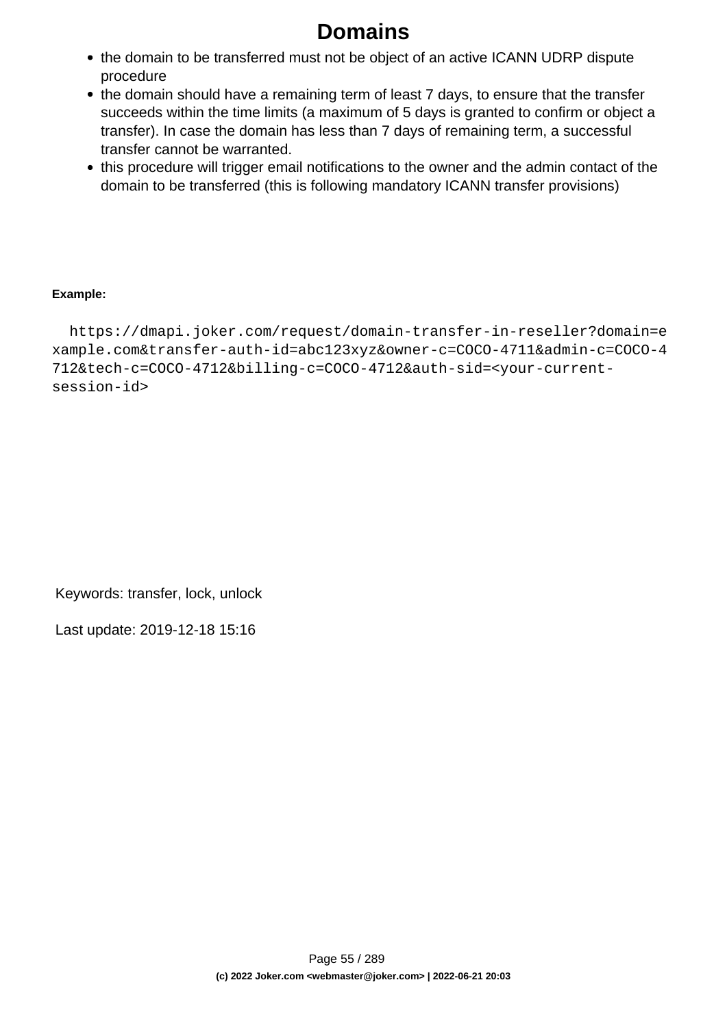- the domain to be transferred must not be object of an active ICANN UDRP dispute procedure
- the domain should have a remaining term of least 7 days, to ensure that the transfer succeeds within the time limits (a maximum of 5 days is granted to confirm or object a transfer). In case the domain has less than 7 days of remaining term, a successful transfer cannot be warranted.
- this procedure will trigger email notifications to the owner and the admin contact of the domain to be transferred (this is following mandatory ICANN transfer provisions)

**Example:**

```
https://dmapi.joker.com/request/domain-transfer-in-reseller?domain=example.com&transfer-auth-id=abc123xyz&owner-c=COCO-4711&admin-c=COCO-4712&tech-c=COCO-4712&billing-c=COCO-4712&auth-sid=<your-current-session-id>
```

Keywords: transfer, lock, unlock

Last update: 2019-12-18 15:16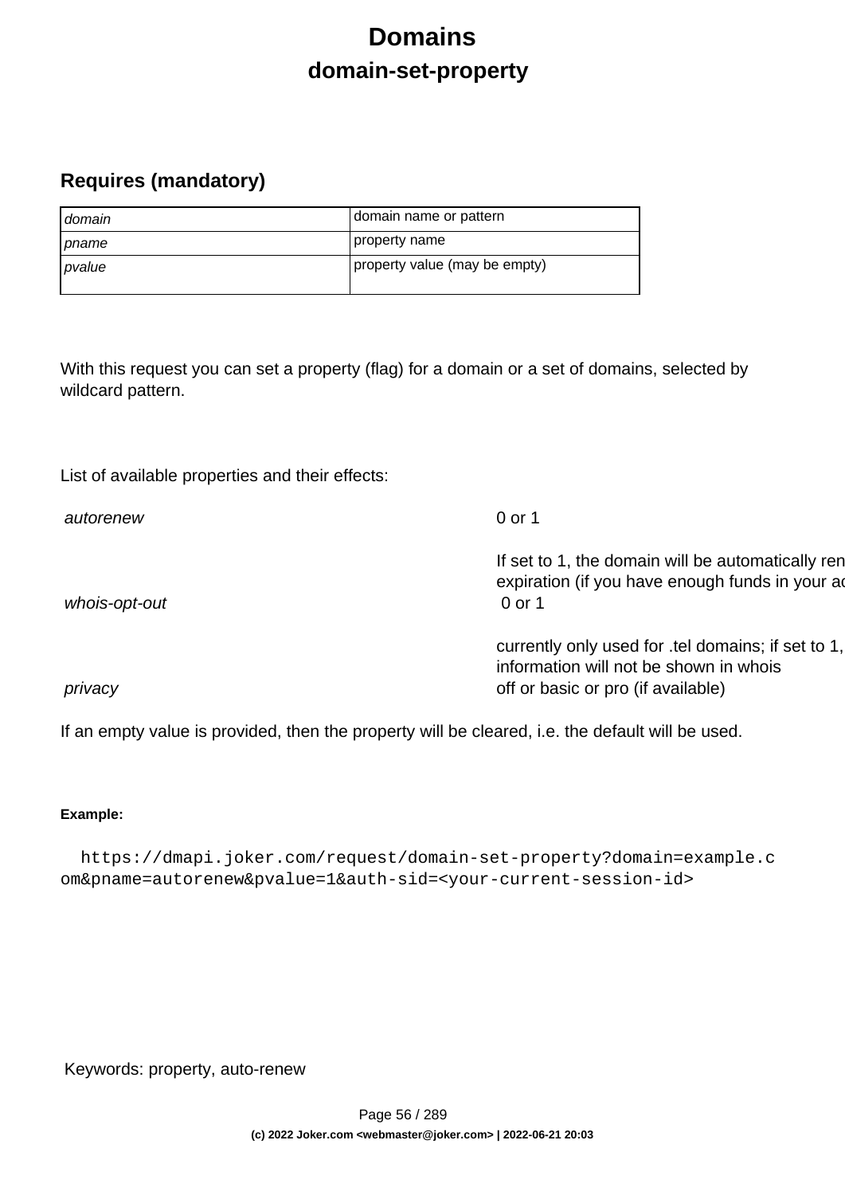# Domains

## domain-set-property

### Requires (mandatory)

| | |
|---|---|
| *domain* | domain name or pattern |
| *pname* | property name |
| *pvalue* | property value (may be empty) |

With this request you can set a property (flag) for a domain or a set of domains, selected by wildcard pattern.

List of available properties and their effects:

| | |
|---|---|
| *autorenew* | 0 or 1<br><br>If set to 1, the domain will be automatically ren expiration (if you have enough funds in your ac |
| *whois-opt-out* | 0 or 1<br><br>currently only used for .tel domains; if set to 1, information will not be shown in whois |
| *privacy* | off or basic or pro (if available) |

If an empty value is provided, then the property will be cleared, i.e. the default will be used.

**Example:**

```
https://dmapi.joker.com/request/domain-set-property?domain=example.c
om&pname=autorenew&pvalue=1&auth-sid=<your-current-session-id>
```

Keywords: property, auto-renew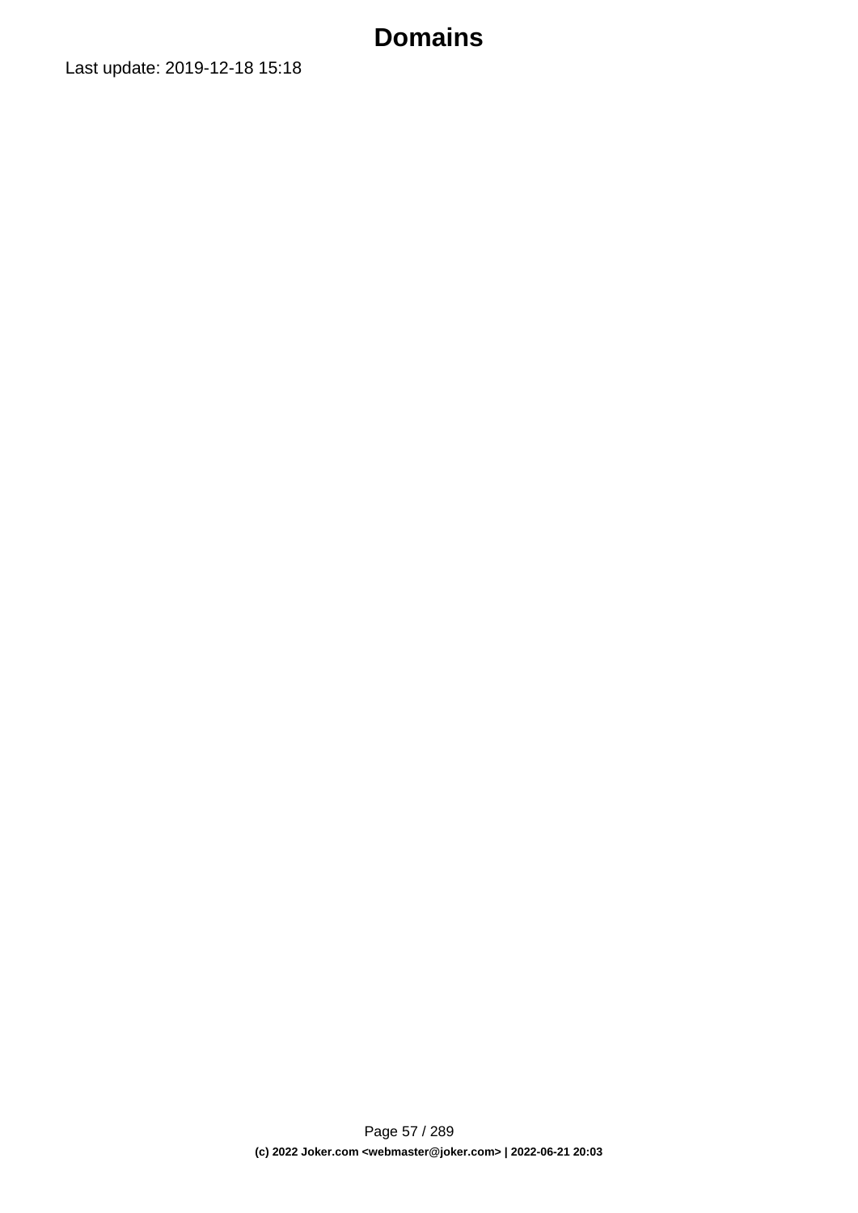# Domains

Last update: 2019-12-18 15:18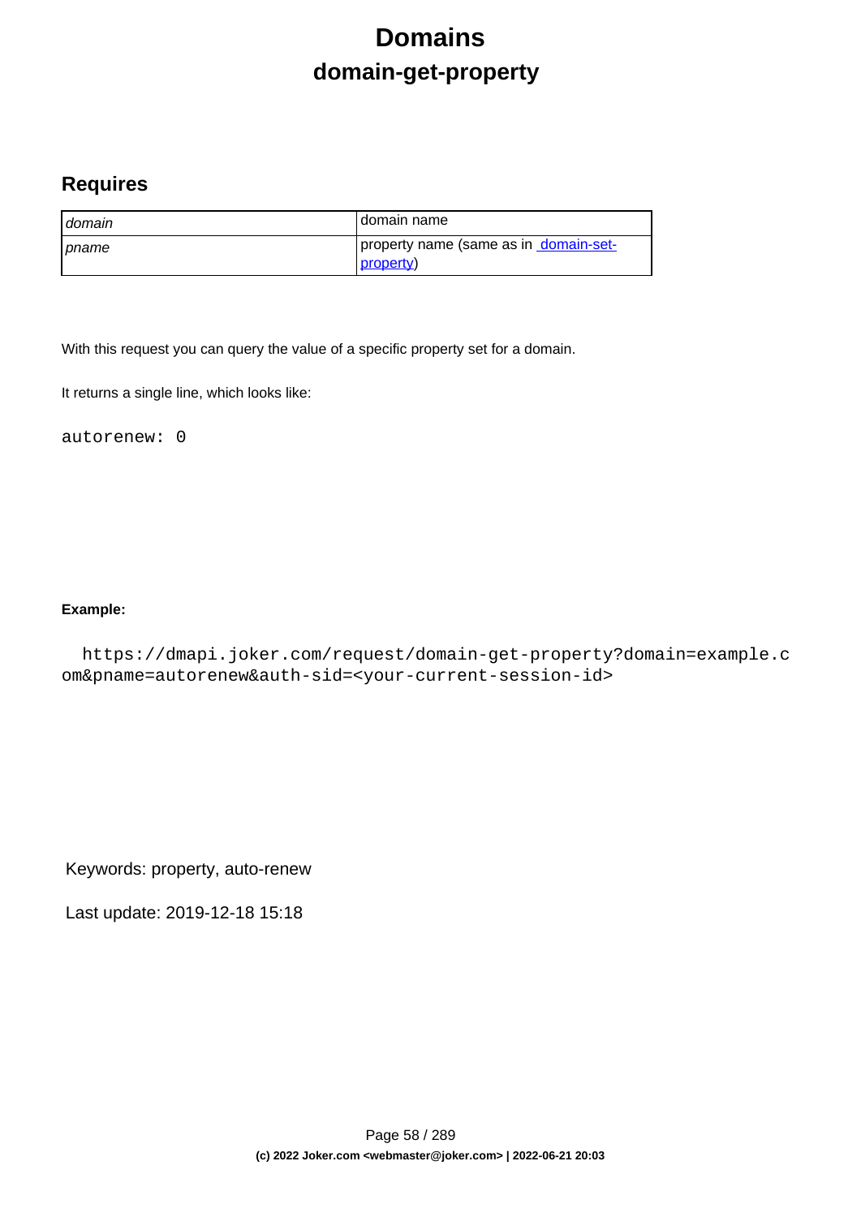# Domains

## domain-get-property

### Requires

| | |
|---|---|
| *domain* | domain name |
| *pname* | property name (same as in domain-set-property) |

With this request you can query the value of a specific property set for a domain.

It returns a single line, which looks like:

```
autorenew: 0
```

**Example:**

```
https://dmapi.joker.com/request/domain-get-property?domain=example.com&pname=autorenew&auth-sid=<your-current-session-id>
```

Keywords: property, auto-renew

Last update: 2019-12-18 15:18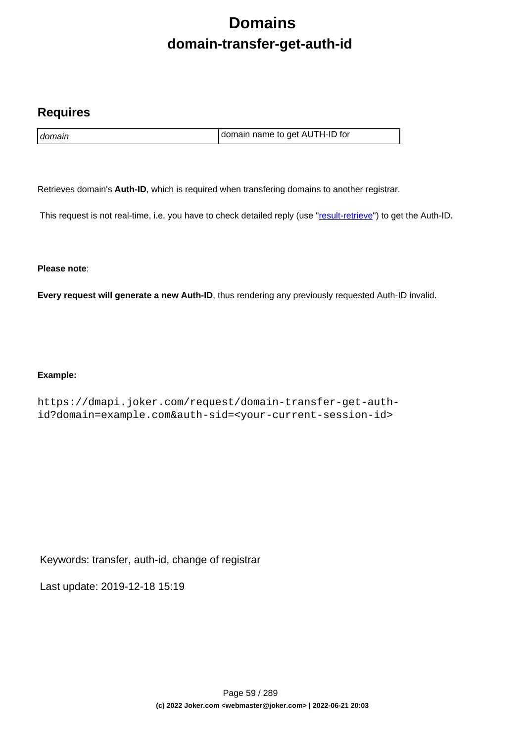# Domains

## domain-transfer-get-auth-id

### Requires

| | |
|---|---|
| *domain* | domain name to get AUTH-ID for |

Retrieves domain's **Auth-ID**, which is required when transfering domains to another registrar.

This request is not real-time, i.e. you have to check detailed reply (use "result-retrieve") to get the Auth-ID.

**Please note**:

**Every request will generate a new Auth-ID**, thus rendering any previously requested Auth-ID invalid.

**Example:**

```
https://dmapi.joker.com/request/domain-transfer-get-auth-id?domain=example.com&auth-sid=<your-current-session-id>
```

Keywords: transfer, auth-id, change of registrar

Last update: 2019-12-18 15:19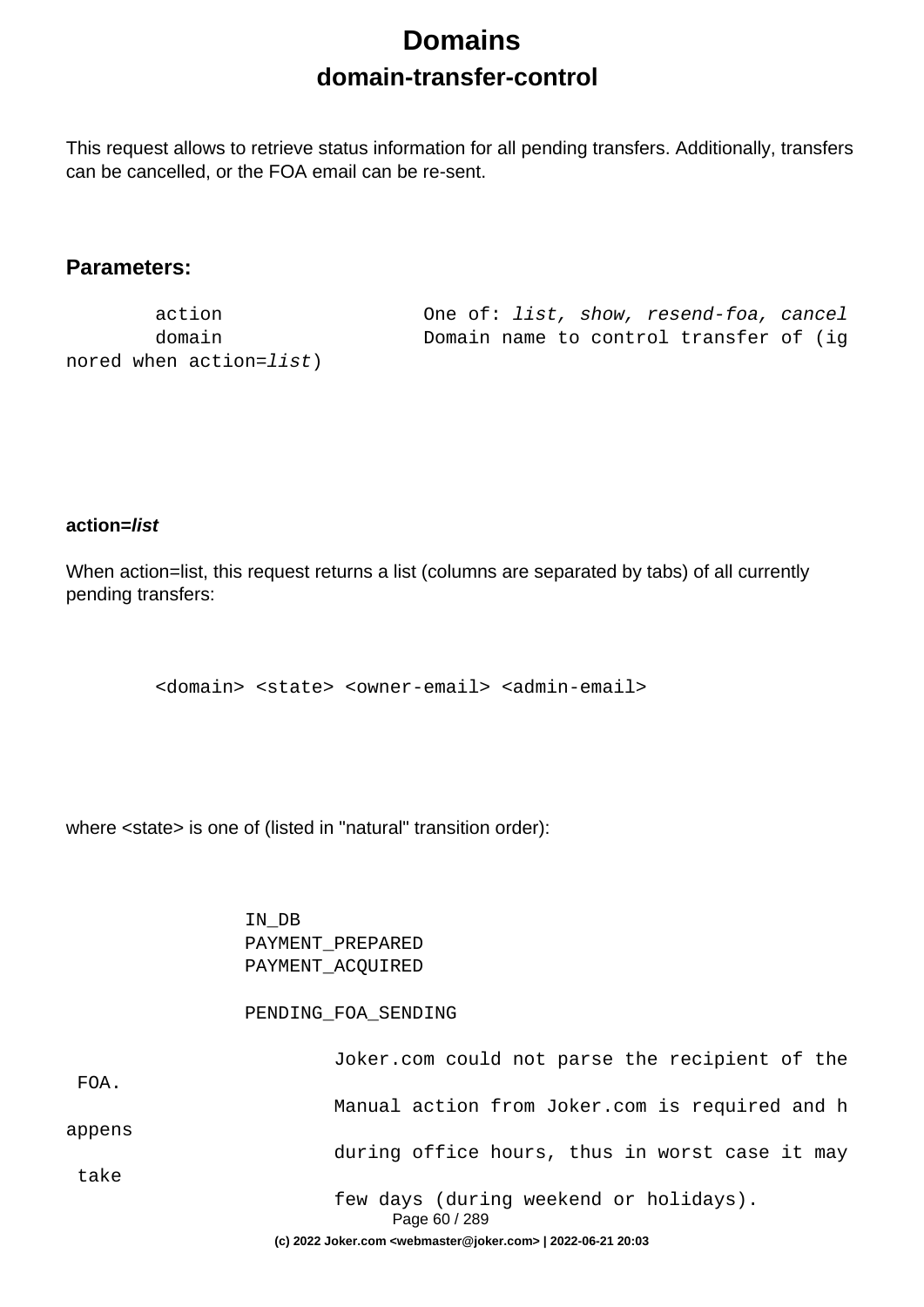# Domains

## domain-transfer-control

This request allows to retrieve status information for all pending transfers. Additionally, transfers can be cancelled, or the FOA email can be re-sent.

### Parameters:

```
        action                  One of: list, show, resend-foa, cancel
        domain                  Domain name to control transfer of (ignored when action=list)
```

**action=*list***

When action=list, this request returns a list (columns are separated by tabs) of all currently pending transfers:

```
        <domain> <state> <owner-email> <admin-email>
```

where <state> is one of (listed in "natural" transition order):

```
                IN_DB
                PAYMENT_PREPARED
                PAYMENT_ACQUIRED

                PENDING_FOA_SENDING

                        Joker.com could not parse the recipient of the FOA.
                        Manual action from Joker.com is required and happens
                        during office hours, thus in worst case it may take
                        few days (during weekend or holidays).
```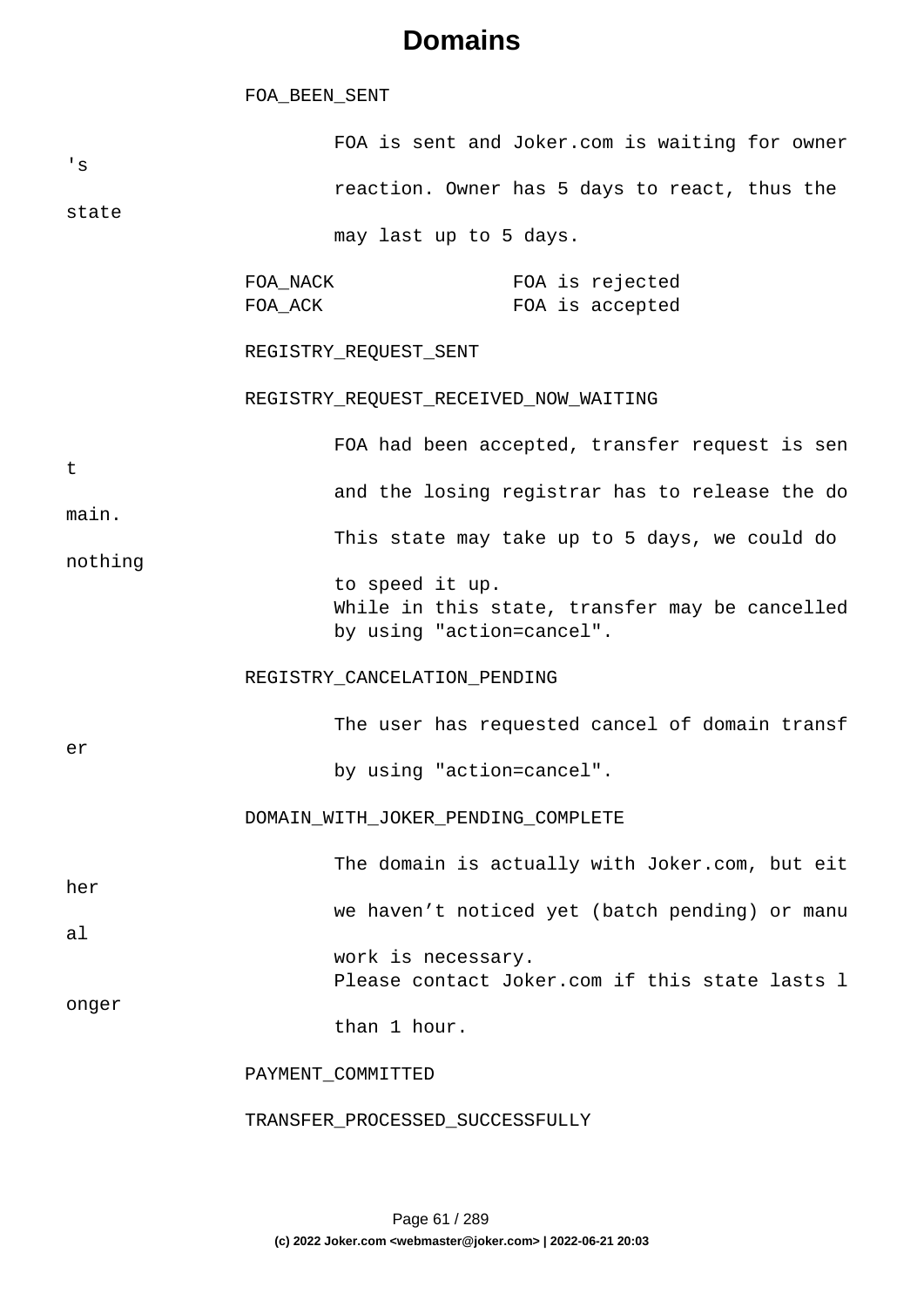# Domains

```
FOA_BEEN_SENT

        FOA is sent and Joker.com is waiting for owner's
        reaction. Owner has 5 days to react, thus the state
        may last up to 5 days.

FOA_NACK                FOA is rejected
FOA_ACK                 FOA is accepted

REGISTRY_REQUEST_SENT

REGISTRY_REQUEST_RECEIVED_NOW_WAITING

        FOA had been accepted, transfer request is sent
        and the losing registrar has to release the domain.
        This state may take up to 5 days, we could do nothing
        to speed it up.
        While in this state, transfer may be cancelled
        by using "action=cancel".

REGISTRY_CANCELATION_PENDING

        The user has requested cancel of domain transfer
        by using "action=cancel".

DOMAIN_WITH_JOKER_PENDING_COMPLETE

        The domain is actually with Joker.com, but either
        we haven’t noticed yet (batch pending) or manual
        work is necessary.
        Please contact Joker.com if this state lasts longer
        than 1 hour.

PAYMENT_COMMITTED

TRANSFER_PROCESSED_SUCCESSFULLY
```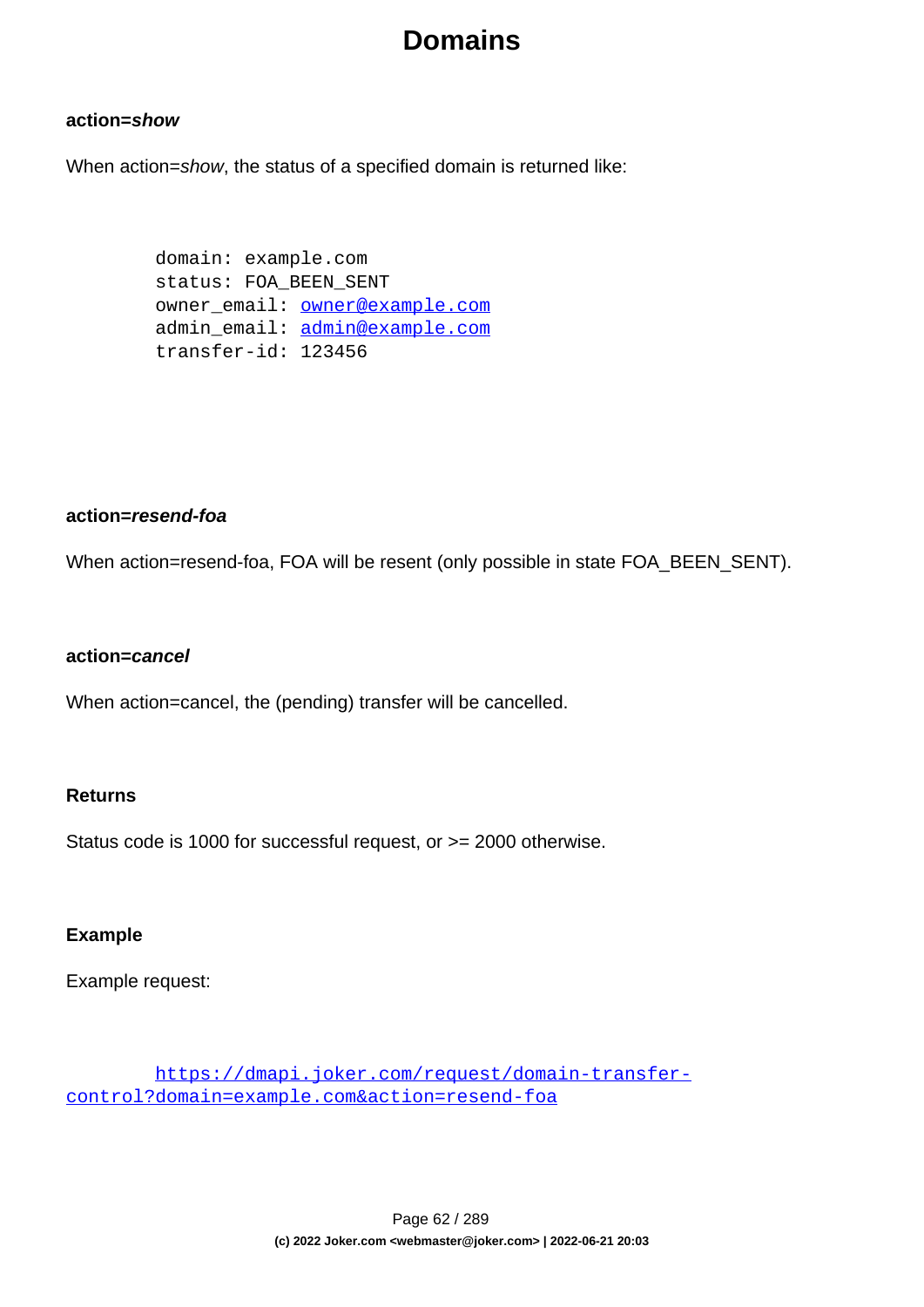**action=*show***

When action=*show*, the status of a specified domain is returned like:

```
domain: example.com
status: FOA_BEEN_SENT
owner_email: owner@example.com
admin_email: admin@example.com
transfer-id: 123456
```

**action=*resend-foa***

When action=resend-foa, FOA will be resent (only possible in state FOA_BEEN_SENT).

**action=*cancel***

When action=cancel, the (pending) transfer will be cancelled.

**Returns**

Status code is 1000 for successful request, or >= 2000 otherwise.

**Example**

Example request:

```
https://dmapi.joker.com/request/domain-transfer-control?domain=example.com&action=resend-foa
```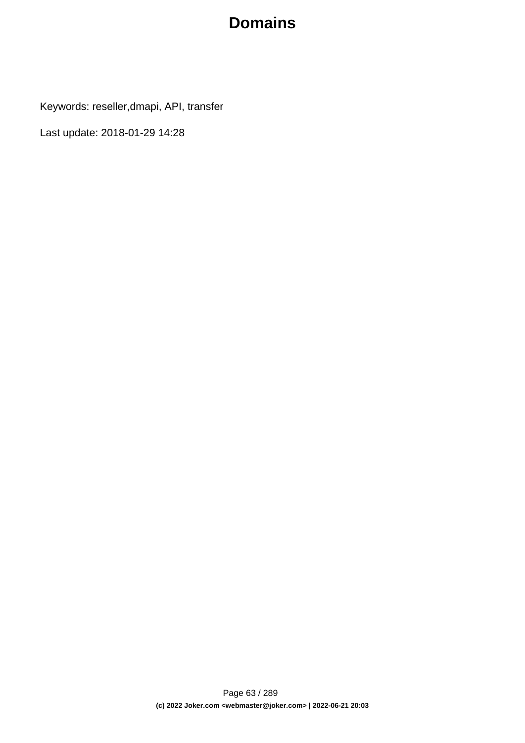# Domains

Keywords: reseller,dmapi, API, transfer

Last update: 2018-01-29 14:28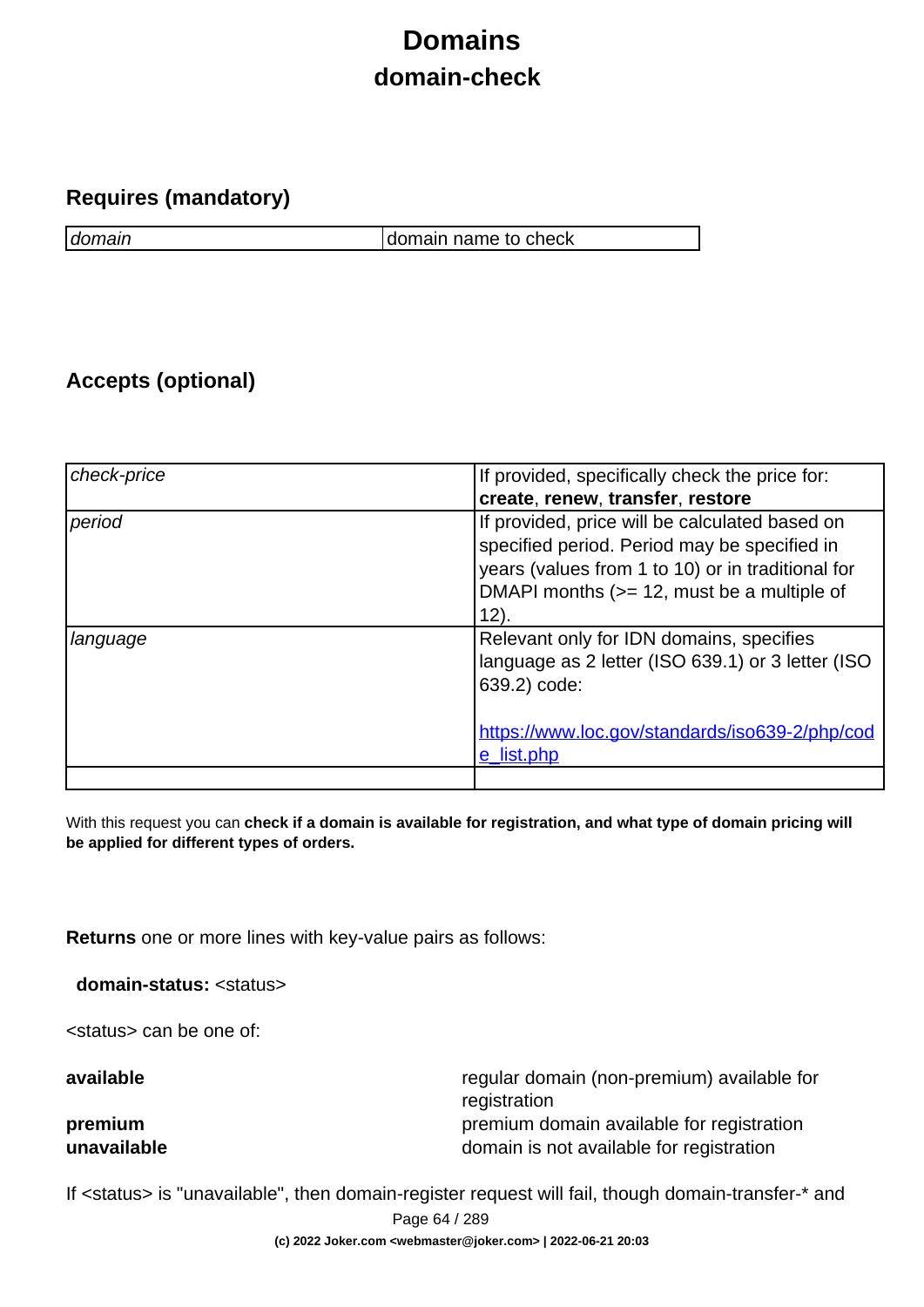# Domains

## domain-check

### Requires (mandatory)

| | |
|---|---|
| *domain* | domain name to check |

### Accepts (optional)

| | |
|---|---|
| *check-price* | If provided, specifically check the price for: **create**, **renew**, **transfer**, **restore** |
| *period* | If provided, price will be calculated based on specified period. Period may be specified in years (values from 1 to 10) or in traditional for DMAPI months (>= 12, must be a multiple of 12). |
| *language* | Relevant only for IDN domains, specifies language as 2 letter (ISO 639.1) or 3 letter (ISO 639.2) code:<br><br>[https://www.loc.gov/standards/iso639-2/php/code_list.php](https://www.loc.gov/standards/iso639-2/php/code_list.php) |
| | |

With this request you can **check if a domain is available for registration, and what type of domain pricing will be applied for different types of orders.**

**Returns** one or more lines with key-value pairs as follows:

**domain-status:** <status>

<status> can be one of:

| | |
|---|---|
| **available** | regular domain (non-premium) available for registration |
| **premium** | premium domain available for registration |
| **unavailable** | domain is not available for registration |

If <status> is "unavailable", then domain-register request will fail, though domain-transfer-* and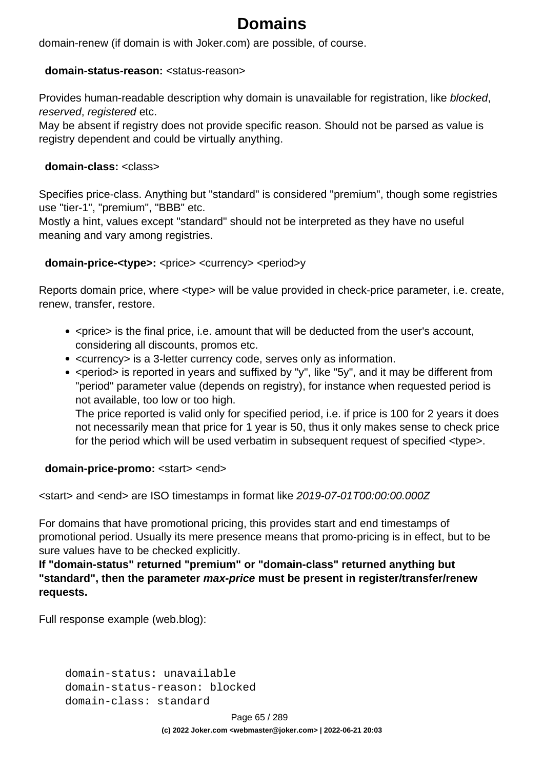domain-renew (if domain is with Joker.com) are possible, of course.

**domain-status-reason:** <status-reason>

Provides human-readable description why domain is unavailable for registration, like *blocked*, *reserved*, *registered* etc.
May be absent if registry does not provide specific reason. Should not be parsed as value is registry dependent and could be virtually anything.

**domain-class:** <class>

Specifies price-class. Anything but "standard" is considered "premium", though some registries use "tier-1", "premium", "BBB" etc.
Mostly a hint, values except "standard" should not be interpreted as they have no useful meaning and vary among registries.

**domain-price-<type>:** <price> <currency> <period>y

Reports domain price, where <type> will be value provided in check-price parameter, i.e. create, renew, transfer, restore.

- <price> is the final price, i.e. amount that will be deducted from the user's account, considering all discounts, promos etc.
- <currency> is a 3-letter currency code, serves only as information.
- <period> is reported in years and suffixed by "y", like "5y", and it may be different from "period" parameter value (depends on registry), for instance when requested period is not available, too low or too high.
  The price reported is valid only for specified period, i.e. if price is 100 for 2 years it does not necessarily mean that price for 1 year is 50, thus it only makes sense to check price for the period which will be used verbatim in subsequent request of specified <type>.

**domain-price-promo:** <start> <end>

<start> and <end> are ISO timestamps in format like *2019-07-01T00:00:00.000Z*

For domains that have promotional pricing, this provides start and end timestamps of promotional period. Usually its mere presence means that promo-pricing is in effect, but to be sure values have to be checked explicitly.
**If "domain-status" returned "premium" or "domain-class" returned anything but "standard", then the parameter *max-price* must be present in register/transfer/renew requests.**

Full response example (web.blog):

```
domain-status: unavailable
domain-status-reason: blocked
domain-class: standard
```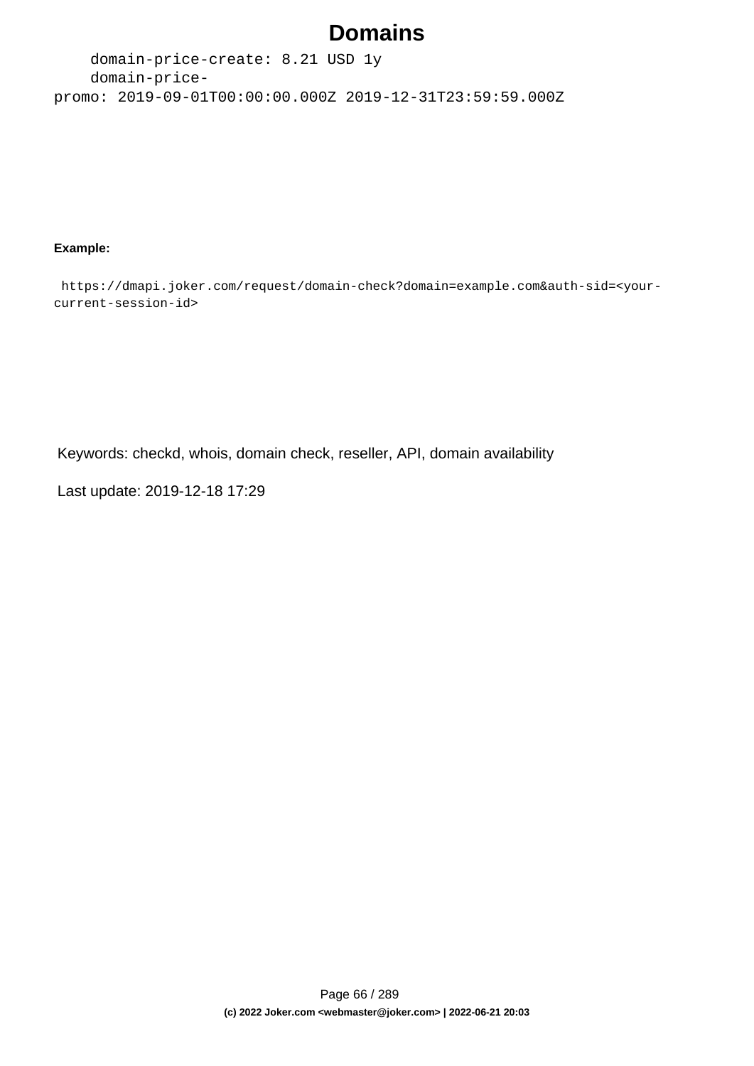```
    domain-price-create: 8.21 USD 1y
    domain-price-
promo: 2019-09-01T00:00:00.000Z 2019-12-31T23:59:59.000Z
```

**Example:**

```
 https://dmapi.joker.com/request/domain-check?domain=example.com&auth-sid=<your-
current-session-id>
```

Keywords: checkd, whois, domain check, reseller, API, domain availability

Last update: 2019-12-18 17:29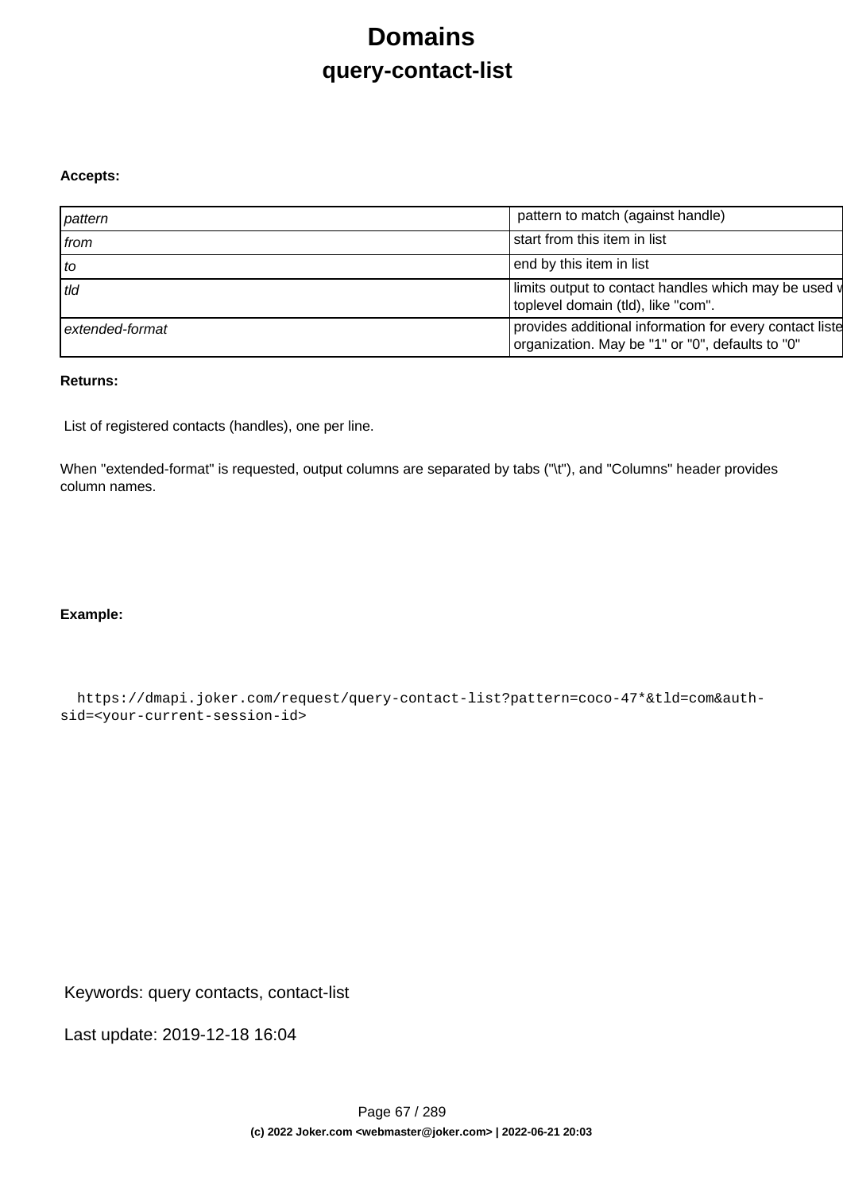# Domains

## query-contact-list

**Accepts:**

| | |
|---|---|
| *pattern* | pattern to match (against handle) |
| *from* | start from this item in list |
| *to* | end by this item in list |
| *tld* | limits output to contact handles which may be used v toplevel domain (tld), like "com". |
| *extended-format* | provides additional information for every contact liste organization. May be "1" or "0", defaults to "0" |

**Returns:**

List of registered contacts (handles), one per line.

When "extended-format" is requested, output columns are separated by tabs ("\t"), and "Columns" header provides column names.

**Example:**

```
https://dmapi.joker.com/request/query-contact-list?pattern=coco-47*&tld=com&auth-sid=<your-current-session-id>
```

Keywords: query contacts, contact-list

Last update: 2019-12-18 16:04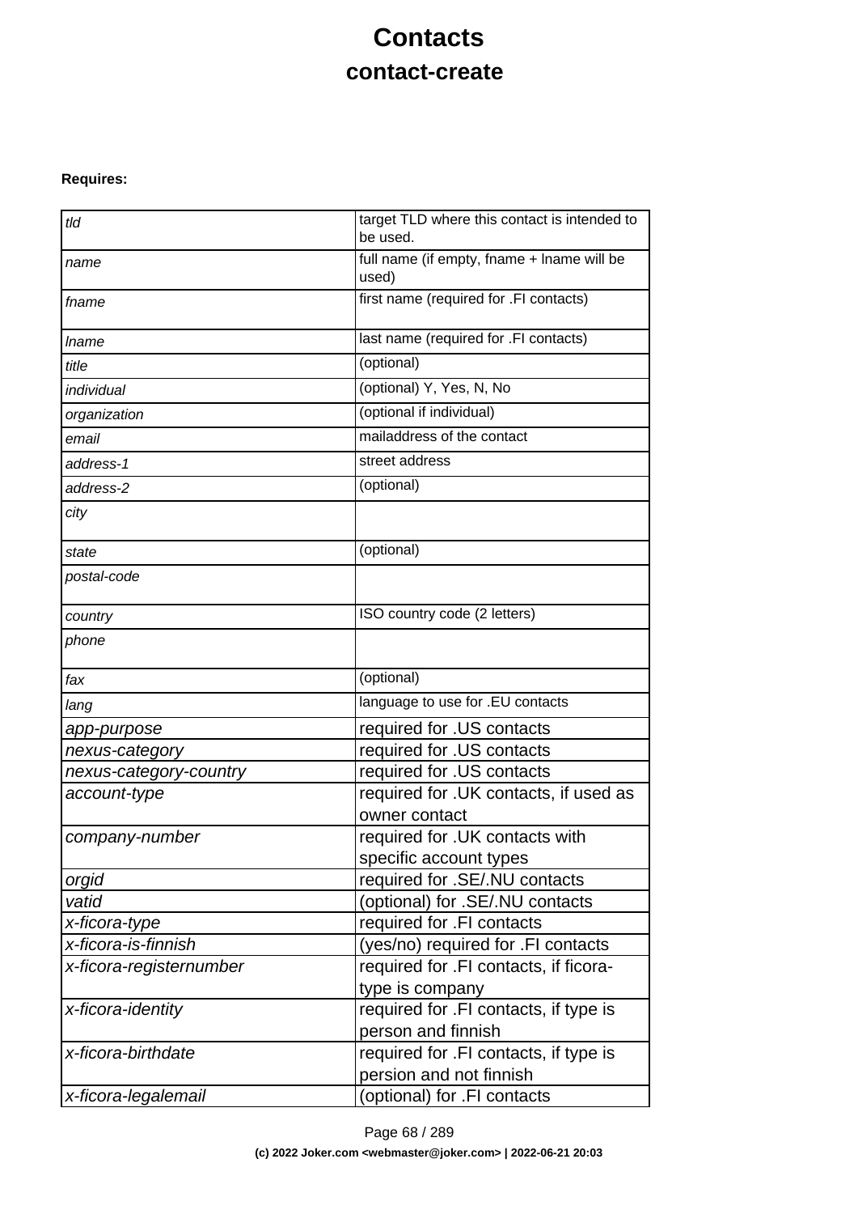# Contacts

## contact-create

**Requires:**

| | |
|---|---|
| *tld* | target TLD where this contact is intended to be used. |
| *name* | full name (if empty, fname + lname will be used) |
| *fname* | first name (required for .FI contacts) |
| *lname* | last name (required for .FI contacts) |
| *title* | (optional) |
| *individual* | (optional) Y, Yes, N, No |
| *organization* | (optional if individual) |
| *email* | mailaddress of the contact |
| *address-1* | street address |
| *address-2* | (optional) |
| *city* | |
| *state* | (optional) |
| *postal-code* | |
| *country* | ISO country code (2 letters) |
| *phone* | |
| *fax* | (optional) |
| *lang* | language to use for .EU contacts |
| *app-purpose* | required for .US contacts |
| *nexus-category* | required for .US contacts |
| *nexus-category-country* | required for .US contacts |
| *account-type* | required for .UK contacts, if used as owner contact |
| *company-number* | required for .UK contacts with specific account types |
| *orgid* | required for .SE/.NU contacts |
| *vatid* | (optional) for .SE/.NU contacts |
| *x-ficora-type* | required for .FI contacts |
| *x-ficora-is-finnish* | (yes/no) required for .FI contacts |
| *x-ficora-registernumber* | required for .FI contacts, if ficora-type is company |
| *x-ficora-identity* | required for .FI contacts, if type is person and finnish |
| *x-ficora-birthdate* | required for .FI contacts, if type is persion and not finnish |
| *x-ficora-legalemail* | (optional) for .FI contacts |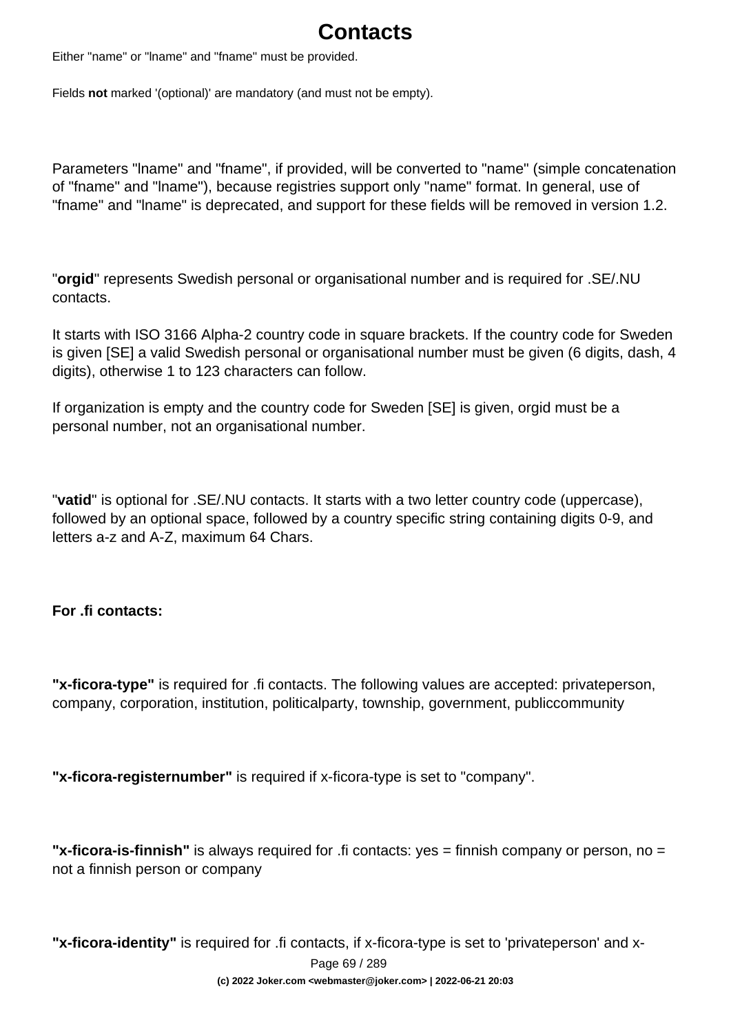# Contacts

Either "name" or "lname" and "fname" must be provided.

Fields **not** marked '(optional)' are mandatory (and must not be empty).

Parameters "lname" and "fname", if provided, will be converted to "name" (simple concatenation of "fname" and "lname"), because registries support only "name" format. In general, use of "fname" and "lname" is deprecated, and support for these fields will be removed in version 1.2.

"**orgid**" represents Swedish personal or organisational number and is required for .SE/.NU contacts.

It starts with ISO 3166 Alpha-2 country code in square brackets. If the country code for Sweden is given [SE] a valid Swedish personal or organisational number must be given (6 digits, dash, 4 digits), otherwise 1 to 123 characters can follow.

If organization is empty and the country code for Sweden [SE] is given, orgid must be a personal number, not an organisational number.

"**vatid**" is optional for .SE/.NU contacts. It starts with a two letter country code (uppercase), followed by an optional space, followed by a country specific string containing digits 0-9, and letters a-z and A-Z, maximum 64 Chars.

**For .fi contacts:**

**"x-ficora-type"** is required for .fi contacts. The following values are accepted: privateperson, company, corporation, institution, politicalparty, township, government, publiccommunity

**"x-ficora-registernumber"** is required if x-ficora-type is set to "company".

**"x-ficora-is-finnish"** is always required for .fi contacts: yes = finnish company or person, no = not a finnish person or company

**"x-ficora-identity"** is required for .fi contacts, if x-ficora-type is set to 'privateperson' and x-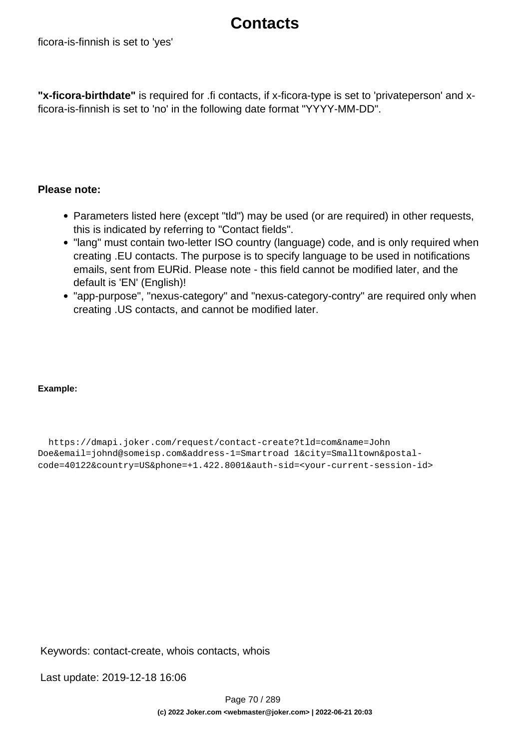ficora-is-finnish is set to 'yes'

**"x-ficora-birthdate"** is required for .fi contacts, if x-ficora-type is set to 'privateperson' and x-ficora-is-finnish is set to 'no' in the following date format "YYYY-MM-DD".

**Please note:**

- Parameters listed here (except "tld") may be used (or are required) in other requests, this is indicated by referring to "Contact fields".
- "lang" must contain two-letter ISO country (language) code, and is only required when creating .EU contacts. The purpose is to specify language to be used in notifications emails, sent from EURid. Please note - this field cannot be modified later, and the default is 'EN' (English)!
- "app-purpose", "nexus-category" and "nexus-category-contry" are required only when creating .US contacts, and cannot be modified later.

**Example:**

```
  https://dmapi.joker.com/request/contact-create?tld=com&name=John
Doe&email=johnd@someisp.com&address-1=Smartroad 1&city=Smalltown&postal-
code=40122&country=US&phone=+1.422.8001&auth-sid=<your-current-session-id>
```

Keywords: contact-create, whois contacts, whois

Last update: 2019-12-18 16:06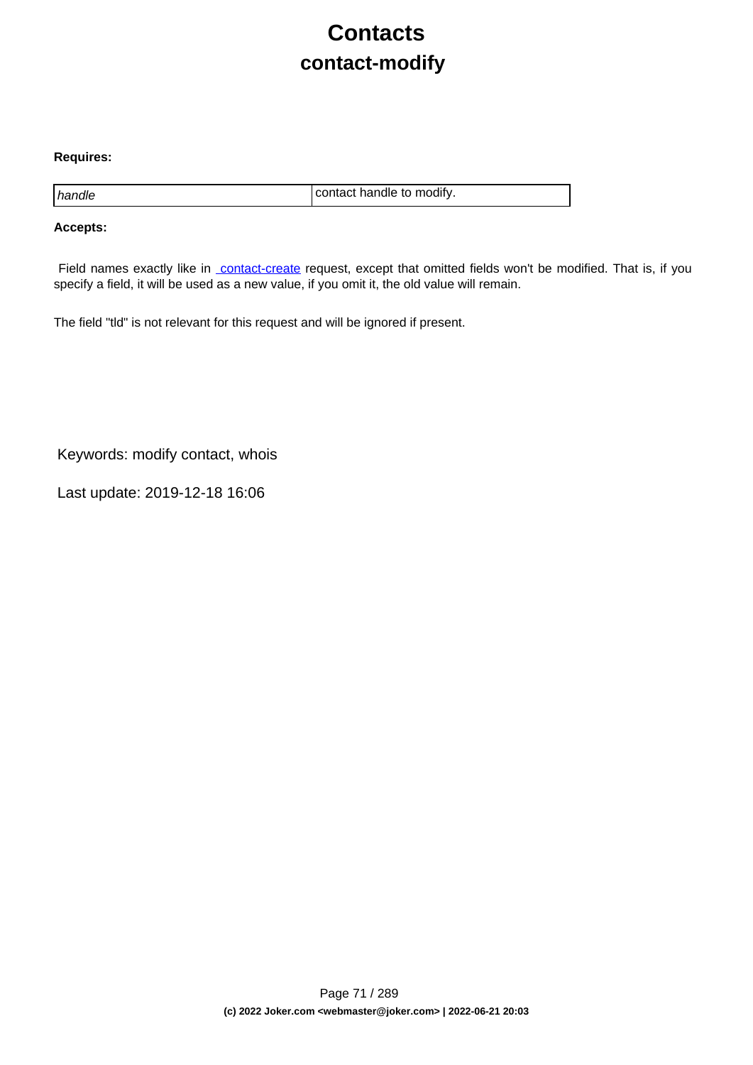# Contacts

## contact-modify

**Requires:**

| *handle* | contact handle to modify. |
|---|---|

**Accepts:**

Field names exactly like in contact-create request, except that omitted fields won't be modified. That is, if you specify a field, it will be used as a new value, if you omit it, the old value will remain.

The field "tld" is not relevant for this request and will be ignored if present.

Keywords: modify contact, whois

Last update: 2019-12-18 16:06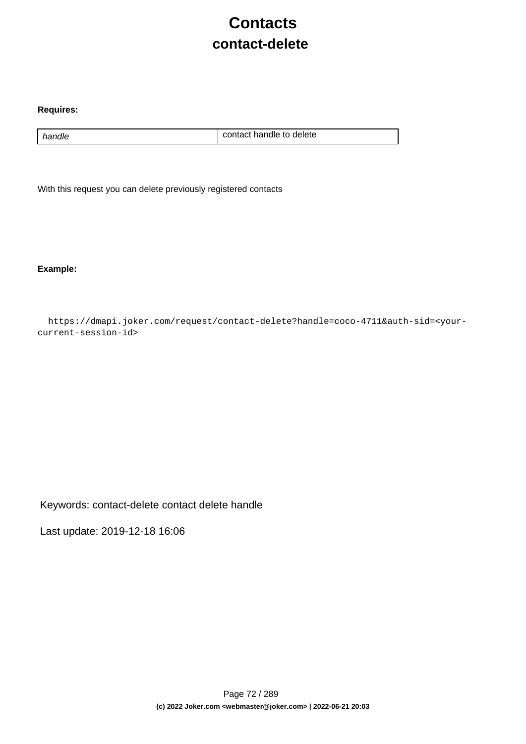# Contacts

## contact-delete

**Requires:**

| handle | contact handle to delete |
|---|---|

With this request you can delete previously registered contacts

**Example:**

```
  https://dmapi.joker.com/request/contact-delete?handle=coco-4711&auth-sid=<your-current-session-id>
```

Keywords: contact-delete contact delete handle

Last update: 2019-12-18 16:06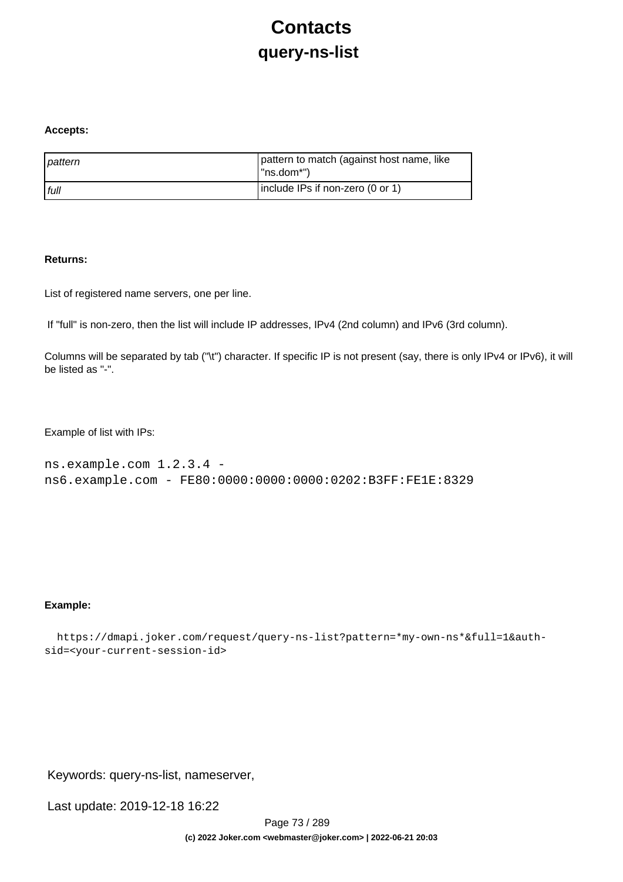# Contacts

## query-ns-list

**Accepts:**

| | |
|---|---|
| *pattern* | pattern to match (against host name, like "ns.dom*") |
| *full* | include IPs if non-zero (0 or 1) |

**Returns:**

List of registered name servers, one per line.

If "full" is non-zero, then the list will include IP addresses, IPv4 (2nd column) and IPv6 (3rd column).

Columns will be separated by tab ("\t") character. If specific IP is not present (say, there is only IPv4 or IPv6), it will be listed as "-".

Example of list with IPs:

```
ns.example.com 1.2.3.4 -
ns6.example.com - FE80:0000:0000:0000:0202:B3FF:FE1E:8329
```

**Example:**

```
https://dmapi.joker.com/request/query-ns-list?pattern=*my-own-ns*&full=1&auth-sid=<your-current-session-id>
```

Keywords: query-ns-list, nameserver,

Last update: 2019-12-18 16:22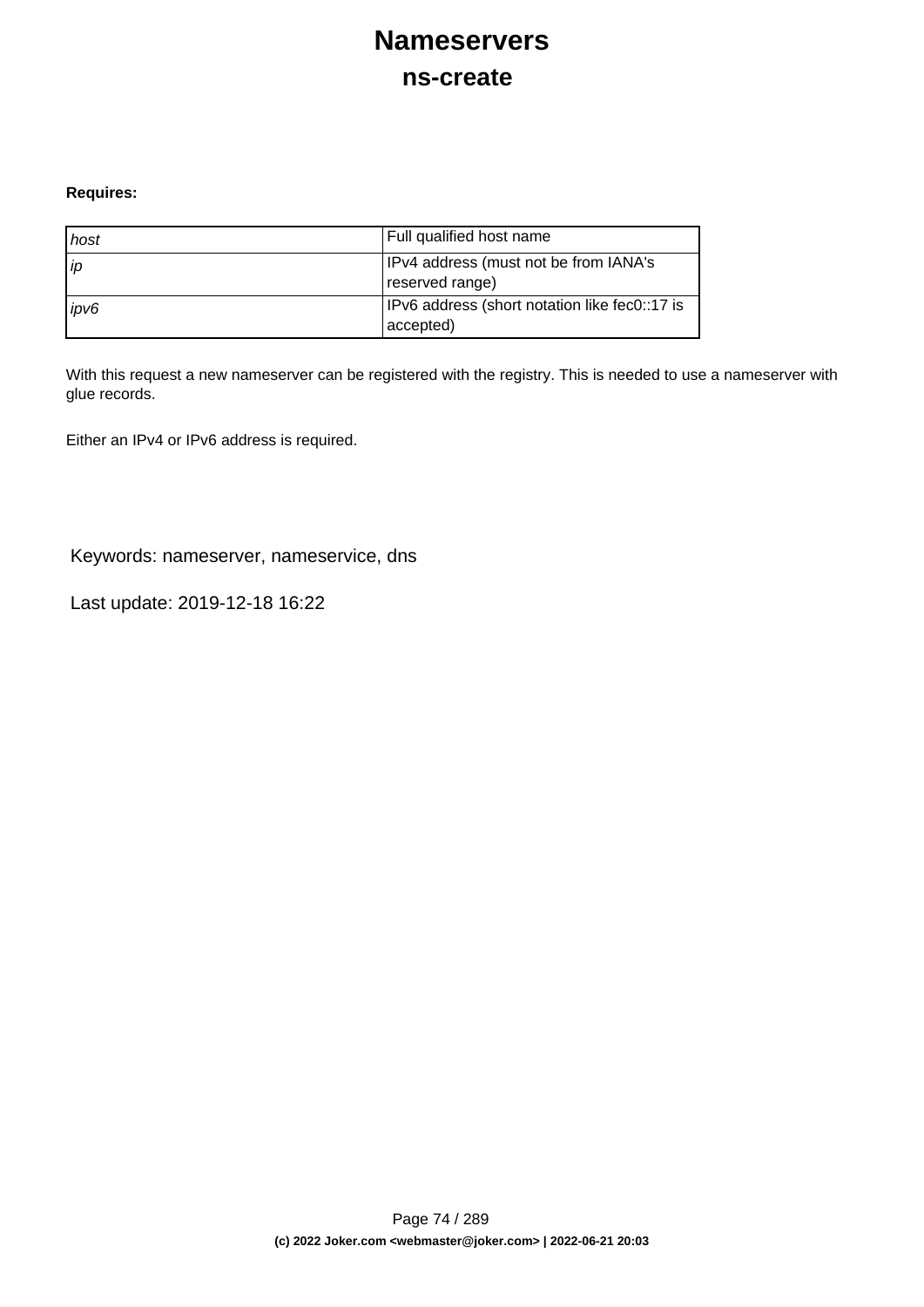# Nameservers

## ns-create

**Requires:**

| | |
|---|---|
| *host* | Full qualified host name |
| *ip* | IPv4 address (must not be from IANA's reserved range) |
| *ipv6* | IPv6 address (short notation like fec0::17 is accepted) |

With this request a new nameserver can be registered with the registry. This is needed to use a nameserver with glue records.

Either an IPv4 or IPv6 address is required.

Keywords: nameserver, nameservice, dns

Last update: 2019-12-18 16:22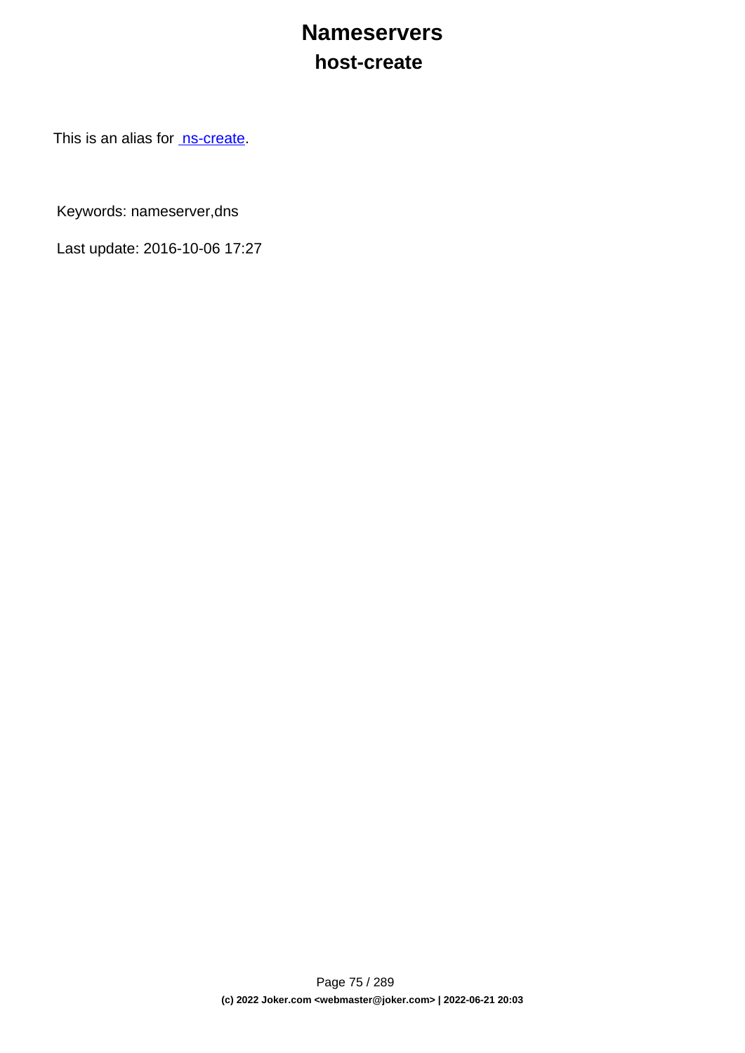# Nameservers

## host-create

This is an alias for ns-create.

Keywords: nameserver,dns

Last update: 2016-10-06 17:27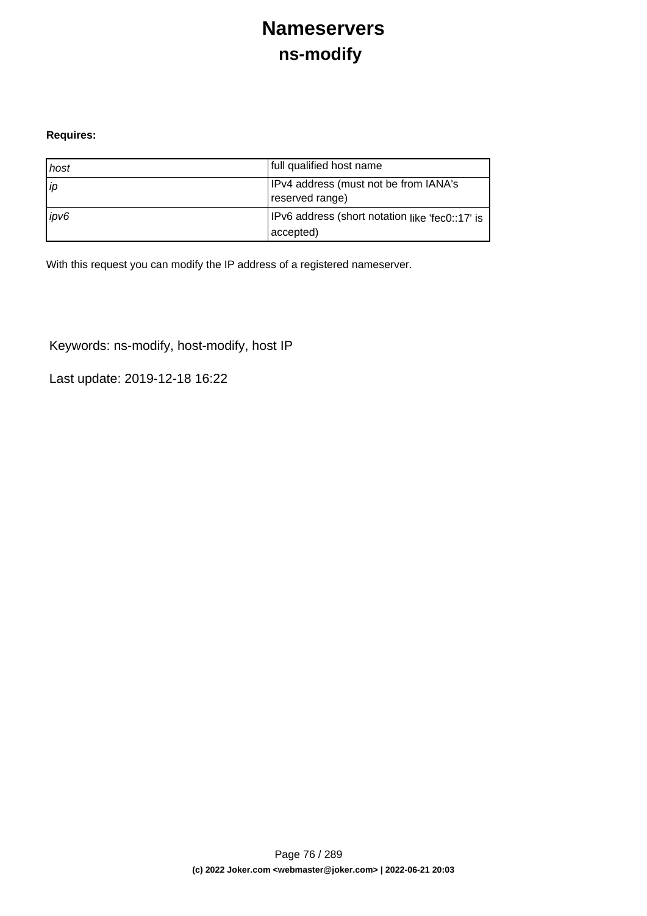# Nameservers

## ns-modify

**Requires:**

| | |
|---|---|
| *host* | full qualified host name |
| *ip* | IPv4 address (must not be from IANA's reserved range) |
| *ipv6* | IPv6 address (short notation like 'fec0::17' is accepted) |

With this request you can modify the IP address of a registered nameserver.

Keywords: ns-modify, host-modify, host IP

Last update: 2019-12-18 16:22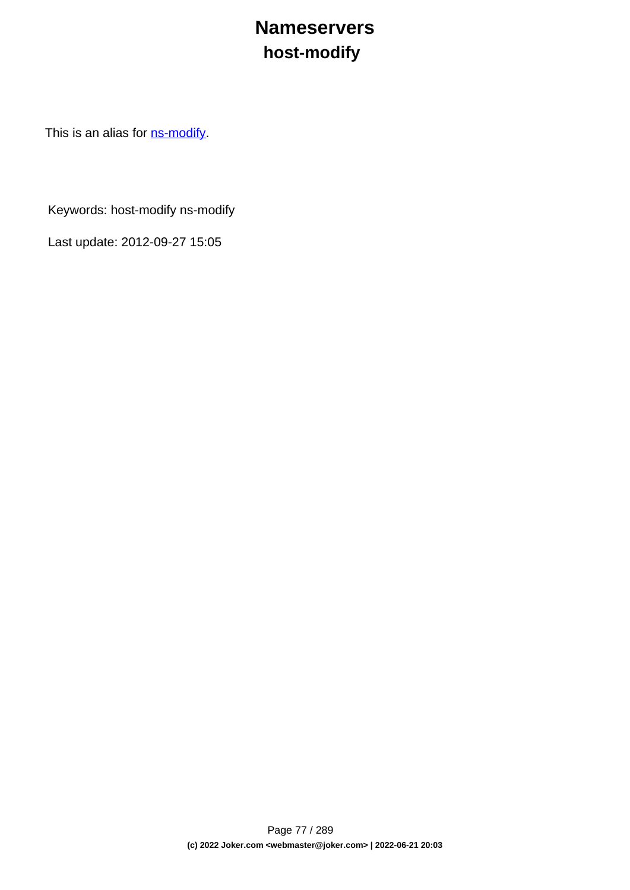# Nameservers
## host-modify

This is an alias for [ns-modify].

Keywords: host-modify ns-modify

Last update: 2012-09-27 15:05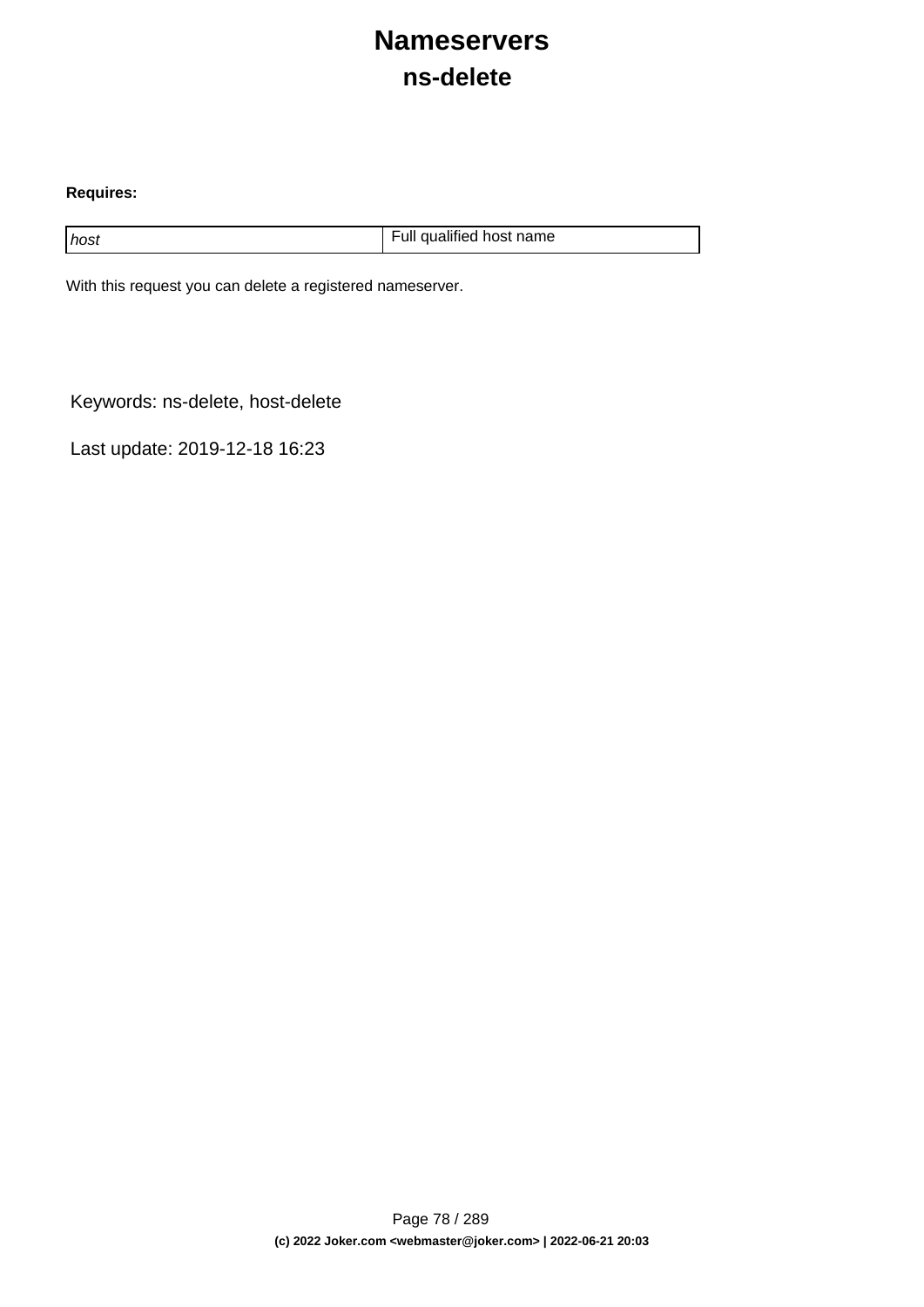# Nameservers
## ns-delete

**Requires:**

| | |
|---|---|
| *host* | Full qualified host name |

With this request you can delete a registered nameserver.

Keywords: ns-delete, host-delete

Last update: 2019-12-18 16:23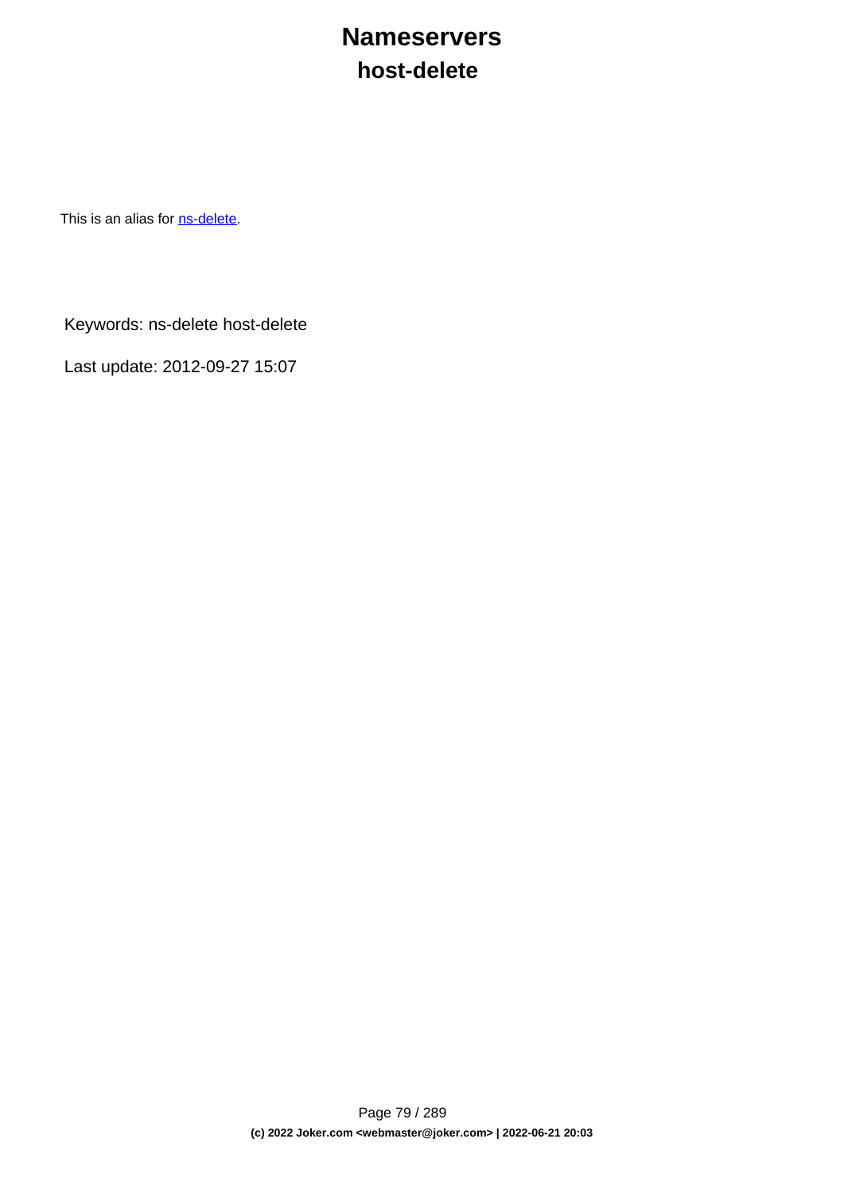# Nameservers

## host-delete

This is an alias for [ns-delete](ns-delete).

Keywords: ns-delete host-delete

Last update: 2012-09-27 15:07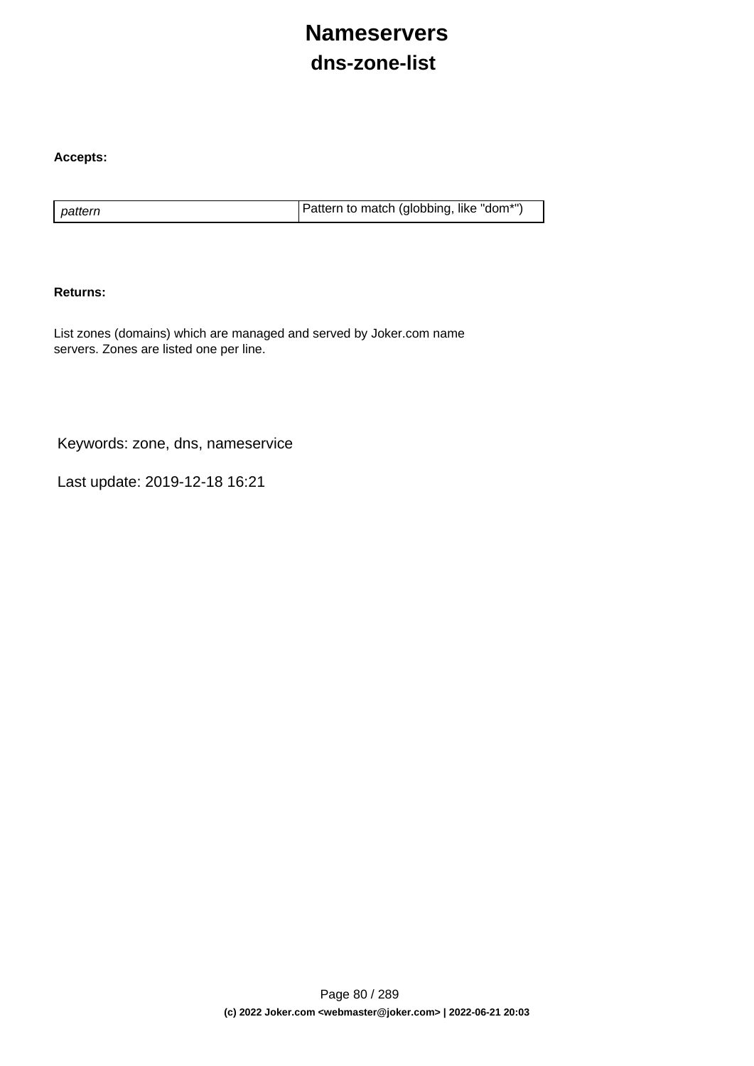# Nameservers

## dns-zone-list

**Accepts:**

| | |
|---|---|
| *pattern* | Pattern to match (globbing, like "dom*") |

**Returns:**

List zones (domains) which are managed and served by Joker.com name servers. Zones are listed one per line.

Keywords: zone, dns, nameservice

Last update: 2019-12-18 16:21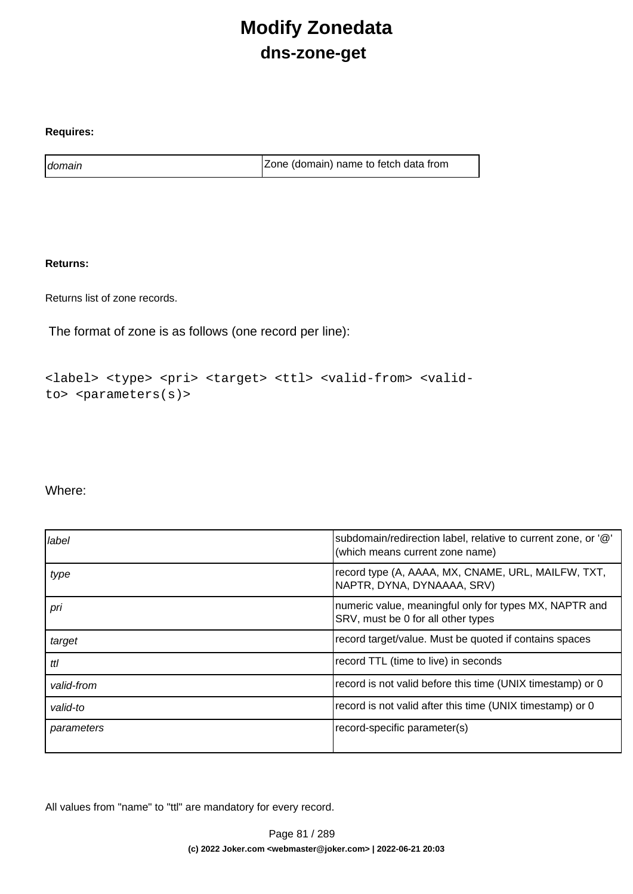# Modify Zonedata

## dns-zone-get

**Requires:**

| | |
|---|---|
| *domain* | Zone (domain) name to fetch data from |

**Returns:**

Returns list of zone records.

The format of zone is as follows (one record per line):

```
<label> <type> <pri> <target> <ttl> <valid-from> <valid-to> <parameters(s)>
```

Where:

| | |
|---|---|
| *label* | subdomain/redirection label, relative to current zone, or '@' (which means current zone name) |
| *type* | record type (A, AAAA, MX, CNAME, URL, MAILFW, TXT, NAPTR, DYNA, DYNAAAA, SRV) |
| *pri* | numeric value, meaningful only for types MX, NAPTR and SRV, must be 0 for all other types |
| *target* | record target/value. Must be quoted if contains spaces |
| *ttl* | record TTL (time to live) in seconds |
| *valid-from* | record is not valid before this time (UNIX timestamp) or 0 |
| *valid-to* | record is not valid after this time (UNIX timestamp) or 0 |
| *parameters* | record-specific parameter(s) |

All values from "name" to "ttl" are mandatory for every record.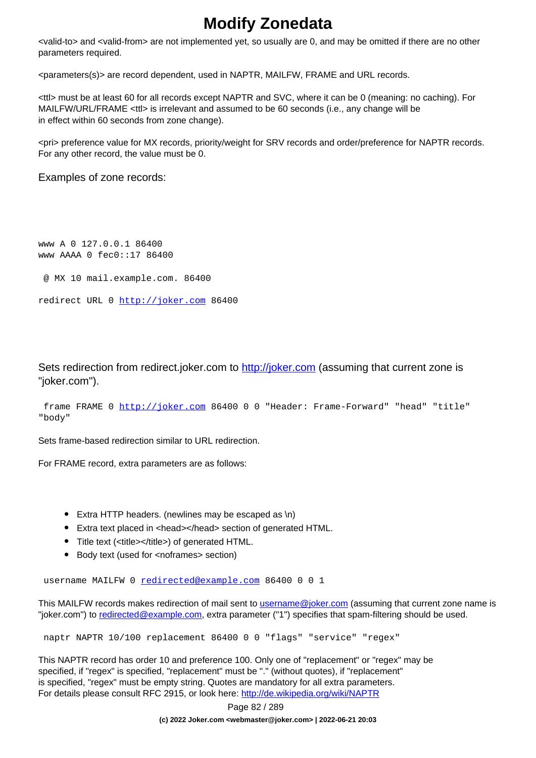# Modify Zonedata

<valid-to> and <valid-from> are not implemented yet, so usually are 0, and may be omitted if there are no other parameters required.

<parameters(s)> are record dependent, used in NAPTR, MAILFW, FRAME and URL records.

<ttl> must be at least 60 for all records except NAPTR and SVC, where it can be 0 (meaning: no caching). For MAILFW/URL/FRAME <ttl> is irrelevant and assumed to be 60 seconds (i.e., any change will be in effect within 60 seconds from zone change).

<pri> preference value for MX records, priority/weight for SRV records and order/preference for NAPTR records. For any other record, the value must be 0.

Examples of zone records:

```
www A 0 127.0.0.1 86400
www AAAA 0 fec0::17 86400
```

```
 @ MX 10 mail.example.com. 86400
```

```
redirect URL 0 http://joker.com 86400
```

Sets redirection from redirect.joker.com to http://joker.com (assuming that current zone is "joker.com").

```
 frame FRAME 0 http://joker.com 86400 0 0 "Header: Frame-Forward" "head" "title"
"body"
```

Sets frame-based redirection similar to URL redirection.

For FRAME record, extra parameters are as follows:

- Extra HTTP headers. (newlines may be escaped as \n)
- Extra text placed in <head></head> section of generated HTML.
- Title text (<title></title>) of generated HTML.
- Body text (used for <noframes> section)

```
 username MAILFW 0 redirected@example.com 86400 0 0 1
```

This MAILFW records makes redirection of mail sent to username@joker.com (assuming that current zone name is "joker.com") to redirected@example.com, extra parameter ("1") specifies that spam-filtering should be used.

```
 naptr NAPTR 10/100 replacement 86400 0 0 "flags" "service" "regex"
```

This NAPTR record has order 10 and preference 100. Only one of "replacement" or "regex" may be specified, if "regex" is specified, "replacement" must be "." (without quotes), if "replacement" is specified, "regex" must be empty string. Quotes are mandatory for all extra parameters. For details please consult RFC 2915, or look here: http://de.wikipedia.org/wiki/NAPTR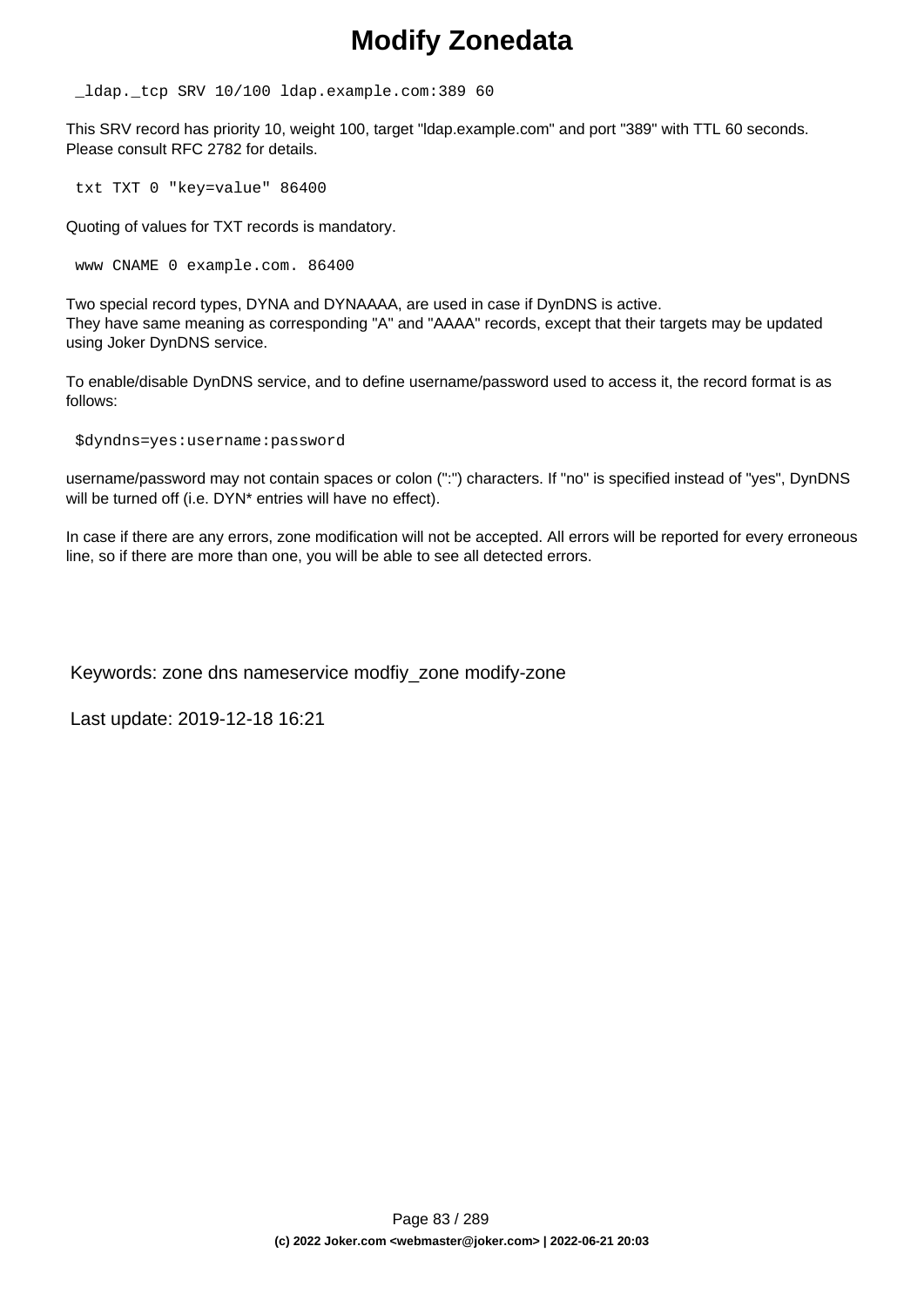# Modify Zonedata

```
_ldap._tcp SRV 10/100 ldap.example.com:389 60
```

This SRV record has priority 10, weight 100, target "ldap.example.com" and port "389" with TTL 60 seconds. Please consult RFC 2782 for details.

```
txt TXT 0 "key=value" 86400
```

Quoting of values for TXT records is mandatory.

```
www CNAME 0 example.com. 86400
```

Two special record types, DYNA and DYNAAAA, are used in case if DynDNS is active.
They have same meaning as corresponding "A" and "AAAA" records, except that their targets may be updated using Joker DynDNS service.

To enable/disable DynDNS service, and to define username/password used to access it, the record format is as follows:

```
$dyndns=yes:username:password
```

username/password may not contain spaces or colon (":") characters. If "no" is specified instead of "yes", DynDNS will be turned off (i.e. DYN* entries will have no effect).

In case if there are any errors, zone modification will not be accepted. All errors will be reported for every erroneous line, so if there are more than one, you will be able to see all detected errors.

Keywords: zone dns nameservice modfiy_zone modify-zone

Last update: 2019-12-18 16:21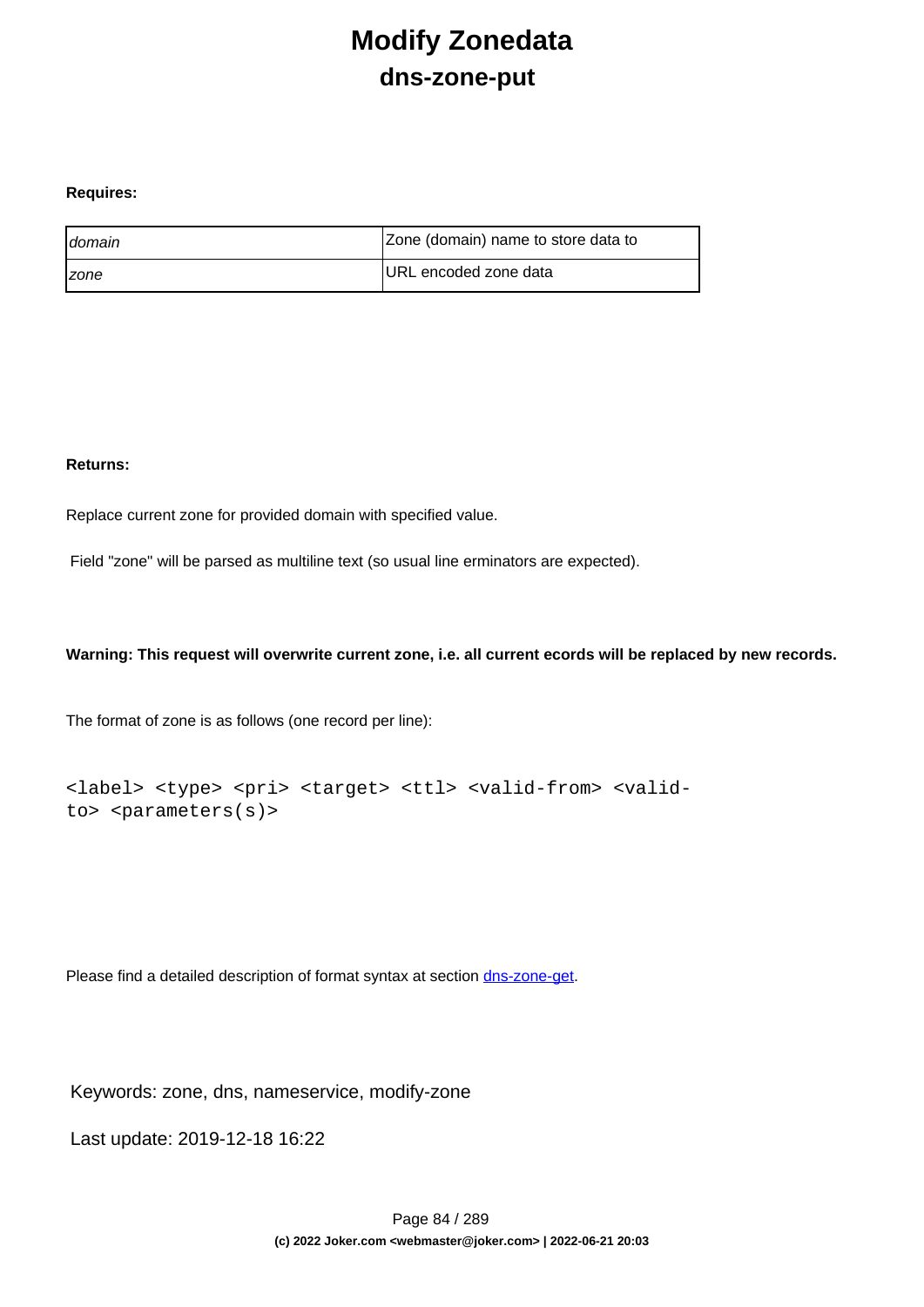# Modify Zonedata

## dns-zone-put

**Requires:**

| | |
|---|---|
| *domain* | Zone (domain) name to store data to |
| *zone* | URL encoded zone data |

**Returns:**

Replace current zone for provided domain with specified value.

Field "zone" will be parsed as multiline text (so usual line erminators are expected).

**Warning: This request will overwrite current zone, i.e. all current ecords will be replaced by new records.**

The format of zone is as follows (one record per line):

```
<label> <type> <pri> <target> <ttl> <valid-from> <valid-
to> <parameters(s)>
```

Please find a detailed description of format syntax at section dns-zone-get.

Keywords: zone, dns, nameservice, modify-zone

Last update: 2019-12-18 16:22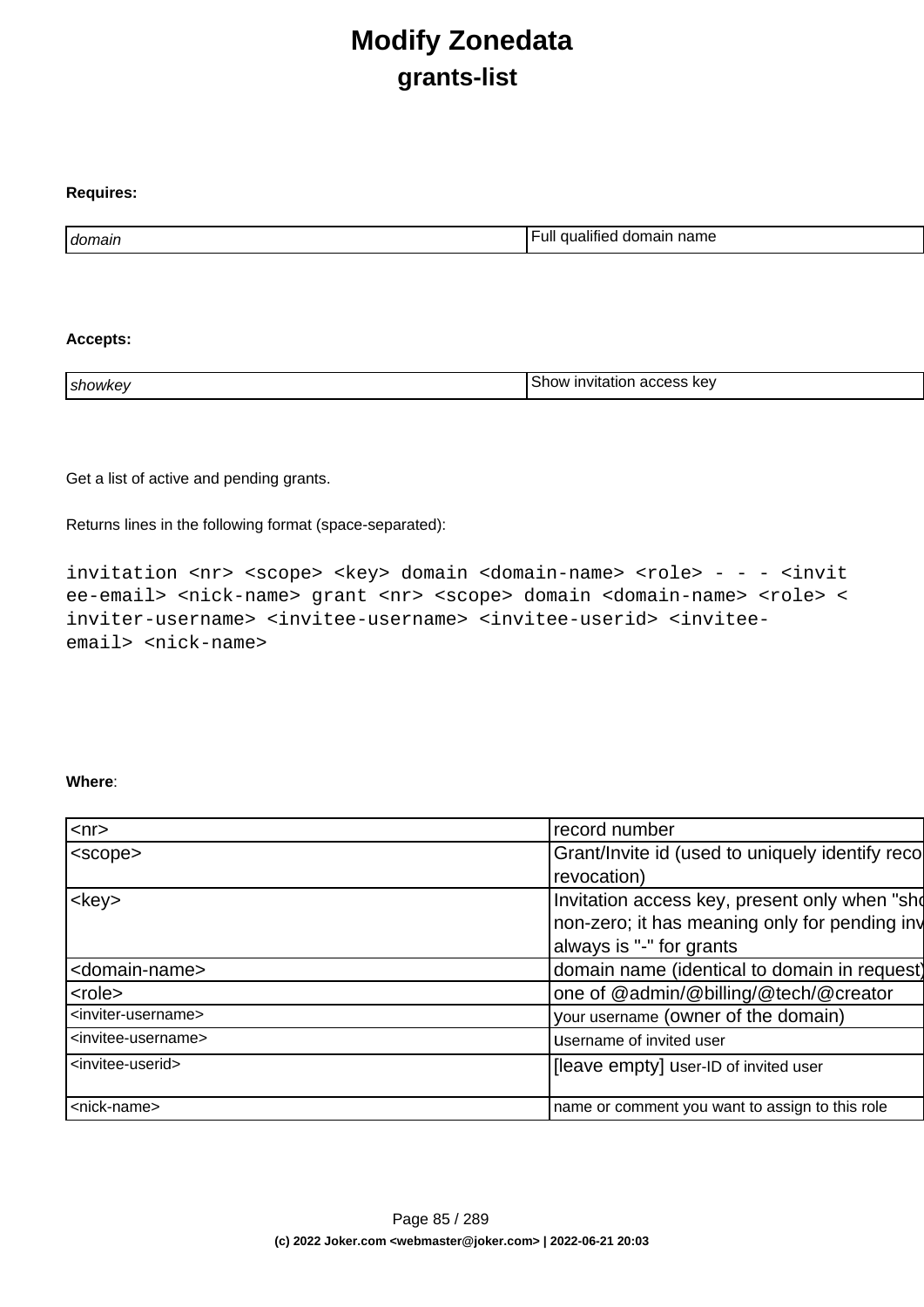# Modify Zonedata

## grants-list

**Requires:**

| | |
|---|---|
| *domain* | Full qualified domain name |

**Accepts:**

| | |
|---|---|
| *showkey* | Show invitation access key |

Get a list of active and pending grants.

Returns lines in the following format (space-separated):

```
invitation <nr> <scope> <key> domain <domain-name> <role> - - - <invit
ee-email> <nick-name> grant <nr> <scope> domain <domain-name> <role> <
inviter-username> <invitee-username> <invitee-userid> <invitee-
email> <nick-name>
```

**Where**:

| | |
|---|---|
| <nr> | record number |
| <scope> | Grant/Invite id (used to uniquely identify reco revocation) |
| <key> | Invitation access key, present only when "sho non-zero; it has meaning only for pending inv always is "-" for grants |
| <domain-name> | domain name (identical to domain in request) |
| <role> | one of @admin/@billing/@tech/@creator |
| <inviter-username> | your username (owner of the domain) |
| <invitee-username> | username of invited user |
| <invitee-userid> | [leave empty] user-ID of invited user |
| <nick-name> | name or comment you want to assign to this role |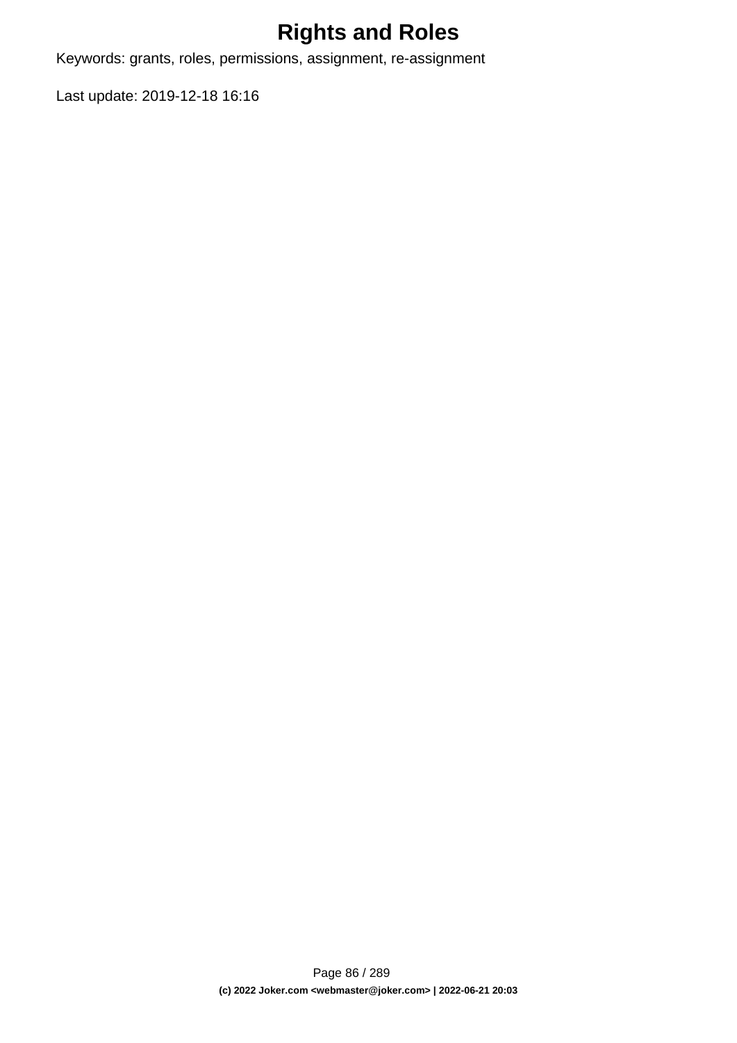# Rights and Roles

Keywords: grants, roles, permissions, assignment, re-assignment

Last update: 2019-12-18 16:16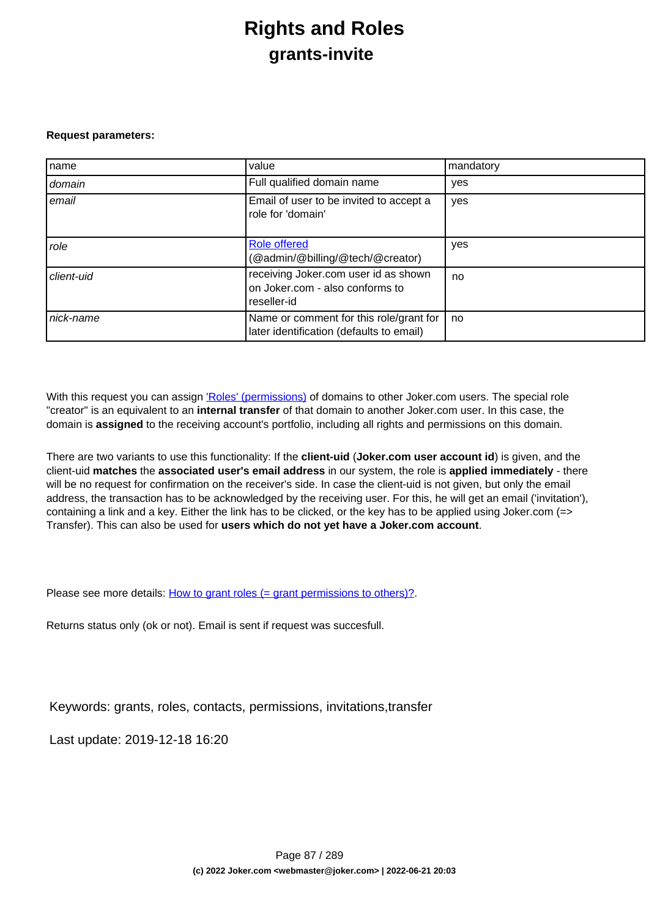# Rights and Roles

## grants-invite

**Request parameters:**

| name | value | mandatory |
|---|---|---|
| *domain* | Full qualified domain name | yes |
| *email* | Email of user to be invited to accept a role for 'domain' | yes |
| *role* | Role offered (@admin/@billing/@tech/@creator) | yes |
| *client-uid* | receiving Joker.com user id as shown on Joker.com - also conforms to reseller-id | no |
| *nick-name* | Name or comment for this role/grant for later identification (defaults to email) | no |

With this request you can assign 'Roles' (permissions) of domains to other Joker.com users. The special role "creator" is an equivalent to an **internal transfer** of that domain to another Joker.com user. In this case, the domain is **assigned** to the receiving account's portfolio, including all rights and permissions on this domain.

There are two variants to use this functionality: If the **client-uid** (**Joker.com user account id**) is given, and the client-uid **matches** the **associated user's email address** in our system, the role is **applied immediately** - there will be no request for confirmation on the receiver's side. In case the client-uid is not given, but only the email address, the transaction has to be acknowledged by the receiving user. For this, he will get an email ('invitation'), containing a link and a key. Either the link has to be clicked, or the key has to be applied using Joker.com (=> Transfer). This can also be used for **users which do not yet have a Joker.com account**.

Please see more details: How to grant roles (= grant permissions to others)?.

Returns status only (ok or not). Email is sent if request was succesfull.

Keywords: grants, roles, contacts, permissions, invitations,transfer

Last update: 2019-12-18 16:20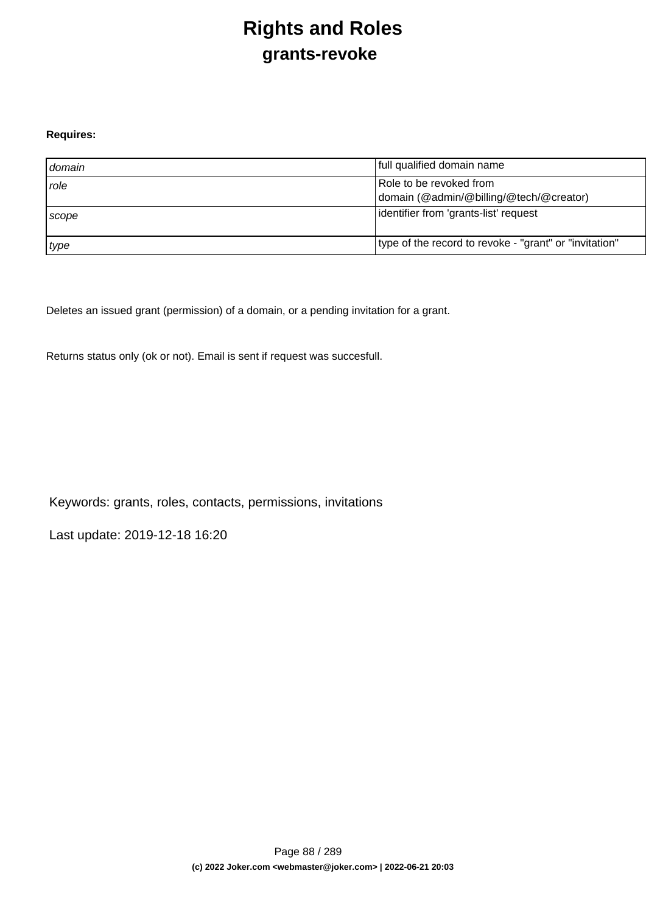# Rights and Roles

## grants-revoke

**Requires:**

| | |
|---|---|
| *domain* | full qualified domain name |
| *role* | Role to be revoked from domain (@admin/@billing/@tech/@creator) |
| *scope* | identifier from 'grants-list' request |
| *type* | type of the record to revoke - "grant" or "invitation" |

Deletes an issued grant (permission) of a domain, or a pending invitation for a grant.

Returns status only (ok or not). Email is sent if request was succesfull.

Keywords: grants, roles, contacts, permissions, invitations

Last update: 2019-12-18 16:20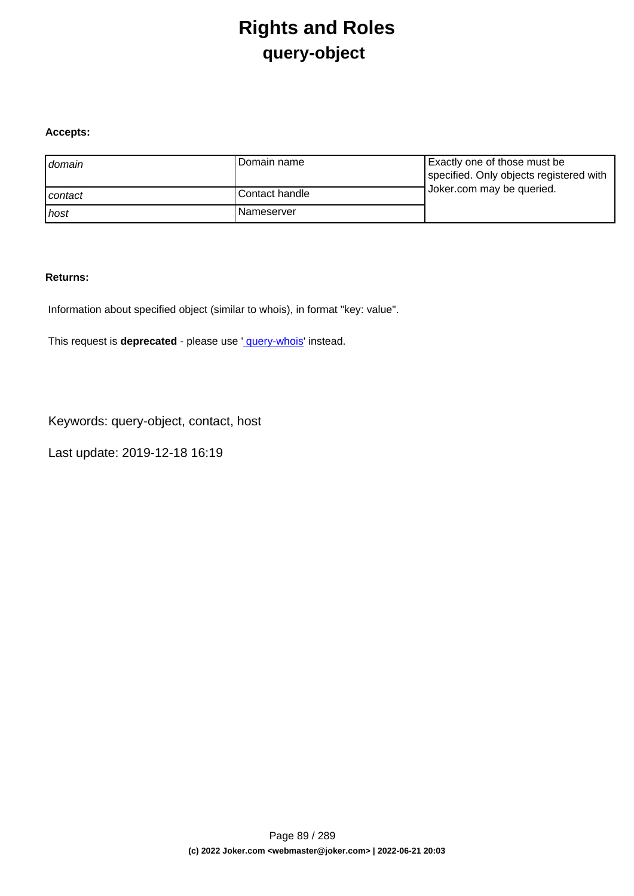# Rights and Roles

## query-object

**Accepts:**

| | | |
|---|---|---|
| *domain* | Domain name | Exactly one of those must be specified. Only objects registered with Joker.com may be queried. |
| *contact* | Contact handle | |
| *host* | Nameserver | |

**Returns:**

Information about specified object (similar to whois), in format "key: value".

This request is **deprecated** - please use ' query-whois' instead.

Keywords: query-object, contact, host

Last update: 2019-12-18 16:19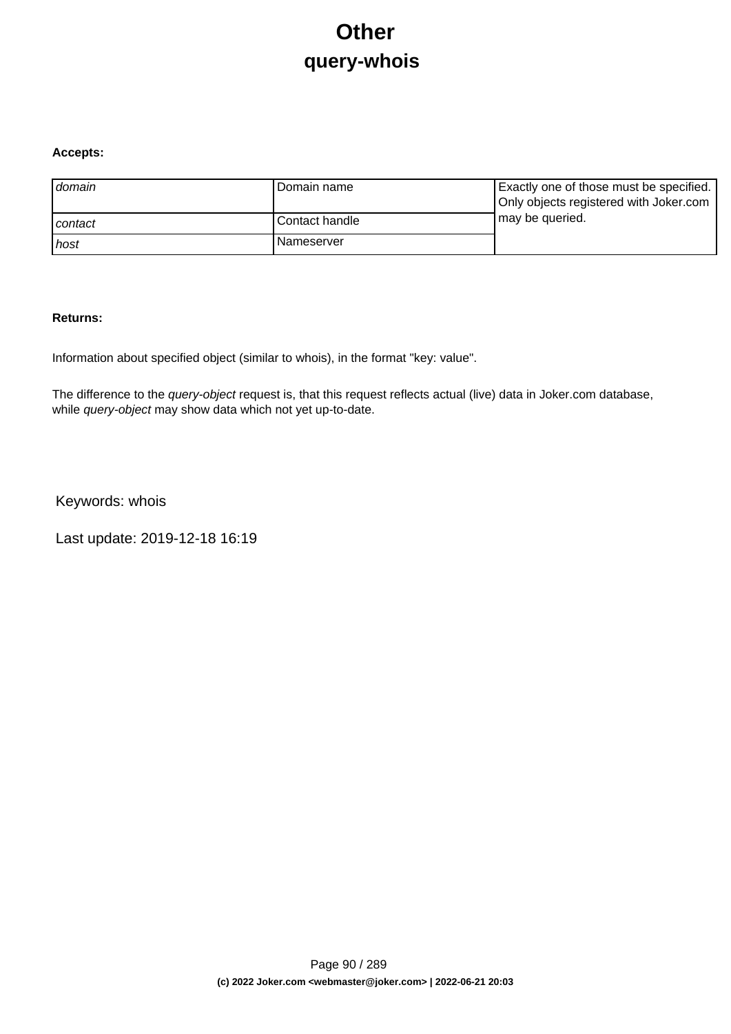# Other

## query-whois

**Accepts:**

| | | |
|---|---|---|
| *domain* | Domain name | Exactly one of those must be specified. Only objects registered with Joker.com may be queried. |
| *contact* | Contact handle | |
| *host* | Nameserver | |

**Returns:**

Information about specified object (similar to whois), in the format "key: value".

The difference to the *query-object* request is, that this request reflects actual (live) data in Joker.com database, while *query-object* may show data which not yet up-to-date.

Keywords: whois

Last update: 2019-12-18 16:19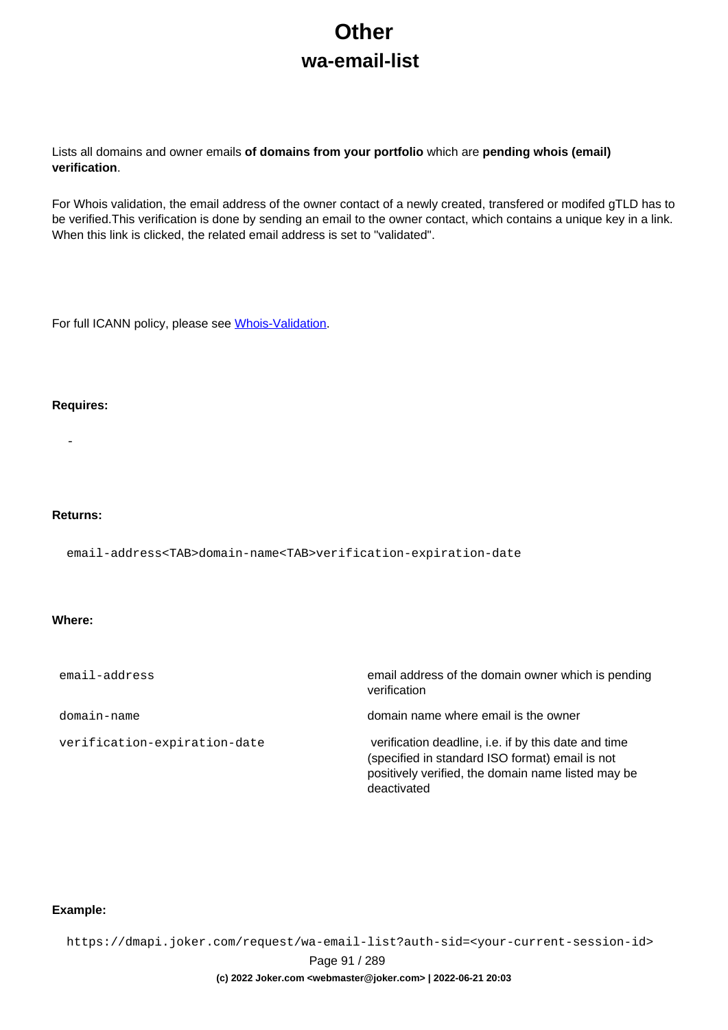# Other

## wa-email-list

Lists all domains and owner emails **of domains from your portfolio** which are **pending whois (email) verification**.

For Whois validation, the email address of the owner contact of a newly created, transfered or modifed gTLD has to be verified.This verification is done by sending an email to the owner contact, which contains a unique key in a link. When this link is clicked, the related email address is set to "validated".

For full ICANN policy, please see Whois-Validation.

**Requires:**

-

**Returns:**

```
email-address<TAB>domain-name<TAB>verification-expiration-date
```

**Where:**

| | |
|---|---|
| `email-address` | email address of the domain owner which is pending verification |
| `domain-name` | domain name where email is the owner |
| `verification-expiration-date` | verification deadline, i.e. if by this date and time (specified in standard ISO format) email is not positively verified, the domain name listed may be deactivated |

**Example:**

```
https://dmapi.joker.com/request/wa-email-list?auth-sid=<your-current-session-id>
```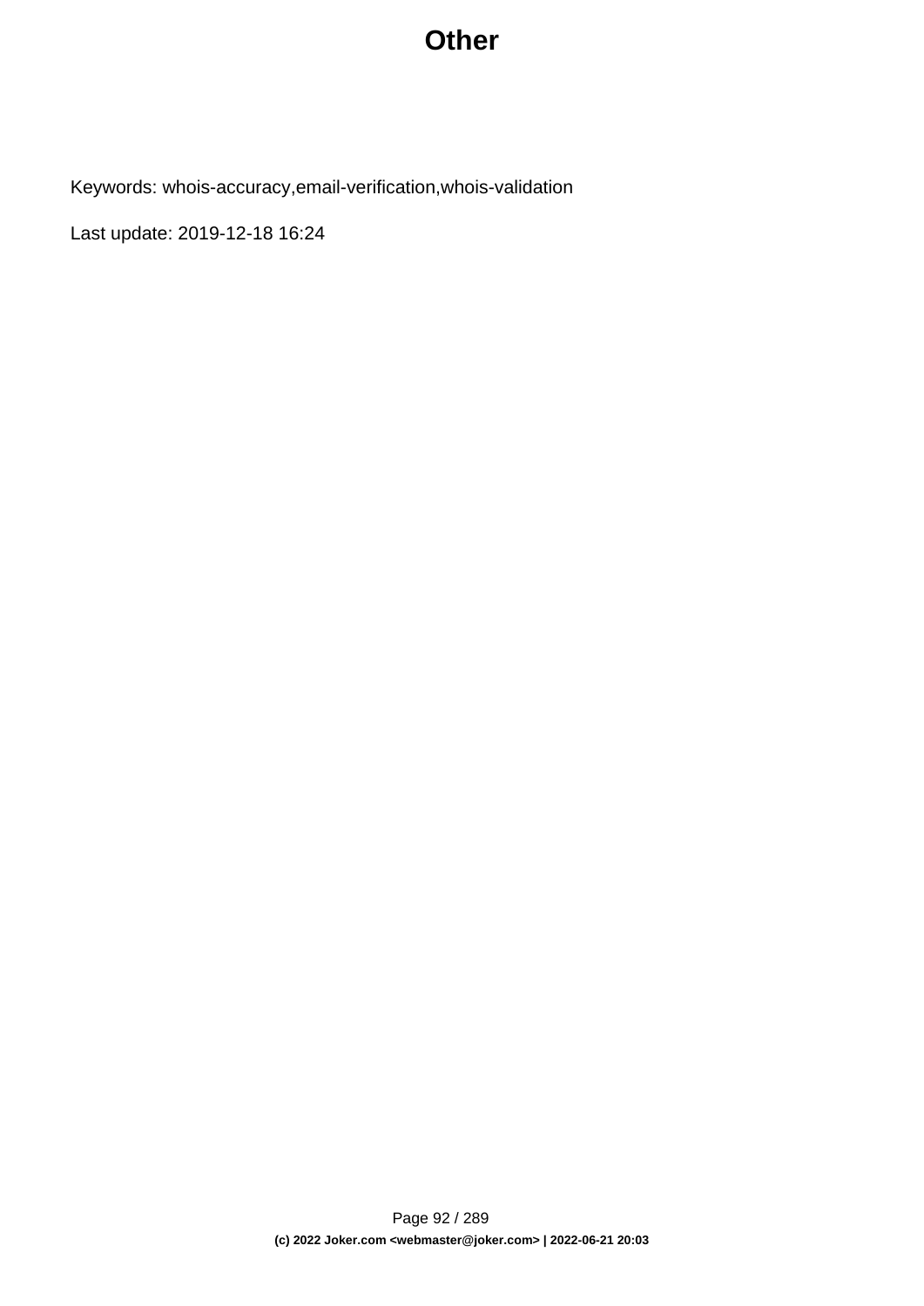# Other

Keywords: whois-accuracy,email-verification,whois-validation

Last update: 2019-12-18 16:24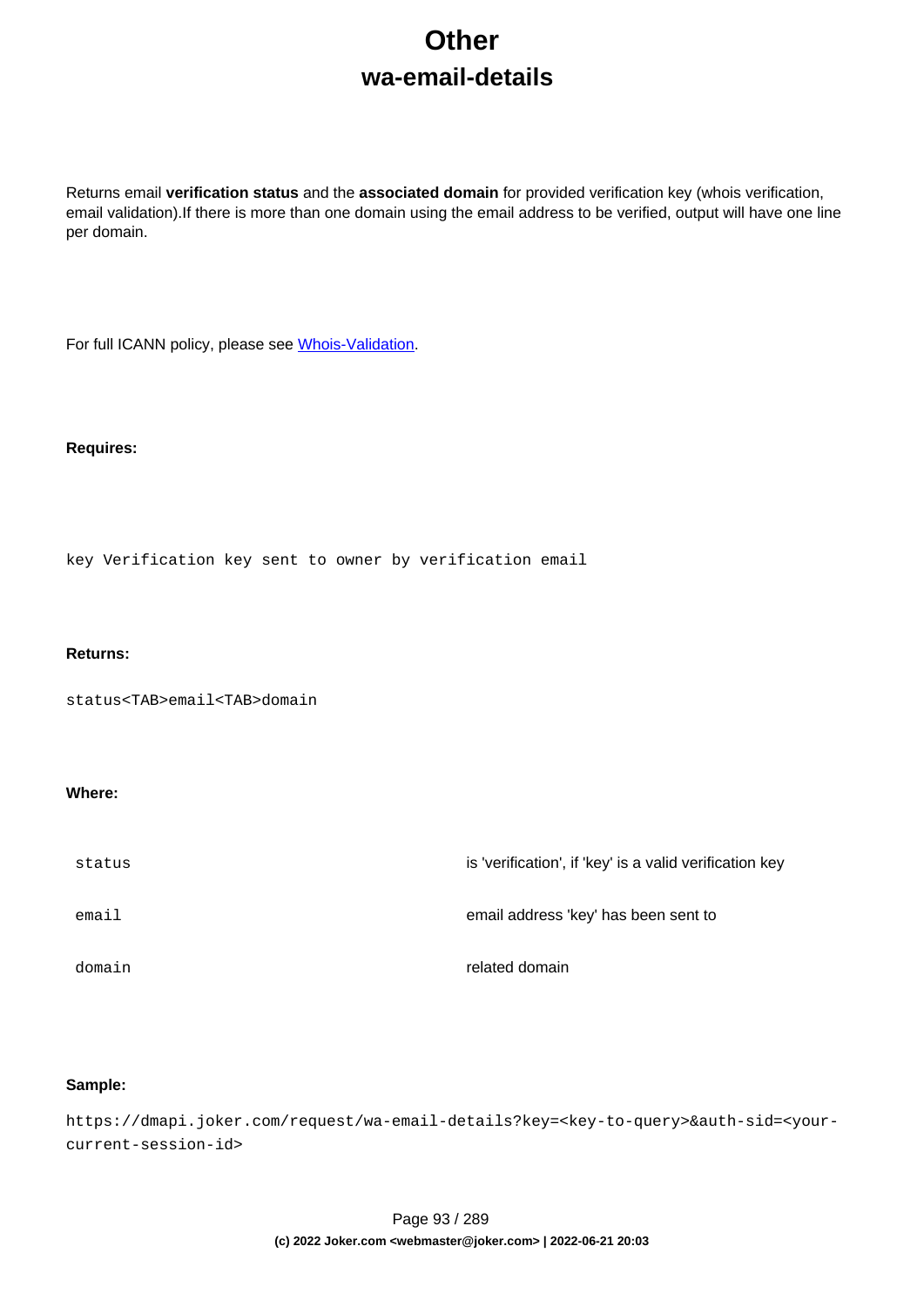# Other

## wa-email-details

Returns email **verification status** and the **associated domain** for provided verification key (whois verification, email validation).If there is more than one domain using the email address to be verified, output will have one line per domain.

For full ICANN policy, please see Whois-Validation.

**Requires:**

```
key Verification key sent to owner by verification email
```

**Returns:**

```
status<TAB>email<TAB>domain
```

**Where:**

| | |
|---|---|
| `status` | is 'verification', if 'key' is a valid verification key |
| `email` | email address 'key' has been sent to |
| `domain` | related domain |

**Sample:**

```
https://dmapi.joker.com/request/wa-email-details?key=<key-to-query>&auth-sid=<your-current-session-id>
```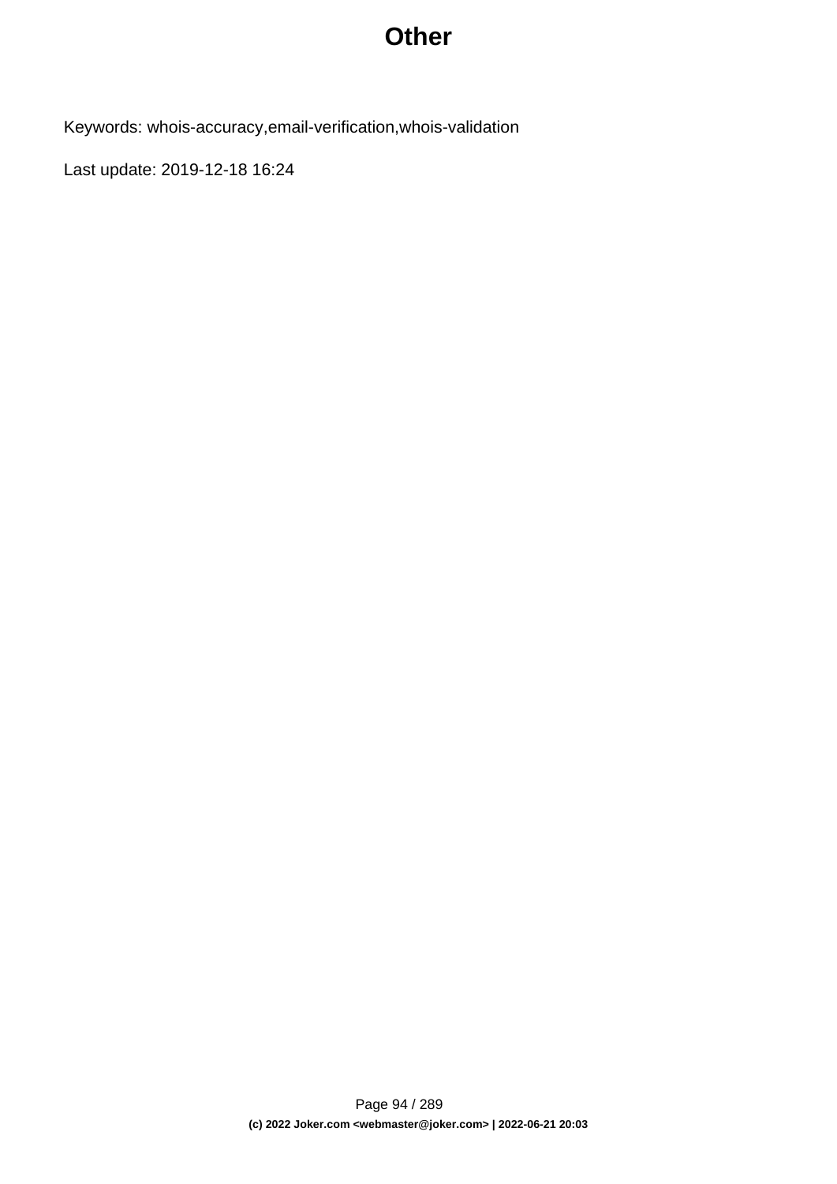# Other

Keywords: whois-accuracy,email-verification,whois-validation

Last update: 2019-12-18 16:24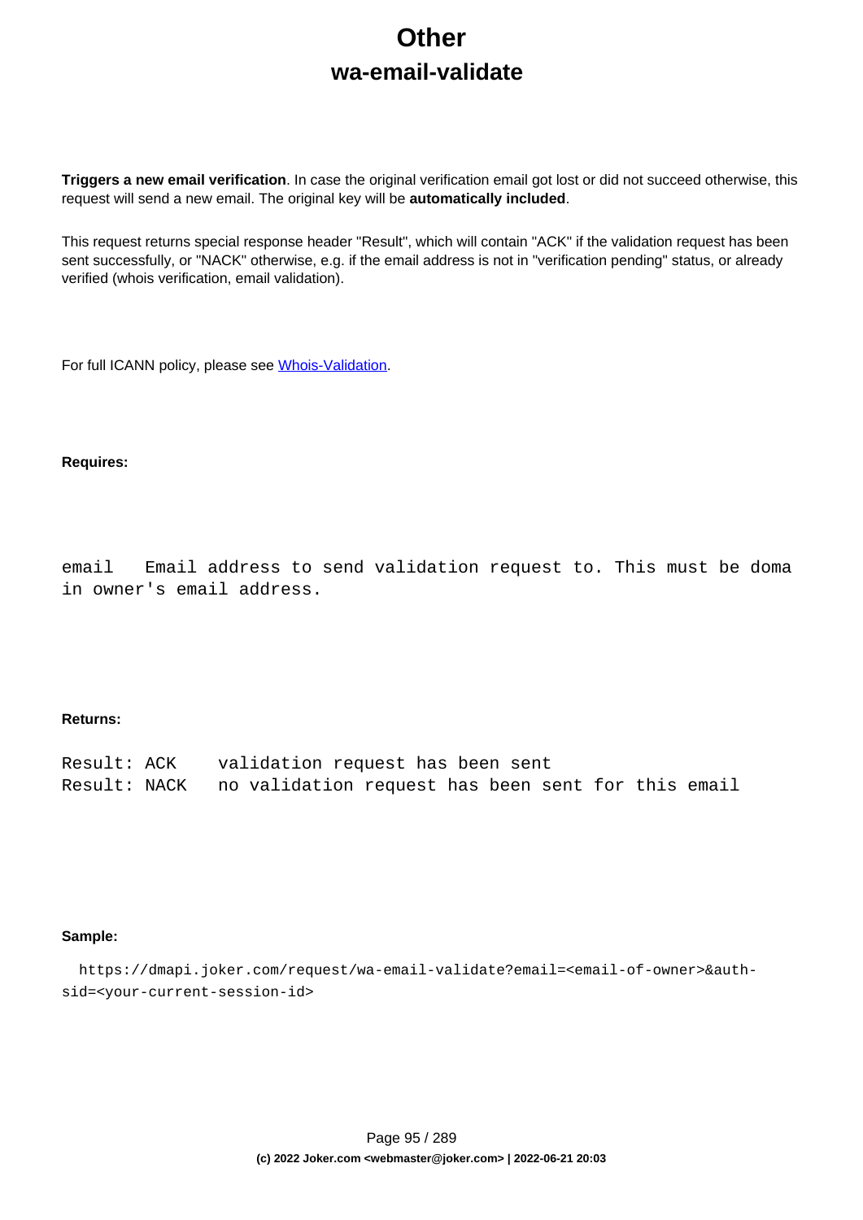# Other

## wa-email-validate

**Triggers a new email verification**. In case the original verification email got lost or did not succeed otherwise, this request will send a new email. The original key will be **automatically included**.

This request returns special response header "Result", which will contain "ACK" if the validation request has been sent successfully, or "NACK" otherwise, e.g. if the email address is not in "verification pending" status, or already verified (whois verification, email validation).

For full ICANN policy, please see Whois-Validation.

**Requires:**

```
email   Email address to send validation request to. This must be doma
in owner's email address.
```

**Returns:**

```
Result: ACK    validation request has been sent
Result: NACK   no validation request has been sent for this email
```

**Sample:**

```
https://dmapi.joker.com/request/wa-email-validate?email=<email-of-owner>&auth-
sid=<your-current-session-id>
```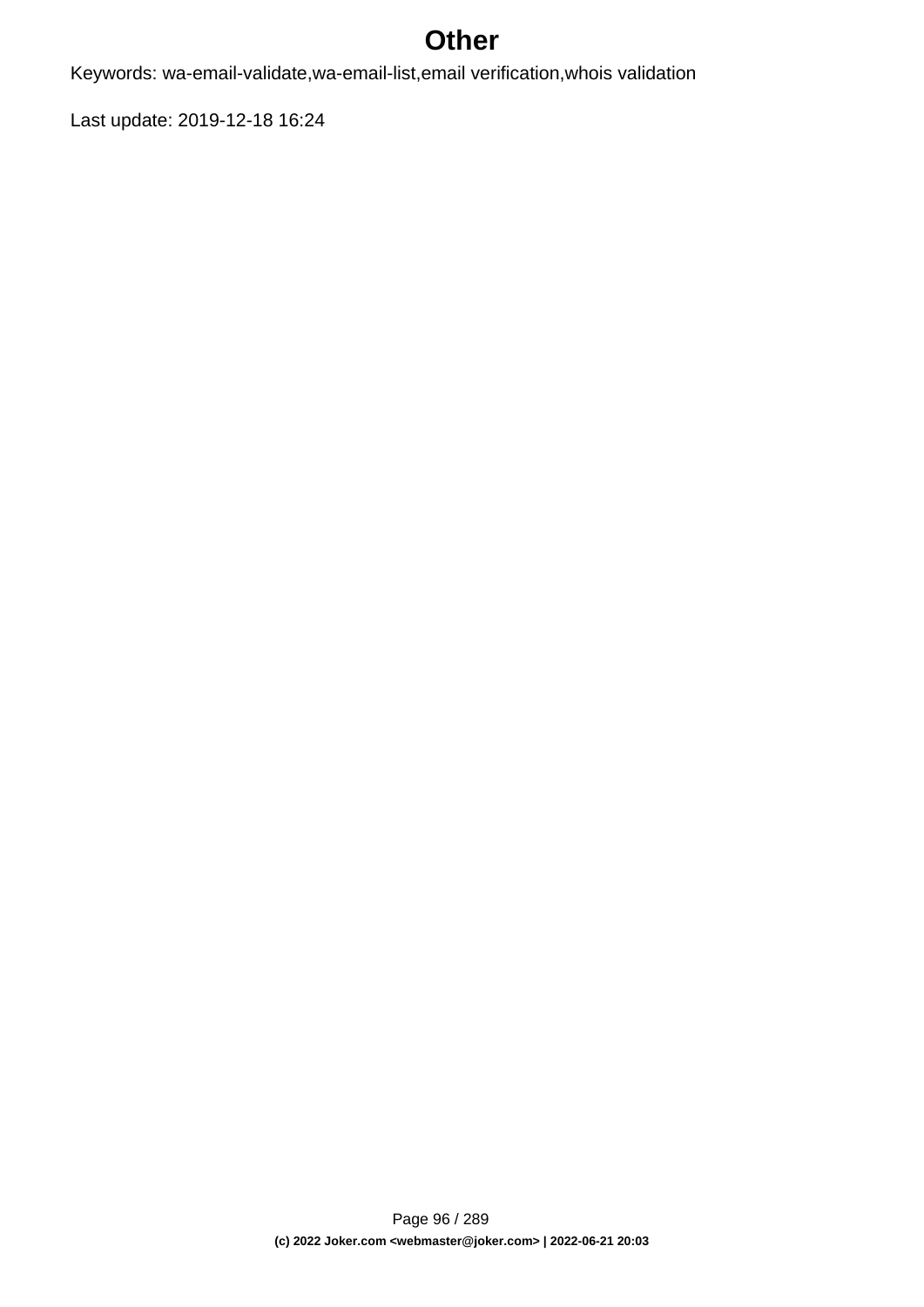# Other

Keywords: wa-email-validate,wa-email-list,email verification,whois validation

Last update: 2019-12-18 16:24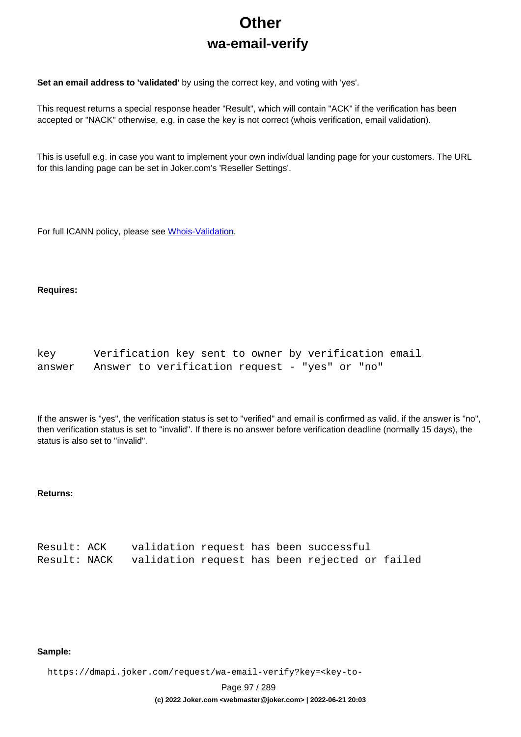# Other

## wa-email-verify

**Set an email address to 'validated'** by using the correct key, and voting with 'yes'.

This request returns a special response header "Result", which will contain "ACK" if the verification has been accepted or "NACK" otherwise, e.g. in case the key is not correct (whois verification, email validation).

This is usefull e.g. in case you want to implement your own indivídual landing page for your customers. The URL for this landing page can be set in Joker.com's 'Reseller Settings'.

For full ICANN policy, please see [Whois-Validation](Whois-Validation).

**Requires:**

```
key      Verification key sent to owner by verification email
answer   Answer to verification request - "yes" or "no"
```

If the answer is "yes", the verification status is set to "verified" and email is confirmed as valid, if the answer is "no", then verification status is set to "invalid". If there is no answer before verification deadline (normally 15 days), the status is also set to "invalid".

**Returns:**

```
Result: ACK     validation request has been successful
Result: NACK    validation request has been rejected or failed
```

**Sample:**

```
https://dmapi.joker.com/request/wa-email-verify?key=<key-to-
```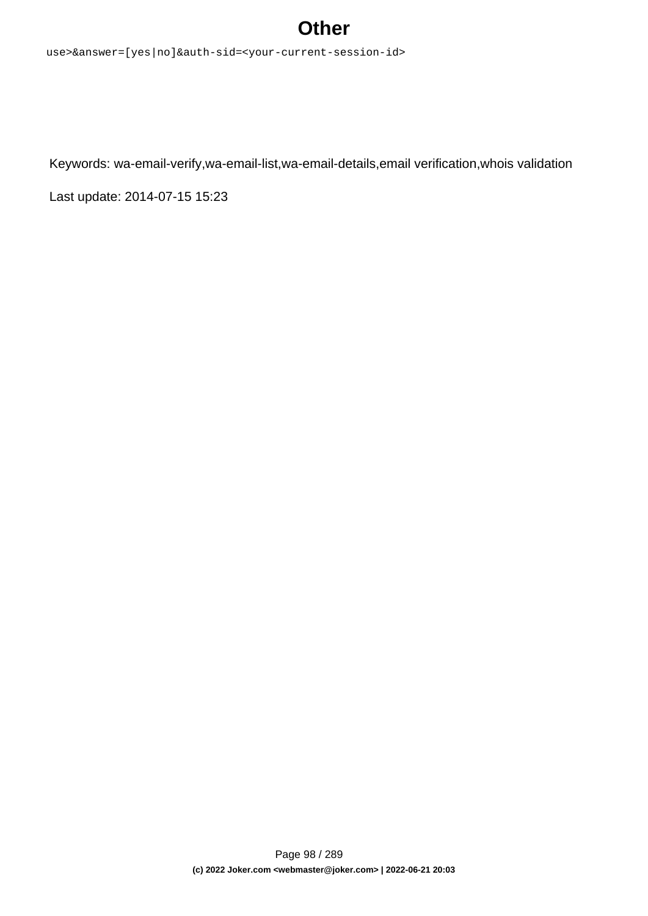```
use>&answer=[yes|no]&auth-sid=<your-current-session-id>
```

Keywords: wa-email-verify,wa-email-list,wa-email-details,email verification,whois validation

Last update: 2014-07-15 15:23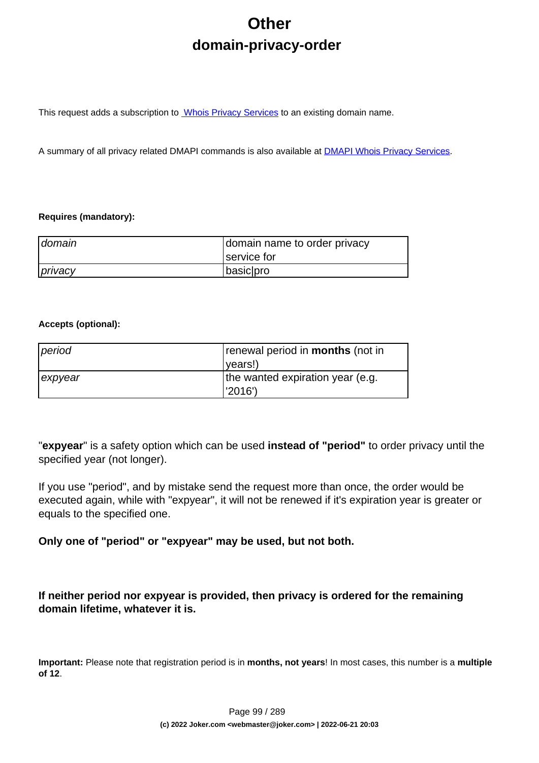# Other

## domain-privacy-order

This request adds a subscription to Whois Privacy Services to an existing domain name.

A summary of all privacy related DMAPI commands is also available at DMAPI Whois Privacy Services.

**Requires (mandatory):**

| | |
|---|---|
| *domain* | domain name to order privacy service for |
| *privacy* | basic\|pro |

**Accepts (optional):**

| | |
|---|---|
| *period* | renewal period in **months** (not in years!) |
| *expyear* | the wanted expiration year (e.g. '2016') |

"**expyear**" is a safety option which can be used **instead of "period"** to order privacy until the specified year (not longer).

If you use "period", and by mistake send the request more than once, the order would be executed again, while with "expyear", it will not be renewed if it's expiration year is greater or equals to the specified one.

**Only one of "period" or "expyear" may be used, but not both.**

**If neither period nor expyear is provided, then privacy is ordered for the remaining domain lifetime, whatever it is.**

**Important:** Please note that registration period is in **months, not years**! In most cases, this number is a **multiple of 12**.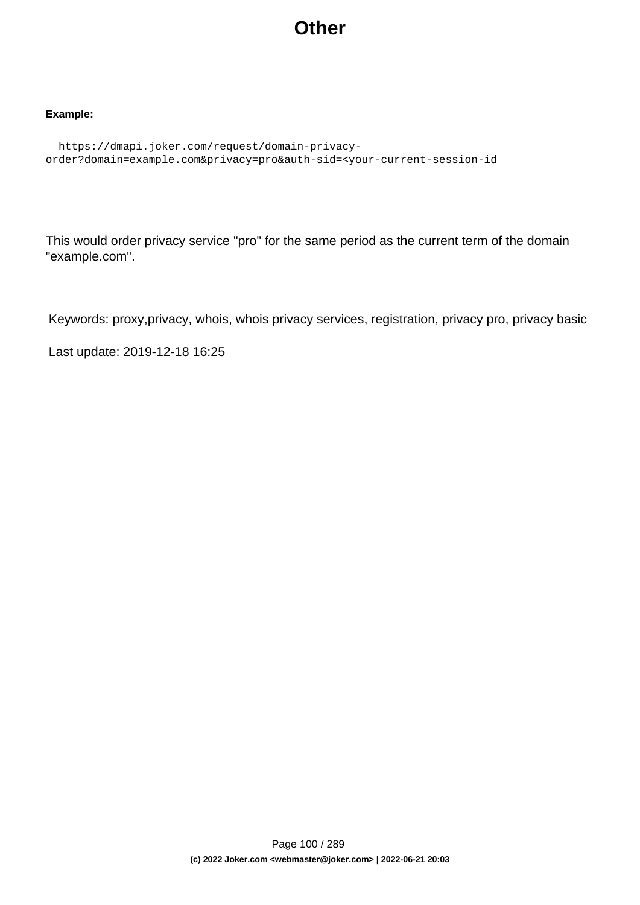# Other

**Example:**

```
  https://dmapi.joker.com/request/domain-privacy-
order?domain=example.com&privacy=pro&auth-sid=<your-current-session-id
```

This would order privacy service "pro" for the same period as the current term of the domain "example.com".

Keywords: proxy,privacy, whois, whois privacy services, registration, privacy pro, privacy basic

Last update: 2019-12-18 16:25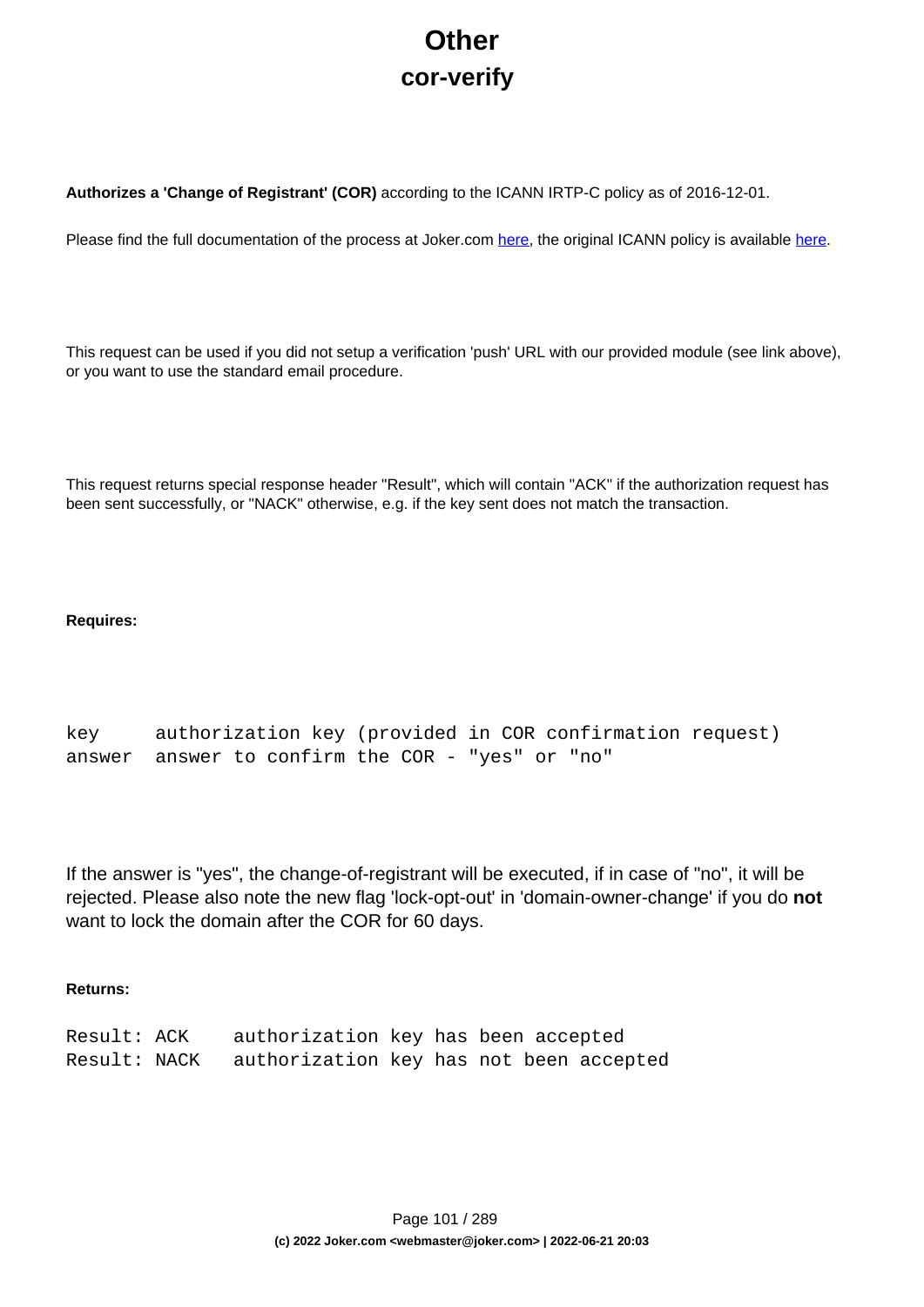# Other

## cor-verify

**Authorizes a 'Change of Registrant' (COR)** according to the ICANN IRTP-C policy as of 2016-12-01.

Please find the full documentation of the process at Joker.com here, the original ICANN policy is available here.

This request can be used if you did not setup a verification 'push' URL with our provided module (see link above), or you want to use the standard email procedure.

This request returns special response header "Result", which will contain "ACK" if the authorization request has been sent successfully, or "NACK" otherwise, e.g. if the key sent does not match the transaction.

**Requires:**

```
key     authorization key (provided in COR confirmation request)
answer  answer to confirm the COR - "yes" or "no"
```

If the answer is "yes", the change-of-registrant will be executed, if in case of "no", it will be rejected. Please also note the new flag 'lock-opt-out' in 'domain-owner-change' if you do **not** want to lock the domain after the COR for 60 days.

**Returns:**

```
Result: ACK     authorization key has been accepted
Result: NACK    authorization key has not been accepted
```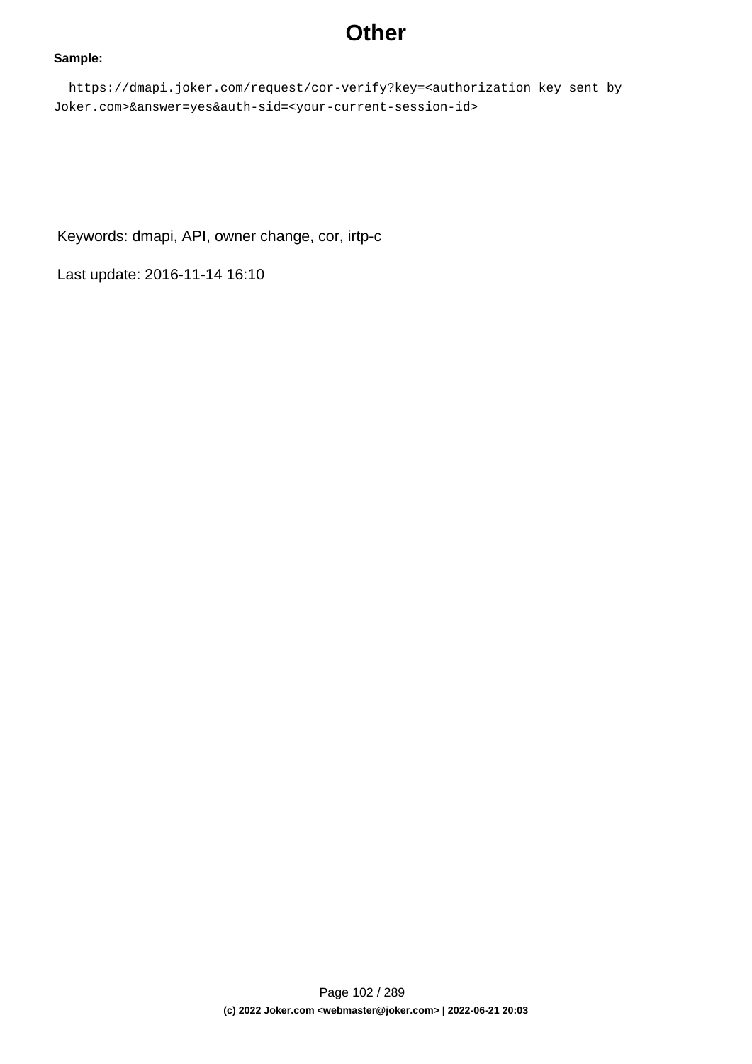# Other

**Sample:**

```
https://dmapi.joker.com/request/cor-verify?key=<authorization key sent by Joker.com>&answer=yes&auth-sid=<your-current-session-id>
```

Keywords: dmapi, API, owner change, cor, irtp-c

Last update: 2016-11-14 16:10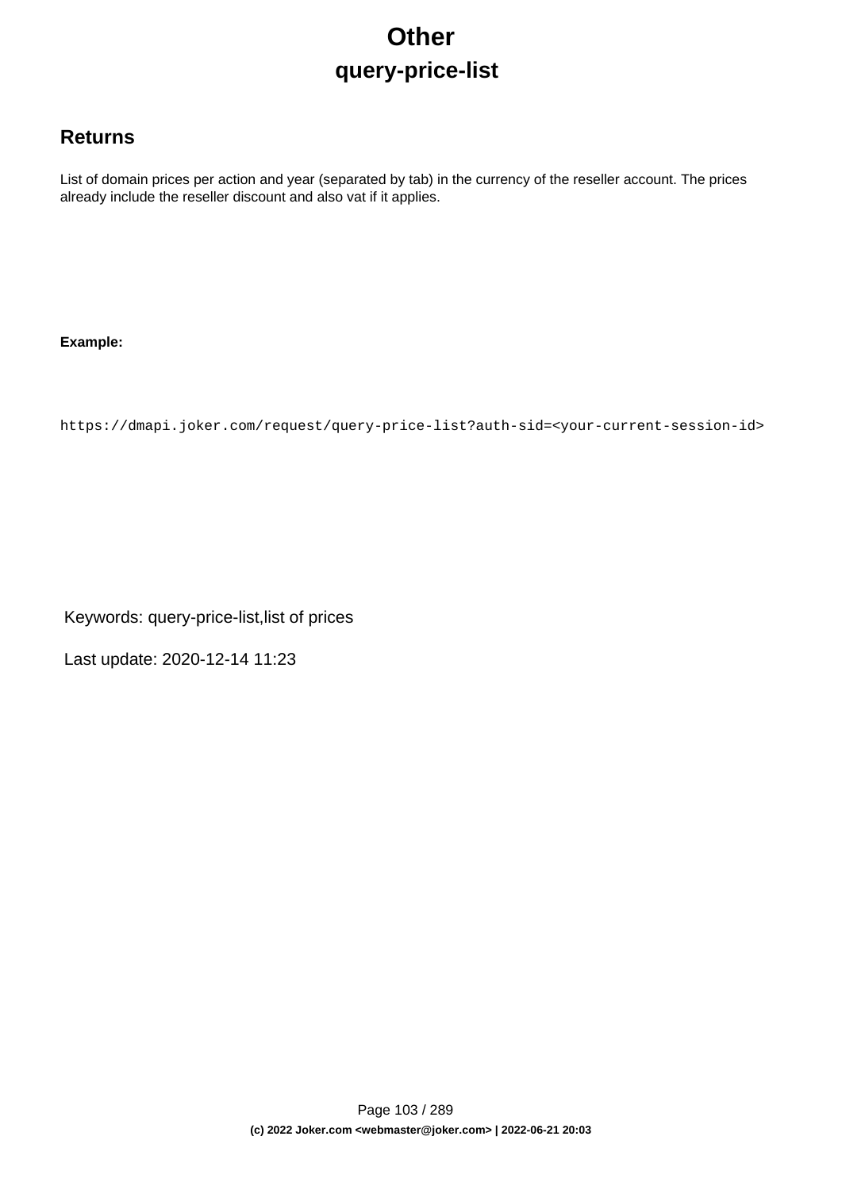# Other

## query-price-list

### Returns

List of domain prices per action and year (separated by tab) in the currency of the reseller account. The prices already include the reseller discount and also vat if it applies.

**Example:**

```
https://dmapi.joker.com/request/query-price-list?auth-sid=<your-current-session-id>
```

Keywords: query-price-list,list of prices

Last update: 2020-12-14 11:23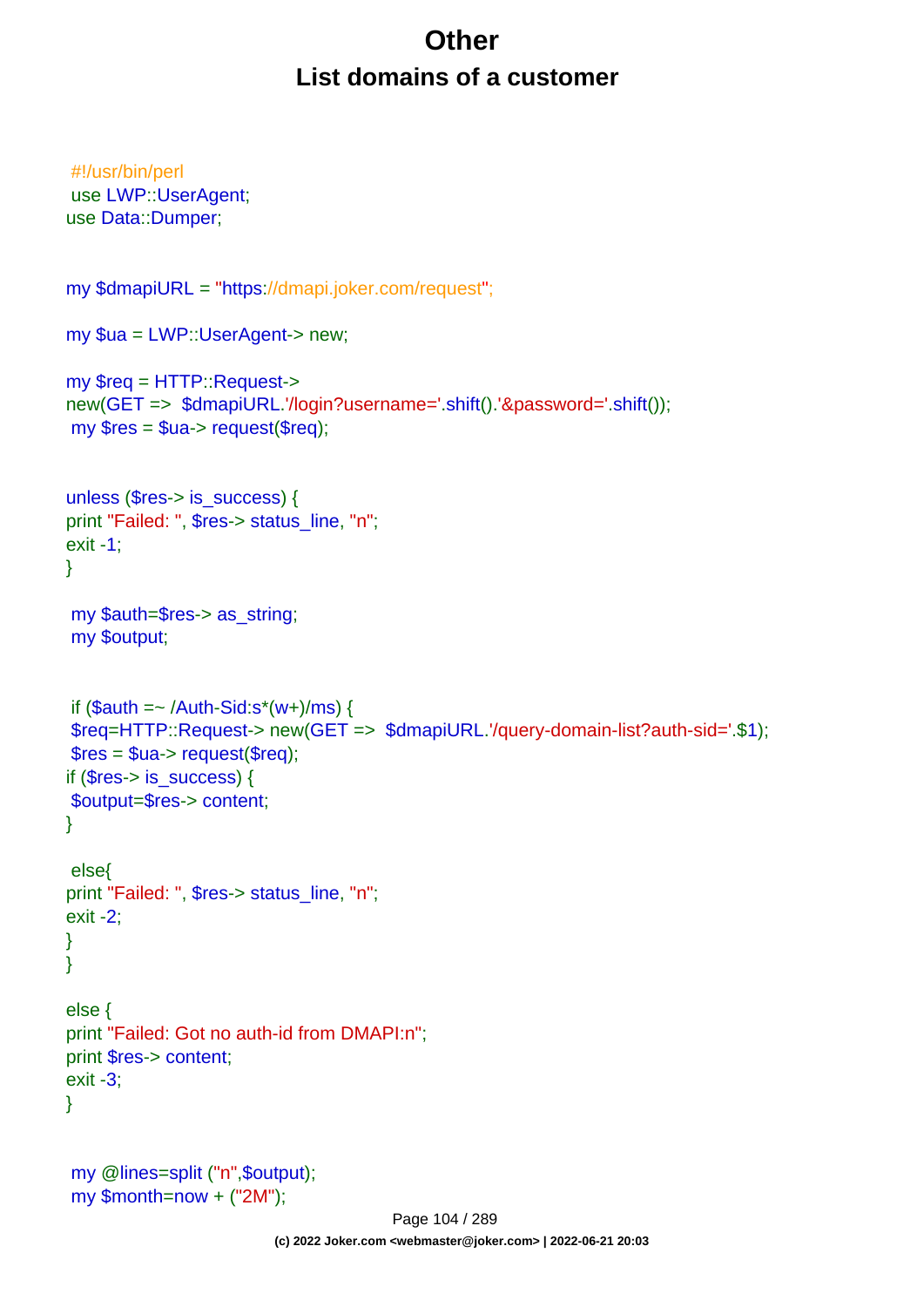# Other

## List domains of a customer

```
#!/usr/bin/perl
use LWP::UserAgent;
use Data::Dumper;


my $dmapiURL = "https://dmapi.joker.com/request";

my $ua = LWP::UserAgent-> new;

my $req = HTTP::Request->
new(GET =>  $dmapiURL.'/login?username='.shift().'&password='.shift());
my $res = $ua-> request($req);


unless ($res-> is_success) {
print "Failed: ", $res-> status_line, "n";
exit -1;
}

my $auth=$res-> as_string;
my $output;


if ($auth =~ /Auth-Sid:s*(w+)/ms) {
$req=HTTP::Request-> new(GET =>  $dmapiURL.'/query-domain-list?auth-sid='.$1);
$res = $ua-> request($req);
if ($res-> is_success) {
$output=$res-> content;
}

else{
print "Failed: ", $res-> status_line, "n";
exit -2;
}
}

else {
print "Failed: Got no auth-id from DMAPI:n";
print $res-> content;
exit -3;
}


my @lines=split ("n",$output);
my $month=now + ("2M");
```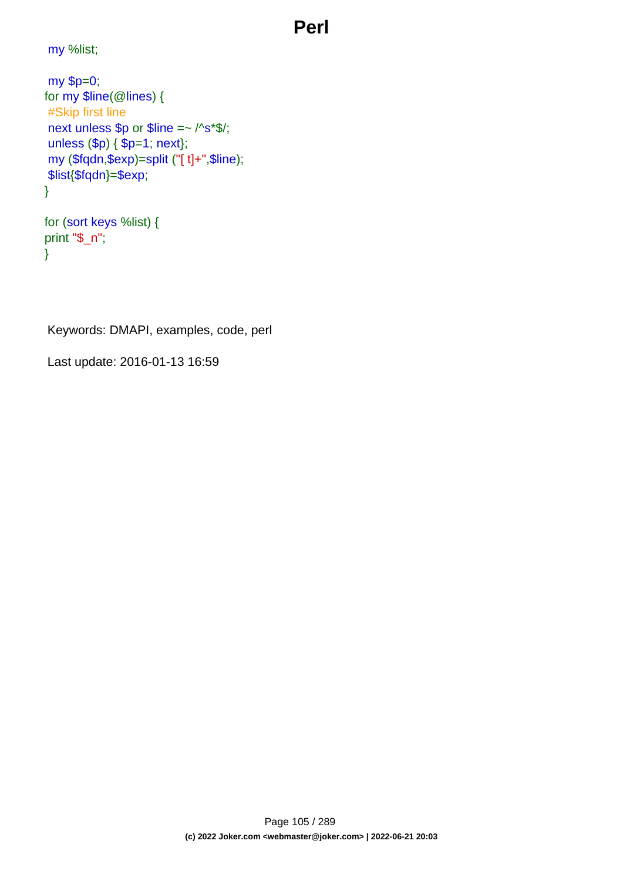# Perl

```
my %list;

my $p=0;
for my $line(@lines) {
 #Skip first line
 next unless $p or $line =~ /^s*$/;
 unless ($p) { $p=1; next};
 my ($fqdn,$exp)=split ("[ t]+",$line);
 $list{$fqdn}=$exp;
}

for (sort keys %list) {
print "$_n";
}
```

Keywords: DMAPI, examples, code, perl

Last update: 2016-01-13 16:59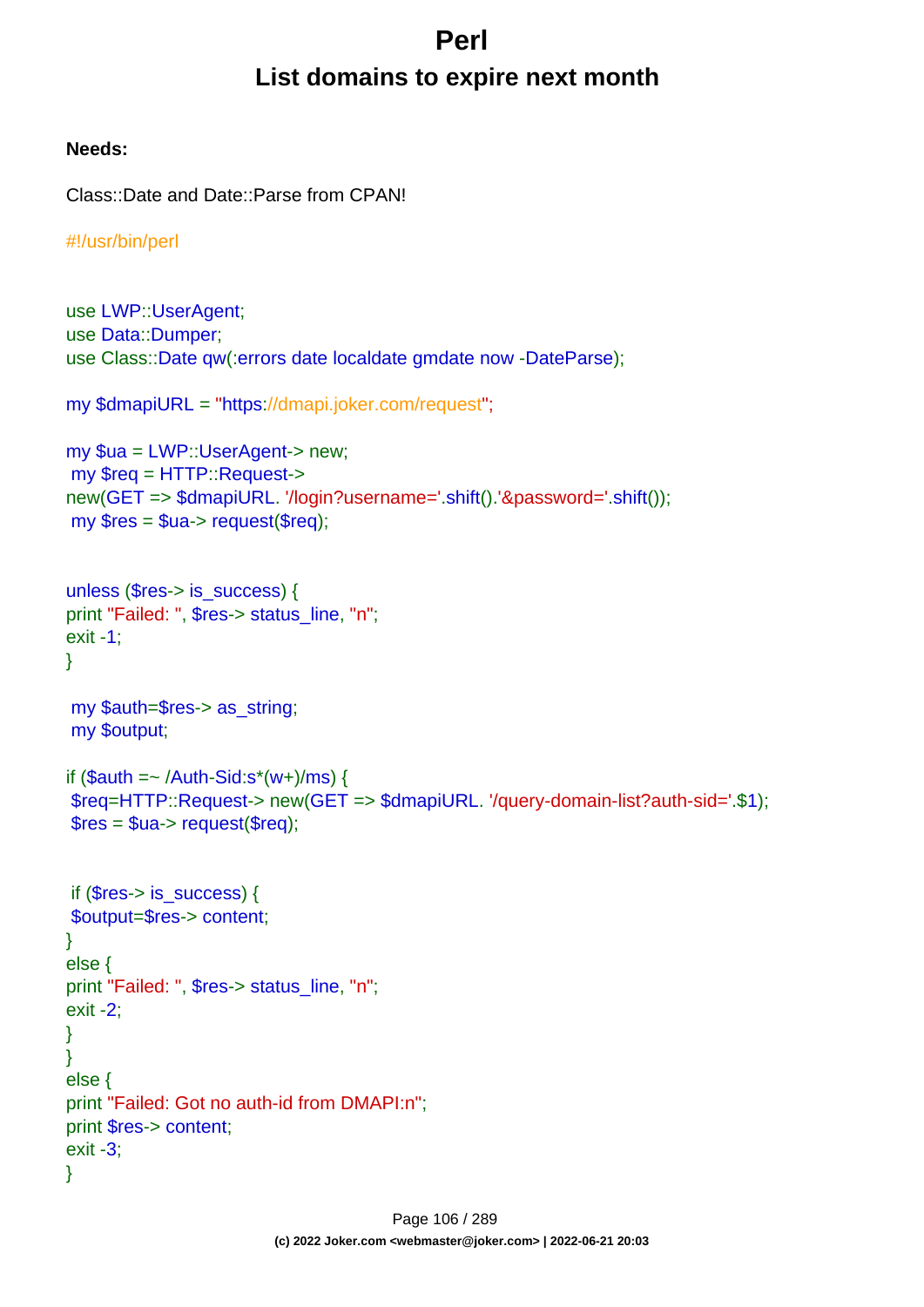# Perl

## List domains to expire next month

**Needs:**

Class::Date and Date::Parse from CPAN!

```
#!/usr/bin/perl


use LWP::UserAgent;
use Data::Dumper;
use Class::Date qw(:errors date localdate gmdate now -DateParse);

my $dmapiURL = "https://dmapi.joker.com/request";

my $ua = LWP::UserAgent-> new;
 my $req = HTTP::Request->
new(GET => $dmapiURL. '/login?username='.shift().'&password='.shift());
 my $res = $ua-> request($req);


unless ($res-> is_success) {
print "Failed: ", $res-> status_line, "n";
exit -1;
}

 my $auth=$res-> as_string;
 my $output;

if ($auth =~ /Auth-Sid:s*(w+)/ms) {
 $req=HTTP::Request-> new(GET => $dmapiURL. '/query-domain-list?auth-sid='.$1);
 $res = $ua-> request($req);


 if ($res-> is_success) {
 $output=$res-> content;
}
else {
print "Failed: ", $res-> status_line, "n";
exit -2;
}
}
else {
print "Failed: Got no auth-id from DMAPI:n";
print $res-> content;
exit -3;
}
```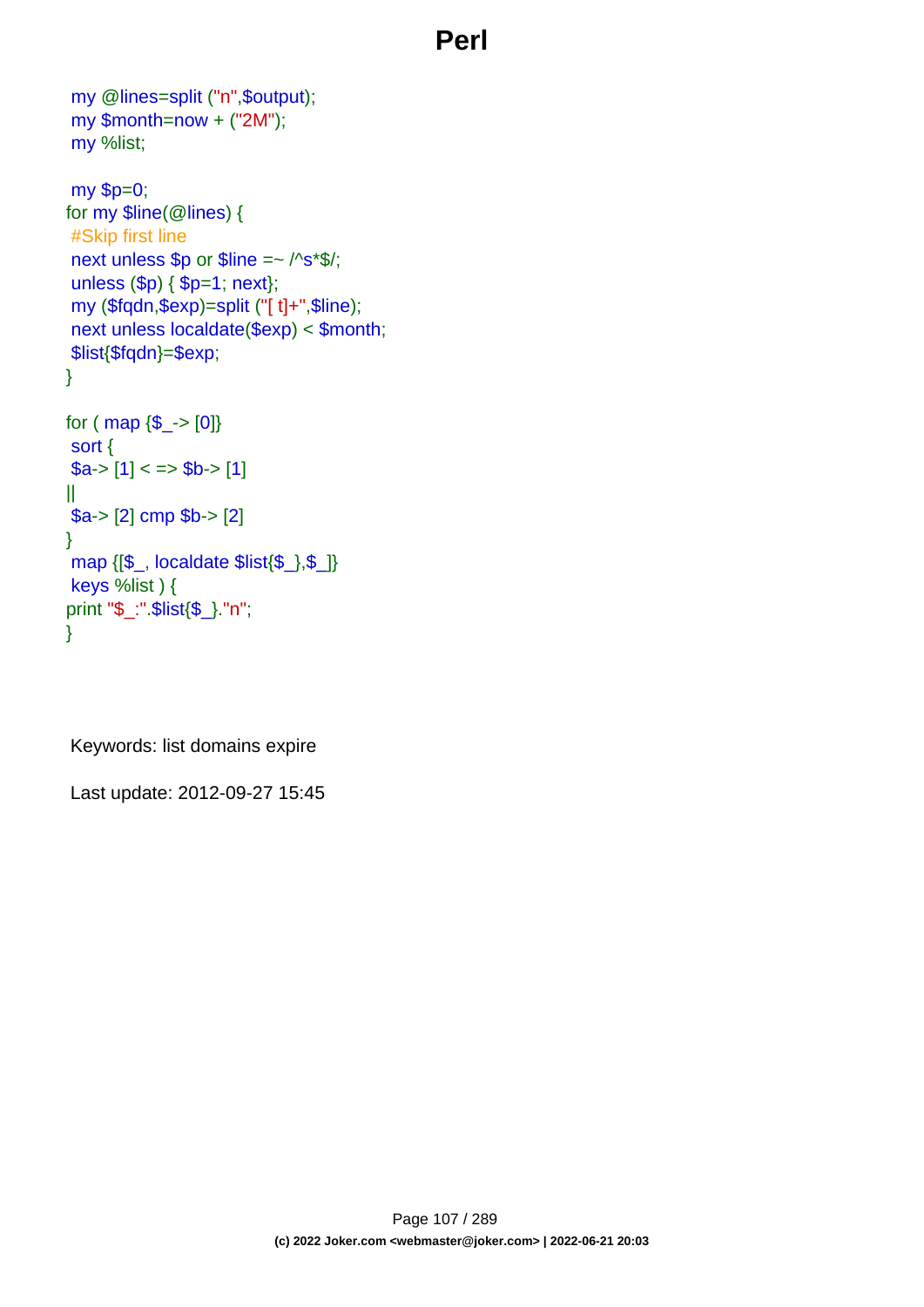# Perl

```
my @lines=split ("n",$output);
my $month=now + ("2M");
my %list;

my $p=0;
for my $line(@lines) {
#Skip first line
next unless $p or $line =~ /^s*$/;
unless ($p) { $p=1; next};
my ($fqdn,$exp)=split ("[ t]+",$line);
next unless localdate($exp) < $month;
$list{$fqdn}=$exp;
}

for ( map {$_-> [0]}
sort {
$a-> [1] < => $b-> [1]
||
$a-> [2] cmp $b-> [2]
}
map {[$_, localdate $list{$_},$_]}
keys %list ) {
print "$_:".$list{$_}."n";
}
```

Keywords: list domains expire

Last update: 2012-09-27 15:45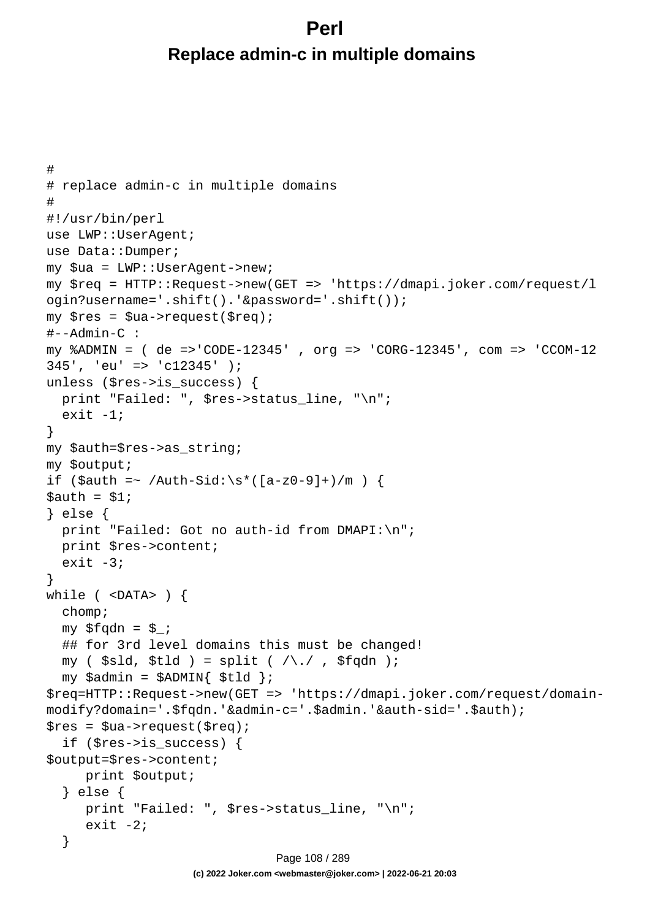# Perl

## Replace admin-c in multiple domains

```
#
# replace admin-c in multiple domains
#
#!/usr/bin/perl
use LWP::UserAgent;
use Data::Dumper;
my $ua = LWP::UserAgent->new;
my $req = HTTP::Request->new(GET => 'https://dmapi.joker.com/request/login?username='.shift().'&password='.shift());
my $res = $ua->request($req);
#--Admin-C :
my %ADMIN = ( de =>'CODE-12345' , org => 'CORG-12345', com => 'CCOM-12345', 'eu' => 'c12345' );
unless ($res->is_success) {
  print "Failed: ", $res->status_line, "\n";
  exit -1;
}
my $auth=$res->as_string;
my $output;
if ($auth =~ /Auth-Sid:\s*([a-z0-9]+)/m ) {
$auth = $1;
} else {
  print "Failed: Got no auth-id from DMAPI:\n";
  print $res->content;
  exit -3;
}
while ( <DATA> ) {
  chomp;
  my $fqdn = $_;
  ## for 3rd level domains this must be changed!
  my ( $sld, $tld ) = split ( /\./ , $fqdn );
  my $admin = $ADMIN{ $tld };
$req=HTTP::Request->new(GET => 'https://dmapi.joker.com/request/domain-modify?domain='.$fqdn.'&admin-c='.$admin.'&auth-sid='.$auth);
$res = $ua->request($req);
  if ($res->is_success) {
$output=$res->content;
     print $output;
  } else {
     print "Failed: ", $res->status_line, "\n";
     exit -2;
  }
```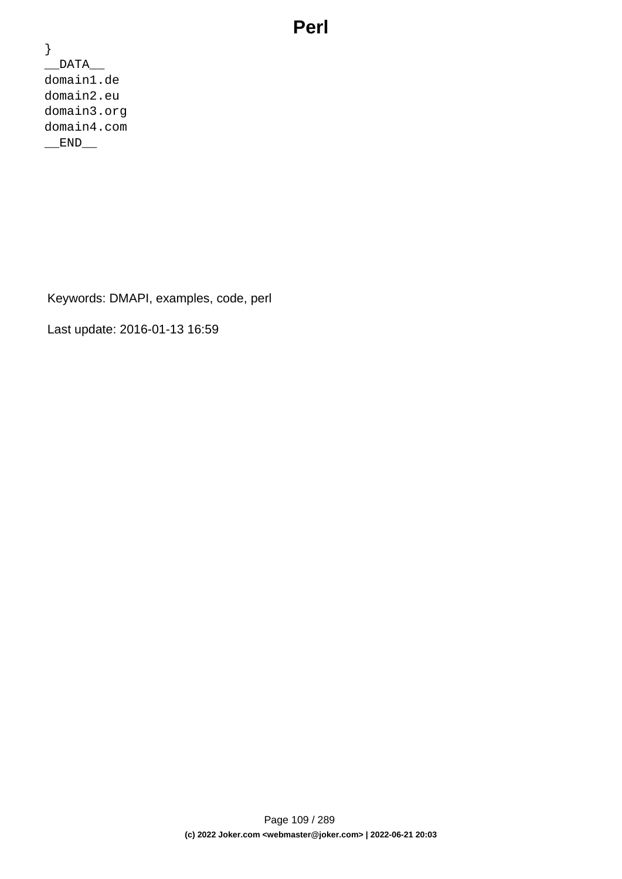```
}
__DATA__
domain1.de
domain2.eu
domain3.org
domain4.com
__END__
```

Keywords: DMAPI, examples, code, perl

Last update: 2016-01-13 16:59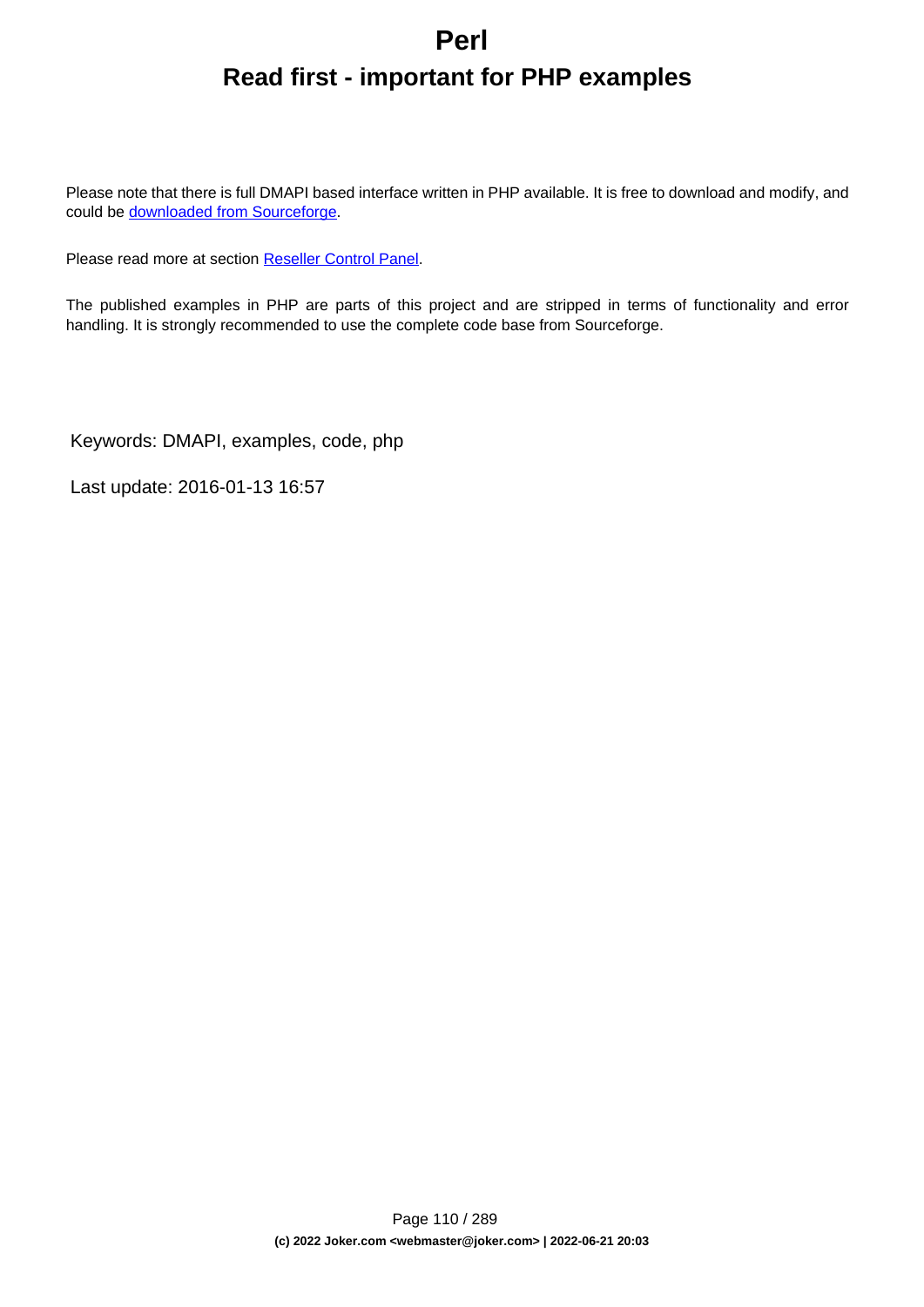# Perl

## Read first - important for PHP examples

Please note that there is full DMAPI based interface written in PHP available. It is free to download and modify, and could be downloaded from Sourceforge.

Please read more at section Reseller Control Panel.

The published examples in PHP are parts of this project and are stripped in terms of functionality and error handling. It is strongly recommended to use the complete code base from Sourceforge.

Keywords: DMAPI, examples, code, php

Last update: 2016-01-13 16:57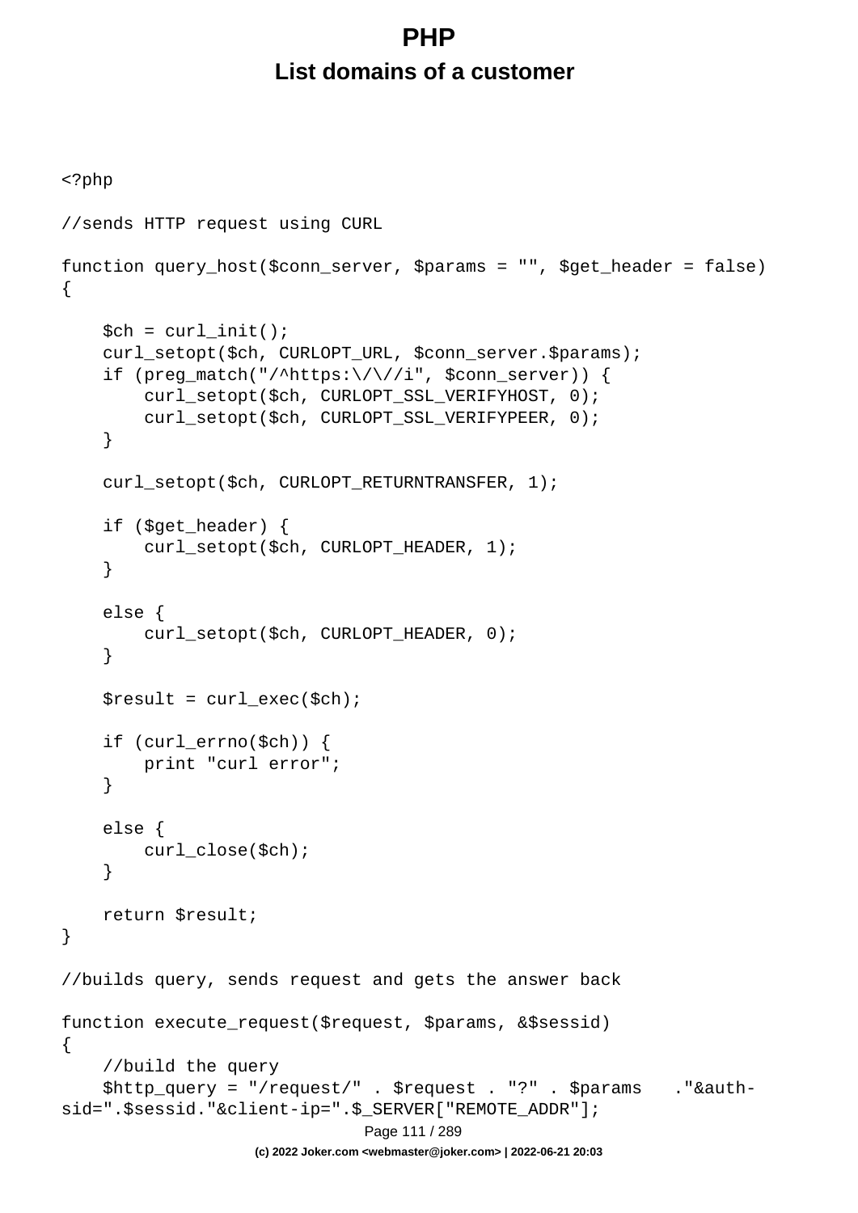# PHP

## List domains of a customer

```php
<?php

//sends HTTP request using CURL

function query_host($conn_server, $params = "", $get_header = false)
{

    $ch = curl_init();
    curl_setopt($ch, CURLOPT_URL, $conn_server.$params);
    if (preg_match("/^https:\/\//i", $conn_server)) {
        curl_setopt($ch, CURLOPT_SSL_VERIFYHOST, 0);
        curl_setopt($ch, CURLOPT_SSL_VERIFYPEER, 0);
    }

    curl_setopt($ch, CURLOPT_RETURNTRANSFER, 1);

    if ($get_header) {
        curl_setopt($ch, CURLOPT_HEADER, 1);
    }

    else {
        curl_setopt($ch, CURLOPT_HEADER, 0);
    }

    $result = curl_exec($ch);

    if (curl_errno($ch)) {
        print "curl error";
    }

    else {
        curl_close($ch);
    }

    return $result;
}

//builds query, sends request and gets the answer back

function execute_request($request, $params, &$sessid)
{
    //build the query
    $http_query = "/request/" . $request . "?" . $params   ."&auth-
sid=".$sessid."&client-ip=".$_SERVER["REMOTE_ADDR"];
```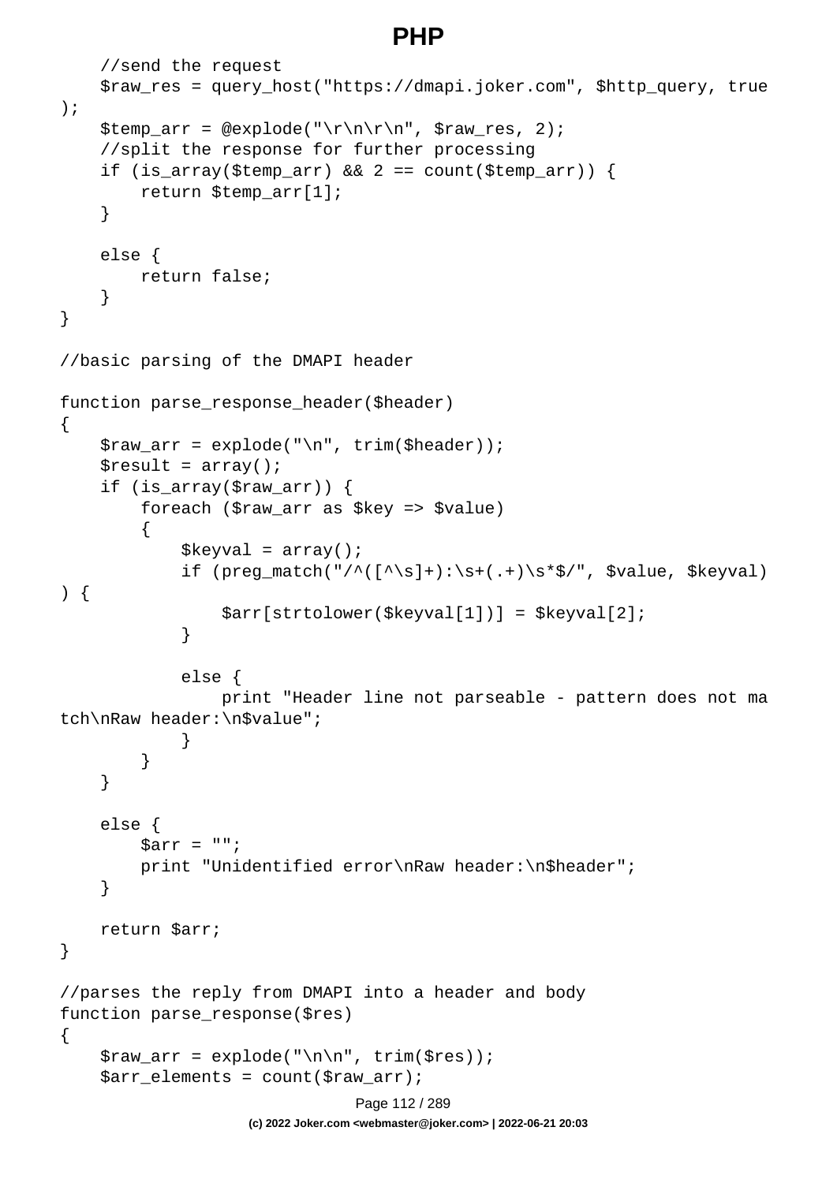```
    //send the request
    $raw_res = query_host("https://dmapi.joker.com", $http_query, true
);
    $temp_arr = @explode("\r\n\r\n", $raw_res, 2);
    //split the response for further processing
    if (is_array($temp_arr) && 2 == count($temp_arr)) {
        return $temp_arr[1];
    }

    else {
        return false;
    }
}

//basic parsing of the DMAPI header

function parse_response_header($header)
{
    $raw_arr = explode("\n", trim($header));
    $result = array();
    if (is_array($raw_arr)) {
        foreach ($raw_arr as $key => $value)
        {
            $keyval = array();
            if (preg_match("/^([^\s]+):\s+(.+)\s*$/", $value, $keyval)
) {
                $arr[strtolower($keyval[1])] = $keyval[2];
            }

            else {
                print "Header line not parseable - pattern does not ma
tch\nRaw header:\n$value";
            }
        }
    }

    else {
        $arr = "";
        print "Unidentified error\nRaw header:\n$header";
    }

    return $arr;
}

//parses the reply from DMAPI into a header and body
function parse_response($res)
{
    $raw_arr = explode("\n\n", trim($res));
    $arr_elements = count($raw_arr);
```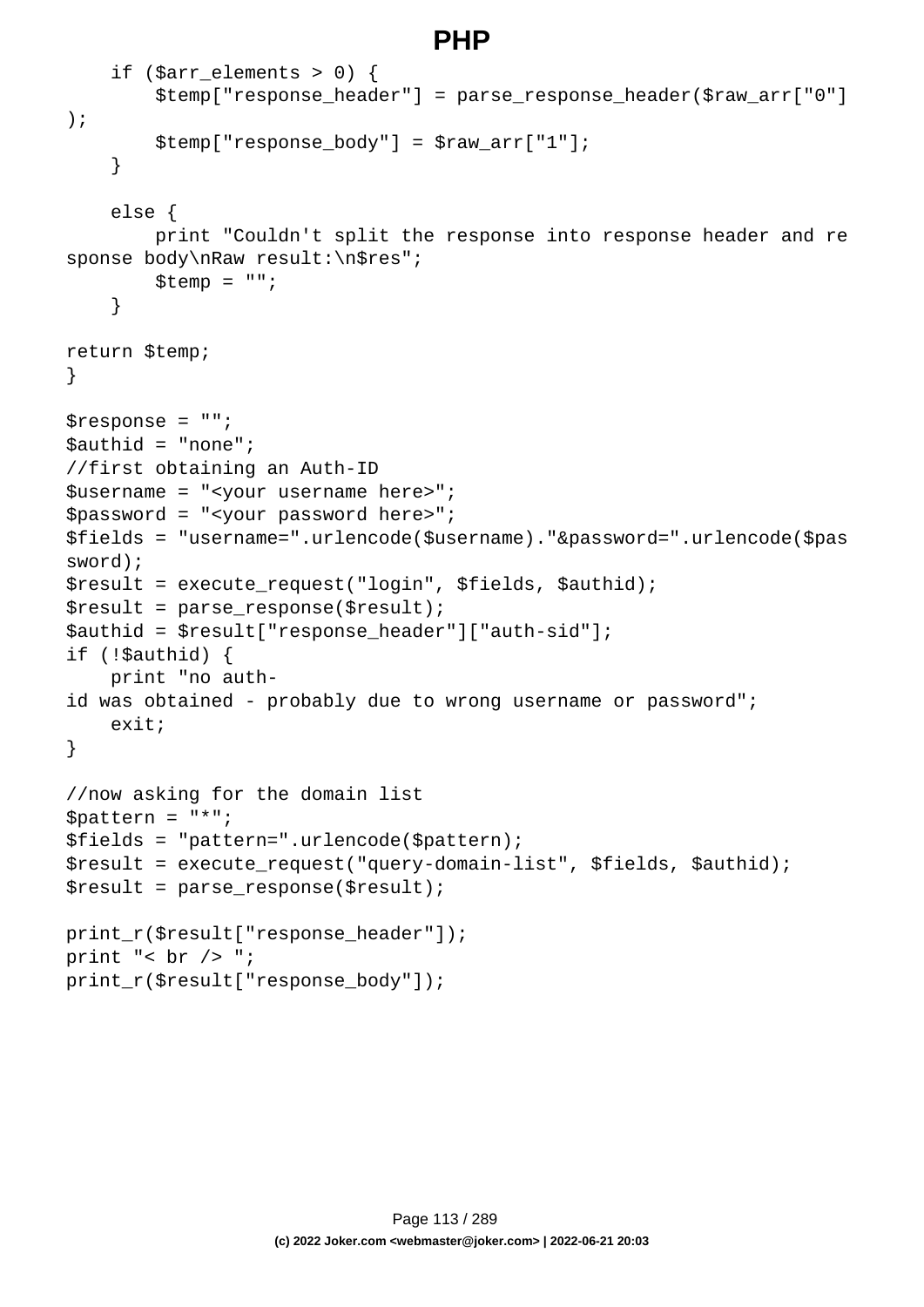```
    if ($arr_elements > 0) {
        $temp["response_header"] = parse_response_header($raw_arr["0"]
);
        $temp["response_body"] = $raw_arr["1"];
    }

    else {
        print "Couldn't split the response into response header and re
sponse body\nRaw result:\n$res";
        $temp = "";
    }

return $temp;
}

$response = "";
$authid = "none";
//first obtaining an Auth-ID
$username = "<your username here>";
$password = "<your password here>";
$fields = "username=".urlencode($username)."&password=".urlencode($pas
sword);
$result = execute_request("login", $fields, $authid);
$result = parse_response($result);
$authid = $result["response_header"]["auth-sid"];
if (!$authid) {
    print "no auth-
id was obtained - probably due to wrong username or password";
    exit;
}

//now asking for the domain list
$pattern = "*";
$fields = "pattern=".urlencode($pattern);
$result = execute_request("query-domain-list", $fields, $authid);
$result = parse_response($result);

print_r($result["response_header"]);
print "< br /> ";
print_r($result["response_body"]);
```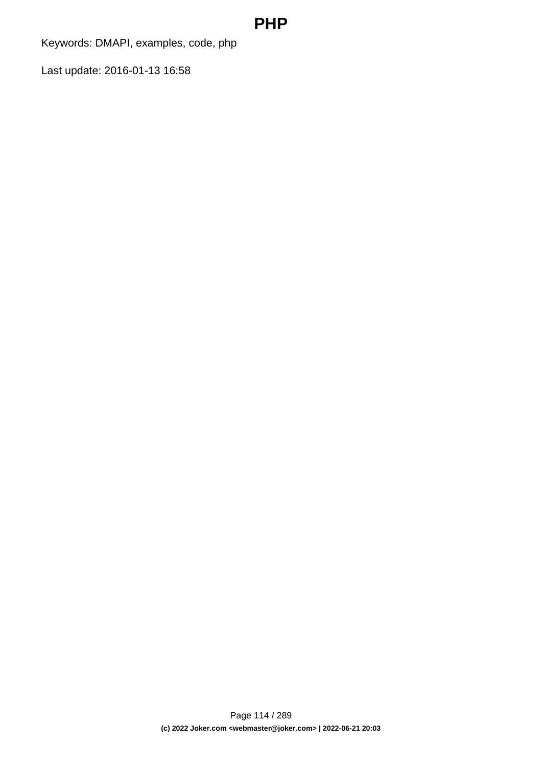# PHP

Keywords: DMAPI, examples, code, php

Last update: 2016-01-13 16:58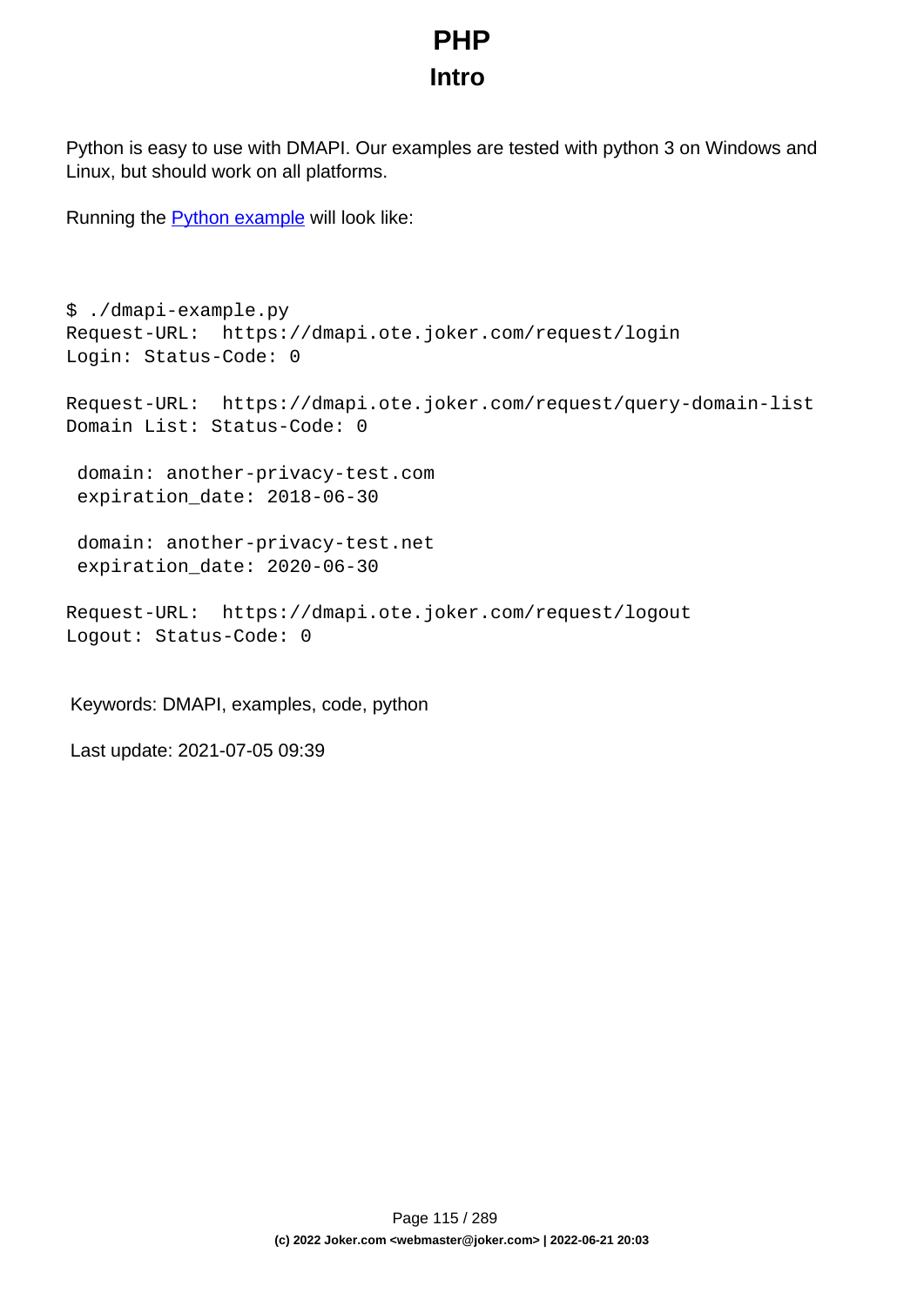# PHP

## Intro

Python is easy to use with DMAPI. Our examples are tested with python 3 on Windows and Linux, but should work on all platforms.

Running the Python example will look like:

```
$ ./dmapi-example.py
Request-URL:  https://dmapi.ote.joker.com/request/login
Login: Status-Code: 0

Request-URL:  https://dmapi.ote.joker.com/request/query-domain-list
Domain List: Status-Code: 0

 domain: another-privacy-test.com
 expiration_date: 2018-06-30

 domain: another-privacy-test.net
 expiration_date: 2020-06-30

Request-URL:  https://dmapi.ote.joker.com/request/logout
Logout: Status-Code: 0
```

Keywords: DMAPI, examples, code, python

Last update: 2021-07-05 09:39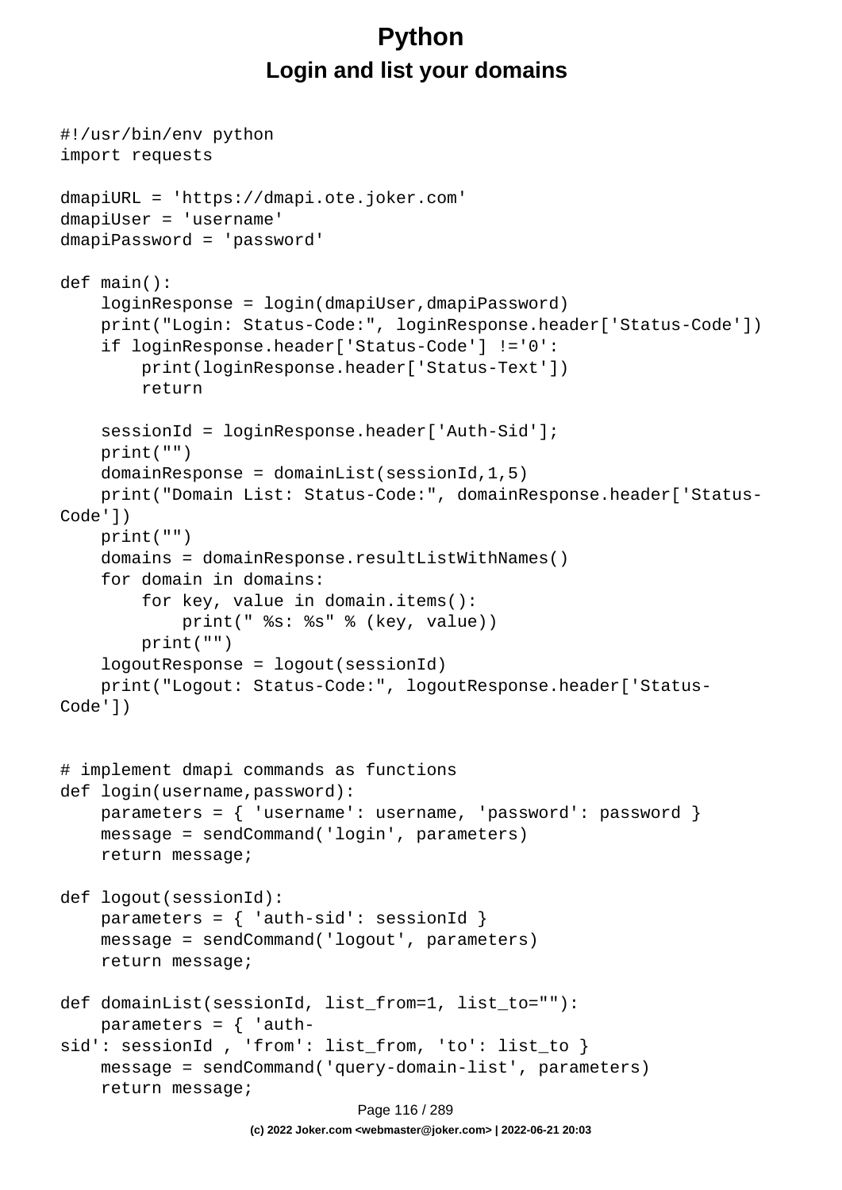# Python

## Login and list your domains

```python
#!/usr/bin/env python
import requests

dmapiURL = 'https://dmapi.ote.joker.com'
dmapiUser = 'username'
dmapiPassword = 'password'

def main():
    loginResponse = login(dmapiUser,dmapiPassword)
    print("Login: Status-Code:", loginResponse.header['Status-Code'])
    if loginResponse.header['Status-Code'] !='0':
        print(loginResponse.header['Status-Text'])
        return

    sessionId = loginResponse.header['Auth-Sid'];
    print("")
    domainResponse = domainList(sessionId,1,5)
    print("Domain List: Status-Code:", domainResponse.header['Status-Code'])
    print("")
    domains = domainResponse.resultListWithNames()
    for domain in domains:
        for key, value in domain.items():
            print(" %s: %s" % (key, value))
        print("")
    logoutResponse = logout(sessionId)
    print("Logout: Status-Code:", logoutResponse.header['Status-Code'])


# implement dmapi commands as functions
def login(username,password):
    parameters = { 'username': username, 'password': password }
    message = sendCommand('login', parameters)
    return message;

def logout(sessionId):
    parameters = { 'auth-sid': sessionId }
    message = sendCommand('logout', parameters)
    return message;

def domainList(sessionId, list_from=1, list_to=""):
    parameters = { 'auth-sid': sessionId , 'from': list_from, 'to': list_to }
    message = sendCommand('query-domain-list', parameters)
    return message;
```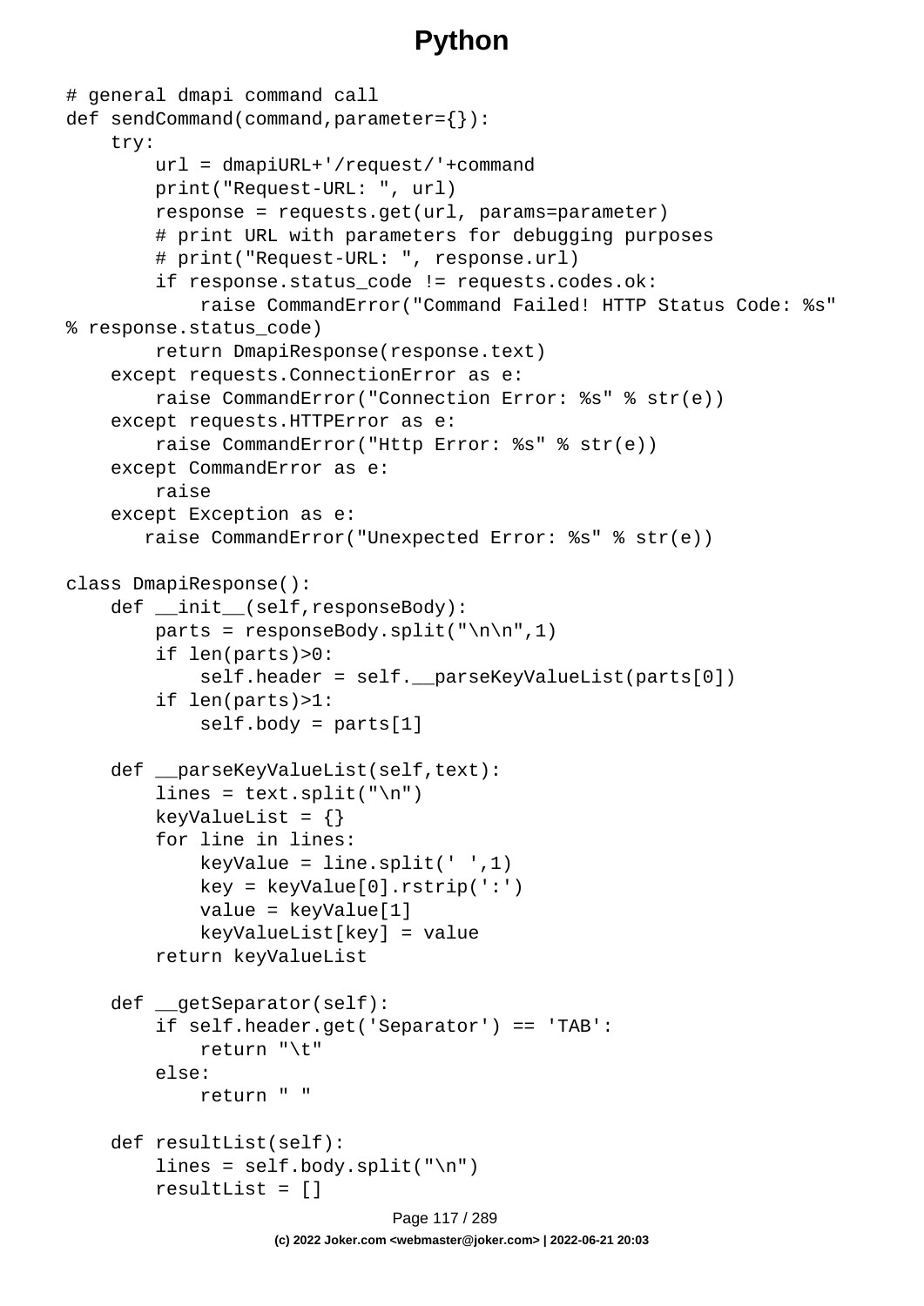# Python

```
# general dmapi command call
def sendCommand(command,parameter={}):
    try:
        url = dmapiURL+'/request/'+command
        print("Request-URL: ", url)
        response = requests.get(url, params=parameter)
        # print URL with parameters for debugging purposes
        # print("Request-URL: ", response.url)
        if response.status_code != requests.codes.ok:
            raise CommandError("Command Failed! HTTP Status Code: %s"
% response.status_code)
        return DmapiResponse(response.text)
    except requests.ConnectionError as e:
        raise CommandError("Connection Error: %s" % str(e))
    except requests.HTTPError as e:
        raise CommandError("Http Error: %s" % str(e))
    except CommandError as e:
        raise
    except Exception as e:
       raise CommandError("Unexpected Error: %s" % str(e))

class DmapiResponse():
    def __init__(self,responseBody):
        parts = responseBody.split("\n\n",1)
        if len(parts)>0:
            self.header = self.__parseKeyValueList(parts[0])
        if len(parts)>1:
            self.body = parts[1]

    def __parseKeyValueList(self,text):
        lines = text.split("\n")
        keyValueList = {}
        for line in lines:
            keyValue = line.split(' ',1)
            key = keyValue[0].rstrip(':')
            value = keyValue[1]
            keyValueList[key] = value
        return keyValueList

    def __getSeparator(self):
        if self.header.get('Separator') == 'TAB':
            return "\t"
        else:
            return " "

    def resultList(self):
        lines = self.body.split("\n")
        resultList = []
```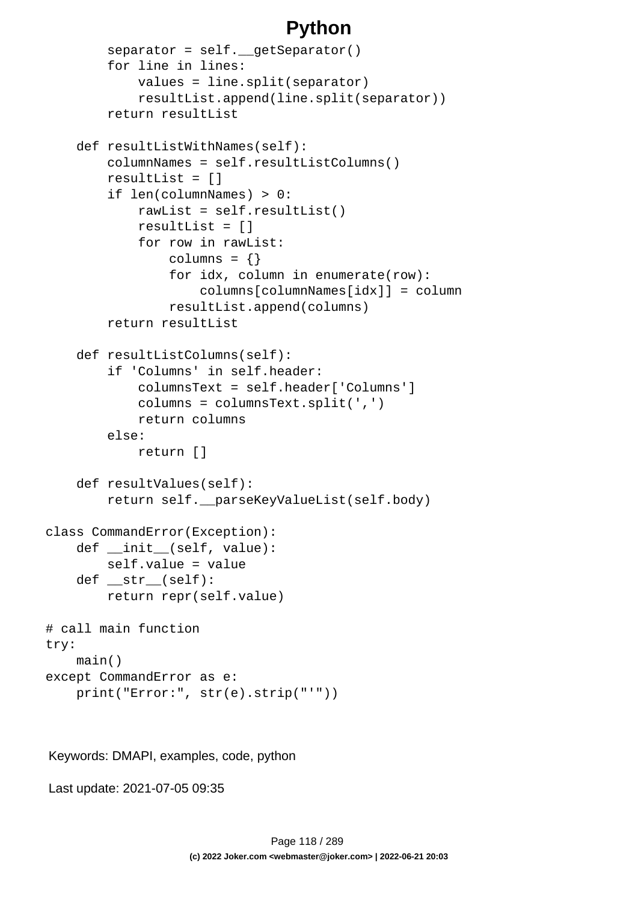```
        separator = self.__getSeparator()
        for line in lines:
            values = line.split(separator)
            resultList.append(line.split(separator))
        return resultList

    def resultListWithNames(self):
        columnNames = self.resultListColumns()
        resultList = []
        if len(columnNames) > 0:
            rawList = self.resultList()
            resultList = []
            for row in rawList:
                columns = {}
                for idx, column in enumerate(row):
                    columns[columnNames[idx]] = column
                resultList.append(columns)
        return resultList

    def resultListColumns(self):
        if 'Columns' in self.header:
            columnsText = self.header['Columns']
            columns = columnsText.split(',')
            return columns
        else:
            return []

    def resultValues(self):
        return self.__parseKeyValueList(self.body)

class CommandError(Exception):
    def __init__(self, value):
        self.value = value
    def __str__(self):
        return repr(self.value)

# call main function
try:
    main()
except CommandError as e:
    print("Error:", str(e).strip("'"))
```

Keywords: DMAPI, examples, code, python

Last update: 2021-07-05 09:35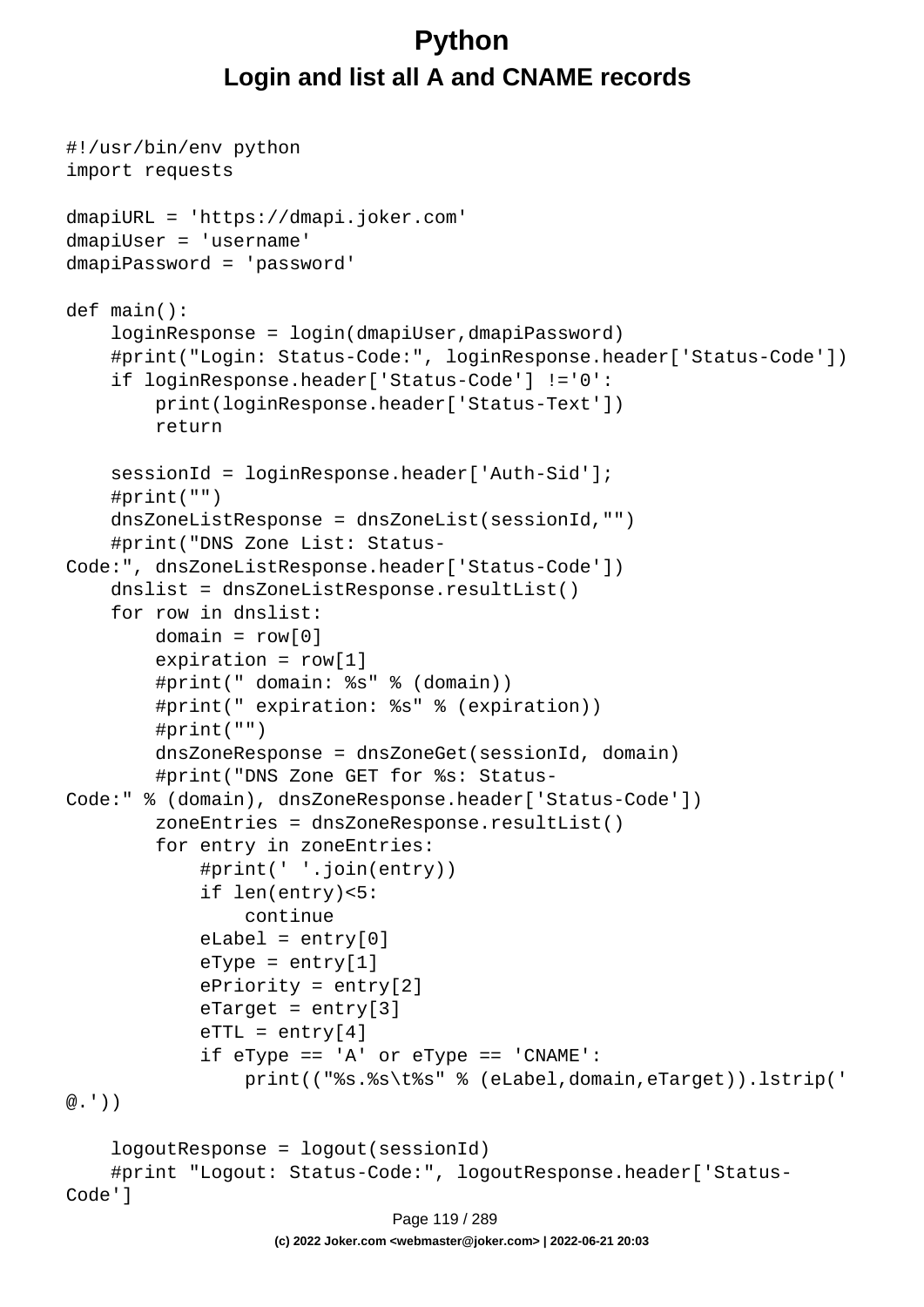# Python

## Login and list all A and CNAME records

```
#!/usr/bin/env python
import requests

dmapiURL = 'https://dmapi.joker.com'
dmapiUser = 'username'
dmapiPassword = 'password'

def main():
    loginResponse = login(dmapiUser,dmapiPassword)
    #print("Login: Status-Code:", loginResponse.header['Status-Code'])
    if loginResponse.header['Status-Code'] !='0':
        print(loginResponse.header['Status-Text'])
        return

    sessionId = loginResponse.header['Auth-Sid'];
    #print("")
    dnsZoneListResponse = dnsZoneList(sessionId,"")
    #print("DNS Zone List: Status-
Code:", dnsZoneListResponse.header['Status-Code'])
    dnslist = dnsZoneListResponse.resultList()
    for row in dnslist:
        domain = row[0]
        expiration = row[1]
        #print(" domain: %s" % (domain))
        #print(" expiration: %s" % (expiration))
        #print("")
        dnsZoneResponse = dnsZoneGet(sessionId, domain)
        #print("DNS Zone GET for %s: Status-
Code:" % (domain), dnsZoneResponse.header['Status-Code'])
        zoneEntries = dnsZoneResponse.resultList()
        for entry in zoneEntries:
            #print(' '.join(entry))
            if len(entry)<5:
                continue
            eLabel = entry[0]
            eType = entry[1]
            ePriority = entry[2]
            eTarget = entry[3]
            eTTL = entry[4]
            if eType == 'A' or eType == 'CNAME':
                print(("%s.%s\t%s" % (eLabel,domain,eTarget)).lstrip('
@.'))

    logoutResponse = logout(sessionId)
    #print "Logout: Status-Code:", logoutResponse.header['Status-
Code']
```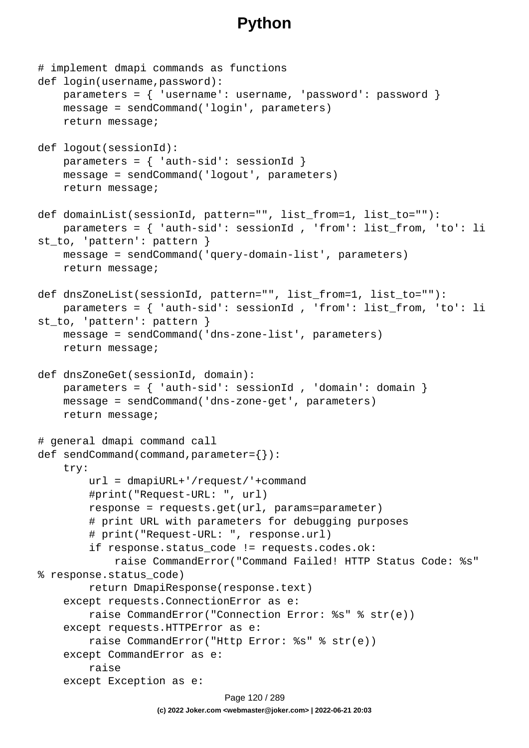# Python

```
# implement dmapi commands as functions
def login(username,password):
    parameters = { 'username': username, 'password': password }
    message = sendCommand('login', parameters)
    return message;

def logout(sessionId):
    parameters = { 'auth-sid': sessionId }
    message = sendCommand('logout', parameters)
    return message;

def domainList(sessionId, pattern="", list_from=1, list_to=""):
    parameters = { 'auth-sid': sessionId , 'from': list_from, 'to': list_to, 'pattern': pattern }
    message = sendCommand('query-domain-list', parameters)
    return message;

def dnsZoneList(sessionId, pattern="", list_from=1, list_to=""):
    parameters = { 'auth-sid': sessionId , 'from': list_from, 'to': list_to, 'pattern': pattern }
    message = sendCommand('dns-zone-list', parameters)
    return message;

def dnsZoneGet(sessionId, domain):
    parameters = { 'auth-sid': sessionId , 'domain': domain }
    message = sendCommand('dns-zone-get', parameters)
    return message;

# general dmapi command call
def sendCommand(command,parameter={}):
    try:
        url = dmapiURL+'/request/'+command
        #print("Request-URL: ", url)
        response = requests.get(url, params=parameter)
        # print URL with parameters for debugging purposes
        # print("Request-URL: ", response.url)
        if response.status_code != requests.codes.ok:
            raise CommandError("Command Failed! HTTP Status Code: %s" % response.status_code)
        return DmapiResponse(response.text)
    except requests.ConnectionError as e:
        raise CommandError("Connection Error: %s" % str(e))
    except requests.HTTPError as e:
        raise CommandError("Http Error: %s" % str(e))
    except CommandError as e:
        raise
    except Exception as e:
```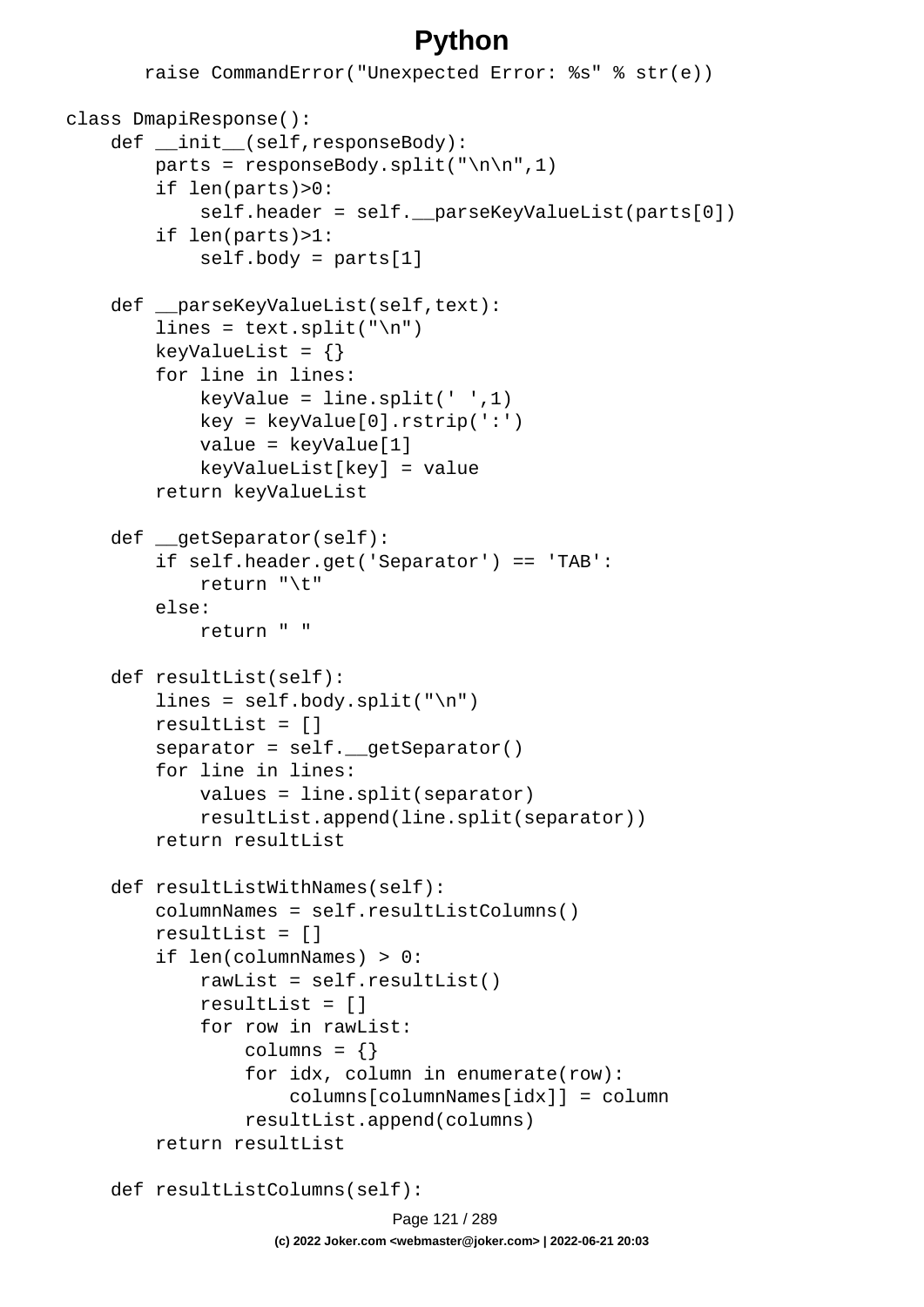# Python

```
        raise CommandError("Unexpected Error: %s" % str(e))

class DmapiResponse():
    def __init__(self,responseBody):
        parts = responseBody.split("\n\n",1)
        if len(parts)>0:
            self.header = self.__parseKeyValueList(parts[0])
        if len(parts)>1:
            self.body = parts[1]

    def __parseKeyValueList(self,text):
        lines = text.split("\n")
        keyValueList = {}
        for line in lines:
            keyValue = line.split(' ',1)
            key = keyValue[0].rstrip(':')
            value = keyValue[1]
            keyValueList[key] = value
        return keyValueList

    def __getSeparator(self):
        if self.header.get('Separator') == 'TAB':
            return "\t"
        else:
            return " "

    def resultList(self):
        lines = self.body.split("\n")
        resultList = []
        separator = self.__getSeparator()
        for line in lines:
            values = line.split(separator)
            resultList.append(line.split(separator))
        return resultList

    def resultListWithNames(self):
        columnNames = self.resultListColumns()
        resultList = []
        if len(columnNames) > 0:
            rawList = self.resultList()
            resultList = []
            for row in rawList:
                columns = {}
                for idx, column in enumerate(row):
                    columns[columnNames[idx]] = column
                resultList.append(columns)
        return resultList

    def resultListColumns(self):
```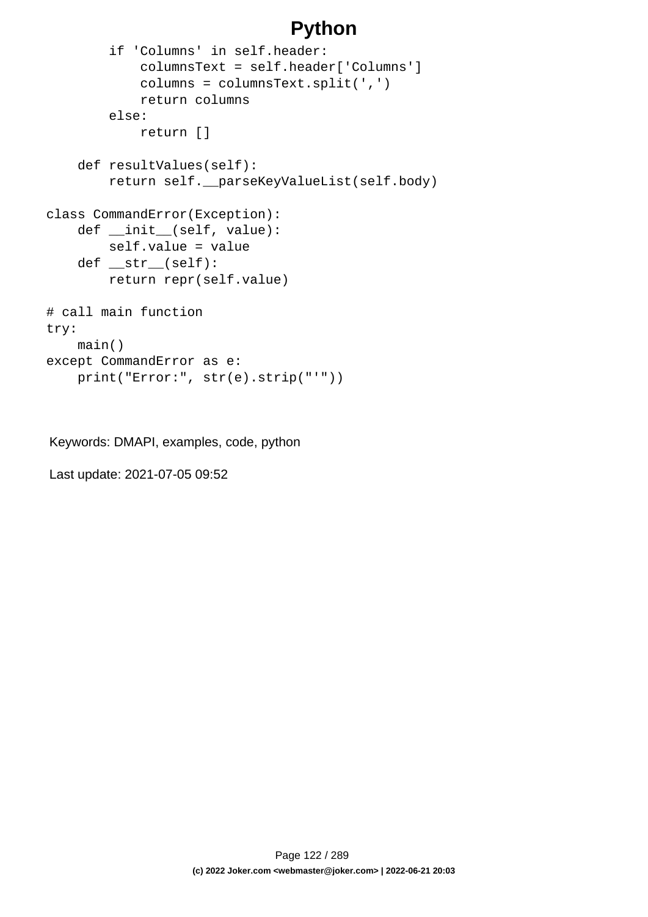```
        if 'Columns' in self.header:
            columnsText = self.header['Columns']
            columns = columnsText.split(',')
            return columns
        else:
            return []

    def resultValues(self):
        return self.__parseKeyValueList(self.body)

class CommandError(Exception):
    def __init__(self, value):
        self.value = value
    def __str__(self):
        return repr(self.value)

# call main function
try:
    main()
except CommandError as e:
    print("Error:", str(e).strip("'"))
```

Keywords: DMAPI, examples, code, python

Last update: 2021-07-05 09:52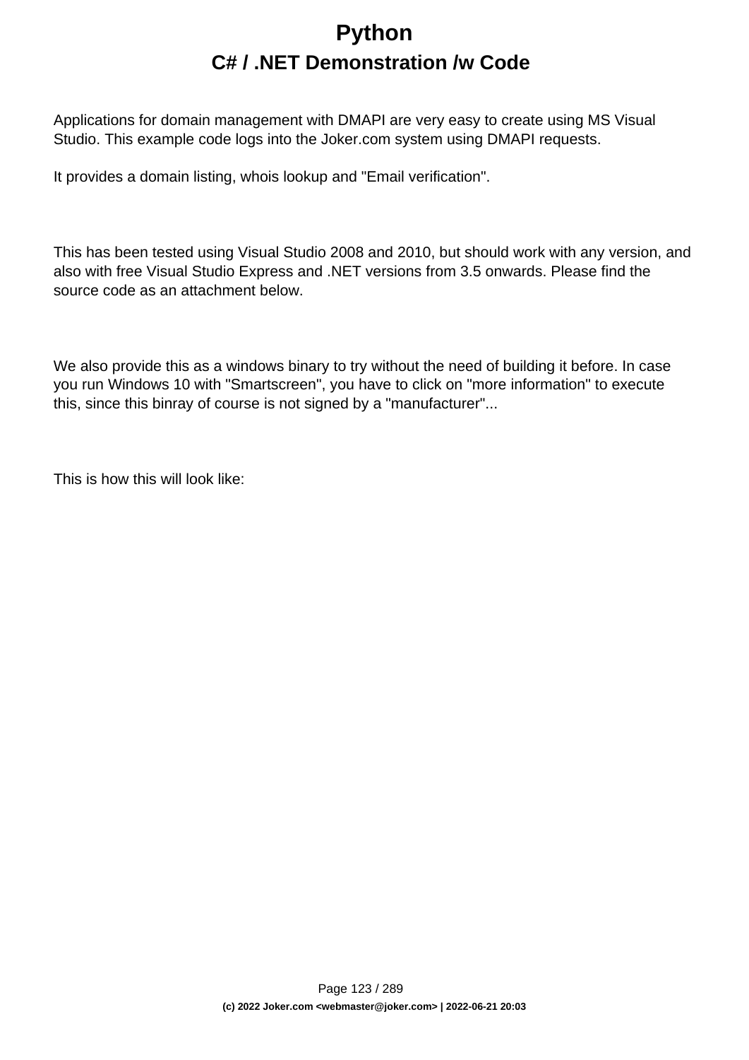# Python

## C# / .NET Demonstration /w Code

Applications for domain management with DMAPI are very easy to create using MS Visual Studio. This example code logs into the Joker.com system using DMAPI requests.

It provides a domain listing, whois lookup and "Email verification".

This has been tested using Visual Studio 2008 and 2010, but should work with any version, and also with free Visual Studio Express and .NET versions from 3.5 onwards. Please find the source code as an attachment below.

We also provide this as a windows binary to try without the need of building it before. In case you run Windows 10 with "Smartscreen", you have to click on "more information" to execute this, since this binray of course is not signed by a "manufacturer"...

This is how this will look like: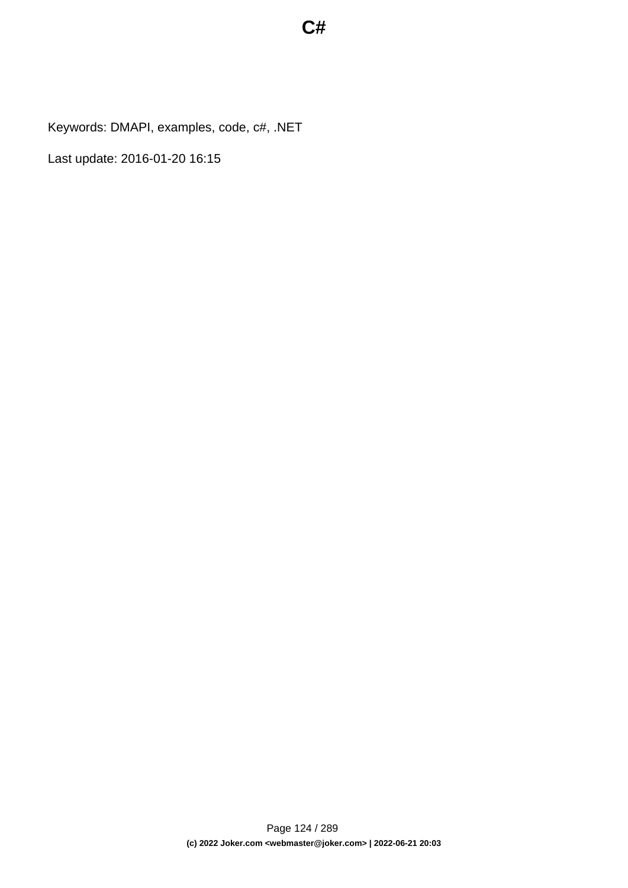# C#

Keywords: DMAPI, examples, code, c#, .NET

Last update: 2016-01-20 16:15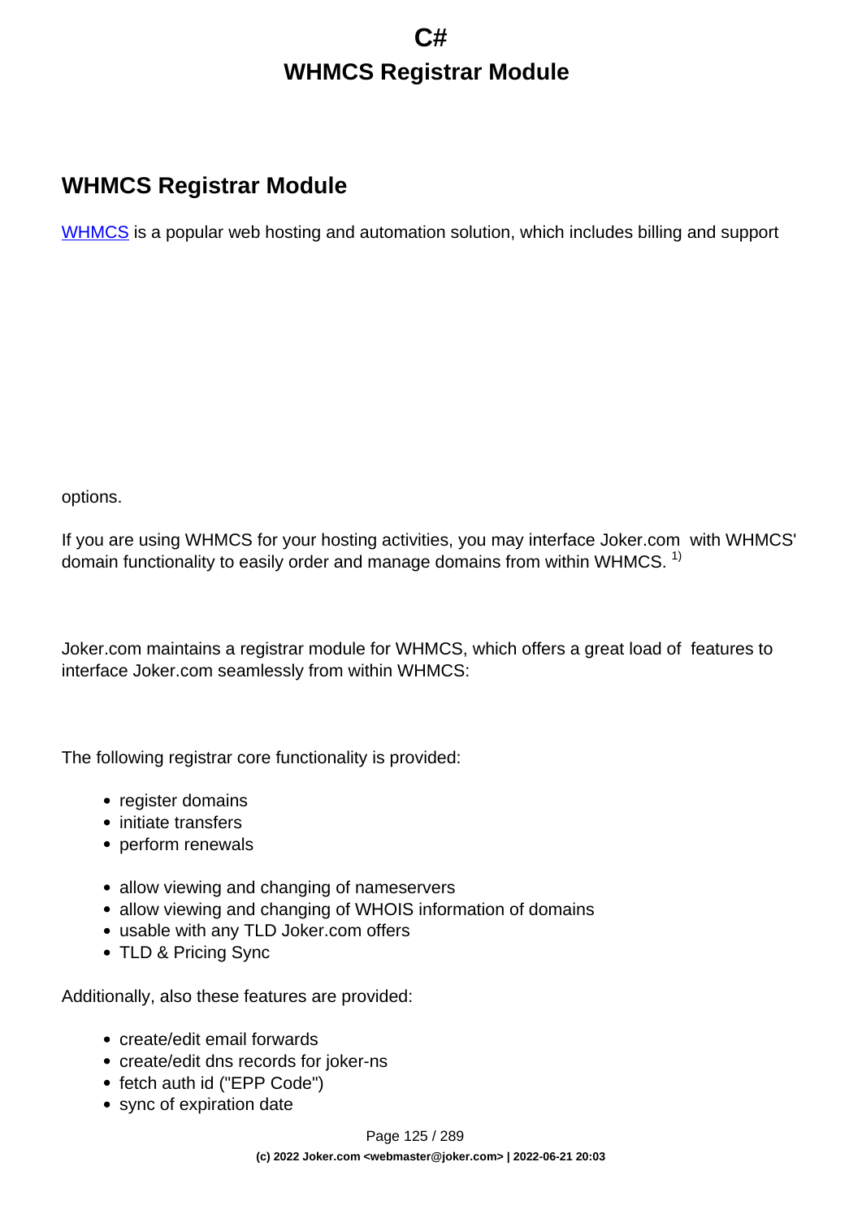## WHMCS Registrar Module

WHMCS is a popular web hosting and automation solution, which includes billing and support options.

If you are using WHMCS for your hosting activities, you may interface Joker.com with WHMCS' domain functionality to easily order and manage domains from within WHMCS. [1]

Joker.com maintains a registrar module for WHMCS, which offers a great load of features to interface Joker.com seamlessly from within WHMCS:

The following registrar core functionality is provided:

- register domains
- initiate transfers
- perform renewals

- allow viewing and changing of nameservers
- allow viewing and changing of WHOIS information of domains
- usable with any TLD Joker.com offers
- TLD & Pricing Sync

Additionally, also these features are provided:

- create/edit email forwards
- create/edit dns records for joker-ns
- fetch auth id ("EPP Code")
- sync of expiration date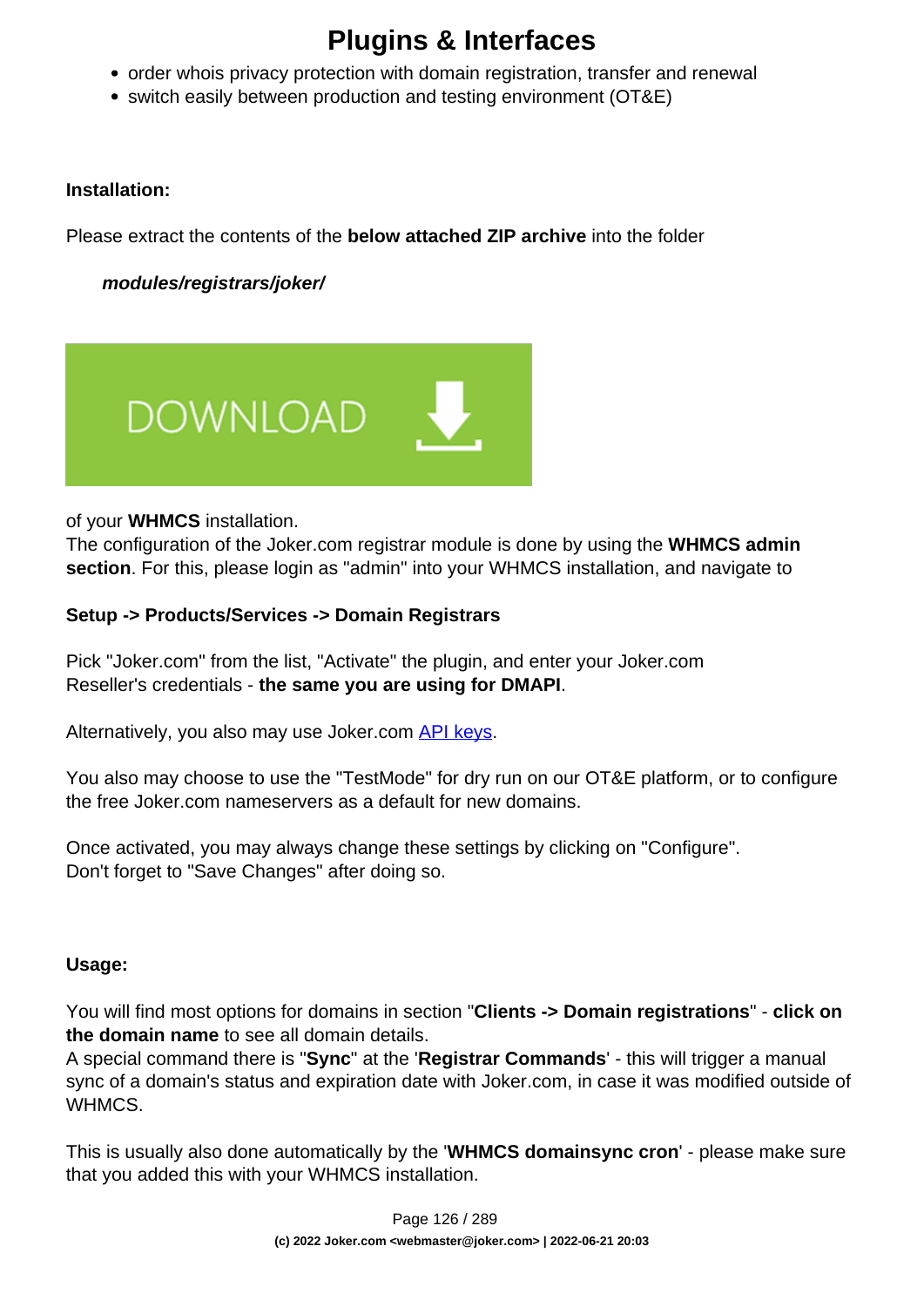# Plugins & Interfaces

- order whois privacy protection with domain registration, transfer and renewal
- switch easily between production and testing environment (OT&E)

**Installation:**

Please extract the contents of the **below attached ZIP archive** into the folder

***modules/registrars/joker/***

DOWNLOAD

of your **WHMCS** installation.
The configuration of the Joker.com registrar module is done by using the **WHMCS admin section**. For this, please login as "admin" into your WHMCS installation, and navigate to

**Setup -> Products/Services -> Domain Registrars**

Pick "Joker.com" from the list, "Activate" the plugin, and enter your Joker.com Reseller's credentials - **the same you are using for DMAPI**.

Alternatively, you also may use Joker.com API keys.

You also may choose to use the "TestMode" for dry run on our OT&E platform, or to configure the free Joker.com nameservers as a default for new domains.

Once activated, you may always change these settings by clicking on "Configure".
Don't forget to "Save Changes" after doing so.

**Usage:**

You will find most options for domains in section "**Clients -> Domain registrations**" - **click on the domain name** to see all domain details.
A special command there is "**Sync**" at the '**Registrar Commands**' - this will trigger a manual sync of a domain's status and expiration date with Joker.com, in case it was modified outside of WHMCS.

This is usually also done automatically by the '**WHMCS domainsync cron**' - please make sure that you added this with your WHMCS installation.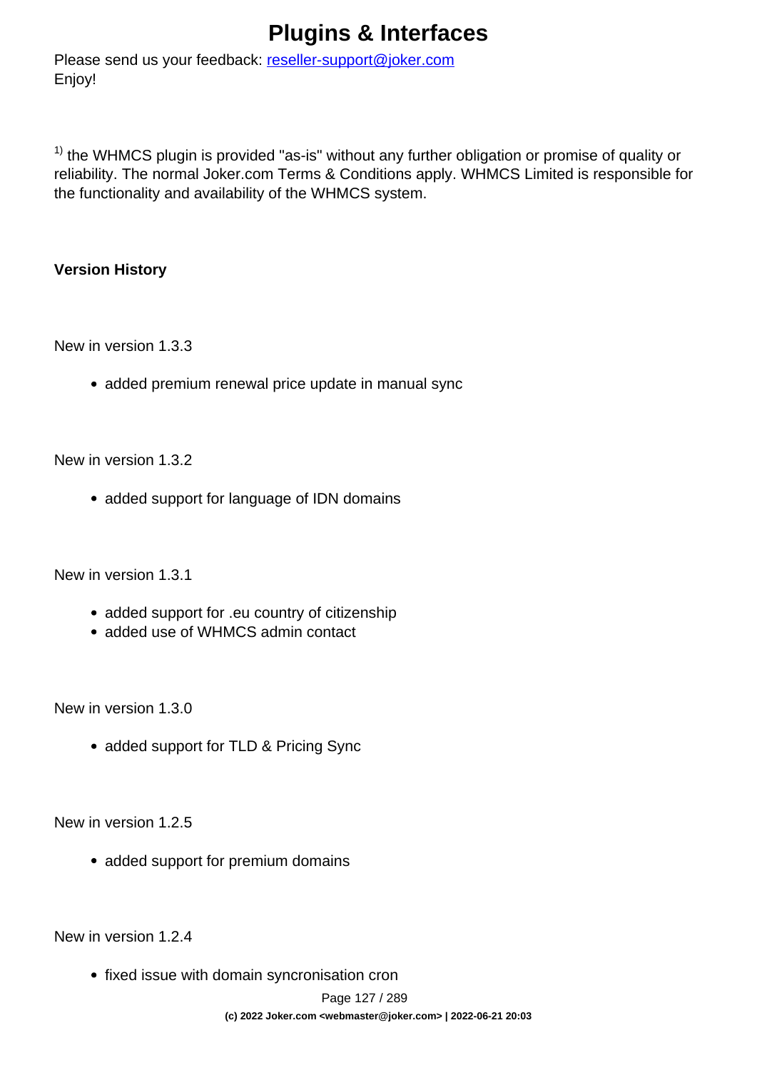Please send us your feedback: reseller-support@joker.com
Enjoy!

[1] the WHMCS plugin is provided "as-is" without any further obligation or promise of quality or reliability. The normal Joker.com Terms & Conditions apply. WHMCS Limited is responsible for the functionality and availability of the WHMCS system.

**Version History**

New in version 1.3.3

- added premium renewal price update in manual sync

New in version 1.3.2

- added support for language of IDN domains

New in version 1.3.1

- added support for .eu country of citizenship
- added use of WHMCS admin contact

New in version 1.3.0

- added support for TLD & Pricing Sync

New in version 1.2.5

- added support for premium domains

New in version 1.2.4

- fixed issue with domain syncronisation cron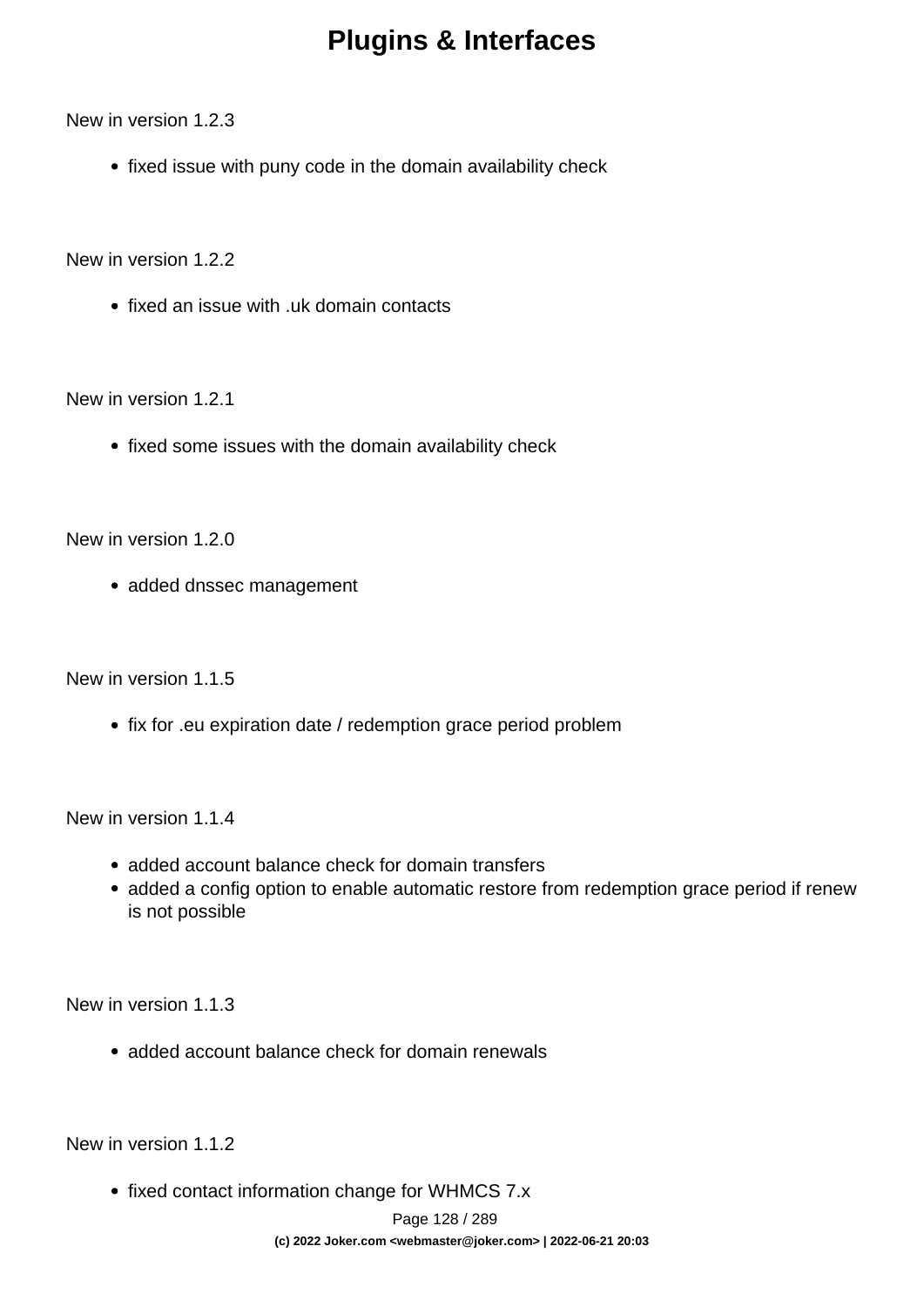New in version 1.2.3

- fixed issue with puny code in the domain availability check

New in version 1.2.2

- fixed an issue with .uk domain contacts

New in version 1.2.1

- fixed some issues with the domain availability check

New in version 1.2.0

- added dnssec management

New in version 1.1.5

- fix for .eu expiration date / redemption grace period problem

New in version 1.1.4

- added account balance check for domain transfers
- added a config option to enable automatic restore from redemption grace period if renew is not possible

New in version 1.1.3

- added account balance check for domain renewals

New in version 1.1.2

- fixed contact information change for WHMCS 7.x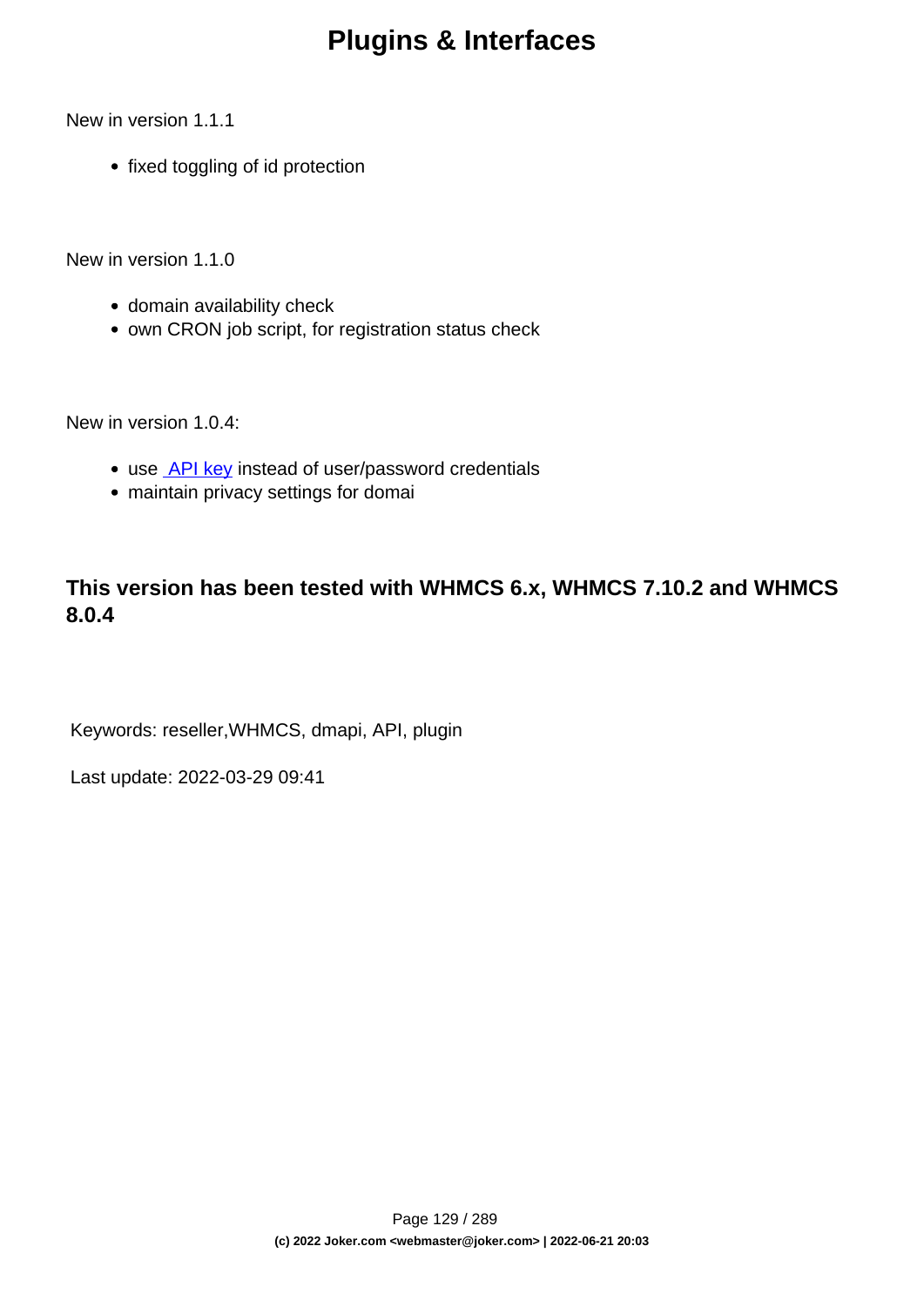New in version 1.1.1

- fixed toggling of id protection

New in version 1.1.0

- domain availability check
- own CRON job script, for registration status check

New in version 1.0.4:

- use API key instead of user/password credentials
- maintain privacy settings for domai

### This version has been tested with WHMCS 6.x, WHMCS 7.10.2 and WHMCS 8.0.4

Keywords: reseller,WHMCS, dmapi, API, plugin

Last update: 2022-03-29 09:41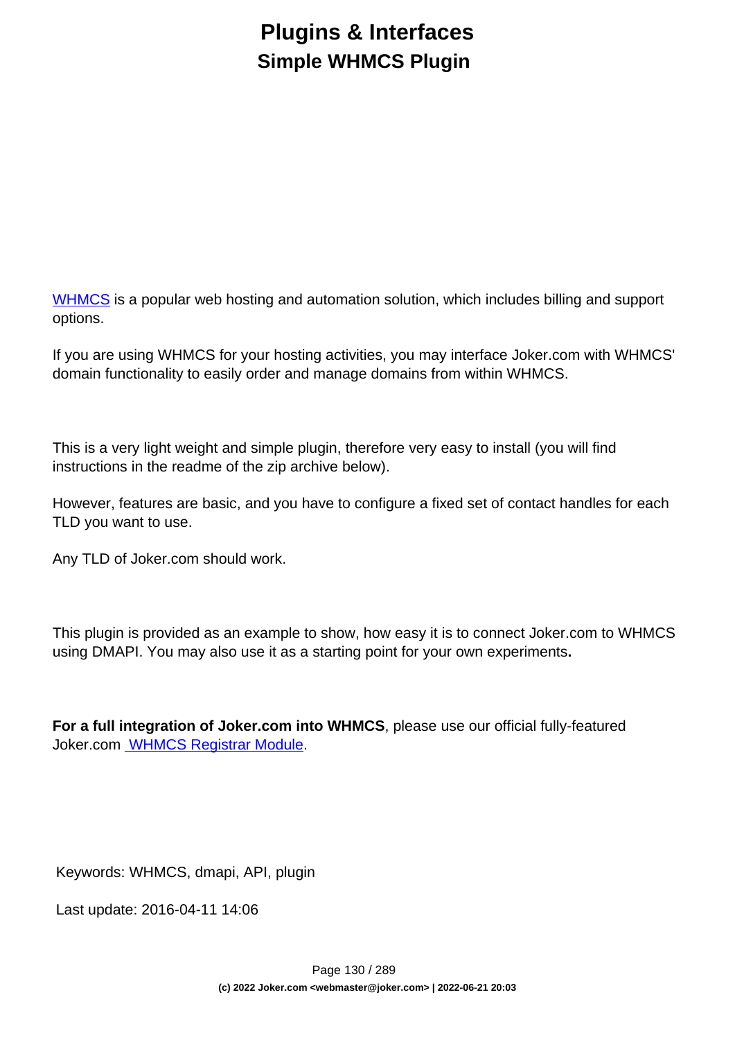# Plugins & Interfaces

## Simple WHMCS Plugin

WHMCS is a popular web hosting and automation solution, which includes billing and support options.

If you are using WHMCS for your hosting activities, you may interface Joker.com with WHMCS' domain functionality to easily order and manage domains from within WHMCS.

This is a very light weight and simple plugin, therefore very easy to install (you will find instructions in the readme of the zip archive below).

However, features are basic, and you have to configure a fixed set of contact handles for each TLD you want to use.

Any TLD of Joker.com should work.

This plugin is provided as an example to show, how easy it is to connect Joker.com to WHMCS using DMAPI. You may also use it as a starting point for your own experiments**.**

**For a full integration of Joker.com into WHMCS**, please use our official fully-featured Joker.com WHMCS Registrar Module.

Keywords: WHMCS, dmapi, API, plugin

Last update: 2016-04-11 14:06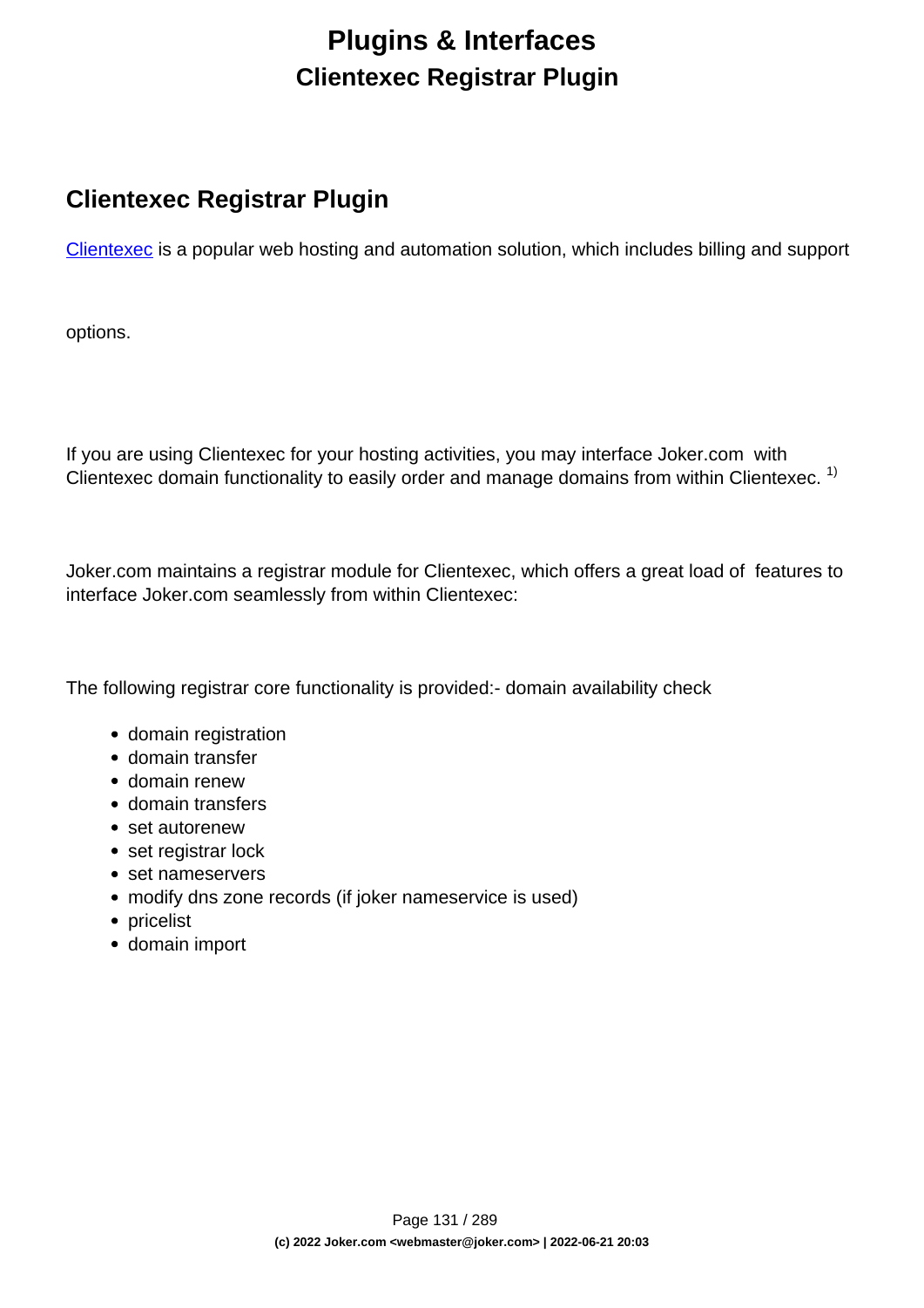# Plugins & Interfaces

## Clientexec Registrar Plugin

## Clientexec Registrar Plugin

Clientexec is a popular web hosting and automation solution, which includes billing and support options.

If you are using Clientexec for your hosting activities, you may interface Joker.com with Clientexec domain functionality to easily order and manage domains from within Clientexec. [1)]

Joker.com maintains a registrar module for Clientexec, which offers a great load of features to interface Joker.com seamlessly from within Clientexec:

The following registrar core functionality is provided:- domain availability check

- domain registration
- domain transfer
- domain renew
- domain transfers
- set autorenew
- set registrar lock
- set nameservers
- modify dns zone records (if joker nameservice is used)
- pricelist
- domain import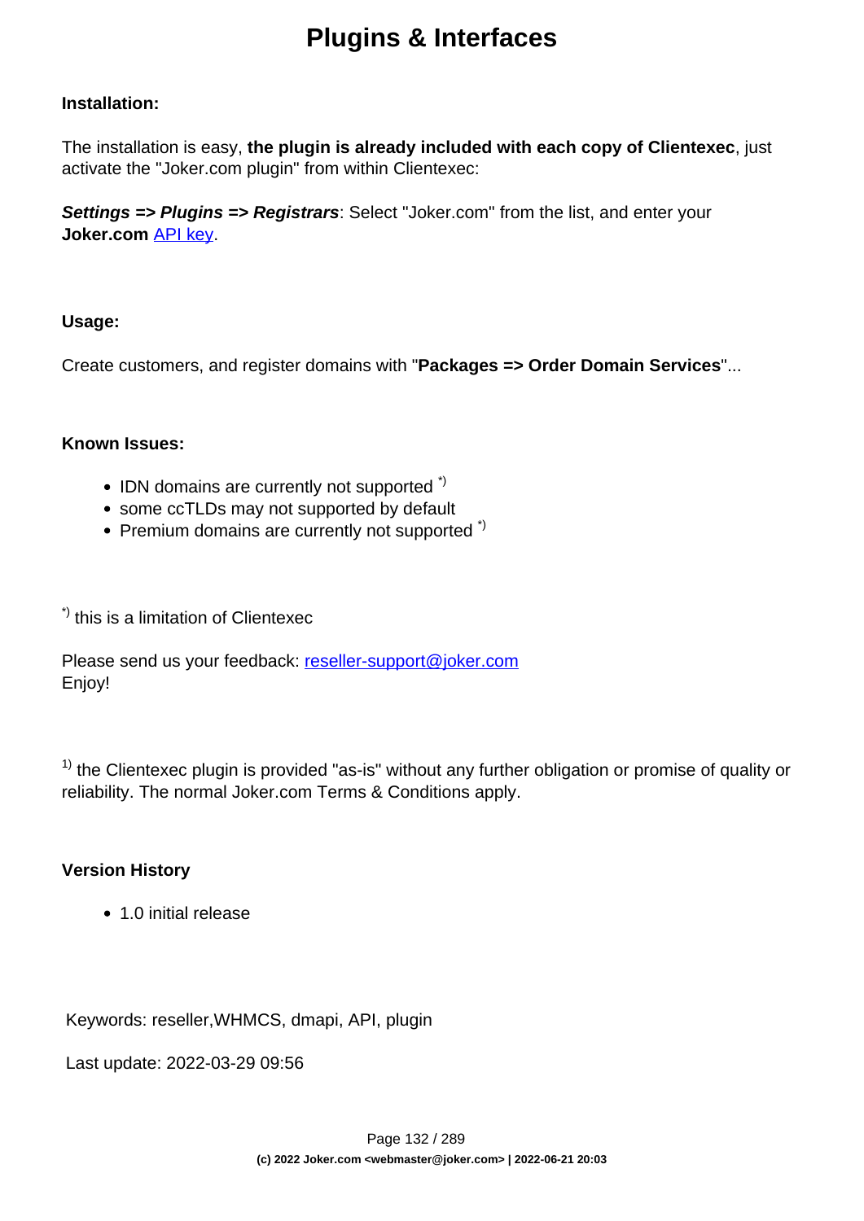# Plugins & Interfaces

**Installation:**

The installation is easy, **the plugin is already included with each copy of Clientexec**, just activate the "Joker.com plugin" from within Clientexec:

***Settings => Plugins => Registrars***: Select "Joker.com" from the list, and enter your **Joker.com** API key.

**Usage:**

Create customers, and register domains with "**Packages => Order Domain Services**"...

**Known Issues:**

- IDN domains are currently not supported [*)]
- some ccTLDs may not supported by default
- Premium domains are currently not supported [*)]

[*)] this is a limitation of Clientexec

Please send us your feedback: reseller-support@joker.com
Enjoy!

[1)] the Clientexec plugin is provided "as-is" without any further obligation or promise of quality or reliability. The normal Joker.com Terms & Conditions apply.

**Version History**

- 1.0 initial release

Keywords: reseller,WHMCS, dmapi, API, plugin

Last update: 2022-03-29 09:56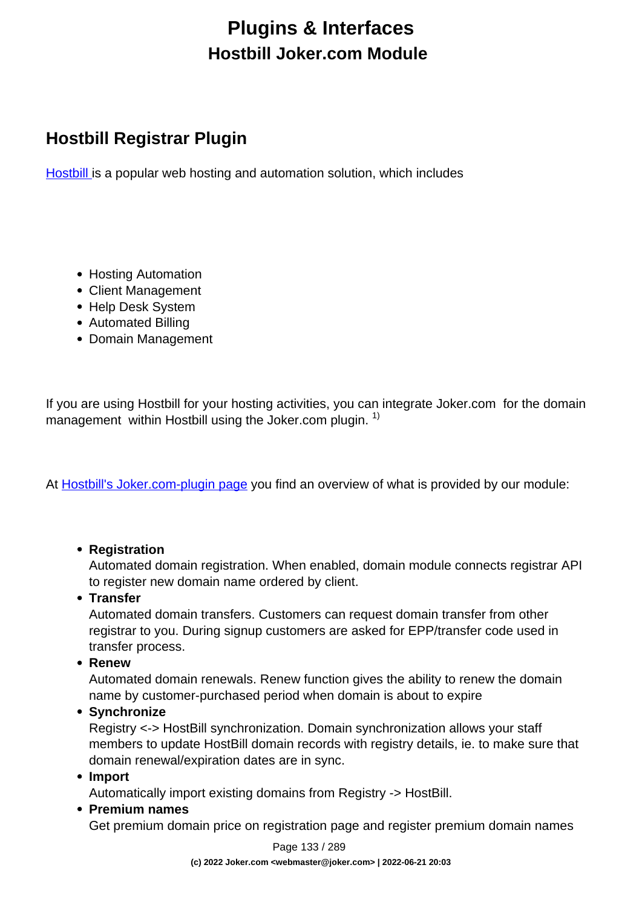# Plugins & Interfaces

## Hostbill Joker.com Module

## Hostbill Registrar Plugin

Hostbill is a popular web hosting and automation solution, which includes

- Hosting Automation
- Client Management
- Help Desk System
- Automated Billing
- Domain Management

If you are using Hostbill for your hosting activities, you can integrate Joker.com for the domain management within Hostbill using the Joker.com plugin. [1)]

At Hostbill's Joker.com-plugin page you find an overview of what is provided by our module:

- **Registration**
  Automated domain registration. When enabled, domain module connects registrar API to register new domain name ordered by client.
- **Transfer**
  Automated domain transfers. Customers can request domain transfer from other registrar to you. During signup customers are asked for EPP/transfer code used in transfer process.
- **Renew**
  Automated domain renewals. Renew function gives the ability to renew the domain name by customer-purchased period when domain is about to expire
- **Synchronize**
  Registry <-> HostBill synchronization. Domain synchronization allows your staff members to update HostBill domain records with registry details, ie. to make sure that domain renewal/expiration dates are in sync.
- **Import**
  Automatically import existing domains from Registry -> HostBill.
- **Premium names**
  Get premium domain price on registration page and register premium domain names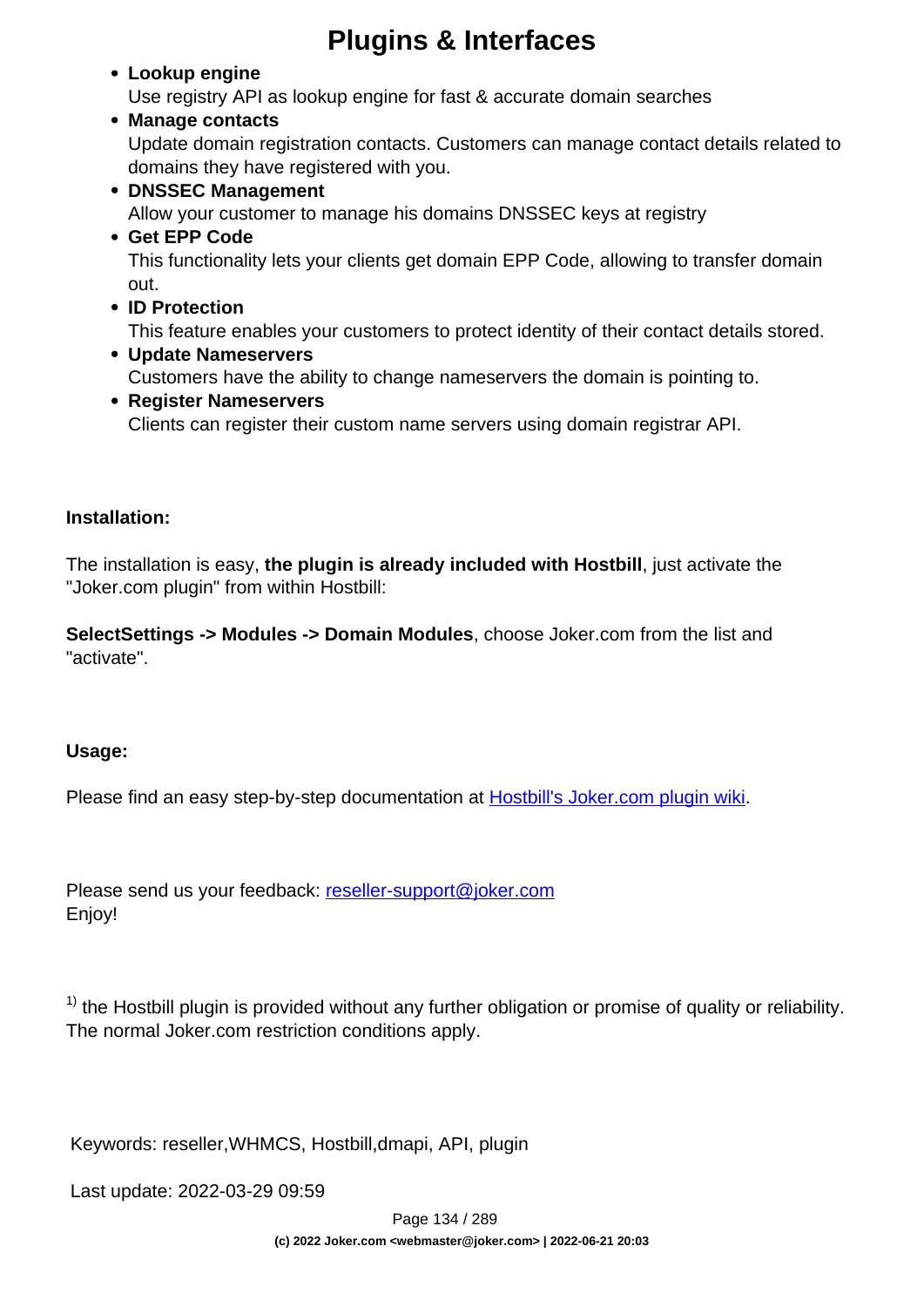# Plugins & Interfaces

- **Lookup engine**
  Use registry API as lookup engine for fast & accurate domain searches
- **Manage contacts**
  Update domain registration contacts. Customers can manage contact details related to domains they have registered with you.
- **DNSSEC Management**
  Allow your customer to manage his domains DNSSEC keys at registry
- **Get EPP Code**
  This functionality lets your clients get domain EPP Code, allowing to transfer domain out.
- **ID Protection**
  This feature enables your customers to protect identity of their contact details stored.
- **Update Nameservers**
  Customers have the ability to change nameservers the domain is pointing to.
- **Register Nameservers**
  Clients can register their custom name servers using domain registrar API.

**Installation:**

The installation is easy, **the plugin is already included with Hostbill**, just activate the "Joker.com plugin" from within Hostbill:

**SelectSettings -> Modules -> Domain Modules**, choose Joker.com from the list and "activate".

**Usage:**

Please find an easy step-by-step documentation at Hostbill's Joker.com plugin wiki.

Please send us your feedback: reseller-support@joker.com
Enjoy!

[1] the Hostbill plugin is provided without any further obligation or promise of quality or reliability. The normal Joker.com restriction conditions apply.

Keywords: reseller,WHMCS, Hostbill,dmapi, API, plugin

Last update: 2022-03-29 09:59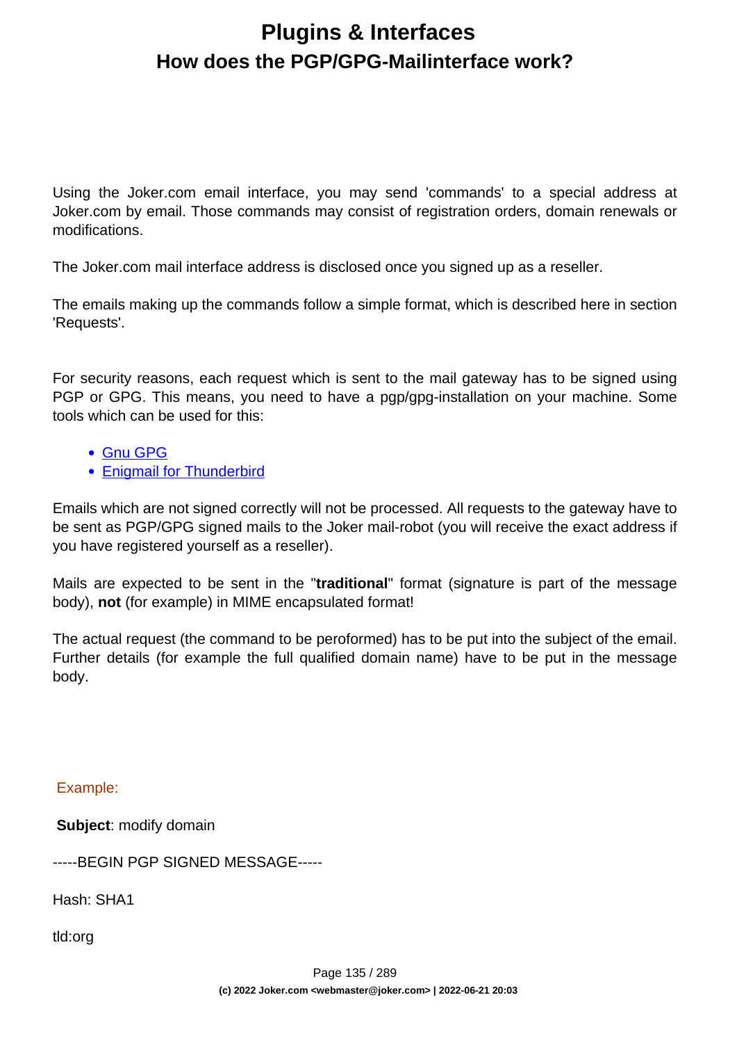# Plugins & Interfaces
## How does the PGP/GPG-Mailinterface work?

Using the Joker.com email interface, you may send 'commands' to a special address at Joker.com by email. Those commands may consist of registration orders, domain renewals or modifications.

The Joker.com mail interface address is disclosed once you signed up as a reseller.

The emails making up the commands follow a simple format, which is described here in section 'Requests'.

For security reasons, each request which is sent to the mail gateway has to be signed using PGP or GPG. This means, you need to have a pgp/gpg-installation on your machine. Some tools which can be used for this:

- Gnu GPG
- Enigmail for Thunderbird

Emails which are not signed correctly will not be processed. All requests to the gateway have to be sent as PGP/GPG signed mails to the Joker mail-robot (you will receive the exact address if you have registered yourself as a reseller).

Mails are expected to be sent in the "**traditional**" format (signature is part of the message body), **not** (for example) in MIME encapsulated format!

The actual request (the command to be peroformed) has to be put into the subject of the email. Further details (for example the full qualified domain name) have to be put in the message body.

Example:

**Subject**: modify domain

-----BEGIN PGP SIGNED MESSAGE-----

Hash: SHA1

tld:org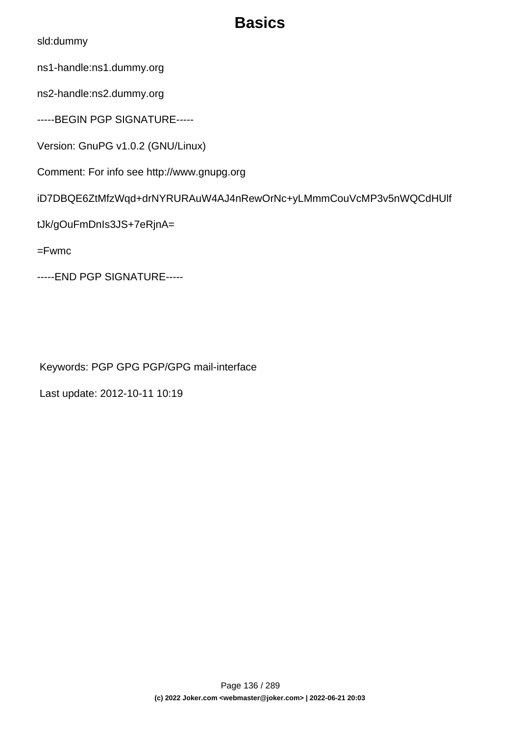```
sld:dummy

ns1-handle:ns1.dummy.org

ns2-handle:ns2.dummy.org

-----BEGIN PGP SIGNATURE-----

Version: GnuPG v1.0.2 (GNU/Linux)

Comment: For info see http://www.gnupg.org

iD7DBQE6ZtMfzWqd+drNYRURAuW4AJ4nRewOrNc+yLMmmCouVcMP3v5nWQCdHUlf

tJk/gOuFmDnIs3JS+7eRjnA=

=Fwmc

-----END PGP SIGNATURE-----
```

Keywords: PGP GPG PGP/GPG mail-interface

Last update: 2012-10-11 10:19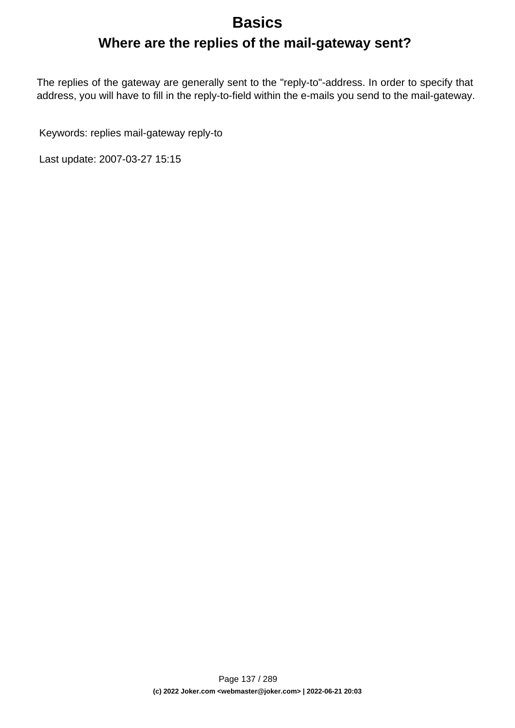# Basics

## Where are the replies of the mail-gateway sent?

The replies of the gateway are generally sent to the "reply-to"-address. In order to specify that address, you will have to fill in the reply-to-field within the e-mails you send to the mail-gateway.

Keywords: replies mail-gateway reply-to

Last update: 2007-03-27 15:15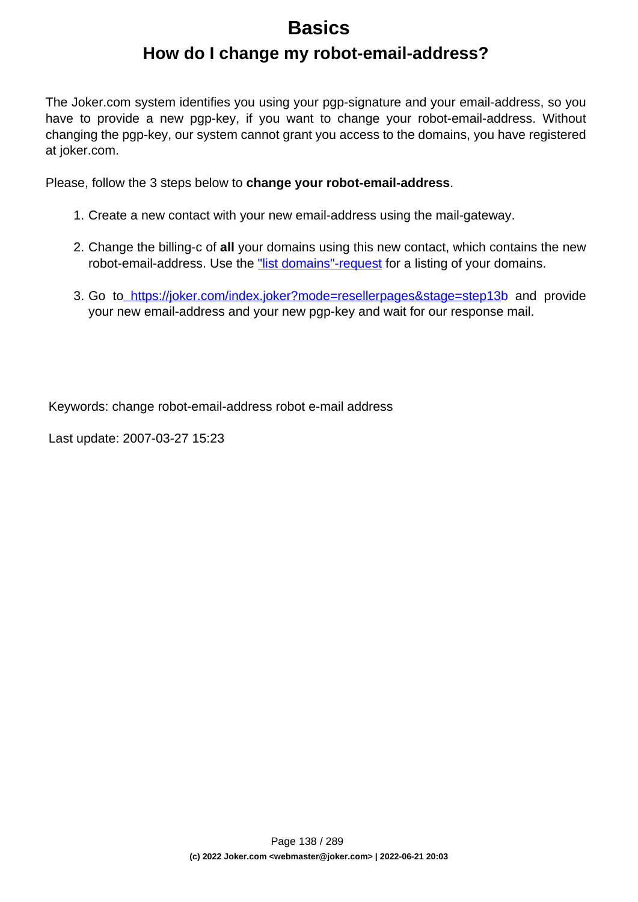# Basics

## How do I change my robot-email-address?

The Joker.com system identifies you using your pgp-signature and your email-address, so you have to provide a new pgp-key, if you want to change your robot-email-address. Without changing the pgp-key, our system cannot grant you access to the domains, you have registered at joker.com.

Please, follow the 3 steps below to **change your robot-email-address**.

1. Create a new contact with your new email-address using the mail-gateway.
2. Change the billing-c of **all** your domains using this new contact, which contains the new robot-email-address. Use the "list domains"-request for a listing of your domains.
3. Go to https://joker.com/index.joker?mode=resellerpages&stage=step13b and provide your new email-address and your new pgp-key and wait for our response mail.

Keywords: change robot-email-address robot e-mail address

Last update: 2007-03-27 15:23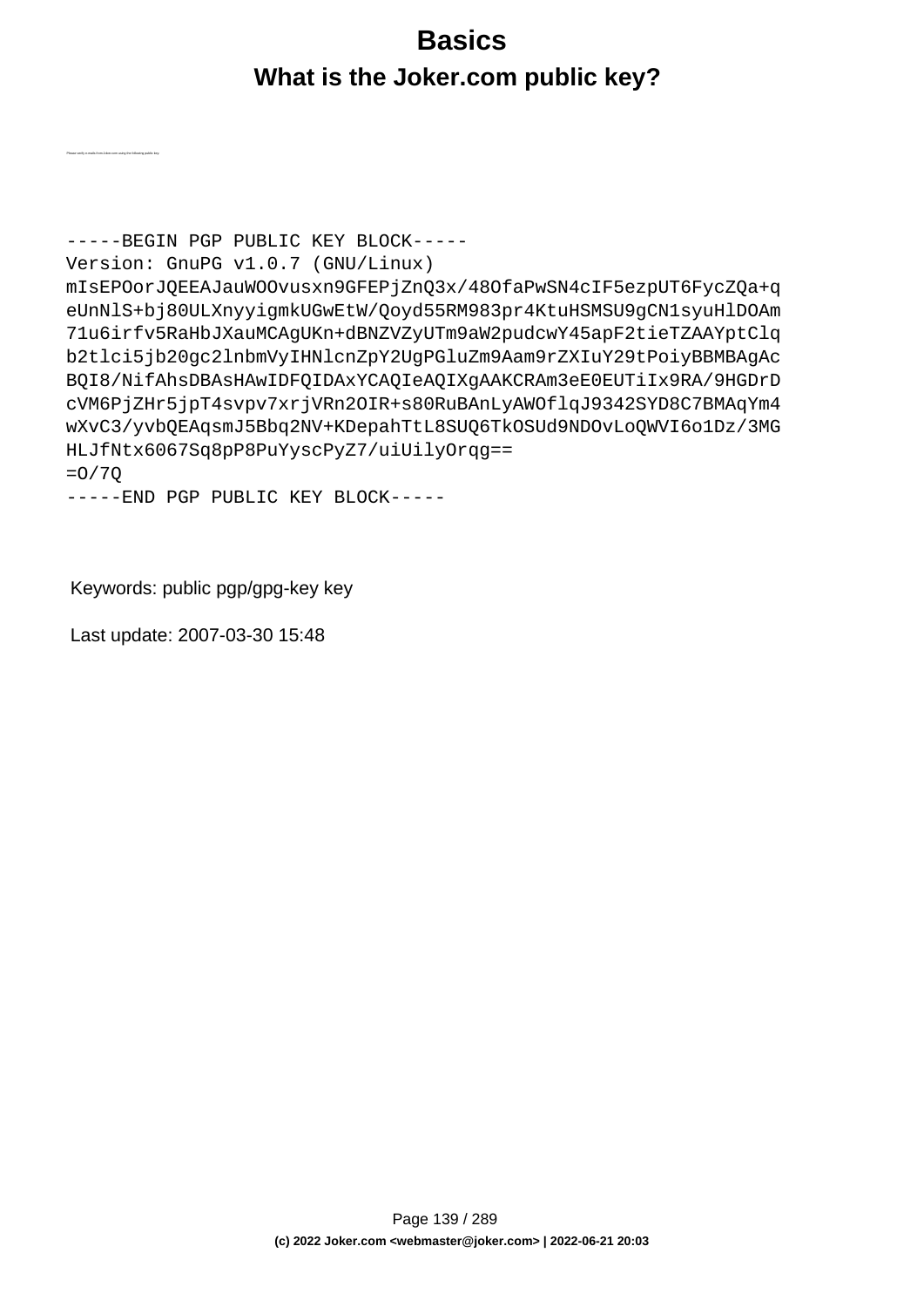# Basics

## What is the Joker.com public key?

Please verify e-mails from Joker.com using the following public key:

```
-----BEGIN PGP PUBLIC KEY BLOCK-----
Version: GnuPG v1.0.7 (GNU/Linux)
mIsEPOorJQEEAJauWOOvusxn9GFEPjZnQ3x/48OfaPwSN4cIF5ezpUT6FycZQa+q
eUnNlS+bj80ULXnyyigmkUGwEtW/Qoyd55RM983pr4KtuHSMSU9gCN1syuHlDOAm
71u6irfv5RaHbJXauMCAgUKn+dBNZVZyUTm9aW2pudcwY45apF2tieTZAAYptClq
b2tlci5jb20gc2lnbmVyIHNlcnZpY2UgPGluZm9Aam9rZXIuY29tPoiyBBMBAgAc
BQI8/NifAhsDBAsHAwIDFQIDAxYCAQIeAQIXgAAKCRAm3eE0EUTiIx9RA/9HGDrD
cVM6PjZHr5jpT4svpv7xrjVRn2OIR+s80RuBAnLyAWOflqJ9342SYD8C7BMAqYm4
wXvC3/yvbQEAqsmJ5Bbq2NV+KDepahTtL8SUQ6TkOSUd9NDOvLoQWVI6o1Dz/3MG
HLJfNtx6067Sq8pP8PuYyscPyZ7/uiUilyOrqg==
=O/7Q
-----END PGP PUBLIC KEY BLOCK-----
```

Keywords: public pgp/gpg-key key

Last update: 2007-03-30 15:48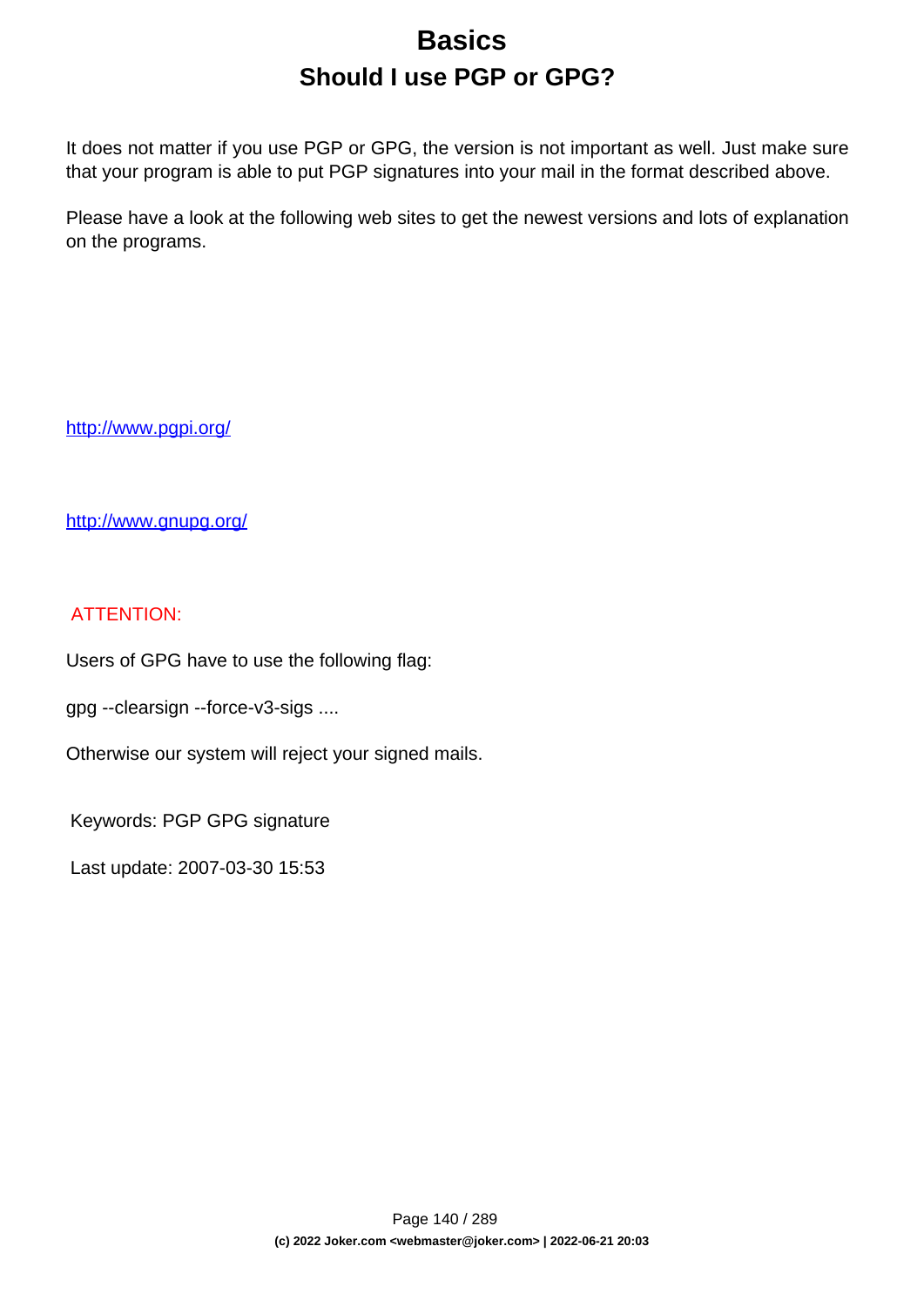# Basics

## Should I use PGP or GPG?

It does not matter if you use PGP or GPG, the version is not important as well. Just make sure that your program is able to put PGP signatures into your mail in the format described above.

Please have a look at the following web sites to get the newest versions and lots of explanation on the programs.

[http://www.pgpi.org/](http://www.pgpi.org/)

[http://www.gnupg.org/](http://www.gnupg.org/)

ATTENTION:

Users of GPG have to use the following flag:

gpg --clearsign --force-v3-sigs ....

Otherwise our system will reject your signed mails.

Keywords: PGP GPG signature

Last update: 2007-03-30 15:53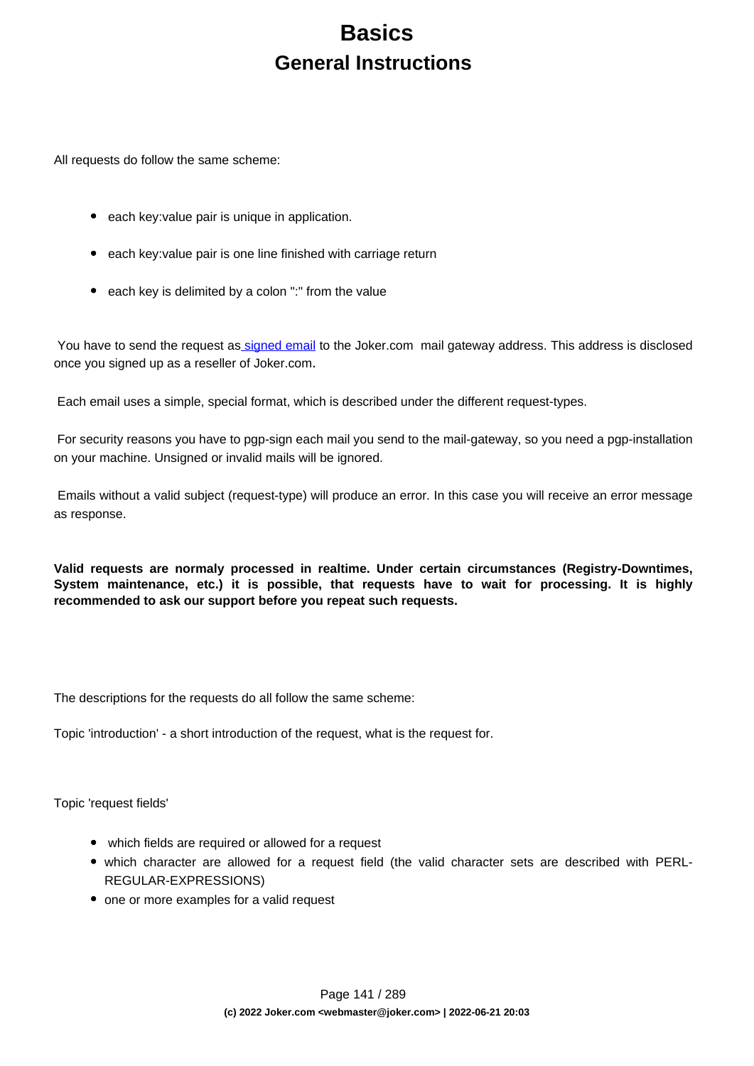# Basics

## General Instructions

All requests do follow the same scheme:

- each key:value pair is unique in application.
- each key:value pair is one line finished with carriage return
- each key is delimited by a colon ":" from the value

You have to send the request as signed email to the Joker.com mail gateway address. This address is disclosed once you signed up as a reseller of Joker.com.

Each email uses a simple, special format, which is described under the different request-types.

For security reasons you have to pgp-sign each mail you send to the mail-gateway, so you need a pgp-installation on your machine. Unsigned or invalid mails will be ignored.

Emails without a valid subject (request-type) will produce an error. In this case you will receive an error message as response.

**Valid requests are normaly processed in realtime. Under certain circumstances (Registry-Downtimes, System maintenance, etc.) it is possible, that requests have to wait for processing. It is highly recommended to ask our support before you repeat such requests.**

The descriptions for the requests do all follow the same scheme:

Topic 'introduction' - a short introduction of the request, what is the request for.

Topic 'request fields'

- which fields are required or allowed for a request
- which character are allowed for a request field (the valid character sets are described with PERL-REGULAR-EXPRESSIONS)
- one or more examples for a valid request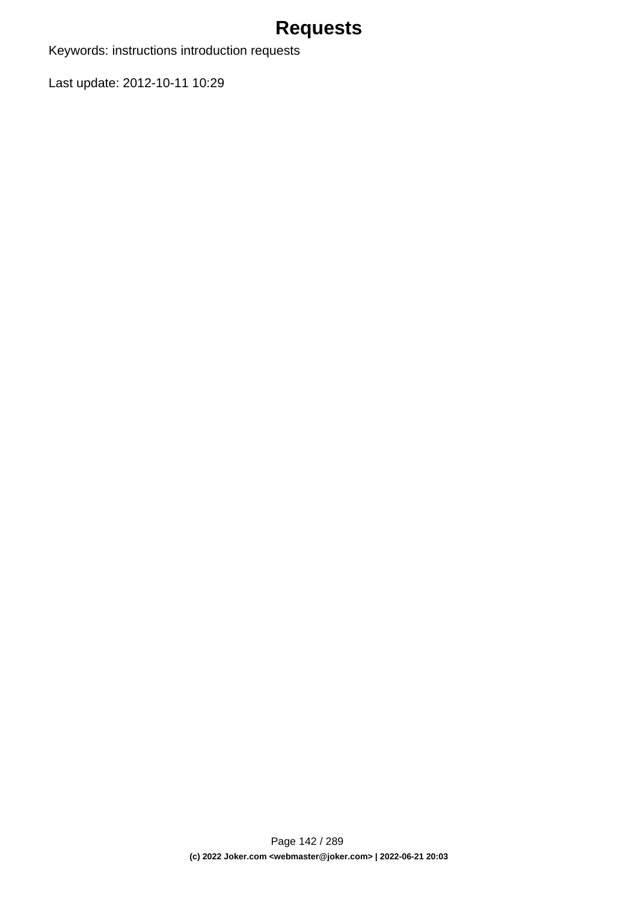# Requests

Keywords: instructions introduction requests

Last update: 2012-10-11 10:29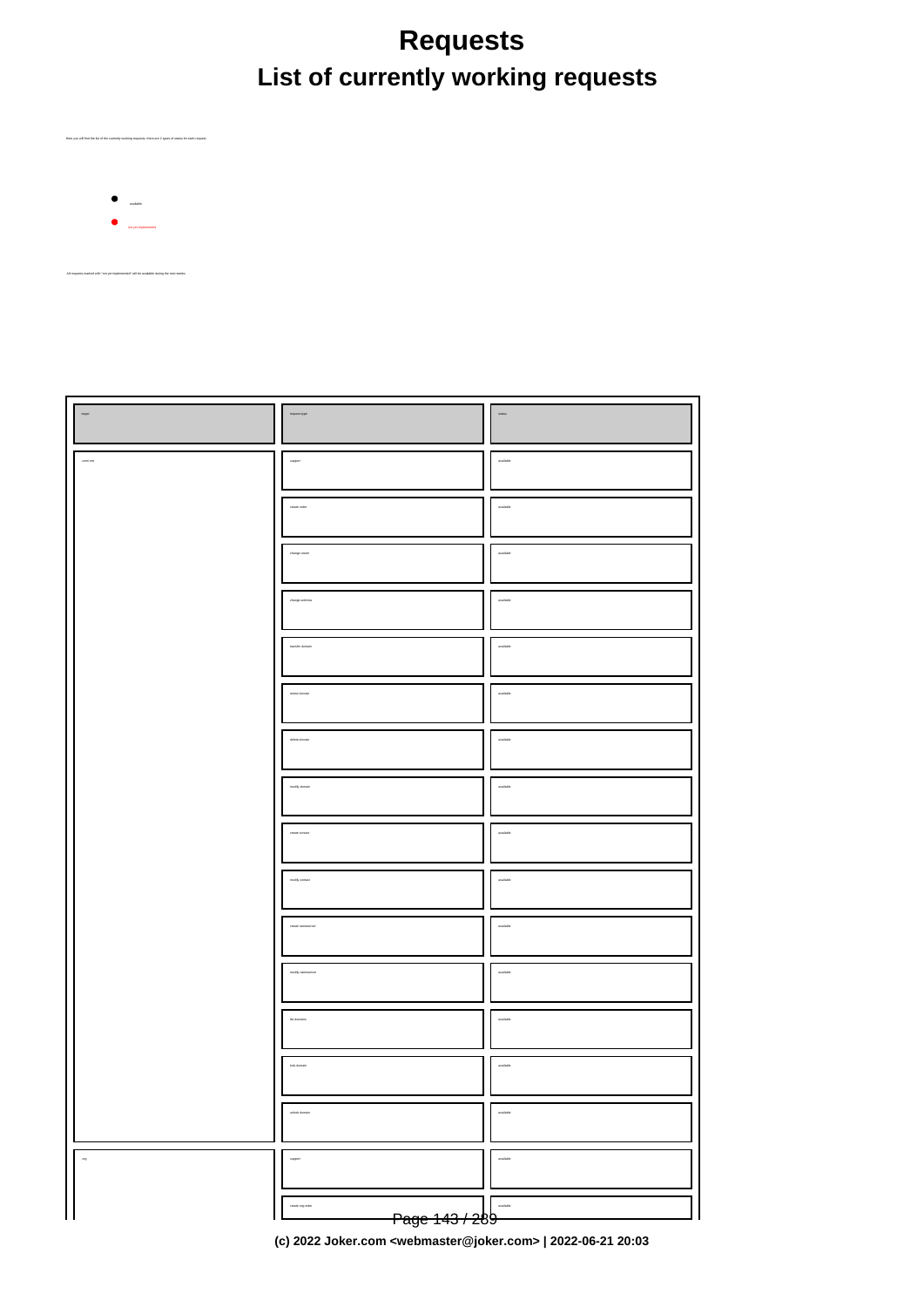# Requests

## List of currently working requests

Here you will find the list of the currently working requests. there are 2 types of status for each request:

- available
- not yet implemented

All requests marked with "not yet implemented" will be available during the next weeks.

| target | request type | status |
| --- | --- | --- |
| com/.net | support | available |
| | create order | available |
| | change owner | available |
| | change address | available |
| | transfer domain | available |
| | renew domain | available |
| | delete domain | available |
| | modify domain | available |
| | create contact | available |
| | modify contact | available |
| | create nameserver | available |
| | modify nameserver | available |
| | list domains | available |
| | lock domain | available |
| | unlock domain | available |
| org | support | available |
| | create org order | available |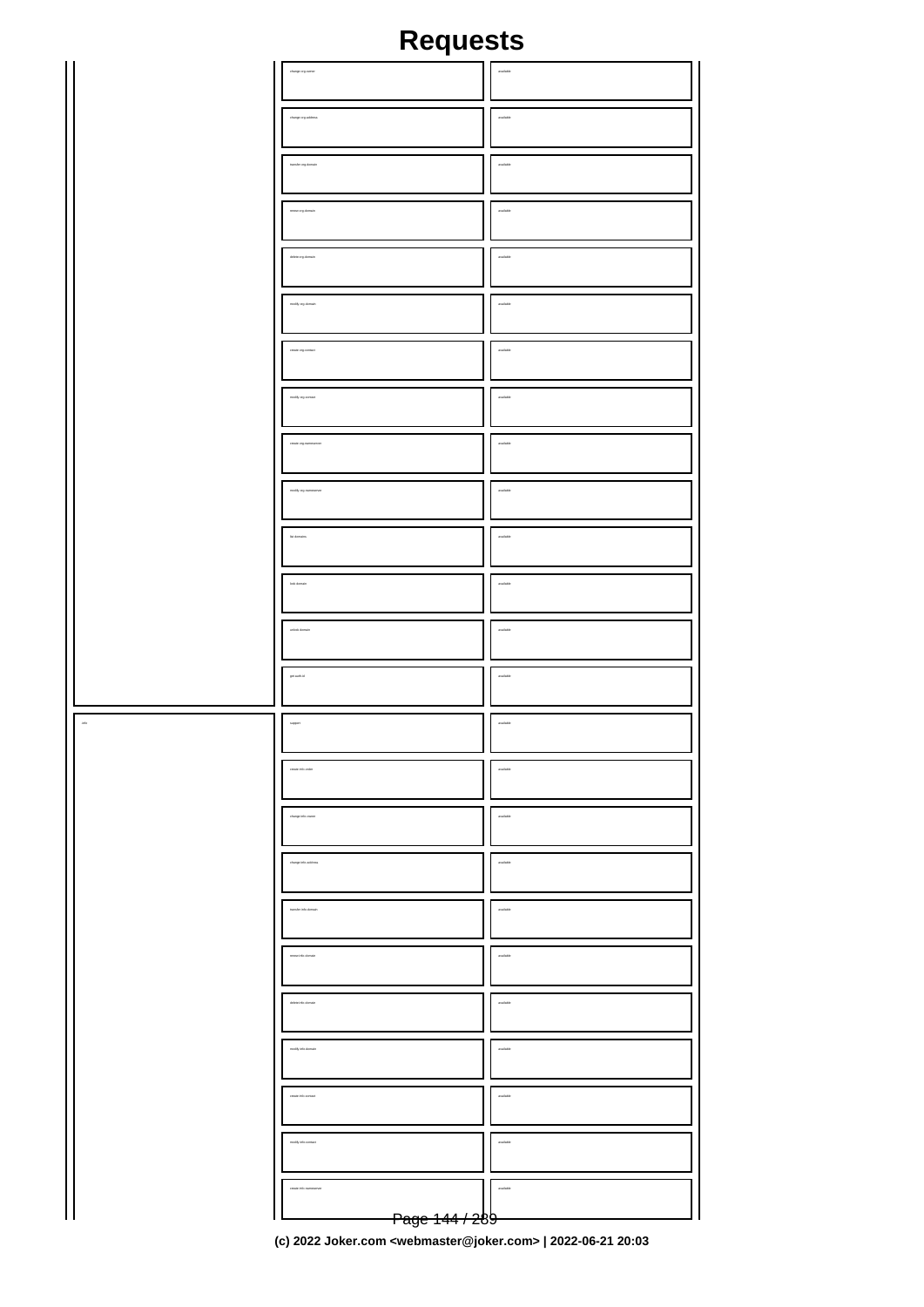# Requests

| | | |
|---|---|---|
| | change org owner | available |
| | change org address | available |
| | transfer org domain | available |
| | renew org domain | available |
| | delete org domain | available |
| | modify org domain | available |
| | create org contact | available |
| | modify org contact | available |
| | create org nameserver | available |
| | modify org nameserver | available |
| | list domains | available |
| | lock domain | available |
| | unlock domain | available |
| | get auth-id | available |
| info | support | available |
| | create info order | available |
| | change info owner | available |
| | change info address | available |
| | transfer info domain | available |
| | renew info domain | available |
| | delete info domain | available |
| | modify info domain | available |
| | create info contact | available |
| | modify info contact | available |
| | create info nameserver | available |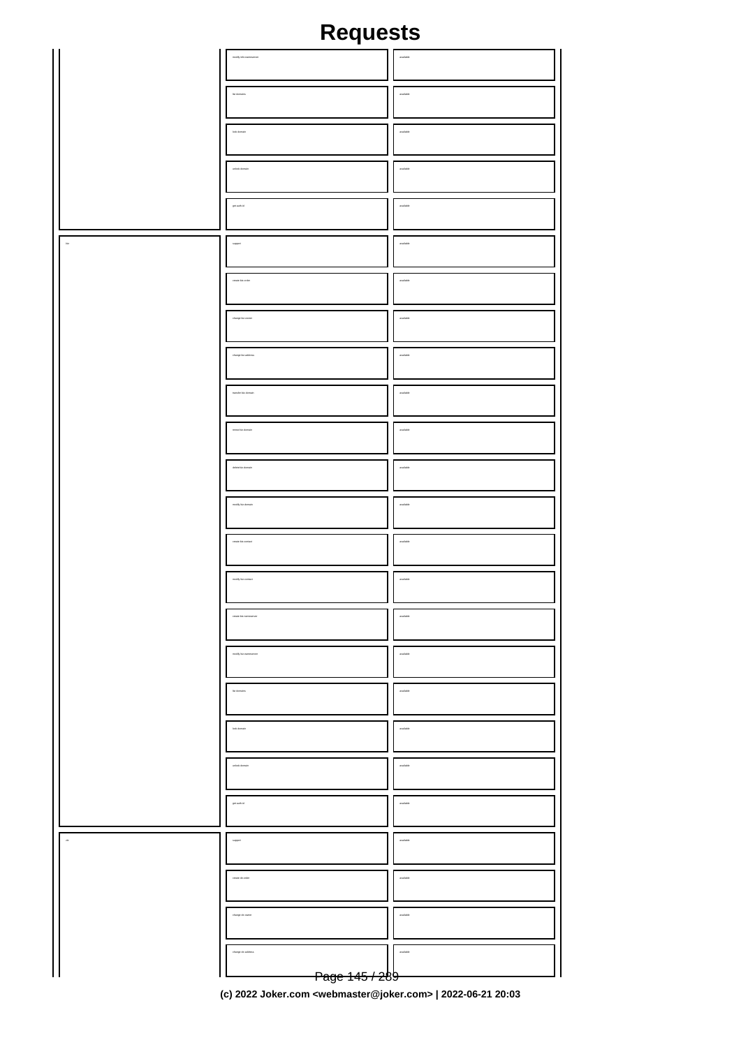# Requests

| | | |
|---|---|---|
| | modify lsfr.nameserver | available |
| | list domains | available |
| | lock domain | available |
| | unlock domain | available |
| | get auth id | available |
| lsu | support | available |
| | create lsu order | available |
| | change lsu owner | available |
| | change lsu address | available |
| | transfer lsu domain | available |
| | renew lsu domain | available |
| | delete lsu domain | available |
| | modify lsu domain | available |
| | create lsu contact | available |
| | modify lsu contact | available |
| | create lsu nameserver | available |
| | modify lsu nameserver | available |
| | list domains | available |
| | lock domain | available |
| | unlock domain | available |
| | get auth id | available |
| ne | support | available |
| | create ne order | available |
| | change ne owner | available |
| | change ne address | available |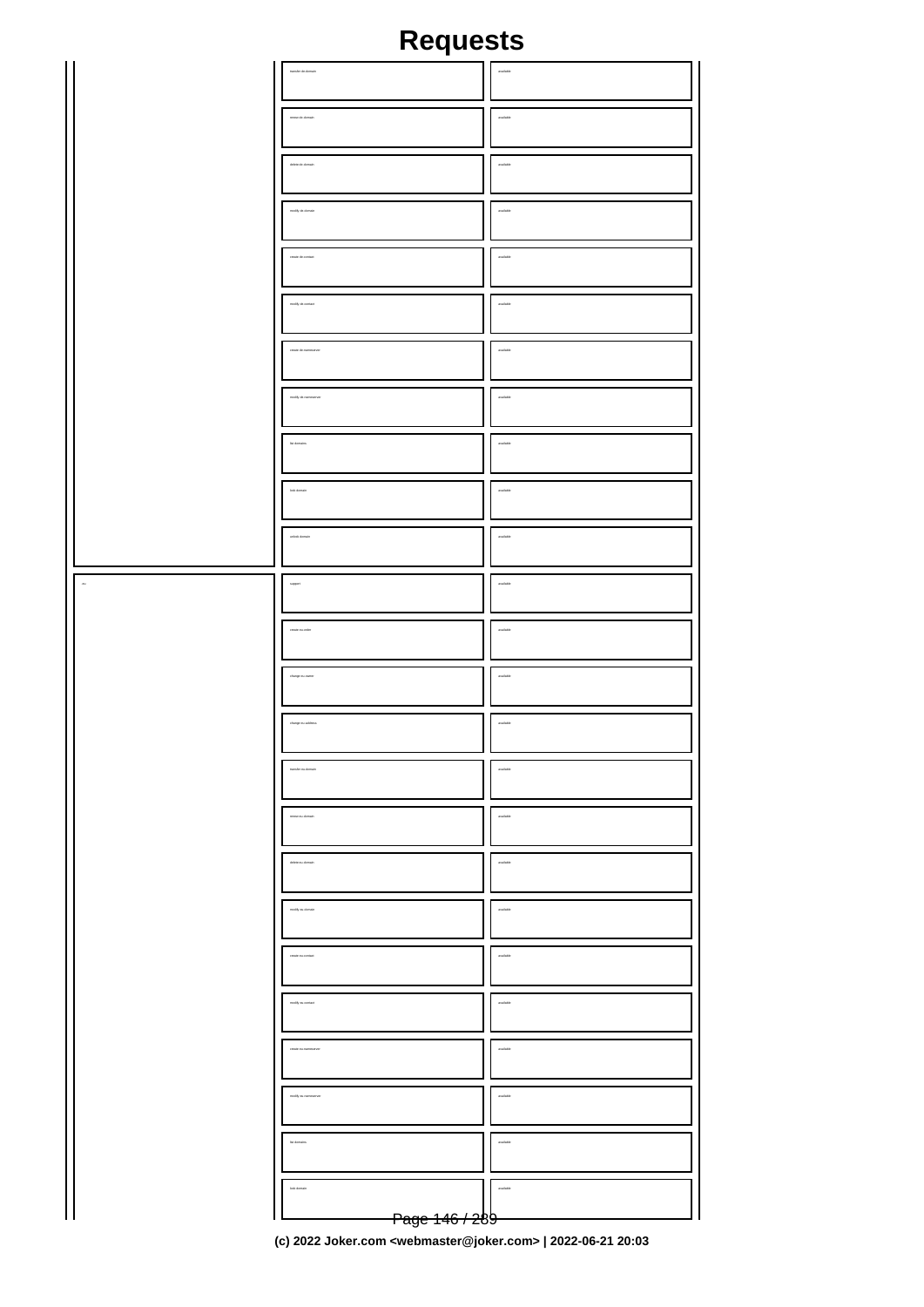# Requests

| | | |
|---|---|---|
| | transfer de domain | available |
| | renew de domain | available |
| | delete de domain | available |
| | modify de domain | available |
| | create de contact | available |
| | modify de contact | available |
| | create de nameserver | available |
| | modify de nameserver | available |
| | list domains | available |
| | lock domain | available |
| | unlock domain | available |
| eu | support | available |
| | create eu order | available |
| | change eu owner | available |
| | change eu address | available |
| | transfer eu domain | available |
| | renew eu domain | available |
| | delete eu domain | available |
| | modify eu domain | available |
| | create eu contact | available |
| | modify eu contact | available |
| | create eu nameserver | available |
| | modify eu nameserver | available |
| | list domains | available |
| | lock domain | available |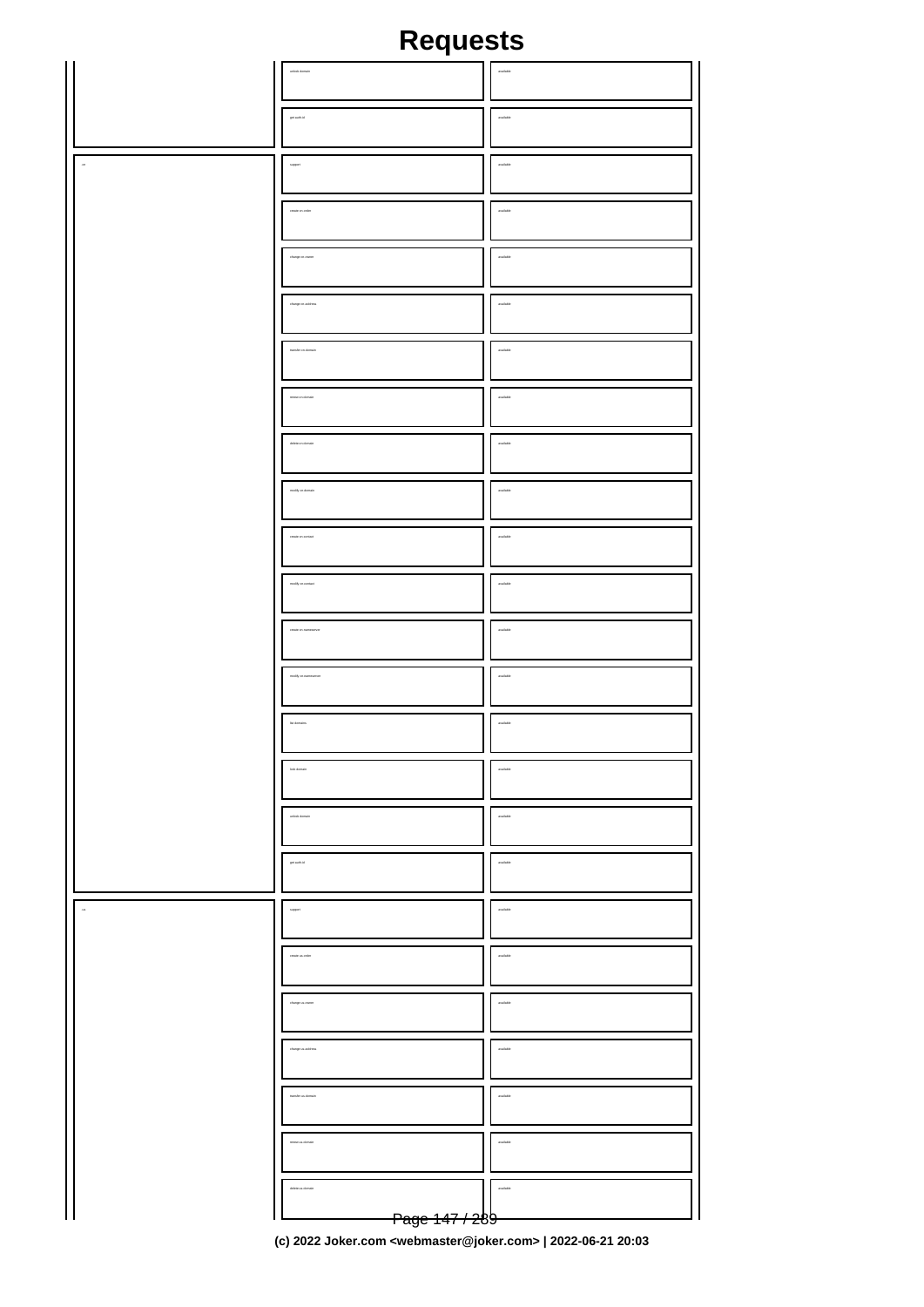# Requests

| | | |
|---|---|---|
| | unlock domain | available |
| | get auth id | available |
| .cn | support | available |
| | create cn order | available |
| | change cn owner | available |
| | change cn address | available |
| | transfer cn domain | available |
| | renew cn domain | available |
| | delete cn domain | available |
| | modify cn domain | available |
| | create cn contact | available |
| | modify cn contact | available |
| | create cn nameserver | available |
| | modify cn nameserver | available |
| | list domains | available |
| | lock domain | available |
| | unlock domain | available |
| | get auth id | available |
| .ca | support | available |
| | create ca order | available |
| | change ca owner | available |
| | change ca address | available |
| | transfer ca domain | available |
| | renew ca domain | available |
| | delete ca domain | available |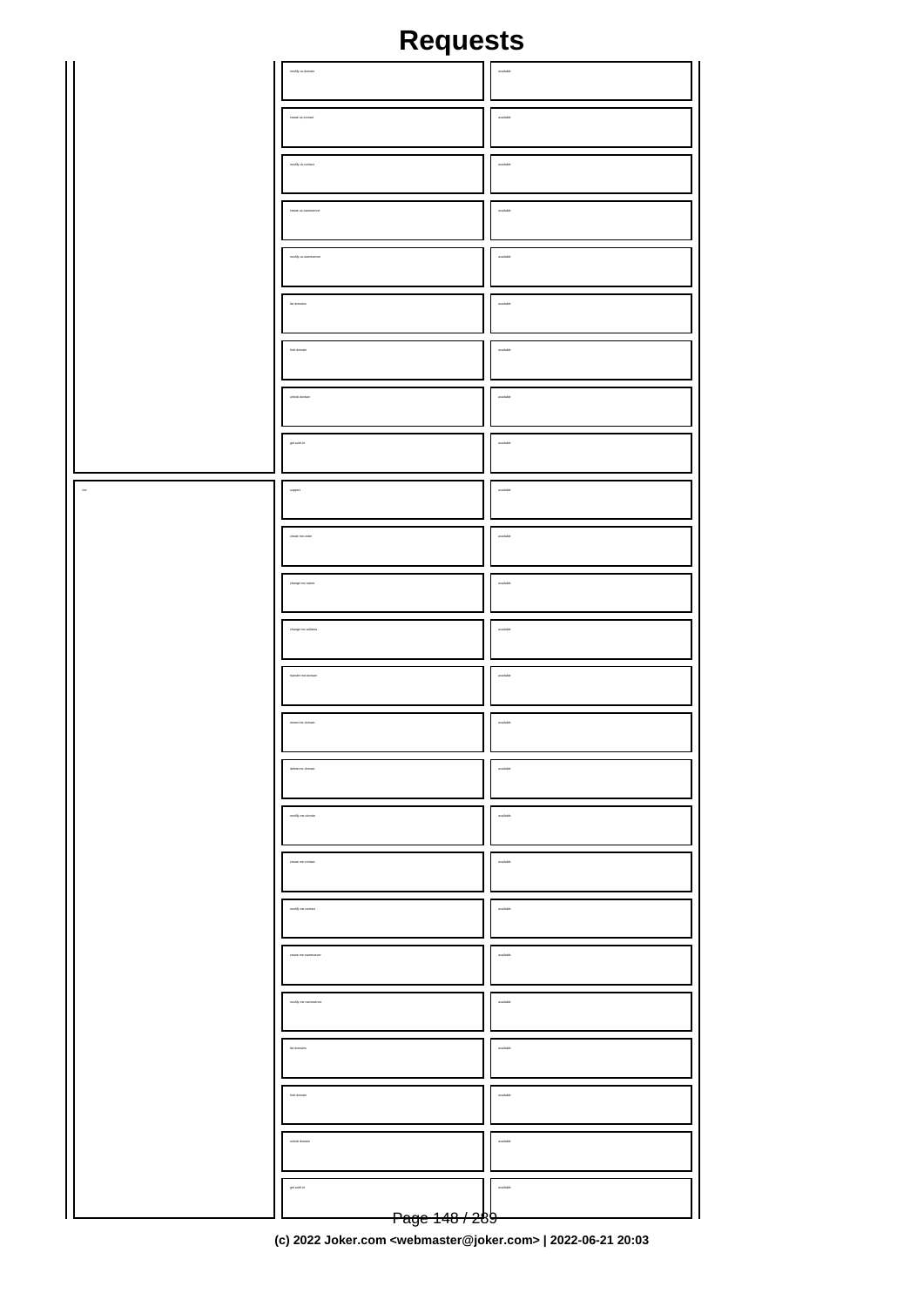# Requests

| | | |
|---|---|---|
| | modify us domain | available |
| | create us contact | available |
| | modify us contact | available |
| | create us nameserver | available |
| | modify us nameserver | available |
| | list domains | available |
| | lock domain | available |
| | unlock domain | available |
| | get auth-id | available |
| me | support | available |
| | create me order | available |
| | change me owner | available |
| | change me address | available |
| | transfer me domain | available |
| | renew me domain | available |
| | delete me domain | available |
| | modify me domain | available |
| | create me contact | available |
| | modify me contact | available |
| | create me nameserver | available |
| | modify me nameserver | available |
| | list domains | available |
| | lock domain | available |
| | unlock domain | available |
| | get auth-id | available |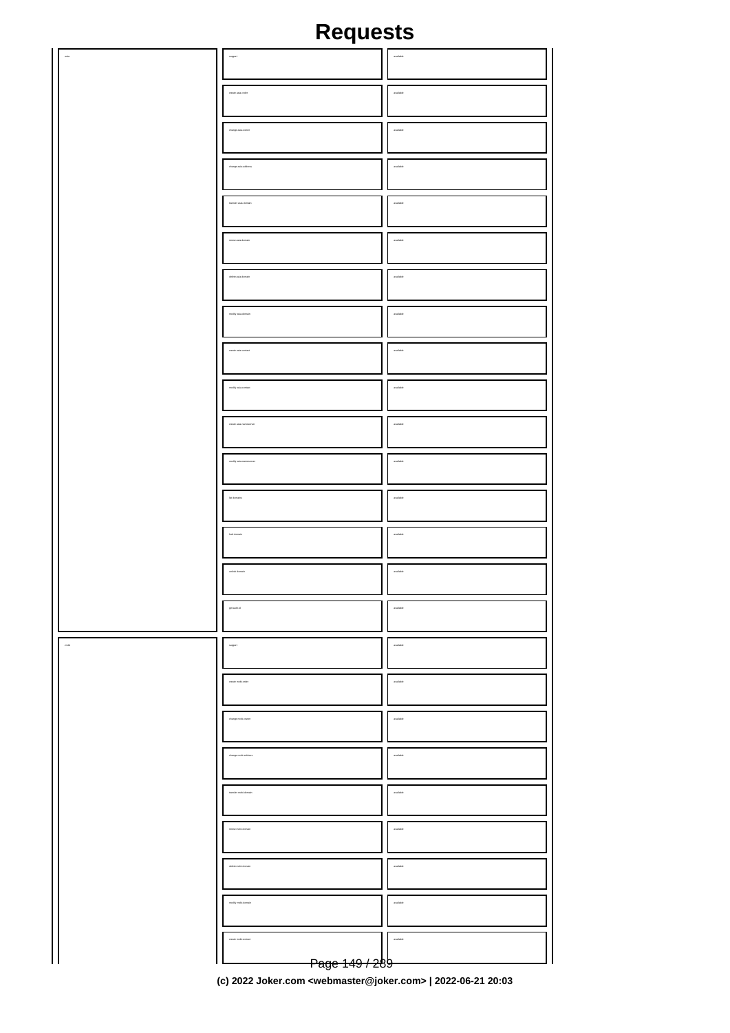# Requests

| | | |
|---|---|---|
| asia | support | available |
| | create asia order | available |
| | change asia owner | available |
| | change asia address | available |
| | transfer asia domain | available |
| | renew asia domain | available |
| | delete asia domain | available |
| | modify asia domain | available |
| | create asia contact | available |
| | modify asia contact | available |
| | create asia nameserver | available |
| | modify asia nameserver | available |
| | list domains | available |
| | lock domain | available |
| | unlock domain | available |
| | get auth id | available |
| mobi | support | available |
| | create mobi order | available |
| | change mobi owner | available |
| | change mobi address | available |
| | transfer mobi domain | available |
| | renew mobi domain | available |
| | delete mobi domain | available |
| | modify mobi domain | available |
| | create mobi contact | available |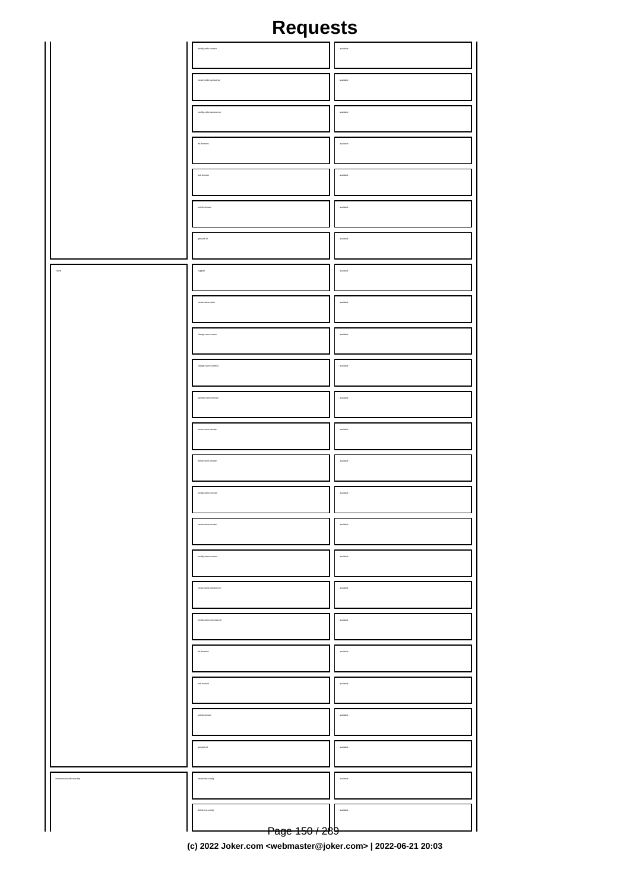# Requests

| | | |
|---|---|---|
| | modify mobi contact | available |
| | create mobi nameserver | available |
| | modify mobi nameserver | available |
| | list domains | available |
| | lock domain | available |
| | unlock domain | available |
| | get auth id | available |
| name | support | available |
| | create name order | available |
| | change name owner | available |
| | change name address | available |
| | transfer name domain | available |
| | renew name domain | available |
| | delete name domain | available |
| | modify name domain | available |
| | create name contact | available |
| | modify name contact | available |
| | create name nameserver | available |
| | modify name nameserver | available |
| | list domains | available |
| | lock domain | available |
| | unlock domain | available |
| | get auth id | available |
| nameservice/urlforwarding | create dns config | available |
| | delete dns config | available |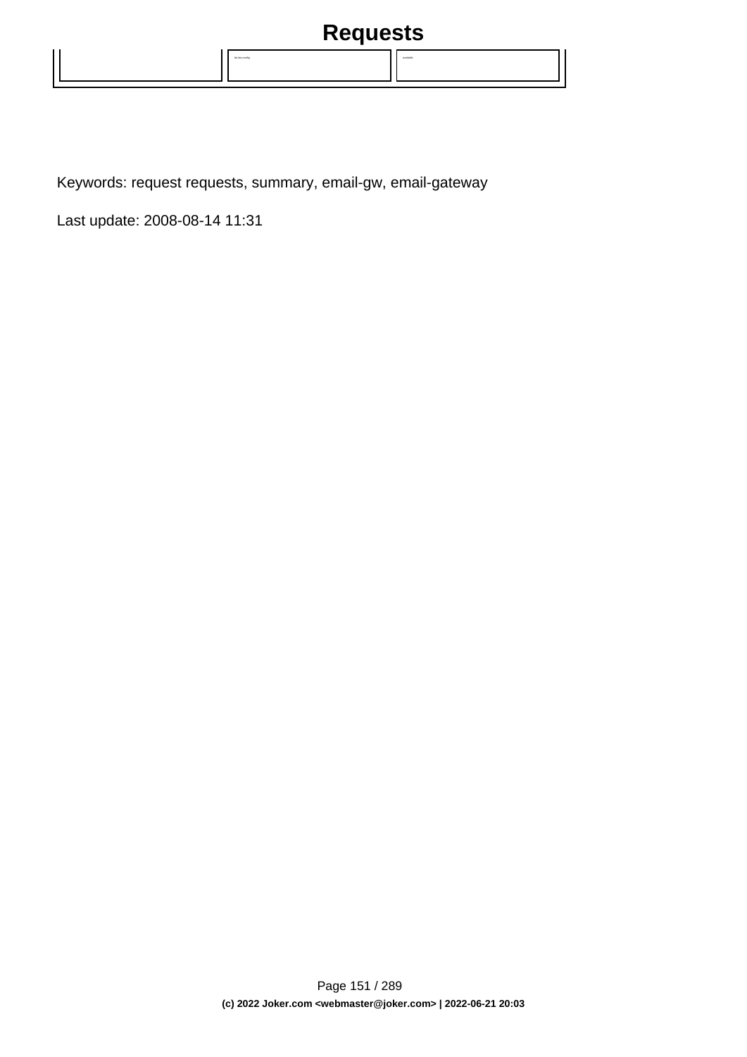| | | |
|---|---|---|
| | ---lst-dns-config | available |

Keywords: request requests, summary, email-gw, email-gateway

Last update: 2008-08-14 11:31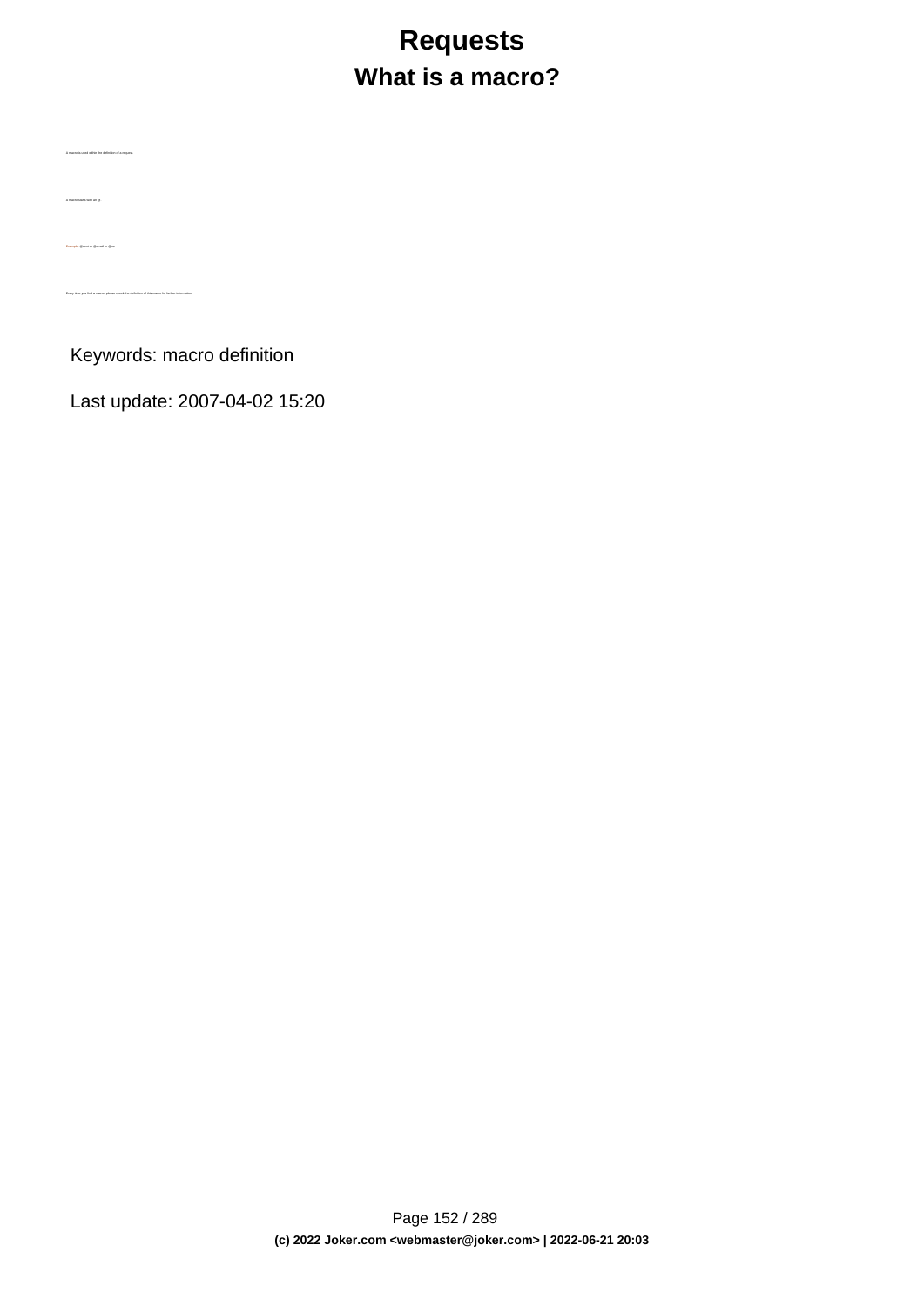# Requests

## What is a macro?

A macro is used within the definition of a request.

A macro starts with an @

Example: @cont or @email or @ns

Every time you find a macro, please check the definition of this macro for further information

Keywords: macro definition

Last update: 2007-04-02 15:20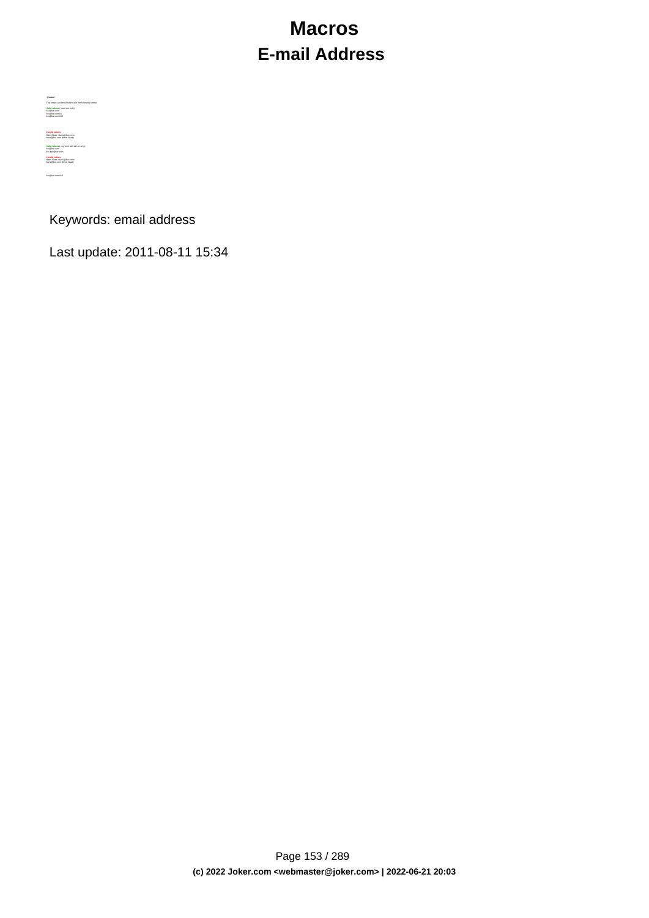# Macros

## E-mail Address

**@email**

This means an email address in the following format:

**Valid values** (.com/.net only):
foo@bar.com
foo@bar.com/1
foo@bar.com/10

**Invalid values:**
Hans Maier <hans@foo.com>
hans@foo.com (Hans Haas)

**Valid values** (.org/.info/.biz/.de/.en only):
foo@bar.com
foo.bar@bar.com

**Invalid values:**
Hans Maier <hans@foo.com>
hans@foo.com (Hans Haas)

foo@bar.com/10

Keywords: email address

Last update: 2011-08-11 15:34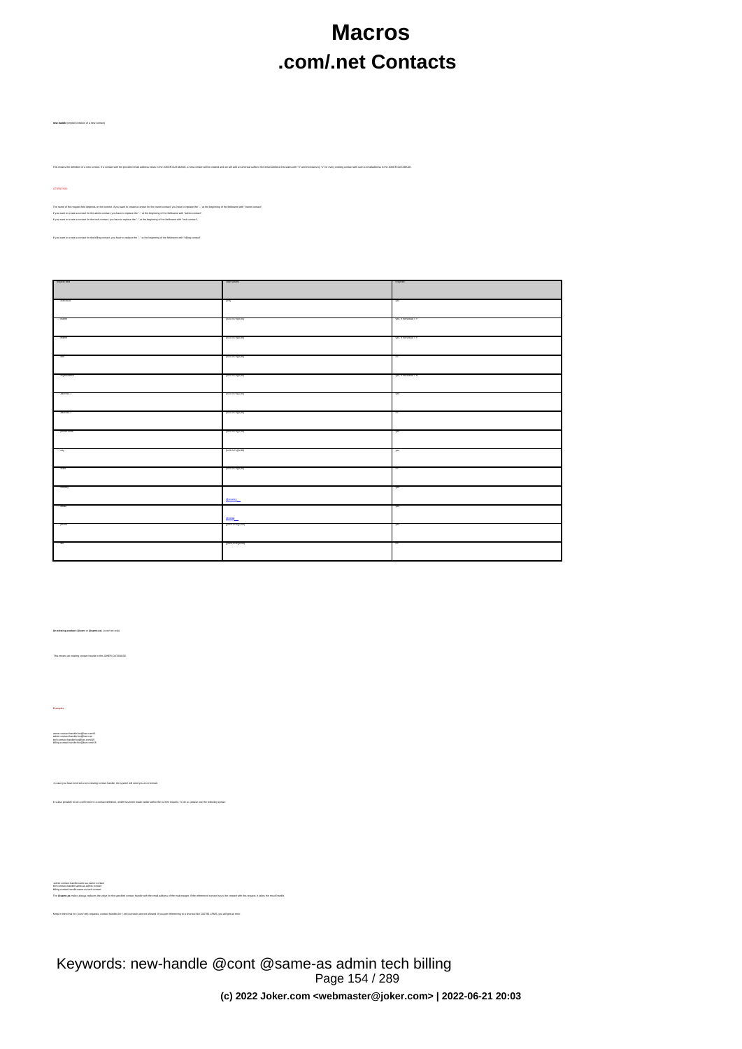# Macros

## .com/.net Contacts

**new-handle** (implicit creation of a new contact)

This means the definition of a new contact. If a contact with the provided email address exists in the JOKER-DATABASE, a new contact will be created and we will add a numerical suffix to the email address that starts with "0" and increases by "1" for every existing contact with such a emailaddress in the JOKER-DATABASE.

ATTENTION

The name of the request field depends on the context. If you want to create a contact for the owner-contact, you have to replace the "-" at the beginning of the fieldname with "owner-contact".
If you want to create a contact for the admin-contact, you have to replace the "-" at the beginning of the fieldname with "admin-contact".
If you want to create a contact for the tech-contact, you have to replace the "-" at the beginning of the fieldname with "tech-contact".

If you want to create a contact for the billing-contact, you have to replace the "-" at the beginning of the fieldname with "billing-contact".

| request field | valid values | required |
| --- | --- | --- |
| -individual | (Y\|N) | yes |
| -fname | [\x20-\x7E]{1,80} | yes, if individual = Y |
| -lname | [\x20-\x7E]{1,80} | yes, if individual = Y |
| -title | [\x20-\x7E]{1,80} | no |
| -organization | [\x20-\x7E]{1,80} | yes, if individual = N |
| -address-1 | [\x20-\x7E]{1,80} | yes |
| -address-2 | [\x20-\x7E]{1,80} | no |
| -postal-code | [\x20-\x7E]{1,50} | yes |
| -city | [\x20-\x7E]{1,80} | yes |
| -state | [\x20-\x7E]{1,80} | no |
| -country | @country | yes |
| -email | @email | yes |
| -phone | [\x20-\x7E]{1,50} | yes |
| -fax | [\x20-\x7E]{1,50} | no |

**An existing contact** (**@cont** or **@same-as**) (.com/.net only)

This means an existing contact handle in the JOKER-DATABASE.

Examples:

owner-contact-handle:foo@bar.com#0
admin-contact-handle:foo@bar.com
tech-contact-handle:foo@bar.com#15
billing-contact-handle:foo@bar.com#15

In case you have entered a non existing contact handle, the system will send you an errormail.

It is also possible to set a reference to a contact definition, which has been made earlier within the current request. To do so, please use the following syntax:

admin-contact-handle:same-as:owner-contact
tech-contact-handle:same-as:admin-contact
billing-contact-handle:same-as:tech-contact

The **@same-as** macro always replaces the value for the specified contact handle with the email-address of the mailchanger. If the referenced contact has to be created with this request, it takes the result handle.

Keep in mind that for (.com/.net) requests, contact handles for (.info) contacts are not allowed. If you are referencing to a shortcut like DOTINFO-JRMS, you will get an error.

Keywords: new-handle @cont @same-as admin tech billing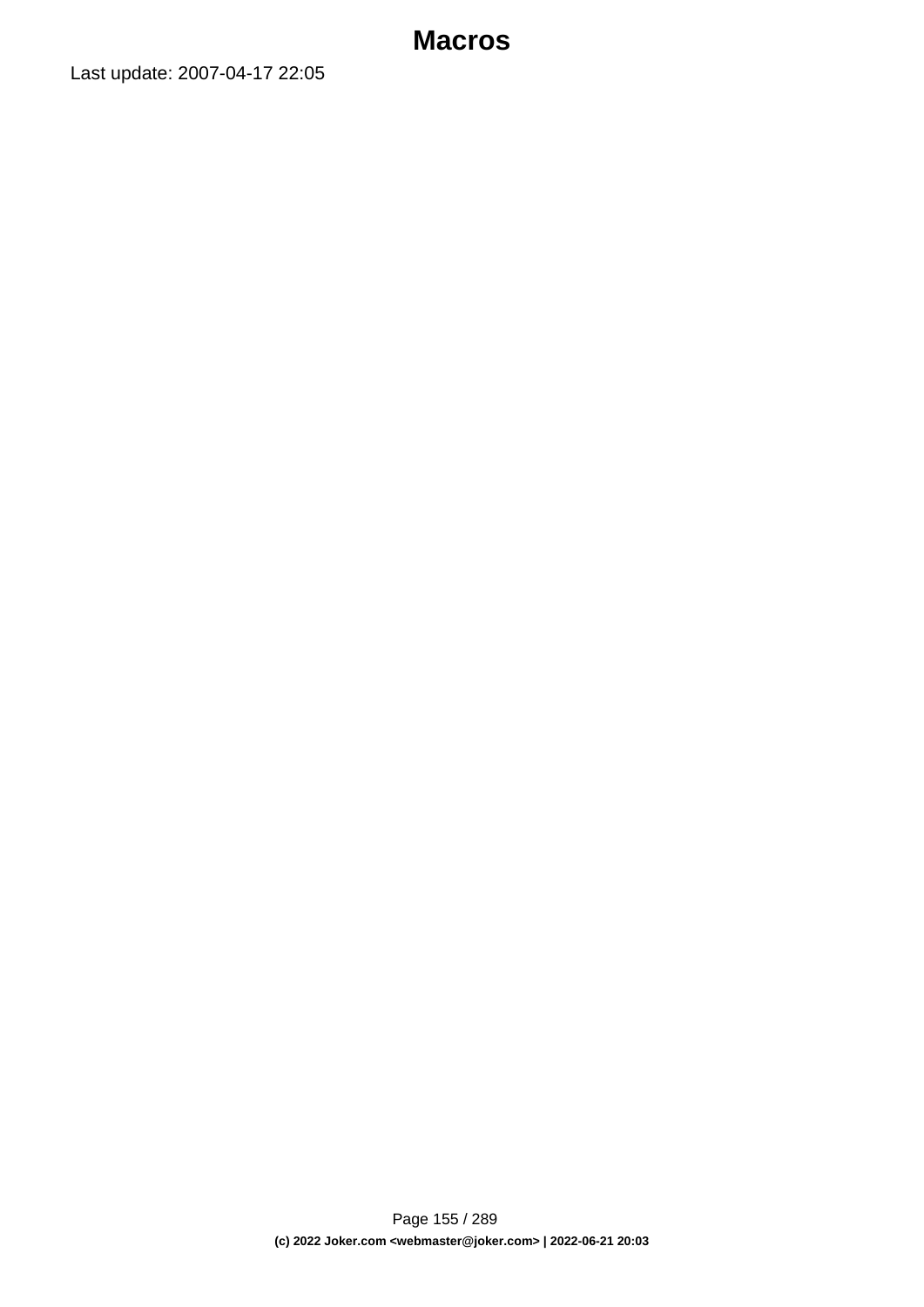# Macros

Last update: 2007-04-17 22:05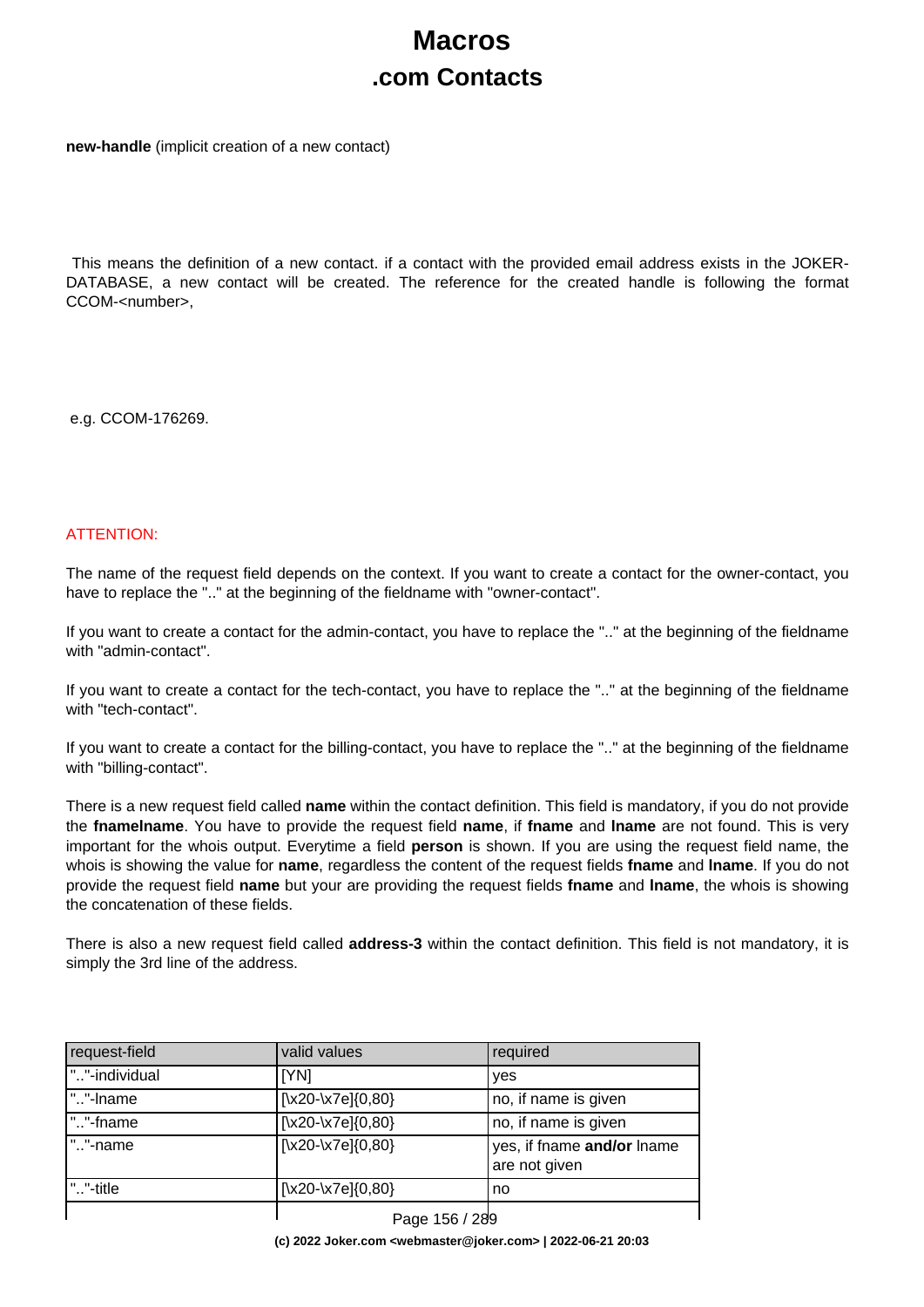# Macros

## .com Contacts

**new-handle** (implicit creation of a new contact)

This means the definition of a new contact. if a contact with the provided email address exists in the JOKER-DATABASE, a new contact will be created. The reference for the created handle is following the format CCOM-<number>,

e.g. CCOM-176269.

ATTENTION:

The name of the request field depends on the context. If you want to create a contact for the owner-contact, you have to replace the ".." at the beginning of the fieldname with "owner-contact".

If you want to create a contact for the admin-contact, you have to replace the ".." at the beginning of the fieldname with "admin-contact".

If you want to create a contact for the tech-contact, you have to replace the ".." at the beginning of the fieldname with "tech-contact".

If you want to create a contact for the billing-contact, you have to replace the ".." at the beginning of the fieldname with "billing-contact".

There is a new request field called **name** within the contact definition. This field is mandatory, if you do not provide the **fnamelname**. You have to provide the request field **name**, if **fname** and **lname** are not found. This is very important for the whois output. Everytime a field **person** is shown. If you are using the request field name, the whois is showing the value for **name**, regardless the content of the request fields **fname** and **lname**. If you do not provide the request field **name** but your are providing the request fields **fname** and **lname**, the whois is showing the concatenation of these fields.

There is also a new request field called **address-3** within the contact definition. This field is not mandatory, it is simply the 3rd line of the address.

| request-field | valid values | required |
|---|---|---|
| ".."-individual | [YN] | yes |
| ".."-lname | [\x20-\x7e]{0,80} | no, if name is given |
| ".."-fname | [\x20-\x7e]{0,80} | no, if name is given |
| ".."-name | [\x20-\x7e]{0,80} | yes, if fname **and/or** lname are not given |
| ".."-title | [\x20-\x7e]{0,80} | no |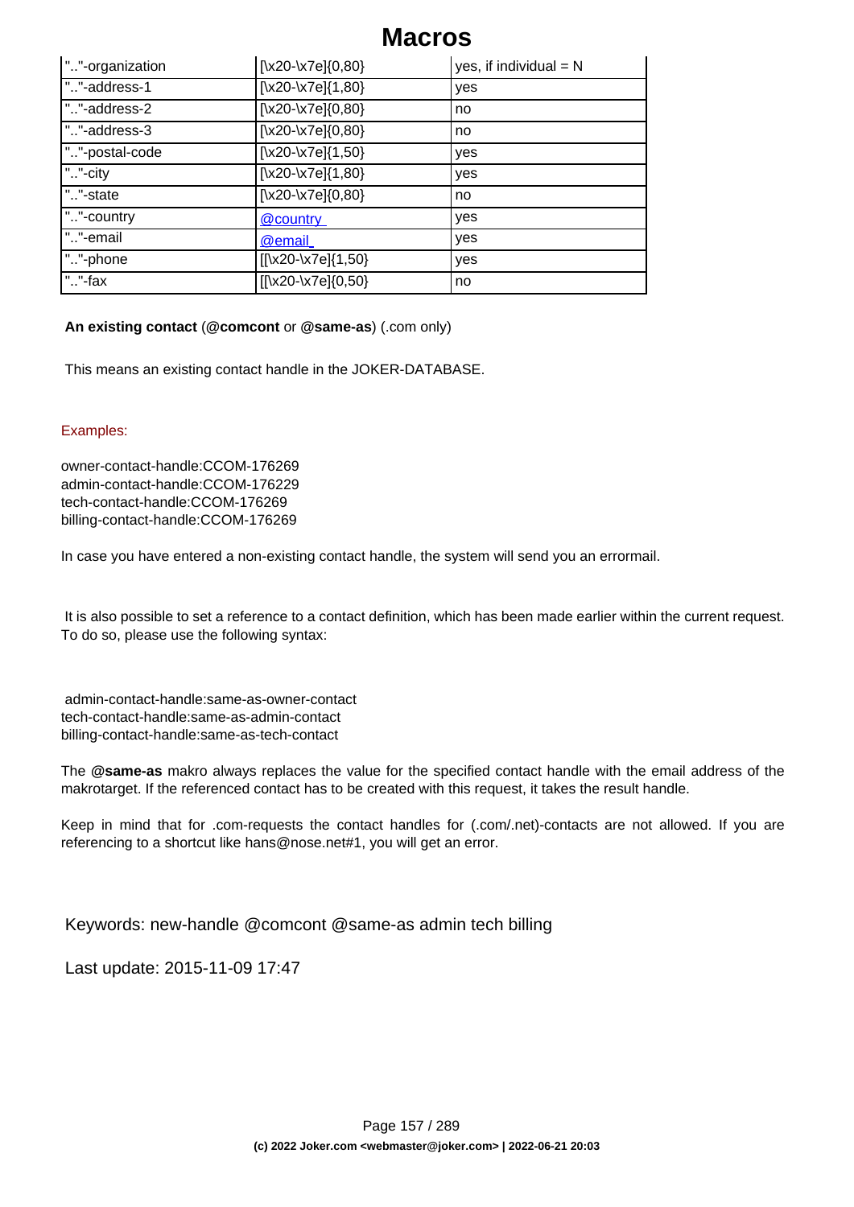| ".."-organization | [\x20-\x7e]{0,80} | yes, if individual = N |
|---|---|---|
| ".."-address-1 | [\x20-\x7e]{1,80} | yes |
| ".."-address-2 | [\x20-\x7e]{0,80} | no |
| ".."-address-3 | [\x20-\x7e]{0,80} | no |
| ".."-postal-code | [\x20-\x7e]{1,50} | yes |
| ".."-city | [\x20-\x7e]{1,80} | yes |
| ".."-state | [\x20-\x7e]{0,80} | no |
| ".."-country | @country | yes |
| ".."-email | @email | yes |
| ".."-phone | [[\x20-\x7e]{1,50} | yes |
| ".."-fax | [[\x20-\x7e]{0,50} | no |

**An existing contact** (**@comcont** or **@same-as**) (.com only)

This means an existing contact handle in the JOKER-DATABASE.

Examples:

owner-contact-handle:CCOM-176269
admin-contact-handle:CCOM-176229
tech-contact-handle:CCOM-176269
billing-contact-handle:CCOM-176269

In case you have entered a non-existing contact handle, the system will send you an errormail.

It is also possible to set a reference to a contact definition, which has been made earlier within the current request. To do so, please use the following syntax:

admin-contact-handle:same-as-owner-contact
tech-contact-handle:same-as-admin-contact
billing-contact-handle:same-as-tech-contact

The **@same-as** makro always replaces the value for the specified contact handle with the email address of the makrotarget. If the referenced contact has to be created with this request, it takes the result handle.

Keep in mind that for .com-requests the contact handles for (.com/.net)-contacts are not allowed. If you are referencing to a shortcut like hans@nose.net#1, you will get an error.

Keywords: new-handle @comcont @same-as admin tech billing

Last update: 2015-11-09 17:47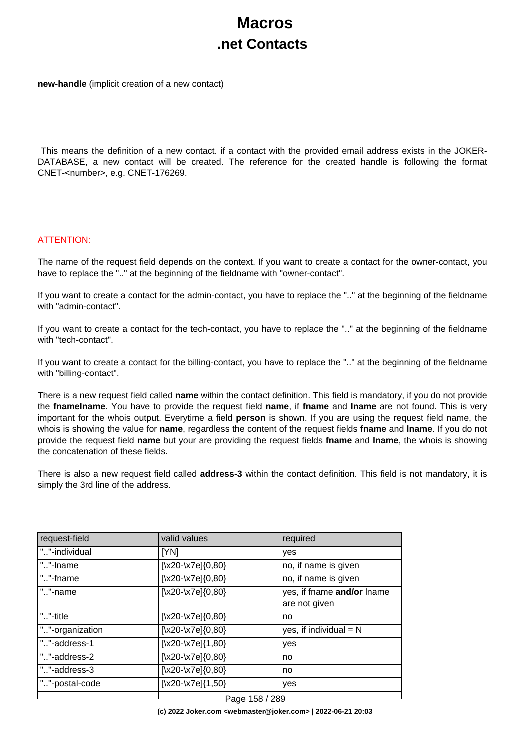# Macros

## .net Contacts

**new-handle** (implicit creation of a new contact)

This means the definition of a new contact. if a contact with the provided email address exists in the JOKER-DATABASE, a new contact will be created. The reference for the created handle is following the format CNET-<number>, e.g. CNET-176269.

ATTENTION:

The name of the request field depends on the context. If you want to create a contact for the owner-contact, you have to replace the ".." at the beginning of the fieldname with "owner-contact".

If you want to create a contact for the admin-contact, you have to replace the ".." at the beginning of the fieldname with "admin-contact".

If you want to create a contact for the tech-contact, you have to replace the ".." at the beginning of the fieldname with "tech-contact".

If you want to create a contact for the billing-contact, you have to replace the ".." at the beginning of the fieldname with "billing-contact".

There is a new request field called **name** within the contact definition. This field is mandatory, if you do not provide the **fnamelname**. You have to provide the request field **name**, if **fname** and **lname** are not found. This is very important for the whois output. Everytime a field **person** is shown. If you are using the request field name, the whois is showing the value for **name**, regardless the content of the request fields **fname** and **lname**. If you do not provide the request field **name** but your are providing the request fields **fname** and **lname**, the whois is showing the concatenation of these fields.

There is also a new request field called **address-3** within the contact definition. This field is not mandatory, it is simply the 3rd line of the address.

| request-field | valid values | required |
| --- | --- | --- |
| ".."-individual | [YN] | yes |
| ".."-lname | [\x20-\x7e]{0,80} | no, if name is given |
| ".."-fname | [\x20-\x7e]{0,80} | no, if name is given |
| ".."-name | [\x20-\x7e]{0,80} | yes, if fname **and/or** lname are not given |
| ".."-title | [\x20-\x7e]{0,80} | no |
| ".."-organization | [\x20-\x7e]{0,80} | yes, if individual = N |
| ".."-address-1 | [\x20-\x7e]{1,80} | yes |
| ".."-address-2 | [\x20-\x7e]{0,80} | no |
| ".."-address-3 | [\x20-\x7e]{0,80} | no |
| ".."-postal-code | [\x20-\x7e]{1,50} | yes |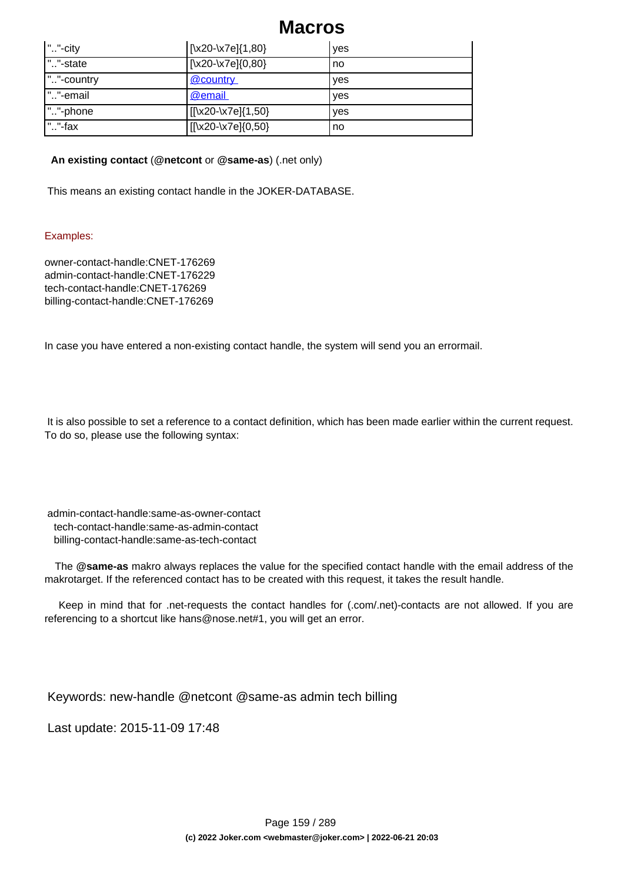| ".."-city | [\x20-\x7e]{1,80} | yes |
|---|---|---|
| ".."-state | [\x20-\x7e]{0,80} | no |
| ".."-country | @country | yes |
| ".."-email | @email | yes |
| ".."-phone | [[\x20-\x7e]{1,50} | yes |
| ".."-fax | [[\x20-\x7e]{0,50} | no |

**An existing contact** (**@netcont** or **@same-as**) (.net only)

This means an existing contact handle in the JOKER-DATABASE.

Examples:

owner-contact-handle:CNET-176269
admin-contact-handle:CNET-176229
tech-contact-handle:CNET-176269
billing-contact-handle:CNET-176269

In case you have entered a non-existing contact handle, the system will send you an errormail.

It is also possible to set a reference to a contact definition, which has been made earlier within the current request. To do so, please use the following syntax:

admin-contact-handle:same-as-owner-contact
tech-contact-handle:same-as-admin-contact
billing-contact-handle:same-as-tech-contact

The **@same-as** makro always replaces the value for the specified contact handle with the email address of the makrotarget. If the referenced contact has to be created with this request, it takes the result handle.

Keep in mind that for .net-requests the contact handles for (.com/.net)-contacts are not allowed. If you are referencing to a shortcut like hans@nose.net#1, you will get an error.

Keywords: new-handle @netcont @same-as admin tech billing

Last update: 2015-11-09 17:48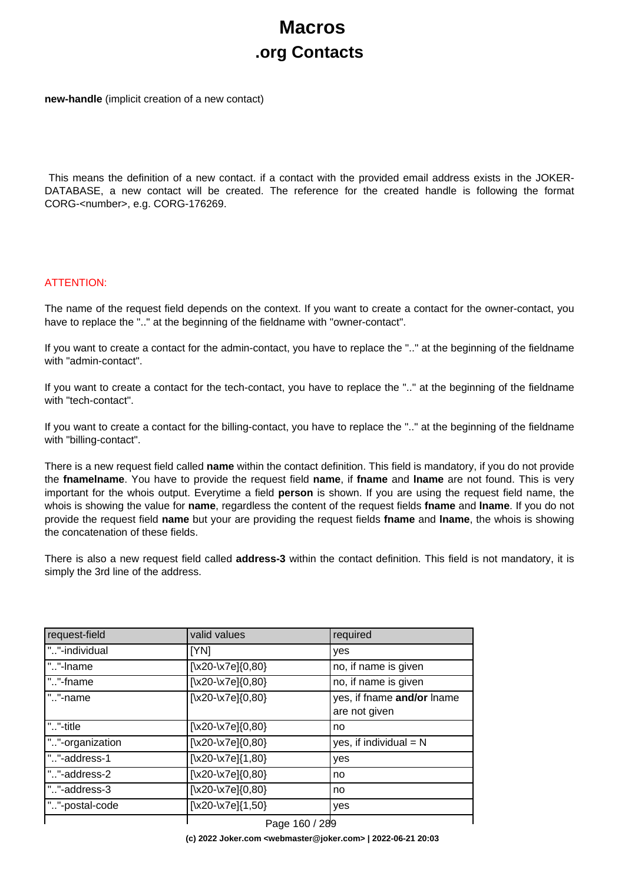# Macros
## .org Contacts

**new-handle** (implicit creation of a new contact)

This means the definition of a new contact. if a contact with the provided email address exists in the JOKER-DATABASE, a new contact will be created. The reference for the created handle is following the format CORG-<number>, e.g. CORG-176269.

ATTENTION:

The name of the request field depends on the context. If you want to create a contact for the owner-contact, you have to replace the ".." at the beginning of the fieldname with "owner-contact".

If you want to create a contact for the admin-contact, you have to replace the ".." at the beginning of the fieldname with "admin-contact".

If you want to create a contact for the tech-contact, you have to replace the ".." at the beginning of the fieldname with "tech-contact".

If you want to create a contact for the billing-contact, you have to replace the ".." at the beginning of the fieldname with "billing-contact".

There is a new request field called **name** within the contact definition. This field is mandatory, if you do not provide the **fnamelname**. You have to provide the request field **name**, if **fname** and **lname** are not found. This is very important for the whois output. Everytime a field **person** is shown. If you are using the request field name, the whois is showing the value for **name**, regardless the content of the request fields **fname** and **lname**. If you do not provide the request field **name** but your are providing the request fields **fname** and **lname**, the whois is showing the concatenation of these fields.

There is also a new request field called **address-3** within the contact definition. This field is not mandatory, it is simply the 3rd line of the address.

| request-field | valid values | required |
|---|---|---|
| ".."-individual | [YN] | yes |
| ".."-lname | [\x20-\x7e]{0,80} | no, if name is given |
| ".."-fname | [\x20-\x7e]{0,80} | no, if name is given |
| ".."-name | [\x20-\x7e]{0,80} | yes, if fname **and/or** lname are not given |
| ".."-title | [\x20-\x7e]{0,80} | no |
| ".."-organization | [\x20-\x7e]{0,80} | yes, if individual = N |
| ".."-address-1 | [\x20-\x7e]{1,80} | yes |
| ".."-address-2 | [\x20-\x7e]{0,80} | no |
| ".."-address-3 | [\x20-\x7e]{0,80} | no |
| ".."-postal-code | [\x20-\x7e]{1,50} | yes |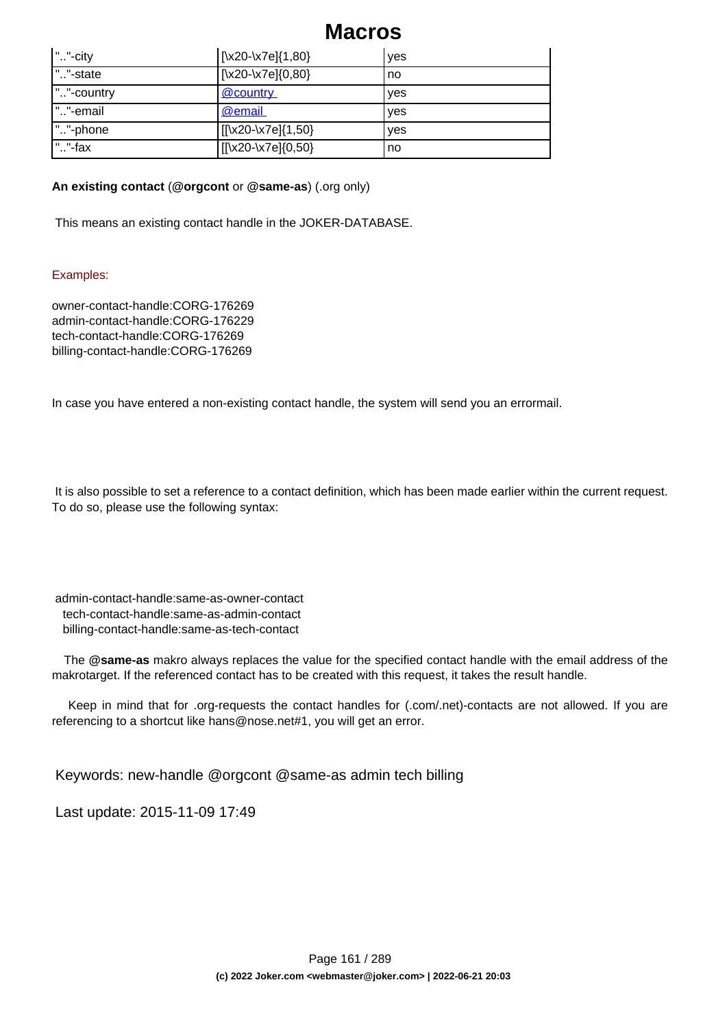| ".."-city | [\x20-\x7e]{1,80} | yes |
|---|---|---|
| ".."-state | [\x20-\x7e]{0,80} | no |
| ".."-country | @country | yes |
| ".."-email | @email | yes |
| ".."-phone | [[\x20-\x7e]{1,50} | yes |
| ".."-fax | [[\x20-\x7e]{0,50} | no |

**An existing contact** (**@orgcont** or **@same-as**) (.org only)

This means an existing contact handle in the JOKER-DATABASE.

Examples:

owner-contact-handle:CORG-176269
admin-contact-handle:CORG-176229
tech-contact-handle:CORG-176269
billing-contact-handle:CORG-176269

In case you have entered a non-existing contact handle, the system will send you an errormail.

It is also possible to set a reference to a contact definition, which has been made earlier within the current request. To do so, please use the following syntax:

admin-contact-handle:same-as-owner-contact
tech-contact-handle:same-as-admin-contact
billing-contact-handle:same-as-tech-contact

The **@same-as** makro always replaces the value for the specified contact handle with the email address of the makrotarget. If the referenced contact has to be created with this request, it takes the result handle.

Keep in mind that for .org-requests the contact handles for (.com/.net)-contacts are not allowed. If you are referencing to a shortcut like hans@nose.net#1, you will get an error.

Keywords: new-handle @orgcont @same-as admin tech billing

Last update: 2015-11-09 17:49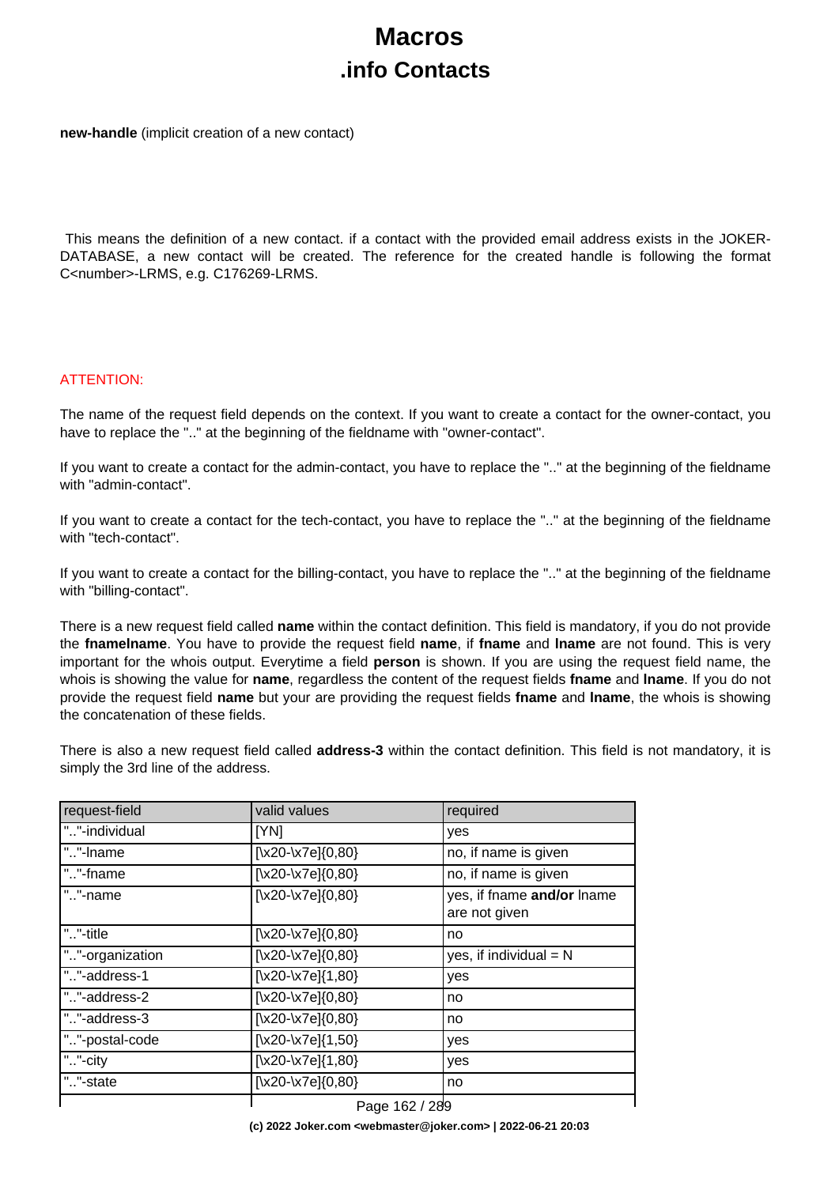# Macros
# .info Contacts

**new-handle** (implicit creation of a new contact)

This means the definition of a new contact. if a contact with the provided email address exists in the JOKER-DATABASE, a new contact will be created. The reference for the created handle is following the format C<number>-LRMS, e.g. C176269-LRMS.

ATTENTION:

The name of the request field depends on the context. If you want to create a contact for the owner-contact, you have to replace the ".." at the beginning of the fieldname with "owner-contact".

If you want to create a contact for the admin-contact, you have to replace the ".." at the beginning of the fieldname with "admin-contact".

If you want to create a contact for the tech-contact, you have to replace the ".." at the beginning of the fieldname with "tech-contact".

If you want to create a contact for the billing-contact, you have to replace the ".." at the beginning of the fieldname with "billing-contact".

There is a new request field called **name** within the contact definition. This field is mandatory, if you do not provide the **fnamelname**. You have to provide the request field **name**, if **fname** and **lname** are not found. This is very important for the whois output. Everytime a field **person** is shown. If you are using the request field name, the whois is showing the value for **name**, regardless the content of the request fields **fname** and **lname**. If you do not provide the request field **name** but your are providing the request fields **fname** and **lname**, the whois is showing the concatenation of these fields.

There is also a new request field called **address-3** within the contact definition. This field is not mandatory, it is simply the 3rd line of the address.

| request-field | valid values | required |
|---|---|---|
| ".."-individual | [YN] | yes |
| ".."-lname | [\x20-\x7e]{0,80} | no, if name is given |
| ".."-fname | [\x20-\x7e]{0,80} | no, if name is given |
| ".."-name | [\x20-\x7e]{0,80} | yes, if fname **and/or** lname are not given |
| ".."-title | [\x20-\x7e]{0,80} | no |
| ".."-organization | [\x20-\x7e]{0,80} | yes, if individual = N |
| ".."-address-1 | [\x20-\x7e]{1,80} | yes |
| ".."-address-2 | [\x20-\x7e]{0,80} | no |
| ".."-address-3 | [\x20-\x7e]{0,80} | no |
| ".."-postal-code | [\x20-\x7e]{1,50} | yes |
| ".."-city | [\x20-\x7e]{1,80} | yes |
| ".."-state | [\x20-\x7e]{0,80} | no |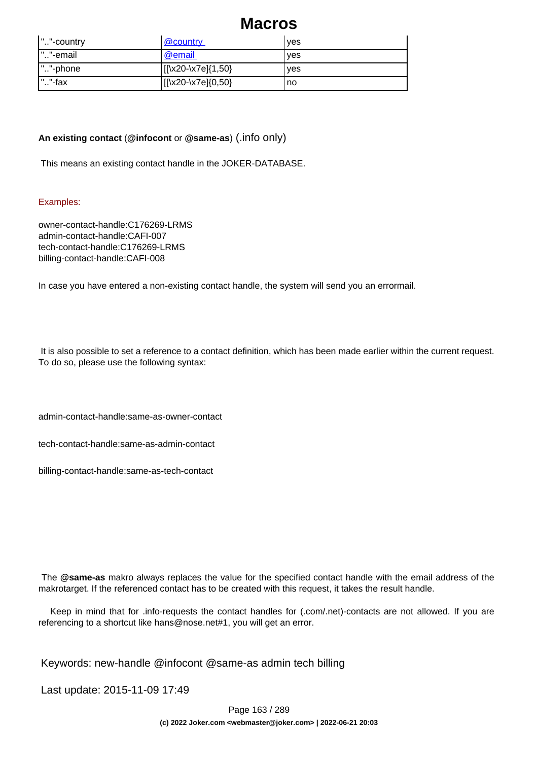| ".."-country | @country | yes |
| --- | --- | --- |
| ".."-email | @email | yes |
| ".."-phone | [[\x20-\x7e]{1,50} | yes |
| ".."-fax | [[\x20-\x7e]{0,50} | no |

**An existing contact** (**@infocont** or **@same-as**) (.info only)

This means an existing contact handle in the JOKER-DATABASE.

Examples:

owner-contact-handle:C176269-LRMS
admin-contact-handle:CAFI-007
tech-contact-handle:C176269-LRMS
billing-contact-handle:CAFI-008

In case you have entered a non-existing contact handle, the system will send you an errormail.

It is also possible to set a reference to a contact definition, which has been made earlier within the current request. To do so, please use the following syntax:

admin-contact-handle:same-as-owner-contact

tech-contact-handle:same-as-admin-contact

billing-contact-handle:same-as-tech-contact

The **@same-as** makro always replaces the value for the specified contact handle with the email address of the makrotarget. If the referenced contact has to be created with this request, it takes the result handle.

Keep in mind that for .info-requests the contact handles for (.com/.net)-contacts are not allowed. If you are referencing to a shortcut like hans@nose.net#1, you will get an error.

Keywords: new-handle @infocont @same-as admin tech billing

Last update: 2015-11-09 17:49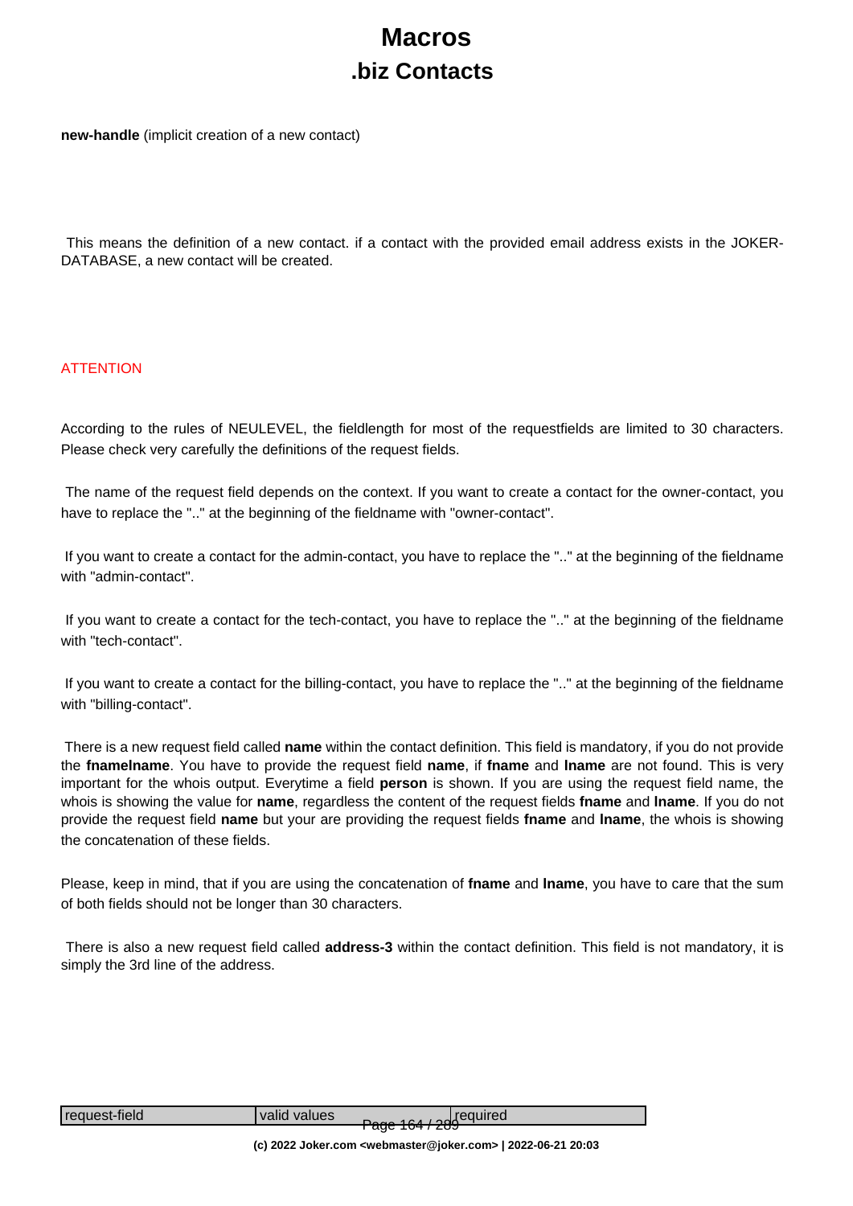# Macros

## .biz Contacts

**new-handle** (implicit creation of a new contact)

This means the definition of a new contact. if a contact with the provided email address exists in the JOKER-DATABASE, a new contact will be created.

ATTENTION

According to the rules of NEULEVEL, the fieldlength for most of the requestfields are limited to 30 characters. Please check very carefully the definitions of the request fields.

The name of the request field depends on the context. If you want to create a contact for the owner-contact, you have to replace the ".." at the beginning of the fieldname with "owner-contact".

If you want to create a contact for the admin-contact, you have to replace the ".." at the beginning of the fieldname with "admin-contact".

If you want to create a contact for the tech-contact, you have to replace the ".." at the beginning of the fieldname with "tech-contact".

If you want to create a contact for the billing-contact, you have to replace the ".." at the beginning of the fieldname with "billing-contact".

There is a new request field called **name** within the contact definition. This field is mandatory, if you do not provide the **fnamelname**. You have to provide the request field **name**, if **fname** and **lname** are not found. This is very important for the whois output. Everytime a field **person** is shown. If you are using the request field name, the whois is showing the value for **name**, regardless the content of the request fields **fname** and **lname**. If you do not provide the request field **name** but your are providing the request fields **fname** and **lname**, the whois is showing the concatenation of these fields.

Please, keep in mind, that if you are using the concatenation of **fname** and **lname**, you have to care that the sum of both fields should not be longer than 30 characters.

There is also a new request field called **address-3** within the contact definition. This field is not mandatory, it is simply the 3rd line of the address.

| request-field | valid values | required |
|---|---|---|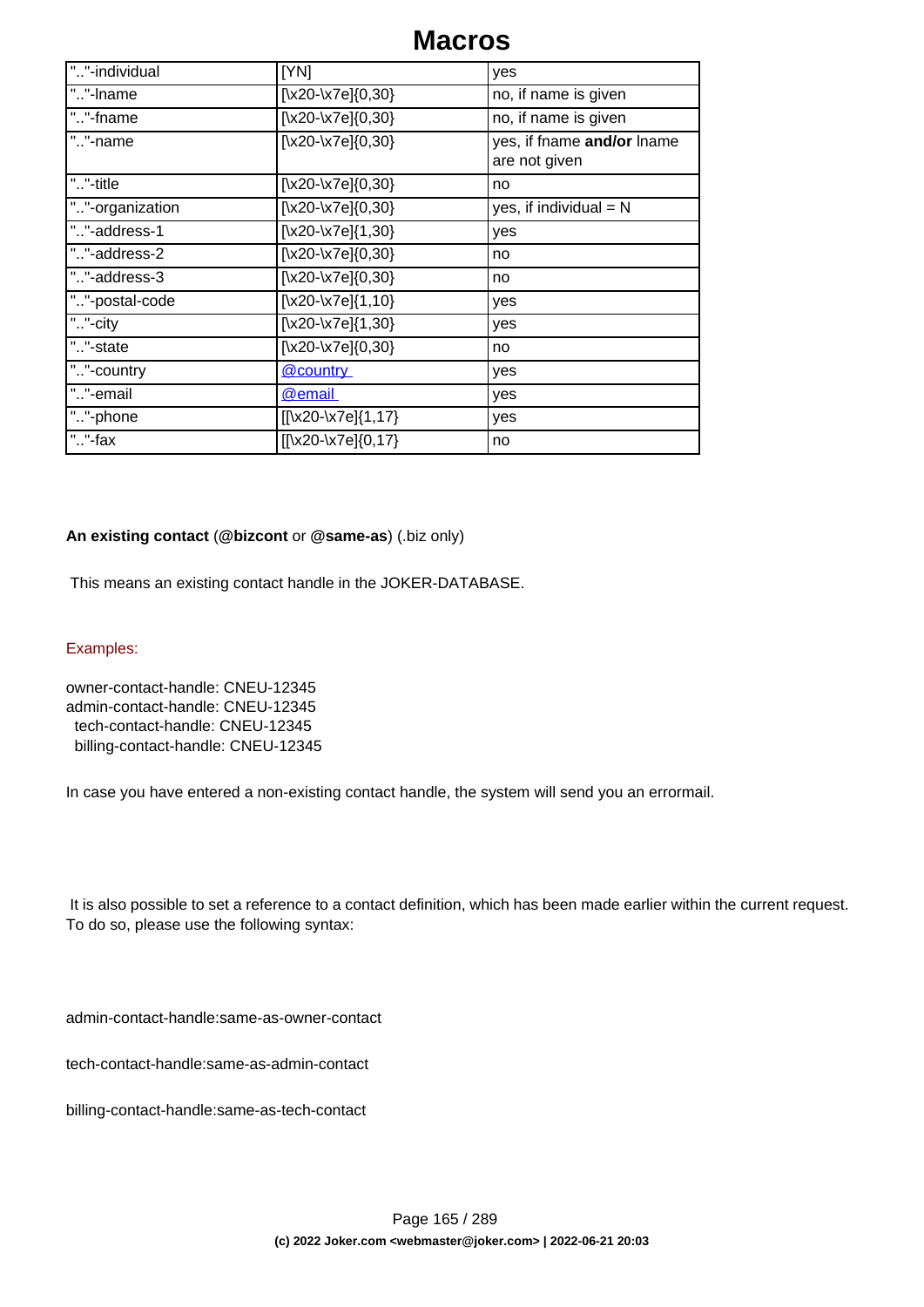# Macros

| | | |
|---|---|---|
| ".."-individual | [YN] | yes |
| ".."-lname | [\x20-\x7e]{0,30} | no, if name is given |
| ".."-fname | [\x20-\x7e]{0,30} | no, if name is given |
| ".."-name | [\x20-\x7e]{0,30} | yes, if fname **and/or** lname are not given |
| ".."-title | [\x20-\x7e]{0,30} | no |
| ".."-organization | [\x20-\x7e]{0,30} | yes, if individual = N |
| ".."-address-1 | [\x20-\x7e]{1,30} | yes |
| ".."-address-2 | [\x20-\x7e]{0,30} | no |
| ".."-address-3 | [\x20-\x7e]{0,30} | no |
| ".."-postal-code | [\x20-\x7e]{1,10} | yes |
| ".."-city | [\x20-\x7e]{1,30} | yes |
| ".."-state | [\x20-\x7e]{0,30} | no |
| ".."-country | @country | yes |
| ".."-email | @email | yes |
| ".."-phone | [[\x20-\x7e]{1,17} | yes |
| ".."-fax | [[\x20-\x7e]{0,17} | no |

**An existing contact** (**@bizcont** or **@same-as**) (.biz only)

This means an existing contact handle in the JOKER-DATABASE.

Examples:

owner-contact-handle: CNEU-12345
admin-contact-handle: CNEU-12345
tech-contact-handle: CNEU-12345
billing-contact-handle: CNEU-12345

In case you have entered a non-existing contact handle, the system will send you an errormail.

It is also possible to set a reference to a contact definition, which has been made earlier within the current request. To do so, please use the following syntax:

admin-contact-handle:same-as-owner-contact

tech-contact-handle:same-as-admin-contact

billing-contact-handle:same-as-tech-contact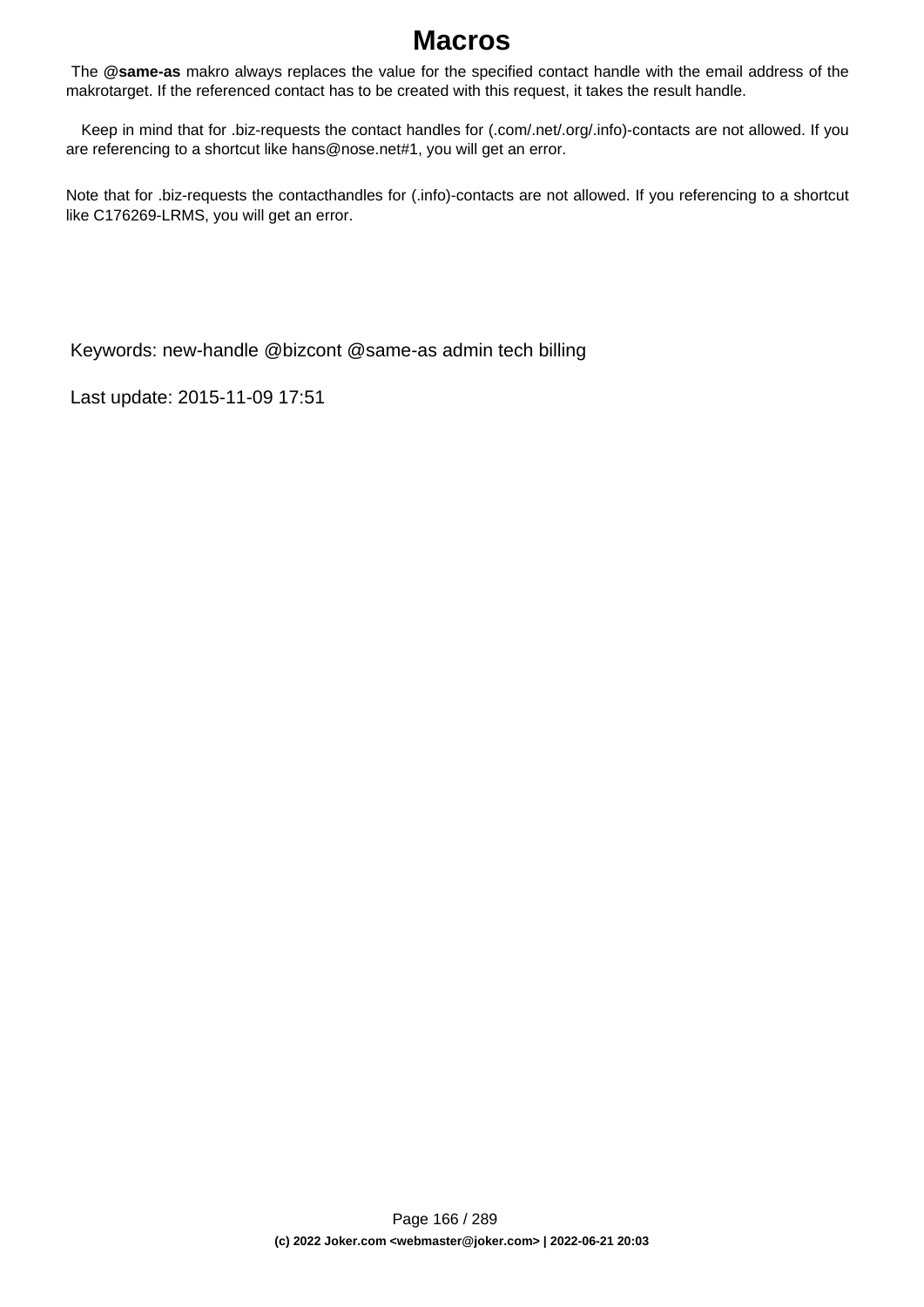# Macros

The **@same-as** makro always replaces the value for the specified contact handle with the email address of the makrotarget. If the referenced contact has to be created with this request, it takes the result handle.

Keep in mind that for .biz-requests the contact handles for (.com/.net/.org/.info)-contacts are not allowed. If you are referencing to a shortcut like hans@nose.net#1, you will get an error.

Note that for .biz-requests the contacthandles for (.info)-contacts are not allowed. If you referencing to a shortcut like C176269-LRMS, you will get an error.

Keywords: new-handle @bizcont @same-as admin tech billing

Last update: 2015-11-09 17:51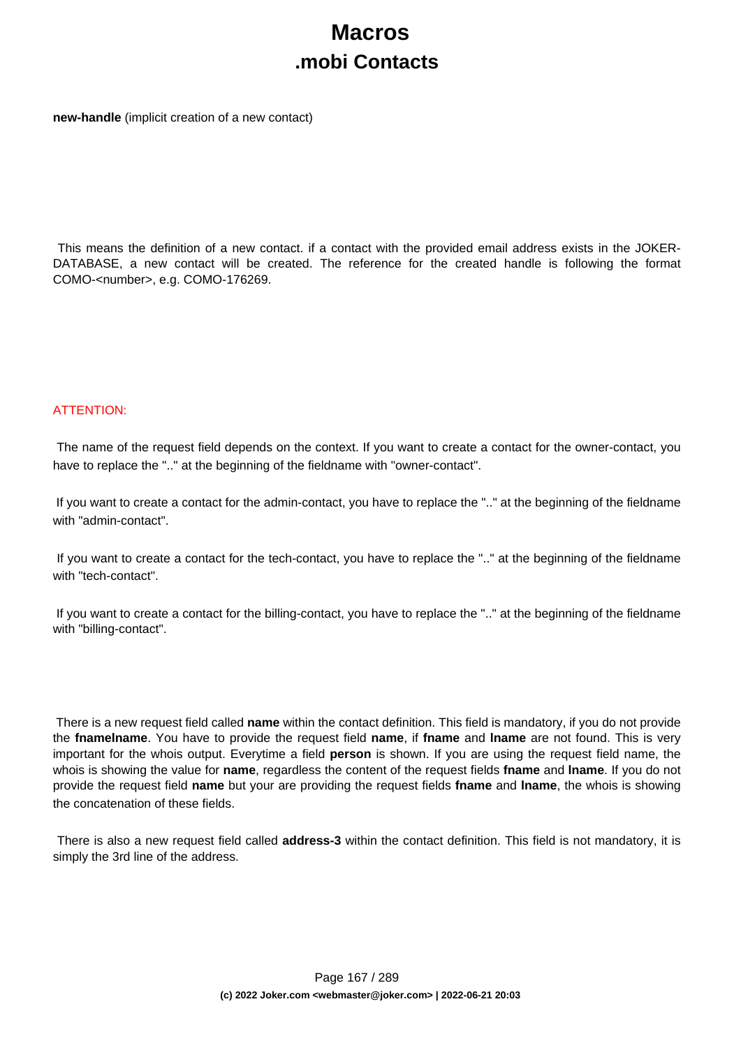# Macros
## .mobi Contacts

**new-handle** (implicit creation of a new contact)

This means the definition of a new contact. if a contact with the provided email address exists in the JOKER-DATABASE, a new contact will be created. The reference for the created handle is following the format COMO-<number>, e.g. COMO-176269.

ATTENTION:

The name of the request field depends on the context. If you want to create a contact for the owner-contact, you have to replace the ".." at the beginning of the fieldname with "owner-contact".

If you want to create a contact for the admin-contact, you have to replace the ".." at the beginning of the fieldname with "admin-contact".

If you want to create a contact for the tech-contact, you have to replace the ".." at the beginning of the fieldname with "tech-contact".

If you want to create a contact for the billing-contact, you have to replace the ".." at the beginning of the fieldname with "billing-contact".

There is a new request field called **name** within the contact definition. This field is mandatory, if you do not provide the **fnamelname**. You have to provide the request field **name**, if **fname** and **lname** are not found. This is very important for the whois output. Everytime a field **person** is shown. If you are using the request field name, the whois is showing the value for **name**, regardless the content of the request fields **fname** and **lname**. If you do not provide the request field **name** but your are providing the request fields **fname** and **lname**, the whois is showing the concatenation of these fields.

There is also a new request field called **address-3** within the contact definition. This field is not mandatory, it is simply the 3rd line of the address.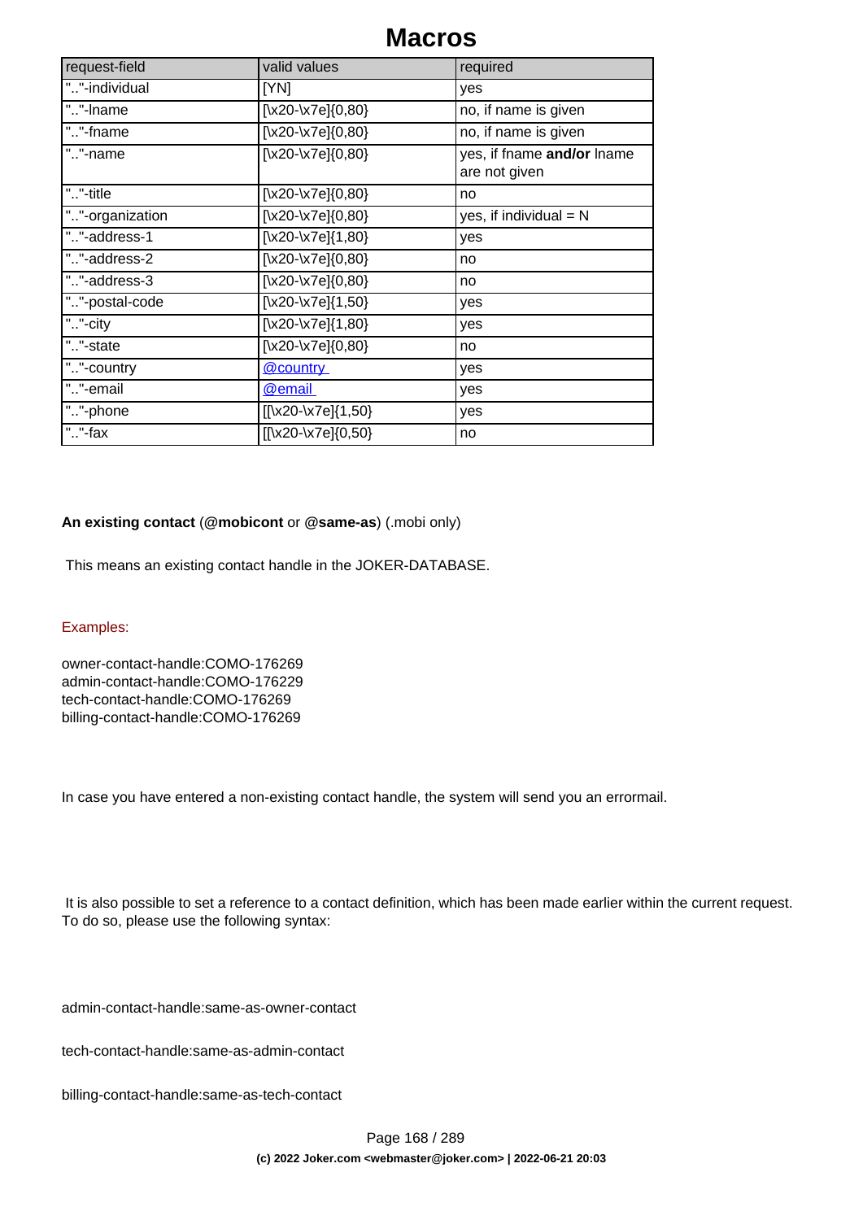# Macros

| request-field | valid values | required |
| --- | --- | --- |
| ".."-individual | [YN] | yes |
| ".."-lname | [\x20-\x7e]{0,80} | no, if name is given |
| ".."-fname | [\x20-\x7e]{0,80} | no, if name is given |
| ".."-name | [\x20-\x7e]{0,80} | yes, if fname **and/or** lname are not given |
| ".."-title | [\x20-\x7e]{0,80} | no |
| ".."-organization | [\x20-\x7e]{0,80} | yes, if individual = N |
| ".."-address-1 | [\x20-\x7e]{1,80} | yes |
| ".."-address-2 | [\x20-\x7e]{0,80} | no |
| ".."-address-3 | [\x20-\x7e]{0,80} | no |
| ".."-postal-code | [\x20-\x7e]{1,50} | yes |
| ".."-city | [\x20-\x7e]{1,80} | yes |
| ".."-state | [\x20-\x7e]{0,80} | no |
| ".."-country | @country | yes |
| ".."-email | @email | yes |
| ".."-phone | [[\x20-\x7e]{1,50} | yes |
| ".."-fax | [[\x20-\x7e]{0,50} | no |

**An existing contact** (**@mobicont** or **@same-as**) (.mobi only)

This means an existing contact handle in the JOKER-DATABASE.

Examples:

owner-contact-handle:COMO-176269
admin-contact-handle:COMO-176229
tech-contact-handle:COMO-176269
billing-contact-handle:COMO-176269

In case you have entered a non-existing contact handle, the system will send you an errormail.

It is also possible to set a reference to a contact definition, which has been made earlier within the current request. To do so, please use the following syntax:

admin-contact-handle:same-as-owner-contact

tech-contact-handle:same-as-admin-contact

billing-contact-handle:same-as-tech-contact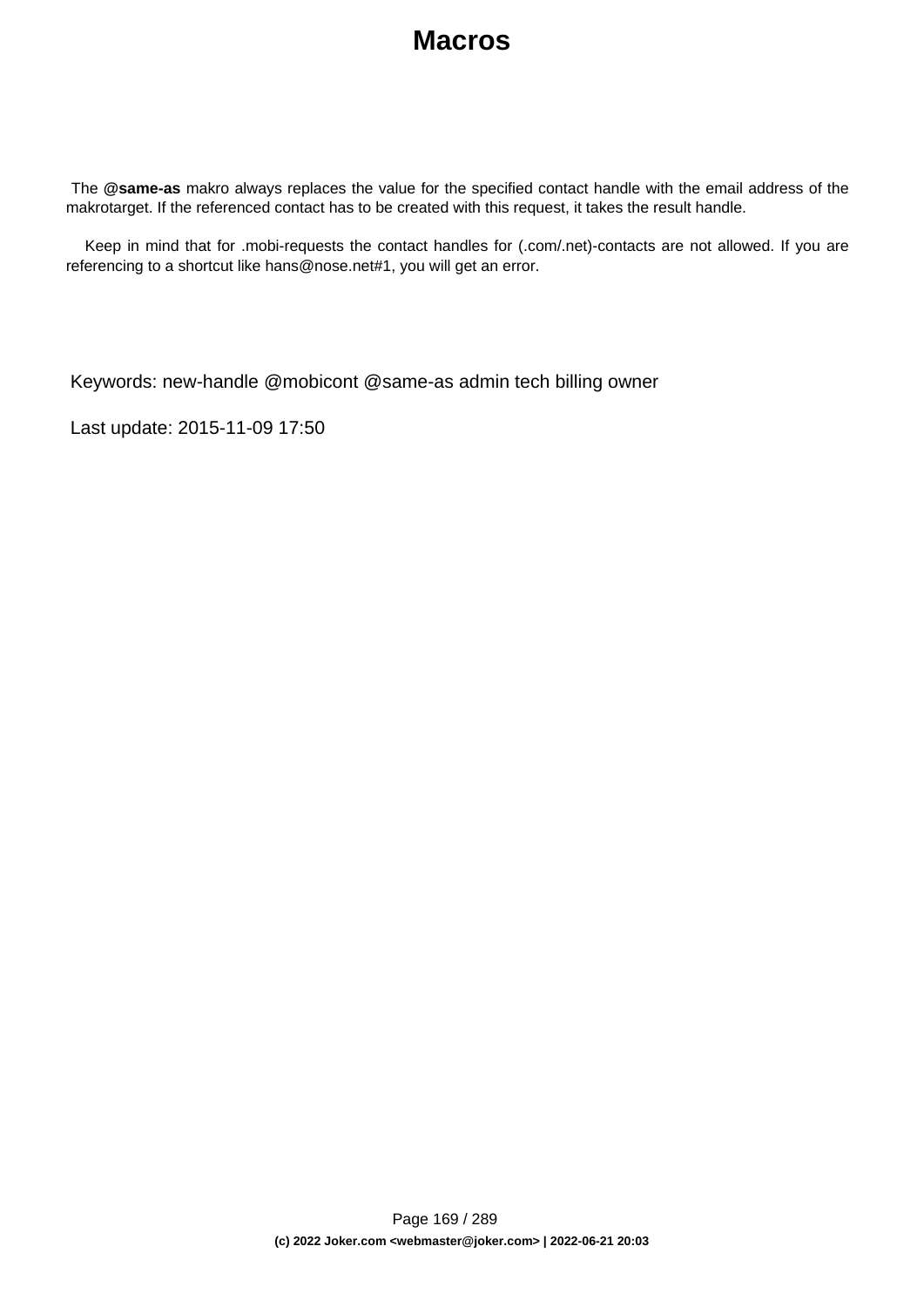The **@same-as** makro always replaces the value for the specified contact handle with the email address of the makrotarget. If the referenced contact has to be created with this request, it takes the result handle.

Keep in mind that for .mobi-requests the contact handles for (.com/.net)-contacts are not allowed. If you are referencing to a shortcut like hans@nose.net#1, you will get an error.

Keywords: new-handle @mobicont @same-as admin tech billing owner

Last update: 2015-11-09 17:50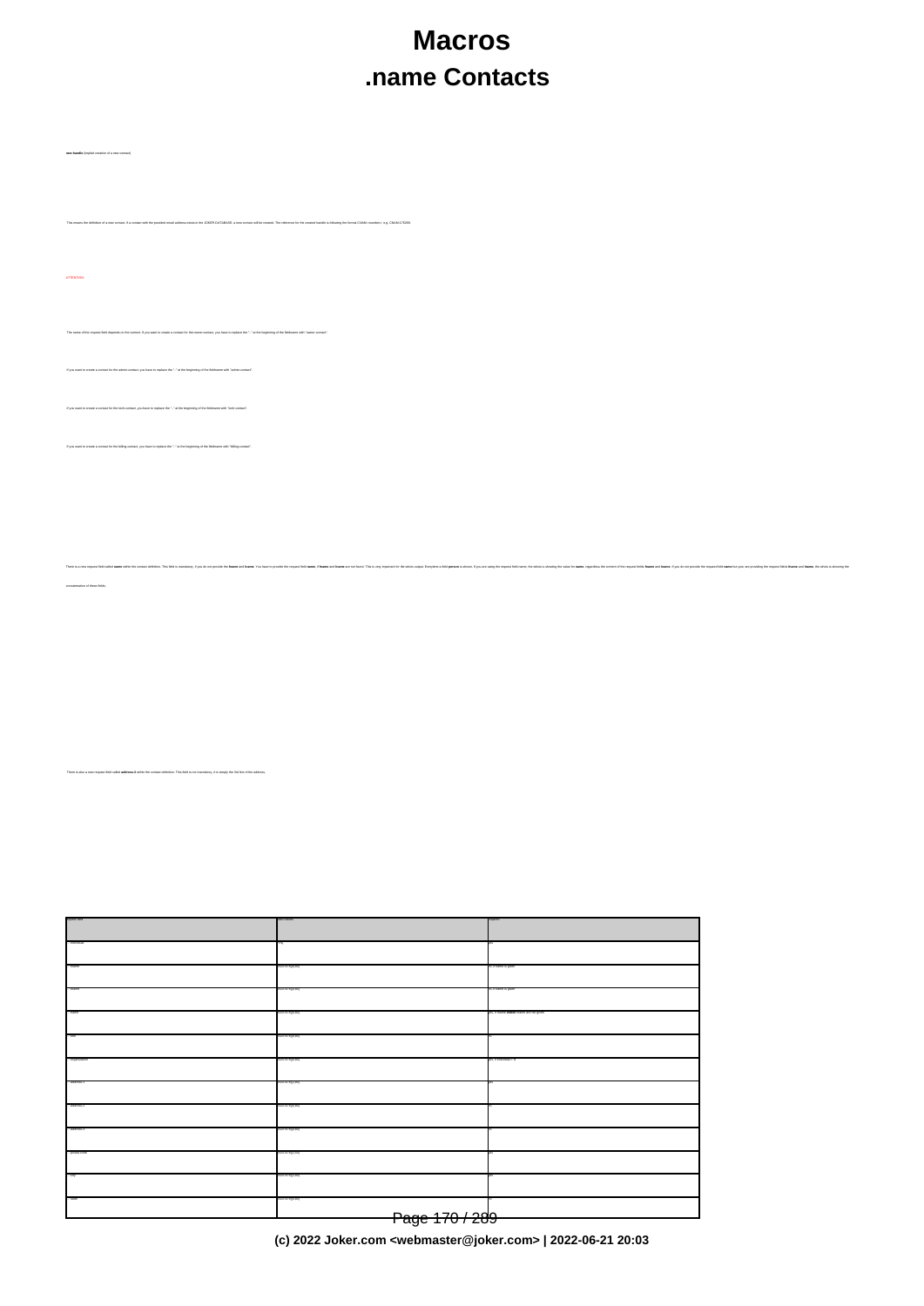# Macros

## .name Contacts

**new handle** (implicit creation of a new contact)

This means the definition of a new contact. If a contact with the provided email address exists in the JOKERS DATABASE, a new contact will be created. The reference for the created handle is following the format CNAM-(number), e.g. CNAM-176269.

ATTENTION:

The name of the request fields depends on the context. If you want to create a contact for the owner-contact, you have to replace the "-" at the beginning of the fieldname with "owner-contact".

If you want to create a contact for the admin-contact, you have to replace the "-" at the beginning of the fieldname with "admin-contact".

If you want to create a contact for the tech-contact, you have to replace the "-" at the beginning of the fieldname with "tech-contact".

If you want to create a contact for the billing-contact, you have to replace the "-" at the beginning of the fieldname with "billing-contact".

There is a new request field called **name** within the contact definition. This field is mandatory, if you do not provide the **fname** and **lname**. You have to provide the request field **name**, if **fname** and **lname** are not found. This is very important for the whois output. Everytime a field **person** is shown. If you are using the request field name, the whois is showing the value for **name**, regardless the content of the request fields **fname** and **lname**. If you do not provide the request field **name** but you are providing the request fields **lname** and **fname**, the whois is showing the concatenation of these fields.

There is also a new request field called **address-3** within the contact definition. This field is not mandatory, it is simply the 3rd line of the address.

| Request field | Definition | Required |
|---|---|---|
| -individual | Y/N | yes |
| -fname | 0000-00 t(g(t,80)) | no, if name is given |
| -lname | 0000-00 t(g(t,80)) | no, if name is given |
| -name | 0000-00 t(g(t,80)) | yes, if fname **and/or** lname are not given |
| -title | 0000-00 t(g(t,80)) | no |
| -organization | 0000-00 t(g(t,80)) | yes, if individual = N |
| -address-1 | 0000-00 t(g(t,80)) | yes |
| -address-2 | 0000-00 t(g(t,80)) | no |
| -address-3 | 0000-00 t(g(t,80)) | no |
| -postal-code | 0000-00 t(g(t,50)) | yes |
| -city | 0000-00 t(g(t,80)) | yes |
| -state | 0000-00 t(g(t,80)) | no |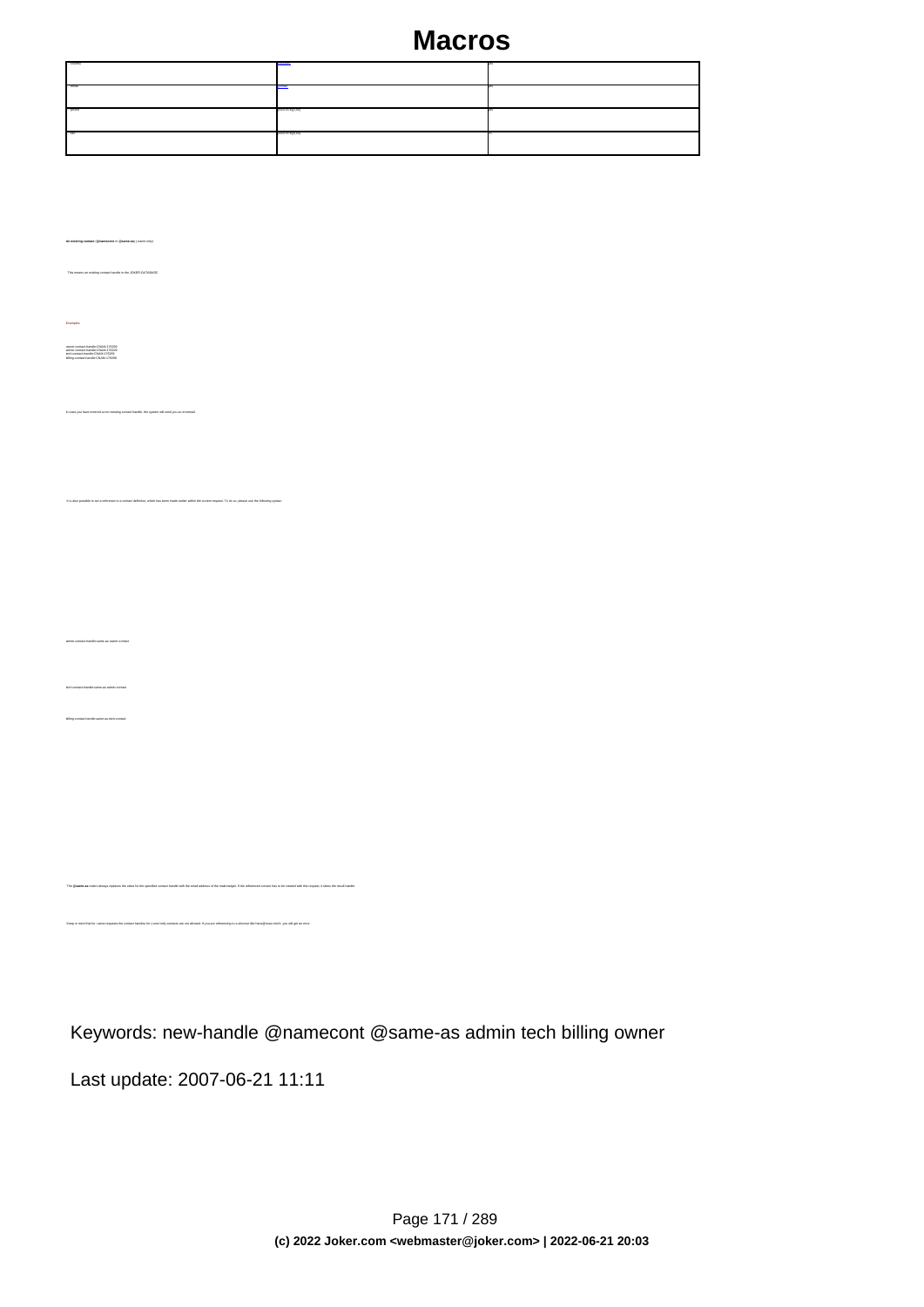# Macros

| -country | country | yes |
|---|---|---|
| -email | email | yes |
| -phone | phone-string(64) | yes |
| -fax | phone-string(64) | no |

**An existing contact** (**@namecont** or **@same-as**) (.name only)

This means an existing contact handle in the JOKER DATABASE.

Examples:

```
owner-contact-handle:CNAM-170209
admin-contact-handle:CNAM-170209
tech-contact-handle:CNAM-170209
billing-contact-handle:CNAM-170209
```

In case you have entered a non existing contact handle, the system will send you an errormail.

It is also possible to set a reference to a contact definition, which has been made earlier within the current request. To do so, please use the following syntax:

```
admin-contact-handle:same-as-owner-contact
```

```
tech-contact-handle:same-as-admin-contact
```

```
billing-contact-handle:same-as-tech-contact
```

The **@same-as** makro always replaces the value for the specified contact handle with the email address of the mail-sender. If the referenced contact has to be created with this request, it takes the result handle.

Keep in mind that for .name requests the contact handles for (.com/.net) contacts are not allowed. If you are referencing to a shortcut like hans@rose.net#1, you will get an error.

Keywords: new-handle @namecont @same-as admin tech billing owner

Last update: 2007-06-21 11:11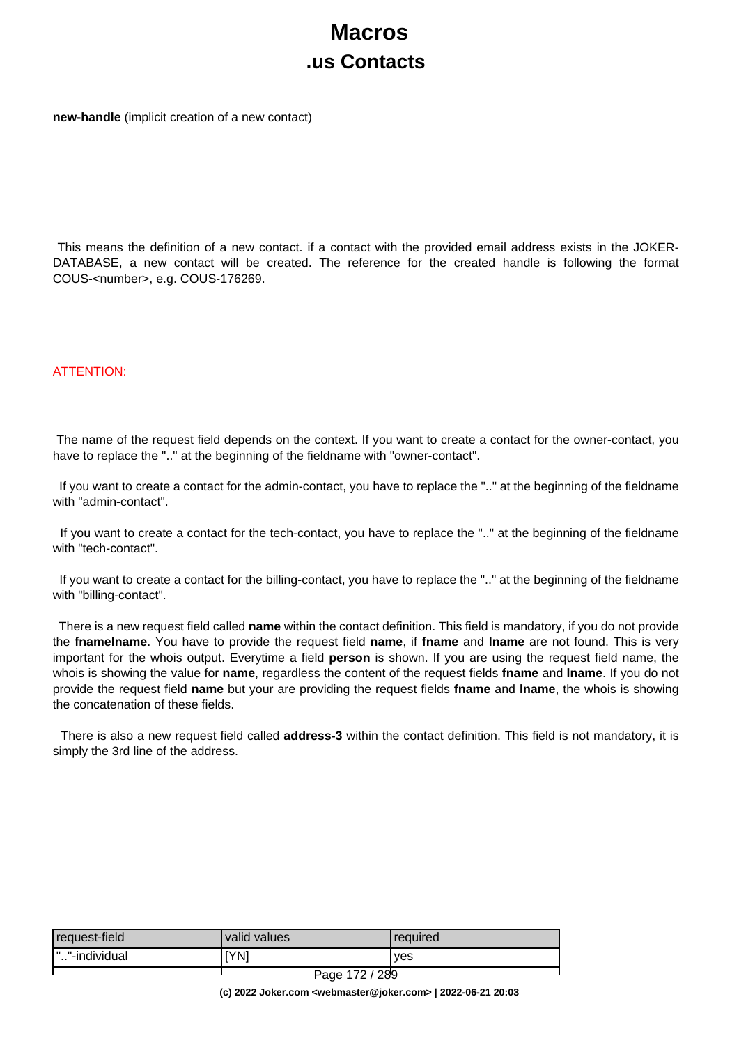# Macros
## .us Contacts

**new-handle** (implicit creation of a new contact)

This means the definition of a new contact. if a contact with the provided email address exists in the JOKER-DATABASE, a new contact will be created. The reference for the created handle is following the format COUS-<number>, e.g. COUS-176269.

ATTENTION:

The name of the request field depends on the context. If you want to create a contact for the owner-contact, you have to replace the ".." at the beginning of the fieldname with "owner-contact".

If you want to create a contact for the admin-contact, you have to replace the ".." at the beginning of the fieldname with "admin-contact".

If you want to create a contact for the tech-contact, you have to replace the ".." at the beginning of the fieldname with "tech-contact".

If you want to create a contact for the billing-contact, you have to replace the ".." at the beginning of the fieldname with "billing-contact".

There is a new request field called **name** within the contact definition. This field is mandatory, if you do not provide the **fnamelname**. You have to provide the request field **name**, if **fname** and **lname** are not found. This is very important for the whois output. Everytime a field **person** is shown. If you are using the request field name, the whois is showing the value for **name**, regardless the content of the request fields **fname** and **lname**. If you do not provide the request field **name** but your are providing the request fields **fname** and **lname**, the whois is showing the concatenation of these fields.

There is also a new request field called **address-3** within the contact definition. This field is not mandatory, it is simply the 3rd line of the address.

| request-field | valid values | required |
|---|---|---|
| ".."-individual | [YN] | yes |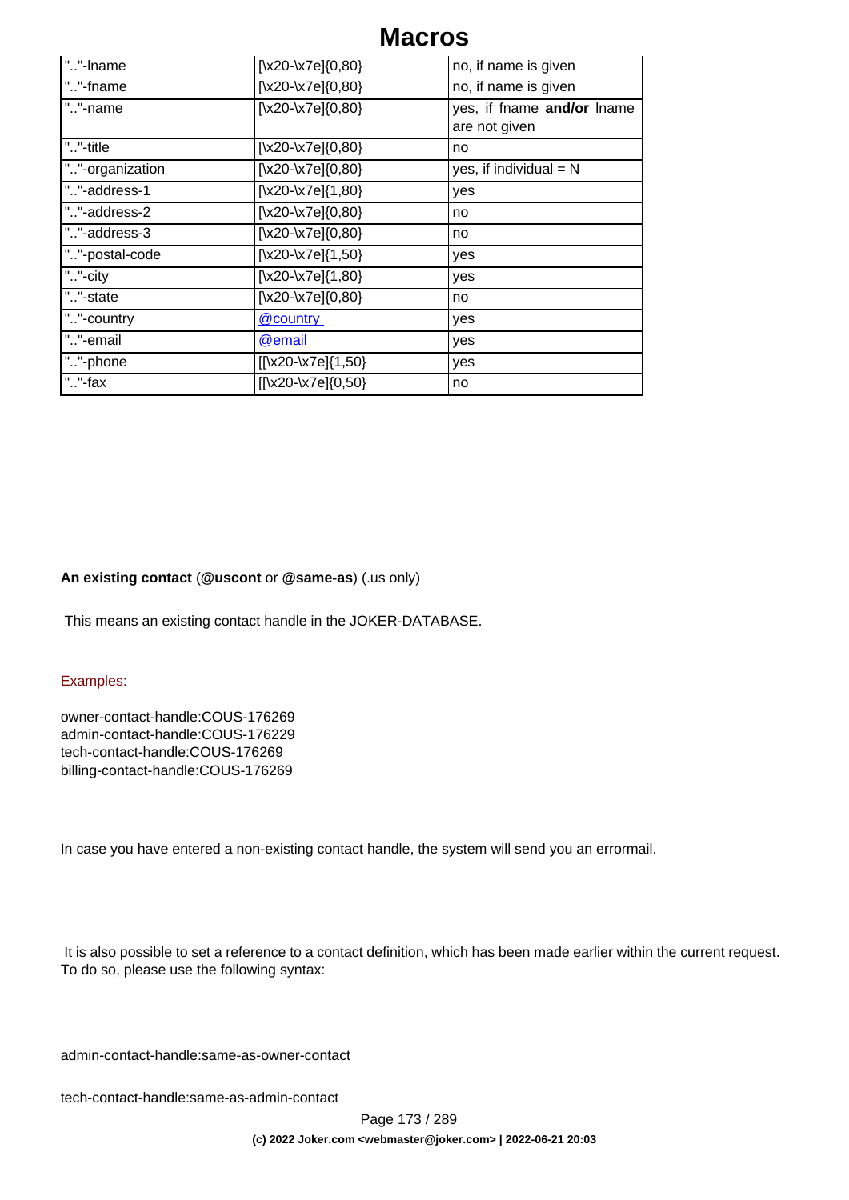| ".."-lname | [\x20-\x7e]{0,80} | no, if name is given |
|---|---|---|
| ".."-fname | [\x20-\x7e]{0,80} | no, if name is given |
| ".."-name | [\x20-\x7e]{0,80} | yes, if fname **and/or** lname are not given |
| ".."-title | [\x20-\x7e]{0,80} | no |
| ".."-organization | [\x20-\x7e]{0,80} | yes, if individual = N |
| ".."-address-1 | [\x20-\x7e]{1,80} | yes |
| ".."-address-2 | [\x20-\x7e]{0,80} | no |
| ".."-address-3 | [\x20-\x7e]{0,80} | no |
| ".."-postal-code | [\x20-\x7e]{1,50} | yes |
| ".."-city | [\x20-\x7e]{1,80} | yes |
| ".."-state | [\x20-\x7e]{0,80} | no |
| ".."-country | @country | yes |
| ".."-email | @email | yes |
| ".."-phone | [[\x20-\x7e]{1,50} | yes |
| ".."-fax | [[\x20-\x7e]{0,50} | no |

**An existing contact** (**@uscont** or **@same-as**) (.us only)

This means an existing contact handle in the JOKER-DATABASE.

Examples:

owner-contact-handle:COUS-176269
admin-contact-handle:COUS-176229
tech-contact-handle:COUS-176269
billing-contact-handle:COUS-176269

In case you have entered a non-existing contact handle, the system will send you an errormail.

It is also possible to set a reference to a contact definition, which has been made earlier within the current request. To do so, please use the following syntax:

admin-contact-handle:same-as-owner-contact

tech-contact-handle:same-as-admin-contact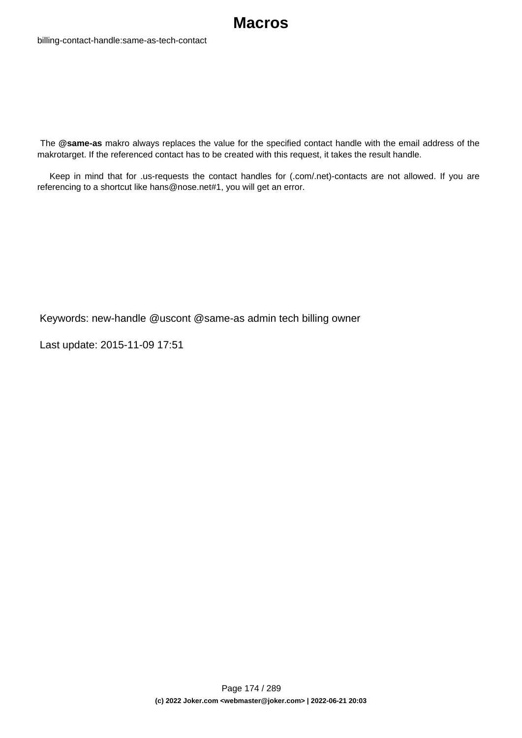billing-contact-handle:same-as-tech-contact

The **@same-as** makro always replaces the value for the specified contact handle with the email address of the makrotarget. If the referenced contact has to be created with this request, it takes the result handle.

Keep in mind that for .us-requests the contact handles for (.com/.net)-contacts are not allowed. If you are referencing to a shortcut like hans@nose.net#1, you will get an error.

Keywords: new-handle @uscont @same-as admin tech billing owner

Last update: 2015-11-09 17:51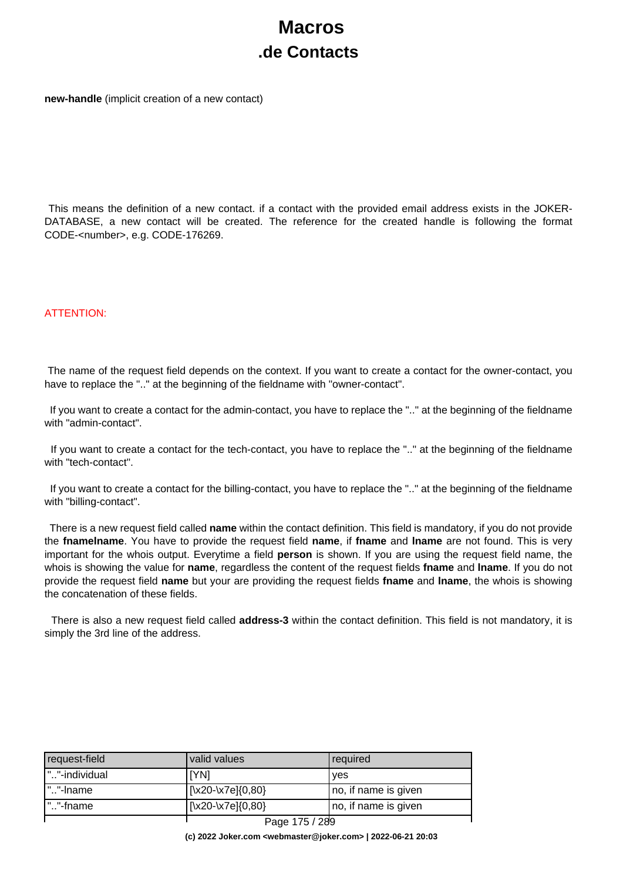# Macros
## .de Contacts

**new-handle** (implicit creation of a new contact)

This means the definition of a new contact. if a contact with the provided email address exists in the JOKER-DATABASE, a new contact will be created. The reference for the created handle is following the format CODE-<number>, e.g. CODE-176269.

ATTENTION:

The name of the request field depends on the context. If you want to create a contact for the owner-contact, you have to replace the ".." at the beginning of the fieldname with "owner-contact".

If you want to create a contact for the admin-contact, you have to replace the ".." at the beginning of the fieldname with "admin-contact".

If you want to create a contact for the tech-contact, you have to replace the ".." at the beginning of the fieldname with "tech-contact".

If you want to create a contact for the billing-contact, you have to replace the ".." at the beginning of the fieldname with "billing-contact".

There is a new request field called **name** within the contact definition. This field is mandatory, if you do not provide the **fnamelname**. You have to provide the request field **name**, if **fname** and **lname** are not found. This is very important for the whois output. Everytime a field **person** is shown. If you are using the request field name, the whois is showing the value for **name**, regardless the content of the request fields **fname** and **lname**. If you do not provide the request field **name** but your are providing the request fields **fname** and **lname**, the whois is showing the concatenation of these fields.

There is also a new request field called **address-3** within the contact definition. This field is not mandatory, it is simply the 3rd line of the address.

| request-field | valid values | required |
|---|---|---|
| ".."-individual | [YN] | yes |
| ".."-lname | [\x20-\x7e]{0,80} | no, if name is given |
| ".."-fname | [\x20-\x7e]{0,80} | no, if name is given |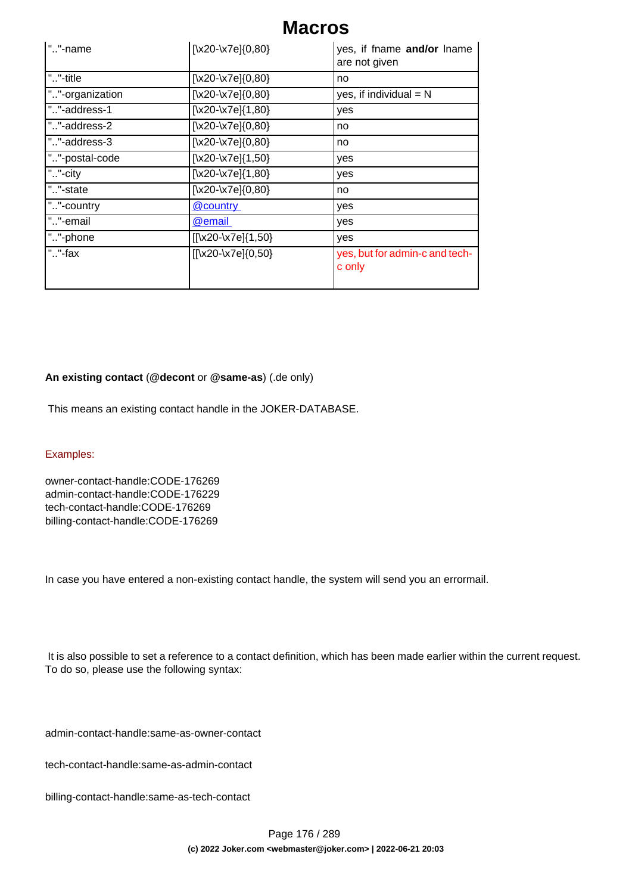# Macros

| | | |
|---|---|---|
| ".."-name | [\x20-\x7e]{0,80} | yes, if fname **and/or** lname are not given |
| ".."-title | [\x20-\x7e]{0,80} | no |
| ".."-organization | [\x20-\x7e]{0,80} | yes, if individual = N |
| ".."-address-1 | [\x20-\x7e]{1,80} | yes |
| ".."-address-2 | [\x20-\x7e]{0,80} | no |
| ".."-address-3 | [\x20-\x7e]{0,80} | no |
| ".."-postal-code | [\x20-\x7e]{1,50} | yes |
| ".."-city | [\x20-\x7e]{1,80} | yes |
| ".."-state | [\x20-\x7e]{0,80} | no |
| ".."-country | @country | yes |
| ".."-email | @email | yes |
| ".."-phone | [[\x20-\x7e]{1,50} | yes |
| ".."-fax | [[\x20-\x7e]{0,50} | yes, but for admin-c and tech-c only |

**An existing contact** (**@decont** or **@same-as**) (.de only)

This means an existing contact handle in the JOKER-DATABASE.

Examples:

owner-contact-handle:CODE-176269
admin-contact-handle:CODE-176229
tech-contact-handle:CODE-176269
billing-contact-handle:CODE-176269

In case you have entered a non-existing contact handle, the system will send you an errormail.

It is also possible to set a reference to a contact definition, which has been made earlier within the current request. To do so, please use the following syntax:

admin-contact-handle:same-as-owner-contact

tech-contact-handle:same-as-admin-contact

billing-contact-handle:same-as-tech-contact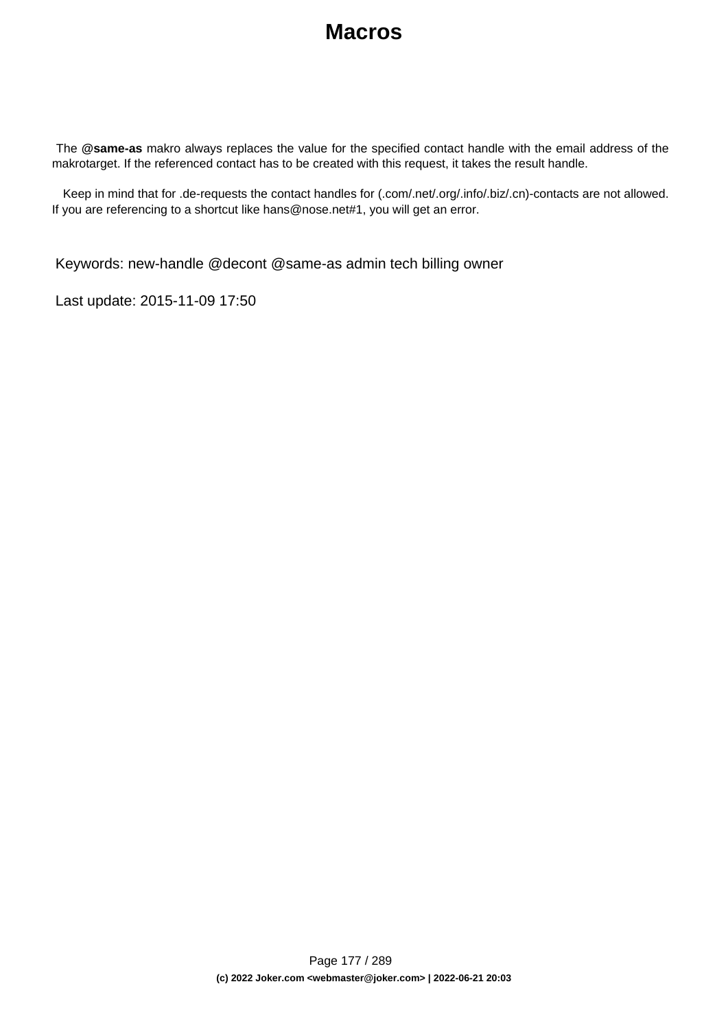# Macros

The **@same-as** makro always replaces the value for the specified contact handle with the email address of the makrotarget. If the referenced contact has to be created with this request, it takes the result handle.

Keep in mind that for .de-requests the contact handles for (.com/.net/.org/.info/.biz/.cn)-contacts are not allowed. If you are referencing to a shortcut like hans@nose.net#1, you will get an error.

Keywords: new-handle @decont @same-as admin tech billing owner

Last update: 2015-11-09 17:50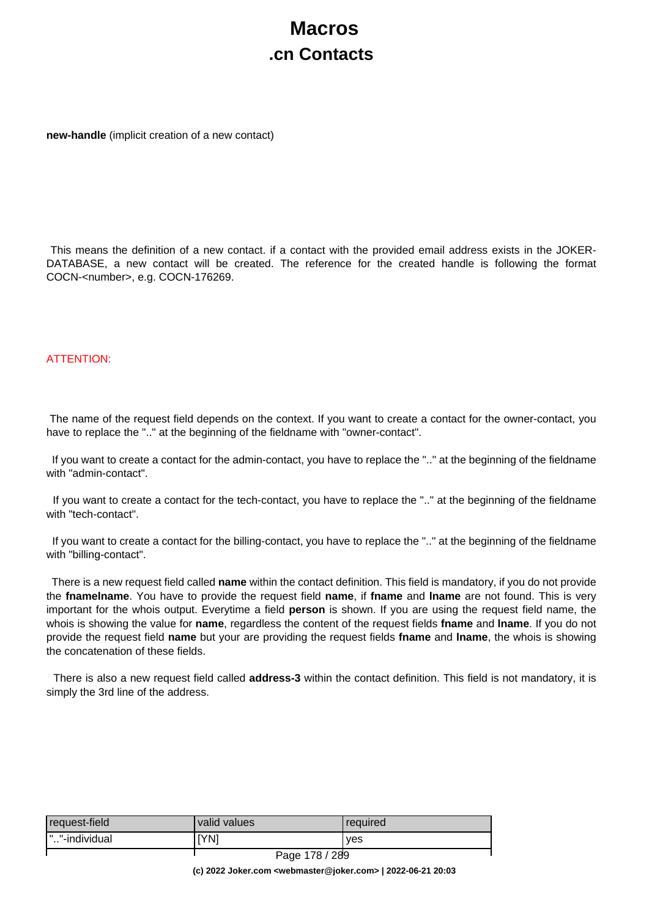# Macros
## .cn Contacts

**new-handle** (implicit creation of a new contact)

This means the definition of a new contact. if a contact with the provided email address exists in the JOKER-DATABASE, a new contact will be created. The reference for the created handle is following the format COCN-<number>, e.g. COCN-176269.

ATTENTION:

The name of the request field depends on the context. If you want to create a contact for the owner-contact, you have to replace the ".." at the beginning of the fieldname with "owner-contact".

If you want to create a contact for the admin-contact, you have to replace the ".." at the beginning of the fieldname with "admin-contact".

If you want to create a contact for the tech-contact, you have to replace the ".." at the beginning of the fieldname with "tech-contact".

If you want to create a contact for the billing-contact, you have to replace the ".." at the beginning of the fieldname with "billing-contact".

There is a new request field called **name** within the contact definition. This field is mandatory, if you do not provide the **fnamelname**. You have to provide the request field **name**, if **fname** and **lname** are not found. This is very important for the whois output. Everytime a field **person** is shown. If you are using the request field name, the whois is showing the value for **name**, regardless the content of the request fields **fname** and **lname**. If you do not provide the request field **name** but your are providing the request fields **fname** and **lname**, the whois is showing the concatenation of these fields.

There is also a new request field called **address-3** within the contact definition. This field is not mandatory, it is simply the 3rd line of the address.

| request-field | valid values | required |
|---|---|---|
| ".."-individual | [YN] | yes |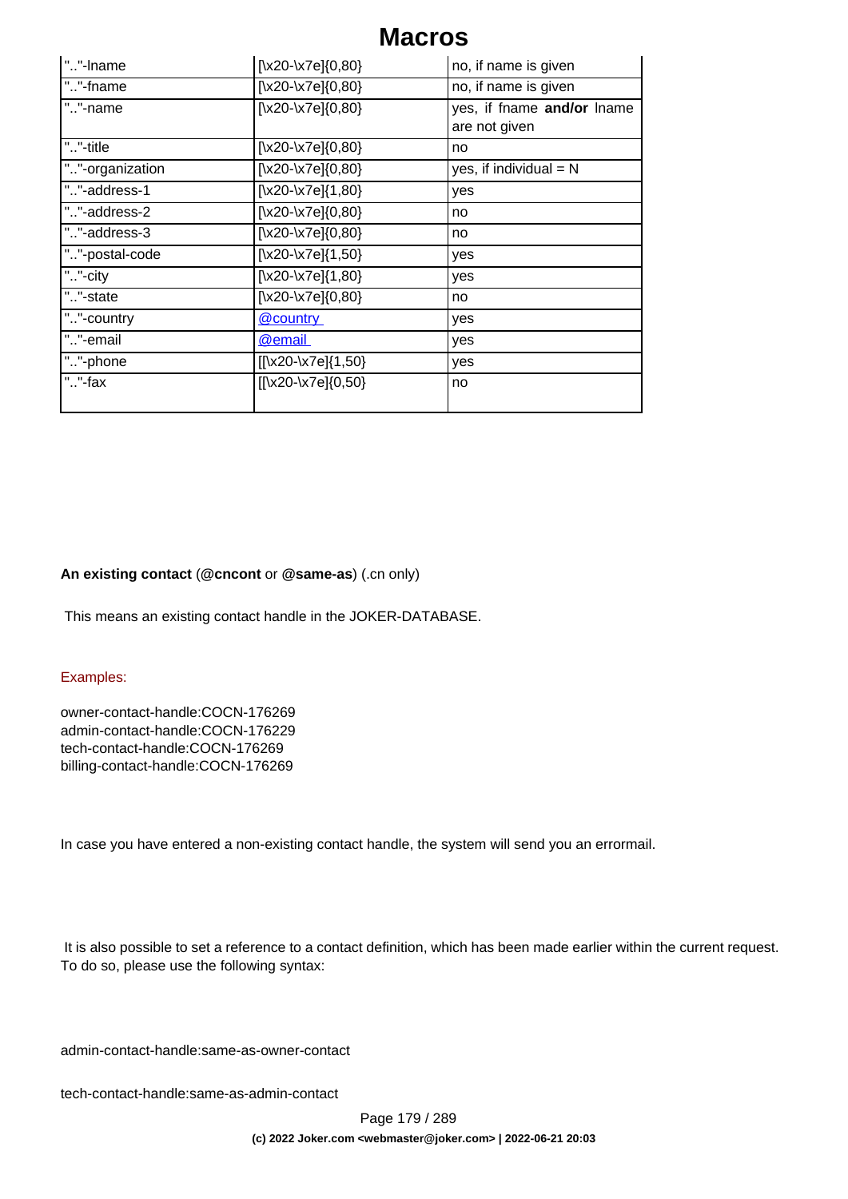| | | |
|---|---|---|
| ".."-lname | [\x20-\x7e]{0,80} | no, if name is given |
| ".."-fname | [\x20-\x7e]{0,80} | no, if name is given |
| ".."-name | [\x20-\x7e]{0,80} | yes, if fname **and/or** lname are not given |
| ".."-title | [\x20-\x7e]{0,80} | no |
| ".."-organization | [\x20-\x7e]{0,80} | yes, if individual = N |
| ".."-address-1 | [\x20-\x7e]{1,80} | yes |
| ".."-address-2 | [\x20-\x7e]{0,80} | no |
| ".."-address-3 | [\x20-\x7e]{0,80} | no |
| ".."-postal-code | [\x20-\x7e]{1,50} | yes |
| ".."-city | [\x20-\x7e]{1,80} | yes |
| ".."-state | [\x20-\x7e]{0,80} | no |
| ".."-country | @country | yes |
| ".."-email | @email | yes |
| ".."-phone | [[\x20-\x7e]{1,50} | yes |
| ".."-fax | [[\x20-\x7e]{0,50} | no |

**An existing contact** (**@cncont** or **@same-as**) (.cn only)

This means an existing contact handle in the JOKER-DATABASE.

Examples:

owner-contact-handle:COCN-176269
admin-contact-handle:COCN-176229
tech-contact-handle:COCN-176269
billing-contact-handle:COCN-176269

In case you have entered a non-existing contact handle, the system will send you an errormail.

It is also possible to set a reference to a contact definition, which has been made earlier within the current request. To do so, please use the following syntax:

admin-contact-handle:same-as-owner-contact

tech-contact-handle:same-as-admin-contact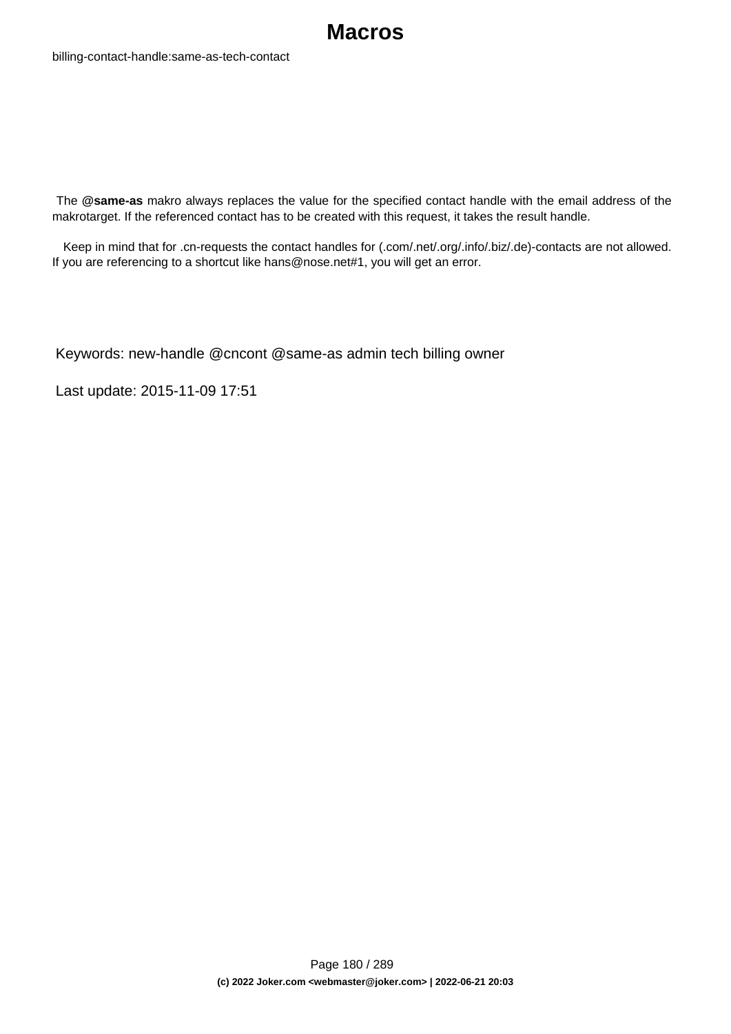billing-contact-handle:same-as-tech-contact

The **@same-as** makro always replaces the value for the specified contact handle with the email address of the makrotarget. If the referenced contact has to be created with this request, it takes the result handle.

Keep in mind that for .cn-requests the contact handles for (.com/.net/.org/.info/.biz/.de)-contacts are not allowed. If you are referencing to a shortcut like hans@nose.net#1, you will get an error.

Keywords: new-handle @cncont @same-as admin tech billing owner

Last update: 2015-11-09 17:51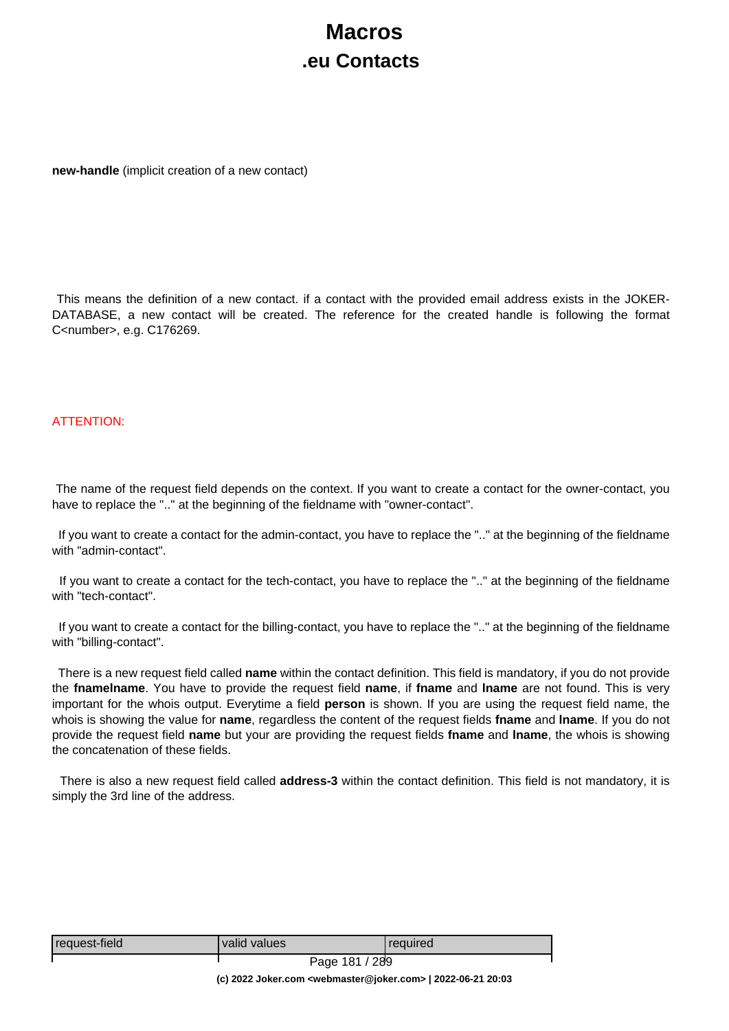# Macros

## .eu Contacts

**new-handle** (implicit creation of a new contact)

This means the definition of a new contact. if a contact with the provided email address exists in the JOKER-DATABASE, a new contact will be created. The reference for the created handle is following the format C<number>, e.g. C176269.

ATTENTION:

The name of the request field depends on the context. If you want to create a contact for the owner-contact, you have to replace the ".." at the beginning of the fieldname with "owner-contact".

If you want to create a contact for the admin-contact, you have to replace the ".." at the beginning of the fieldname with "admin-contact".

If you want to create a contact for the tech-contact, you have to replace the ".." at the beginning of the fieldname with "tech-contact".

If you want to create a contact for the billing-contact, you have to replace the ".." at the beginning of the fieldname with "billing-contact".

There is a new request field called **name** within the contact definition. This field is mandatory, if you do not provide the **fnamelname**. You have to provide the request field **name**, if **fname** and **lname** are not found. This is very important for the whois output. Everytime a field **person** is shown. If you are using the request field name, the whois is showing the value for **name**, regardless the content of the request fields **fname** and **lname**. If you do not provide the request field **name** but your are providing the request fields **fname** and **lname**, the whois is showing the concatenation of these fields.

There is also a new request field called **address-3** within the contact definition. This field is not mandatory, it is simply the 3rd line of the address.

| request-field | valid values | required |
| --- | --- | --- |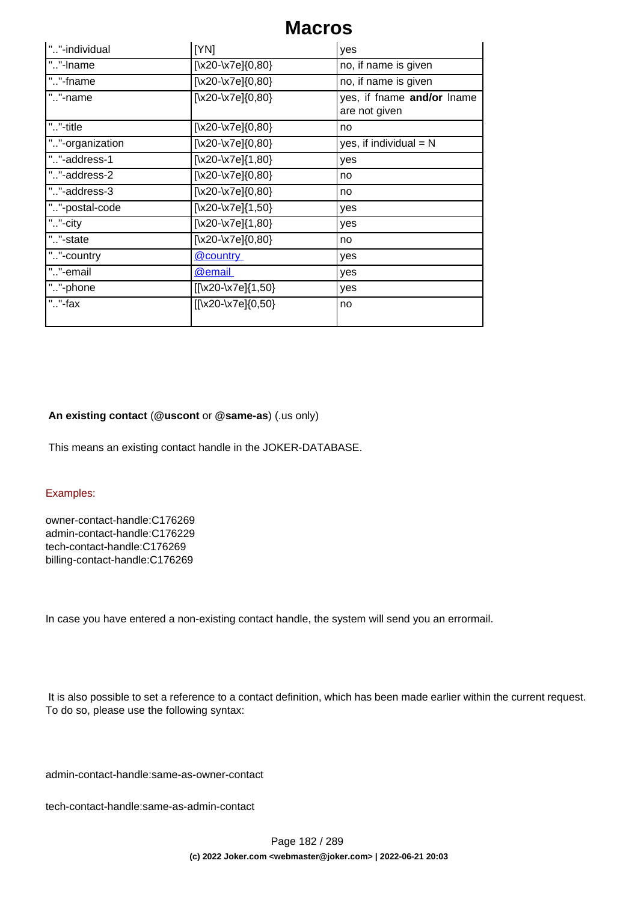| | | |
|---|---|---|
| ".."-individual | [YN] | yes |
| ".."-lname | [\x20-\x7e]{0,80} | no, if name is given |
| ".."-fname | [\x20-\x7e]{0,80} | no, if name is given |
| ".."-name | [\x20-\x7e]{0,80} | yes, if fname **and/or** lname are not given |
| ".."-title | [\x20-\x7e]{0,80} | no |
| ".."-organization | [\x20-\x7e]{0,80} | yes, if individual = N |
| ".."-address-1 | [\x20-\x7e]{1,80} | yes |
| ".."-address-2 | [\x20-\x7e]{0,80} | no |
| ".."-address-3 | [\x20-\x7e]{0,80} | no |
| ".."-postal-code | [\x20-\x7e]{1,50} | yes |
| ".."-city | [\x20-\x7e]{1,80} | yes |
| ".."-state | [\x20-\x7e]{0,80} | no |
| ".."-country | @country | yes |
| ".."-email | @email | yes |
| ".."-phone | [[\x20-\x7e]{1,50} | yes |
| ".."-fax | [[\x20-\x7e]{0,50} | no |

**An existing contact** (**@uscont** or **@same-as**) (.us only)

This means an existing contact handle in the JOKER-DATABASE.

Examples:

owner-contact-handle:C176269
admin-contact-handle:C176229
tech-contact-handle:C176269
billing-contact-handle:C176269

In case you have entered a non-existing contact handle, the system will send you an errormail.

It is also possible to set a reference to a contact definition, which has been made earlier within the current request. To do so, please use the following syntax:

admin-contact-handle:same-as-owner-contact

tech-contact-handle:same-as-admin-contact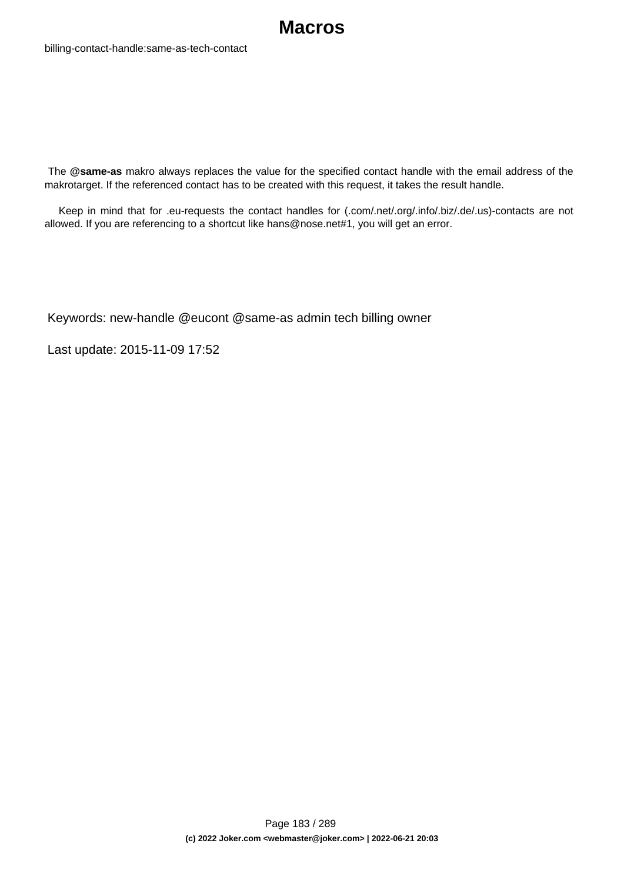billing-contact-handle:same-as-tech-contact

The **@same-as** makro always replaces the value for the specified contact handle with the email address of the makrotarget. If the referenced contact has to be created with this request, it takes the result handle.

Keep in mind that for .eu-requests the contact handles for (.com/.net/.org/.info/.biz/.de/.us)-contacts are not allowed. If you are referencing to a shortcut like hans@nose.net#1, you will get an error.

Keywords: new-handle @eucont @same-as admin tech billing owner

Last update: 2015-11-09 17:52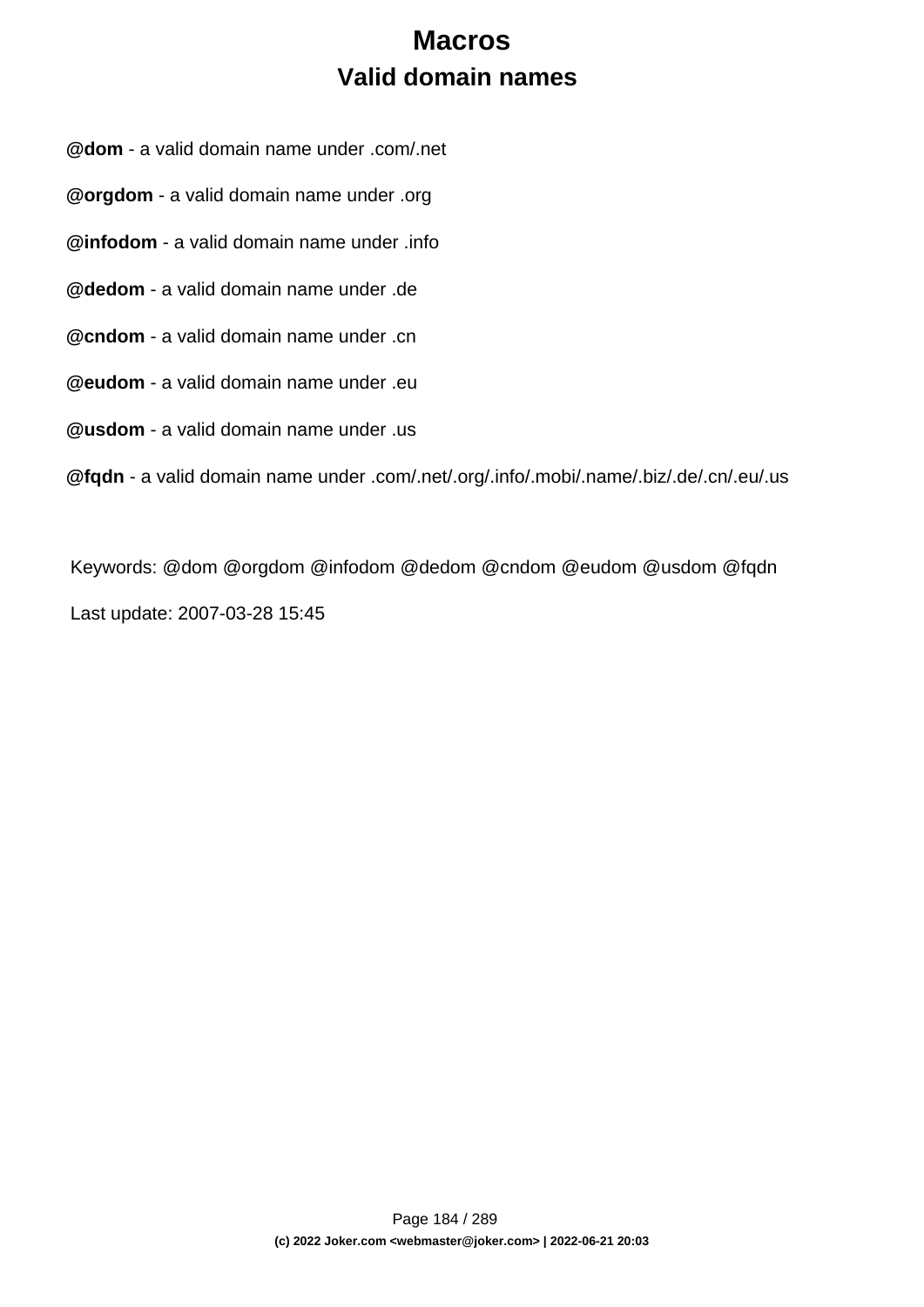# Macros

## Valid domain names

@**dom** - a valid domain name under .com/.net

@**orgdom** - a valid domain name under .org

@**infodom** - a valid domain name under .info

@**dedom** - a valid domain name under .de

@**cndom** - a valid domain name under .cn

@**eudom** - a valid domain name under .eu

@**usdom** - a valid domain name under .us

@**fqdn** - a valid domain name under .com/.net/.org/.info/.mobi/.name/.biz/.de/.cn/.eu/.us

Keywords: @dom @orgdom @infodom @dedom @cndom @eudom @usdom @fqdn

Last update: 2007-03-28 15:45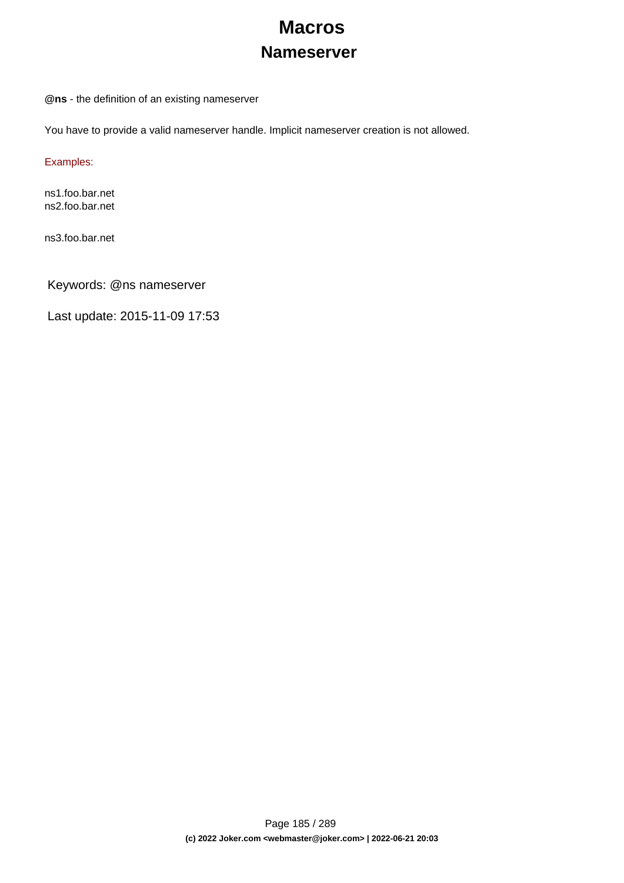# Macros

## Nameserver

**@ns** - the definition of an existing nameserver

You have to provide a valid nameserver handle. Implicit nameserver creation is not allowed.

Examples:

ns1.foo.bar.net
ns2.foo.bar.net

ns3.foo.bar.net

Keywords: @ns nameserver

Last update: 2015-11-09 17:53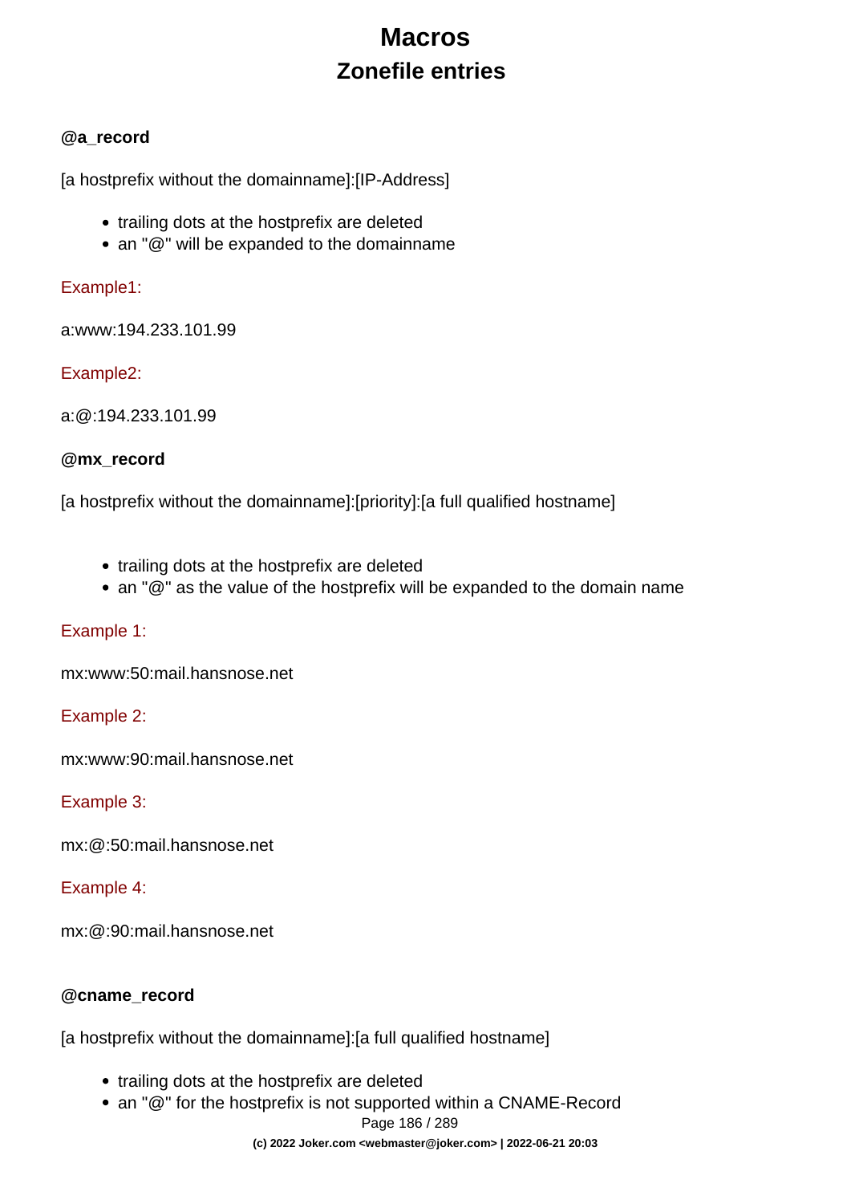# Macros

## Zonefile entries

**@a_record**

[a hostprefix without the domainname]:[IP-Address]

- trailing dots at the hostprefix are deleted
- an "@" will be expanded to the domainname

Example1:

a:www:194.233.101.99

Example2:

a:@:194.233.101.99

**@mx_record**

[a hostprefix without the domainname]:[priority]:[a full qualified hostname]

- trailing dots at the hostprefix are deleted
- an "@" as the value of the hostprefix will be expanded to the domain name

Example 1:

mx:www:50:mail.hansnose.net

Example 2:

mx:www:90:mail.hansnose.net

Example 3:

mx:@:50:mail.hansnose.net

Example 4:

mx:@:90:mail.hansnose.net

**@cname_record**

[a hostprefix without the domainname]:[a full qualified hostname]

- trailing dots at the hostprefix are deleted
- an "@" for the hostprefix is not supported within a CNAME-Record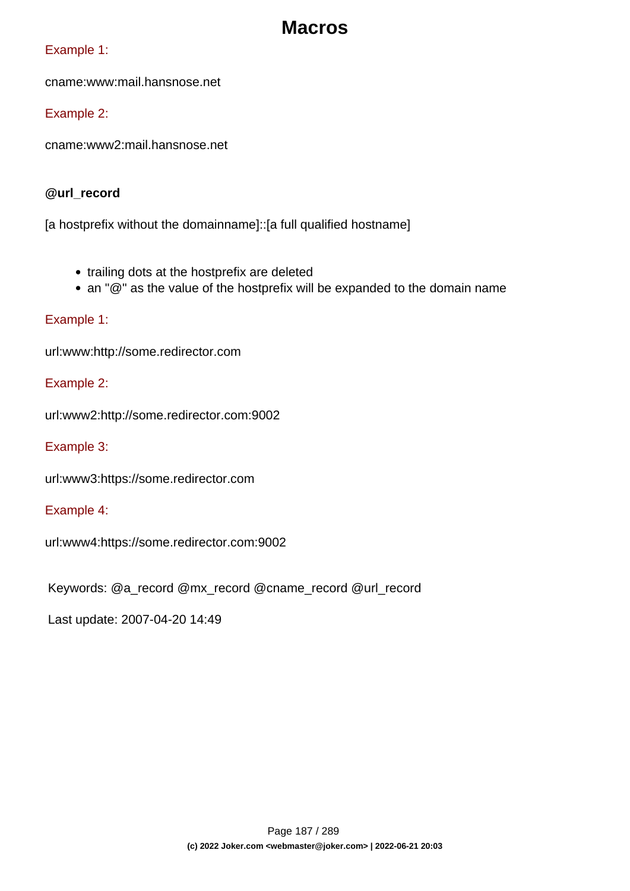# Macros

Example 1:

cname:www:mail.hansnose.net

Example 2:

cname:www2:mail.hansnose.net

**@url_record**

[a hostprefix without the domainname]::[a full qualified hostname]

- trailing dots at the hostprefix are deleted
- an "@" as the value of the hostprefix will be expanded to the domain name

Example 1:

url:www:http://some.redirector.com

Example 2:

url:www2:http://some.redirector.com:9002

Example 3:

url:www3:https://some.redirector.com

Example 4:

url:www4:https://some.redirector.com:9002

Keywords: @a_record @mx_record @cname_record @url_record

Last update: 2007-04-20 14:49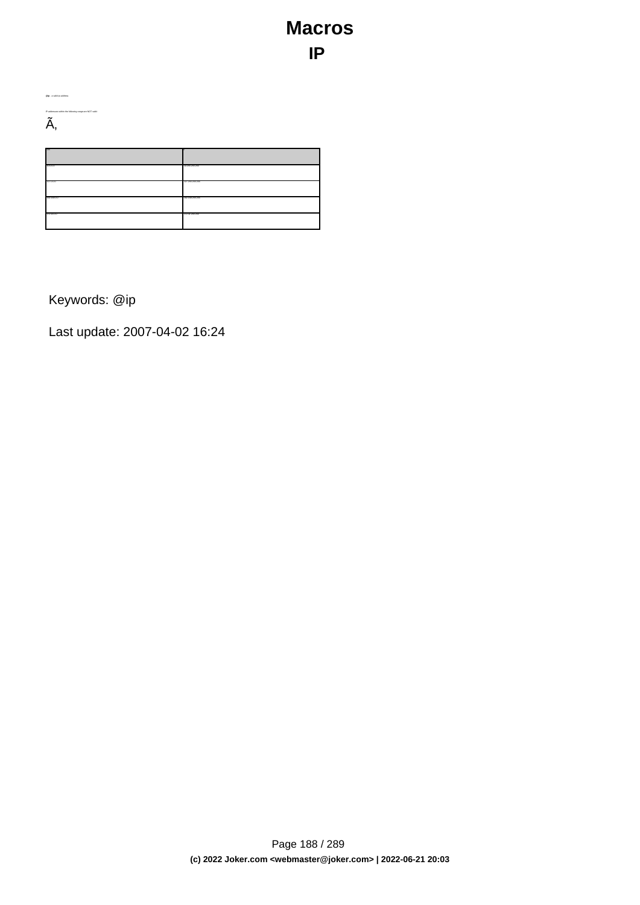# Macros

## IP

**@ip** - a valid ip address

IP addresses within the following range are NOT valid:

Ã‚

| | |
|---|---|
| 10.0.0.0 | 10.255.255.255 |
| 127.0.0.0 | 127.255.255.255 |
| 192.168.0.0 | 192.168.255.255 |
| 172.16.0.0 | 172.31.255.255 |

Keywords: @ip

Last update: 2007-04-02 16:24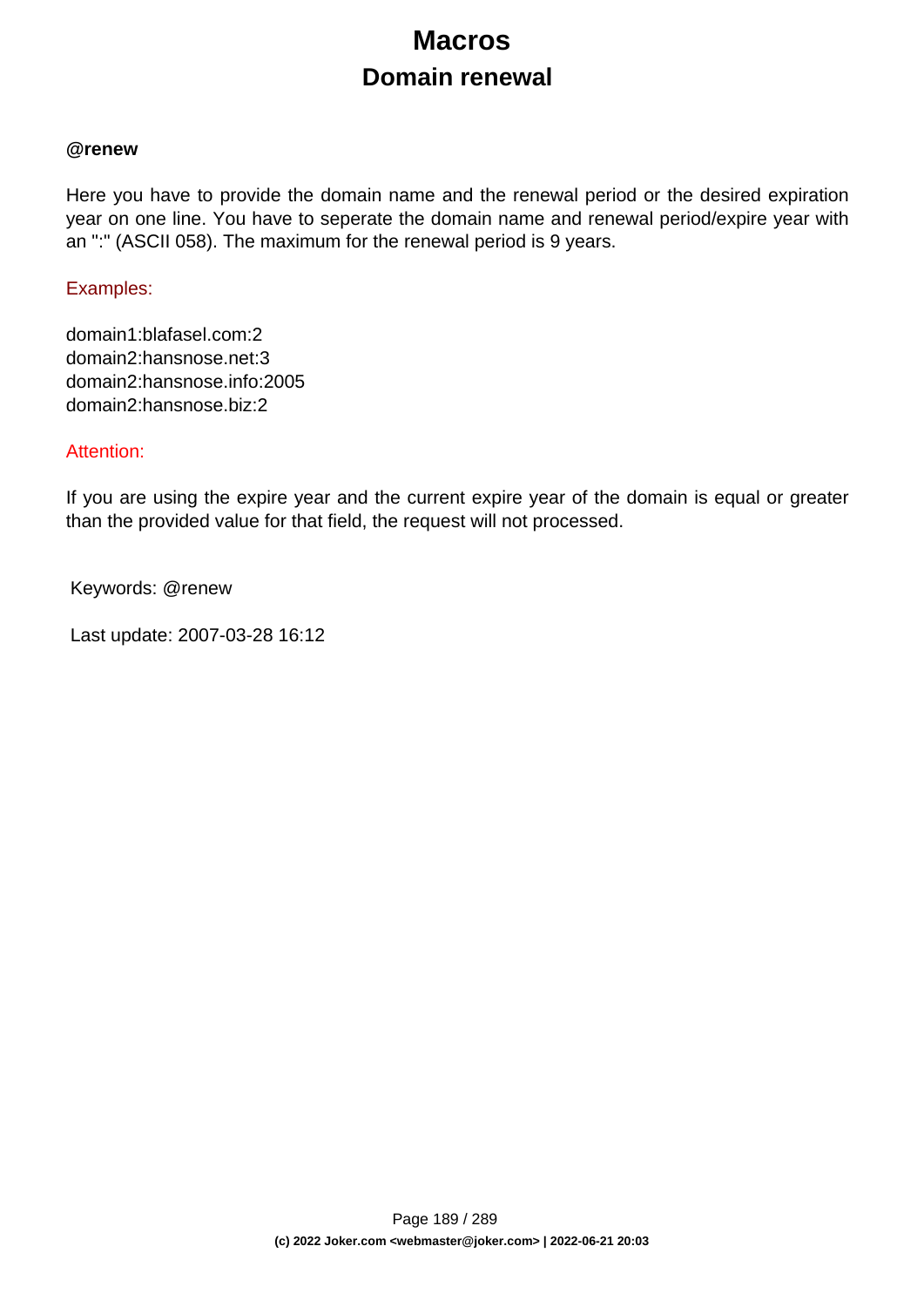# Macros

## Domain renewal

**@renew**

Here you have to provide the domain name and the renewal period or the desired expiration year on one line. You have to seperate the domain name and renewal period/expire year with an ":" (ASCII 058). The maximum for the renewal period is 9 years.

Examples:

domain1:blafasel.com:2
domain2:hansnose.net:3
domain2:hansnose.info:2005
domain2:hansnose.biz:2

Attention:

If you are using the expire year and the current expire year of the domain is equal or greater than the provided value for that field, the request will not processed.

Keywords: @renew

Last update: 2007-03-28 16:12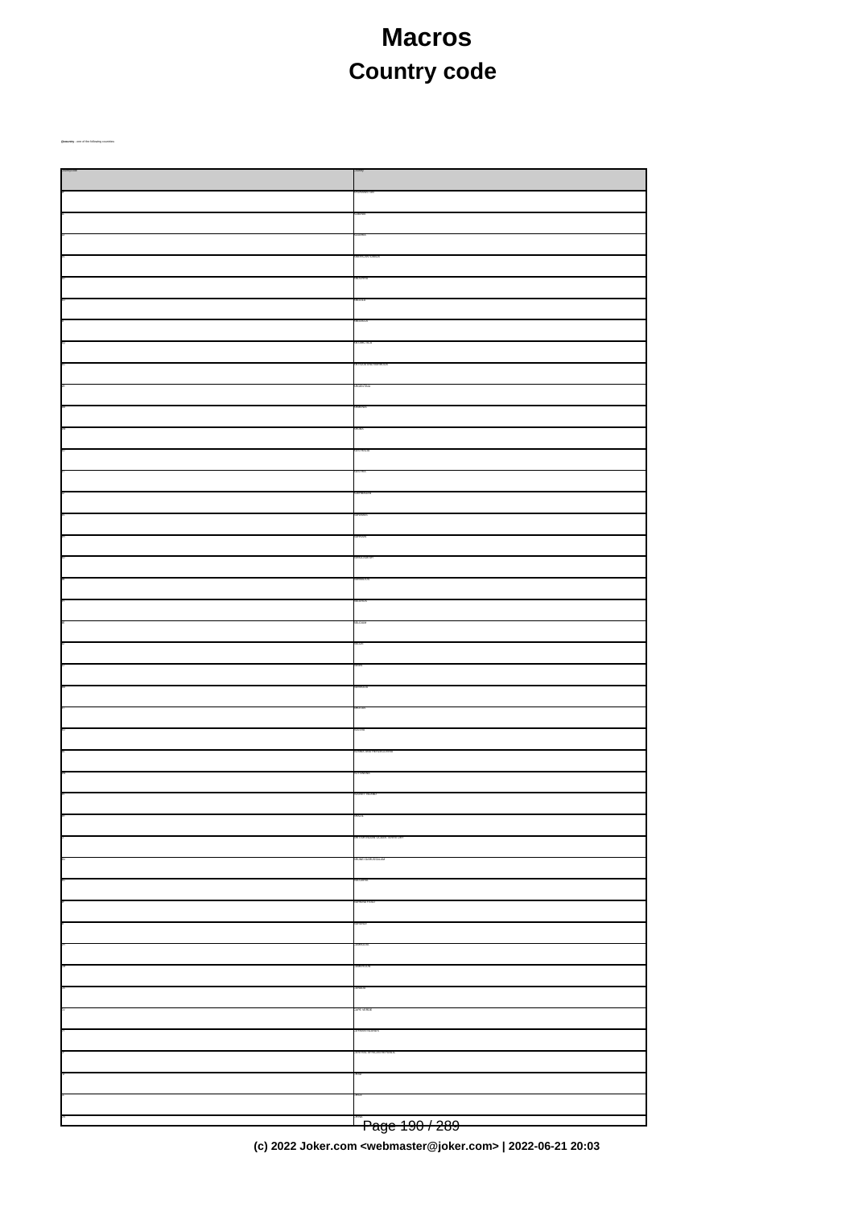# Macros

## Country code

**@country** - one of the following countries:

| Country code | Country |
|---|---|
| AF | AFGHANISTAN |
| AL | ALBANIA |
| DZ | ALGERIA |
| AS | AMERICAN SAMOA |
| AD | ANDORRA |
| AO | ANGOLA |
| AI | ANGUILLA |
| AQ | ANTARCTICA |
| AG | ANTIGUA AND BARBUDA |
| AR | ARGENTINA |
| AM | ARMENIA |
| AW | ARUBA |
| AU | AUSTRALIA |
| AT | AUSTRIA |
| AZ | AZERBAIJAN |
| BS | BAHAMAS |
| BH | BAHRAIN |
| BD | BANGLADESH |
| BB | BARBADOS |
| BY | BELARUS |
| BE | BELGIUM |
| BZ | BELIZE |
| BJ | BENIN |
| BM | BERMUDA |
| BT | BHUTAN |
| BO | BOLIVIA |
| BA | BOSNIA AND HERZEGOVINA |
| BW | BOTSWANA |
| BV | BOUVET ISLAND |
| BR | BRAZIL |
| IO | BRITISH INDIAN OCEAN TERRITORY |
| BN | BRUNEI DARUSSALAM |
| BG | BULGARIA |
| BF | BURKINA FASO |
| BI | BURUNDI |
| KH | CAMBODIA |
| CM | CAMEROON |
| CA | CANADA |
| CV | CAPE VERDE |
| KY | CAYMAN ISLANDS |
| CF | CENTRAL AFRICAN REPUBLIC |
| TD | CHAD |
| CL | CHILE |
| CN | CHINA |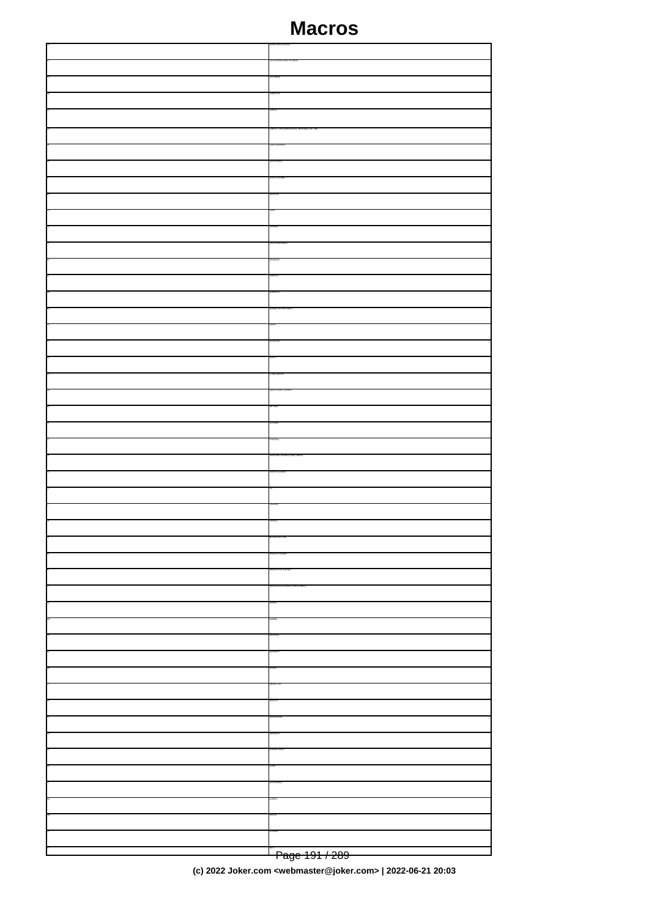# Macros

| | |
|---|---|
| CX | CHRISTMAS ISLAND |
| CC | COCOS (KEELING) ISLANDS |
| CO | COLOMBIA |
| KM | COMOROS |
| CG | CONGO |
| CD | CONGO, THE DEMOCRATIC REPUBLIC OF THE |
| CK | COOK ISLANDS |
| CR | COSTA RICA |
| CI | COTE D'IVOIRE |
| HR | CROATIA |
| CU | CUBA |
| CY | CYPRUS |
| CZ | CZECH REPUBLIC |
| DK | DENMARK |
| DJ | DJIBOUTI |
| DM | DOMINICA |
| DO | DOMINICAN REPUBLIC |
| TP | EAST TIMOR |
| EC | ECUADOR |
| EG | EGYPT |
| SV | EL SALVADOR |
| GQ | EQUATORIAL GUINEA |
| ER | ERITREA |
| EE | ESTONIA |
| ET | ETHIOPIA |
| FK | FALKLAND ISLANDS (MALVINAS) |
| FO | FAROE ISLANDS |
| FJ | FIJI |
| FI | FINLAND |
| FR | FRANCE |
| FX | METROPOLITAN |
| GF | FRENCH GUIANA |
| PF | FRENCH POLYNESIA |
| TF | FRENCH SOUTHERN TERRITORIES |
| GA | GABON |
| GM | GAMBIA |
| GE | GEORGIA |
| DE | GERMANY |
| GH | GHANA |
| GI | GIBRALTAR |
| GR | GREECE |
| GL | GREENLAND |
| GD | GRENADA |
| GP | GUADELOUPE |
| GU | GUAM |
| GT | GUATEMALA |
| GN | GUINEA |
| GW | BISSAU |
| GY | GUYANA |
| HT | HAITI |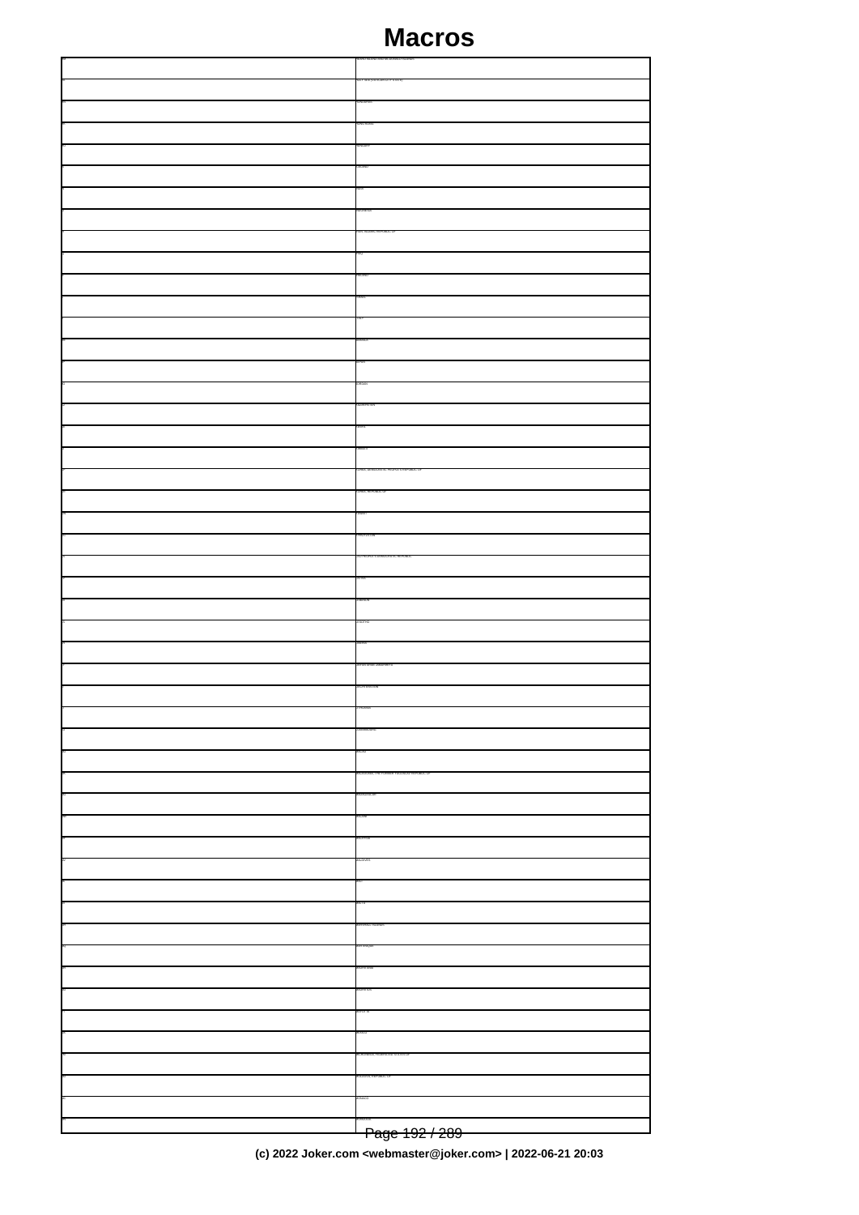# Macros

| HM | HEARD ISLAND AND MCDONALD ISLANDS |
|---|---|
| VA | HOLY SEE (VATICAN CITY STATE) |
| HN | HONDURAS |
| HK | HONG KONG |
| HU | HUNGARY |
| IS | ICELAND |
| IN | INDIA |
| ID | INDONESIA |
| IR | IRAN, ISLAMIC REPUBLIC OF |
| IQ | IRAQ |
| IE | IRELAND |
| IL | ISRAEL |
| IT | ITALY |
| JM | JAMAICA |
| JP | JAPAN |
| JO | JORDAN |
| KZ | KAZAKHSTAN |
| KE | KENYA |
| KI | KIRIBATI |
| KP | KOREA, DEMOCRATIC PEOPLE'S REPUBLIC OF |
| KR | KOREA, REPUBLIC OF |
| KW | KUWAIT |
| KG | KYRGYZSTAN |
| LA | LAO PEOPLE'S DEMOCRATIC REPUBLIC |
| LV | LATVIA |
| LB | LEBANON |
| LS | LESOTHO |
| LR | LIBERIA |
| LY | LIBYAN ARAB JAMAHIRIYA |
| LI | LIECHTENSTEIN |
| LT | LITHUANIA |
| LU | LUXEMBOURG |
| MO | MACAO |
| MK | MACEDONIA, THE FORMER YUGOSLAV REPUBLIC OF |
| MG | MADAGASCAR |
| MW | MALAWI |
| MY | MALAYSIA |
| MV | MALDIVES |
| ML | MALI |
| MT | MALTA |
| MH | MARSHALL ISLANDS |
| MQ | MARTINIQUE |
| MR | MAURITANIA |
| MU | MAURITIUS |
| YT | MAYOTTE |
| MX | MEXICO |
| FM | MICRONESIA, FEDERATED STATES OF |
| MD | MOLDOVA, REPUBLIC OF |
| MC | MONACO |
| MN | MONGOLIA |

(c) 2022 Joker.com <webmaster@joker.com> | 2022-06-21 20:03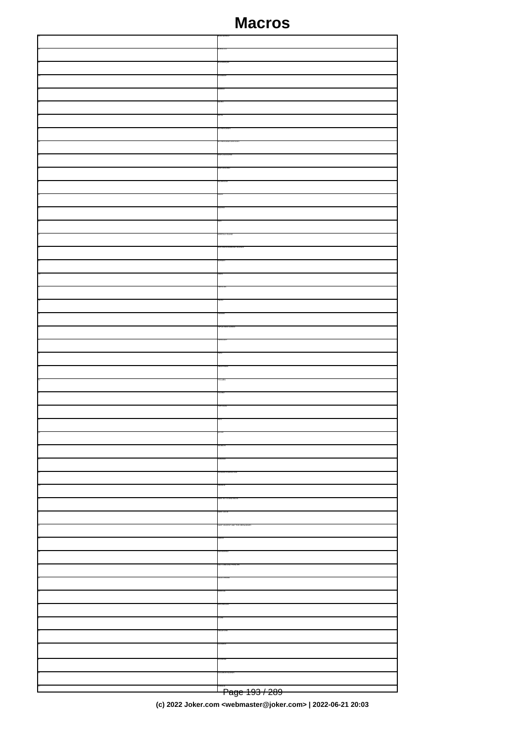# Macros

| | |
|---|---|
| | MONTSERRAT |
| | MOROCCO |
| | MOZAMBIQUE |
| | MYANMAR |
| | NAMIBIA |
| | NAURU |
| | NEPAL |
| | NETHERLANDS |
| | NETHERLANDS ANTILLES |
| | NEW CALEDONIA |
| | NEW ZEALAND |
| | NICARAGUA |
| | NIGER |
| | NIGERIA |
| | NIUE |
| | NORFOLK ISLAND |
| | NORTHERN MARIANA ISLANDS |
| | NORWAY |
| | OMAN |
| | PAKISTAN |
| | PALAU |
| | PANAMA |
| | PAPUA NEW GUINEA |
| | PARAGUAY |
| | PERU |
| | PHILIPPINES |
| | PITCAIRN |
| | POLAND |
| | PORTUGAL |
| | PUERTO RICO |
| | QATAR |
| | REUNION |
| | ROMANIA |
| | RUSSIAN FEDERATION |
| | RWANDA |
| | SAINT KITTS AND NEVIS |
| | SAINT LUCIA |
| | SAINT VINCENT AND THE GRENADINES |
| | SAMOA |
| | SAN MARINO |
| | SAO TOME AND PRINCIPE |
| | SAUDI ARABIA |
| | SENEGAL |
| | SEYCHELLES |
| | SIERRA LEONE |
| | SINGAPORE |
| | SLOVAKIA |
| | SLOVENIA |
| | SOLOMON ISLANDS |
| | SOMALIA |

(c) 2022 Joker.com <webmaster@joker.com> | 2022-06-21 20:03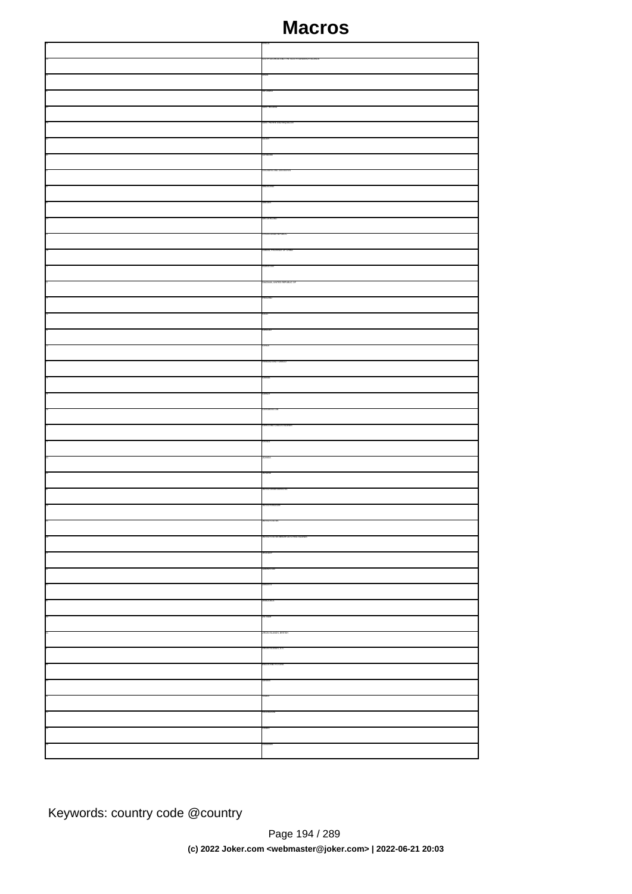| | |
|---|---|
| ZA | SOUTH AFRICA |
| GS | SOUTH GEORGIA AND THE SOUTH SANDWICH ISLANDS |
| ES | SPAIN |
| LK | SRI LANKA |
| SH | SAINT HELENA |
| PM | SAINT PIERRE AND MIQUELON |
| SD | SUDAN |
| SR | SURINAME |
| SJ | SVALBARD AND JAN MAYEN |
| SZ | SWAZILAND |
| SE | SWEDEN |
| CH | SWITZERLAND |
| SY | SYRIAN ARAB REPUBLIC |
| TW | TAIWAN, PROVINCE OF CHINA |
| TJ | TAJIKISTAN |
| TZ | TANZANIA, UNITED REPUBLIC OF |
| TH | THAILAND |
| TG | TOGO |
| TK | TOKELAU |
| TO | TONGA |
| TT | TRINIDAD AND TOBAGO |
| TN | TUNISIA |
| TR | TURKEY |
| TM | TURKMENISTAN |
| TC | TURKS AND CAICOS ISLANDS |
| TV | TUVALU |
| UG | UGANDA |
| UA | UKRAINE |
| AE | UNITED ARAB EMIRATES |
| GB | UNITED KINGDOM |
| US | UNITED STATES |
| UM | UNITED STATES MINOR OUTLYING ISLANDS |
| UY | URUGUAY |
| UZ | UZBEKISTAN |
| VU | VANUATU |
| VE | VENEZUELA |
| VN | VIET NAM |
| VG | VIRGIN ISLANDS, BRITISH |
| VI | VIRGIN ISLANDS, U.S. |
| WF | WALLIS AND FUTUNA |
| EH | WESTERN SAHARA |
| YE | YEMEN |
| YU | YUGOSLAVIA |
| ZM | ZAMBIA |
| ZW | ZIMBABWE |

Keywords: country code @country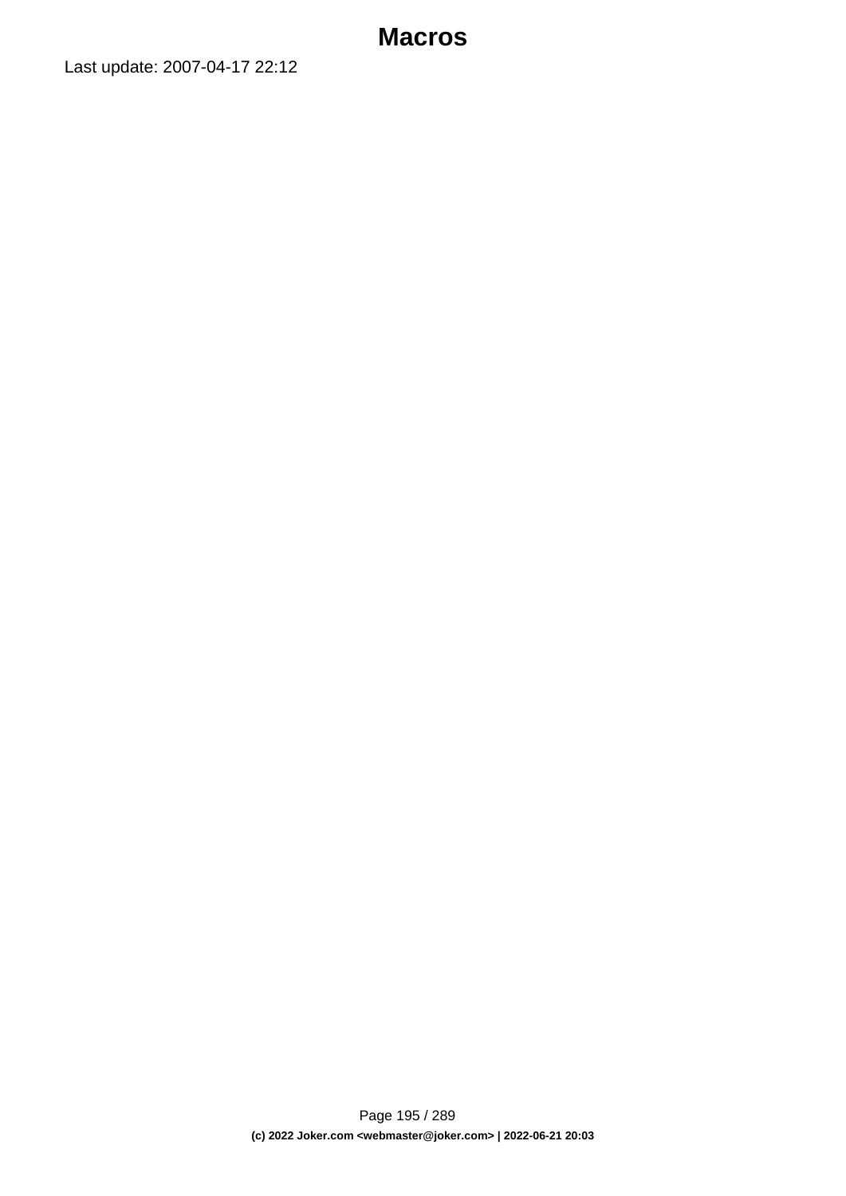# Macros

Last update: 2007-04-17 22:12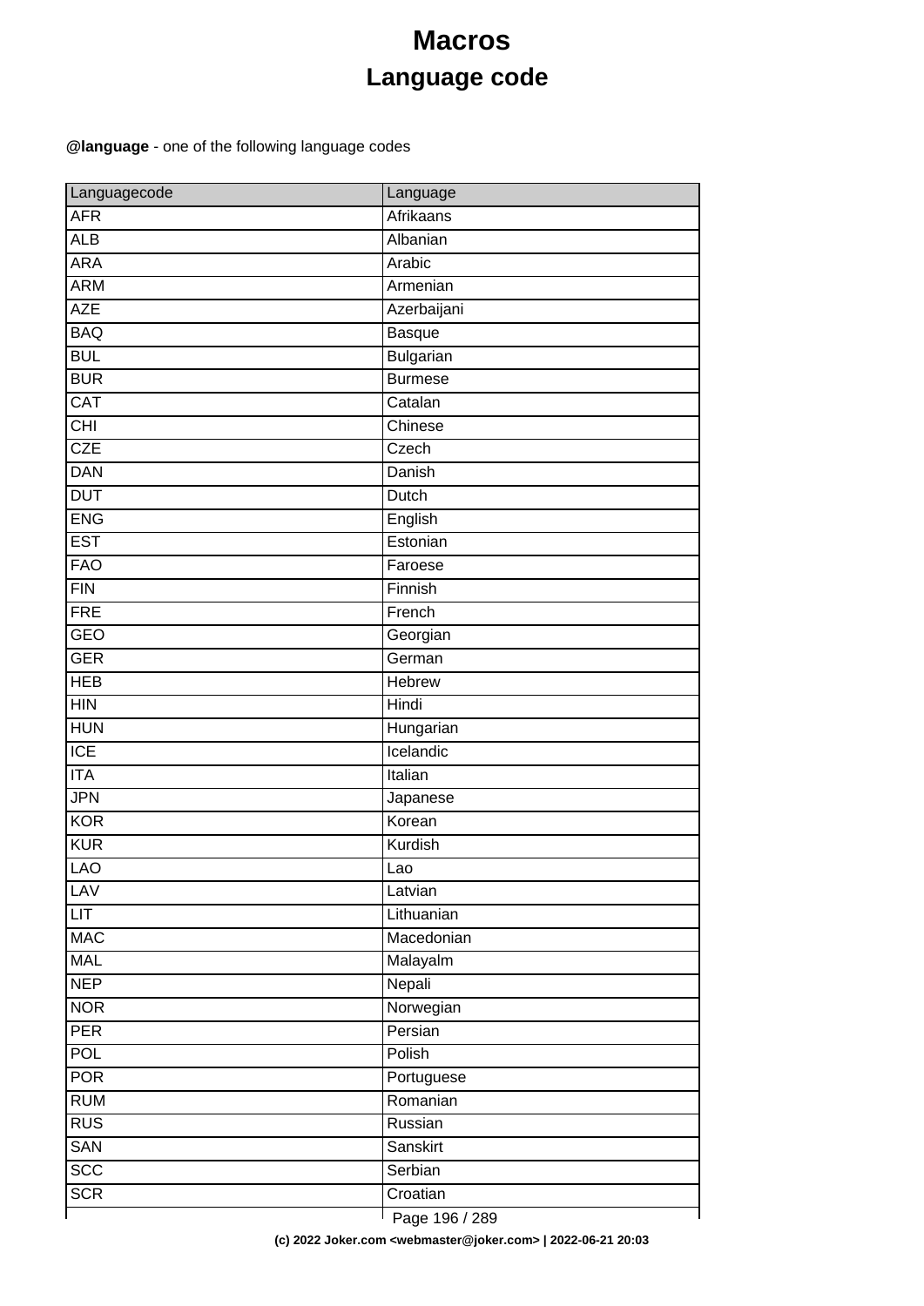# Macros

## Language code

**@language** - one of the following language codes

| Languagecode | Language |
| --- | --- |
| AFR | Afrikaans |
| ALB | Albanian |
| ARA | Arabic |
| ARM | Armenian |
| AZE | Azerbaijani |
| BAQ | Basque |
| BUL | Bulgarian |
| BUR | Burmese |
| CAT | Catalan |
| CHI | Chinese |
| CZE | Czech |
| DAN | Danish |
| DUT | Dutch |
| ENG | English |
| EST | Estonian |
| FAO | Faroese |
| FIN | Finnish |
| FRE | French |
| GEO | Georgian |
| GER | German |
| HEB | Hebrew |
| HIN | Hindi |
| HUN | Hungarian |
| ICE | Icelandic |
| ITA | Italian |
| JPN | Japanese |
| KOR | Korean |
| KUR | Kurdish |
| LAO | Lao |
| LAV | Latvian |
| LIT | Lithuanian |
| MAC | Macedonian |
| MAL | Malayalm |
| NEP | Nepali |
| NOR | Norwegian |
| PER | Persian |
| POL | Polish |
| POR | Portuguese |
| RUM | Romanian |
| RUS | Russian |
| SAN | Sanskirt |
| SCC | Serbian |
| SCR | Croatian |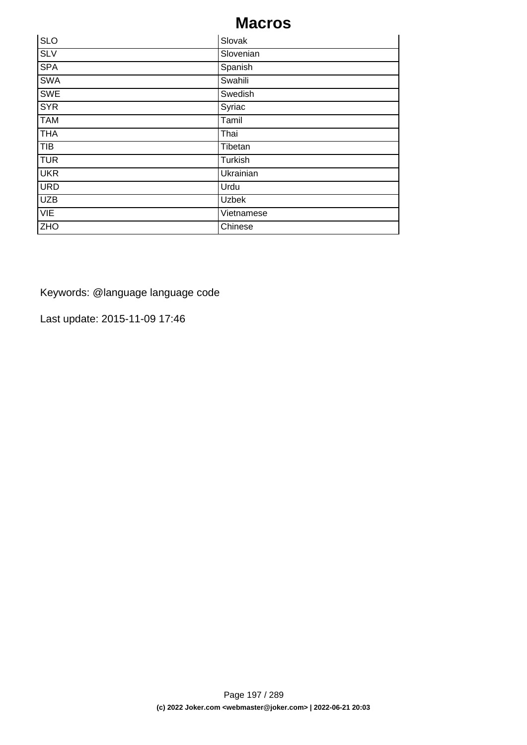| SLO | Slovak |
|---|---|
| SLV | Slovenian |
| SPA | Spanish |
| SWA | Swahili |
| SWE | Swedish |
| SYR | Syriac |
| TAM | Tamil |
| THA | Thai |
| TIB | Tibetan |
| TUR | Turkish |
| UKR | Ukrainian |
| URD | Urdu |
| UZB | Uzbek |
| VIE | Vietnamese |
| ZHO | Chinese |

Keywords: @language language code

Last update: 2015-11-09 17:46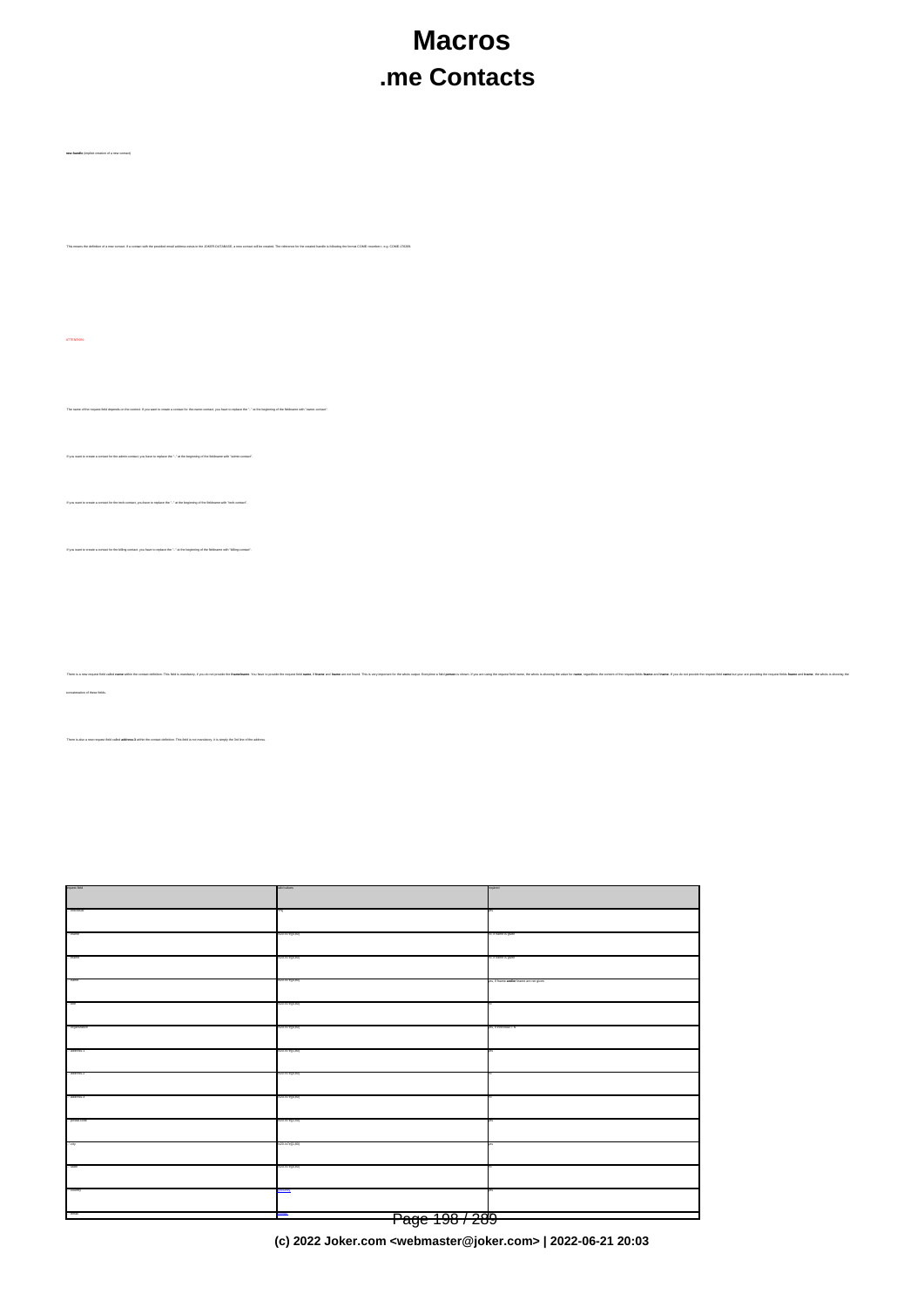# Macros

## .me Contacts

**me-handle** (implicit creation of a new contact)

This means the definition of a new contact. If a contact with the provided email address exists in the JOKER-DATABASE, a new contact will be created. The reference for the created handle is following the format COME-<number>, e.g. COME-17839.

ATTENTION:

The name of the request-field depends on the context. If you want to create a contact for the owner-contact, you have to replace the "-" at the beginning of the fieldname with "owner-contact".

If you want to create a contact for the admin-contact, you have to replace the "-" at the beginning of the fieldname with "admin-contact".

If you want to create a contact for the tech-contact, you have to replace the "-" at the beginning of the fieldname with "tech-contact".

If you want to create a contact for the billing-contact, you have to replace the "-" at the beginning of the fieldname with "billing-contact".

There is a new request field called **name** within the contact-definition. This field is mandatory, if you do not provide the **fname**/**lname**. You have to provide the request field **name**, if **fname** and **lname** are not found. This is very important for the whois output. Everytime a field **person** is shown. If you are using the request field name, the whois is showing the value for **name**, regardless the content of the request-fields **fname** and **lname**. If you do not provide the request field **name** but your are providing the request fields **fname** and **lname**, the whois is showing the concatenation of these fields.

There is also a new request field called **address-3** within the contact-definition. This field is not mandatory, it is simply the 3rd line of the address.

| request-field | valid values | required |
|---|---|---|
| -individual | Y/N | yes |
| -fname | ASCII-String(1-80) | no, if name is given |
| -lname | ASCII-String(1-80) | no, if name is given |
| -name | ASCII-String(1-80) | yes, if fname and/or lname are not given |
| -title | ASCII-String(1-80) | no |
| -organization | ASCII-String(1-80) | yes, if individual = N |
| -address-1 | ASCII-String(1-80) | yes |
| -address-2 | ASCII-String(1-80) | no |
| -address-3 | ASCII-String(1-80) | no |
| -postal-code | ASCII-String(1-80) | yes |
| -city | ASCII-String(1-80) | yes |
| -state | ASCII-String(1-80) | no |
| -country | ISO-3166 | yes |
| -lang | ISO-639 | |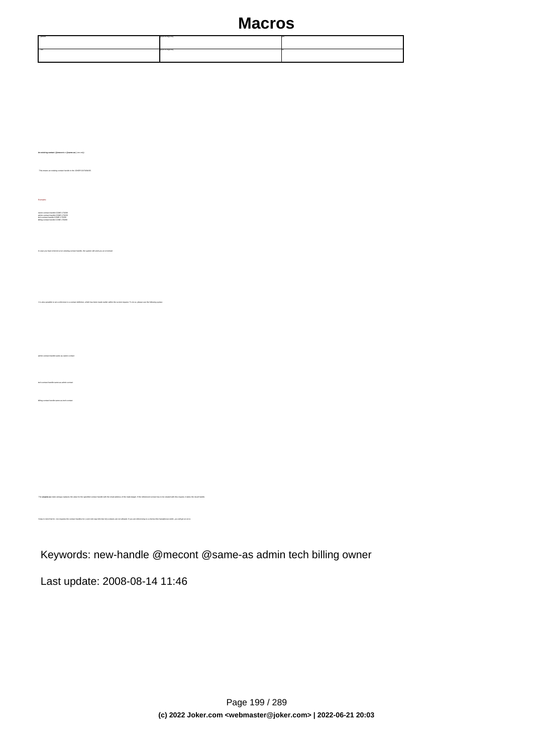| @mecont | email-string(255) | yes |
|---|---|---|
| fax | phone-string(50) | no |

**An existing contact** (**@mecont** or **@same-as**) (.net only)

This means an existing contact handle in the JOKER-DATABASE.

Examples:

owner-contact-handle:COAB-176289
admin-contact-handle:COAB-176229
tech-contact-handle:COAB-176289
billing-contact-handle:COAB-176289

In case you have entered a non-existing contact handle, the system will send you an errormail.

It is also possible to set a reference to a contact definition, which has been made earlier within the current request. To do so, please use the following syntax:

admin-contact-handle:same-as-owner-contact

tech-contact-handle:same-as-admin-contact

billing-contact-handle:same-as-tech-contact

The **@same-as** makro always replaces the value for the specified contact handle with the email address of the mailchanger. If the referenced contact has to be created with this request, it takes the result handle.

Keep in mind that for .me requests the contact handles for (.com/.net/.org/.info/.biz/.de) contacts are not allowed. If you are referencing to a shortcut like fuse@core.net/cl, you will get an error.

Keywords: new-handle @mecont @same-as admin tech billing owner

Last update: 2008-08-14 11:46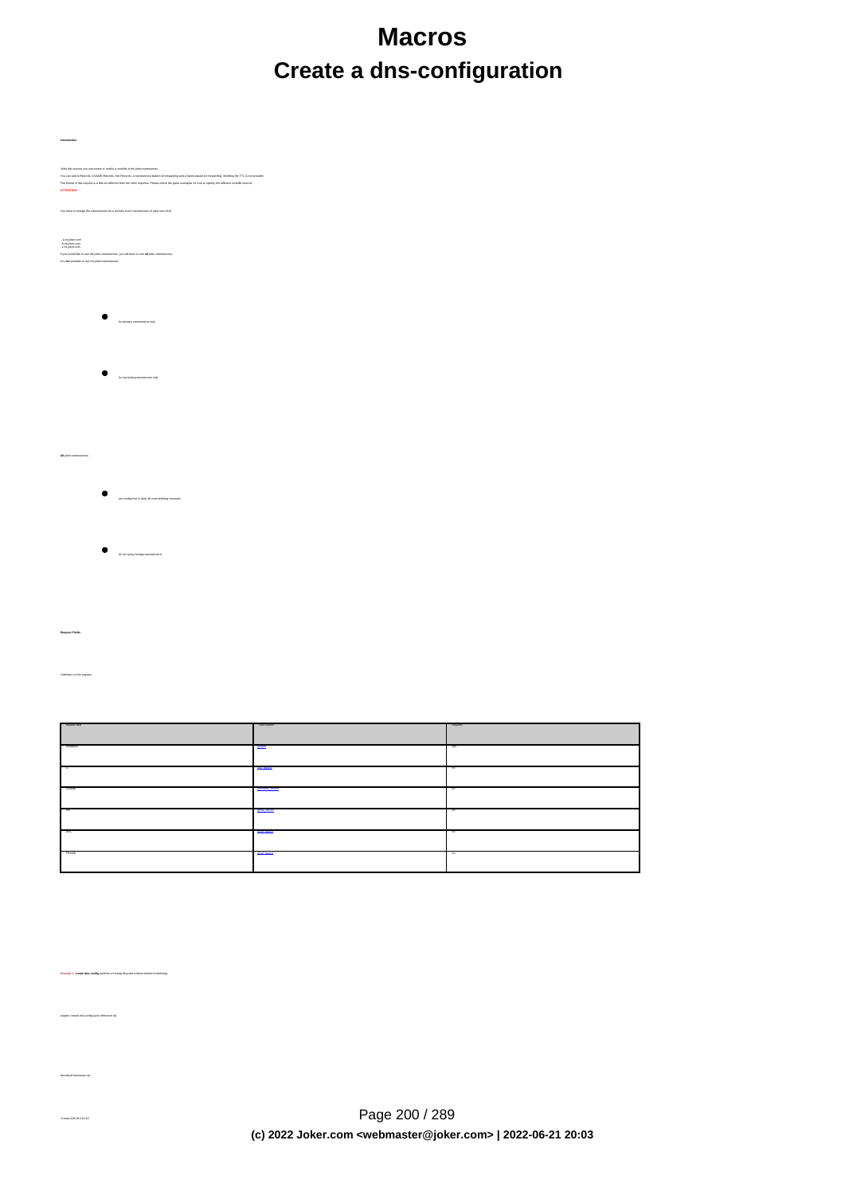# Macros

## Create a dns-configuration

**Introduction**

With this request you can create or modify a zonefile at the joker-nameserver.

You can add A-Records, CNAME-Records, MX-Records, a nameservice based Url-forwarding and a frame-based Url-forwarding. Modifing the TTL is not possible.

The format of this request is a little bit different from the other requests. Please check the given examples for how to specify the different zonefile records.

**ATTENTION:**

You have to change the nameservers for a domain to the nameservers of joker.com first!

- a.ns.joker.com
- b.ns.joker.com
- c.ns.joker.com

If you would like to use the joker-nameservice, you will have to use **all** joker nameservers.

It is **not** possible to use the joker-nameservice

- for primary nameservice only
- for secondary nameservice only

**all** joker-nameservers

- are configured to deny all zone-fetching requests!
- do not query foreign nameservers!

**Request Fields**

Definition of this request

| request field | need values | required |
|---|---|---|
| domain | domain | yes |
| A | dns_record | no |
| CNAME | dns_record | no |
| MX | dns_record | no |
| URL | dns_record | no |
| FRAME | dns_record | no |

Example 1: **create dns config** (without url-forwarding and without wildcard matching)

subject: create dns config [your reference id]

domain:dr-hansmeier.net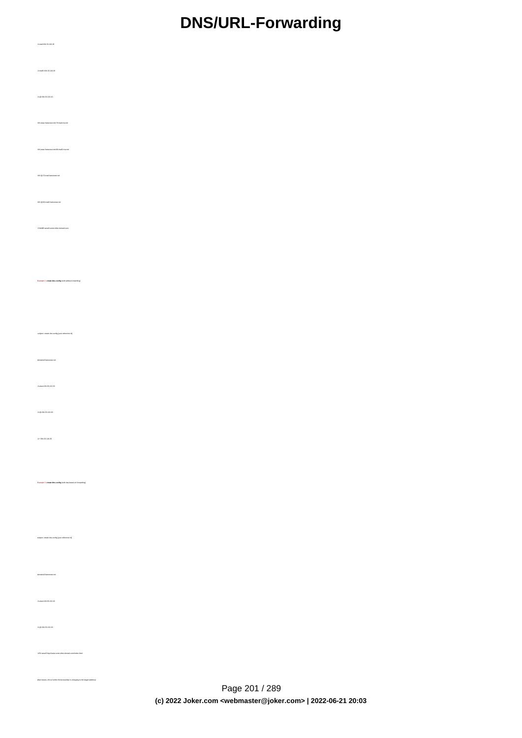A:mail:194.33.116.19

A:mail2:194.33.116.20

A:@:194.33.110.10

MX:mxa1.foobarxxx.net:70:mail.xxx.net

MX:mxa1.foobarxxx.net:80:mail2.xxx.net

MX:@:70:mail.foobarxxx.net

MX:@:80:mail2.foobarxxx.net

CNAME:www2:some.other.domain.com

Example 2: **create dns config** (with wildcard matching)

subject: create dns config [your reference id]

domain:foobarxxx.net

A:www:194.33.110.10

A:@:194.33.110.10

A:*:194.33.110.10

Example 3: **create dns config** (with dns-based url-forwarding)

subject: create dns config [your reference id]

domain:foobarxxx.net

A:www:194.33.110.10

A:@:194.33.110.10

URL:www2:http://www.some.other.domain.com/index.html

(that means, of-no!-in/the-the-browsebar is changing to the target address)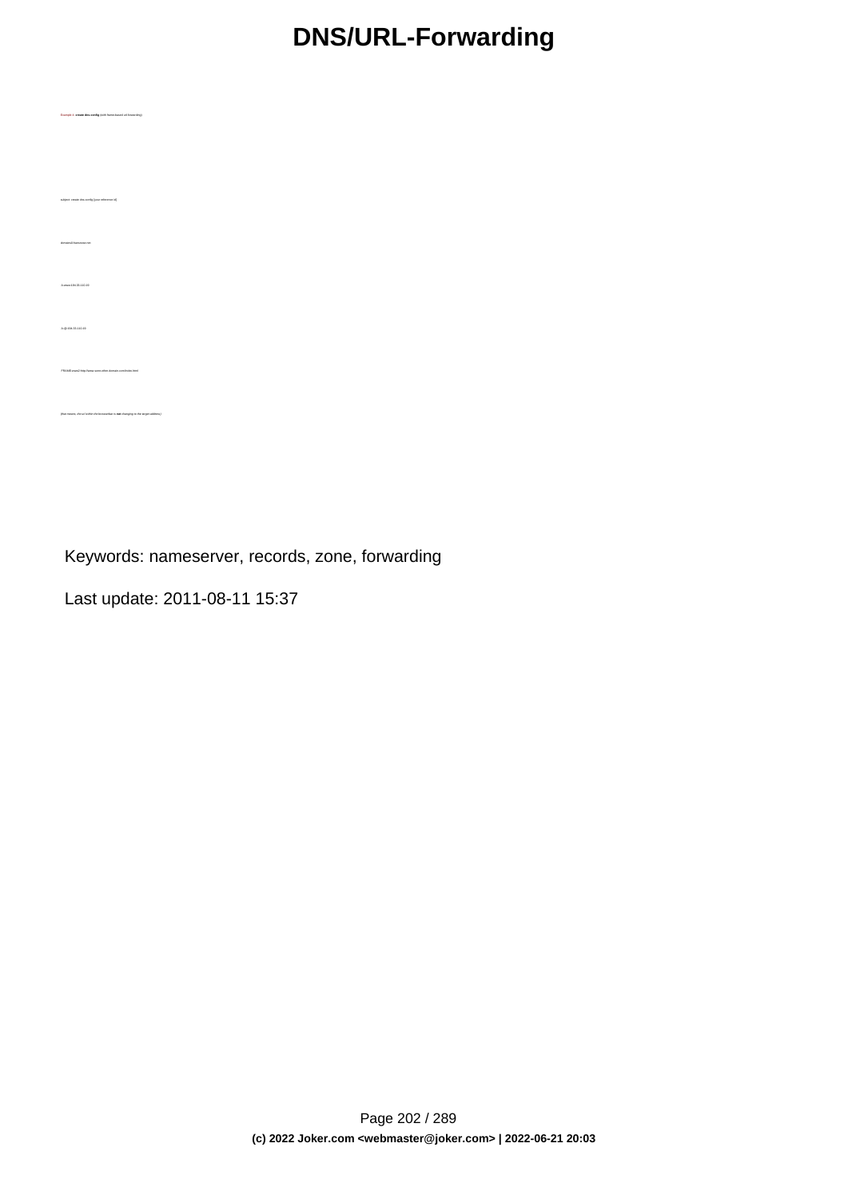# DNS/URL-Forwarding

Example 4: **create dns config** (with frame-based url forwarding)

subject: create dns config [your reference id]

domain@ihaveone.net

A www@194.55.110.10

A @ 194.55.110.10

FRAME www2 http://www.some.other.domain.com/index.html

(that means, the url within the browserbar is **not** changing to the target address)

Keywords: nameserver, records, zone, forwarding

Last update: 2011-08-11 15:37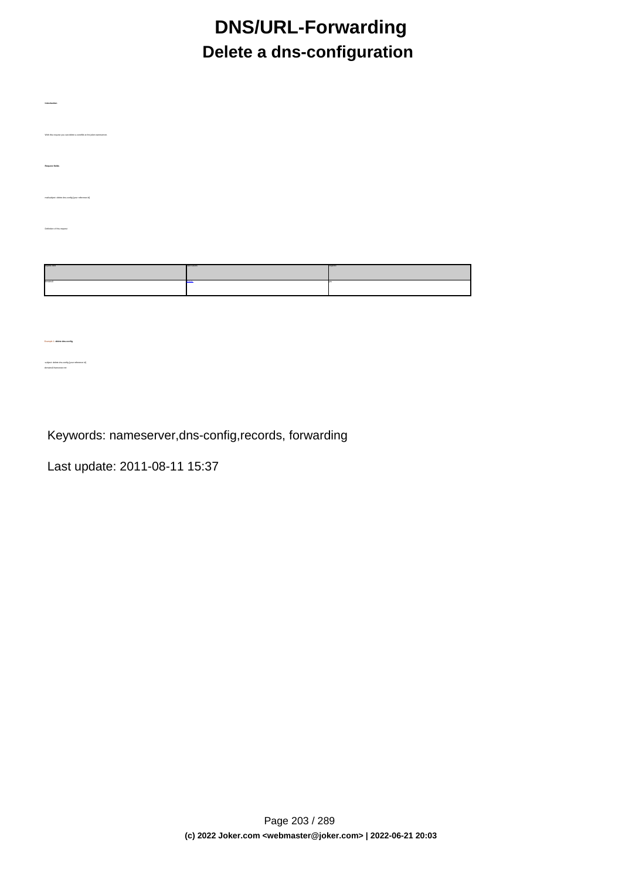# DNS/URL-Forwarding

## Delete a dns-configuration

**Introduction**

With this request you can delete a zonefile at the joker-nameserver.

**Request fields**

mailsubject: delete dns-config [your reference id]

Definition of the request

| field name | field content | required |
| --- | --- | --- |
| domain: | fqdn | yes |

Example 1: **delete dns-config**

```
subject: delete dns-config [your reference id]
domain:jokertest.net
```

Keywords: nameserver,dns-config,records, forwarding

Last update: 2011-08-11 15:37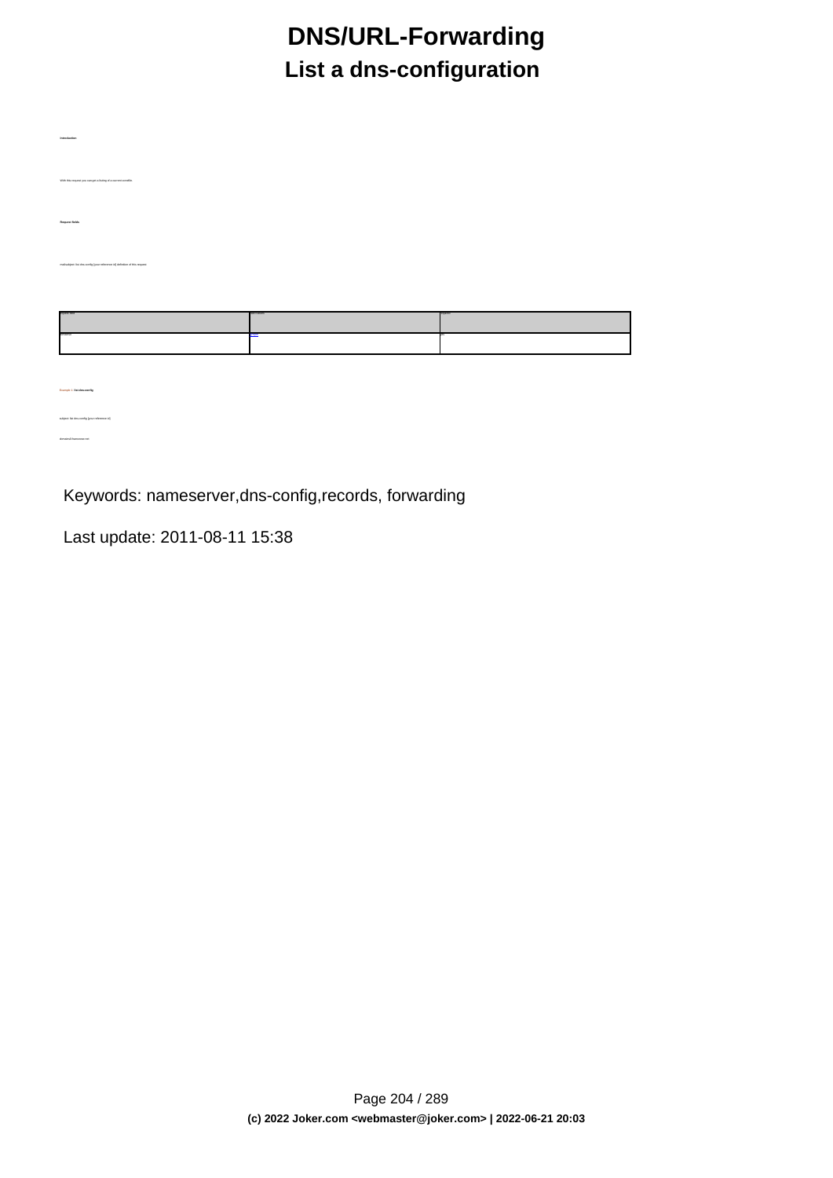# DNS/URL-Forwarding

## List a dns-configuration

**Introduction**

With this request you can get a listing of a current zonefile.

**Request fields**

mail-subject: list dns-config [your reference id] definition of this request:

| fieldname | description | required |
| --- | --- | --- |
| domain | Value | yes |

Example 1: **list dns-config**

subject: list dns-config [your reference id]

domain@:foooooooo.net

Keywords: nameserver,dns-config,records, forwarding

Last update: 2011-08-11 15:38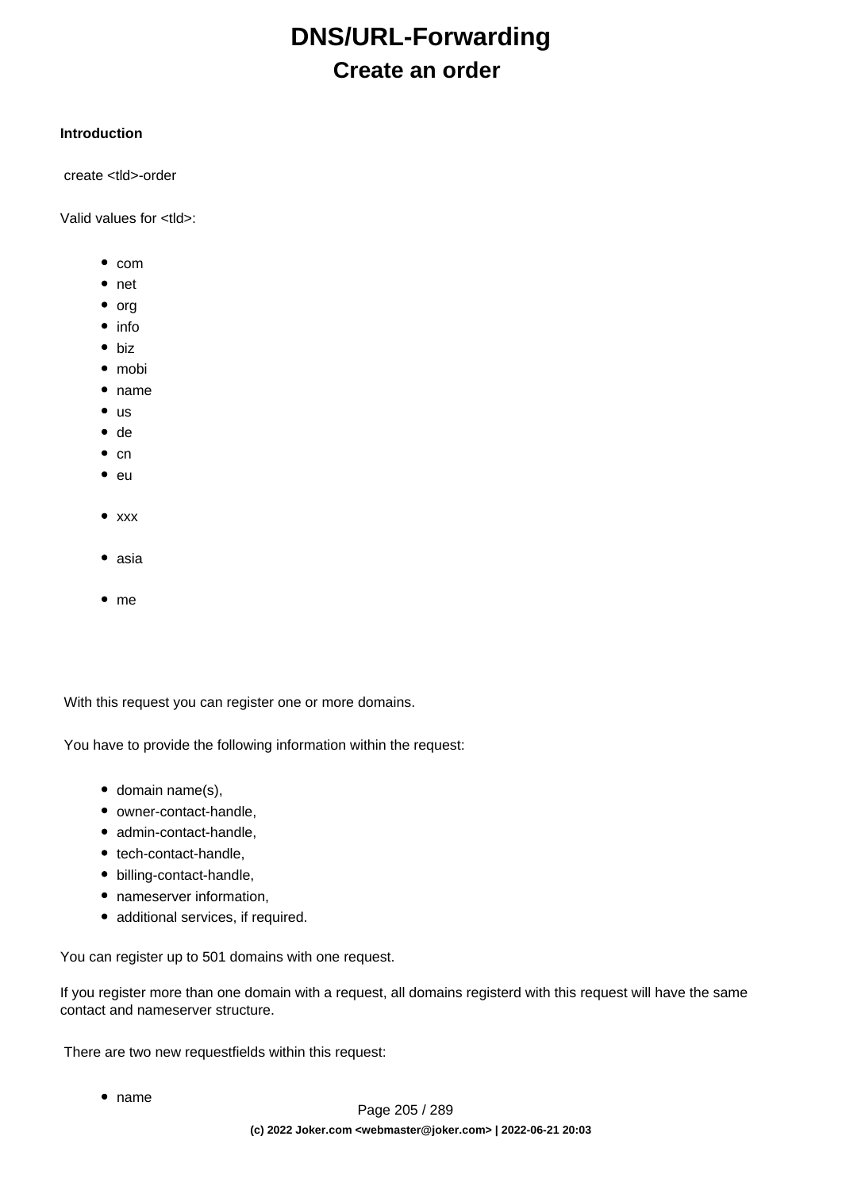# DNS/URL-Forwarding

## Create an order

**Introduction**

create <tld>-order

Valid values for <tld>:

- com
- net
- org
- info
- biz
- mobi
- name
- us
- de
- cn
- eu
- xxx
- asia
- me

With this request you can register one or more domains.

You have to provide the following information within the request:

- domain name(s),
- owner-contact-handle,
- admin-contact-handle,
- tech-contact-handle,
- billing-contact-handle,
- nameserver information,
- additional services, if required.

You can register up to 501 domains with one request.

If you register more than one domain with a request, all domains registerd with this request will have the same contact and nameserver structure.

There are two new requestfields within this request:

- name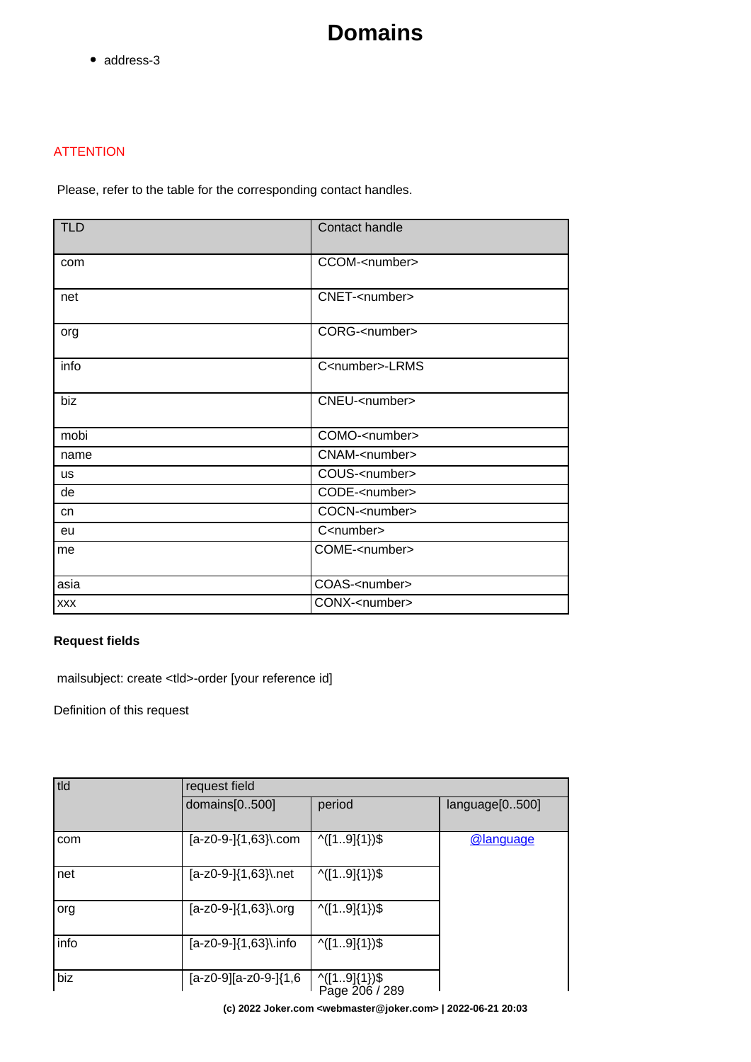- address-3

ATTENTION

Please, refer to the table for the corresponding contact handles.

| TLD | Contact handle |
| --- | --- |
| com | CCOM-<number> |
| net | CNET-<number> |
| org | CORG-<number> |
| info | C<number>-LRMS |
| biz | CNEU-<number> |
| mobi | COMO-<number> |
| name | CNAM-<number> |
| us | COUS-<number> |
| de | CODE-<number> |
| cn | COCN-<number> |
| eu | C<number> |
| me | COME-<number> |
| asia | COAS-<number> |
| xxx | CONX-<number> |

**Request fields**

mailsubject: create <tld>-order [your reference id]

Definition of this request

| tld | request field | | |
| --- | --- | --- | --- |
| | domains[0..500] | period | language[0..500] |
| com | [a-z0-9-]{1,63}\.com | ^([1..9]{1})$ | @language |
| net | [a-z0-9-]{1,63}\.net | ^([1..9]{1})$ | |
| org | [a-z0-9-]{1,63}\.org | ^([1..9]{1})$ | |
| info | [a-z0-9-]{1,63}\.info | ^([1..9]{1})$ | |
| biz | [a-z0-9][a-z0-9-]{1,6 | ^([1..9]{1})$ | |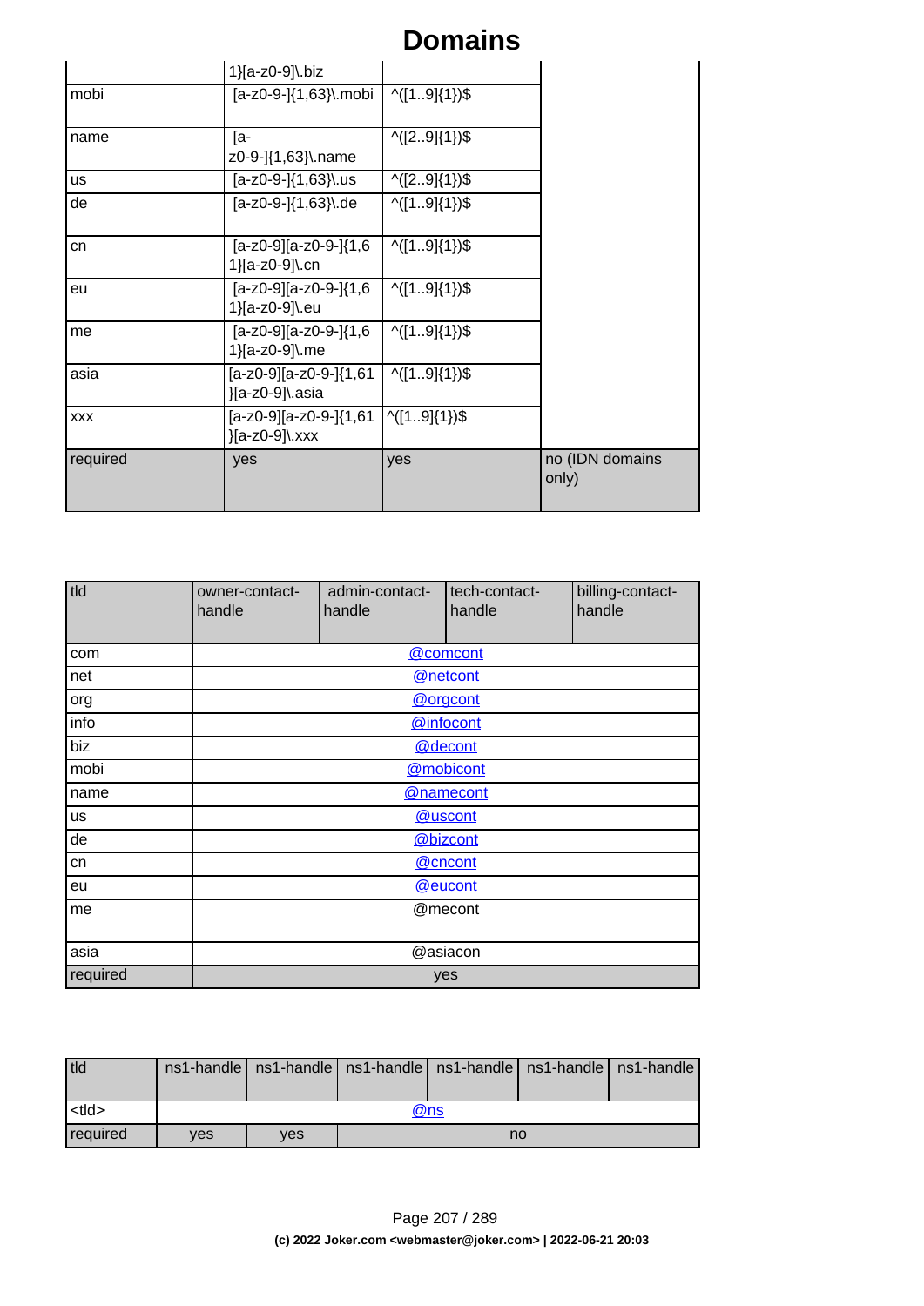|  | 1}[a-z0-9]\.biz |  |  |
|---|---|---|---|
| mobi | [a-z0-9-]{1,63}\.mobi | ^([1..9]{1})$ |  |
| name | [a-z0-9-]{1,63}\.name | ^([2..9]{1})$ |  |
| us | [a-z0-9-]{1,63}\.us | ^([2..9]{1})$ |  |
| de | [a-z0-9-]{1,63}\.de | ^([1..9]{1})$ |  |
| cn | [a-z0-9][a-z0-9-]{1,61}[a-z0-9]\.cn | ^([1..9]{1})$ |  |
| eu | [a-z0-9][a-z0-9-]{1,61}[a-z0-9]\.eu | ^([1..9]{1})$ |  |
| me | [a-z0-9][a-z0-9-]{1,61}[a-z0-9]\.me | ^([1..9]{1})$ |  |
| asia | [a-z0-9][a-z0-9-]{1,61}[a-z0-9]\.asia | ^([1..9]{1})$ |  |
| xxx | [a-z0-9][a-z0-9-]{1,61}[a-z0-9]\.xxx | ^([1..9]{1})$ |  |
| required | yes | yes | no (IDN domains only) |

| tld | owner-contact-handle | admin-contact-handle | tech-contact-handle | billing-contact-handle |
|---|---|---|---|---|
| com | @comcont | | | |
| net | @netcont | | | |
| org | @orgcont | | | |
| info | @infocont | | | |
| biz | @decont | | | |
| mobi | @mobicont | | | |
| name | @namecont | | | |
| us | @uscont | | | |
| de | @bizcont | | | |
| cn | @cncont | | | |
| eu | @eucont | | | |
| me | @mecont | | | |
| asia | @asiacon | | | |
| required | yes | | | |

| tld | ns1-handle | ns1-handle | ns1-handle | ns1-handle | ns1-handle | ns1-handle |
|---|---|---|---|---|---|---|
| <tld> | @ns | | | | | |
| required | yes | yes | no | | | |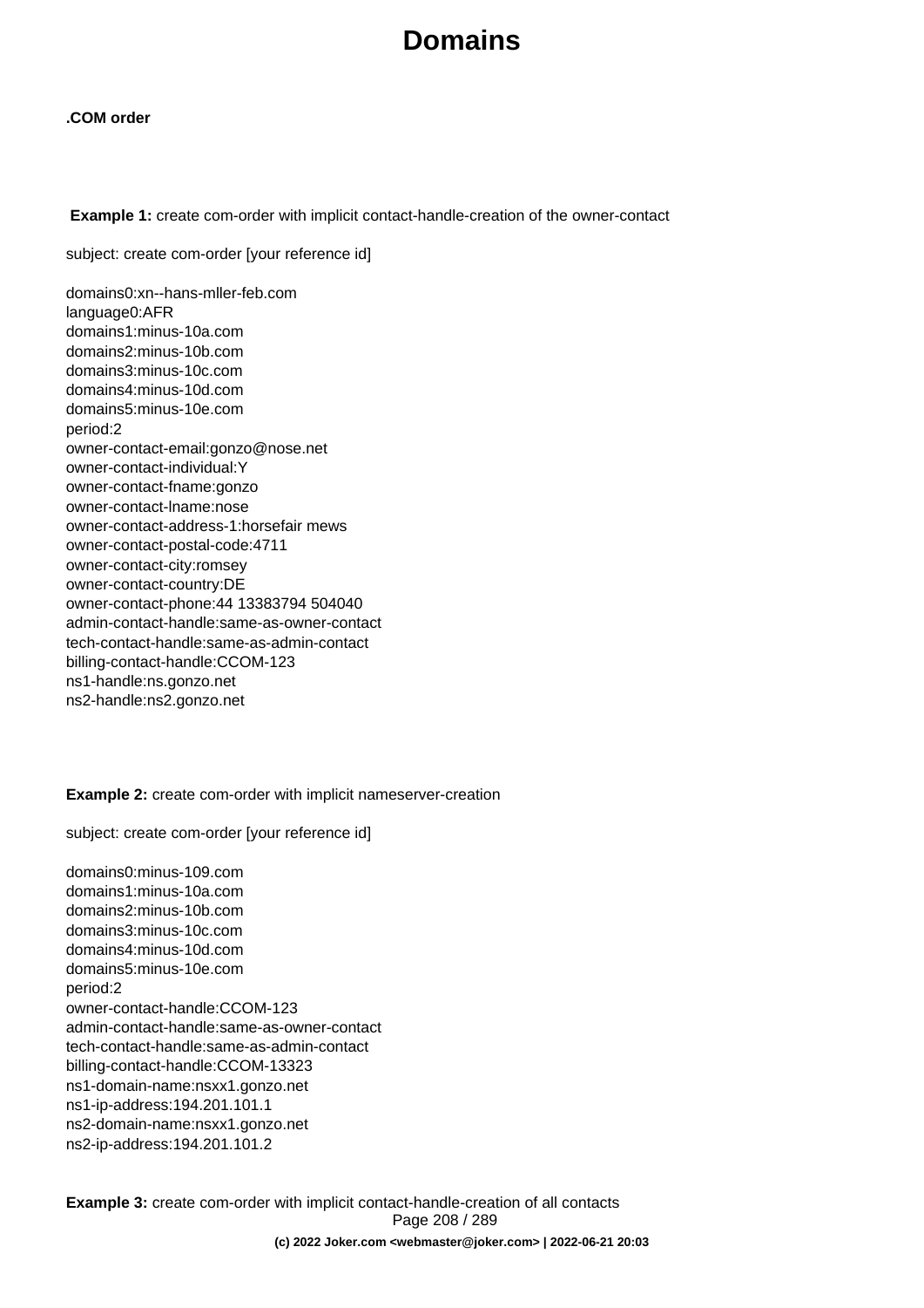# Domains

**.COM order**

**Example 1:** create com-order with implicit contact-handle-creation of the owner-contact

```
subject: create com-order [your reference id]

domains0:xn--hans-mller-feb.com
language0:AFR
domains1:minus-10a.com
domains2:minus-10b.com
domains3:minus-10c.com
domains4:minus-10d.com
domains5:minus-10e.com
period:2
owner-contact-email:gonzo@nose.net
owner-contact-individual:Y
owner-contact-fname:gonzo
owner-contact-lname:nose
owner-contact-address-1:horsefair mews
owner-contact-postal-code:4711
owner-contact-city:romsey
owner-contact-country:DE
owner-contact-phone:44 13383794 504040
admin-contact-handle:same-as-owner-contact
tech-contact-handle:same-as-admin-contact
billing-contact-handle:CCOM-123
ns1-handle:ns.gonzo.net
ns2-handle:ns2.gonzo.net
```

**Example 2:** create com-order with implicit nameserver-creation

```
subject: create com-order [your reference id]

domains0:minus-109.com
domains1:minus-10a.com
domains2:minus-10b.com
domains3:minus-10c.com
domains4:minus-10d.com
domains5:minus-10e.com
period:2
owner-contact-handle:CCOM-123
admin-contact-handle:same-as-owner-contact
tech-contact-handle:same-as-admin-contact
billing-contact-handle:CCOM-13323
ns1-domain-name:nsxx1.gonzo.net
ns1-ip-address:194.201.101.1
ns2-domain-name:nsxx1.gonzo.net
ns2-ip-address:194.201.101.2
```

**Example 3:** create com-order with implicit contact-handle-creation of all contacts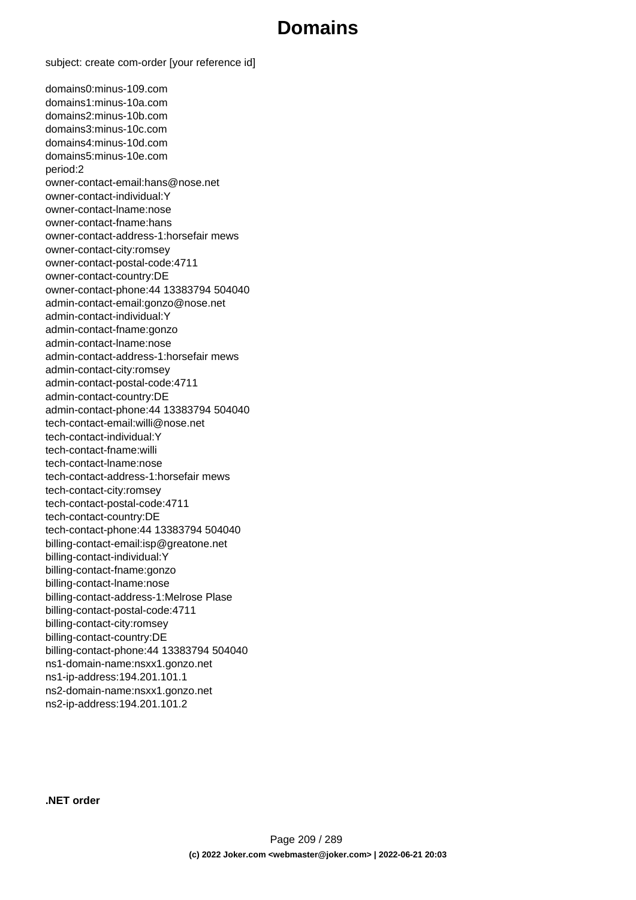subject: create com-order [your reference id]

```
domains0:minus-109.com
domains1:minus-10a.com
domains2:minus-10b.com
domains3:minus-10c.com
domains4:minus-10d.com
domains5:minus-10e.com
period:2
owner-contact-email:hans@nose.net
owner-contact-individual:Y
owner-contact-lname:nose
owner-contact-fname:hans
owner-contact-address-1:horsefair mews
owner-contact-city:romsey
owner-contact-postal-code:4711
owner-contact-country:DE
owner-contact-phone:44 13383794 504040
admin-contact-email:gonzo@nose.net
admin-contact-individual:Y
admin-contact-fname:gonzo
admin-contact-lname:nose
admin-contact-address-1:horsefair mews
admin-contact-city:romsey
admin-contact-postal-code:4711
admin-contact-country:DE
admin-contact-phone:44 13383794 504040
tech-contact-email:willi@nose.net
tech-contact-individual:Y
tech-contact-fname:willi
tech-contact-lname:nose
tech-contact-address-1:horsefair mews
tech-contact-city:romsey
tech-contact-postal-code:4711
tech-contact-country:DE
tech-contact-phone:44 13383794 504040
billing-contact-email:isp@greatone.net
billing-contact-individual:Y
billing-contact-fname:gonzo
billing-contact-lname:nose
billing-contact-address-1:Melrose Plase
billing-contact-postal-code:4711
billing-contact-city:romsey
billing-contact-country:DE
billing-contact-phone:44 13383794 504040
ns1-domain-name:nsxx1.gonzo.net
ns1-ip-address:194.201.101.1
ns2-domain-name:nsxx1.gonzo.net
ns2-ip-address:194.201.101.2
```

**.NET order**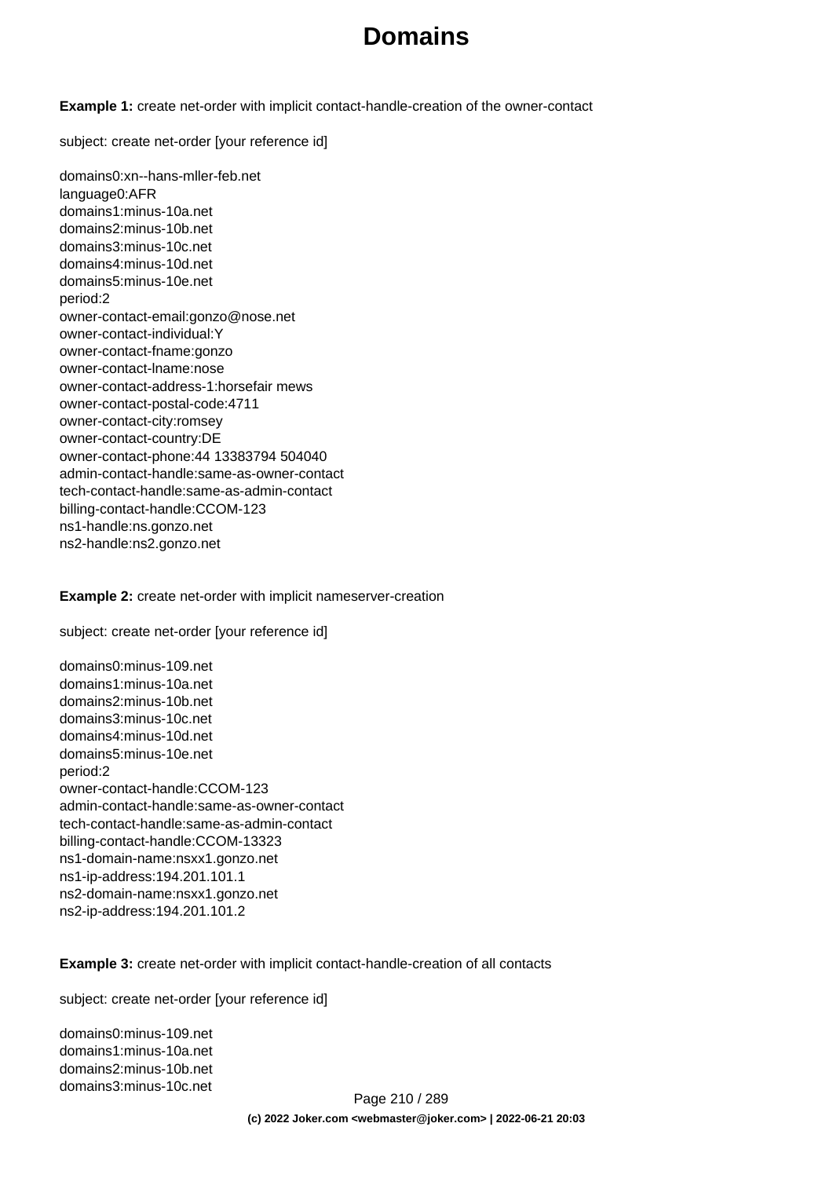**Example 1:** create net-order with implicit contact-handle-creation of the owner-contact

subject: create net-order [your reference id]

```
domains0:xn--hans-mller-feb.net
language0:AFR
domains1:minus-10a.net
domains2:minus-10b.net
domains3:minus-10c.net
domains4:minus-10d.net
domains5:minus-10e.net
period:2
owner-contact-email:gonzo@nose.net
owner-contact-individual:Y
owner-contact-fname:gonzo
owner-contact-lname:nose
owner-contact-address-1:horsefair mews
owner-contact-postal-code:4711
owner-contact-city:romsey
owner-contact-country:DE
owner-contact-phone:44 13383794 504040
admin-contact-handle:same-as-owner-contact
tech-contact-handle:same-as-admin-contact
billing-contact-handle:CCOM-123
ns1-handle:ns.gonzo.net
ns2-handle:ns2.gonzo.net
```

**Example 2:** create net-order with implicit nameserver-creation

subject: create net-order [your reference id]

```
domains0:minus-109.net
domains1:minus-10a.net
domains2:minus-10b.net
domains3:minus-10c.net
domains4:minus-10d.net
domains5:minus-10e.net
period:2
owner-contact-handle:CCOM-123
admin-contact-handle:same-as-owner-contact
tech-contact-handle:same-as-admin-contact
billing-contact-handle:CCOM-13323
ns1-domain-name:nsxx1.gonzo.net
ns1-ip-address:194.201.101.1
ns2-domain-name:nsxx1.gonzo.net
ns2-ip-address:194.201.101.2
```

**Example 3:** create net-order with implicit contact-handle-creation of all contacts

subject: create net-order [your reference id]

```
domains0:minus-109.net
domains1:minus-10a.net
domains2:minus-10b.net
domains3:minus-10c.net
```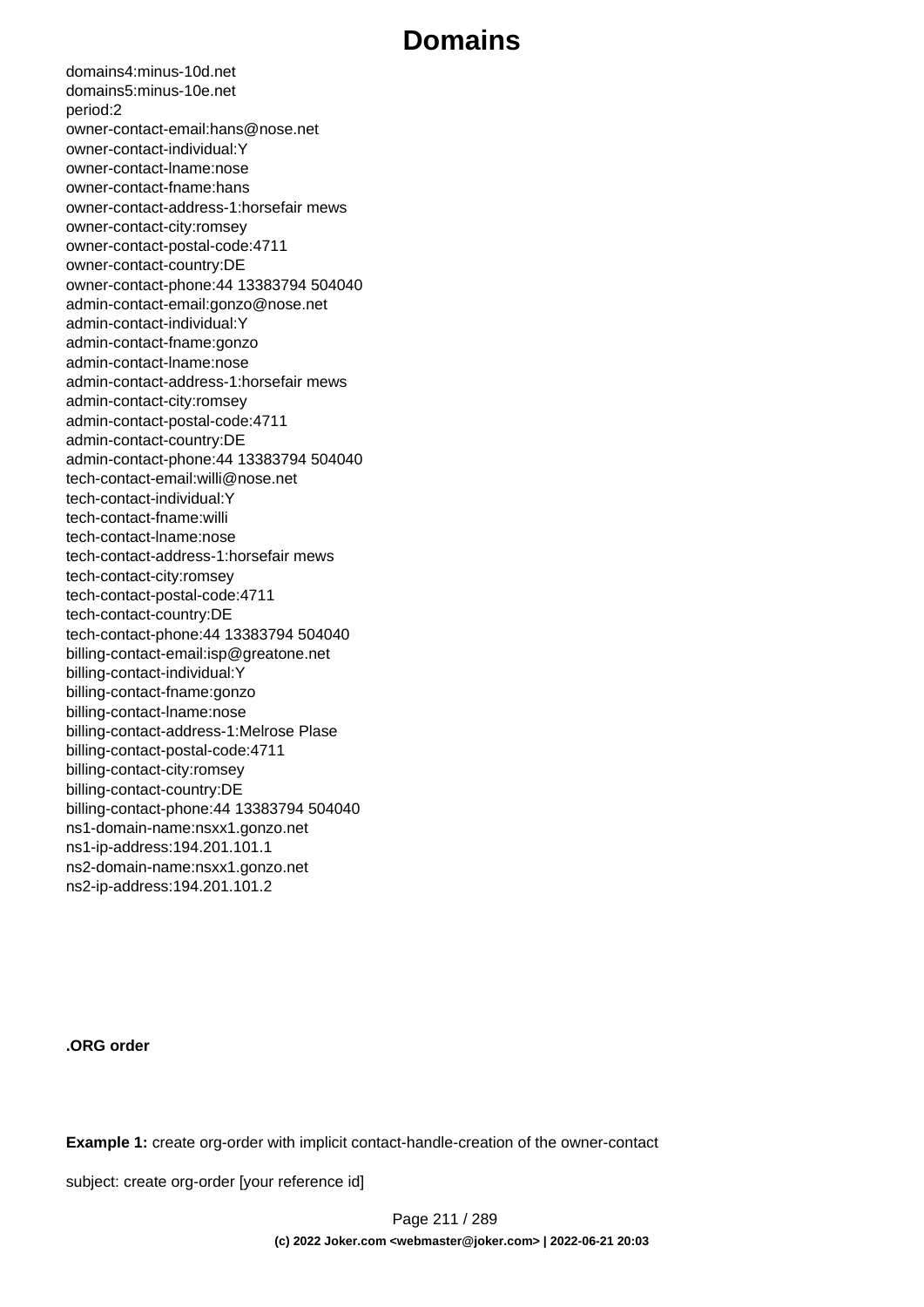domains4:minus-10d.net
domains5:minus-10e.net
period:2
owner-contact-email:hans@nose.net
owner-contact-individual:Y
owner-contact-lname:nose
owner-contact-fname:hans
owner-contact-address-1:horsefair mews
owner-contact-city:romsey
owner-contact-postal-code:4711
owner-contact-country:DE
owner-contact-phone:44 13383794 504040
admin-contact-email:gonzo@nose.net
admin-contact-individual:Y
admin-contact-fname:gonzo
admin-contact-lname:nose
admin-contact-address-1:horsefair mews
admin-contact-city:romsey
admin-contact-postal-code:4711
admin-contact-country:DE
admin-contact-phone:44 13383794 504040
tech-contact-email:willi@nose.net
tech-contact-individual:Y
tech-contact-fname:willi
tech-contact-lname:nose
tech-contact-address-1:horsefair mews
tech-contact-city:romsey
tech-contact-postal-code:4711
tech-contact-country:DE
tech-contact-phone:44 13383794 504040
billing-contact-email:isp@greatone.net
billing-contact-individual:Y
billing-contact-fname:gonzo
billing-contact-lname:nose
billing-contact-address-1:Melrose Plase
billing-contact-postal-code:4711
billing-contact-city:romsey
billing-contact-country:DE
billing-contact-phone:44 13383794 504040
ns1-domain-name:nsxx1.gonzo.net
ns1-ip-address:194.201.101.1
ns2-domain-name:nsxx1.gonzo.net
ns2-ip-address:194.201.101.2

**.ORG order**

**Example 1:** create org-order with implicit contact-handle-creation of the owner-contact

subject: create org-order [your reference id]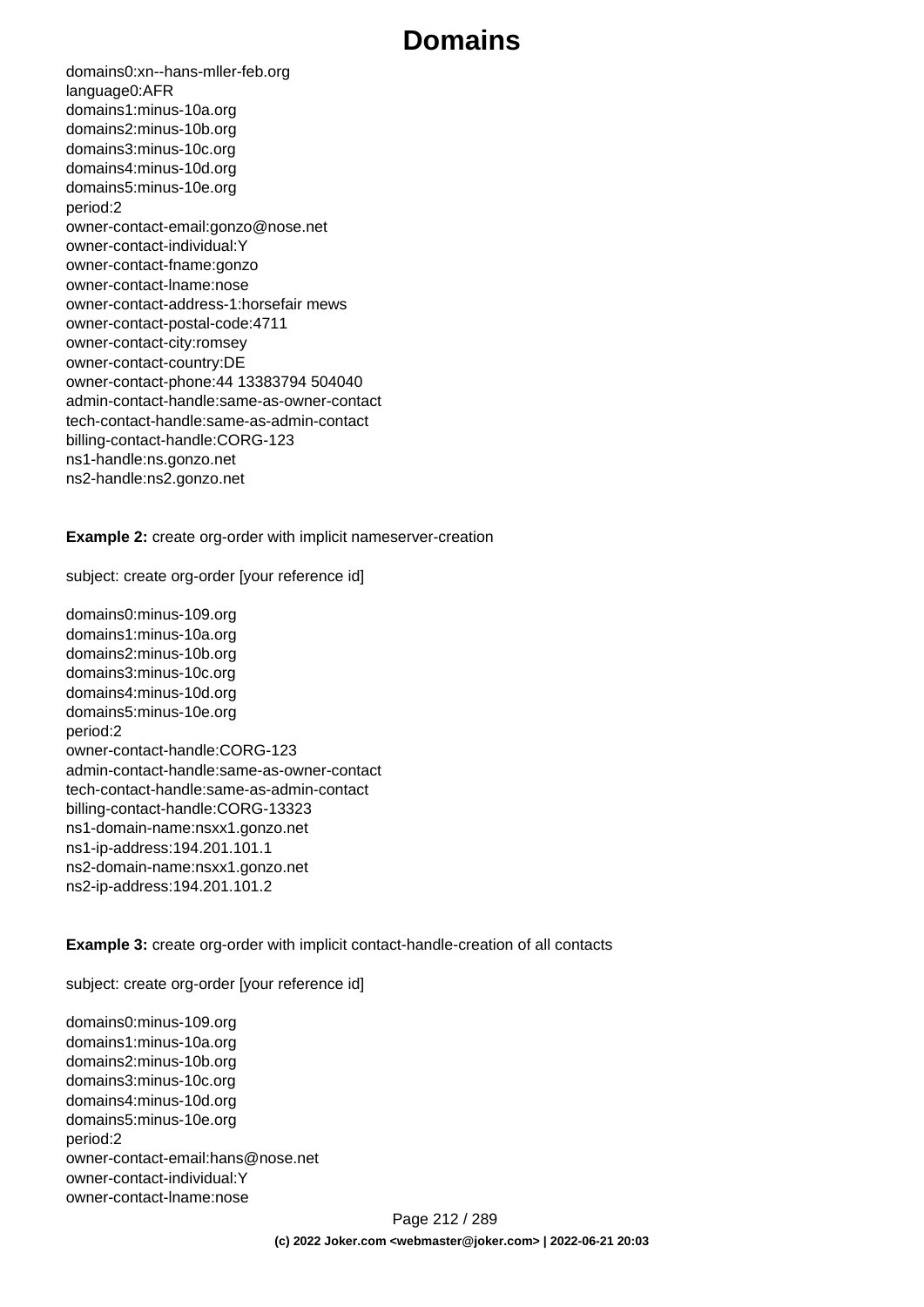```
domains0:xn--hans-mller-feb.org
language0:AFR
domains1:minus-10a.org
domains2:minus-10b.org
domains3:minus-10c.org
domains4:minus-10d.org
domains5:minus-10e.org
period:2
owner-contact-email:gonzo@nose.net
owner-contact-individual:Y
owner-contact-fname:gonzo
owner-contact-lname:nose
owner-contact-address-1:horsefair mews
owner-contact-postal-code:4711
owner-contact-city:romsey
owner-contact-country:DE
owner-contact-phone:44 13383794 504040
admin-contact-handle:same-as-owner-contact
tech-contact-handle:same-as-admin-contact
billing-contact-handle:CORG-123
ns1-handle:ns.gonzo.net
ns2-handle:ns2.gonzo.net
```

**Example 2:** create org-order with implicit nameserver-creation

```
subject: create org-order [your reference id]

domains0:minus-109.org
domains1:minus-10a.org
domains2:minus-10b.org
domains3:minus-10c.org
domains4:minus-10d.org
domains5:minus-10e.org
period:2
owner-contact-handle:CORG-123
admin-contact-handle:same-as-owner-contact
tech-contact-handle:same-as-admin-contact
billing-contact-handle:CORG-13323
ns1-domain-name:nsxx1.gonzo.net
ns1-ip-address:194.201.101.1
ns2-domain-name:nsxx1.gonzo.net
ns2-ip-address:194.201.101.2
```

**Example 3:** create org-order with implicit contact-handle-creation of all contacts

```
subject: create org-order [your reference id]

domains0:minus-109.org
domains1:minus-10a.org
domains2:minus-10b.org
domains3:minus-10c.org
domains4:minus-10d.org
domains5:minus-10e.org
period:2
owner-contact-email:hans@nose.net
owner-contact-individual:Y
owner-contact-lname:nose
```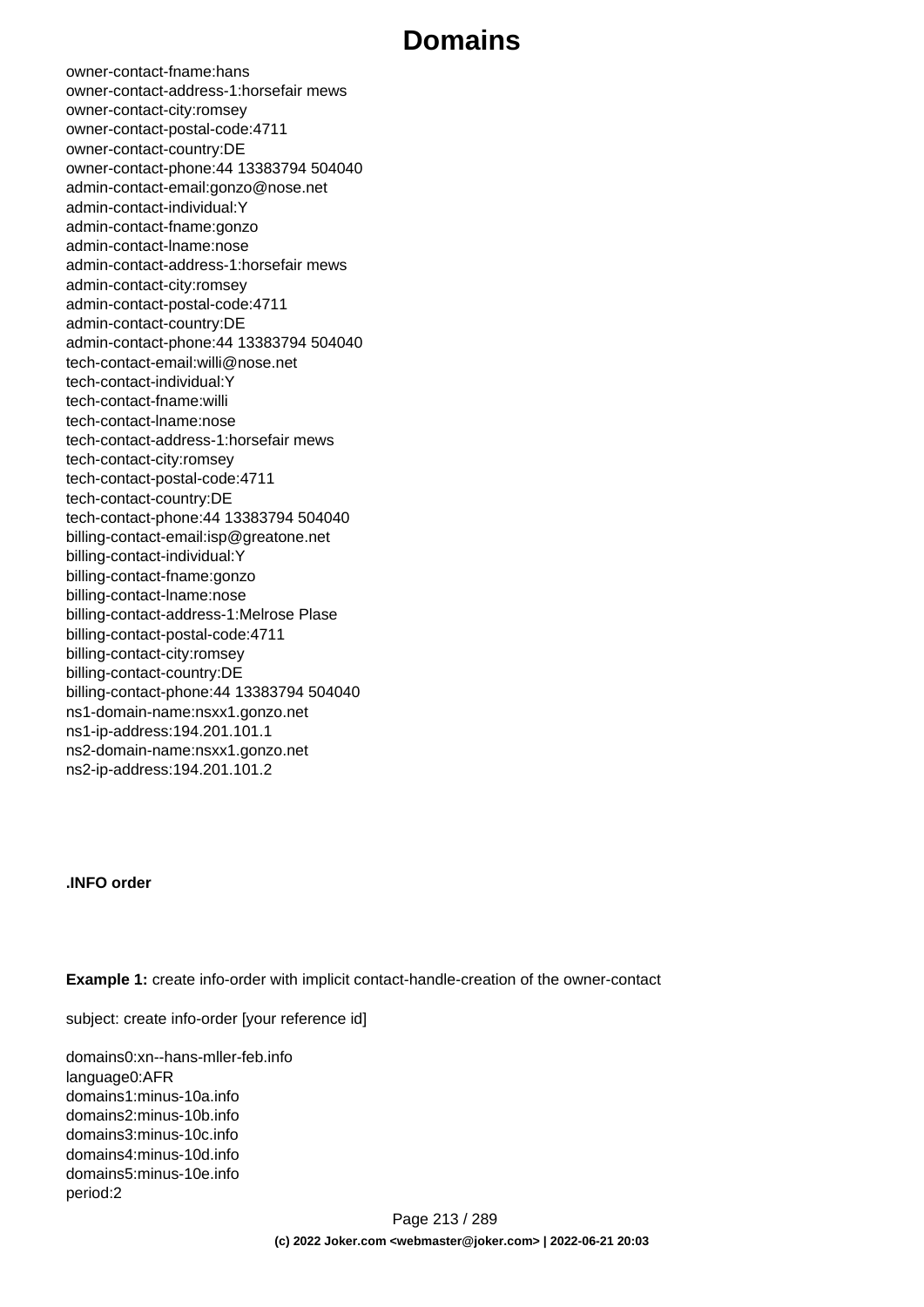```
owner-contact-fname:hans
owner-contact-address-1:horsefair mews
owner-contact-city:romsey
owner-contact-postal-code:4711
owner-contact-country:DE
owner-contact-phone:44 13383794 504040
admin-contact-email:gonzo@nose.net
admin-contact-individual:Y
admin-contact-fname:gonzo
admin-contact-lname:nose
admin-contact-address-1:horsefair mews
admin-contact-city:romsey
admin-contact-postal-code:4711
admin-contact-country:DE
admin-contact-phone:44 13383794 504040
tech-contact-email:willi@nose.net
tech-contact-individual:Y
tech-contact-fname:willi
tech-contact-lname:nose
tech-contact-address-1:horsefair mews
tech-contact-city:romsey
tech-contact-postal-code:4711
tech-contact-country:DE
tech-contact-phone:44 13383794 504040
billing-contact-email:isp@greatone.net
billing-contact-individual:Y
billing-contact-fname:gonzo
billing-contact-lname:nose
billing-contact-address-1:Melrose Plase
billing-contact-postal-code:4711
billing-contact-city:romsey
billing-contact-country:DE
billing-contact-phone:44 13383794 504040
ns1-domain-name:nsxx1.gonzo.net
ns1-ip-address:194.201.101.1
ns2-domain-name:nsxx1.gonzo.net
ns2-ip-address:194.201.101.2
```

**.INFO order**

**Example 1:** create info-order with implicit contact-handle-creation of the owner-contact

```
subject: create info-order [your reference id]

domains0:xn--hans-mller-feb.info
language0:AFR
domains1:minus-10a.info
domains2:minus-10b.info
domains3:minus-10c.info
domains4:minus-10d.info
domains5:minus-10e.info
period:2
```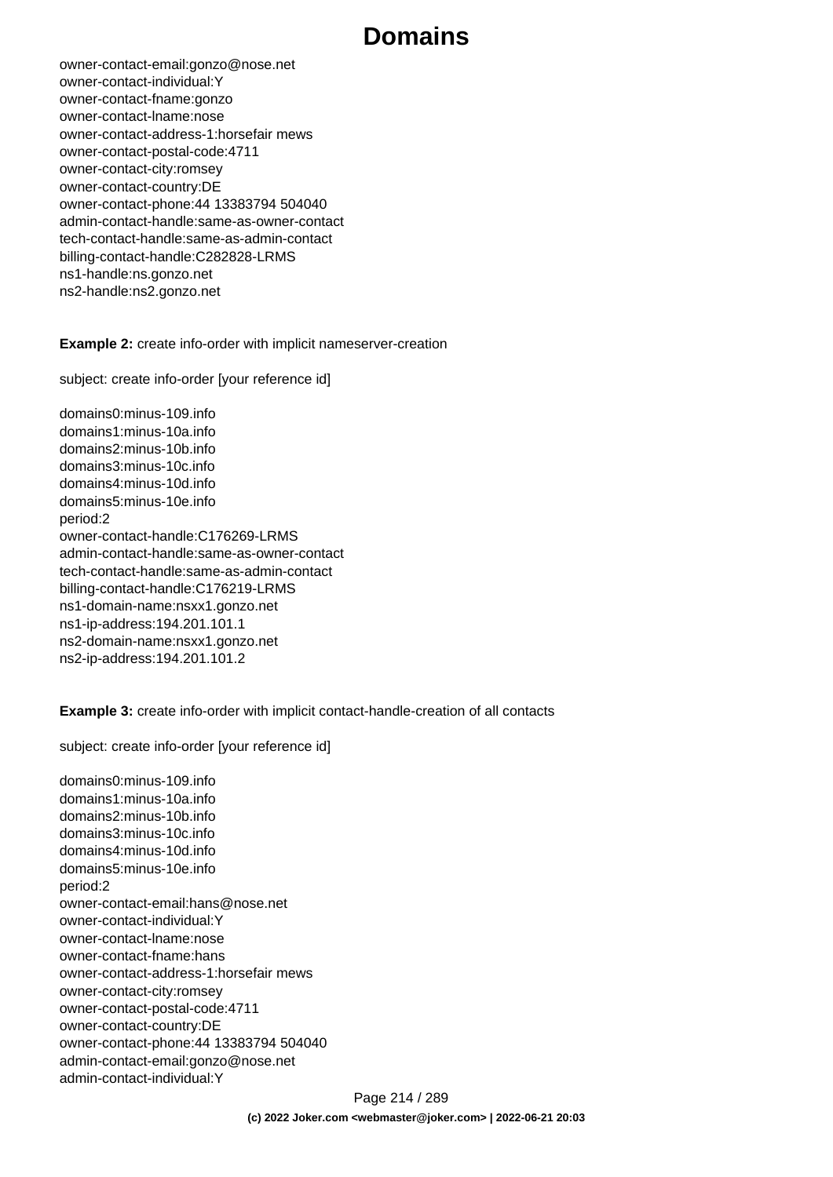```
owner-contact-email:gonzo@nose.net
owner-contact-individual:Y
owner-contact-fname:gonzo
owner-contact-lname:nose
owner-contact-address-1:horsefair mews
owner-contact-postal-code:4711
owner-contact-city:romsey
owner-contact-country:DE
owner-contact-phone:44 13383794 504040
admin-contact-handle:same-as-owner-contact
tech-contact-handle:same-as-admin-contact
billing-contact-handle:C282828-LRMS
ns1-handle:ns.gonzo.net
ns2-handle:ns2.gonzo.net
```

**Example 2:** create info-order with implicit nameserver-creation

```
subject: create info-order [your reference id]

domains0:minus-109.info
domains1:minus-10a.info
domains2:minus-10b.info
domains3:minus-10c.info
domains4:minus-10d.info
domains5:minus-10e.info
period:2
owner-contact-handle:C176269-LRMS
admin-contact-handle:same-as-owner-contact
tech-contact-handle:same-as-admin-contact
billing-contact-handle:C176219-LRMS
ns1-domain-name:nsxx1.gonzo.net
ns1-ip-address:194.201.101.1
ns2-domain-name:nsxx1.gonzo.net
ns2-ip-address:194.201.101.2
```

**Example 3:** create info-order with implicit contact-handle-creation of all contacts

```
subject: create info-order [your reference id]

domains0:minus-109.info
domains1:minus-10a.info
domains2:minus-10b.info
domains3:minus-10c.info
domains4:minus-10d.info
domains5:minus-10e.info
period:2
owner-contact-email:hans@nose.net
owner-contact-individual:Y
owner-contact-lname:nose
owner-contact-fname:hans
owner-contact-address-1:horsefair mews
owner-contact-city:romsey
owner-contact-postal-code:4711
owner-contact-country:DE
owner-contact-phone:44 13383794 504040
admin-contact-email:gonzo@nose.net
admin-contact-individual:Y
```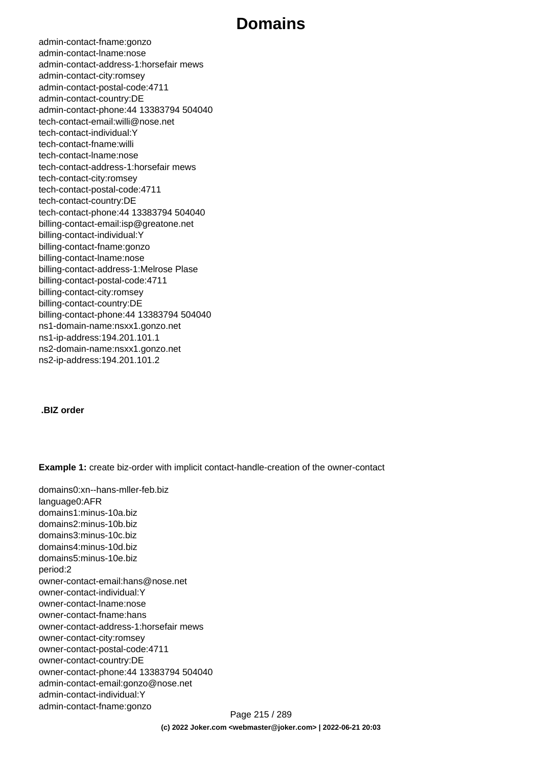```
admin-contact-fname:gonzo
admin-contact-lname:nose
admin-contact-address-1:horsefair mews
admin-contact-city:romsey
admin-contact-postal-code:4711
admin-contact-country:DE
admin-contact-phone:44 13383794 504040
tech-contact-email:willi@nose.net
tech-contact-individual:Y
tech-contact-fname:willi
tech-contact-lname:nose
tech-contact-address-1:horsefair mews
tech-contact-city:romsey
tech-contact-postal-code:4711
tech-contact-country:DE
tech-contact-phone:44 13383794 504040
billing-contact-email:isp@greatone.net
billing-contact-individual:Y
billing-contact-fname:gonzo
billing-contact-lname:nose
billing-contact-address-1:Melrose Plase
billing-contact-postal-code:4711
billing-contact-city:romsey
billing-contact-country:DE
billing-contact-phone:44 13383794 504040
ns1-domain-name:nsxx1.gonzo.net
ns1-ip-address:194.201.101.1
ns2-domain-name:nsxx1.gonzo.net
ns2-ip-address:194.201.101.2
```

**.BIZ order**

**Example 1:** create biz-order with implicit contact-handle-creation of the owner-contact

```
domains0:xn--hans-mller-feb.biz
language0:AFR
domains1:minus-10a.biz
domains2:minus-10b.biz
domains3:minus-10c.biz
domains4:minus-10d.biz
domains5:minus-10e.biz
period:2
owner-contact-email:hans@nose.net
owner-contact-individual:Y
owner-contact-lname:nose
owner-contact-fname:hans
owner-contact-address-1:horsefair mews
owner-contact-city:romsey
owner-contact-postal-code:4711
owner-contact-country:DE
owner-contact-phone:44 13383794 504040
admin-contact-email:gonzo@nose.net
admin-contact-individual:Y
admin-contact-fname:gonzo
```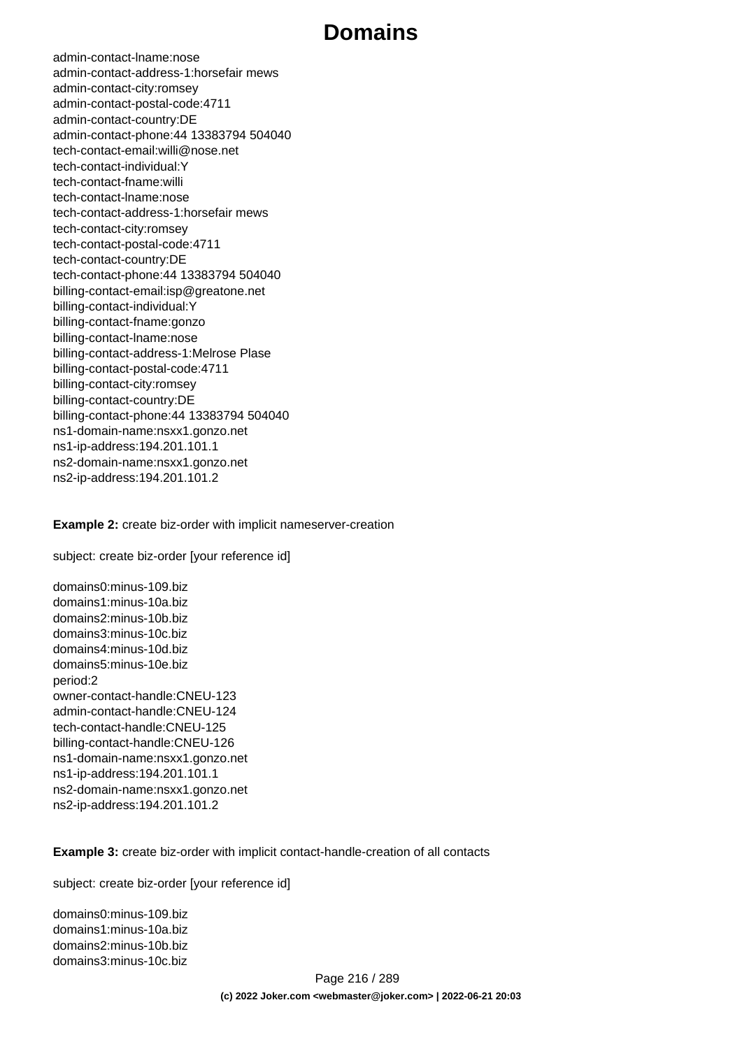admin-contact-lname:nose
admin-contact-address-1:horsefair mews
admin-contact-city:romsey
admin-contact-postal-code:4711
admin-contact-country:DE
admin-contact-phone:44 13383794 504040
tech-contact-email:willi@nose.net
tech-contact-individual:Y
tech-contact-fname:willi
tech-contact-lname:nose
tech-contact-address-1:horsefair mews
tech-contact-city:romsey
tech-contact-postal-code:4711
tech-contact-country:DE
tech-contact-phone:44 13383794 504040
billing-contact-email:isp@greatone.net
billing-contact-individual:Y
billing-contact-fname:gonzo
billing-contact-lname:nose
billing-contact-address-1:Melrose Plase
billing-contact-postal-code:4711
billing-contact-city:romsey
billing-contact-country:DE
billing-contact-phone:44 13383794 504040
ns1-domain-name:nsxx1.gonzo.net
ns1-ip-address:194.201.101.1
ns2-domain-name:nsxx1.gonzo.net
ns2-ip-address:194.201.101.2

**Example 2:** create biz-order with implicit nameserver-creation

subject: create biz-order [your reference id]

domains0:minus-109.biz
domains1:minus-10a.biz
domains2:minus-10b.biz
domains3:minus-10c.biz
domains4:minus-10d.biz
domains5:minus-10e.biz
period:2
owner-contact-handle:CNEU-123
admin-contact-handle:CNEU-124
tech-contact-handle:CNEU-125
billing-contact-handle:CNEU-126
ns1-domain-name:nsxx1.gonzo.net
ns1-ip-address:194.201.101.1
ns2-domain-name:nsxx1.gonzo.net
ns2-ip-address:194.201.101.2

**Example 3:** create biz-order with implicit contact-handle-creation of all contacts

subject: create biz-order [your reference id]

domains0:minus-109.biz
domains1:minus-10a.biz
domains2:minus-10b.biz
domains3:minus-10c.biz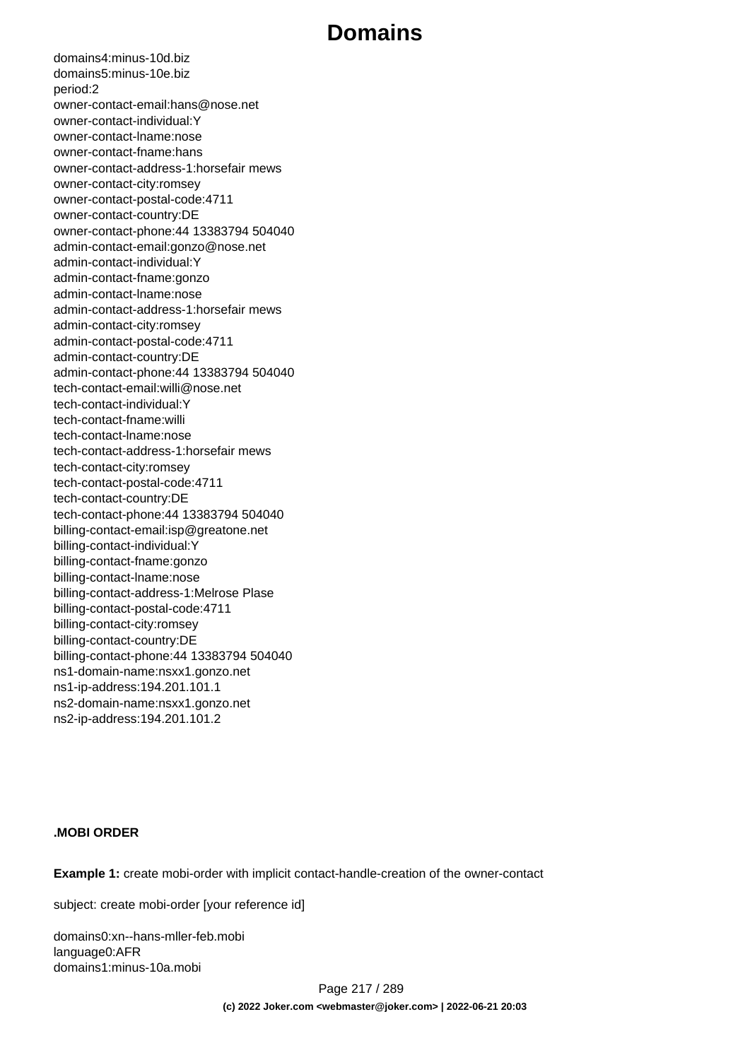domains4:minus-10d.biz
domains5:minus-10e.biz
period:2
owner-contact-email:hans@nose.net
owner-contact-individual:Y
owner-contact-lname:nose
owner-contact-fname:hans
owner-contact-address-1:horsefair mews
owner-contact-city:romsey
owner-contact-postal-code:4711
owner-contact-country:DE
owner-contact-phone:44 13383794 504040
admin-contact-email:gonzo@nose.net
admin-contact-individual:Y
admin-contact-fname:gonzo
admin-contact-lname:nose
admin-contact-address-1:horsefair mews
admin-contact-city:romsey
admin-contact-postal-code:4711
admin-contact-country:DE
admin-contact-phone:44 13383794 504040
tech-contact-email:willi@nose.net
tech-contact-individual:Y
tech-contact-fname:willi
tech-contact-lname:nose
tech-contact-address-1:horsefair mews
tech-contact-city:romsey
tech-contact-postal-code:4711
tech-contact-country:DE
tech-contact-phone:44 13383794 504040
billing-contact-email:isp@greatone.net
billing-contact-individual:Y
billing-contact-fname:gonzo
billing-contact-lname:nose
billing-contact-address-1:Melrose Plase
billing-contact-postal-code:4711
billing-contact-city:romsey
billing-contact-country:DE
billing-contact-phone:44 13383794 504040
ns1-domain-name:nsxx1.gonzo.net
ns1-ip-address:194.201.101.1
ns2-domain-name:nsxx1.gonzo.net
ns2-ip-address:194.201.101.2

**.MOBI ORDER**

**Example 1:** create mobi-order with implicit contact-handle-creation of the owner-contact

subject: create mobi-order [your reference id]

domains0:xn--hans-mller-feb.mobi
language0:AFR
domains1:minus-10a.mobi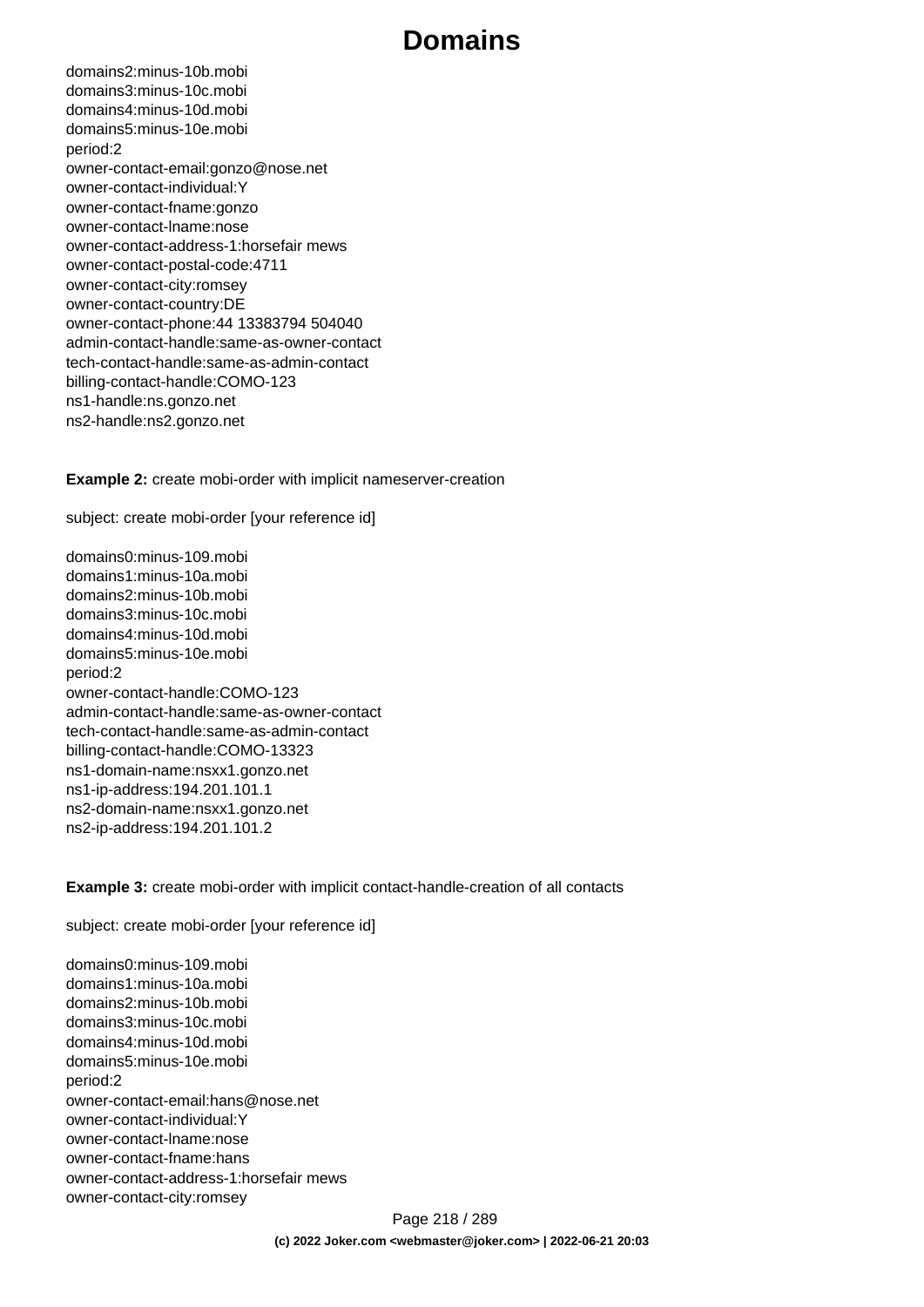domains2:minus-10b.mobi
domains3:minus-10c.mobi
domains4:minus-10d.mobi
domains5:minus-10e.mobi
period:2
owner-contact-email:gonzo@nose.net
owner-contact-individual:Y
owner-contact-fname:gonzo
owner-contact-lname:nose
owner-contact-address-1:horsefair mews
owner-contact-postal-code:4711
owner-contact-city:romsey
owner-contact-country:DE
owner-contact-phone:44 13383794 504040
admin-contact-handle:same-as-owner-contact
tech-contact-handle:same-as-admin-contact
billing-contact-handle:COMO-123
ns1-handle:ns.gonzo.net
ns2-handle:ns2.gonzo.net

**Example 2:** create mobi-order with implicit nameserver-creation

subject: create mobi-order [your reference id]

domains0:minus-109.mobi
domains1:minus-10a.mobi
domains2:minus-10b.mobi
domains3:minus-10c.mobi
domains4:minus-10d.mobi
domains5:minus-10e.mobi
period:2
owner-contact-handle:COMO-123
admin-contact-handle:same-as-owner-contact
tech-contact-handle:same-as-admin-contact
billing-contact-handle:COMO-13323
ns1-domain-name:nsxx1.gonzo.net
ns1-ip-address:194.201.101.1
ns2-domain-name:nsxx1.gonzo.net
ns2-ip-address:194.201.101.2

**Example 3:** create mobi-order with implicit contact-handle-creation of all contacts

subject: create mobi-order [your reference id]

domains0:minus-109.mobi
domains1:minus-10a.mobi
domains2:minus-10b.mobi
domains3:minus-10c.mobi
domains4:minus-10d.mobi
domains5:minus-10e.mobi
period:2
owner-contact-email:hans@nose.net
owner-contact-individual:Y
owner-contact-lname:nose
owner-contact-fname:hans
owner-contact-address-1:horsefair mews
owner-contact-city:romsey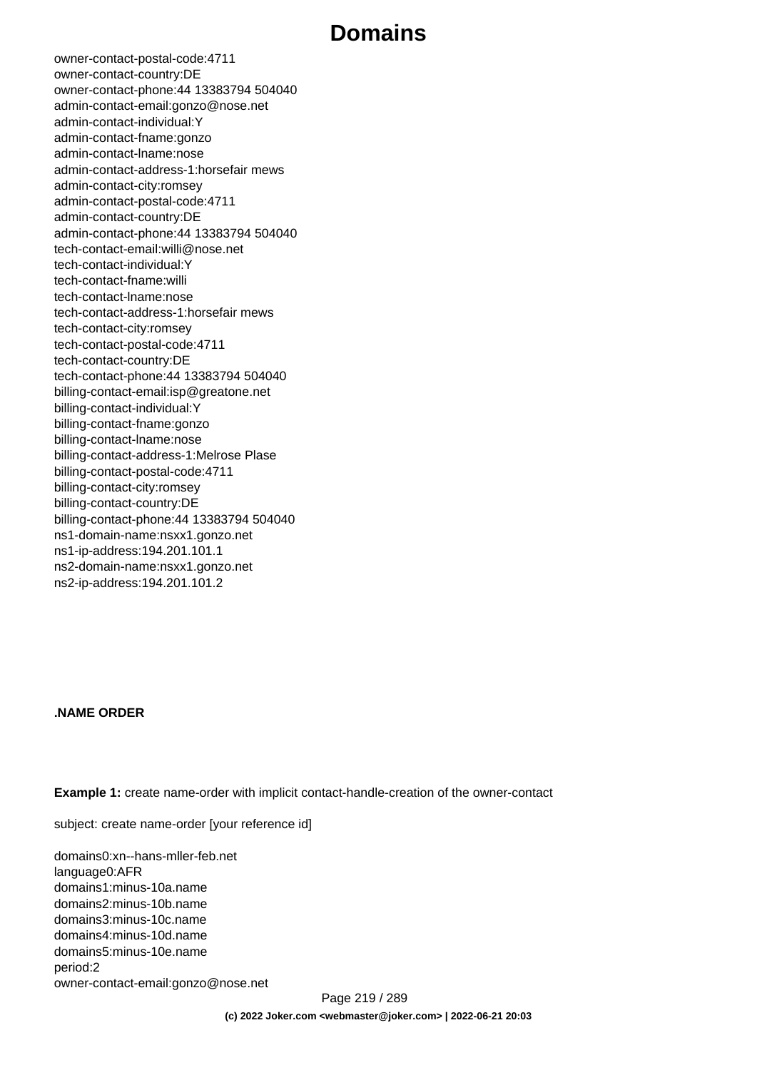```
owner-contact-postal-code:4711
owner-contact-country:DE
owner-contact-phone:44 13383794 504040
admin-contact-email:gonzo@nose.net
admin-contact-individual:Y
admin-contact-fname:gonzo
admin-contact-lname:nose
admin-contact-address-1:horsefair mews
admin-contact-city:romsey
admin-contact-postal-code:4711
admin-contact-country:DE
admin-contact-phone:44 13383794 504040
tech-contact-email:willi@nose.net
tech-contact-individual:Y
tech-contact-fname:willi
tech-contact-lname:nose
tech-contact-address-1:horsefair mews
tech-contact-city:romsey
tech-contact-postal-code:4711
tech-contact-country:DE
tech-contact-phone:44 13383794 504040
billing-contact-email:isp@greatone.net
billing-contact-individual:Y
billing-contact-fname:gonzo
billing-contact-lname:nose
billing-contact-address-1:Melrose Plase
billing-contact-postal-code:4711
billing-contact-city:romsey
billing-contact-country:DE
billing-contact-phone:44 13383794 504040
ns1-domain-name:nsxx1.gonzo.net
ns1-ip-address:194.201.101.1
ns2-domain-name:nsxx1.gonzo.net
ns2-ip-address:194.201.101.2
```

**.NAME ORDER**

**Example 1:** create name-order with implicit contact-handle-creation of the owner-contact

subject: create name-order [your reference id]

```
domains0:xn--hans-mller-feb.net
language0:AFR
domains1:minus-10a.name
domains2:minus-10b.name
domains3:minus-10c.name
domains4:minus-10d.name
domains5:minus-10e.name
period:2
owner-contact-email:gonzo@nose.net
```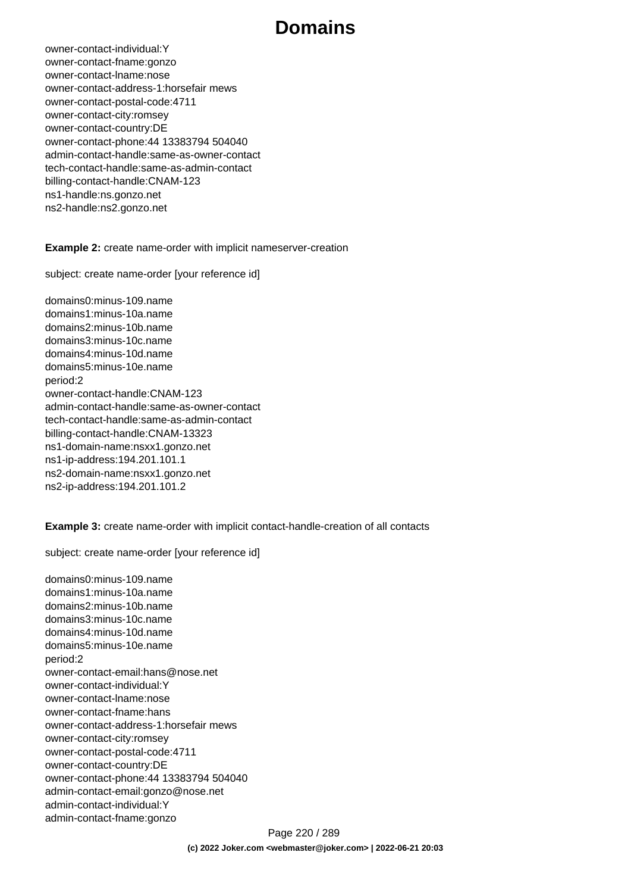owner-contact-individual:Y
owner-contact-fname:gonzo
owner-contact-lname:nose
owner-contact-address-1:horsefair mews
owner-contact-postal-code:4711
owner-contact-city:romsey
owner-contact-country:DE
owner-contact-phone:44 13383794 504040
admin-contact-handle:same-as-owner-contact
tech-contact-handle:same-as-admin-contact
billing-contact-handle:CNAM-123
ns1-handle:ns.gonzo.net
ns2-handle:ns2.gonzo.net

**Example 2:** create name-order with implicit nameserver-creation

subject: create name-order [your reference id]

domains0:minus-109.name
domains1:minus-10a.name
domains2:minus-10b.name
domains3:minus-10c.name
domains4:minus-10d.name
domains5:minus-10e.name
period:2
owner-contact-handle:CNAM-123
admin-contact-handle:same-as-owner-contact
tech-contact-handle:same-as-admin-contact
billing-contact-handle:CNAM-13323
ns1-domain-name:nsxx1.gonzo.net
ns1-ip-address:194.201.101.1
ns2-domain-name:nsxx1.gonzo.net
ns2-ip-address:194.201.101.2

**Example 3:** create name-order with implicit contact-handle-creation of all contacts

subject: create name-order [your reference id]

domains0:minus-109.name
domains1:minus-10a.name
domains2:minus-10b.name
domains3:minus-10c.name
domains4:minus-10d.name
domains5:minus-10e.name
period:2
owner-contact-email:hans@nose.net
owner-contact-individual:Y
owner-contact-lname:nose
owner-contact-fname:hans
owner-contact-address-1:horsefair mews
owner-contact-city:romsey
owner-contact-postal-code:4711
owner-contact-country:DE
owner-contact-phone:44 13383794 504040
admin-contact-email:gonzo@nose.net
admin-contact-individual:Y
admin-contact-fname:gonzo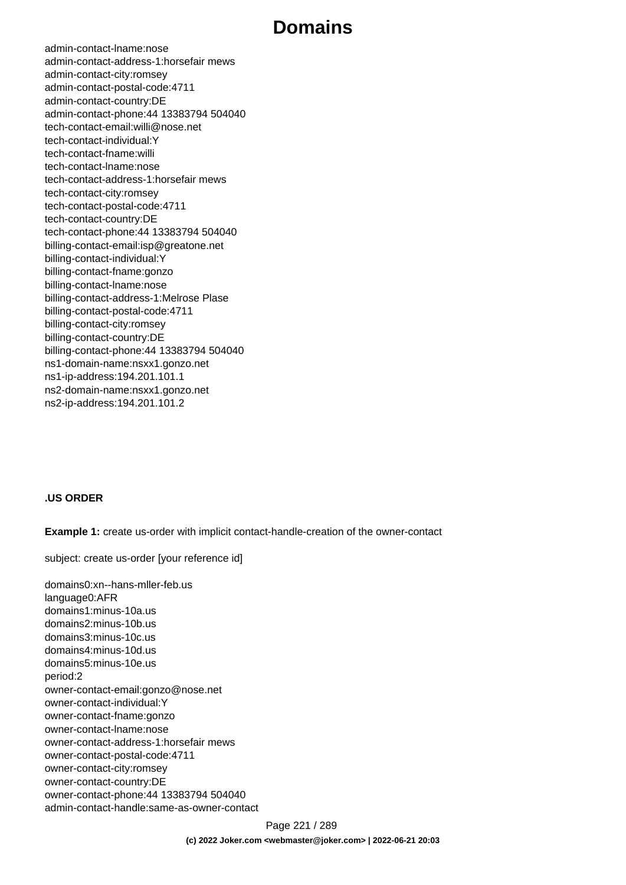```
admin-contact-lname:nose
admin-contact-address-1:horsefair mews
admin-contact-city:romsey
admin-contact-postal-code:4711
admin-contact-country:DE
admin-contact-phone:44 13383794 504040
tech-contact-email:willi@nose.net
tech-contact-individual:Y
tech-contact-fname:willi
tech-contact-lname:nose
tech-contact-address-1:horsefair mews
tech-contact-city:romsey
tech-contact-postal-code:4711
tech-contact-country:DE
tech-contact-phone:44 13383794 504040
billing-contact-email:isp@greatone.net
billing-contact-individual:Y
billing-contact-fname:gonzo
billing-contact-lname:nose
billing-contact-address-1:Melrose Plase
billing-contact-postal-code:4711
billing-contact-city:romsey
billing-contact-country:DE
billing-contact-phone:44 13383794 504040
ns1-domain-name:nsxx1.gonzo.net
ns1-ip-address:194.201.101.1
ns2-domain-name:nsxx1.gonzo.net
ns2-ip-address:194.201.101.2
```

**.US ORDER**

**Example 1:** create us-order with implicit contact-handle-creation of the owner-contact

```
subject: create us-order [your reference id]

domains0:xn--hans-mller-feb.us
language0:AFR
domains1:minus-10a.us
domains2:minus-10b.us
domains3:minus-10c.us
domains4:minus-10d.us
domains5:minus-10e.us
period:2
owner-contact-email:gonzo@nose.net
owner-contact-individual:Y
owner-contact-fname:gonzo
owner-contact-lname:nose
owner-contact-address-1:horsefair mews
owner-contact-postal-code:4711
owner-contact-city:romsey
owner-contact-country:DE
owner-contact-phone:44 13383794 504040
admin-contact-handle:same-as-owner-contact
```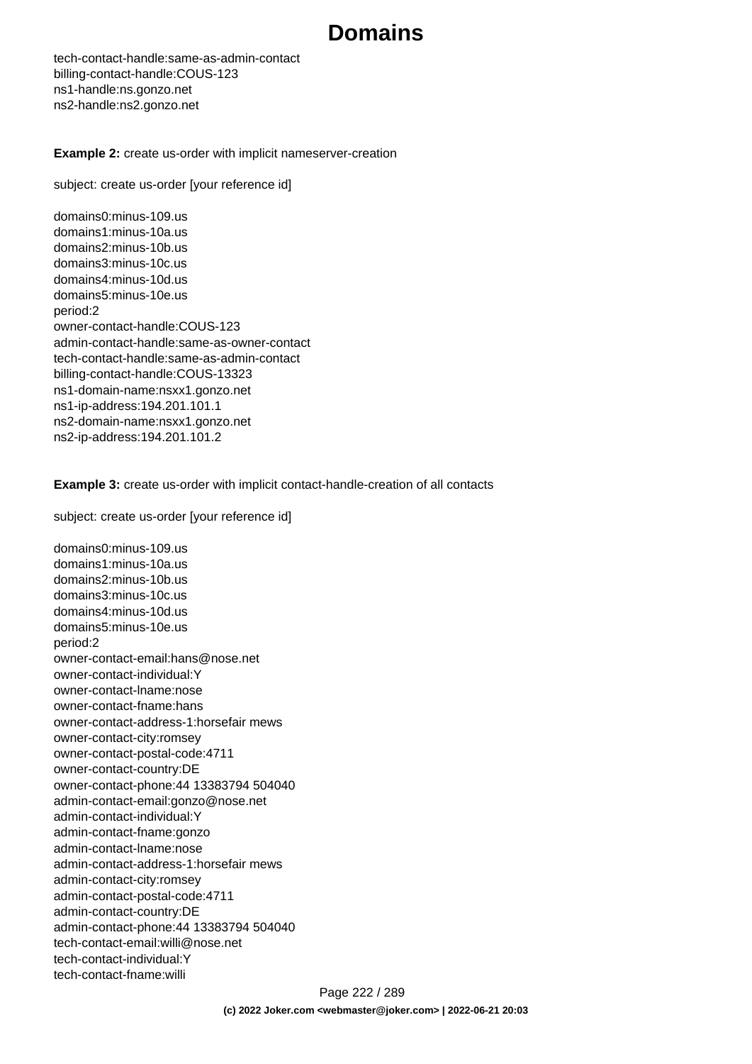tech-contact-handle:same-as-admin-contact
billing-contact-handle:COUS-123
ns1-handle:ns.gonzo.net
ns2-handle:ns2.gonzo.net

**Example 2:** create us-order with implicit nameserver-creation

subject: create us-order [your reference id]

```
domains0:minus-109.us
domains1:minus-10a.us
domains2:minus-10b.us
domains3:minus-10c.us
domains4:minus-10d.us
domains5:minus-10e.us
period:2
owner-contact-handle:COUS-123
admin-contact-handle:same-as-owner-contact
tech-contact-handle:same-as-admin-contact
billing-contact-handle:COUS-13323
ns1-domain-name:nsxx1.gonzo.net
ns1-ip-address:194.201.101.1
ns2-domain-name:nsxx1.gonzo.net
ns2-ip-address:194.201.101.2
```

**Example 3:** create us-order with implicit contact-handle-creation of all contacts

subject: create us-order [your reference id]

```
domains0:minus-109.us
domains1:minus-10a.us
domains2:minus-10b.us
domains3:minus-10c.us
domains4:minus-10d.us
domains5:minus-10e.us
period:2
owner-contact-email:hans@nose.net
owner-contact-individual:Y
owner-contact-lname:nose
owner-contact-fname:hans
owner-contact-address-1:horsefair mews
owner-contact-city:romsey
owner-contact-postal-code:4711
owner-contact-country:DE
owner-contact-phone:44 13383794 504040
admin-contact-email:gonzo@nose.net
admin-contact-individual:Y
admin-contact-fname:gonzo
admin-contact-lname:nose
admin-contact-address-1:horsefair mews
admin-contact-city:romsey
admin-contact-postal-code:4711
admin-contact-country:DE
admin-contact-phone:44 13383794 504040
tech-contact-email:willi@nose.net
tech-contact-individual:Y
tech-contact-fname:willi
```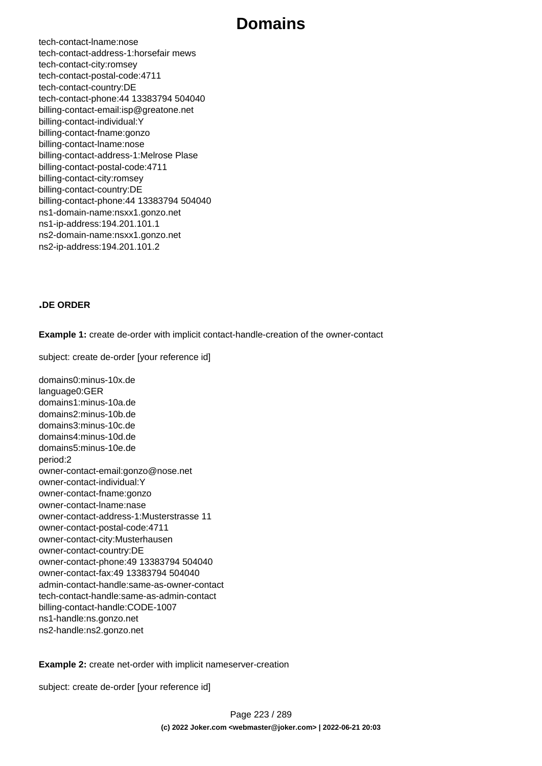tech-contact-lname:nose
tech-contact-address-1:horsefair mews
tech-contact-city:romsey
tech-contact-postal-code:4711
tech-contact-country:DE
tech-contact-phone:44 13383794 504040
billing-contact-email:isp@greatone.net
billing-contact-individual:Y
billing-contact-fname:gonzo
billing-contact-lname:nose
billing-contact-address-1:Melrose Plase
billing-contact-postal-code:4711
billing-contact-city:romsey
billing-contact-country:DE
billing-contact-phone:44 13383794 504040
ns1-domain-name:nsxx1.gonzo.net
ns1-ip-address:194.201.101.1
ns2-domain-name:nsxx1.gonzo.net
ns2-ip-address:194.201.101.2

### .DE ORDER

**Example 1:** create de-order with implicit contact-handle-creation of the owner-contact

subject: create de-order [your reference id]

domains0:minus-10x.de
language0:GER
domains1:minus-10a.de
domains2:minus-10b.de
domains3:minus-10c.de
domains4:minus-10d.de
domains5:minus-10e.de
period:2
owner-contact-email:gonzo@nose.net
owner-contact-individual:Y
owner-contact-fname:gonzo
owner-contact-lname:nase
owner-contact-address-1:Musterstrasse 11
owner-contact-postal-code:4711
owner-contact-city:Musterhausen
owner-contact-country:DE
owner-contact-phone:49 13383794 504040
owner-contact-fax:49 13383794 504040
admin-contact-handle:same-as-owner-contact
tech-contact-handle:same-as-admin-contact
billing-contact-handle:CODE-1007
ns1-handle:ns.gonzo.net
ns2-handle:ns2.gonzo.net

**Example 2:** create net-order with implicit nameserver-creation

subject: create de-order [your reference id]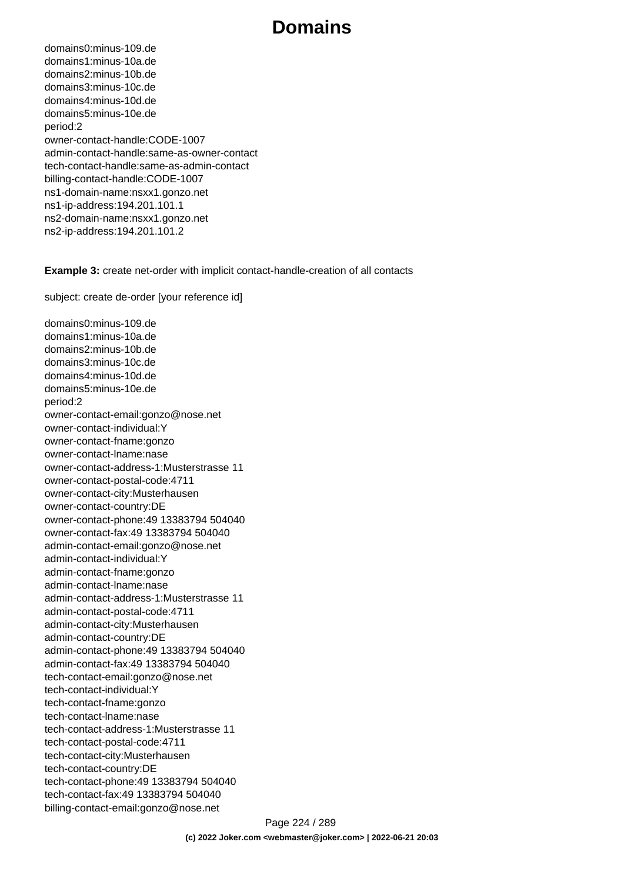```
domains0:minus-109.de
domains1:minus-10a.de
domains2:minus-10b.de
domains3:minus-10c.de
domains4:minus-10d.de
domains5:minus-10e.de
period:2
owner-contact-handle:CODE-1007
admin-contact-handle:same-as-owner-contact
tech-contact-handle:same-as-admin-contact
billing-contact-handle:CODE-1007
ns1-domain-name:nsxx1.gonzo.net
ns1-ip-address:194.201.101.1
ns2-domain-name:nsxx1.gonzo.net
ns2-ip-address:194.201.101.2
```

**Example 3:** create net-order with implicit contact-handle-creation of all contacts

subject: create de-order [your reference id]

```
domains0:minus-109.de
domains1:minus-10a.de
domains2:minus-10b.de
domains3:minus-10c.de
domains4:minus-10d.de
domains5:minus-10e.de
period:2
owner-contact-email:gonzo@nose.net
owner-contact-individual:Y
owner-contact-fname:gonzo
owner-contact-lname:nase
owner-contact-address-1:Musterstrasse 11
owner-contact-postal-code:4711
owner-contact-city:Musterhausen
owner-contact-country:DE
owner-contact-phone:49 13383794 504040
owner-contact-fax:49 13383794 504040
admin-contact-email:gonzo@nose.net
admin-contact-individual:Y
admin-contact-fname:gonzo
admin-contact-lname:nase
admin-contact-address-1:Musterstrasse 11
admin-contact-postal-code:4711
admin-contact-city:Musterhausen
admin-contact-country:DE
admin-contact-phone:49 13383794 504040
admin-contact-fax:49 13383794 504040
tech-contact-email:gonzo@nose.net
tech-contact-individual:Y
tech-contact-fname:gonzo
tech-contact-lname:nase
tech-contact-address-1:Musterstrasse 11
tech-contact-postal-code:4711
tech-contact-city:Musterhausen
tech-contact-country:DE
tech-contact-phone:49 13383794 504040
tech-contact-fax:49 13383794 504040
billing-contact-email:gonzo@nose.net
```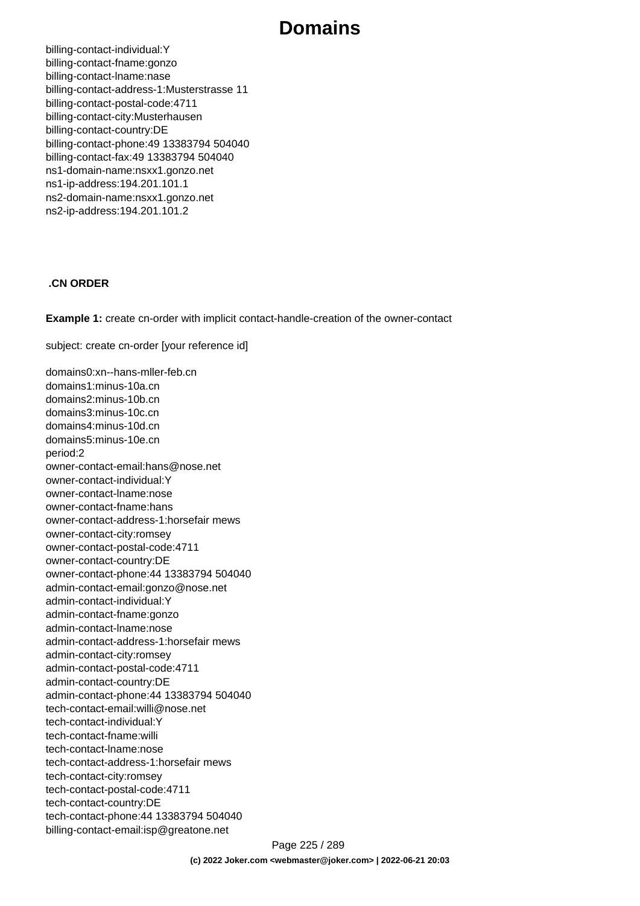```
billing-contact-individual:Y
billing-contact-fname:gonzo
billing-contact-lname:nase
billing-contact-address-1:Musterstrasse 11
billing-contact-postal-code:4711
billing-contact-city:Musterhausen
billing-contact-country:DE
billing-contact-phone:49 13383794 504040
billing-contact-fax:49 13383794 504040
ns1-domain-name:nsxx1.gonzo.net
ns1-ip-address:194.201.101.1
ns2-domain-name:nsxx1.gonzo.net
ns2-ip-address:194.201.101.2
```

**.CN ORDER**

**Example 1:** create cn-order with implicit contact-handle-creation of the owner-contact

subject: create cn-order [your reference id]

```
domains0:xn--hans-mller-feb.cn
domains1:minus-10a.cn
domains2:minus-10b.cn
domains3:minus-10c.cn
domains4:minus-10d.cn
domains5:minus-10e.cn
period:2
owner-contact-email:hans@nose.net
owner-contact-individual:Y
owner-contact-lname:nose
owner-contact-fname:hans
owner-contact-address-1:horsefair mews
owner-contact-city:romsey
owner-contact-postal-code:4711
owner-contact-country:DE
owner-contact-phone:44 13383794 504040
admin-contact-email:gonzo@nose.net
admin-contact-individual:Y
admin-contact-fname:gonzo
admin-contact-lname:nose
admin-contact-address-1:horsefair mews
admin-contact-city:romsey
admin-contact-postal-code:4711
admin-contact-country:DE
admin-contact-phone:44 13383794 504040
tech-contact-email:willi@nose.net
tech-contact-individual:Y
tech-contact-fname:willi
tech-contact-lname:nose
tech-contact-address-1:horsefair mews
tech-contact-city:romsey
tech-contact-postal-code:4711
tech-contact-country:DE
tech-contact-phone:44 13383794 504040
billing-contact-email:isp@greatone.net
```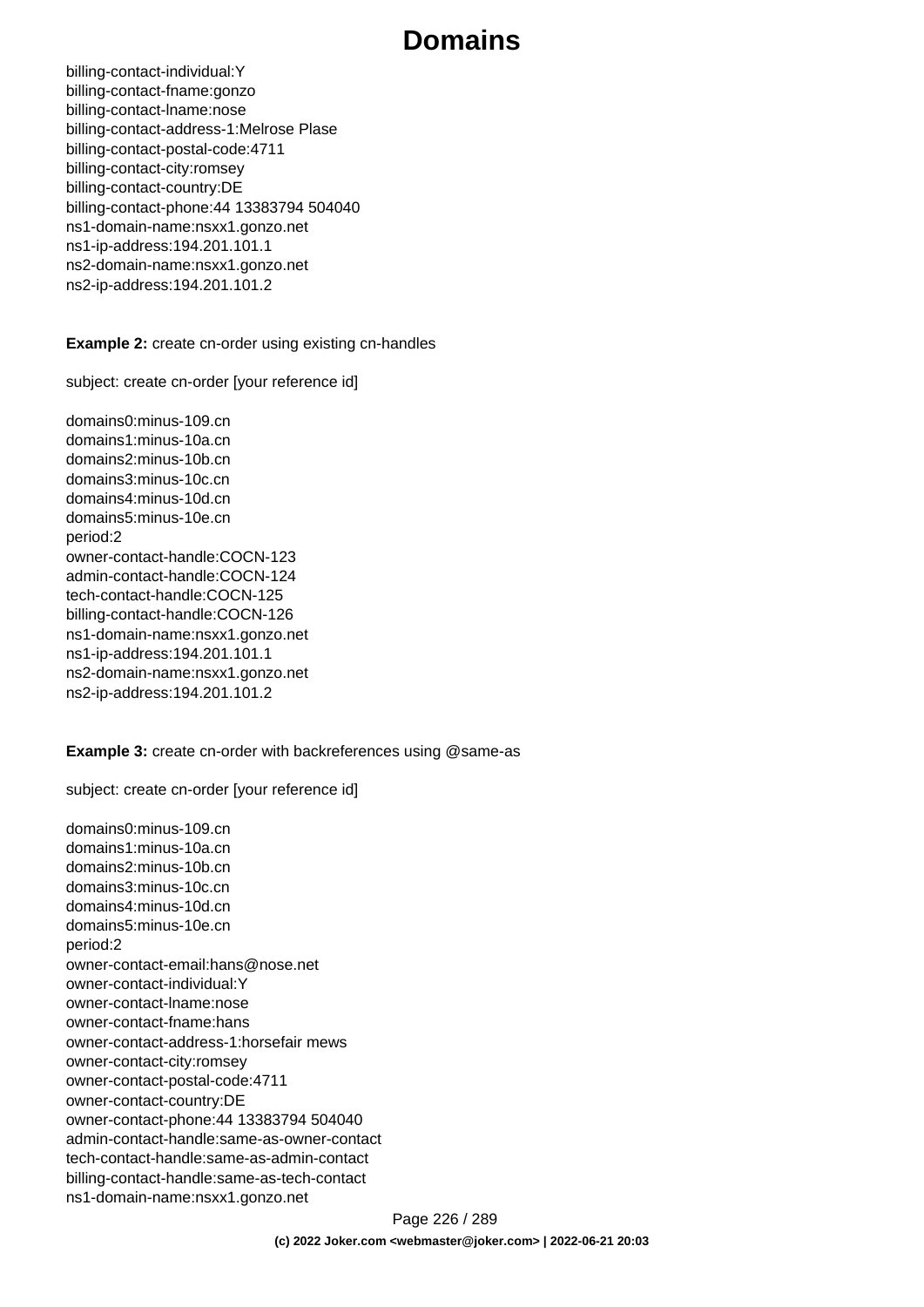```
billing-contact-individual:Y
billing-contact-fname:gonzo
billing-contact-lname:nose
billing-contact-address-1:Melrose Plase
billing-contact-postal-code:4711
billing-contact-city:romsey
billing-contact-country:DE
billing-contact-phone:44 13383794 504040
ns1-domain-name:nsxx1.gonzo.net
ns1-ip-address:194.201.101.1
ns2-domain-name:nsxx1.gonzo.net
ns2-ip-address:194.201.101.2
```

**Example 2:** create cn-order using existing cn-handles

```
subject: create cn-order [your reference id]

domains0:minus-109.cn
domains1:minus-10a.cn
domains2:minus-10b.cn
domains3:minus-10c.cn
domains4:minus-10d.cn
domains5:minus-10e.cn
period:2
owner-contact-handle:COCN-123
admin-contact-handle:COCN-124
tech-contact-handle:COCN-125
billing-contact-handle:COCN-126
ns1-domain-name:nsxx1.gonzo.net
ns1-ip-address:194.201.101.1
ns2-domain-name:nsxx1.gonzo.net
ns2-ip-address:194.201.101.2
```

**Example 3:** create cn-order with backreferences using @same-as

```
subject: create cn-order [your reference id]

domains0:minus-109.cn
domains1:minus-10a.cn
domains2:minus-10b.cn
domains3:minus-10c.cn
domains4:minus-10d.cn
domains5:minus-10e.cn
period:2
owner-contact-email:hans@nose.net
owner-contact-individual:Y
owner-contact-lname:nose
owner-contact-fname:hans
owner-contact-address-1:horsefair mews
owner-contact-city:romsey
owner-contact-postal-code:4711
owner-contact-country:DE
owner-contact-phone:44 13383794 504040
admin-contact-handle:same-as-owner-contact
tech-contact-handle:same-as-admin-contact
billing-contact-handle:same-as-tech-contact
ns1-domain-name:nsxx1.gonzo.net
```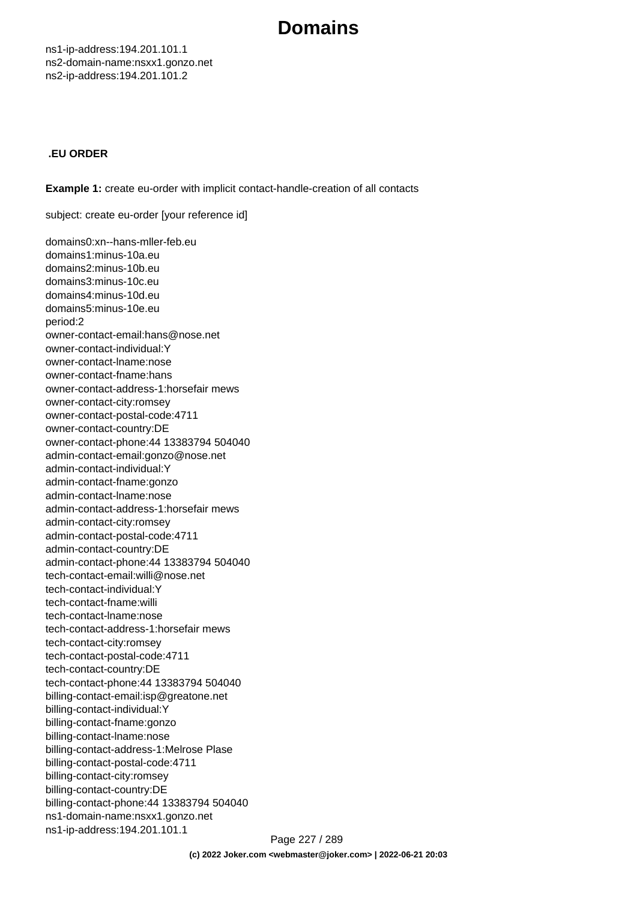ns1-ip-address:194.201.101.1
ns2-domain-name:nsxx1.gonzo.net
ns2-ip-address:194.201.101.2

### .EU ORDER

**Example 1:** create eu-order with implicit contact-handle-creation of all contacts

subject: create eu-order [your reference id]

```
domains0:xn--hans-mller-feb.eu
domains1:minus-10a.eu
domains2:minus-10b.eu
domains3:minus-10c.eu
domains4:minus-10d.eu
domains5:minus-10e.eu
period:2
owner-contact-email:hans@nose.net
owner-contact-individual:Y
owner-contact-lname:nose
owner-contact-fname:hans
owner-contact-address-1:horsefair mews
owner-contact-city:romsey
owner-contact-postal-code:4711
owner-contact-country:DE
owner-contact-phone:44 13383794 504040
admin-contact-email:gonzo@nose.net
admin-contact-individual:Y
admin-contact-fname:gonzo
admin-contact-lname:nose
admin-contact-address-1:horsefair mews
admin-contact-city:romsey
admin-contact-postal-code:4711
admin-contact-country:DE
admin-contact-phone:44 13383794 504040
tech-contact-email:willi@nose.net
tech-contact-individual:Y
tech-contact-fname:willi
tech-contact-lname:nose
tech-contact-address-1:horsefair mews
tech-contact-city:romsey
tech-contact-postal-code:4711
tech-contact-country:DE
tech-contact-phone:44 13383794 504040
billing-contact-email:isp@greatone.net
billing-contact-individual:Y
billing-contact-fname:gonzo
billing-contact-lname:nose
billing-contact-address-1:Melrose Plase
billing-contact-postal-code:4711
billing-contact-city:romsey
billing-contact-country:DE
billing-contact-phone:44 13383794 504040
ns1-domain-name:nsxx1.gonzo.net
ns1-ip-address:194.201.101.1
```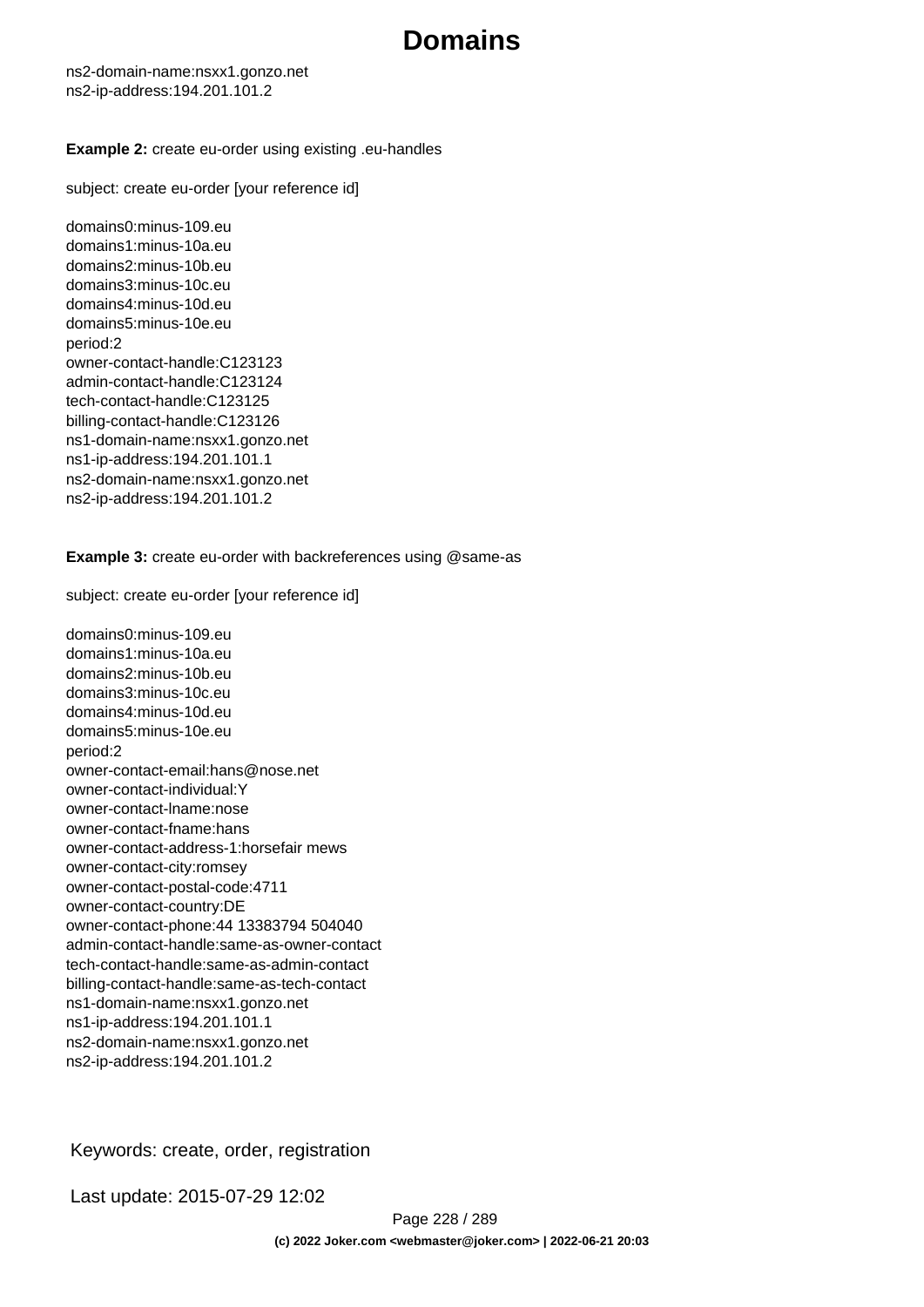ns2-domain-name:nsxx1.gonzo.net
ns2-ip-address:194.201.101.2

**Example 2:** create eu-order using existing .eu-handles

subject: create eu-order [your reference id]

```
domains0:minus-109.eu
domains1:minus-10a.eu
domains2:minus-10b.eu
domains3:minus-10c.eu
domains4:minus-10d.eu
domains5:minus-10e.eu
period:2
owner-contact-handle:C123123
admin-contact-handle:C123124
tech-contact-handle:C123125
billing-contact-handle:C123126
ns1-domain-name:nsxx1.gonzo.net
ns1-ip-address:194.201.101.1
ns2-domain-name:nsxx1.gonzo.net
ns2-ip-address:194.201.101.2
```

**Example 3:** create eu-order with backreferences using @same-as

subject: create eu-order [your reference id]

```
domains0:minus-109.eu
domains1:minus-10a.eu
domains2:minus-10b.eu
domains3:minus-10c.eu
domains4:minus-10d.eu
domains5:minus-10e.eu
period:2
owner-contact-email:hans@nose.net
owner-contact-individual:Y
owner-contact-lname:nose
owner-contact-fname:hans
owner-contact-address-1:horsefair mews
owner-contact-city:romsey
owner-contact-postal-code:4711
owner-contact-country:DE
owner-contact-phone:44 13383794 504040
admin-contact-handle:same-as-owner-contact
tech-contact-handle:same-as-admin-contact
billing-contact-handle:same-as-tech-contact
ns1-domain-name:nsxx1.gonzo.net
ns1-ip-address:194.201.101.1
ns2-domain-name:nsxx1.gonzo.net
ns2-ip-address:194.201.101.2
```

Keywords: create, order, registration

Last update: 2015-07-29 12:02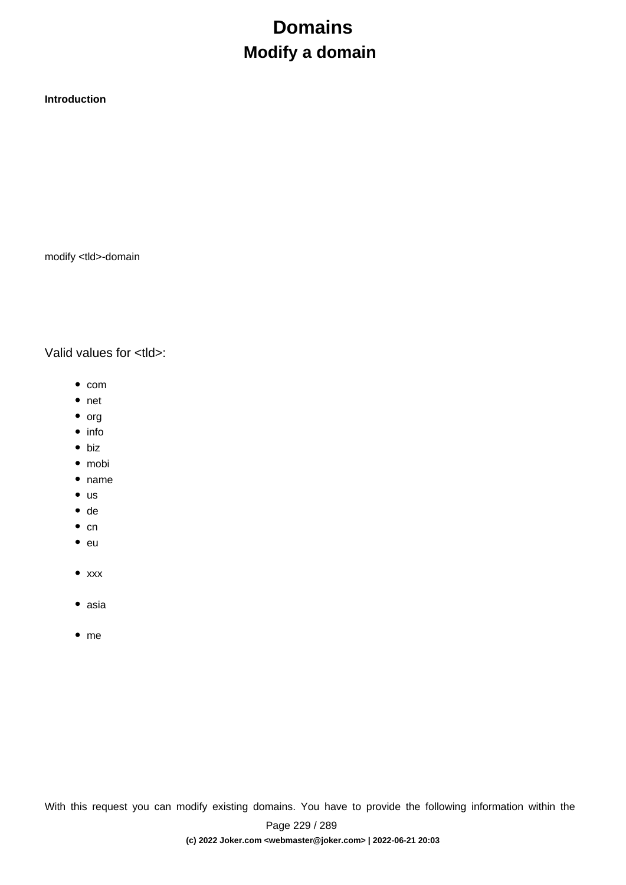# Domains

## Modify a domain

**Introduction**

modify <tld>-domain

Valid values for <tld>:

- com
- net
- org
- info
- biz
- mobi
- name
- us
- de
- cn
- eu
- xxx
- asia
- me

With this request you can modify existing domains. You have to provide the following information within the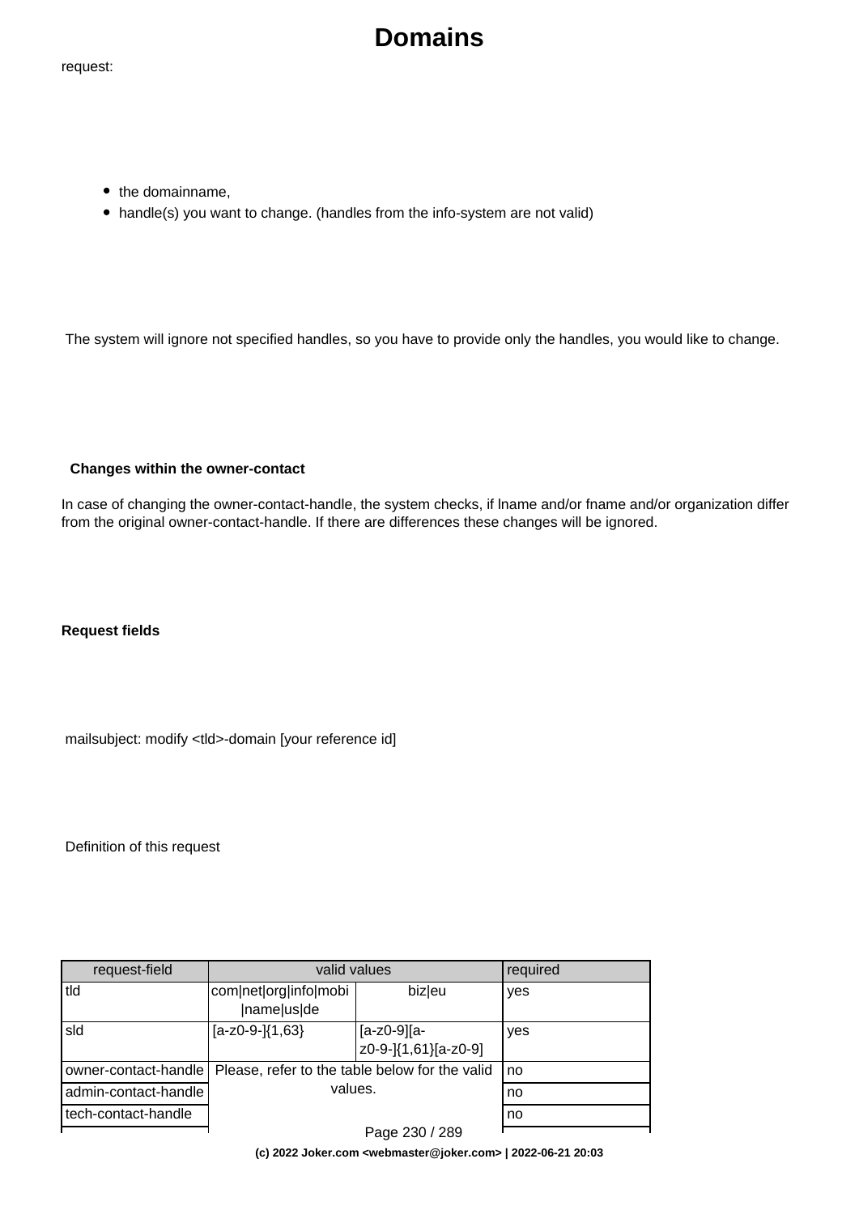# Domains

request:

- the domainname,
- handle(s) you want to change. (handles from the info-system are not valid)

The system will ignore not specified handles, so you have to provide only the handles, you would like to change.

**Changes within the owner-contact**

In case of changing the owner-contact-handle, the system checks, if lname and/or fname and/or organization differ from the original owner-contact-handle. If there are differences these changes will be ignored.

**Request fields**

mailsubject: modify <tld>-domain [your reference id]

Definition of this request

| request-field | valid values | | required |
|---|---|---|---|
| tld | com\|net\|org\|info\|mobi\|name\|us\|de | biz\|eu | yes |
| sld | [a-z0-9-]{1,63} | [a-z0-9][a-z0-9-]{1,61}[a-z0-9] | yes |
| owner-contact-handle | Please, refer to the table below for the valid values. | | no |
| admin-contact-handle | | | no |
| tech-contact-handle | | | no |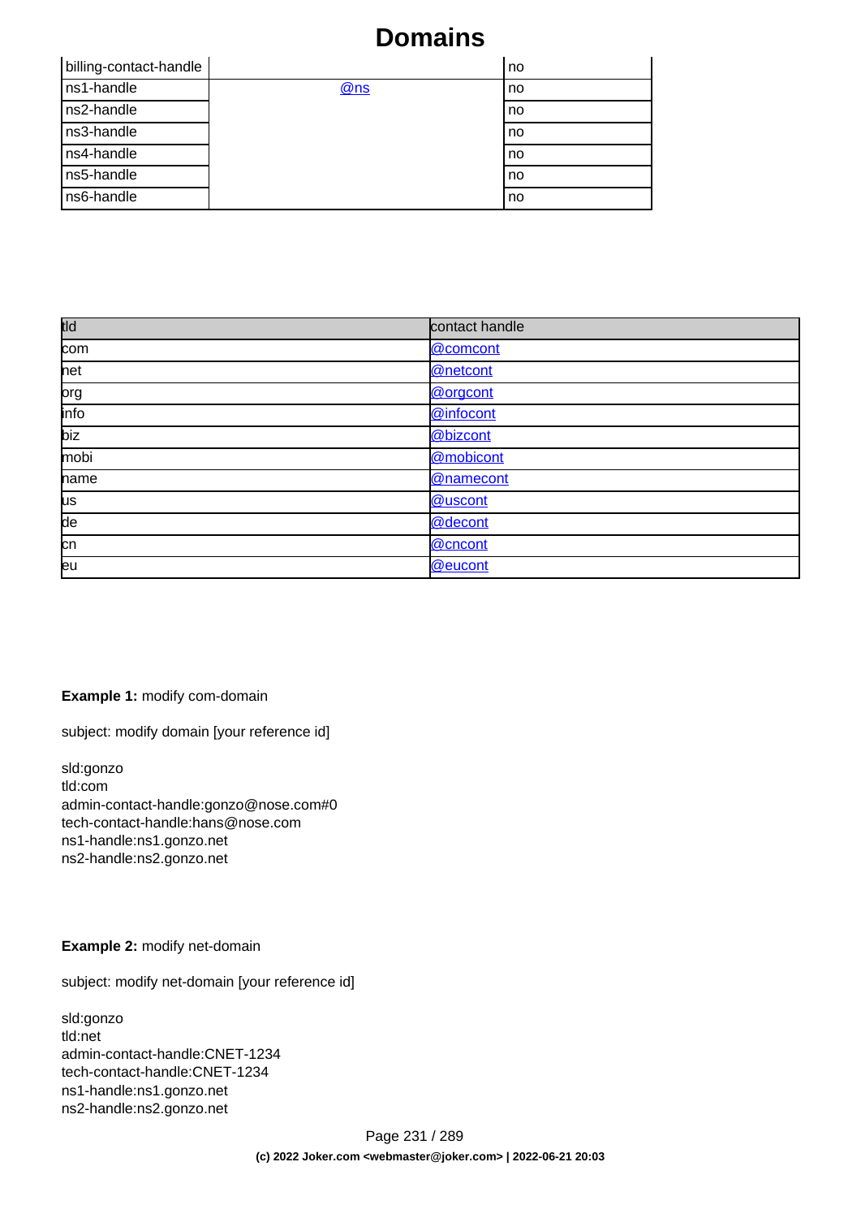# Domains

| billing-contact-handle | | no |
|---|---|---|
| ns1-handle | @ns | no |
| ns2-handle | | no |
| ns3-handle | | no |
| ns4-handle | | no |
| ns5-handle | | no |
| ns6-handle | | no |

| tld | contact handle |
|---|---|
| com | @comcont |
| net | @netcont |
| org | @orgcont |
| info | @infocont |
| biz | @bizcont |
| mobi | @mobicont |
| name | @namecont |
| us | @uscont |
| de | @decont |
| cn | @cncont |
| eu | @eucont |

**Example 1:** modify com-domain

subject: modify domain [your reference id]

```
sld:gonzo
tld:com
admin-contact-handle:gonzo@nose.com#0
tech-contact-handle:hans@nose.com
ns1-handle:ns1.gonzo.net
ns2-handle:ns2.gonzo.net
```

**Example 2:** modify net-domain

subject: modify net-domain [your reference id]

```
sld:gonzo
tld:net
admin-contact-handle:CNET-1234
tech-contact-handle:CNET-1234
ns1-handle:ns1.gonzo.net
ns2-handle:ns2.gonzo.net
```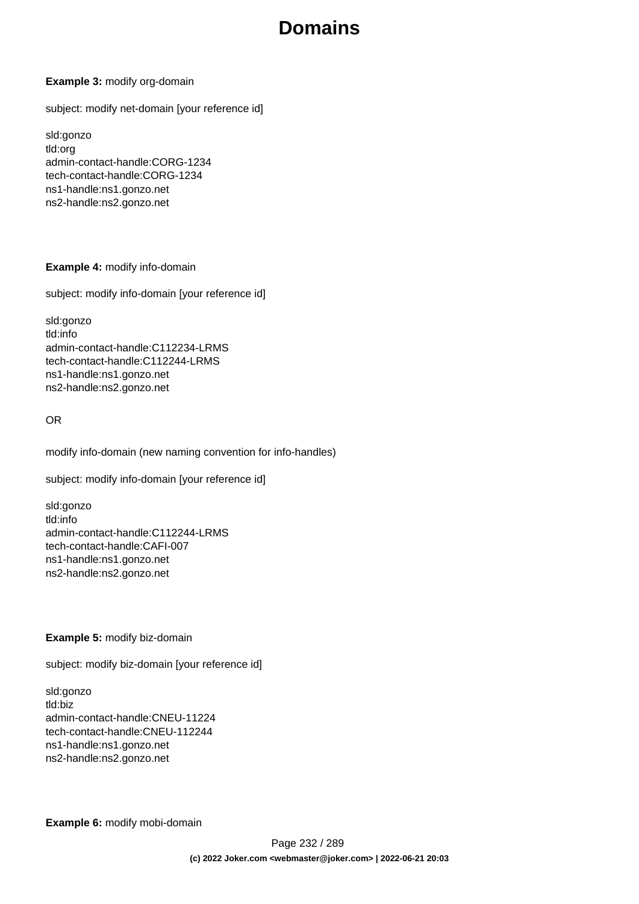**Example 3:** modify org-domain

subject: modify net-domain [your reference id]

sld:gonzo
tld:org
admin-contact-handle:CORG-1234
tech-contact-handle:CORG-1234
ns1-handle:ns1.gonzo.net
ns2-handle:ns2.gonzo.net

**Example 4:** modify info-domain

subject: modify info-domain [your reference id]

sld:gonzo
tld:info
admin-contact-handle:C112234-LRMS
tech-contact-handle:C112244-LRMS
ns1-handle:ns1.gonzo.net
ns2-handle:ns2.gonzo.net

OR

modify info-domain (new naming convention for info-handles)

subject: modify info-domain [your reference id]

sld:gonzo
tld:info
admin-contact-handle:C112244-LRMS
tech-contact-handle:CAFI-007
ns1-handle:ns1.gonzo.net
ns2-handle:ns2.gonzo.net

**Example 5:** modify biz-domain

subject: modify biz-domain [your reference id]

sld:gonzo
tld:biz
admin-contact-handle:CNEU-11224
tech-contact-handle:CNEU-112244
ns1-handle:ns1.gonzo.net
ns2-handle:ns2.gonzo.net

**Example 6:** modify mobi-domain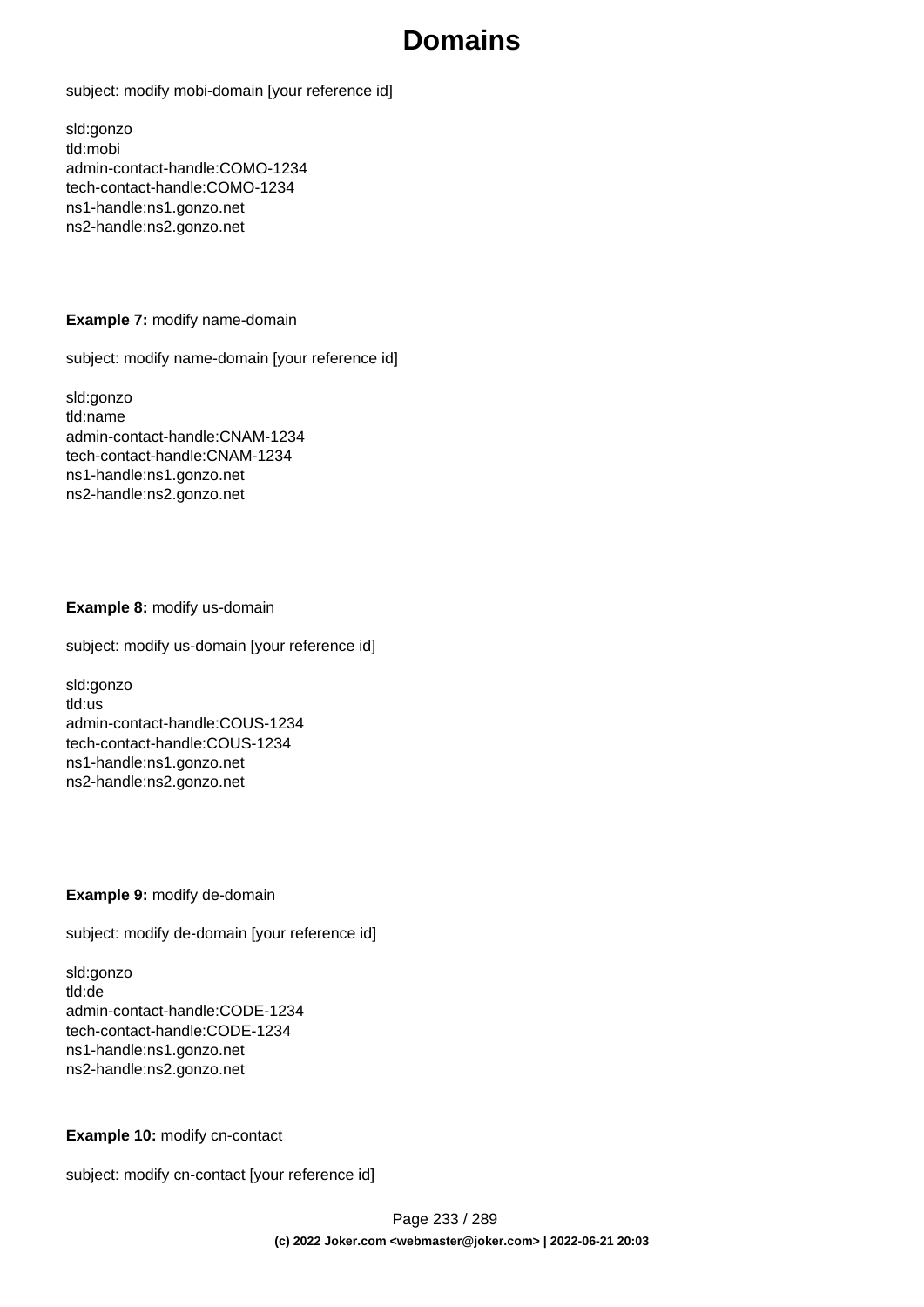subject: modify mobi-domain [your reference id]

```
sld:gonzo
tld:mobi
admin-contact-handle:COMO-1234
tech-contact-handle:COMO-1234
ns1-handle:ns1.gonzo.net
ns2-handle:ns2.gonzo.net
```

**Example 7:** modify name-domain

subject: modify name-domain [your reference id]

```
sld:gonzo
tld:name
admin-contact-handle:CNAM-1234
tech-contact-handle:CNAM-1234
ns1-handle:ns1.gonzo.net
ns2-handle:ns2.gonzo.net
```

**Example 8:** modify us-domain

subject: modify us-domain [your reference id]

```
sld:gonzo
tld:us
admin-contact-handle:COUS-1234
tech-contact-handle:COUS-1234
ns1-handle:ns1.gonzo.net
ns2-handle:ns2.gonzo.net
```

**Example 9:** modify de-domain

subject: modify de-domain [your reference id]

```
sld:gonzo
tld:de
admin-contact-handle:CODE-1234
tech-contact-handle:CODE-1234
ns1-handle:ns1.gonzo.net
ns2-handle:ns2.gonzo.net
```

**Example 10:** modify cn-contact

subject: modify cn-contact [your reference id]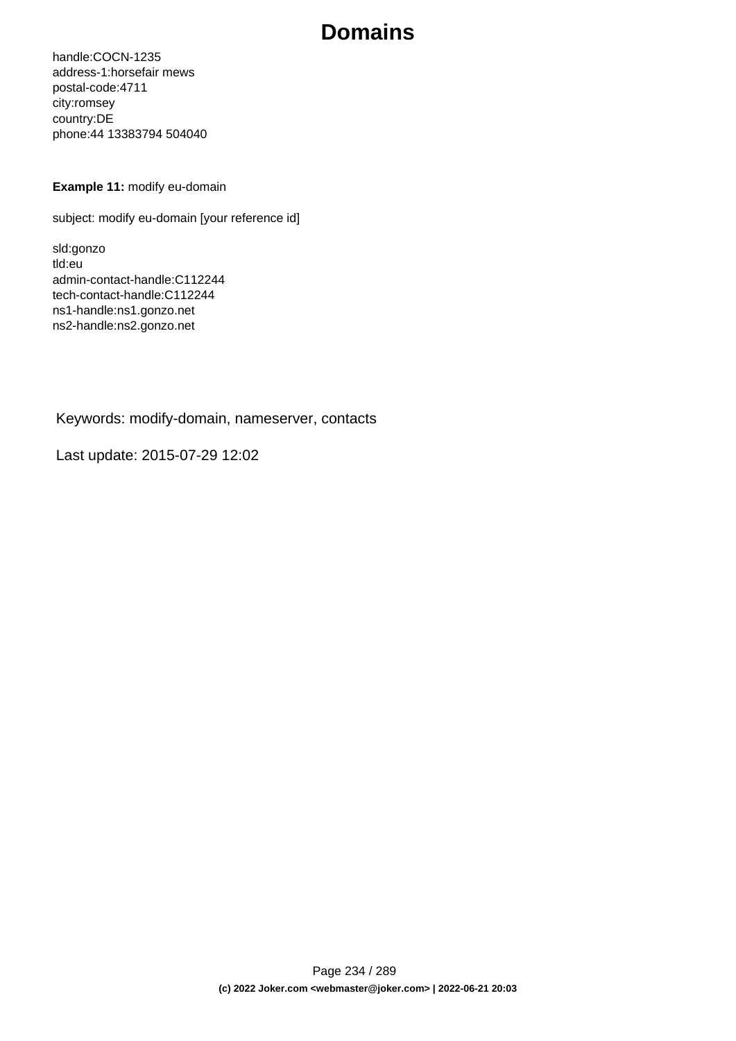```
handle:COCN-1235
address-1:horsefair mews
postal-code:4711
city:romsey
country:DE
phone:44 13383794 504040
```

**Example 11:** modify eu-domain

subject: modify eu-domain [your reference id]

```
sld:gonzo
tld:eu
admin-contact-handle:C112244
tech-contact-handle:C112244
ns1-handle:ns1.gonzo.net
ns2-handle:ns2.gonzo.net
```

Keywords: modify-domain, nameserver, contacts

Last update: 2015-07-29 12:02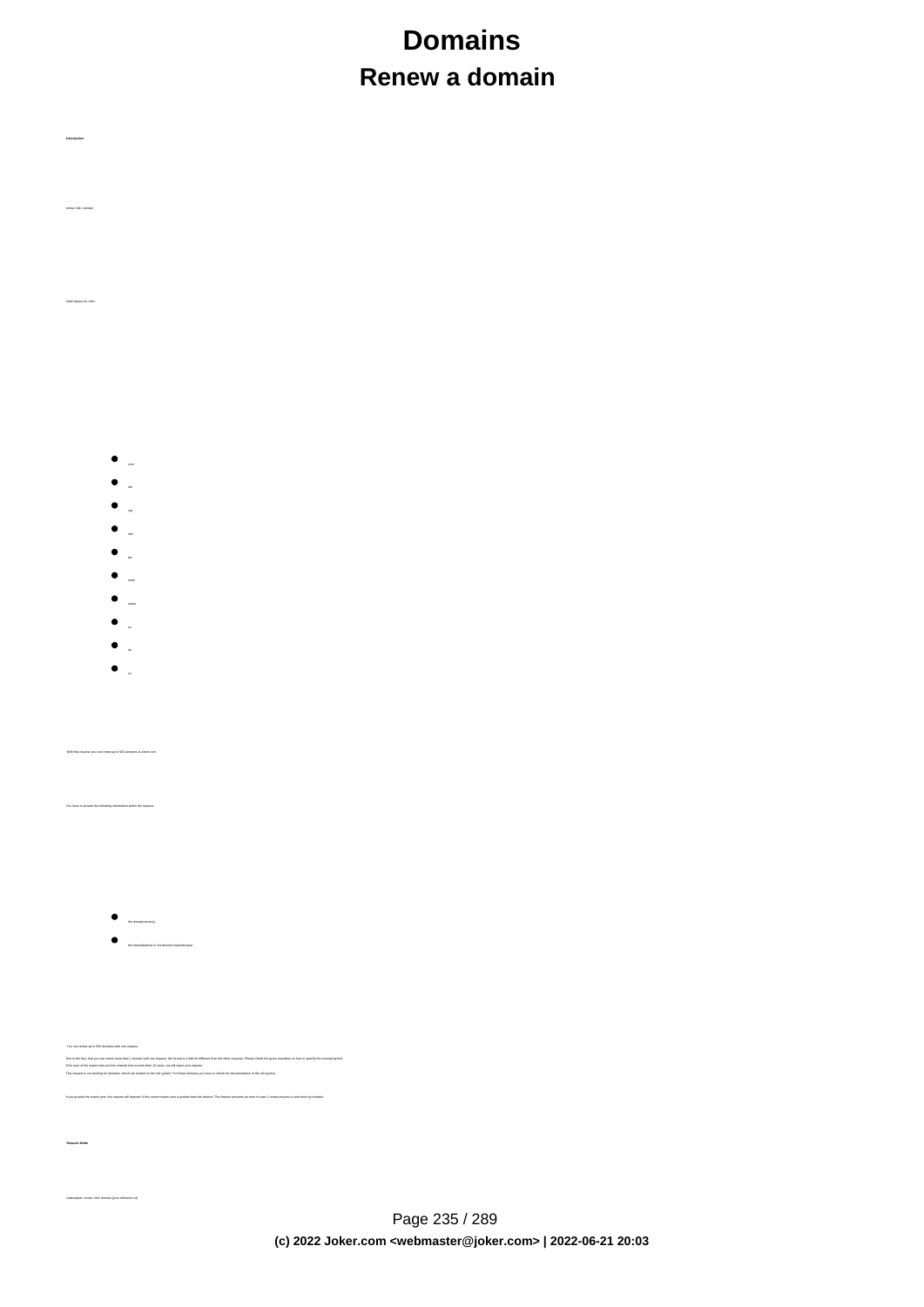# Domains

## Renew a domain

**Introduction**

renew <tld> domain

Valid values for <tld>:

- com
- net
- org
- info
- biz
- mobi
- name
- us
- de
- eu

With this request you can renew up to 500 domains at Joker.com.

You have to provide the following information within the request:

- the domainname(s),
- the renewalperiod or the desired expirationyear

You can renew up to 500 domains with one request.

Due to the fact, that you can renew more than 1 domain with one request, the format is a little bit different from the other requests. Please check the given examples on how to specify the renewal period.

If the sum of the expire time and the renewal time is more then 10 years, we will reject your request.

This request is not working for domains, which are located on the old system. For these domains you have to check the documentation of the old system.

If you provide the expire year, this request will rejected, if the current expire year is greater than the desired. This feature prevents an error in case 1 renew-request is sent twice by mistake.

**Request fields**

mailsubject: renew <tld> domain [your reference id]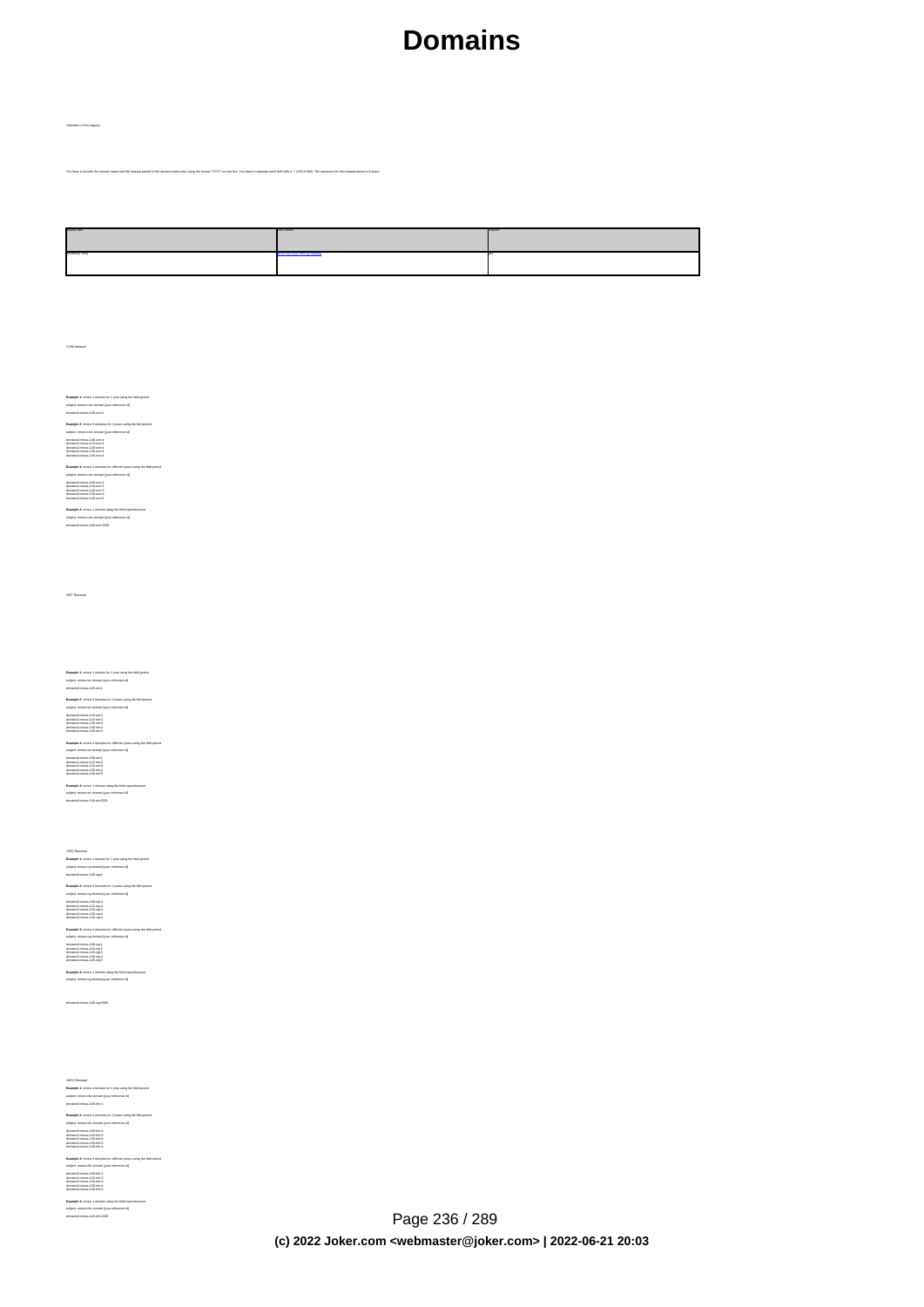Definition of this request

You have to provide the domain name and the renewal period or the desired expiry year using the format "YYYY" on one line. You have to seperate each field with a ":" (ASCII 058). The maximum for the renewal period is 9 years.

| Field Title | Description | Required |
|---|---|---|
| domain:{1-9\|yyyy} | see long description | yes |

COM renewal

**Example 1:** renew 1 domain for 1 year using the field period

subject: renew-com-domain [your-reference-id]

domain4-renua-109.com:1

**Example 2:** renew 5 domains for 4 years using the field period

subject: renew-com-domain [your-reference-id]

domain4-renua-109.com:4
domain1-renua-113.com:4
domain2-renua-123.com:4
domain3-renua-130.com:4
domain4-renua-140.com:4

**Example 3:** renew 5 domains for different years using the field period

subject: renew-com-domain [your-reference-id]

domain4-renua-109.com:1
domain1-renua-113.com:2
domain2-renua-123.com:3
domain3-renua-130.com:4
domain4-renua-140.com:5

**Example 4:** renew 1 domain using the field expirationyear

subject: renew-com-domain [your-reference-id]

domain4-renua-109.com:2005

NET Renewal

**Example 1:** renew 1 domain for 1 year using the field period

subject: renew-net-domain [your-reference-id]

domain4-renua-109.net:1

**Example 2:** renew 5 domains for 4 years using the field period

subject: renew-net-domain [your-reference-id]

domain4-renua-109.net:4
domain1-renua-113.net:4
domain2-renua-123.net:4
domain3-renua-130.net:4
domain4-renua-140.net:4

**Example 3:** renew 5 domains for different years using the field period

subject: renew-net-domain [your-reference-id]

domain4-renua-109.net:1
domain1-renua-113.net:2
domain2-renua-123.net:3
domain3-renua-130.net:4
domain4-renua-140.net:5

**Example 4:** renew 1 domain using the field expirationyear

subject: renew-net-domain [your-reference-id]

domain4-renua-109.net:2005

ORG Renewal

**Example 1:** renew 1 domain for 1 year using the field period

subject: renew-org-domain [your-reference-id]

domain4-renua-109.org:1

**Example 2:** renew 5 domains for 4 years using the field period

subject: renew-org-domain [your-reference-id]

domain4-renua-109.org:4
domain1-renua-113.org:4
domain2-renua-123.org:4
domain3-renua-130.org:4
domain4-renua-140.org:4

**Example 3:** renew 5 domains for different years using the field period

subject: renew-org-domain [your-reference-id]

domain4-renua-109.org:1
domain1-renua-113.org:2
domain2-renua-123.org:3
domain3-renua-130.org:4
domain4-renua-140.org:5

**Example 4:** renew 1 domain using the field expirationyear

subject: renew-org-domain [your-reference-id]

domain4-renua-109.org:2005

INFO Renewal

**Example 1:** renew 1 domain for 1 year using the field period

subject: renew-info-domain [your-reference-id]

domain4-renua-109.info:1

**Example 2:** renew 5 domains for 4 years using the field period

subject: renew-info-domain [your-reference-id]

domain4-renua-109.info:4
domain1-renua-113.info:4
domain2-renua-123.info:4
domain3-renua-130.info:4
domain4-renua-140.info:4

**Example 3:** renew 5 domains for different years using the field period

subject: renew-info-domain [your-reference-id]

domain4-renua-109.info:1
domain1-renua-113.info:2
domain2-renua-123.info:3
domain3-renua-130.info:4
domain4-renua-140.info:5

**Example 4:** renew 1 domain using the field expirationyear

subject: renew-info-domain [your-reference-id]

domain4-renua-109.info:2005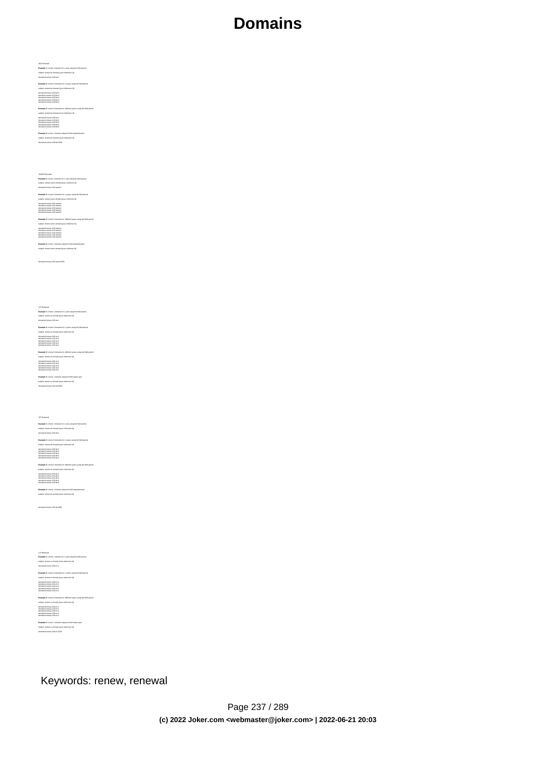.BIZ Renewal

**Example 1:** renew 1 domain for 1 year using the field period

subject: renew biz domain [your reference id]

domain0.renua-1-00.biz:1

**Example 2:** renew 5 domains for 4 years using the field period

subject: renew biz domain [your reference id]

domain0.renua-1-00.biz:4
domain1.renua-1-10.biz:4
domain2.renua-1-20.biz:4
domain3.renua-1-30.biz:4
domain4.renua-1-40.biz:4

**Example 3:** renew 5 domains for different years using the field period

subject: renew biz domain [your reference id]

domain0.renua-1-00.biz:1
domain1.renua-1-10.biz:2
domain2.renua-1-20.biz:3
domain3.renua-1-30.biz:4
domain4.renua-1-40.biz:5

**Example 4:** renew 1 domain using the field expiration year

subject: renew biz domain [your reference id]

domain0.renua-1-00.biz:2005

.NAME Renewal

**Example 1:** renew 1 domain for 1 year using the field period

subject: renew name domain [your reference id]

domain0.renua-1-00.name:1

**Example 2:** renew 5 domains for 4 years using the field period

subject: renew name domain [your reference id]

domain0.renua-1-00.name:4
domain1.renua-1-10.name:4
domain2.renua-1-20.name:4
domain3.renua-1-30.name:4
domain4.renua-1-40.name:4

**Example 3:** renew 5 domains for different years using the field period

subject: renew name domain [your reference id]

domain0.renua-1-00.name:1
domain1.renua-1-10.name:2
domain2.renua-1-20.name:3
domain3.renua-1-30.name:4
domain4.renua-1-40.name:5

**Example 4:** renew 1 domain using the field expiration year

subject: renew name domain [your reference id]

domain0.renua-1-00.name:2005

.US Renewal

**Example 1:** renew 1 domain for 1 year using the field period

subject: renew us domain [your reference id]

domain0.renua-1-00.us:1

**Example 2:** renew 5 domains for 4 years using the field period

subject: renew us domain [your reference id]

domain0.renua-1-00.us:4
domain1.renua-1-10.us:4
domain2.renua-1-20.us:4
domain3.renua-1-30.us:4
domain4.renua-1-40.us:4

**Example 3:** renew 5 domains for different years using the field period

subject: renew us domain [your reference id]

domain0.renua-1-00.us:1
domain1.renua-1-10.us:2
domain2.renua-1-20.us:3
domain3.renua-1-30.us:4
domain4.renua-1-40.us:5

**Example 4:** renew 1 domain using the field expire year

subject: renew us domain [your reference id]

domain0.renua-1-00.us:2005

.DE Renewal

**Example 1:** renew 1 domain for 1 year using the field period

subject: renew de domain [your reference id]

domain0.renua-1-00.de:1

**Example 2:** renew 5 domains for 4 years using the field period

subject: renew de domain [your reference id]

domain0.renua-1-00.de:4
domain1.renua-1-10.de:4
domain2.renua-1-20.de:4
domain3.renua-1-30.de:4
domain4.renua-1-40.de:4

**Example 3:** renew 5 domains for different years using the field period

subject: renew de domain [your reference id]

domain0.renua-1-00.de:1
domain1.renua-1-10.de:2
domain2.renua-1-20.de:3
domain3.renua-1-30.de:4
domain4.renua-1-40.de:5

**Example 4:** renew 1 domain using the field expiration year

subject: renew de domain [your reference id]

domain0.renua-1-00.de:2005

.CN Renewal

**Example 1:** renew 1 domain for 1 year using the field period

subject: renew cn domain [your reference id]

domain0.renua-1-00.cn:1

**Example 2:** renew 5 domains for 4 years using the field period

subject: renew cn domain [your reference id]

domain0.renua-1-00.cn:4
domain1.renua-1-10.cn:4
domain2.renua-1-20.cn:4
domain3.renua-1-30.cn:4
domain4.renua-1-40.cn:4

**Example 3:** renew 5 domains for different years using the field period

subject: renew cn domain [your reference id]

domain0.renua-1-00.cn:1
domain1.renua-1-10.cn:2
domain2.renua-1-20.cn:3
domain3.renua-1-30.cn:4
domain4.renua-1-40.cn:5

**Example 4:** renew 1 domain using the field expire year

subject: renew cn domain [your reference id]

domain0.renua-1-00.cn:2005

Keywords: renew, renewal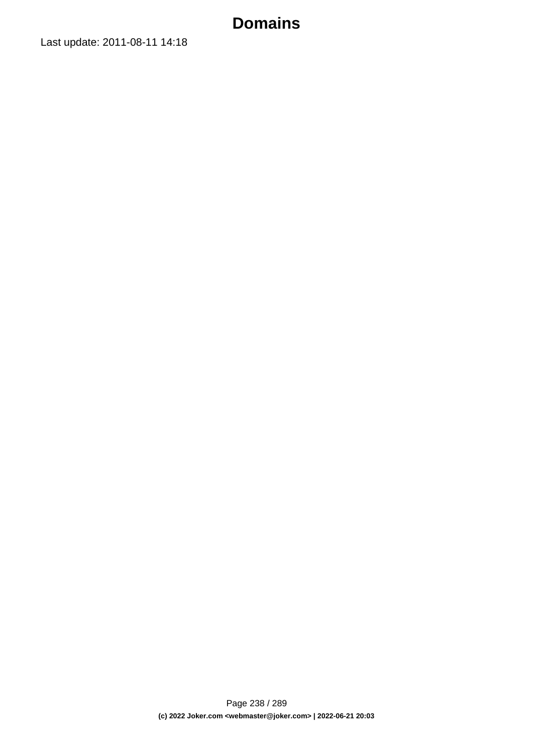Last update: 2011-08-11 14:18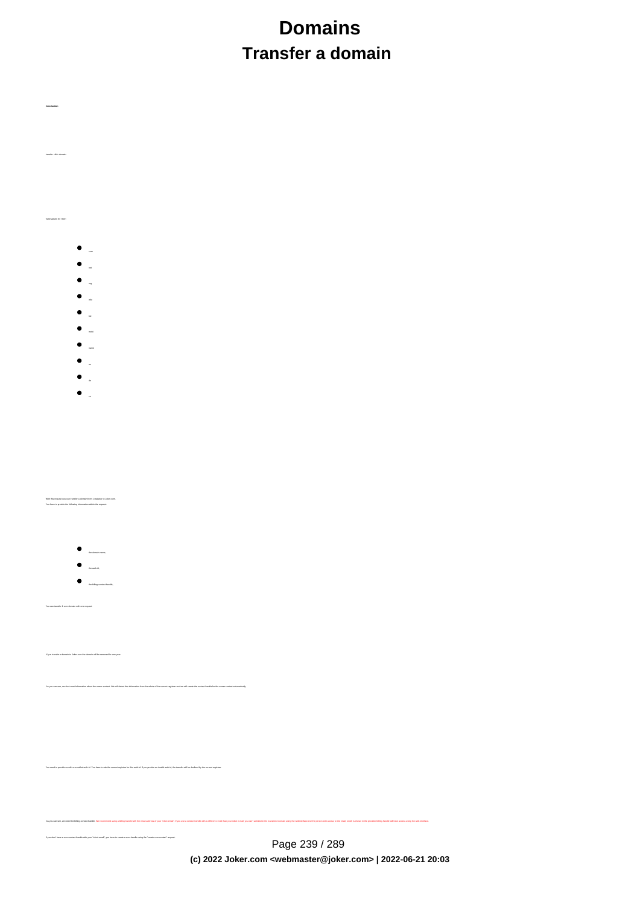# Domains

## Transfer a domain

**Introduction**

transfer <tld> domain

Valid values for <tld>:

- com
- net
- org
- info
- biz
- mobi
- name
- eu
- de
- cn

With this request you can transfer a domain from 1 registrar to Joker.com.
You have to provide the following information within the request:

- the domain name;
- the auth-id;
- the billing contact handle.

You can transfer 1 .com domain with one request.

If you transfer a domain to Joker.com the domain will be renewed for one year.

As you can see, we dont need information about the owner contact. We will detect this information from the whois of the current registrar and we will create the contact handle for the owner-contact automatically.

You need to provide us with a so called auth-id. You have to ask the current registrar for this auth-id. If you provide an invalid auth-id, the transfer will be declined by the current registrar.

As you can see, we need the billing contact handle. We recommend using a billing handle with the email address of your "robot email". If you use a contact handle with a different e-mail than your robot email, you can't administrate the transferred domain using the webinterface and the person with access to the email, which is known to the provided billing handle will have access using the web interface.

If you don't have a com contact handle with your "robot email", you have to create a com handle using the "create com contact" request.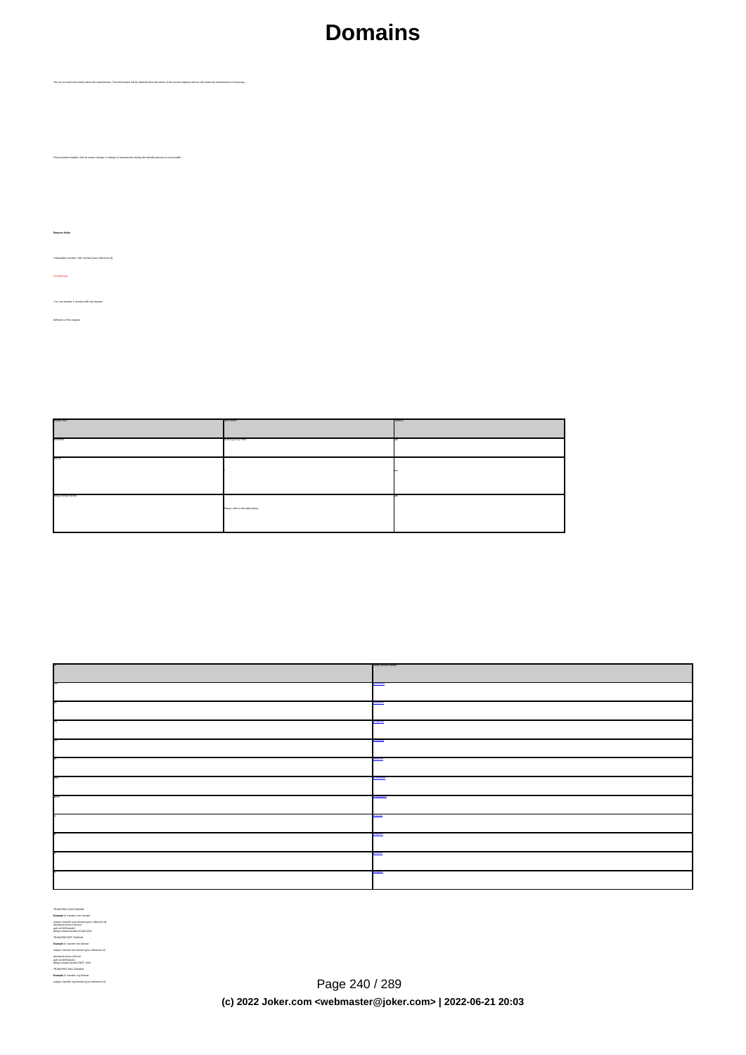# Domains

We do not need information about the nameservers. This information will be detected from the whois of the current registrar and we will retain the nameservers if necessary.

This procedure implies, that an owner change or change of nameservers during the transfer process is not possible.

**Request fields**

mailsubject: transfer <tld> domain [your reference id]

ATTENTION:

You can transfer 1 domain with one request.

Definition of this request:

| Request field | Description | Required |
| --- | --- | --- |
| domainname | domain[.]com/.net | yes |
| auth-id | | yes |
| billing-contact-handle | Please, refer to the table below. | yes |

| | billing-contact-handle |
| --- | --- |
| | |
| | |
| | |
| | |
| | |
| | |
| | |
| | |
| | |
| | |
| | |

TRANSFER COM DOMAIN

**Example 1:** transfer com domain

subject: transfer com domain [your reference id]
domain:ahminus-1-00.com
auth-id:OOO0od4A
billing-contact-handle:CCOM-1234

TRANSFER NET DOMAIN

**Example 1:** transfer net domain

subject: transfer net domain [your reference id]

domain:ahminus-1-00.net
auth-id:OOO0od4A
billing-contact-handle:CNET-1234

TRANSFER ORG DOMAIN

**Example 1:** transfer org domain

subject: transfer org domain [your reference id]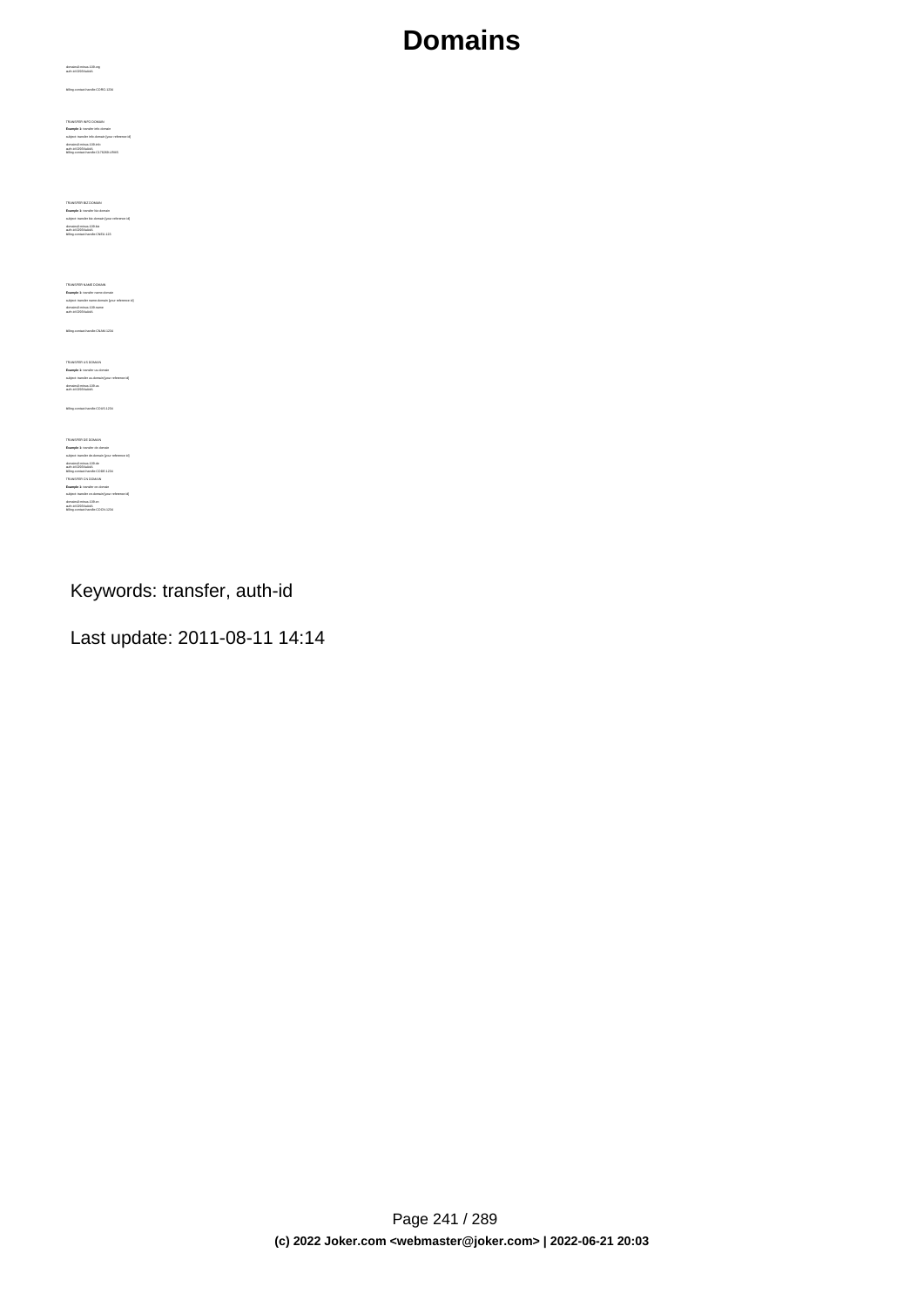domain:ahmus-139.org
auth-id:2000AabkA

billing-contact-handle:CORG-1234

TRANSFER INFO DOMAIN

**Example 1:** transfer info domain

subject: transfer info domain [your reference id]

domain:ahmus-139.info
auth-id:2000AabkA
billing-contact-handle:C17923S-LRMS

TRANSFER BIZ DOMAIN

**Example 1:** transfer biz domain

subject: transfer biz domain [your reference id]

domain:ahmus-139.biz
auth-id:2000AabkA
billing-contact-handle:CNEU-123

TRANSFER NAME DOMAIN

**Example 1:** transfer name domain

subject: transfer name domain [your reference id]

domain:ahmus-139.name
auth-id:2000AabkA

billing-contact-handle:CNAM-1234

TRANSFER US DOMAIN

**Example 1:** transfer us domain

subject: transfer us domain [your reference id]

domain:ahmus-139.us
auth-id:2000AabkA

billing-contact-handle:COUS-1234

TRANSFER DE DOMAIN

**Example 1:** transfer de domain

subject: transfer de domain [your reference id]

domain:ahmus-139.de
auth-id:2000AabkA
billing-contact-handle:CODE-1234

TRANSFER CN DOMAIN

**Example 1:** transfer cn domain

subject: transfer cn domain [your reference id]

domain:ahmus-139.cn
auth-id:2000AabkA
billing-contact-handle:COCN-1234

Keywords: transfer, auth-id

Last update: 2011-08-11 14:14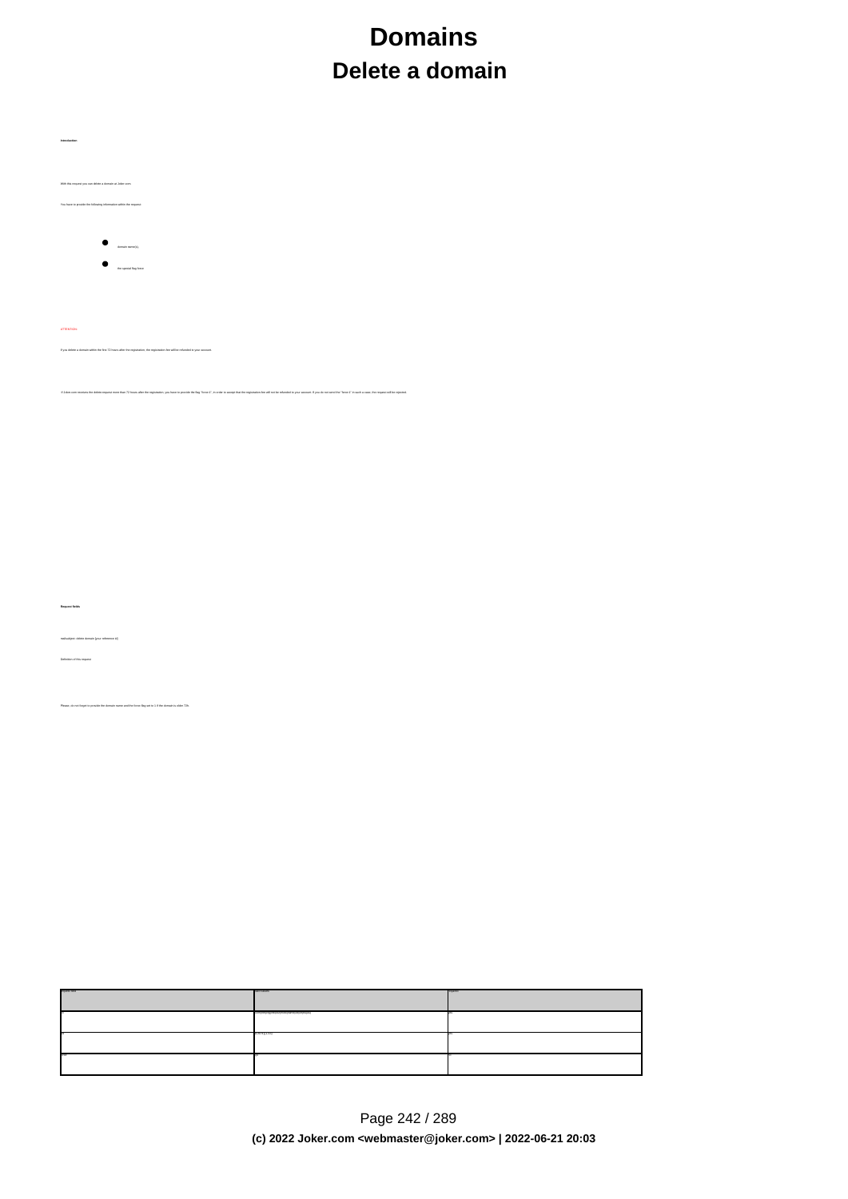# Domains

## Delete a domain

**Introduction**

With this request you can delete a domain at Joker.com

You have to provide the following information within the request:

- domain name(s)
- the special flag force

ATTENTION:

If you delete a domain within the first 72 hours after the registration, the registration fee will be refunded to your account.

If Joker.com receives the delete request more than 72 hours after the registration, you have to provide the flag "force:1", in order to accept that the registration fee will not be refunded to your account. If you do not send the "force:1" in such a case, the request will be rejected.

**Request fields**

mailsubject: delete domain [your reference id]

Definition of this request

Please, do not forget to provide the domain name and the force flag set to 1 if the domain is older 72h.

| request field | input/values | required |
| --- | --- | --- |
| job | domaindelete[Email][Email]delete[Email]domain[Email] | yes |
| id | [0-9a-z]{1,50} | yes |
| force | 1/0 | no |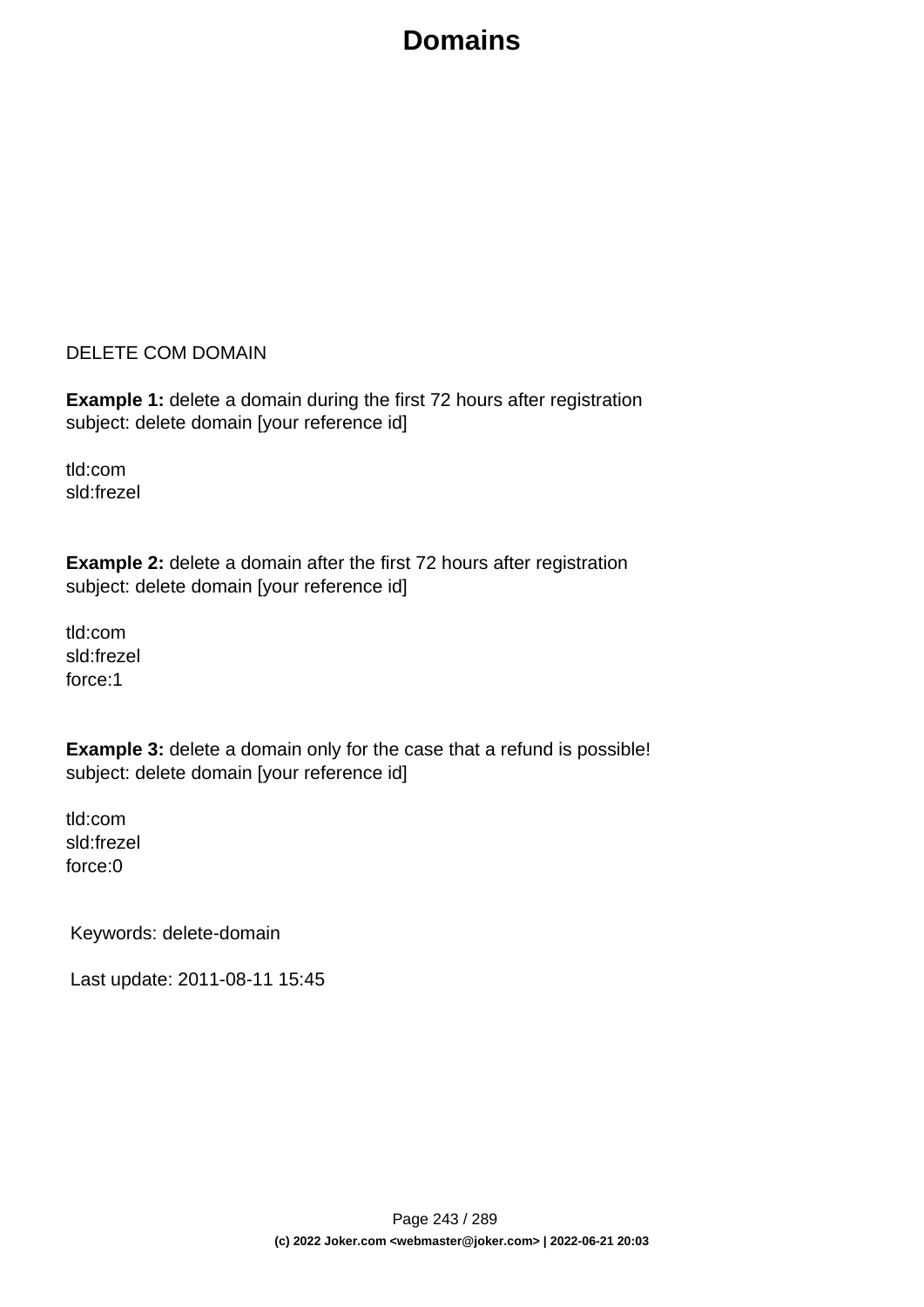DELETE COM DOMAIN

**Example 1:** delete a domain during the first 72 hours after registration
subject: delete domain [your reference id]

tld:com
sld:frezel

**Example 2:** delete a domain after the first 72 hours after registration
subject: delete domain [your reference id]

tld:com
sld:frezel
force:1

**Example 3:** delete a domain only for the case that a refund is possible!
subject: delete domain [your reference id]

tld:com
sld:frezel
force:0

Keywords: delete-domain

Last update: 2011-08-11 15:45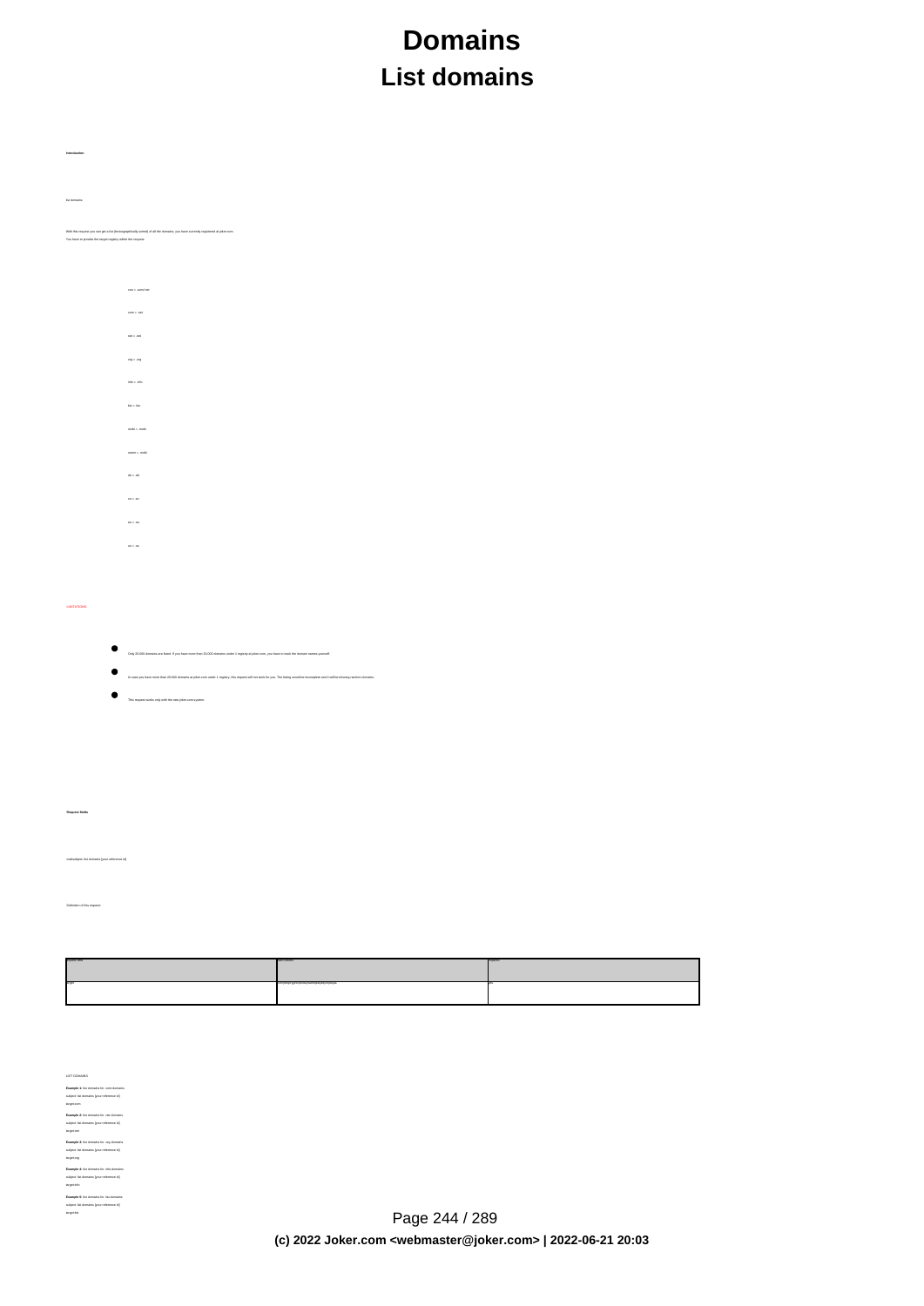# Domains

## List domains

**Introduction**

list domains

With this request you can get a list (lexicographically sorted) of all the domains, you have currently registered at joker.com. You have to provide the target registry within the request.

- com = .com/.net
- com = .net
- net = .net
- org = .org
- info = .info
- biz = .biz
- mobi = .mobi
- name = .mobi
- de = .de
- cn = .cn
- eu = .eu
- us = .us

LIMITATIONS:

- Only 20.000 domains are listed. If you have more than 20.000 domains under 1 registry at joker.com, you have to track the domain names yourself.
- In case you have more than 20.000 domains at joker.com under 1 registry, this request will not work for you. The listing would be incomplete and it will be missing random domains.
- This request works only with the new joker.com system.

**Request fields**

mailsubject: list domains [your reference id]

Definition of this request

| Fieldname | Valid values | Required |
| --- | --- | --- |
| target | com/net/org/info/biz/mobi/name/de/cn/eu/us | yes |

LIST DOMAINS

**Example 1:** list domains for .com domains
subject: list domains [your reference id]
target:com

**Example 2:** list domains for .net domains
subject: list domains [your reference id]
target:net

**Example 3:** list domains for .org domains
subject: list domains [your reference id]
target:org

**Example 4:** list domains for .info domains
subject: list domains [your reference id]
target:info

**Example 5:** list domains for .biz domains
subject: list domains [your reference id]
target:biz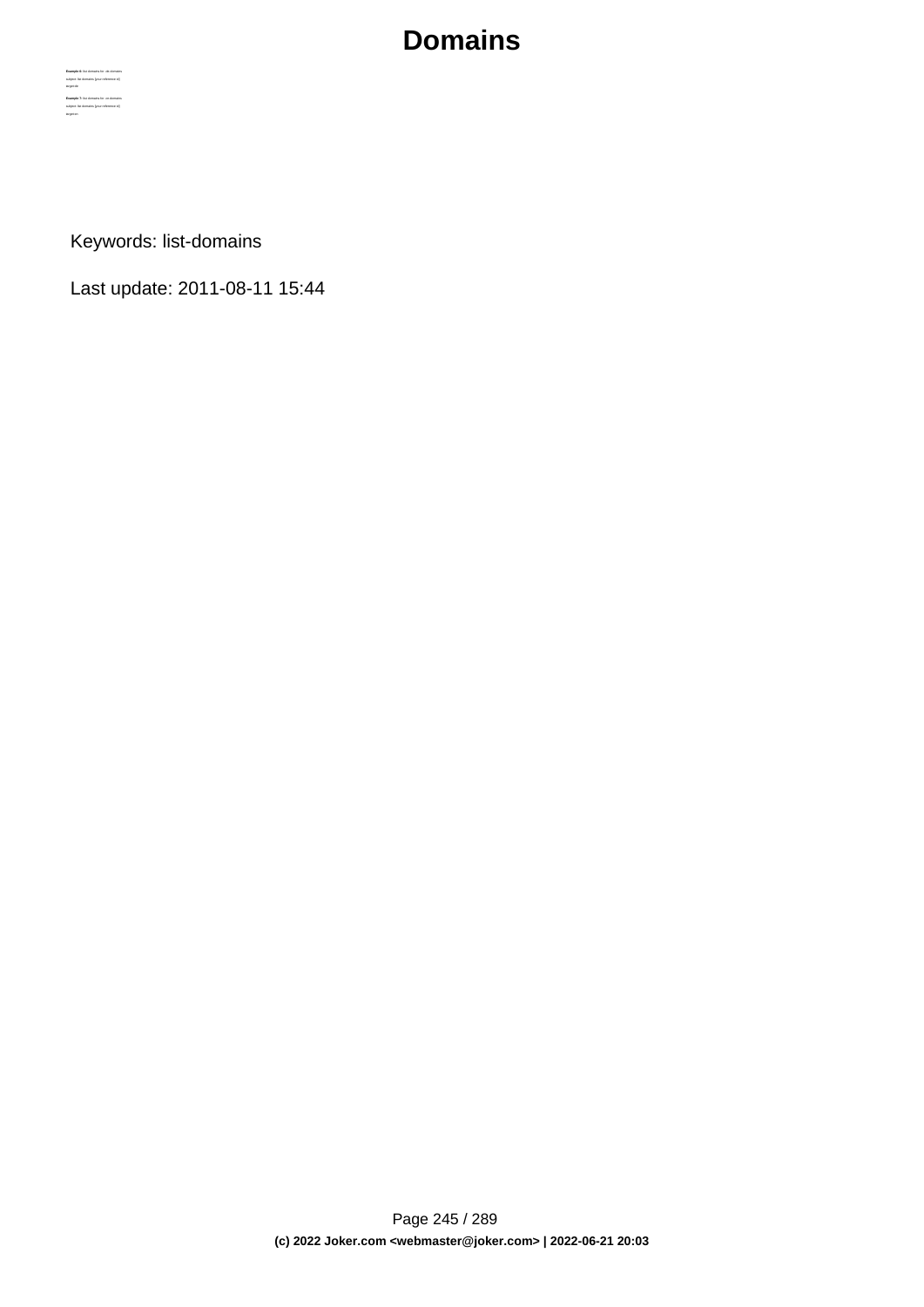**Example 6:** list domains for .de domains

subject: list domains [your reference id]

tld=de

**Example 7:** list domains for .cn domains

subject: list domains [your reference id]

tld=cn

Keywords: list-domains

Last update: 2011-08-11 15:44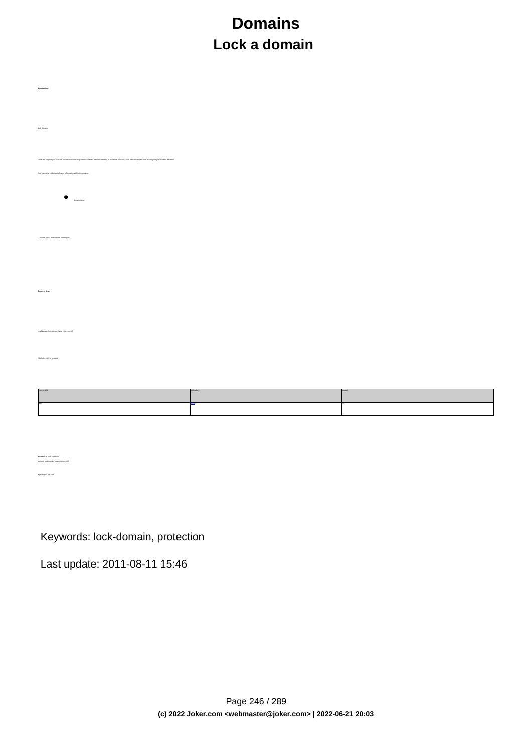# Domains

## Lock a domain

**Introduction**

lock domain

With this request you can lock a domain in order to prevent fraudulent transfer attempts. If a domain is locked, each transfer request from a foreign registrar will be declined.

You have to provide the following information within the request:

- domain name

You can lock 1 domain with one request.

**Request fields**

mailsubject: lock domain [your reference id]

Definition of this request

| Request field | Valid values | Required |
| --- | --- | --- |
| fqdn | FQDN | yes |

**Example 1**: lock a domain

subject: lock domain [your reference id]

fqdn:notepu-208.com

Keywords: lock-domain, protection

Last update: 2011-08-11 15:46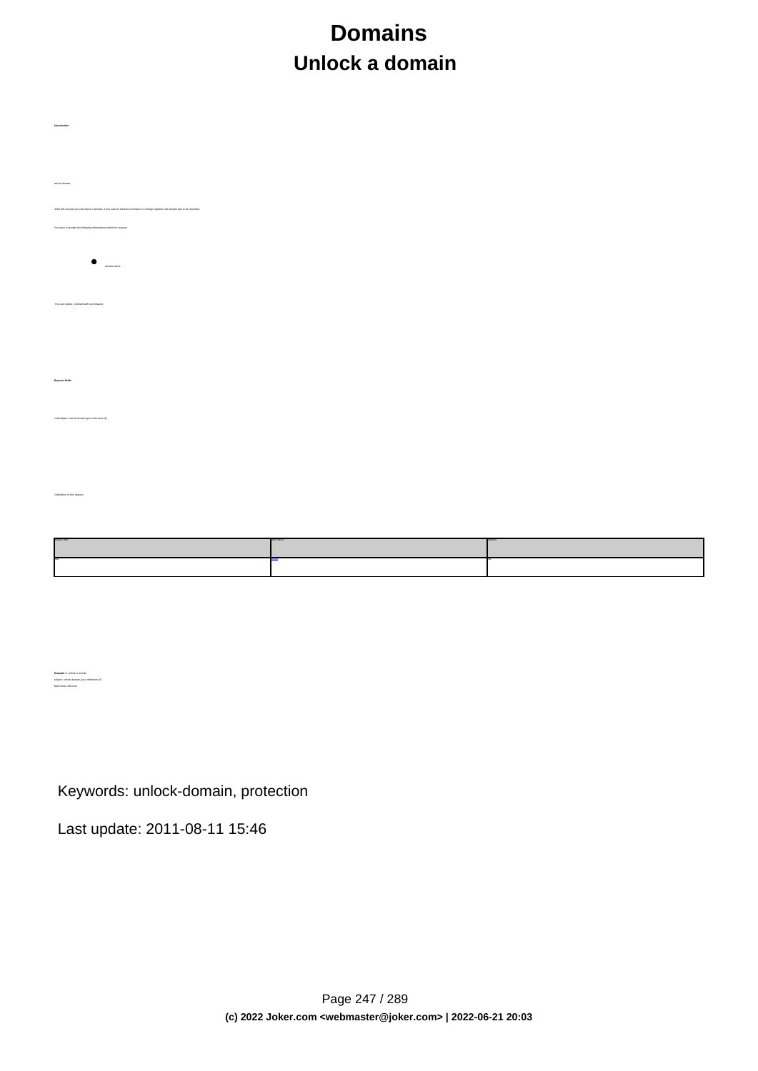# Domains

## Unlock a domain

**Introduction**

unlock domain

With this request you can unlock a domain. If you want to transfer a domain to a foreign registrar, the domain has to be unlocked.

You have to provide the following informations within the request:

- domain name

You can unlock 1 domain with one request.

**Request fields**

mailsubject: unlock domain [your reference id]

Definitions of this request

| Field name | Valid values | Required |
| --- | --- | --- |
| fqdn | fqdn | yes |

**Example 1:** unlock a domain

subject: unlock domain [your reference id]

fqdn:unlock-1.com

Keywords: unlock-domain, protection

Last update: 2011-08-11 15:46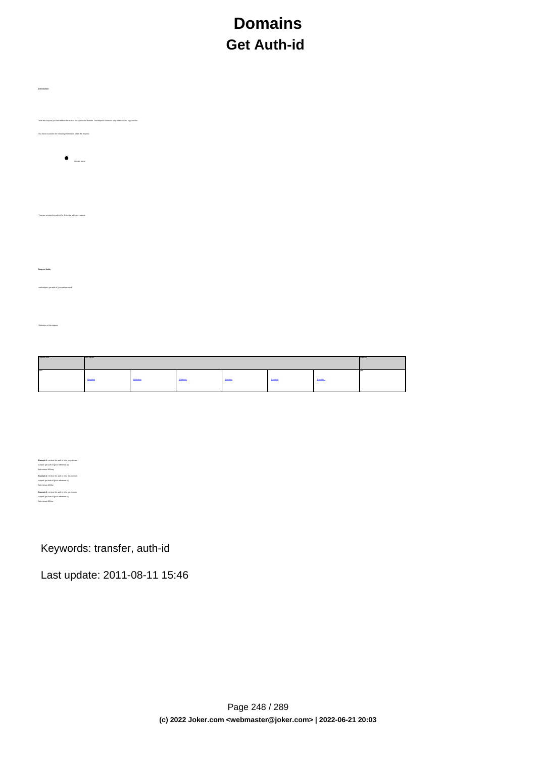# Domains

## Get Auth-id

**Introduction**

With this request you can retrieve the auth-id for a particular domain. That request is needed only for the TLDs .org/.info/.biz

You have to provide the following information within the request:

- domain name

You can retrieve the auth-id for 1 domain with one request

**Request fields**

mail subject: get auth-id [your reference id]

Definition of this request

| Request field | valid values | | | | | | required |
|---|---|---|---|---|---|---|---|
| fqdn | @orgdomain | @infodomain | @bizdomain | @eudomain | @usdomain | @cadomain | yes |

**Example 1:** retrieve the auth-id for a .org domain

subject: get auth-id [your reference id]

fqdn:mimus-100.org

**Example 2:** retrieve the auth-id for a .biz domain

subject: get auth-id [your reference id]

fqdn:mimus-100.biz

**Example 3:** retrieve the auth-id for a .eu domain

subject: get auth-id [your reference id]

fqdn:mimus-100.eu

Keywords: transfer, auth-id

Last update: 2011-08-11 15:46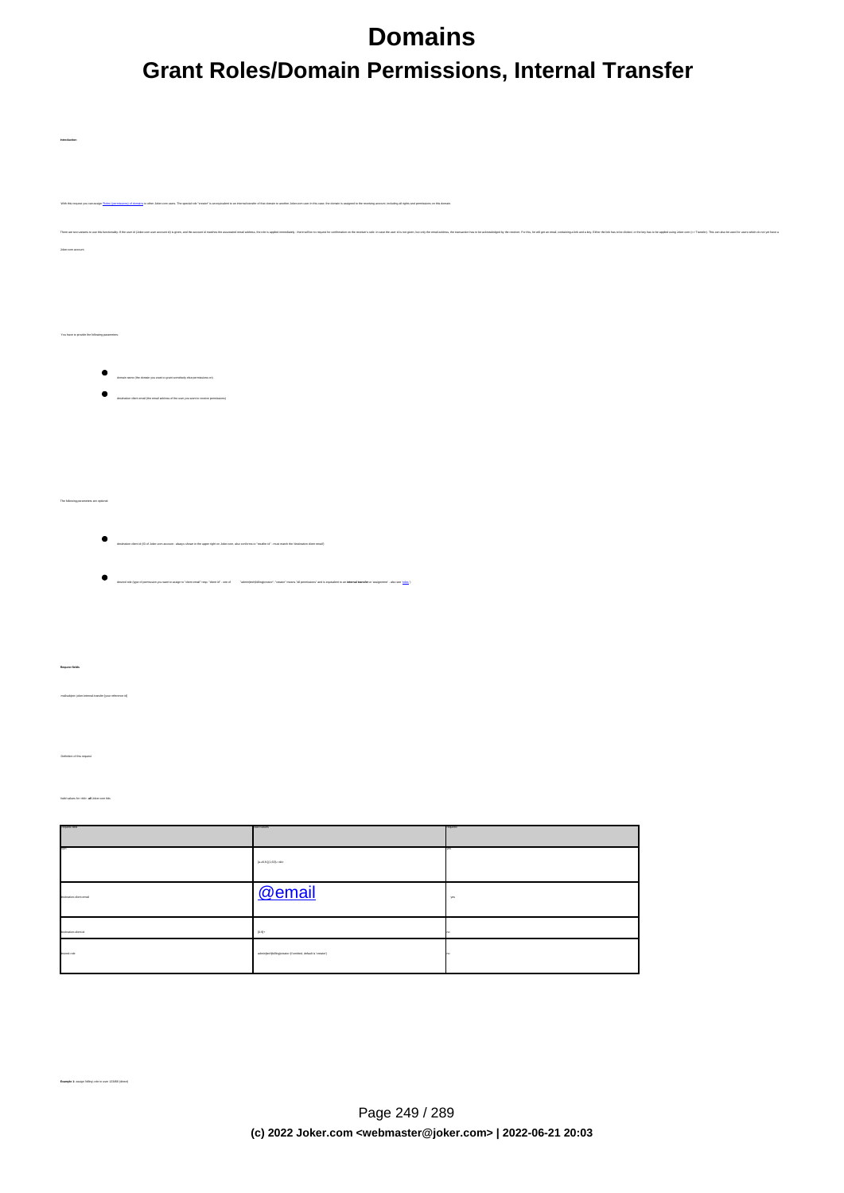# Domains

## Grant Roles/Domain Permissions, Internal Transfer

**Introduction**

With this request you can assign Roles (permissions) of domains to other Joker.com users. The special role "creator" is an equivalent to an internal transfer of this domain to another Joker.com user in this case: the domain is assigned to the receiving account, including all rights and permissions on this domain.

There are two variants to use this functionality: If the user id (Joker.com user account id) is given, and the account id matches the associated email address, the role is applied immediately - there will be no request for confirmation on the receiver's side. In case the user id is not given, but only the email address, the transaction has to be acknowledged by the receiver. For this, he will get an email, containing a link and a key. Either the link has to be clicked, or the key has to be applied using Joker.com (-> Transfer). This can also be used for users which do not yet have a Joker.com account.

You have to provide the following parameters:

- domain name (the domain you want to grant somebody else permissions on)
- destination client email (the email address of the user you want to receive permissions)

The following parameters are optional:

- destination client id (ID of Joker.com account - always shown in the upper right on Joker.com, also conforms to "reseller id" - must match the 'destination client email')
- desired role (type of permission you want to assign to "client email" resp. "client id" - one of "admin|tech|billing|creator" - "creator" means "all permissions" and is equivalent to an **internal transfer** or 'assignment' - also see 'roles')

**Request fields**

mailsubject: joker internal transfer [your reference id]

Definition of this request

Valid values for <tld>: **all** Joker.com tlds

| Request field | Valid values | Required |
| --- | --- | --- |
| domain | [a-z0-9]{1,63}.<tld> | yes |
| destination client email | @email | yes |
| destination client id | [0-9]+ | no |
| desired role | admin\|tech\|billing\|creator (if omitted, default is 'creator') | no |

**Example 1**: assign 'billing' role to user 123456 (direct)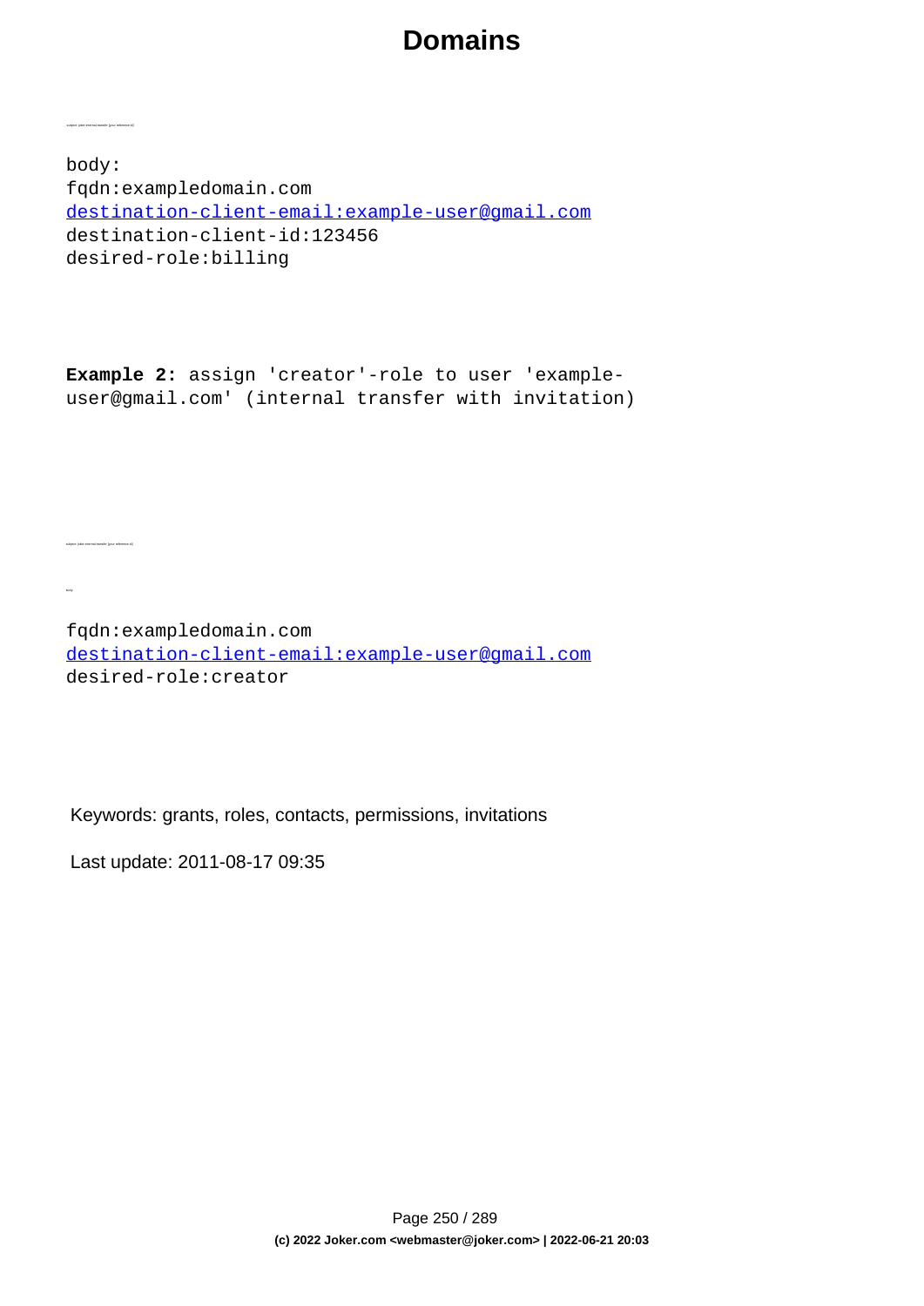subject: joker internal transfer [your reference id]

```
body:
fqdn:exampledomain.com
destination-client-email:example-user@gmail.com
destination-client-id:123456
desired-role:billing
```

**Example 2:** assign 'creator'-role to user 'example-user@gmail.com' (internal transfer with invitation)

subject: joker internal transfer [your reference id]

body:

```
fqdn:exampledomain.com
destination-client-email:example-user@gmail.com
desired-role:creator
```

Keywords: grants, roles, contacts, permissions, invitations

Last update: 2011-08-17 09:35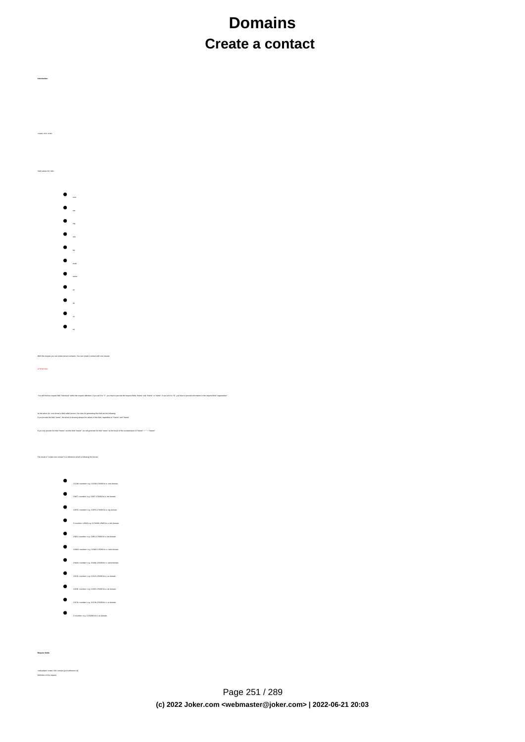# Domains

## Create a contact

**Introduction**

create <tld> order

Valid values for <tld>:

- com
- net
- org
- info
- biz
- mobi
- name
- us
- de
- cn
- eu

With this request you can create person contacts. You can create 1 contact with one request.

ATTENTION:

You will find the request-field "individual" within the request definition. If you set it to "Y", you have to provide the request-fields "lname" and "fname" or "name". If you set it to "N", you have to provide information in the request-field "organization".

As the whois for .com shows a field called person, the rules for generating this field are the following:
If you provide the field "name", the whois is showing always the values of this field, regardless of "fname" and "lname".

If you only provide the field "fname" and the field "lname", we will generate the field "name" as the result of the concatenation of "fname" + " " + "lname".

The result of "create com contact" is a reference which is following the format:

- CCOM-<number> e.g. CCOM-176269 for a .com domain
- CNET-<number> e.g. CNET-176269 for a .net domain
- CORG-<number> e.g. CORG-176269 for a .org domain
- C<number>-LRMS e.g. C176269-LRMS for a .info domain
- CNEU-<number> e.g. CNEU-176269 for a .biz domain
- CDMO-<number> e.g. CDMO-176269 for a .mobi domain
- CNAM-<number> e.g. CNAM-176269 for a .name domain
- COUS-<number> e.g. COUS-176269 for a .us domain
- CODE-<number> e.g. CODE-176269 for a .de domain
- COCN-<number> e.g. COCN-176269 for a .cn domain
- C<number> e.g. C176269 for a .eu domain

**Request fields**

mailsubject: create <tld> contact [your reference id]
Definition of the request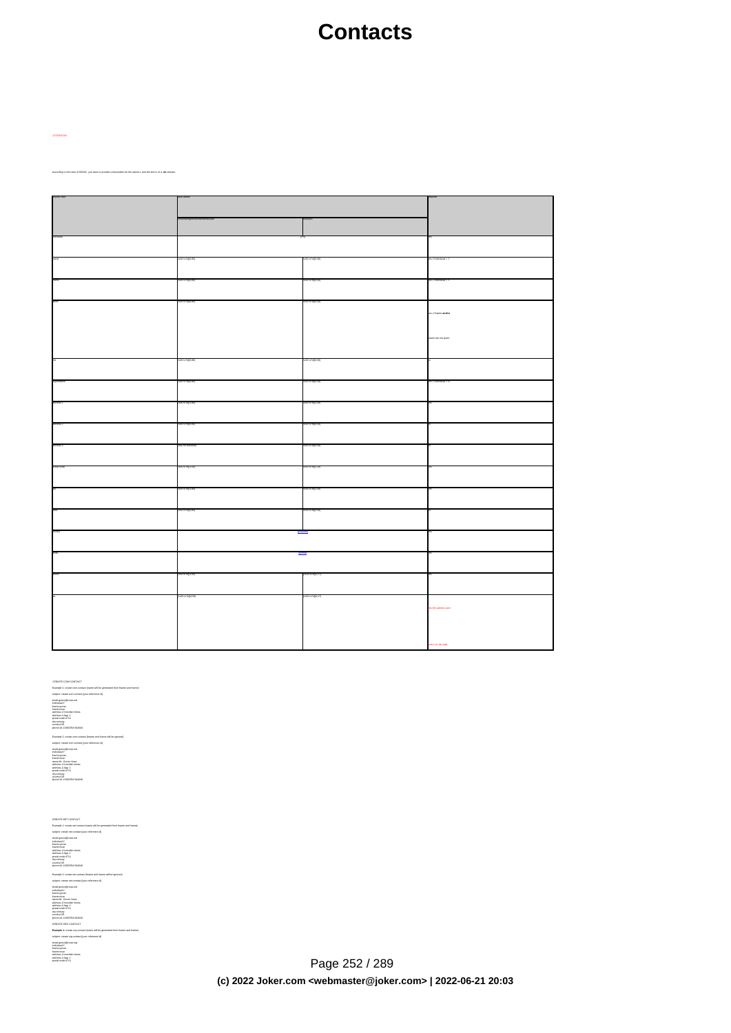# Contacts

ATTENTION

According to the rules of DENIC, you have to provide a faxnumber for the admin-c and the tech-c of a .de domain.

| Field name | Field values | | Required |
|---|---|---|---|
| | allowed string (.com/.net/.org/.info/.biz/.de) | .de (alt) | |
| individual | (Y/N) | | yes |
| fname | [\S\s]{1,80} | [\S\s]{1,80} | yes, if individual = Y |
| lname | [\S\s]{1,80} | [\S\s]{1,80} | yes, if individual = Y |
| name | [\S\s]{1,80} | [\S\s]{1,80} | yes, if fname **and/or** lname are not given |
| title | [\S\s]{1,80} | [\S\s]{1,80} | no |
| organization | [\S\s]{1,80} | [\S\s]{1,80} | yes, if individual = N |
| address-1 | [\S\s]{1,80} | [\S\s]{1,80} | yes |
| address-2 | [\S\s]{1,80} | [\S\s]{1,80} | no |
| address-3 | only for com/net | [\S\s]{1,80} | no |
| postal-code | [\S\s]{1,10} | [\S\s]{1,10} | yes |
| city | [\S\s]{1,80} | [\S\s]{1,80} | yes |
| state | [\S\s]{1,80} | [\S\s]{1,80} | no |
| country | ISO 3166 | | yes |
| email | RFC822 | | yes |
| phone | [\S\s]{1,20} | [\S\s]{1,17} | yes |
| fax | [\S\s]{0,50} | [\S\s]{0,17} | no (for admin-c and tech-c of .de only) |

CREATE COM CONTACT

Example 1: create com contact (name will be generated from fname and lname)

subject: create-com-contact [your reference-id]

```
email:gonzo@cuse.net
individual:Y
fname:gonzo
lname:straw
address-1:fonzalist-mesia
address-2:Appt. 1
postal-code:4711
city:somecity
country:DE
phone:+49.123456784 554646
```

Example 2: create com contact (fname and lname will be ignored)

subject: create-com-contact [your reference-id]

```
email:gonzo@cuse.net
individual:Y
fname:gonzo
lname:straw
name:Mr. Gonzo Straw
address-1:fonzalist-mesia
address-2:Appt. 1
postal-code:4711
city:somecity
country:DE
phone:+49.123456784 554646
```

CREATE NET CONTACT

Example 1: create net contact (name will be generated from fname and lname)

subject: create-net-contact [your reference-id]

```
email:gonzo@cuse.net
individual:Y
fname:gonzo
lname:straw
address-1:fonzalist-mesia
address-2:Appt. 1
postal-code:4711
city:somecity
country:DE
phone:+49.123456784 554646
```

Example 2: create net contact (fname and lname will be ignored)

subject: create-net-contact [your reference-id]

```
email:gonzo@cuse.net
individual:Y
fname:gonzo
lname:straw
name:Mr. Gonzo Straw
address-1:fonzalist-mesia
address-2:Appt. 1
postal-code:4711
city:somecity
country:DE
phone:+49.123456784 554646
```

CREATE ORG CONTACT

**Example 1:** create org contact (name will be generated from fname and lname)

subject: create-org-contact [your reference-id]

```
email:gonzo@cuse.org
individual:Y
fname:gonzo
lname:straw
address-1:fonzalist-mesia
address-2:Appt. 1
postal-code:4711
```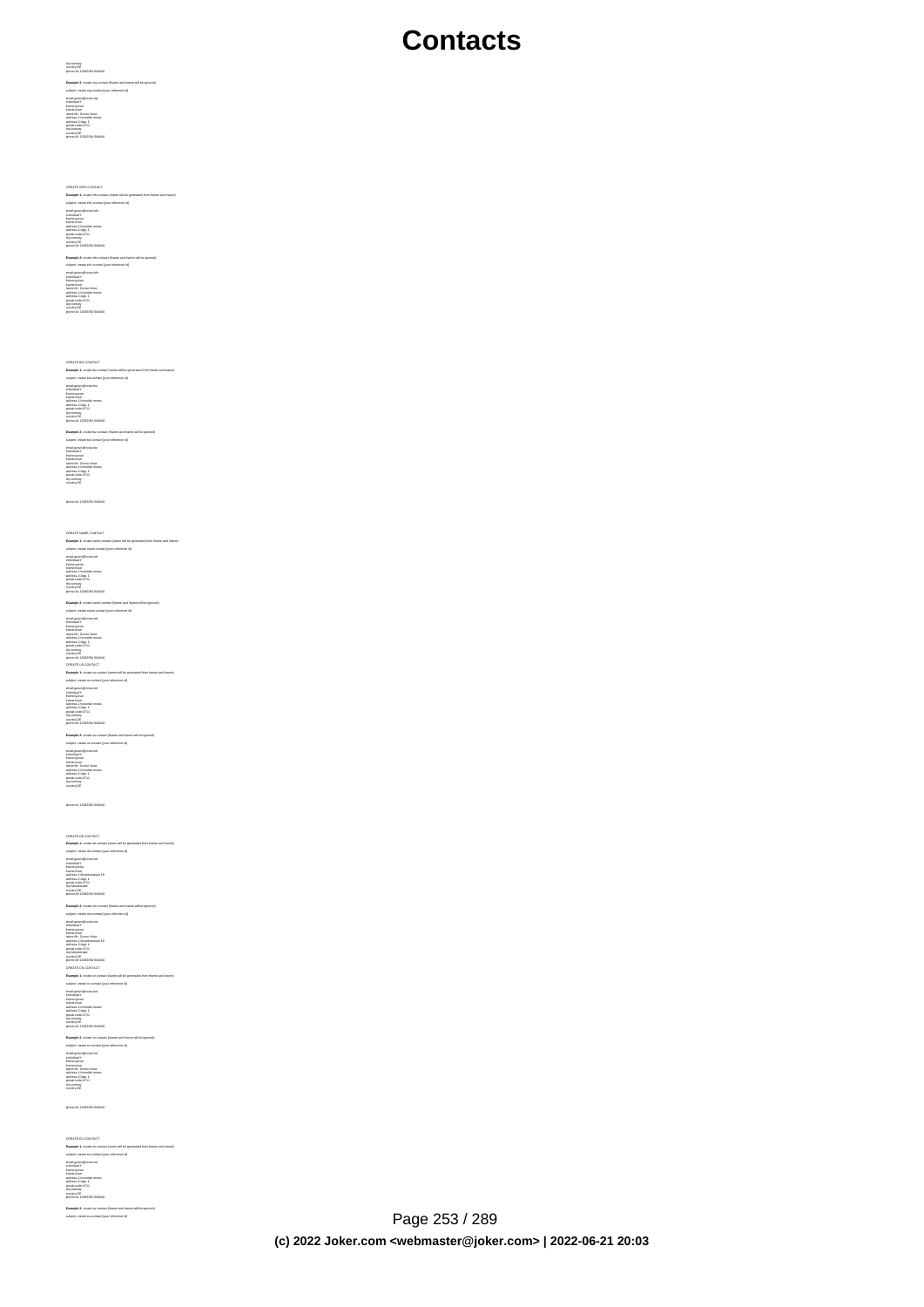city:somecity
country:DE
phone:44.123557894 564646

**Example 2:** create org contact (fname and lname will be ignored)

subject: create org contact [your reference id]

email:jpoe@cnoe.org
individual:Y
fname:jpoe
lname:cnoe
name:Mr. Some Name
address-1:hometler mmm
address-2:App. 1
postal-code:4711
city:somecity
country:DE
phone:44.123557894 564646

CREATE INFO CONTACT

**Example 1:** create info contact (name will be generated from fname and lname)

subject: create info contact [your reference id]

email:jpoe@cnoe.info
individual:Y
fname:jpoe
lname:cnoe
address-1:hometler mmm
address-2:App. 1
postal-code:4711
city:somecity
country:DE
phone:44.123557894 564646

**Example 2:** create info contact (fname and lname will be ignored)

subject: create info contact [your reference id]

email:jpoe@cnoe.info
individual:Y
fname:jpoe
lname:cnoe
name:Mr. Some Name
address-1:hometler mmm
address-2:App. 1
postal-code:4711
city:somecity
country:DE
phone:44.123557894 564646

CREATE BIZ CONTACT

**Example 1:** create biz contact (name will be generated from fname and lname)

subject: create biz contact [your reference id]

email:jpoe@cnoe.biz
individual:Y
fname:jpoe
lname:cnoe
address-1:hometler mmm
address-2:App. 1
postal-code:4711
city:somecity
country:DE
phone:44.123557894 564646

**Example 2:** create biz contact (fname and lname will be ignored)

subject: create biz contact [your reference id]

email:jpoe@cnoe.biz
individual:Y
fname:jpoe
lname:cnoe
name:Mr. Some Name
address-1:hometler mmm
address-2:App. 1
postal-code:4711
city:somecity
country:DE

phone:44.123557894 564646

CREATE NAME CONTACT

**Example 1:** create name contact (name will be generated from fname and lname)

subject: create name contact [your reference id]

email:jpoe@cnoe.net
individual:Y
fname:jpoe
lname:cnoe
address-1:hometler mmm
address-2:App. 1
postal-code:4711
city:somecity
country:DE
phone:44.123557894 564646

**Example 2:** create name contact (fname and lname will be ignored)

subject: create name contact [your reference id]

email:jpoe@cnoe.net
individual:Y
fname:jpoe
lname:cnoe
name:Mr. Some Name
address-1:hometler mmm
address-2:App. 1
postal-code:4711
city:somecity
country:DE
phone:44.123557894 564646

CREATE US CONTACT

**Example 1:** create us contact (name will be generated from fname and lname)

subject: create us contact [your reference id]

email:jpoe@cnoe.net
individual:Y
fname:jpoe
lname:cnoe
address-1:hometler mmm
address-2:App. 1
postal-code:4711
city:somecity
country:DE
phone:44.123557894 564646

**Example 2:** create us contact (fname and lname will be ignored)

subject: create us contact [your reference id]

email:jpoe@cnoe.net
individual:Y
fname:jpoe
lname:cnoe
name:Mr. Some Name
address-1:hometler mmm
address-2:App. 1
postal-code:4711
city:somecity
country:DE

phone:44.123557894 564646

CREATE DE CONTACT

**Example 1:** create de contact (name will be generated from fname and lname)

subject: create de contact [your reference id]

email:jpoe@cnoe.net
individual:Y
fname:jpoe
lname:cnoe
address-1:Musterstrasse 13
address-2:App. 1
postal-code:4711
city:Musterstadt
country:DE
phone:49.123557894 564646

**Example 2:** create de contact (fname and lname will be ignored)

subject: create de contact [your reference id]

email:jpoe@cnoe.net
individual:Y
fname:jpoe
lname:cnoe
name:Mr. Some Name
address-1:Musterstrasse 13
address-2:App. 1
postal-code:4711
city:Musterstadt
country:DE
phone:49.123557894 564646

CREATE CN CONTACT

**Example 1:** create cn contact (name will be generated from fname and lname)

subject: create cn contact [your reference id]

email:jpoe@cnoe.net
individual:Y
fname:jpoe
lname:cnoe
address-1:hometler mmm
address-2:App. 1
postal-code:4711
city:somecity
country:DE
phone:44.123557894 564646

**Example 2:** create cn contact (fname and lname will be ignored)

subject: create cn contact [your reference id]

email:jpoe@cnoe.net
individual:Y
fname:jpoe
lname:cnoe
name:Mr. Some Name
address-1:hometler mmm
address-2:App. 1
postal-code:4711
city:somecity
country:DE

phone:44.123557894 564646

CREATE EU CONTACT

**Example 1:** create eu contact (name will be generated from fname and lname)

subject: create eu contact [your reference id]

email:jpoe@cnoe.net
individual:Y
fname:jpoe
lname:cnoe
address-1:hometler mmm
address-2:App. 1
postal-code:4711
city:somecity
country:DE
phone:44.123557894 564646

**Example 2:** create eu contact (fname and lname will be ignored)

subject: create eu contact [your reference id]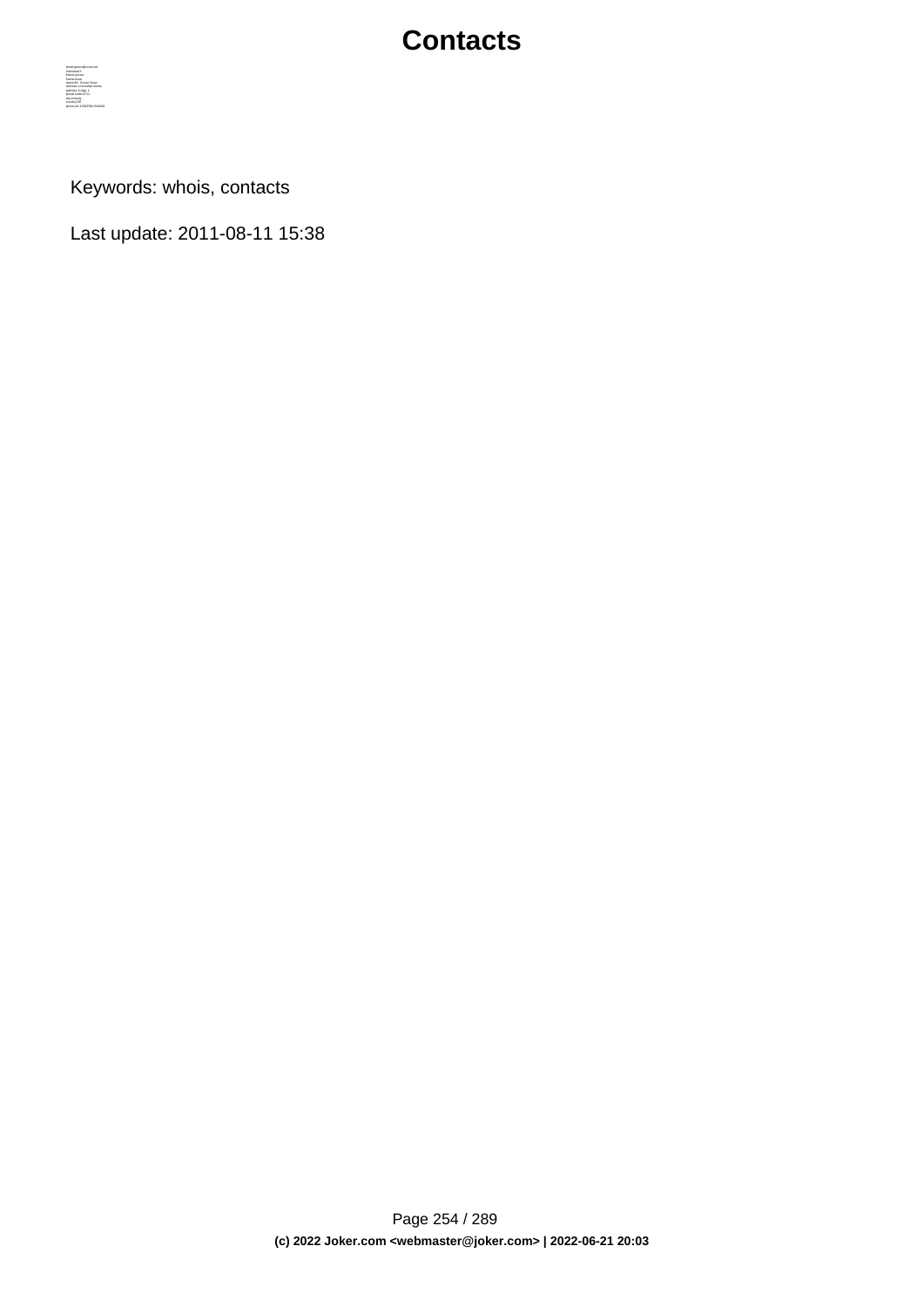# Contacts

```
email:jonas@xxxx.net
individual:Y
fname:jonas
lname:xxxx
name:Mr. Jonas Xxxx
address-1:xxxxx xxxxx
address-2:Apt. 1
postal-code:4711
city:xxxxx
country:DE
phone:+4.1555784 91444
```

Keywords: whois, contacts

Last update: 2011-08-11 15:38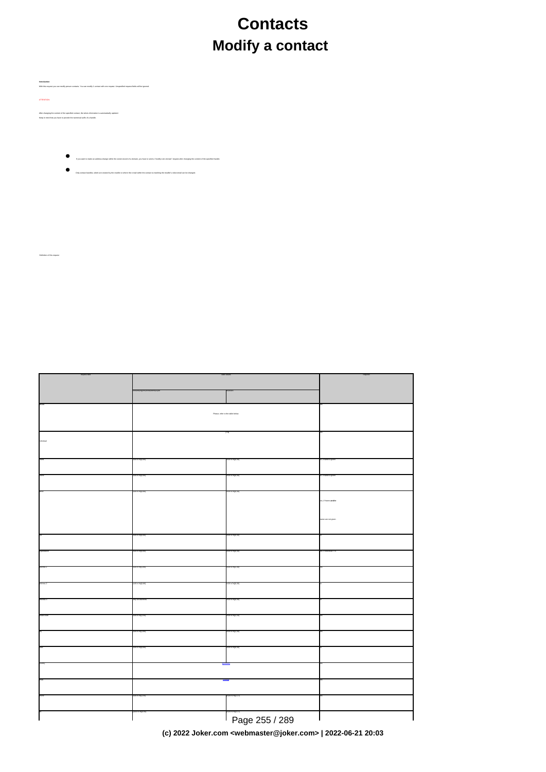# Contacts

## Modify a contact

**Introduction**

With this request you can modify person contacts. You can modify 1 contact with one request. Unspecified request fields will be ignored.

ATTENTION:

After changing the content of the specified contact, the whois information is automatically updated.

Keep in mind that you have to provide the numerical suffix of a handle.

- If you want to make an address change within the owner-record of a domain, you have to send a "modify-one-domain" request after changing the content of the specified handle.
- Only contact handles, which are created by the reseller or where the e-mail within the contact is matching the reseller's robot-email can be changed.

Definition of this request:

| Request field | Field Values | | Required |
|---|---|---|---|
| | | | |
| | Please, refer to the table below | | yes |
| individual | [Y/N] | | no |
| fname | | | no, if name is given |
| lname | | | no, if name is given |
| name | | | no, if fname **and/or** lname are not given |
| title | | | no |
| organization | | | no |
| address-1 | | | yes |
| address-2 | | | no |
| address-3 | | | no |
| postal-code | | | yes |
| city | | | yes |
| state | | | no |
| country | | | yes |
| email | | | yes |
| phone | | | yes |
| | | | |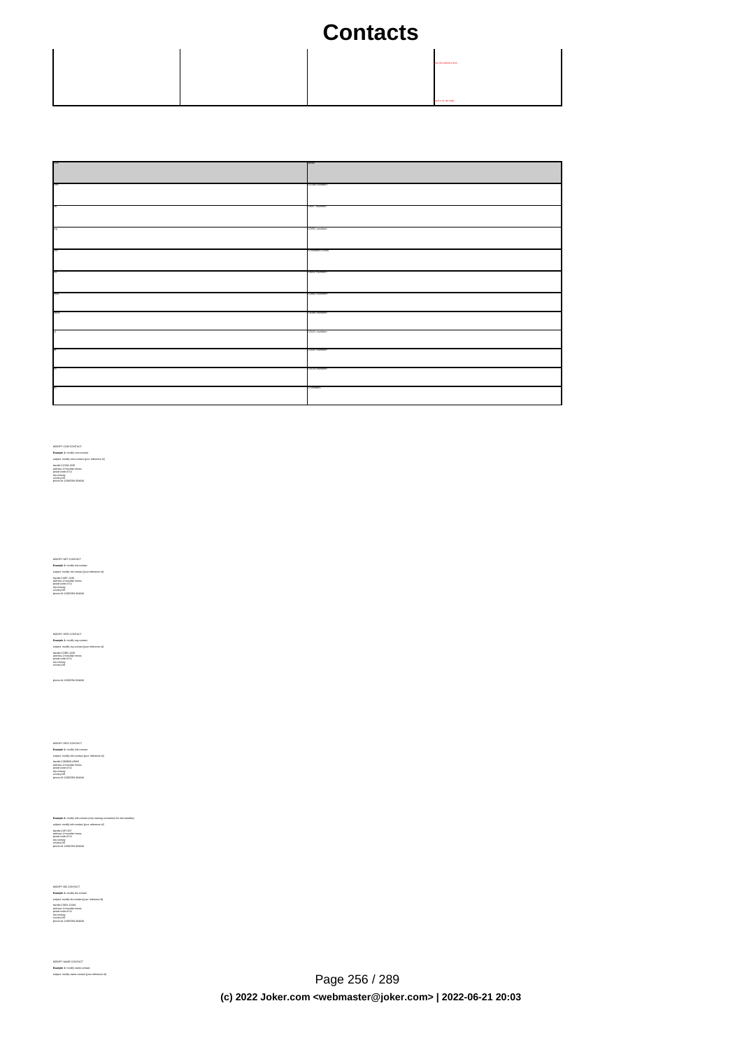# Contacts

| | | | |
|---|---|---|---|
| | | | ... (for admin-c and ...) |
| | | | ... (... c, ... only) |

| TLD | Handle |
|---|---|
| com | CCOM-<number> |
| net | CNET-<number> |
| org | CORG-<number> |
| info | C<number>-LRMS |
| biz | CBIZ-<number> |
| name | CNAM-<number> |
| ... | CAUS-<number> |
| ... | CCNS-<number> |
| ... | CDEU-<number> |
| ... | CEUS-<number> |
| ... | C<number> |

MODIFY COM CONTACT

**Example 1:** modify com contact

subject: modify com contact {your reference id}

handle:CCOM-1235
address-1:Invalidstr.ennew.
postal-code:4711
city:somcity
country:DE
phone:44-1555784 564646

MODIFY NET CONTACT

**Example 1:** modify net contact

subject: modify net contact {your reference id}

handle:CNET-1235
address-1:Invalidstr.ennew.
postal-code:4711
city:somcity
country:DE
phone:44-1555784 564646

MODIFY ORG CONTACT

**Example 1:** modify org contact

subject: modify org contact {your reference id}

handle:CORG-1235
address-1:Invalidstr.ennew.
postal-code:4711
city:somcity
country:DE

phone:44-1555784 564646

MODIFY INFO CONTACT

**Example 1:** modify info contact

subject: modify info contact {your reference id}

handle:C289826-LRMS
address-1:Invalidstr.ennew.
postal-code:4711
city:somcity
country:DE
phone:44-1555784 564646

**Example 2:** modify info contact (new naming convention for info handles)

subject: modify info contact {your reference id}

handle:CAF7OOT
address-1:Invalidstr.ennew.
postal-code:4711
city:somcity
country:DE
phone:44-1555784 564646

MODIFY BIZ CONTACT

**Example 1:** modify biz contact

subject: modify biz contact {your reference id}

handle:CNEU-12345
address-1:Invalidstr.ennew.
postal-code:4711
city:somcity
country:DE
phone:44-1555784 564646

MODIFY NAME CONTACT

**Example 1:** modify name contact

subject: modify name contact {your reference id}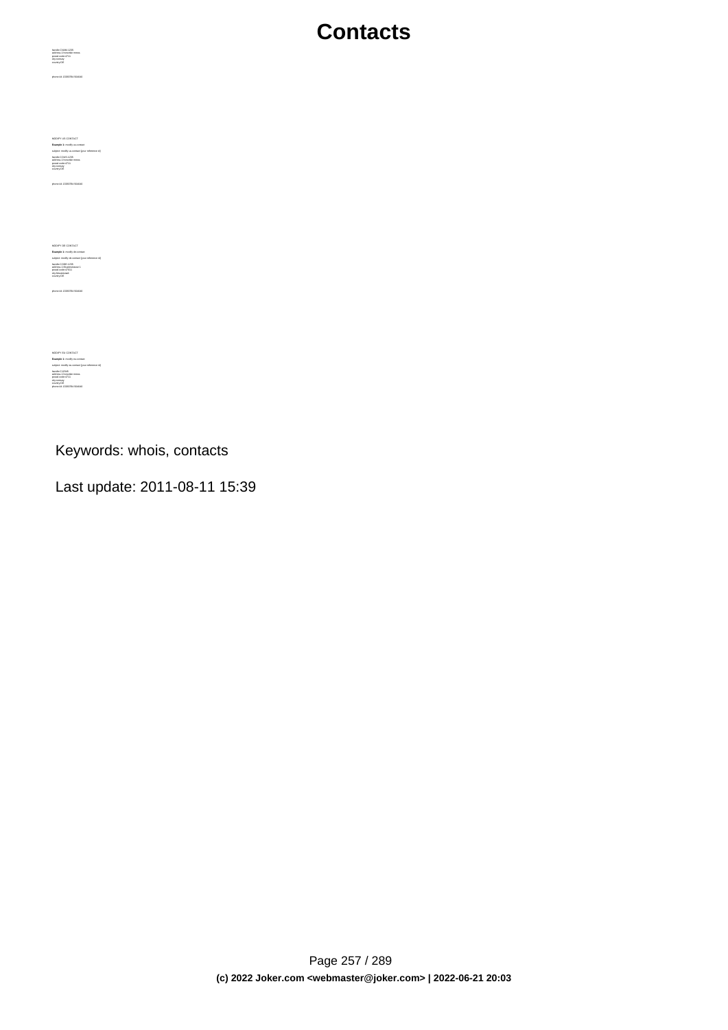handle:CAAM-1235
address:1 Irrsinkel-strasse
postal-code:4711
city:somecity
country:DE

phone:44 12345784 654646

MODIFY US CONTACT

**Example 1:** modify us-contact

subject: modify us-contact [your reference id]

handle:COUS-1235
address:1 Irrsinkel-strasse
postal-code:4711
city:somecity
country:DE

phone:44 12345784 654646

MODIFY DE CONTACT

**Example 1:** modify de-contact

subject: modify de-contact [your reference id]

handle:CODE-1235
address:1 Blubberstrasse 1
postal-code:47811
city:Musterstadt
country:DE

phone:44 12345784 654646

MODIFY EU CONTACT

**Example 1:** modify eu-contact

subject: modify eu-contact [your reference id]

handle:C12345
address:1 Irrsinkel-strasse
postal-code:4711
city:somecity
country:DE
phone:44 12345784 654646

Keywords: whois, contacts

Last update: 2011-08-11 15:39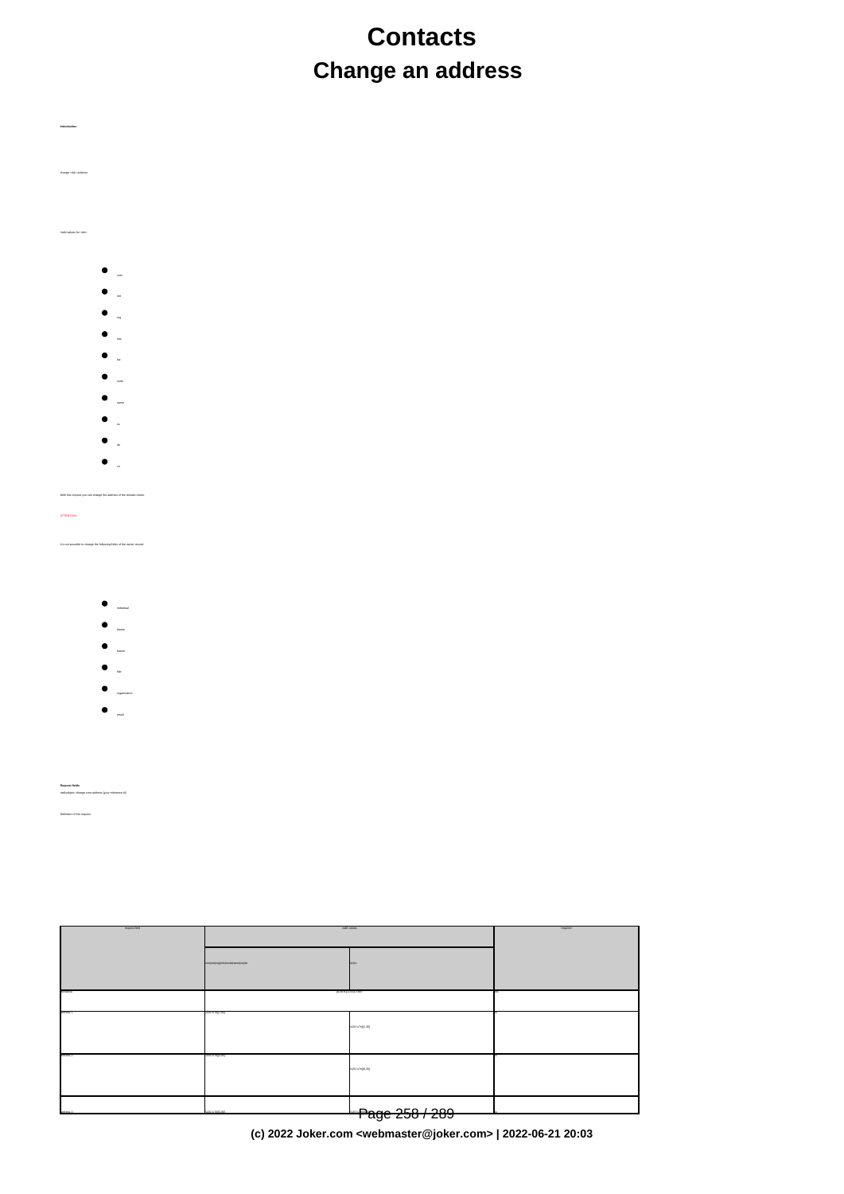# Contacts

## Change an address

**Introduction**

change <tld>-address

Valid values for <tld>:

- com
- net
- org
- info
- biz
- mobi
- name
- us
- de
- cn

With this request you can change the address of the domain owner.

ATTENTION:

It is not possible to change the following fields of the owner record:

- individual
- lname
- fname
- title
- organization
- email

**Request fields**

mailsubject: change com-address [your reference id]

Definition of this request:

| request field | valid values | | required |
|---|---|---|---|
| | com\|net\|org\|info\|biz\|mobi\|name\|us\|de | de\|cn | |
| domain | [a-z0-9\-]{1,63}\.<tld> | | yes |
| address-1 | [\x20-\x7f]{1,80} | | |
| | | [\x20-\x7e]{1,30} | |
| address-2 | [\x20-\x7f]{1,80} | | |
| | | [\x20-\x7e]{1,30} | |
| address-3 | [\x20-\x7f]{1,80} | | |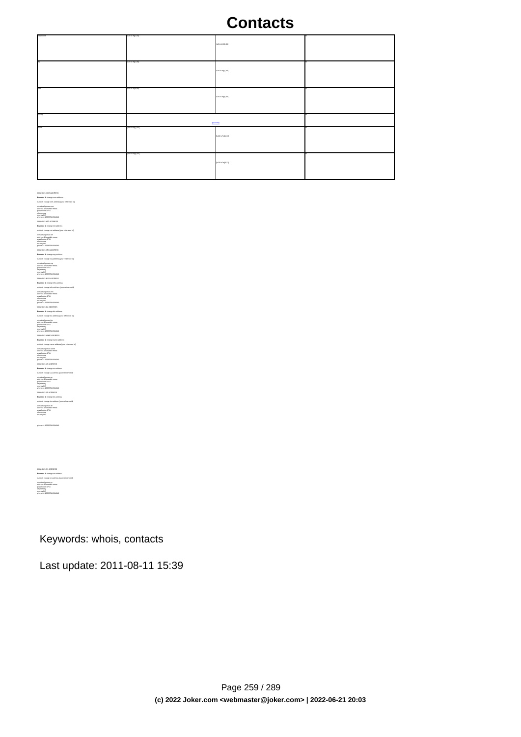# Contacts

| postal-code | [\x20-\x7e]{1,50} | [\x20-\x7e]{0,30} | no |
|---|---|---|---|
| city | [\x20-\x7e]{1,80} | [\x20-\x7e]{1,80} | no |
| state | [\x20-\x7e]{0,80} | [\x20-\x7e]{0,80} | no |
| country | | @country | no |
| phone | [\x20-\x7e]{1,50} | [\x20-\x7e]{0,17} | no |
| fax | [\x20-\x7e]{0,50} | [\x20-\x7e]{0,17} | no |

CHANGE .COM ADDRESS

**Example 1:** change com address

subject: change com address [your reference id]

```
domain@groove.com
address-1=nowhat mess
postal-code=4711
city=noway
country=DE
phone=44 1234567894 564646
```

CHANGE .NET ADDRESS

**Example 1:** change net address

subject: change net address [your reference id]

```
domain@groove.net
address-1=nowhat mess
postal-code=4711
city=noway
country=DE
phone=44 1234567894 564646
```

CHANGE .ORG ADDRESS

**Example 1:** change org address

subject: change org address [your reference id]

```
domain@groove.org
address-1=nowhat mess
postal-code=4711
city=noway
country=DE
phone=44 1234567894 564646
```

CHANGE .INFO ADDRESS

**Example 1:** change info address

subject: change info address [your reference id]

```
domain@groove.info
address-1=nowhat mess
postal-code=4711
city=noway
country=DE
phone=44 1234567894 564646
```

CHANGE .BIZ ADDRESS

**Example 1:** change biz address

subject: change biz address [your reference id]

```
domain@groove.biz
address-1=nowhat mess
postal-code=4711
city=noway
country=DE
phone=44 1234567894 564646
```

CHANGE .NAME ADDRESS

**Example 1:** change name address

subject: change name address [your reference id]

```
domain@groove.name
address-1=nowhat mess
postal-code=4711
city=noway
country=DE
phone=44 1234567894 564646
```

CHANGE .US ADDRESS

**Example 1:** change us address

subject: change us address [your reference id]

```
domain@groove.us
address-1=nowhat mess
postal-code=4711
city=noway
country=DE
phone=44 1234567894 564646
```

CHANGE .DE ADDRESS

**Example 1:** change de address

subject: change de address [your reference id]

```
domain@groove.de
address-1=nowhat mess
postal-code=4711
city=noway
country=DE


phone=44 1234567894 564646
```

CHANGE .CN ADDRESS

**Example 1:** change cn address

subject: change cn address [your reference id]

```
domain@groove.cn
address-1=nowhat mess
postal-code=4711
city=noway
country=DE
phone=44 1234567894 564646
```

Keywords: whois, contacts

Last update: 2011-08-11 15:39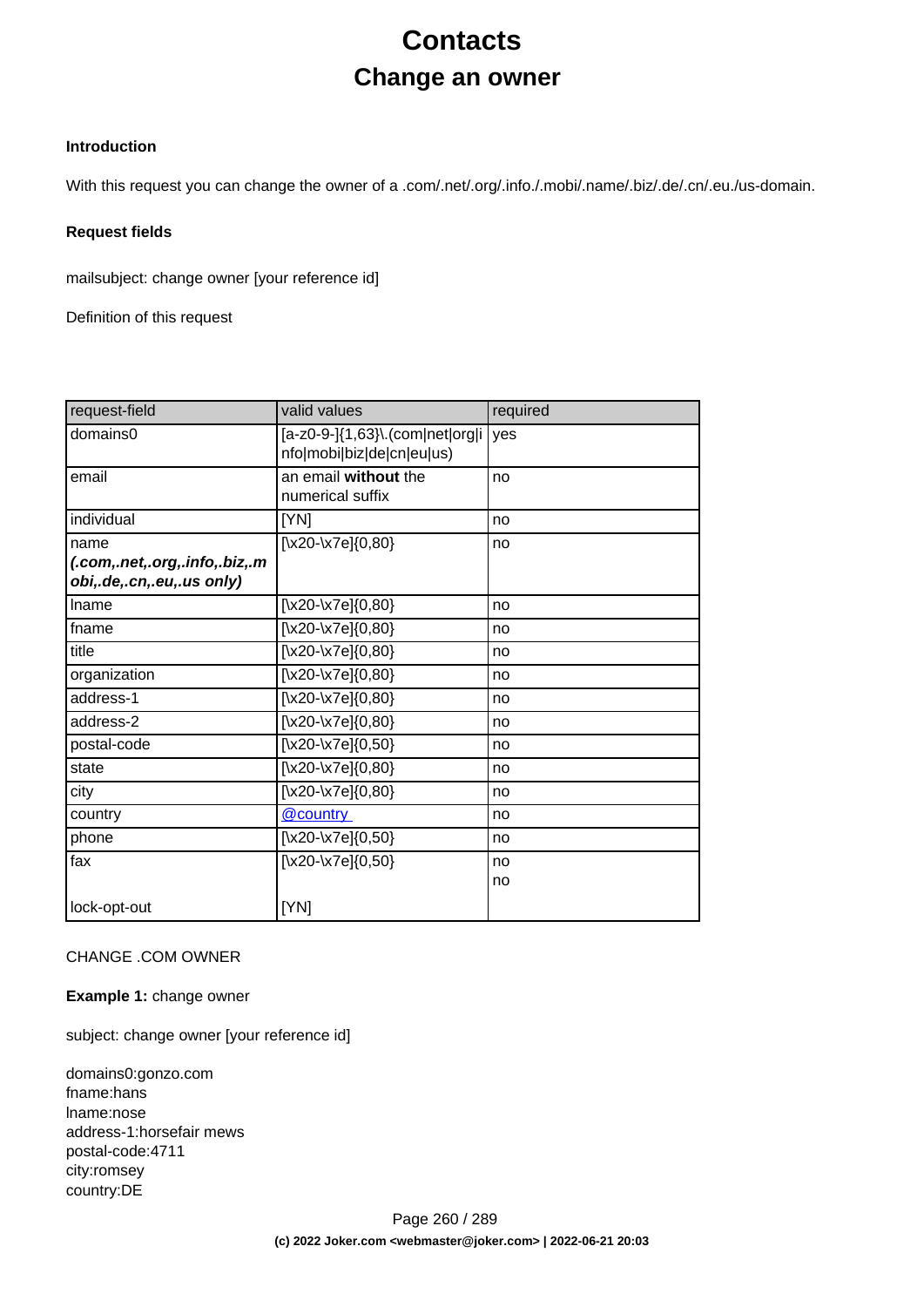# Contacts

## Change an owner

**Introduction**

With this request you can change the owner of a .com/.net/.org/.info./.mobi/.name/.biz/.de/.cn/.eu./us-domain.

**Request fields**

mailsubject: change owner [your reference id]

Definition of this request

| request-field | valid values | required |
|---|---|---|
| domains0 | [a-z0-9-]{1,63}\.(com\|net\|org\|info\|mobi\|biz\|de\|cn\|eu\|us) | yes |
| email | an email **without** the numerical suffix | no |
| individual | [YN] | no |
| name ***(.com,.net,.org,.info,.biz,.mobi,.de,.cn,.eu,.us only)*** | [\x20-\x7e]{0,80} | no |
| lname | [\x20-\x7e]{0,80} | no |
| fname | [\x20-\x7e]{0,80} | no |
| title | [\x20-\x7e]{0,80} | no |
| organization | [\x20-\x7e]{0,80} | no |
| address-1 | [\x20-\x7e]{0,80} | no |
| address-2 | [\x20-\x7e]{0,80} | no |
| postal-code | [\x20-\x7e]{0,50} | no |
| state | [\x20-\x7e]{0,80} | no |
| city | [\x20-\x7e]{0,80} | no |
| country | @country | no |
| phone | [\x20-\x7e]{0,50} | no |
| fax | [\x20-\x7e]{0,50} | no |
| lock-opt-out | [YN] | no |

CHANGE .COM OWNER

**Example 1:** change owner

subject: change owner [your reference id]

domains0:gonzo.com
fname:hans
lname:nose
address-1:horsefair mews
postal-code:4711
city:romsey
country:DE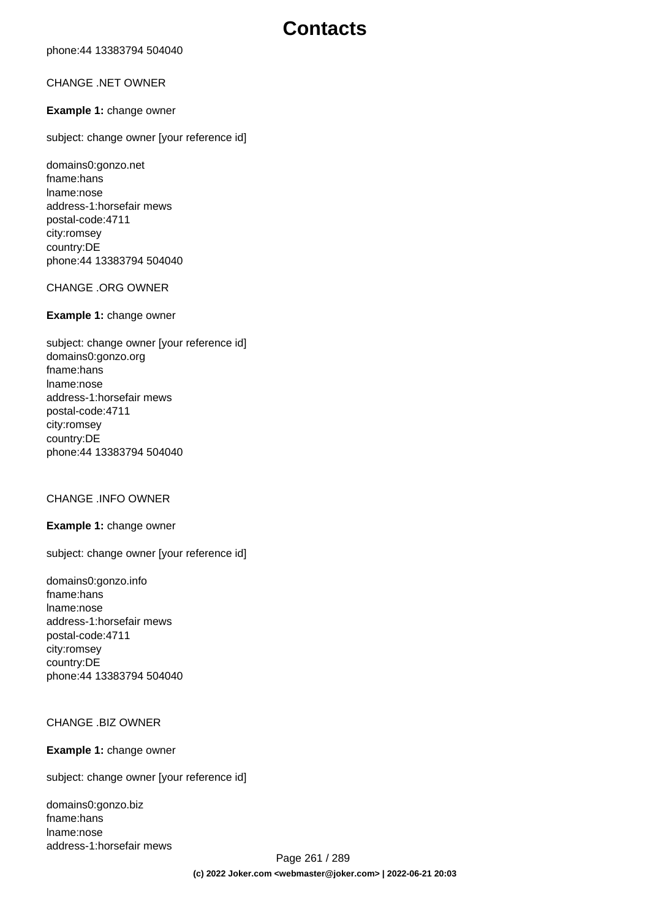phone:44 13383794 504040

CHANGE .NET OWNER

**Example 1:** change owner

subject: change owner [your reference id]

domains0:gonzo.net
fname:hans
lname:nose
address-1:horsefair mews
postal-code:4711
city:romsey
country:DE
phone:44 13383794 504040

CHANGE .ORG OWNER

**Example 1:** change owner

subject: change owner [your reference id]
domains0:gonzo.org
fname:hans
lname:nose
address-1:horsefair mews
postal-code:4711
city:romsey
country:DE
phone:44 13383794 504040

CHANGE .INFO OWNER

**Example 1:** change owner

subject: change owner [your reference id]

domains0:gonzo.info
fname:hans
lname:nose
address-1:horsefair mews
postal-code:4711
city:romsey
country:DE
phone:44 13383794 504040

CHANGE .BIZ OWNER

**Example 1:** change owner

subject: change owner [your reference id]

domains0:gonzo.biz
fname:hans
lname:nose
address-1:horsefair mews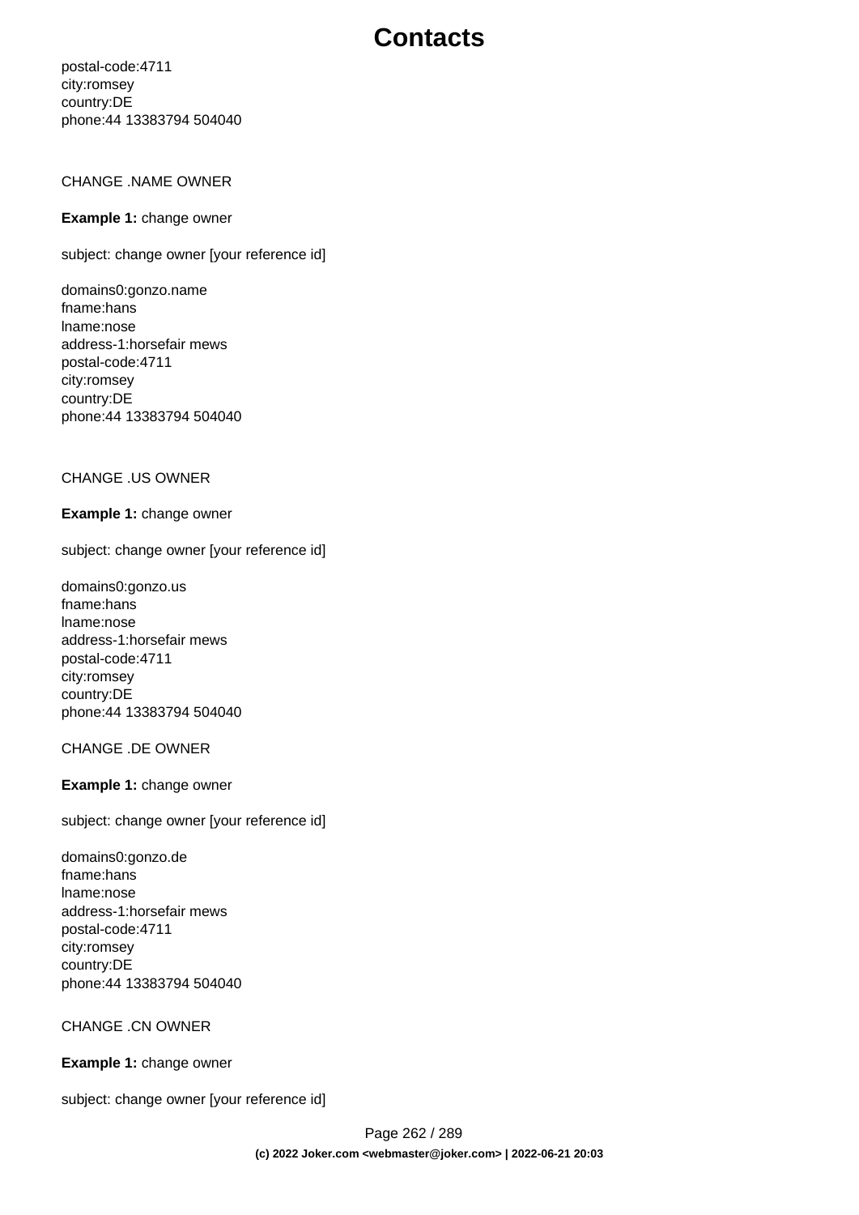postal-code:4711
city:romsey
country:DE
phone:44 13383794 504040

CHANGE .NAME OWNER

**Example 1:** change owner

subject: change owner [your reference id]

domains0:gonzo.name
fname:hans
lname:nose
address-1:horsefair mews
postal-code:4711
city:romsey
country:DE
phone:44 13383794 504040

CHANGE .US OWNER

**Example 1:** change owner

subject: change owner [your reference id]

domains0:gonzo.us
fname:hans
lname:nose
address-1:horsefair mews
postal-code:4711
city:romsey
country:DE
phone:44 13383794 504040

CHANGE .DE OWNER

**Example 1:** change owner

subject: change owner [your reference id]

domains0:gonzo.de
fname:hans
lname:nose
address-1:horsefair mews
postal-code:4711
city:romsey
country:DE
phone:44 13383794 504040

CHANGE .CN OWNER

**Example 1:** change owner

subject: change owner [your reference id]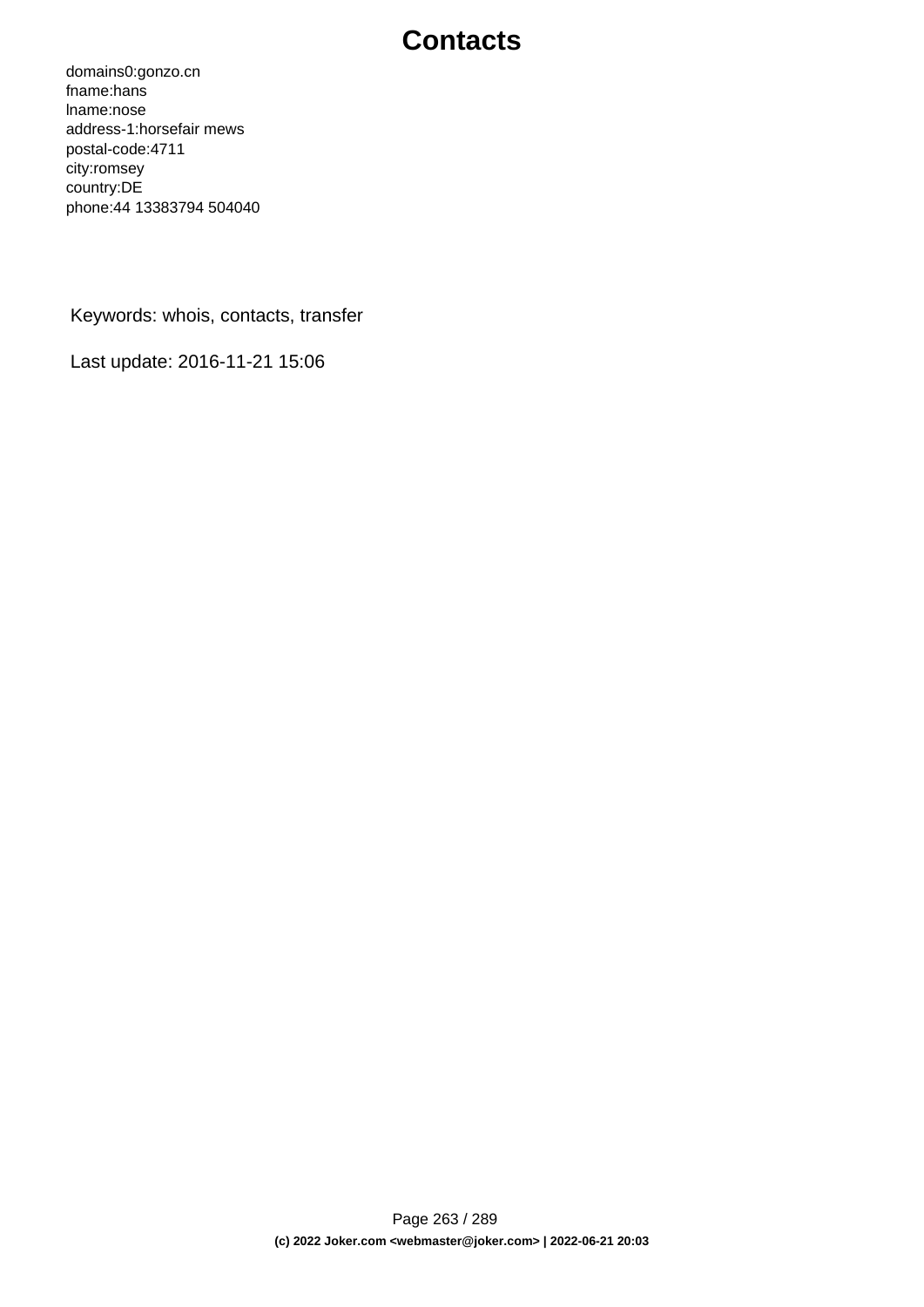# Contacts

domains0:gonzo.cn
fname:hans
lname:nose
address-1:horsefair mews
postal-code:4711
city:romsey
country:DE
phone:44 13383794 504040

Keywords: whois, contacts, transfer

Last update: 2016-11-21 15:06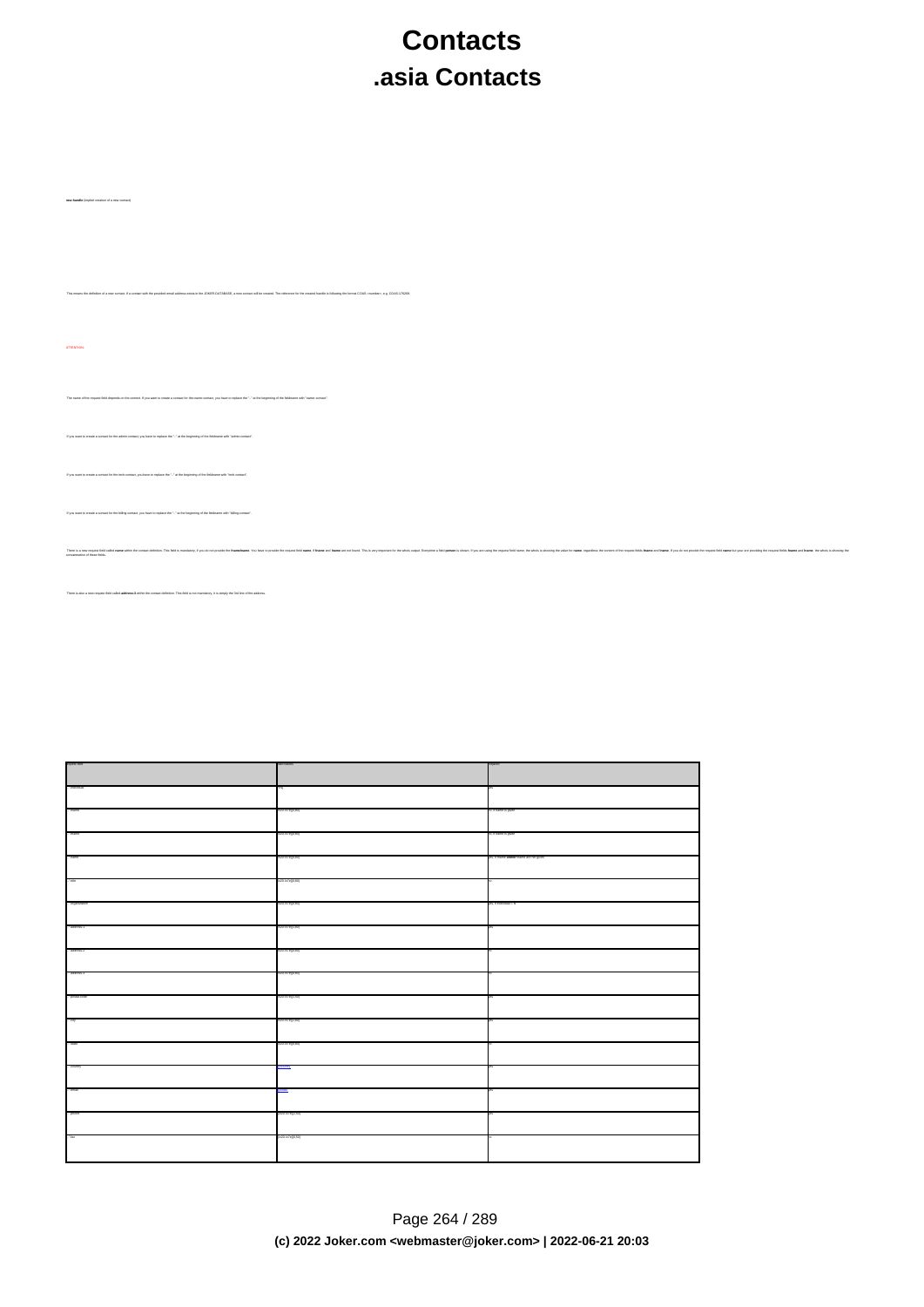# Contacts

## .asia Contacts

**new handle** (implicit creation of a new contact)

This means the definition of a new contact. If a contact with the provided email address exists in the JOKER-DATABASE, a new contact will be created. The reference for the created handle is following the format COAS-<number>, e.g. COAS-176269.

ATTENTION:

The name of the request field depends on the context. If you want to create a contact for the owner-contact, you have to replace the "-" at the beginning of the fieldname with "owner-contact".

If you want to create a contact for the admin-contact, you have to replace the "-" at the beginning of the fieldname with "admin-contact".

If you want to create a contact for the tech-contact, you have to replace the "-" at the beginning of the fieldname with "tech-contact".

If you want to create a contact for the billing-contact, you have to replace the "-" at the beginning of the fieldname with "billing-contact".

There is a new request field called **name** within the contact definition. This field is mandatory, if you do not provide the **fname/lname**. You have to provide the request field **name**, if **fname** and **lname** are not found. This is very important for the whois output. Everytime a field **person** is shown. If you are using the request field name, the whois is showing the value for **name**, regardless the content of the request fields **fname** and **lname**. If you do not provide the request field **name** but your are providing the request fields **fname** and **lname**, the whois is showing the concatenation of these fields.

There is also a new request field called **address-3** within the contact definition. This field is not mandatory, it is simply the 3rd line of the address.

| request field | openvalues | required |
| --- | --- | --- |
| -individual | Y/N | yes |
| -fname | [\x20-\x7e]{0,80} | no, if name is given |
| -lname | [\x20-\x7e]{0,80} | no, if name is given |
| -name | [\x20-\x7e]{0,80} | yes, if fname/lname are not given |
| -title | [\x20-\x7e]{0,80} | no |
| -organization | [\x20-\x7e]{0,80} | yes, if individual = N |
| -address-1 | [\x20-\x7e]{0,80} | yes |
| -address-2 | [\x20-\x7e]{0,80} | no |
| -address-3 | [\x20-\x7e]{0,80} | no |
| -postal-code | [\x20-\x7e]{1,50} | yes |
| -city | [\x20-\x7e]{1,80} | yes |
| -state | [\x20-\x7e]{0,80} | no |
| -country | ISO3166 | yes |
| -email | Email | yes |
| -phone | [\x20-\x7e]{1,50} | yes |
| -fax | [\x20-\x7e]{0,50} | no |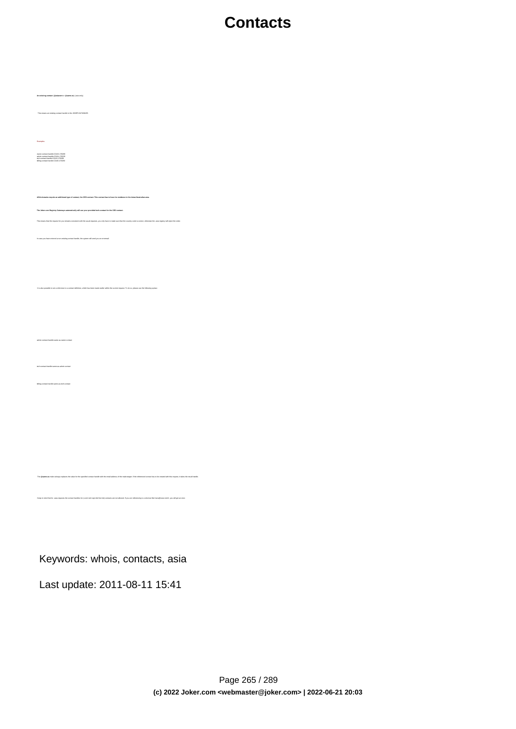# Contacts

**an existing contact** (**{{asiaown}}** or **{{same-as}}** (.asia only))

This means an existing contact handle in the JOKER-DATABASE.

Examples:

```
owner-contact-handle:COAS-178299
admin-contact-handle:COAS-178299
tech-contact-handle:COAS-178299
billing-contact-handle:COAS-178299
```

**.asia domains require an additional type of contact, the CED contact. This contact has to have its residence in the Asian/Australian area.**

**The Joker.com Registry Gateways automatically will use your provided tech-contact for the CED contact.**

This means that the request for you remains consistent with the usual requests, you only have to make sure that the country code is correct, otherwise the .asia registry will reject the order.

In case you have entered a non existing contact handle, the system will send you an errormail.

It is also possible to set a reference to a contact definition, which has been made earlier within the current request. To do so, please use the following syntax:

```
admin-contact-handle:same-as-owner-contact
```

```
tech-contact-handle:same-as-admin-contact
```

```
billing-contact-handle:same-as-tech-contact
```

The **{{same-as}}** macro always replaces the value for the specified contact handle with the email address of the mailmanger. If the referenced contact has to be created with this request, it takes the result handle.

Keep in mind that for .asia requests the contact handles for (.com/.net/.org/.info/.biz/.de) contacts are not allowed. If you are referencing to a shortcut like hand@new-mnt1: you will get an error.

Keywords: whois, contacts, asia

Last update: 2011-08-11 15:41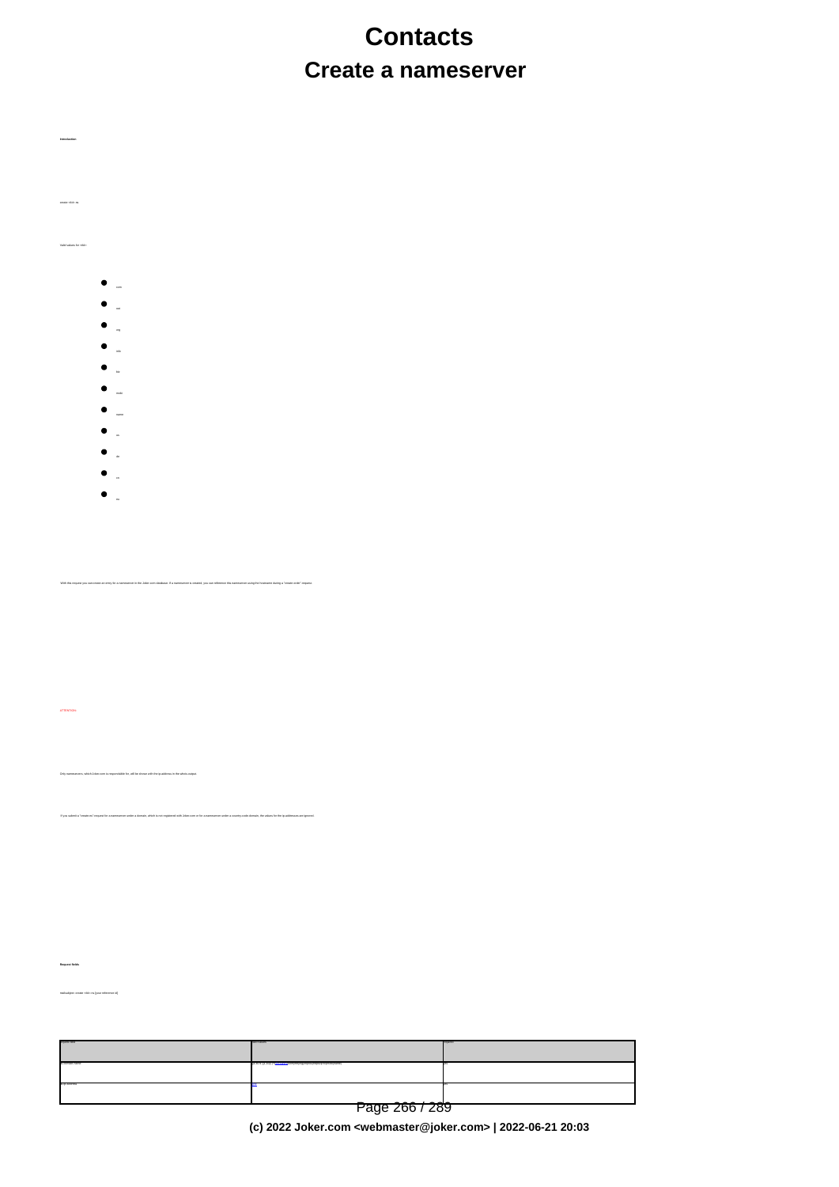# Contacts

## Create a nameserver

**Introduction**

create <tld>-ns

Valid values for <tld>:

- com
- net
- org
- info
- biz
- mobi
- name
- eu
- de
- cn
- tv

With this request you can create an entry for a nameserver in the Joker.com database. If a nameserver is created, you can reference this nameserver using the hostname during a "create-code" request.

ATTENTION:

Only nameservers, which Joker.com is responsible for, will be shown with the ip-address in the whois output.

If you submit a "create-ns" request for a nameserver under a domain, which is not registered with Joker.com or for a nameserver under a country-code domain, the values for the ip-addresses are ignored.

**Request fields**

mailsubject: create <tld>-ns [your reference-id]

| Request field | Description | Required |
| --- | --- | --- |
| ns.Domain.Name | as.de.fo (as.fosp.if.domain.com) (compare-wildcards-name) | yes |
| ns.ip.address | IPv4 | yes |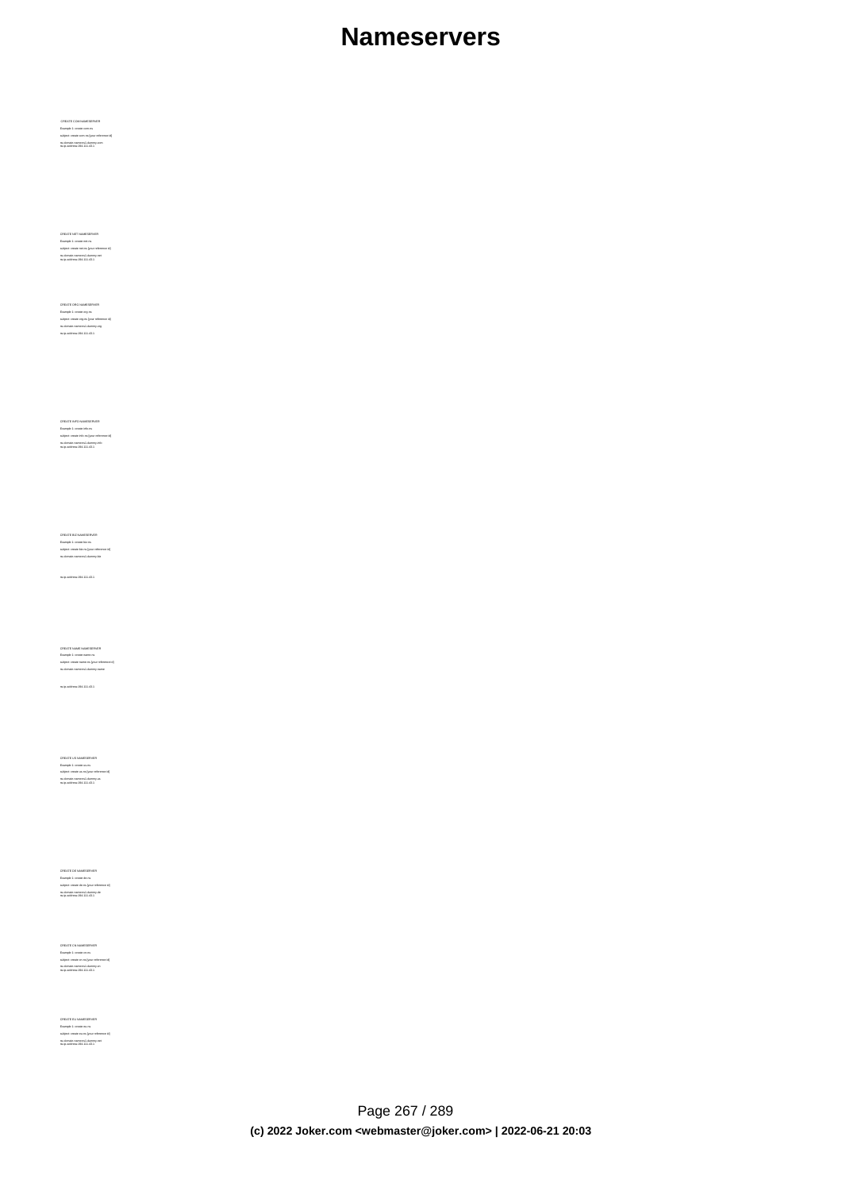CREATE COM NAMESERVER

Example 1: create com.ns

subject: create com.ns [your reference id]

ns-domain: nameserv1.dummy.com
ns-ip-address: 194.111.43.1

CREATE NET NAMESERVER

Example 1: create net.ns

subject: create net.ns [your reference id]

ns-domain: nameserv1.dummy.net
ns-ip-address: 194.111.43.1

CREATE ORG NAMESERVER

Example 1: create org.ns

subject: create org.ns [your reference id]

ns-domain: nameserv1.dummy.org

ns-ip-address: 194.111.43.1

CREATE INFO NAMESERVER

Example 1: create info.ns

subject: create info.ns [your reference id]

ns-domain: nameserv1.dummy.info
ns-ip-address: 194.111.43.1

CREATE BIZ NAMESERVER

Example 1: create biz.ns

subject: create biz.ns [your reference id]

ns-domain: nameserv1.dummy.biz

ns-ip-address: 194.111.43.1

CREATE NAME NAMESERVER

Example 1: create name.ns

subject: create name.ns [your reference id]

ns-domain: nameserv1.dummy.name

ns-ip-address: 194.111.43.1

CREATE US NAMESERVER

Example 1: create us.ns

subject: create us.ns [your reference id]

ns-domain: nameserv1.dummy.us
ns-ip-address: 194.111.43.1

CREATE DE NAMESERVER

Example 1: create de.ns

subject: create de.ns [your reference id]

ns-domain: nameserv1.dummy.de
ns-ip-address: 194.111.43.1

CREATE CN NAMESERVER

Example 1: create cn.ns

subject: create cn.ns [your reference id]

ns-domain: nameserv1.dummy.cn
ns-ip-address: 194.111.43.1

CREATE EU NAMESERVER

Example 1: create eu.ns

subject: create eu.ns [your reference id]

ns-domain: nameserv1.dummy.eu
ns-ip-address: 194.111.43.1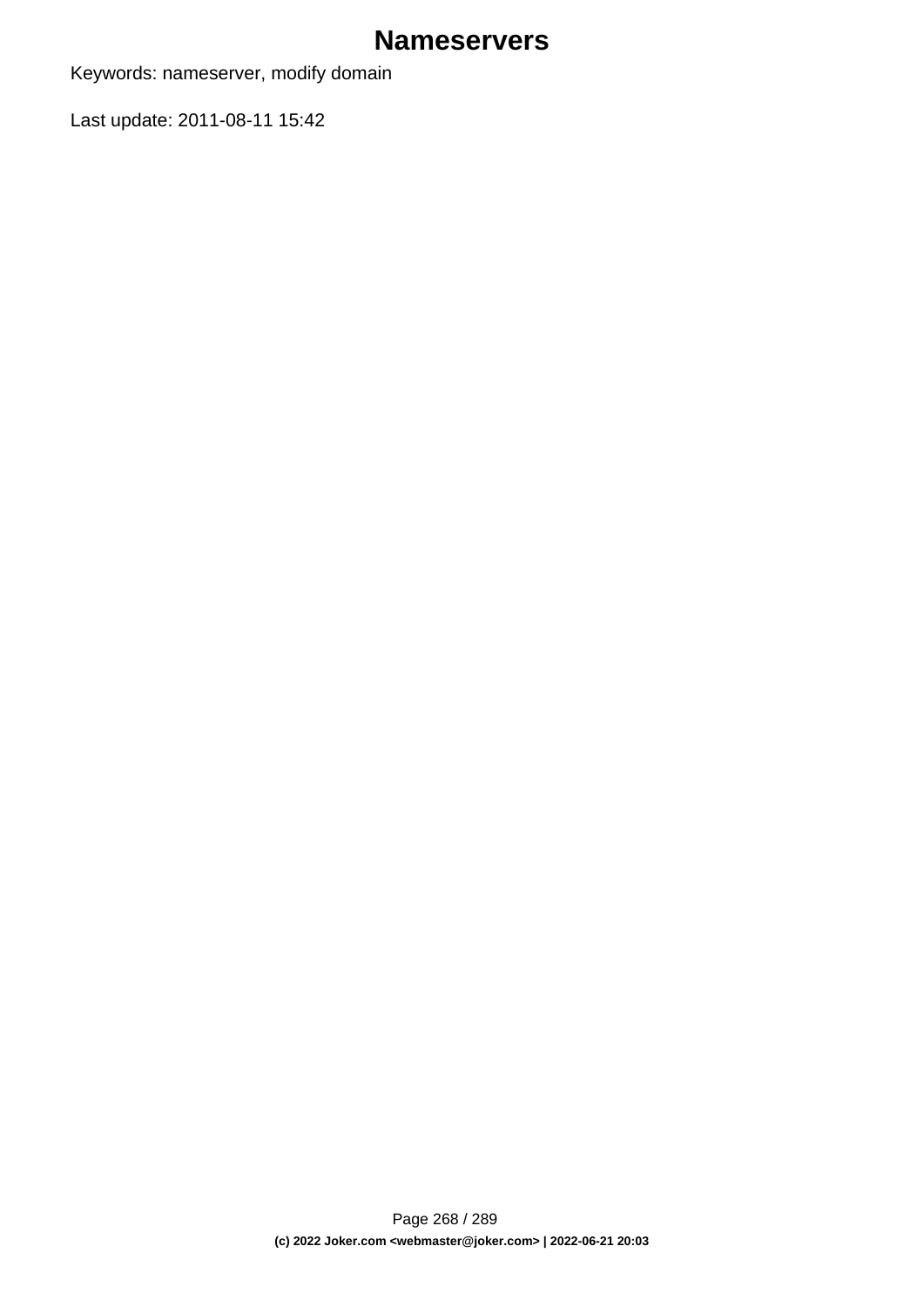# Nameservers

Keywords: nameserver, modify domain

Last update: 2011-08-11 15:42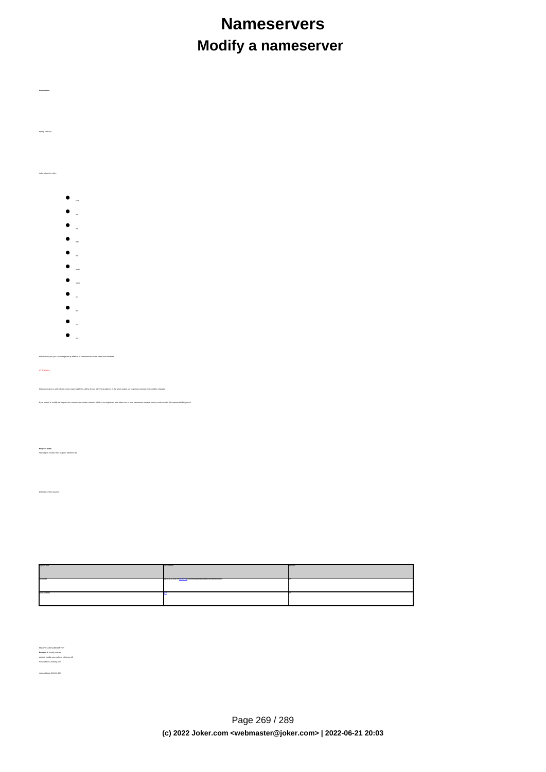# Nameservers

## Modify a nameserver

**Introduction:**

modify.<tld>.ns

Valid values for <tld>:

- com
- net
- org
- info
- biz
- mobi
- name
- us
- de
- nl
- eu

With this request you can change the ip-address of a nameserver in the Joker.com database.

ATTENTION:

Only nameservers, which Joker.com is responsible for, will be shown with the ip-address in the whois-output, so only these nameservers could be changed.

If you submit a "modify.<tld>" request for a nameserver under a domain, which is not registered with Joker.com or for a nameserver under a country code domain, this request will be ignored.

**Request fields**

mail-subject: modify.<tld>.ns {your reference id}

Definition of this request

| Field name | Description | Required |
| --- | --- | --- |
| ns.handle | ^.*\.[a-z0-9]{2,}$ | yes |
| ns.ip-address | IP | yes |

MODIFY.COM NAMESERVER

**Example 1:** modify.com.ns

subject: modify.com.ns {your reference id}

ns.handle:ns1.dummy.com

ns.ip-address:191.111.43.1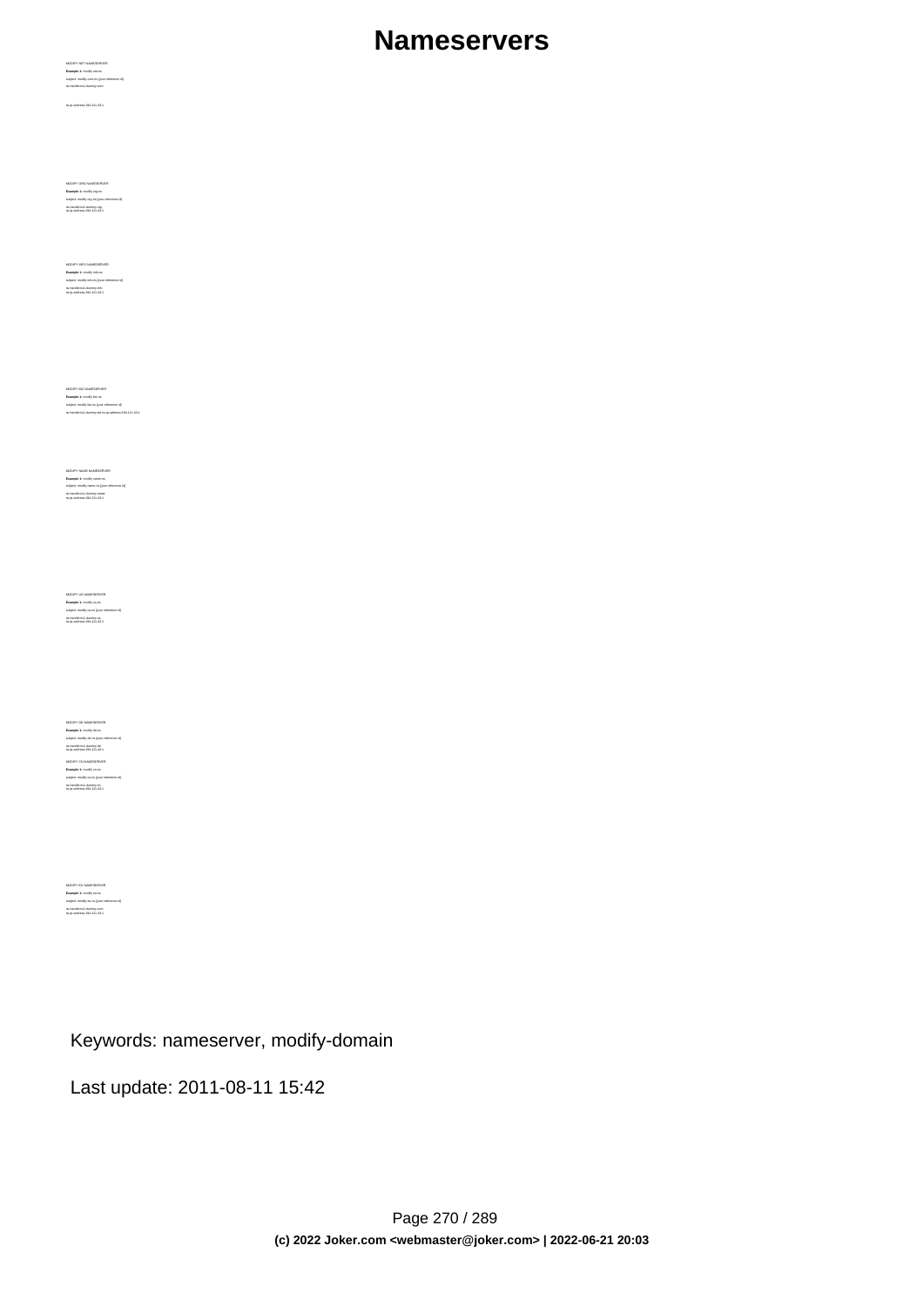MODIFY NET NAMESERVER

**Example 1:** modify net ns

subject: modify net ns [your reference id]

ns-handle:ns1.dummy.com

ns-ip-address:194.111.43.1

MODIFY ORG NAMESERVER

**Example 1:** modify org ns

subject: modify org ns [your reference id]

ns-handle:ns1.dummy.org
ns-ip-address:194.111.43.1

MODIFY INFO NAMESERVER

**Example 1:** modify info ns

subject: modify info ns [your reference id]

ns-handle:ns1.dummy.info
ns-ip-address:194.111.43.1

MODIFY BIZ NAMESERVER

**Example 1:** modify biz ns

subject: modify biz ns [your reference id]

ns-handle:ns1.dummy.biz ns-ip-address:194.111.43.1

MODIFY NAME NAMESERVER

**Example 1:** modify name ns

subject: modify name ns [your reference id]

ns-handle:ns1.dummy.name
ns-ip-address:194.111.43.1

MODIFY US NAMESERVER

**Example 1:** modify us ns

subject: modify us ns [your reference id]

ns-handle:ns1.dummy.us
ns-ip-address:194.111.43.1

MODIFY DE NAMESERVER

**Example 1:** modify de ns

subject: modify de ns [your reference id]

ns-handle:ns1.dummy.de
ns-ip-address:194.111.43.1

MODIFY CN NAMESERVER

**Example 1:** modify cn ns

subject: modify cn ns [your reference id]

ns-handle:ns1.dummy.cn
ns-ip-address:194.111.43.1

MODIFY EU NAMESERVER

**Example 1:** modify eu ns

subject: modify eu ns [your reference id]

ns-handle:ns1.dummy.com
ns-ip-address:194.111.43.1

Keywords: nameserver, modify-domain

Last update: 2011-08-11 15:42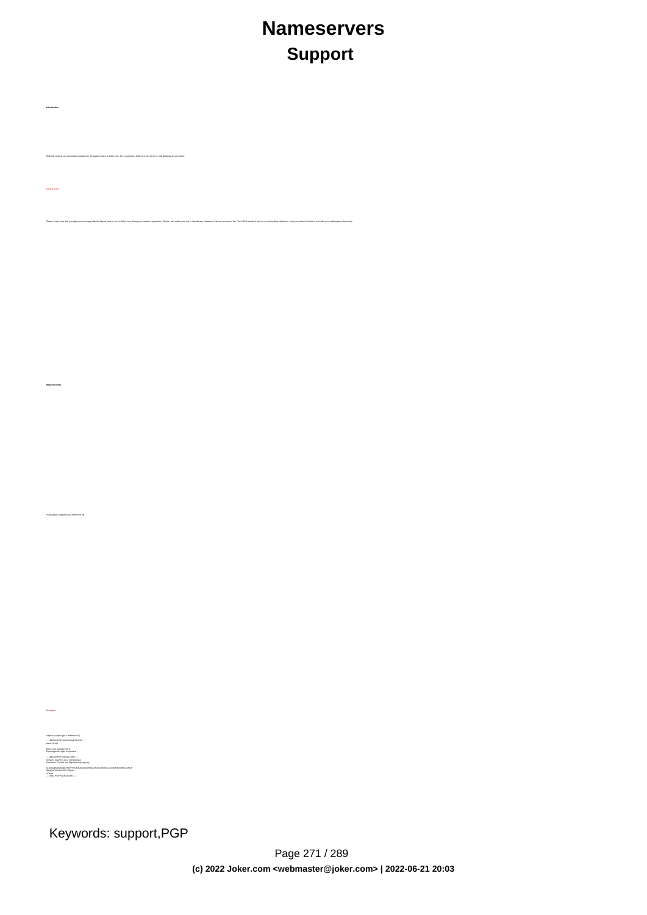# Nameservers

## Support

**Introduction**

With this request you can send a question to the support team at Joker.com. Only questions, which are sent to the e-mail gateway are accepted.

ATTENTION:

Please make sure that you sign your message with the keyset sent by you to Joker.com during your reseller registration. Please, also make sure not to include any characters that are not part of the 7-bit ASCII standard and do not use trailing blanks (i.e. every non-blank line has to end with a non-whitespace character).

**Request fields**

mailsubject: support [your reference id]

Example 1

```
subject: support [your reference id]
-----BEGIN PGP SIGNED MESSAGE-----
Hash: SHA1

Enter your question here.
Dont forget the fqdn in question

-----BEGIN PGP SIGNATURE-----
Version: GnuPG v1.0.3 (GNU/Linux)
Comment: For info see http://www.gnupg.org

EiTOBQBEZbdMdqkH+dnVV5UfNAsjlVEJdsRmc0Xtmr1lJbmmCouXnMPXnRdNQCd4UF
dNrgOsPeEHdx32SrTsRprlo
=Fsmn
-----END PGP SIGNATURE-----
```

Keywords: support,PGP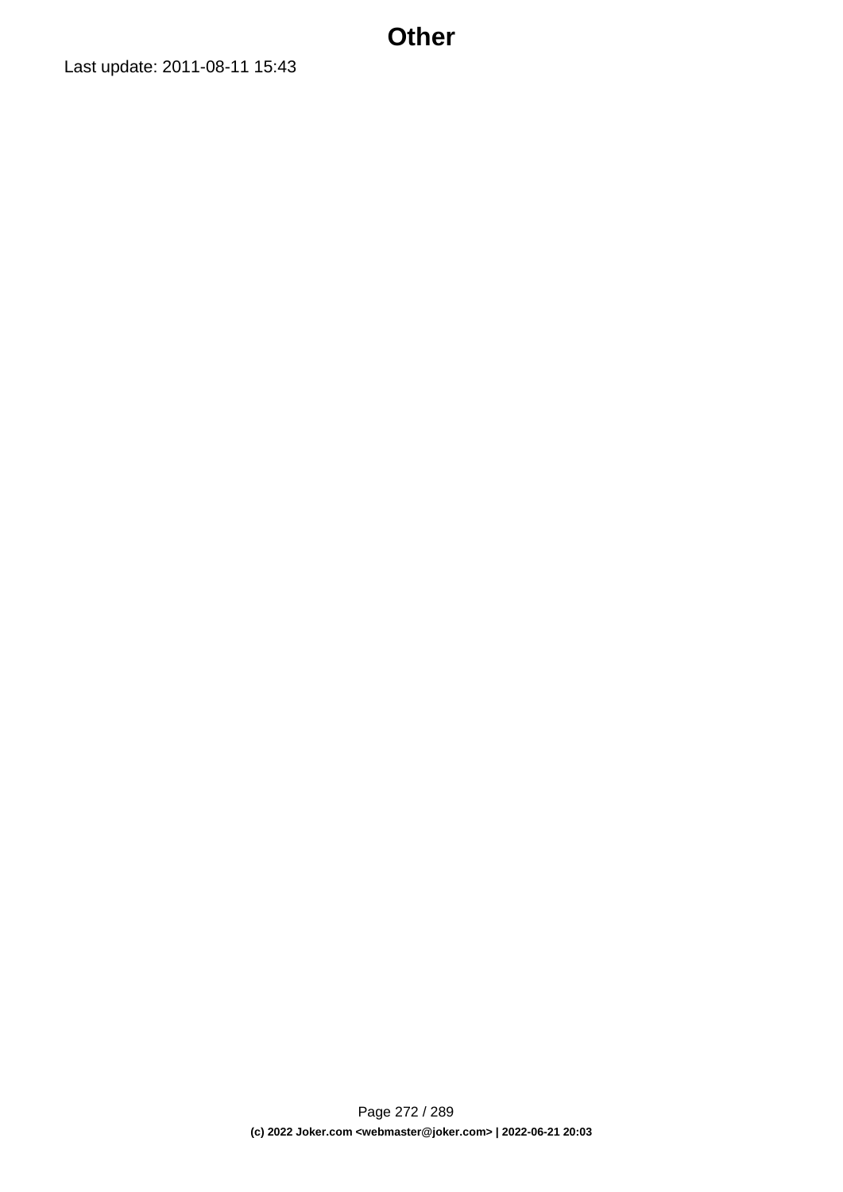# Other

Last update: 2011-08-11 15:43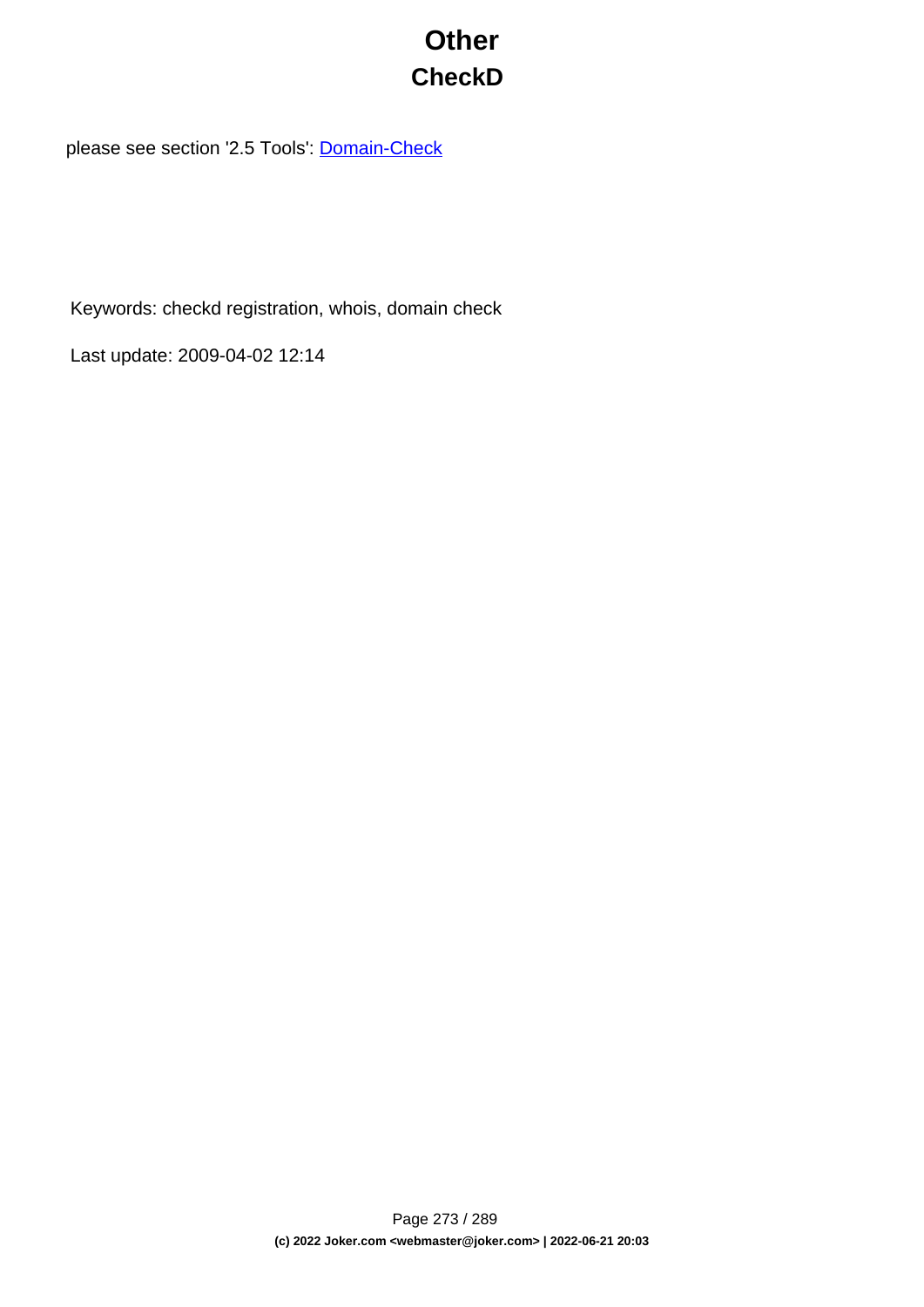# Other

## CheckD

please see section '2.5 Tools': [Domain-Check]

Keywords: checkd registration, whois, domain check

Last update: 2009-04-02 12:14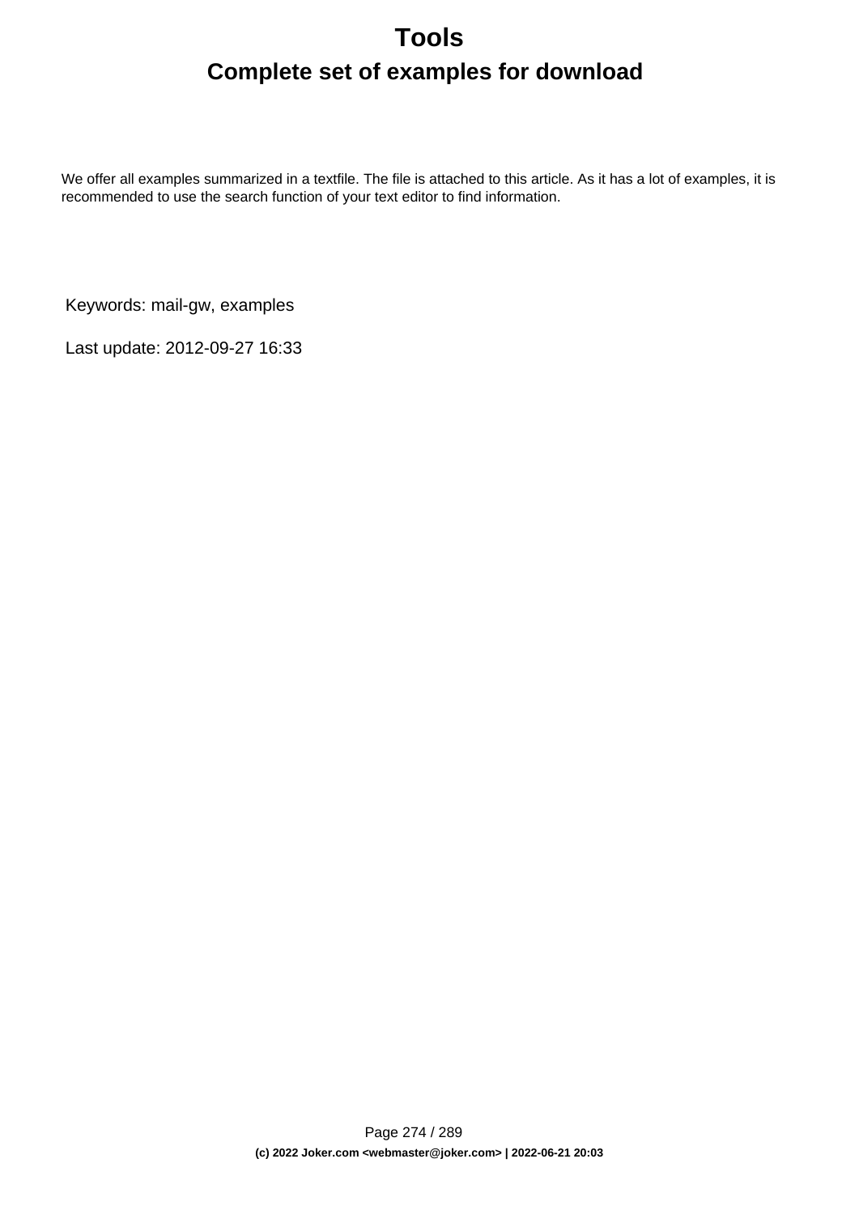# Tools

## Complete set of examples for download

We offer all examples summarized in a textfile. The file is attached to this article. As it has a lot of examples, it is recommended to use the search function of your text editor to find information.

Keywords: mail-gw, examples

Last update: 2012-09-27 16:33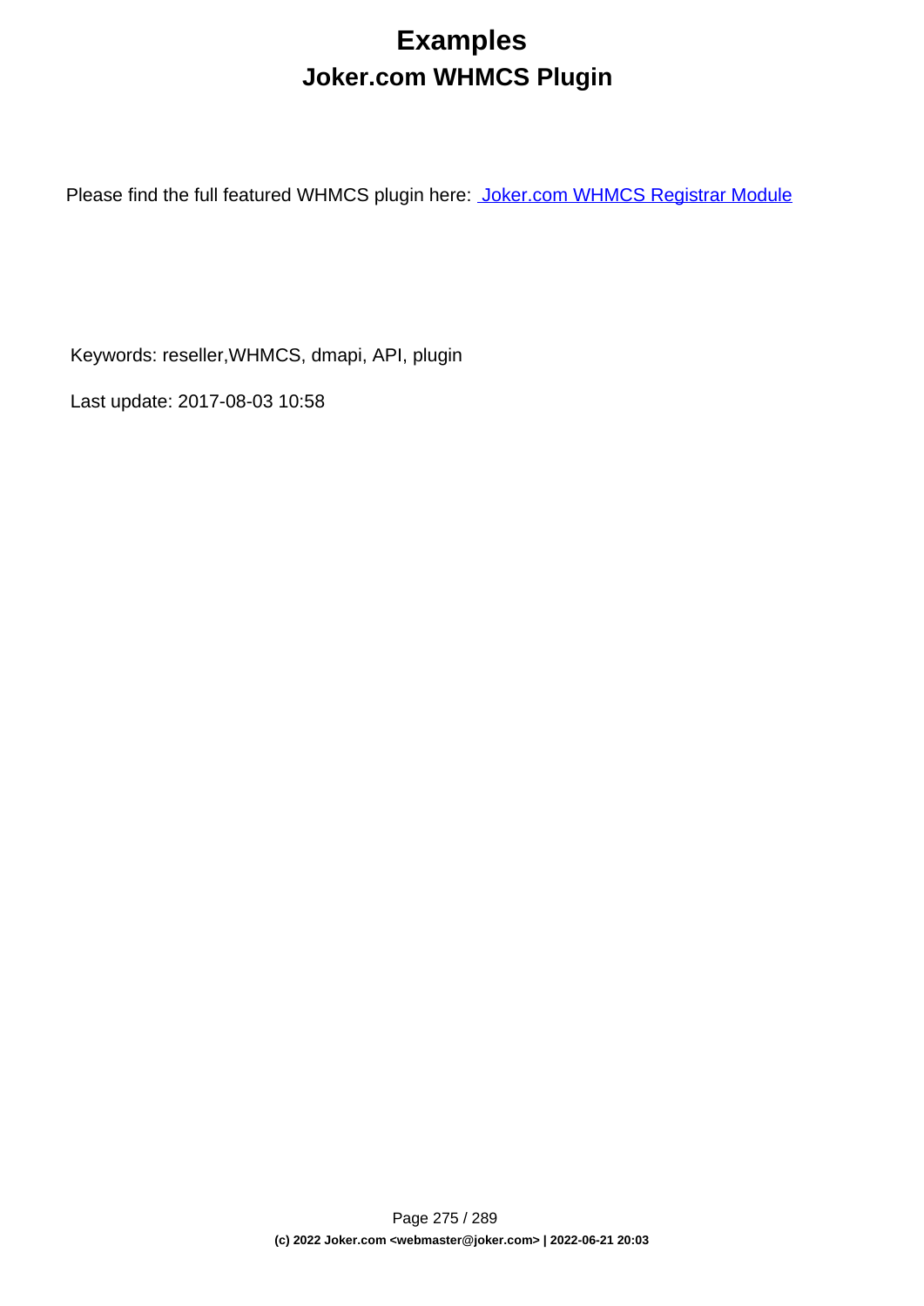# Examples

## Joker.com WHMCS Plugin

Please find the full featured WHMCS plugin here: [Joker.com WHMCS Registrar Module]

Keywords: reseller,WHMCS, dmapi, API, plugin

Last update: 2017-08-03 10:58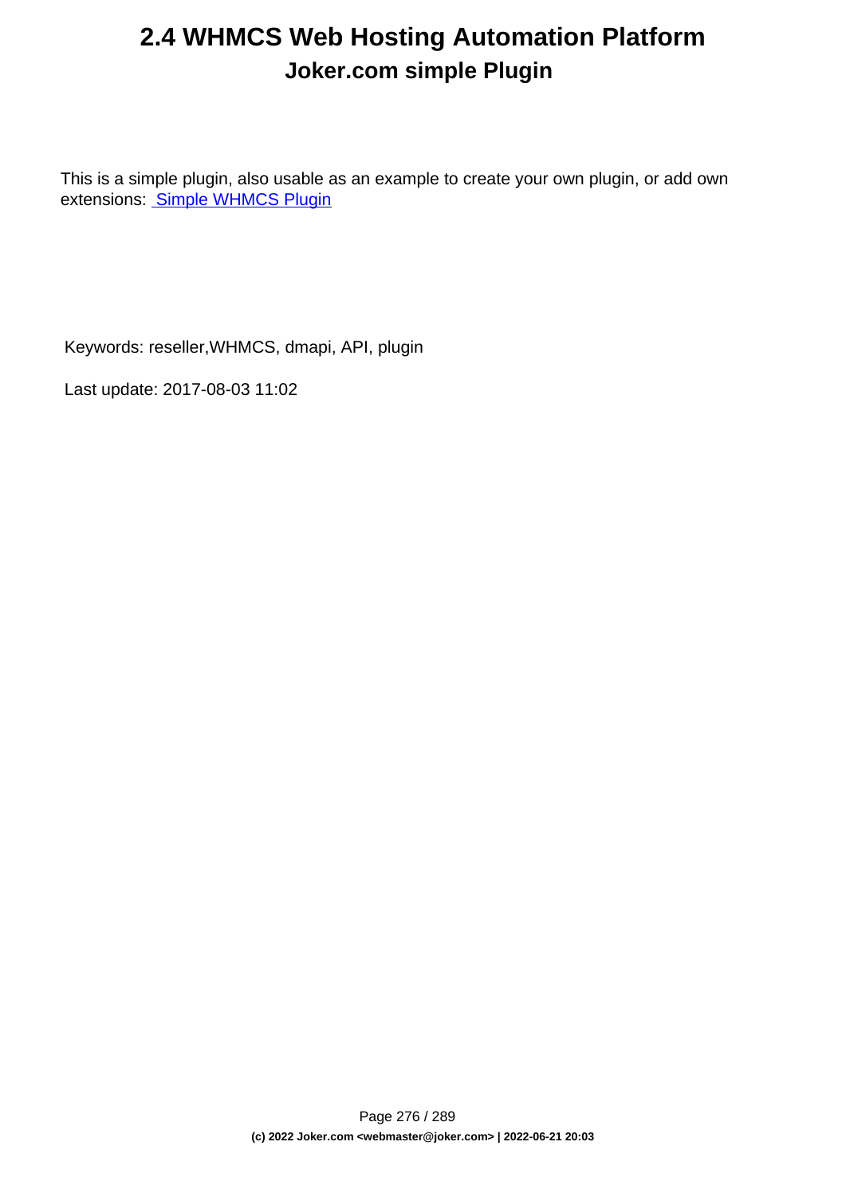# 2.4 WHMCS Web Hosting Automation Platform

## Joker.com simple Plugin

This is a simple plugin, also usable as an example to create your own plugin, or add own extensions: Simple WHMCS Plugin

Keywords: reseller,WHMCS, dmapi, API, plugin

Last update: 2017-08-03 11:02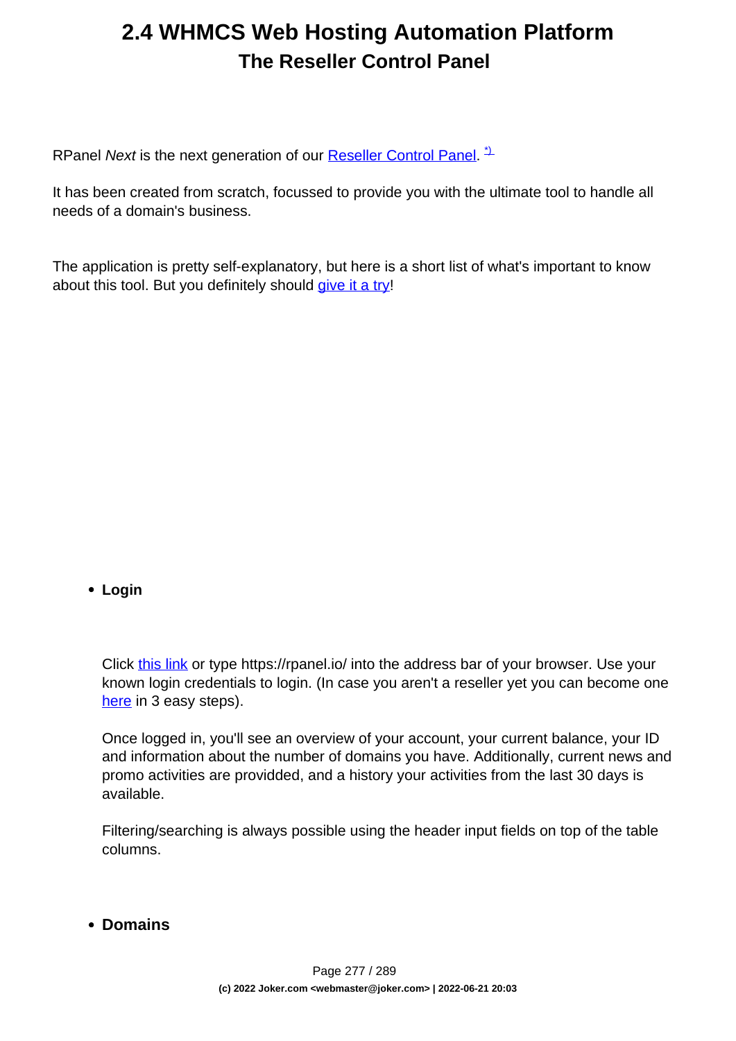# 2.4 WHMCS Web Hosting Automation Platform

## The Reseller Control Panel

RPanel *Next* is the next generation of our Reseller Control Panel. [*)]

It has been created from scratch, focussed to provide you with the ultimate tool to handle all needs of a domain's business.

The application is pretty self-explanatory, but here is a short list of what's important to know about this tool. But you definitely should give it a try!

- **Login**

  Click this link or type https://rpanel.io/ into the address bar of your browser. Use your known login credentials to login. (In case you aren't a reseller yet you can become one here in 3 easy steps).

  Once logged in, you'll see an overview of your account, your current balance, your ID and information about the number of domains you have. Additionally, current news and promo activities are providded, and a history your activities from the last 30 days is available.

  Filtering/searching is always possible using the header input fields on top of the table columns.

- **Domains**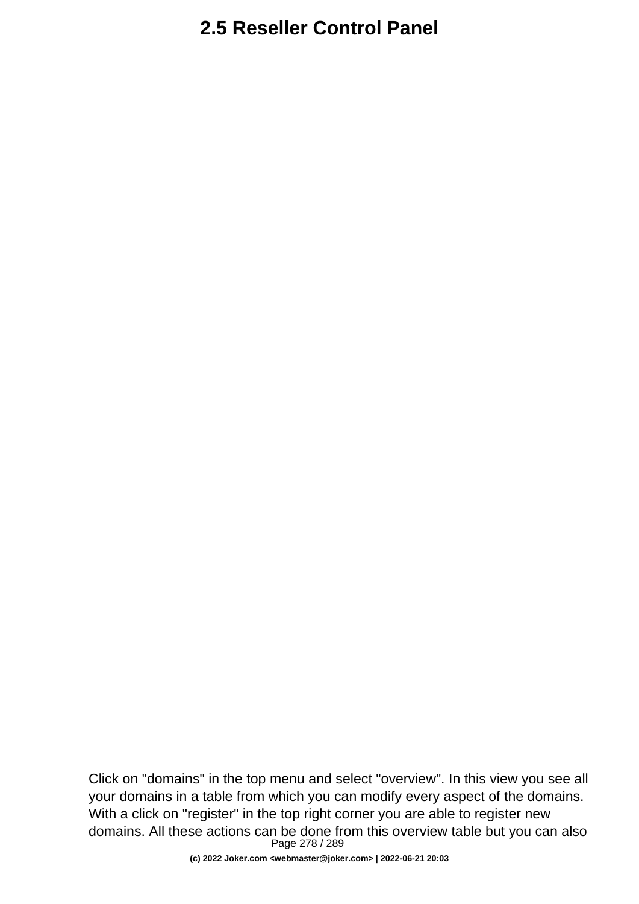# 2.5 Reseller Control Panel

Click on "domains" in the top menu and select "overview". In this view you see all your domains in a table from which you can modify every aspect of the domains. With a click on "register" in the top right corner you are able to register new domains. All these actions can be done from this overview table but you can also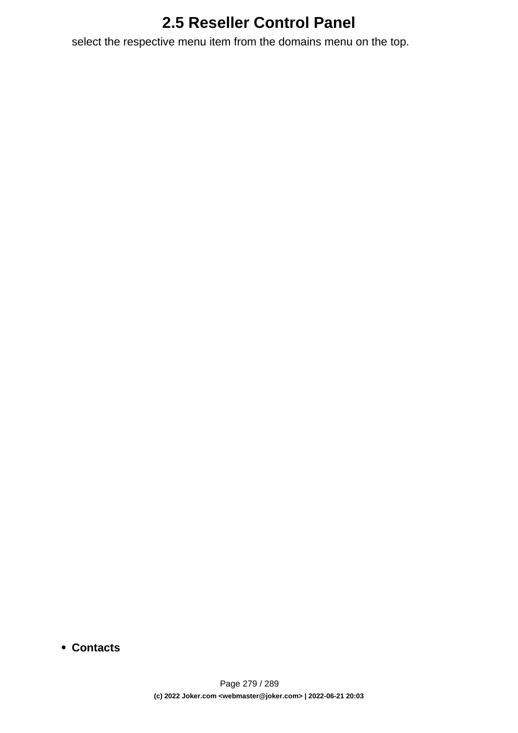select the respective menu item from the domains menu on the top.

- **Contacts**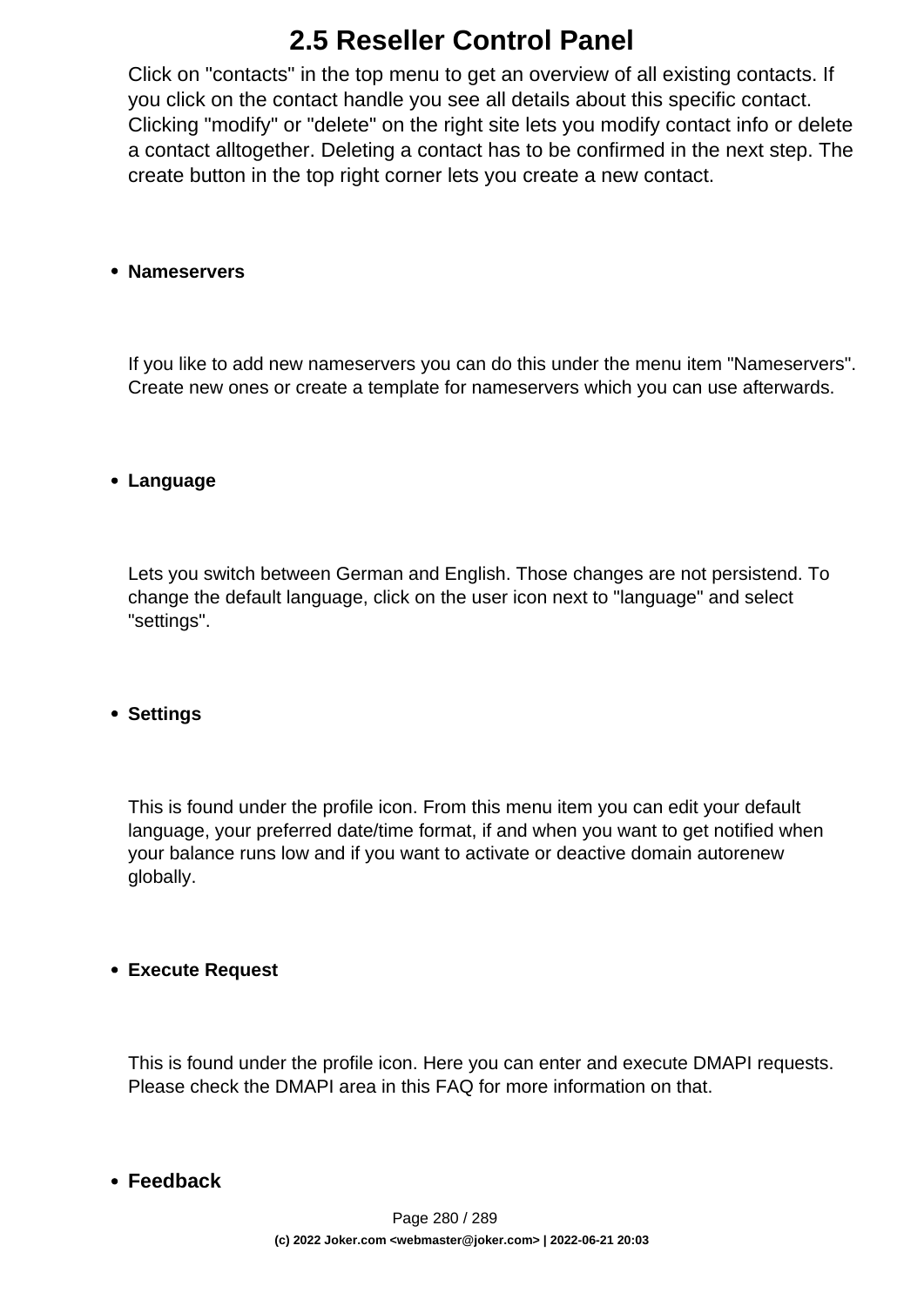# 2.5 Reseller Control Panel

Click on "contacts" in the top menu to get an overview of all existing contacts. If you click on the contact handle you see all details about this specific contact. Clicking "modify" or "delete" on the right site lets you modify contact info or delete a contact alltogether. Deleting a contact has to be confirmed in the next step. The create button in the top right corner lets you create a new contact.

- **Nameservers**

If you like to add new nameservers you can do this under the menu item "Nameservers". Create new ones or create a template for nameservers which you can use afterwards.

- **Language**

Lets you switch between German and English. Those changes are not persistend. To change the default language, click on the user icon next to "language" and select "settings".

- **Settings**

This is found under the profile icon. From this menu item you can edit your default language, your preferred date/time format, if and when you want to get notified when your balance runs low and if you want to activate or deactive domain autorenew globally.

- **Execute Request**

This is found under the profile icon. Here you can enter and execute DMAPI requests. Please check the DMAPI area in this FAQ for more information on that.

- **Feedback**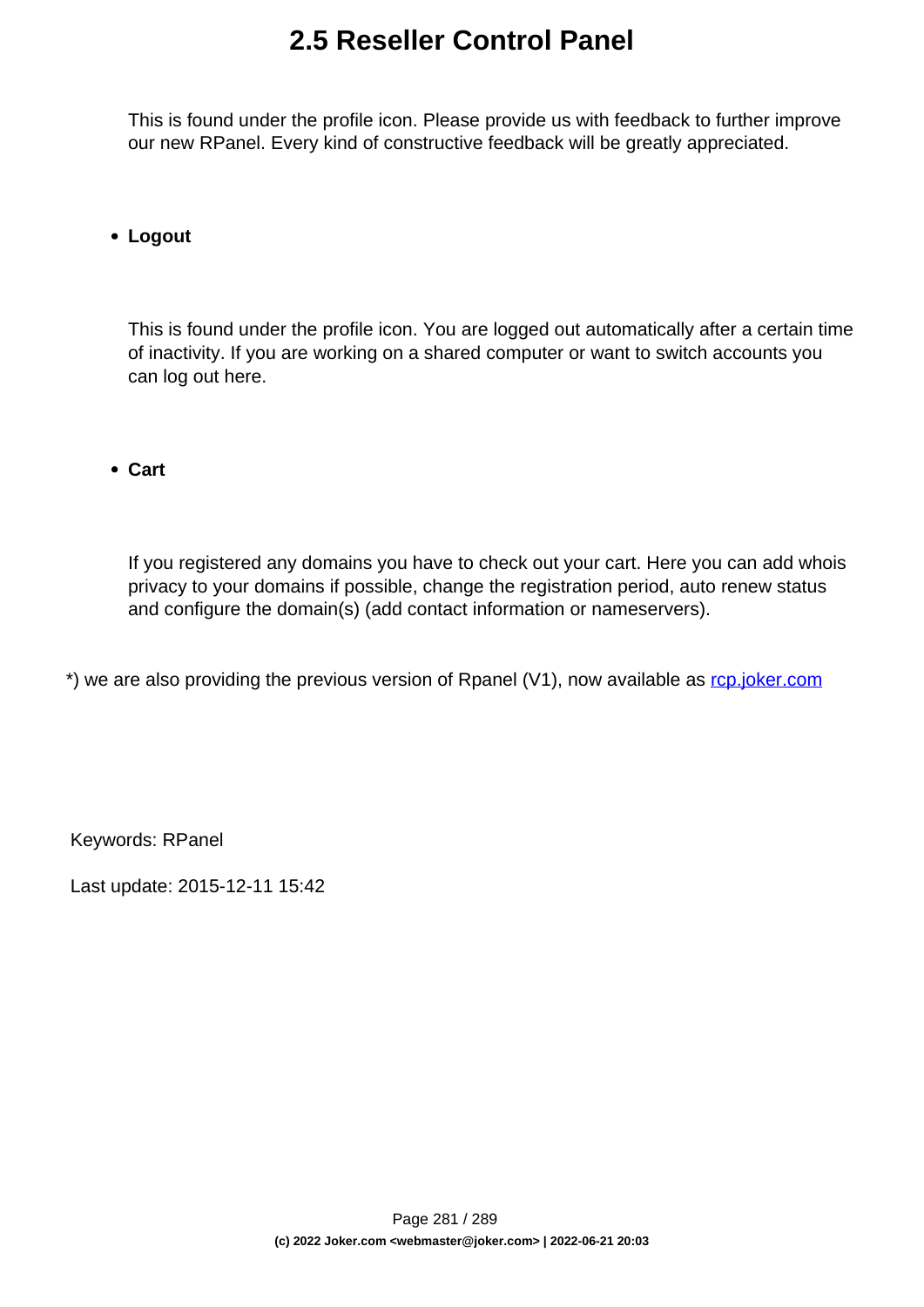# 2.5 Reseller Control Panel

This is found under the profile icon. Please provide us with feedback to further improve our new RPanel. Every kind of constructive feedback will be greatly appreciated.

- **Logout**

This is found under the profile icon. You are logged out automatically after a certain time of inactivity. If you are working on a shared computer or want to switch accounts you can log out here.

- **Cart**

If you registered any domains you have to check out your cart. Here you can add whois privacy to your domains if possible, change the registration period, auto renew status and configure the domain(s) (add contact information or nameservers).

*) we are also providing the previous version of Rpanel (V1), now available as [rcp.joker.com](rcp.joker.com)

Keywords: RPanel

Last update: 2015-12-11 15:42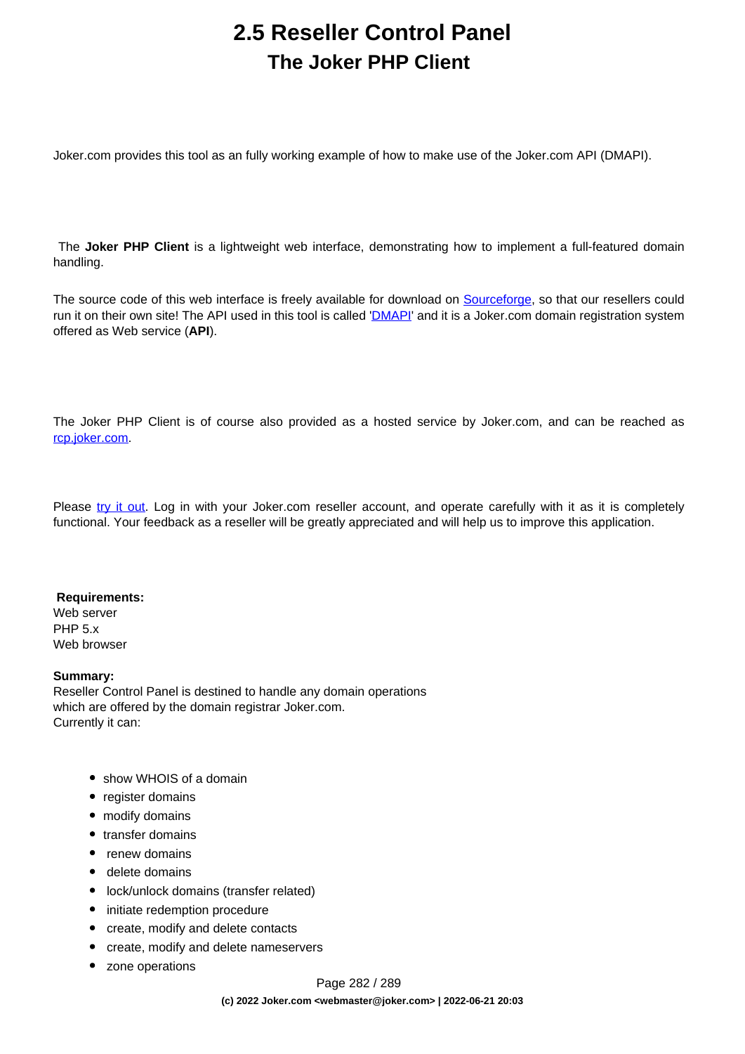# 2.5 Reseller Control Panel

## The Joker PHP Client

Joker.com provides this tool as an fully working example of how to make use of the Joker.com API (DMAPI).

The **Joker PHP Client** is a lightweight web interface, demonstrating how to implement a full-featured domain handling.

The source code of this web interface is freely available for download on Sourceforge, so that our resellers could run it on their own site! The API used in this tool is called 'DMAPI' and it is a Joker.com domain registration system offered as Web service (**API**).

The Joker PHP Client is of course also provided as a hosted service by Joker.com, and can be reached as rcp.joker.com.

Please try it out. Log in with your Joker.com reseller account, and operate carefully with it as it is completely functional. Your feedback as a reseller will be greatly appreciated and will help us to improve this application.

**Requirements:**
Web server
PHP 5.x
Web browser

**Summary:**
Reseller Control Panel is destined to handle any domain operations which are offered by the domain registrar Joker.com.
Currently it can:

- show WHOIS of a domain
- register domains
- modify domains
- transfer domains
- renew domains
- delete domains
- lock/unlock domains (transfer related)
- initiate redemption procedure
- create, modify and delete contacts
- create, modify and delete nameservers
- zone operations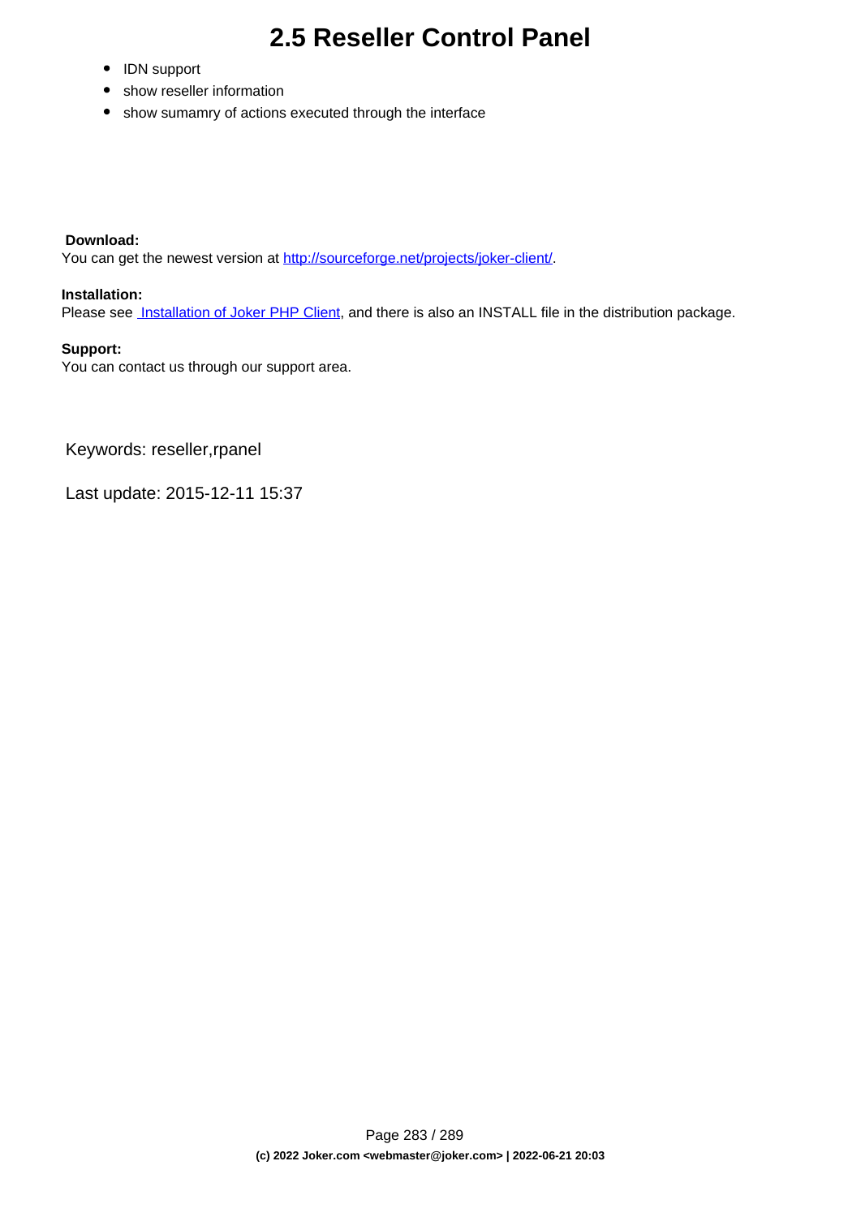# 2.5 Reseller Control Panel

- IDN support
- show reseller information
- show sumamry of actions executed through the interface

**Download:**
You can get the newest version at [http://sourceforge.net/projects/joker-client/](http://sourceforge.net/projects/joker-client/).

**Installation:**
Please see [Installation of Joker PHP Client](), and there is also an INSTALL file in the distribution package.

**Support:**
You can contact us through our support area.

Keywords: reseller,rpanel

Last update: 2015-12-11 15:37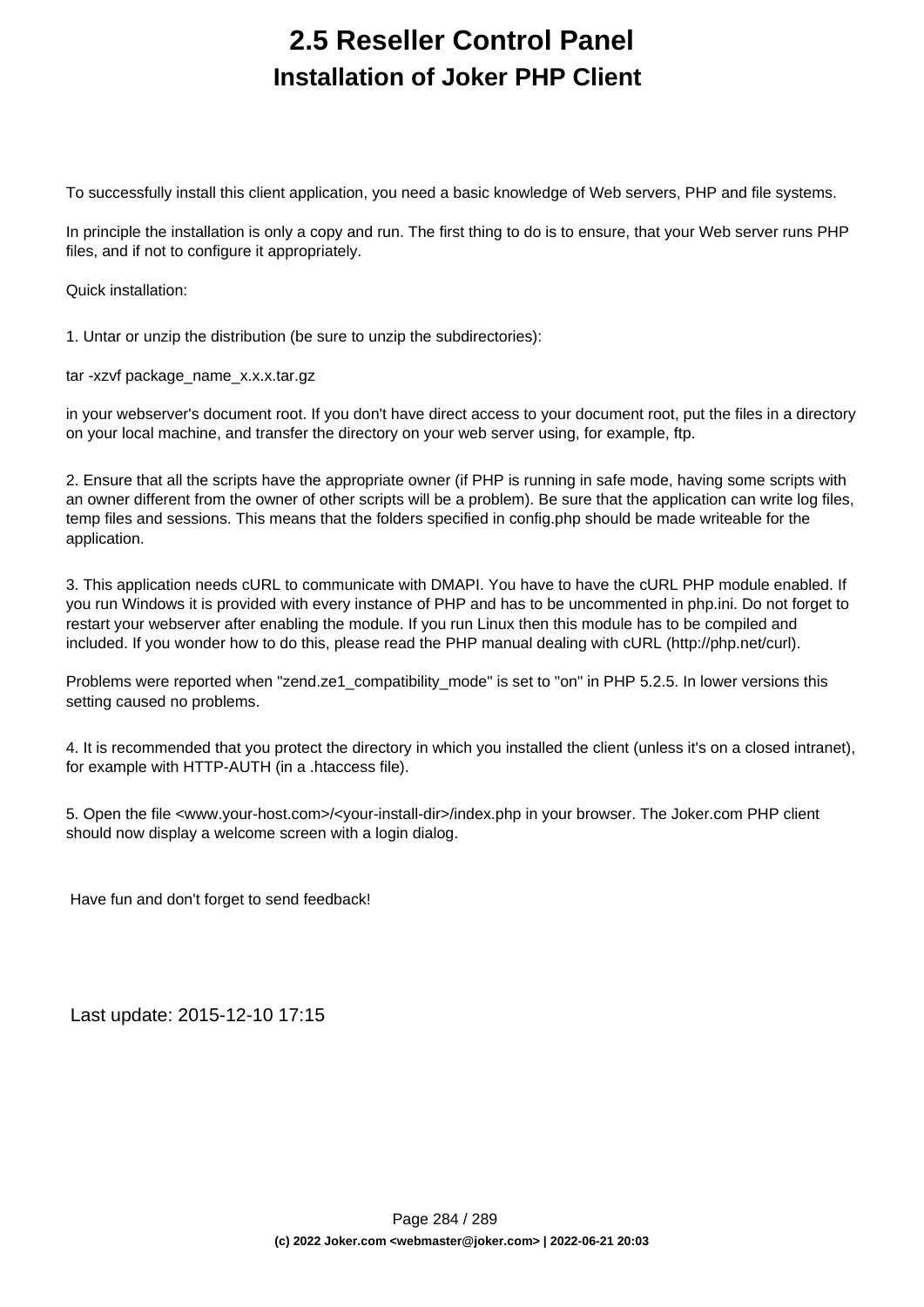# 2.5 Reseller Control Panel

## Installation of Joker PHP Client

To successfully install this client application, you need a basic knowledge of Web servers, PHP and file systems.

In principle the installation is only a copy and run. The first thing to do is to ensure, that your Web server runs PHP files, and if not to configure it appropriately.

Quick installation:

1. Untar or unzip the distribution (be sure to unzip the subdirectories):

tar -xzvf package_name_x.x.x.tar.gz

in your webserver's document root. If you don't have direct access to your document root, put the files in a directory on your local machine, and transfer the directory on your web server using, for example, ftp.

2. Ensure that all the scripts have the appropriate owner (if PHP is running in safe mode, having some scripts with an owner different from the owner of other scripts will be a problem). Be sure that the application can write log files, temp files and sessions. This means that the folders specified in config.php should be made writeable for the application.

3. This application needs cURL to communicate with DMAPI. You have to have the cURL PHP module enabled. If you run Windows it is provided with every instance of PHP and has to be uncommented in php.ini. Do not forget to restart your webserver after enabling the module. If you run Linux then this module has to be compiled and included. If you wonder how to do this, please read the PHP manual dealing with cURL (http://php.net/curl).

Problems were reported when "zend.ze1_compatibility_mode" is set to "on" in PHP 5.2.5. In lower versions this setting caused no problems.

4. It is recommended that you protect the directory in which you installed the client (unless it's on a closed intranet), for example with HTTP-AUTH (in a .htaccess file).

5. Open the file <www.your-host.com>/<your-install-dir>/index.php in your browser. The Joker.com PHP client should now display a welcome screen with a login dialog.

Have fun and don't forget to send feedback!

Last update: 2015-12-10 17:15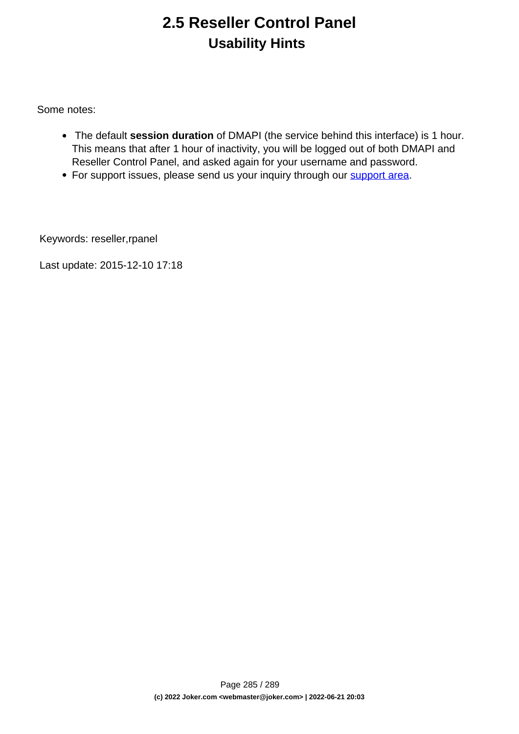# 2.5 Reseller Control Panel

## Usability Hints

Some notes:

- The default **session duration** of DMAPI (the service behind this interface) is 1 hour. This means that after 1 hour of inactivity, you will be logged out of both DMAPI and Reseller Control Panel, and asked again for your username and password.
- For support issues, please send us your inquiry through our support area.

Keywords: reseller,rpanel

Last update: 2015-12-10 17:18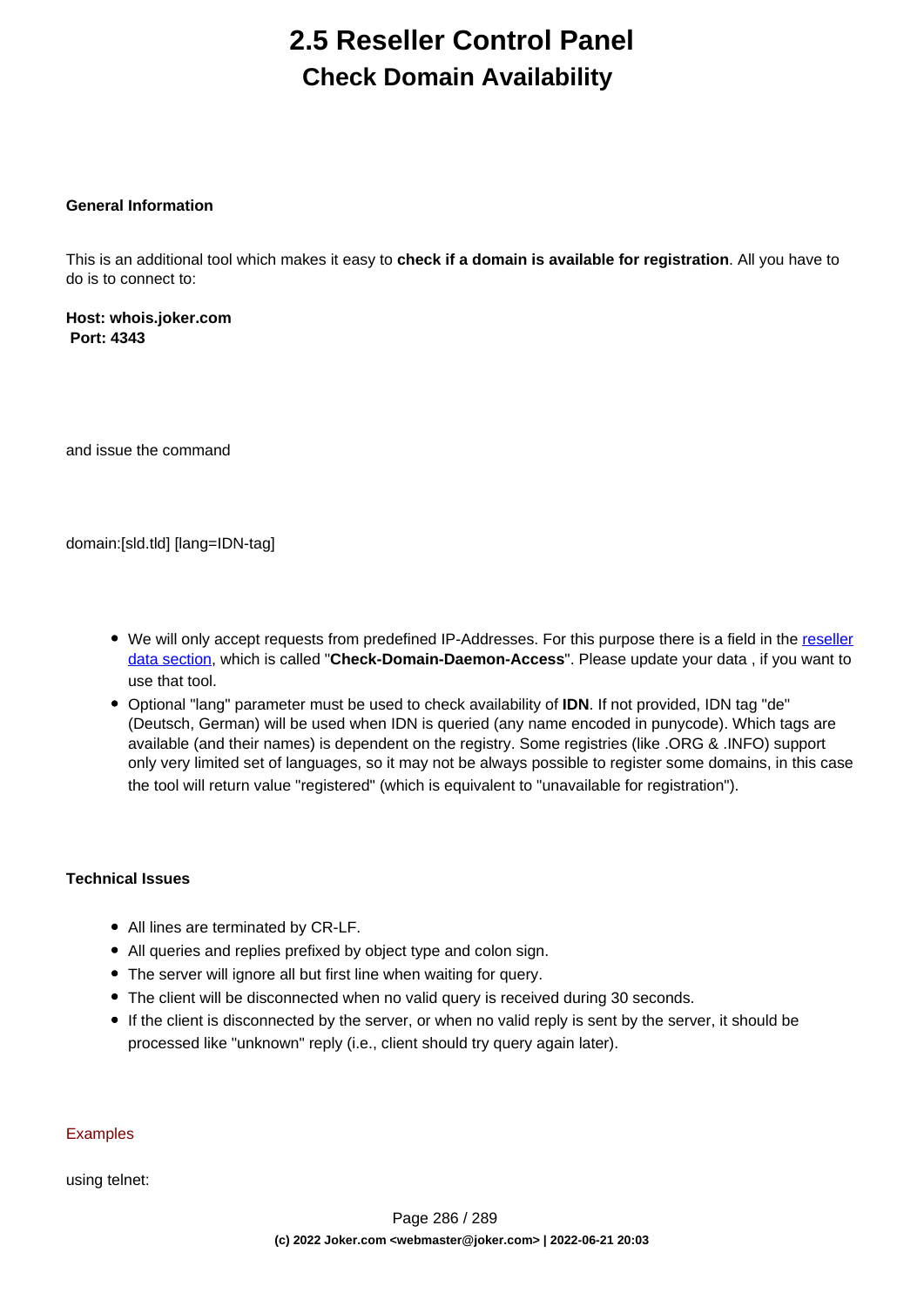# 2.5 Reseller Control Panel

## Check Domain Availability

**General Information**

This is an additional tool which makes it easy to **check if a domain is available for registration**. All you have to do is to connect to:

**Host: whois.joker.com**
**Port: 4343**

and issue the command

domain:[sld.tld] [lang=IDN-tag]

- We will only accept requests from predefined IP-Addresses. For this purpose there is a field in the reseller data section, which is called "**Check-Domain-Daemon-Access**". Please update your data , if you want to use that tool.
- Optional "lang" parameter must be used to check availability of **IDN**. If not provided, IDN tag "de" (Deutsch, German) will be used when IDN is queried (any name encoded in punycode). Which tags are available (and their names) is dependent on the registry. Some registries (like .ORG & .INFO) support only very limited set of languages, so it may not be always possible to register some domains, in this case the tool will return value "registered" (which is equivalent to "unavailable for registration").

**Technical Issues**

- All lines are terminated by CR-LF.
- All queries and replies prefixed by object type and colon sign.
- The server will ignore all but first line when waiting for query.
- The client will be disconnected when no valid query is received during 30 seconds.
- If the client is disconnected by the server, or when no valid reply is sent by the server, it should be processed like "unknown" reply (i.e., client should try query again later).

Examples

using telnet: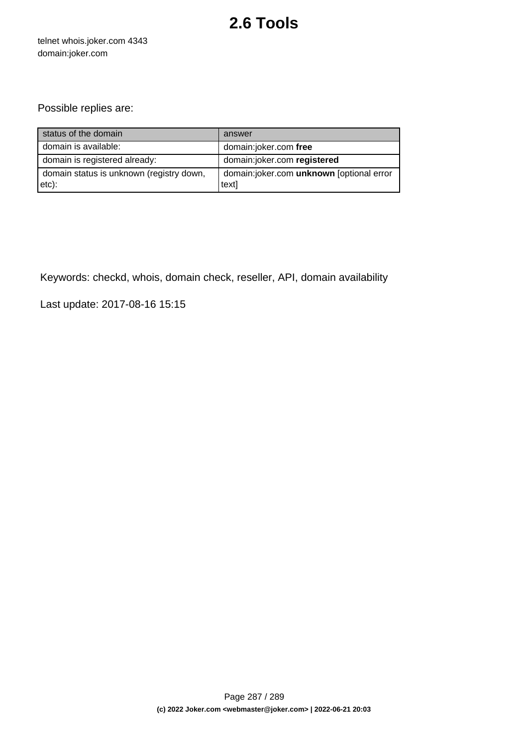# 2.6 Tools

telnet whois.joker.com 4343
domain:joker.com

Possible replies are:

| status of the domain | answer |
|---|---|
| domain is available: | domain:joker.com **free** |
| domain is registered already: | domain:joker.com **registered** |
| domain status is unknown (registry down, etc): | domain:joker.com **unknown** [optional error text] |

Keywords: checkd, whois, domain check, reseller, API, domain availability

Last update: 2017-08-16 15:15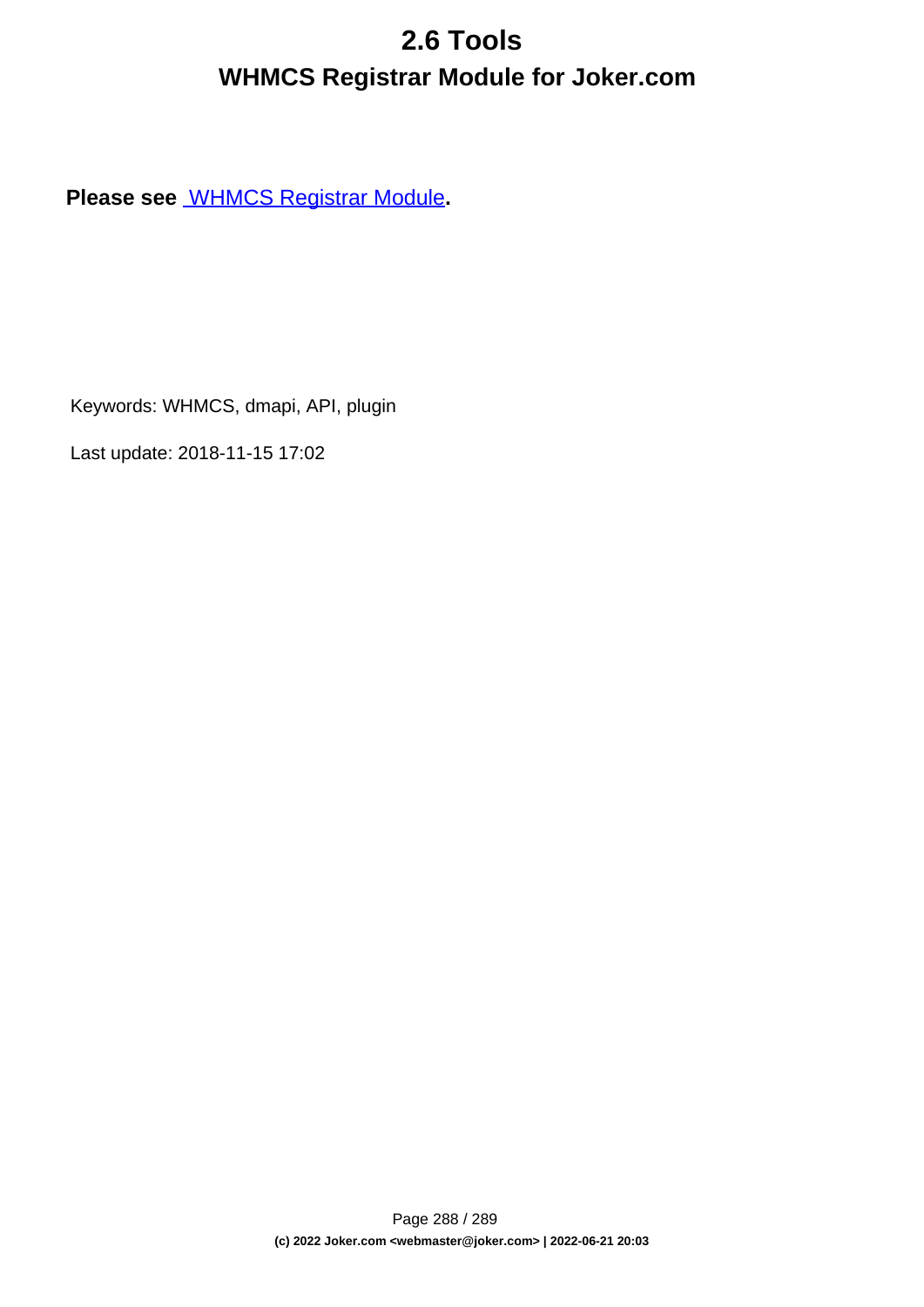# 2.6 Tools

## WHMCS Registrar Module for Joker.com

**Please see [WHMCS Registrar Module](WHMCS Registrar Module).**

Keywords: WHMCS, dmapi, API, plugin

Last update: 2018-11-15 17:02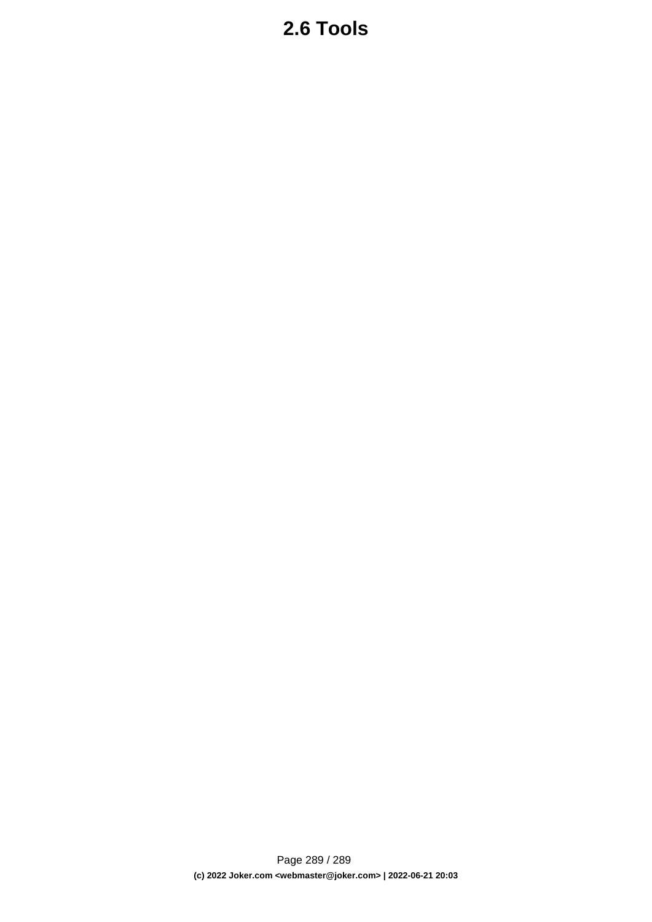# 2.6 Tools